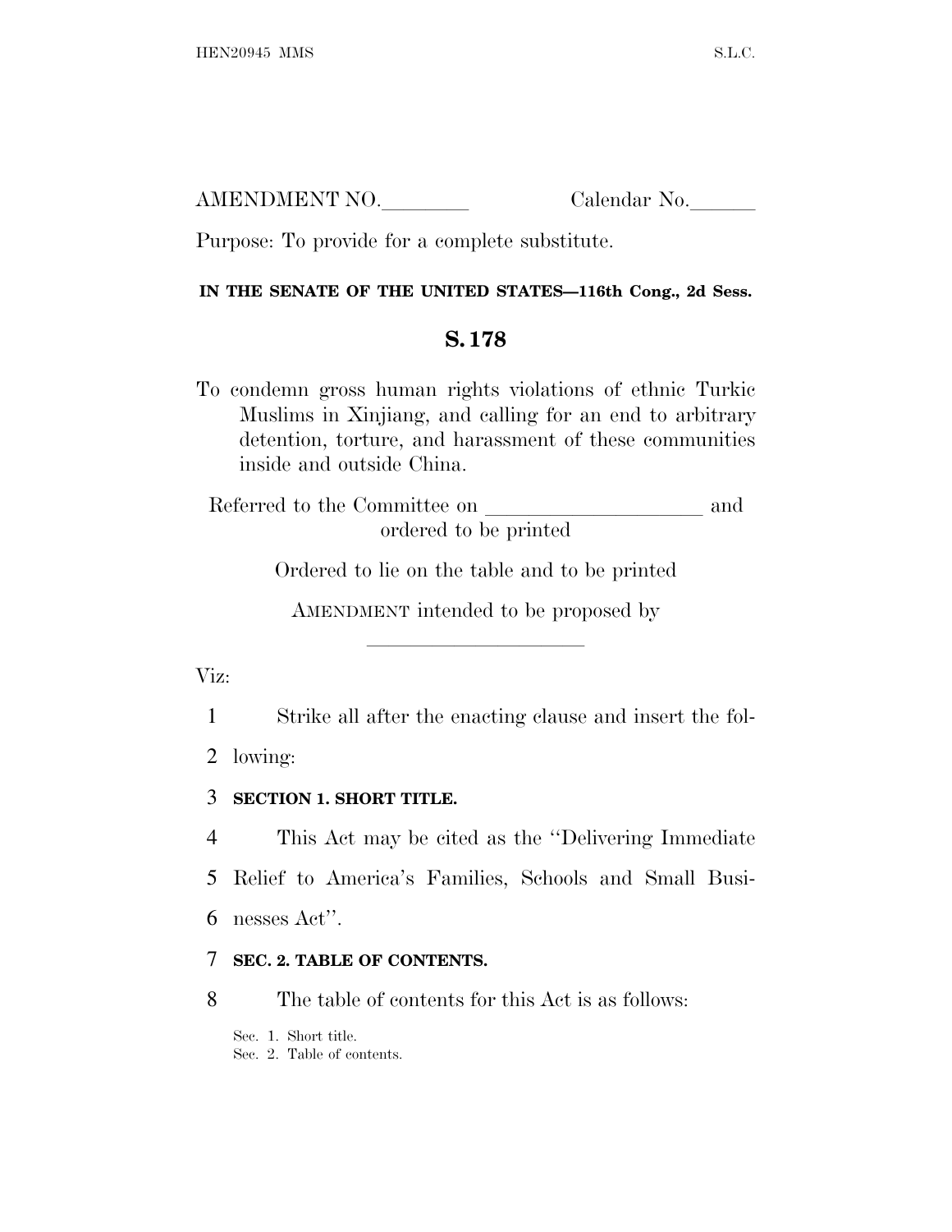AMENDMENT NO.________ Calendar No.______

Purpose: To provide for a complete substitute.

**IN THE SENATE OF THE UNITED STATES—116th Cong., 2d Sess.**

## S. 178

To condemn gross human rights violations of ethnic Turkic Muslims in Xinjiang, and calling for an end to arbitrary detention, torture, and harassment of these communities inside and outside China.

Referred to the Committee on ____________________ and ordered to be printed

Ordered to lie on the table and to be printed

AMENDMENT intended to be proposed by ____________________

Viz:

1 Strike all after the enacting clause and insert the fol-
2 lowing:

3 **SECTION 1. SHORT TITLE.**

4 This Act may be cited as the ''Delivering Immediate
5 Relief to America's Families, Schools and Small Busi-
6 nesses Act''.

7 **SEC. 2. TABLE OF CONTENTS.**

8 The table of contents for this Act is as follows:

Sec. 1. Short title.
Sec. 2. Table of contents.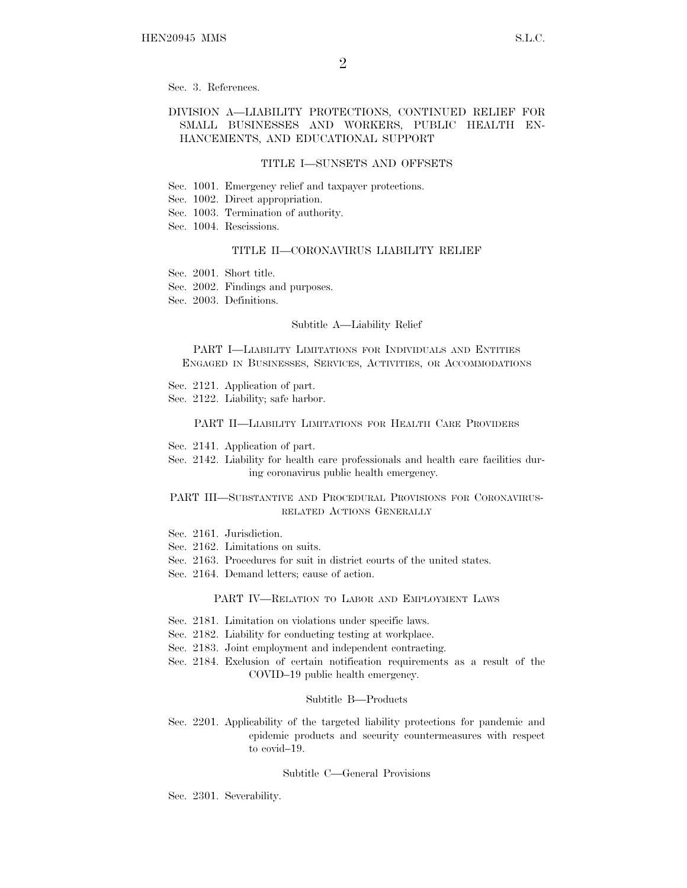Sec. 3. References.

## DIVISION A—LIABILITY PROTECTIONS, CONTINUED RELIEF FOR SMALL BUSINESSES AND WORKERS, PUBLIC HEALTH ENHANCEMENTS, AND EDUCATIONAL SUPPORT

### TITLE I—SUNSETS AND OFFSETS

Sec. 1001. Emergency relief and taxpayer protections.
Sec. 1002. Direct appropriation.
Sec. 1003. Termination of authority.
Sec. 1004. Rescissions.

### TITLE II—CORONAVIRUS LIABILITY RELIEF

Sec. 2001. Short title.
Sec. 2002. Findings and purposes.
Sec. 2003. Definitions.

#### Subtitle A—Liability Relief

##### PART I—Liability Limitations for Individuals and Entities Engaged in Businesses, Services, Activities, or Accommodations

Sec. 2121. Application of part.
Sec. 2122. Liability; safe harbor.

##### PART II—Liability Limitations for Health Care Providers

Sec. 2141. Application of part.
Sec. 2142. Liability for health care professionals and health care facilities during coronavirus public health emergency.

##### PART III—Substantive and Procedural Provisions for Coronavirus-related Actions Generally

Sec. 2161. Jurisdiction.
Sec. 2162. Limitations on suits.
Sec. 2163. Procedures for suit in district courts of the united states.
Sec. 2164. Demand letters; cause of action.

##### PART IV—Relation to Labor and Employment Laws

Sec. 2181. Limitation on violations under specific laws.
Sec. 2182. Liability for conducting testing at workplace.
Sec. 2183. Joint employment and independent contracting.
Sec. 2184. Exclusion of certain notification requirements as a result of the COVID–19 public health emergency.

#### Subtitle B—Products

Sec. 2201. Applicability of the targeted liability protections for pandemic and epidemic products and security countermeasures with respect to covid–19.

#### Subtitle C—General Provisions

Sec. 2301. Severability.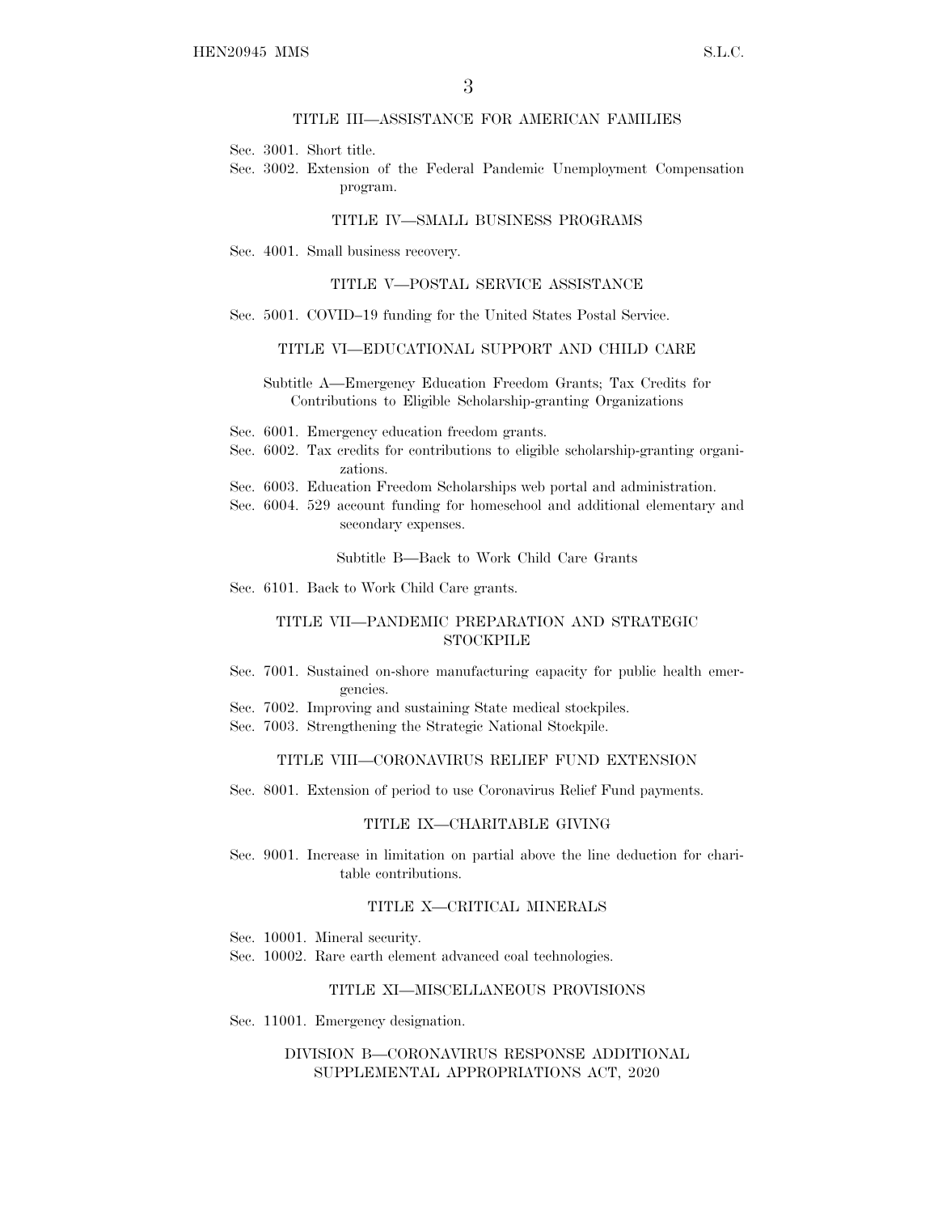### TITLE III—ASSISTANCE FOR AMERICAN FAMILIES

Sec. 3001. Short title.

Sec. 3002. Extension of the Federal Pandemic Unemployment Compensation program.

### TITLE IV—SMALL BUSINESS PROGRAMS

Sec. 4001. Small business recovery.

### TITLE V—POSTAL SERVICE ASSISTANCE

Sec. 5001. COVID–19 funding for the United States Postal Service.

### TITLE VI—EDUCATIONAL SUPPORT AND CHILD CARE

#### Subtitle A—Emergency Education Freedom Grants; Tax Credits for Contributions to Eligible Scholarship-granting Organizations

Sec. 6001. Emergency education freedom grants.

Sec. 6002. Tax credits for contributions to eligible scholarship-granting organizations.

Sec. 6003. Education Freedom Scholarships web portal and administration.

Sec. 6004. 529 account funding for homeschool and additional elementary and secondary expenses.

#### Subtitle B—Back to Work Child Care Grants

Sec. 6101. Back to Work Child Care grants.

### TITLE VII—PANDEMIC PREPARATION AND STRATEGIC STOCKPILE

Sec. 7001. Sustained on-shore manufacturing capacity for public health emergencies.

Sec. 7002. Improving and sustaining State medical stockpiles.

Sec. 7003. Strengthening the Strategic National Stockpile.

### TITLE VIII—CORONAVIRUS RELIEF FUND EXTENSION

Sec. 8001. Extension of period to use Coronavirus Relief Fund payments.

### TITLE IX—CHARITABLE GIVING

Sec. 9001. Increase in limitation on partial above the line deduction for charitable contributions.

### TITLE X—CRITICAL MINERALS

Sec. 10001. Mineral security.

Sec. 10002. Rare earth element advanced coal technologies.

### TITLE XI—MISCELLANEOUS PROVISIONS

Sec. 11001. Emergency designation.

## DIVISION B—CORONAVIRUS RESPONSE ADDITIONAL SUPPLEMENTAL APPROPRIATIONS ACT, 2020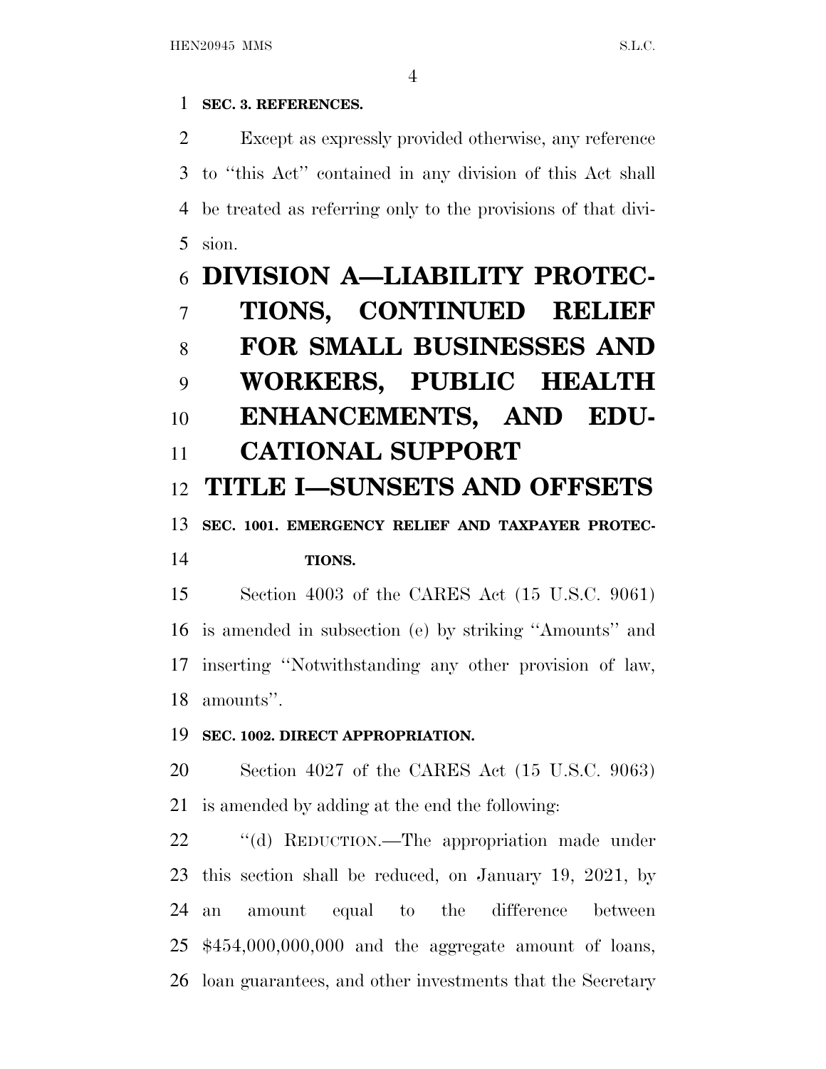**SEC. 3. REFERENCES.**

Except as expressly provided otherwise, any reference to ''this Act'' contained in any division of this Act shall be treated as referring only to the provisions of that division.

# DIVISION A—LIABILITY PROTECTIONS, CONTINUED RELIEF FOR SMALL BUSINESSES AND WORKERS, PUBLIC HEALTH ENHANCEMENTS, AND EDUCATIONAL SUPPORT

## TITLE I—SUNSETS AND OFFSETS

**SEC. 1001. EMERGENCY RELIEF AND TAXPAYER PROTECTIONS.**

Section 4003 of the CARES Act (15 U.S.C. 9061) is amended in subsection (e) by striking ''Amounts'' and inserting ''Notwithstanding any other provision of law, amounts''.

**SEC. 1002. DIRECT APPROPRIATION.**

Section 4027 of the CARES Act (15 U.S.C. 9063) is amended by adding at the end the following:

''(d) REDUCTION.—The appropriation made under this section shall be reduced, on January 19, 2021, by an amount equal to the difference between $454,000,000,000 and the aggregate amount of loans, loan guarantees, and other investments that the Secretary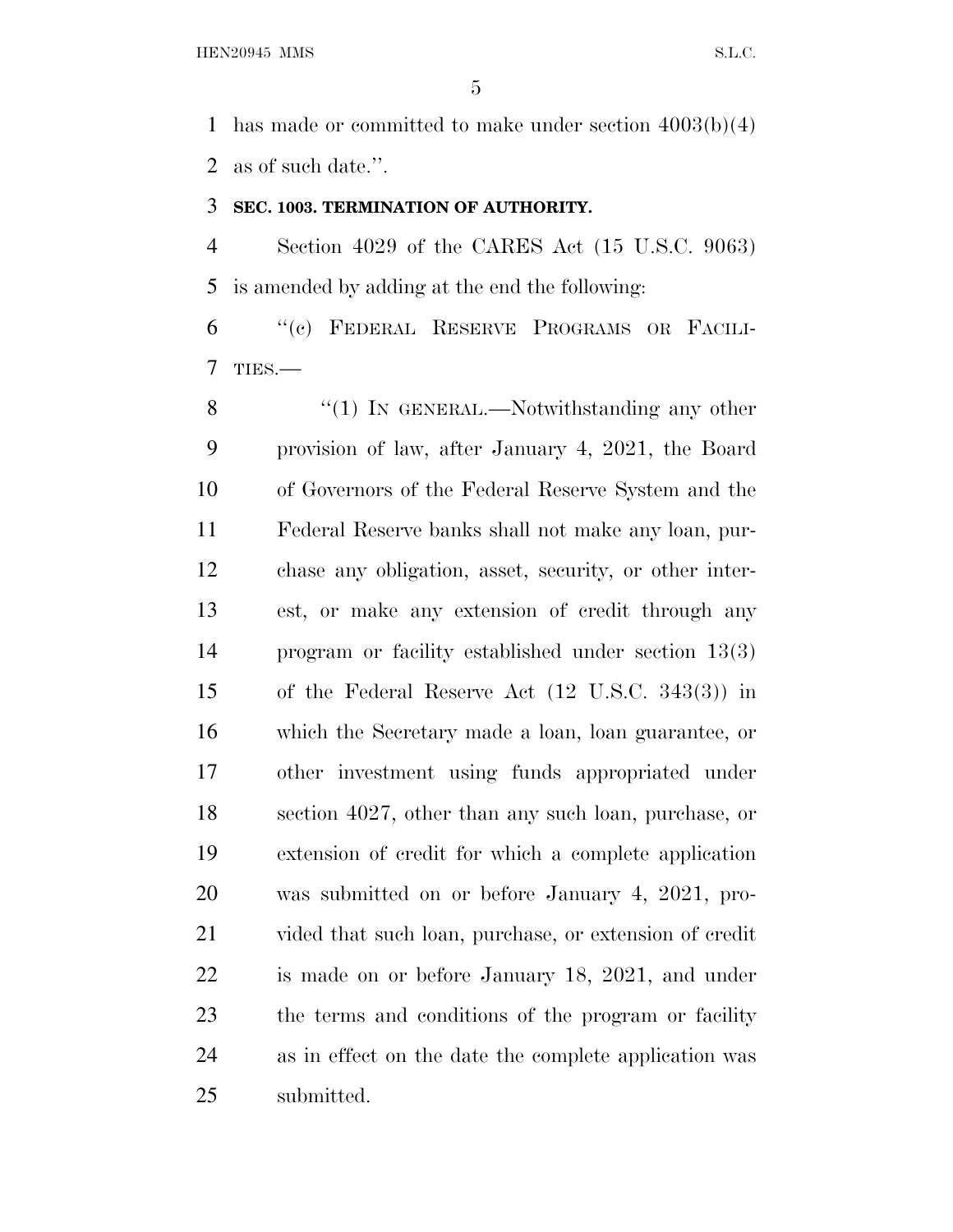has made or committed to make under section 4003(b)(4) as of such date.''.

**SEC. 1003. TERMINATION OF AUTHORITY.**

Section 4029 of the CARES Act (15 U.S.C. 9063) is amended by adding at the end the following:

''(c) FEDERAL RESERVE PROGRAMS OR FACILITIES.—

''(1) IN GENERAL.—Notwithstanding any other provision of law, after January 4, 2021, the Board of Governors of the Federal Reserve System and the Federal Reserve banks shall not make any loan, purchase any obligation, asset, security, or other interest, or make any extension of credit through any program or facility established under section 13(3) of the Federal Reserve Act (12 U.S.C. 343(3)) in which the Secretary made a loan, loan guarantee, or other investment using funds appropriated under section 4027, other than any such loan, purchase, or extension of credit for which a complete application was submitted on or before January 4, 2021, provided that such loan, purchase, or extension of credit is made on or before January 18, 2021, and under the terms and conditions of the program or facility as in effect on the date the complete application was submitted.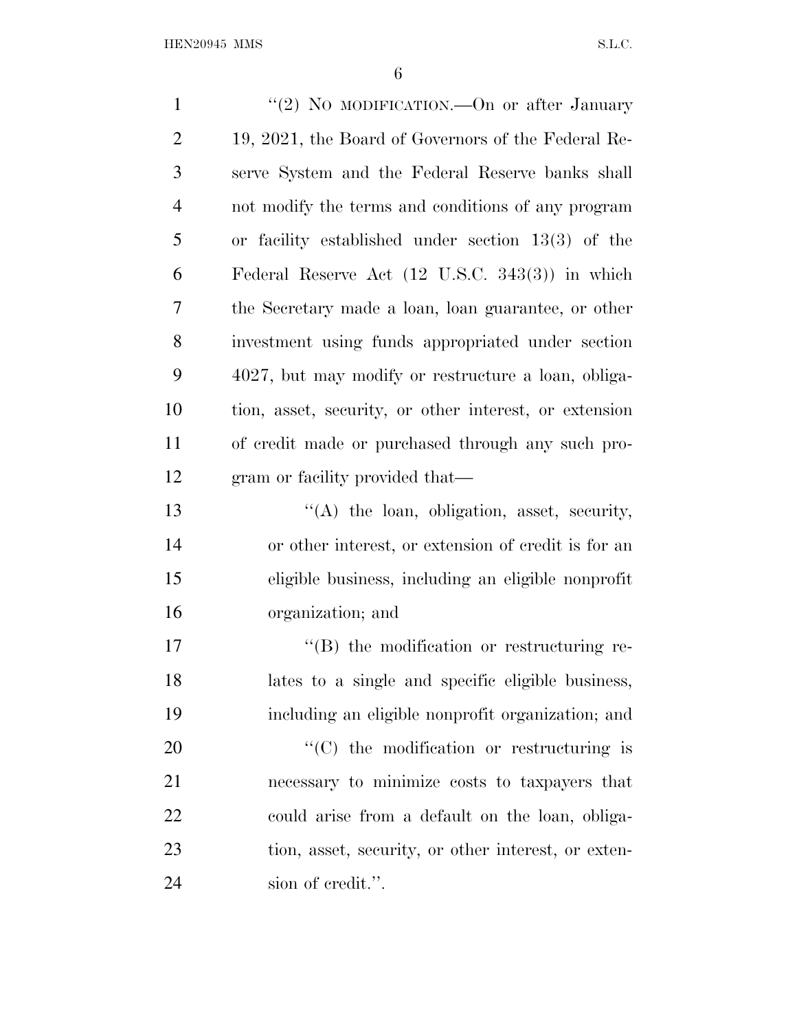''(2) NO MODIFICATION.—On or after January 19, 2021, the Board of Governors of the Federal Reserve System and the Federal Reserve banks shall not modify the terms and conditions of any program or facility established under section 13(3) of the Federal Reserve Act (12 U.S.C. 343(3)) in which the Secretary made a loan, loan guarantee, or other investment using funds appropriated under section 4027, but may modify or restructure a loan, obligation, asset, security, or other interest, or extension of credit made or purchased through any such program or facility provided that—

''(A) the loan, obligation, asset, security, or other interest, or extension of credit is for an eligible business, including an eligible nonprofit organization; and

''(B) the modification or restructuring relates to a single and specific eligible business, including an eligible nonprofit organization; and

''(C) the modification or restructuring is necessary to minimize costs to taxpayers that could arise from a default on the loan, obligation, asset, security, or other interest, or extension of credit.''.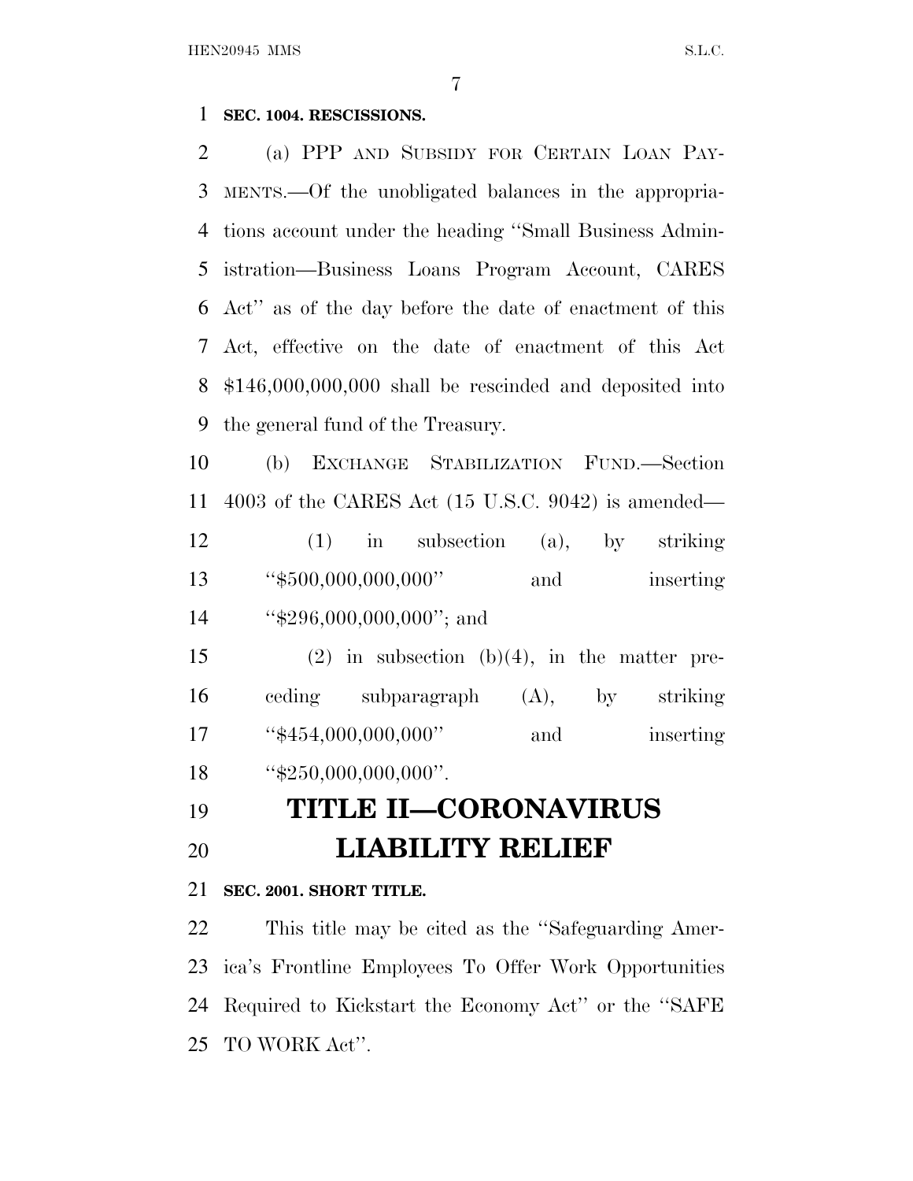**SEC. 1004. RESCISSIONS.**

(a) PPP AND SUBSIDY FOR CERTAIN LOAN PAYMENTS.—Of the unobligated balances in the appropriations account under the heading ''Small Business Administration—Business Loans Program Account, CARES Act'' as of the day before the date of enactment of this Act, effective on the date of enactment of this Act $146,000,000,000 shall be rescinded and deposited into the general fund of the Treasury.

(b) EXCHANGE STABILIZATION FUND.—Section 4003 of the CARES Act (15 U.S.C. 9042) is amended—

(1) in subsection (a), by striking ''$500,000,000,000'' and inserting ''$296,000,000,000''; and

(2) in subsection (b)(4), in the matter preceding subparagraph (A), by striking ''$454,000,000,000'' and inserting ''$250,000,000,000''.

# TITLE II—CORONAVIRUS LIABILITY RELIEF

**SEC. 2001. SHORT TITLE.**

This title may be cited as the ''Safeguarding America's Frontline Employees To Offer Work Opportunities Required to Kickstart the Economy Act'' or the ''SAFE TO WORK Act''.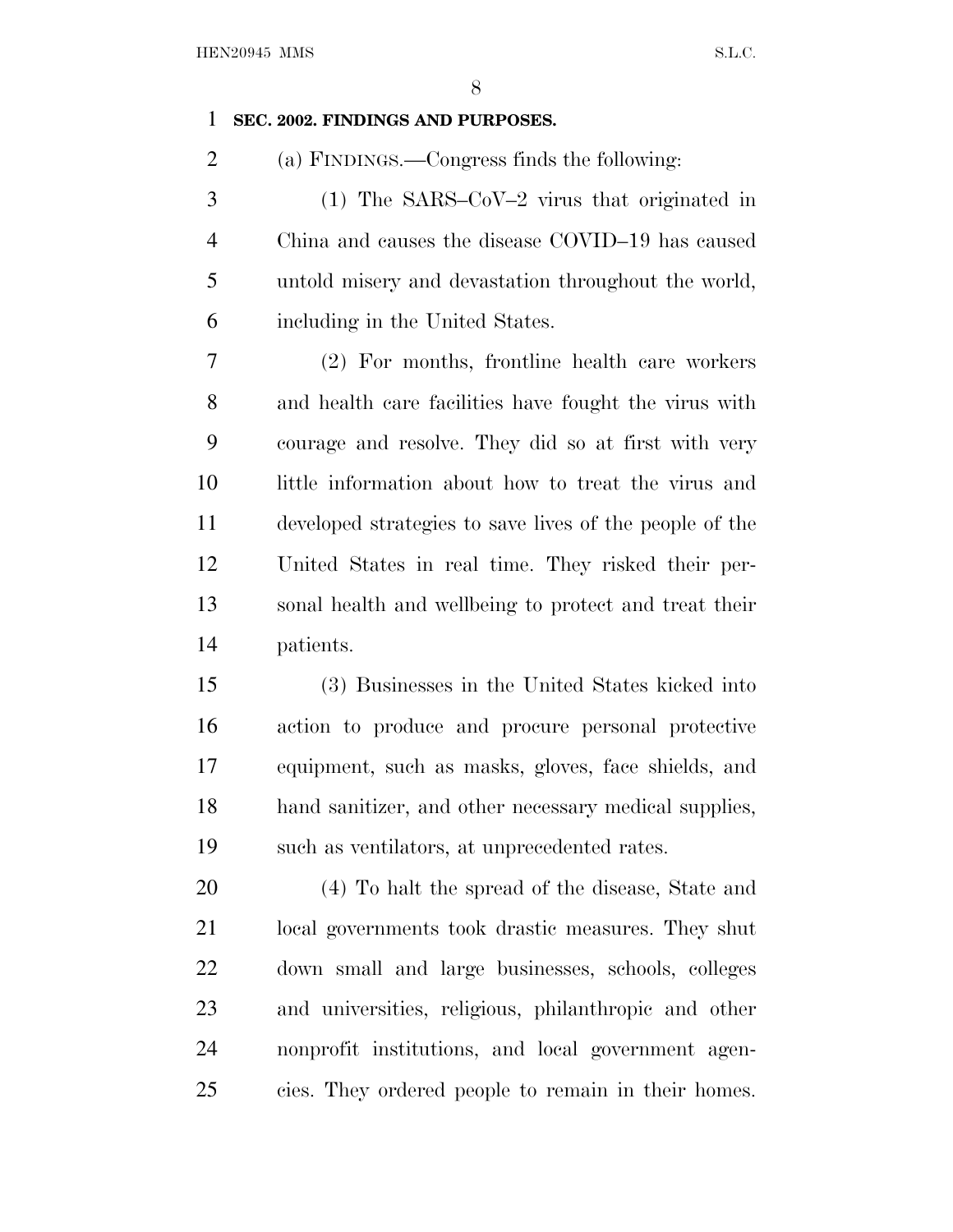**SEC. 2002. FINDINGS AND PURPOSES.**

(a) FINDINGS.—Congress finds the following:

(1) The SARS–CoV–2 virus that originated in China and causes the disease COVID–19 has caused untold misery and devastation throughout the world, including in the United States.

(2) For months, frontline health care workers and health care facilities have fought the virus with courage and resolve. They did so at first with very little information about how to treat the virus and developed strategies to save lives of the people of the United States in real time. They risked their personal health and wellbeing to protect and treat their patients.

(3) Businesses in the United States kicked into action to produce and procure personal protective equipment, such as masks, gloves, face shields, and hand sanitizer, and other necessary medical supplies, such as ventilators, at unprecedented rates.

(4) To halt the spread of the disease, State and local governments took drastic measures. They shut down small and large businesses, schools, colleges and universities, religious, philanthropic and other nonprofit institutions, and local government agencies. They ordered people to remain in their homes.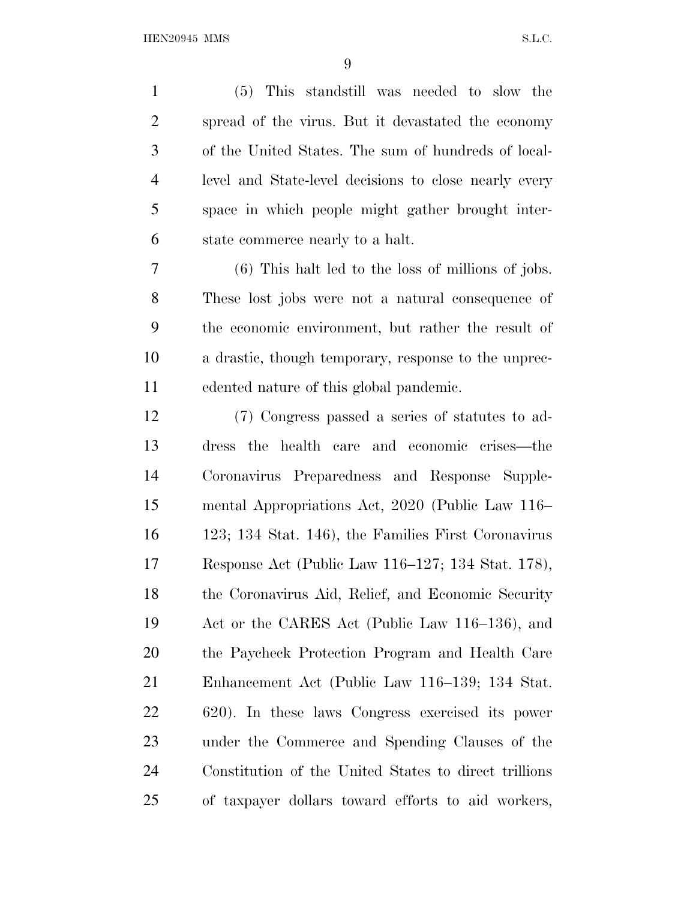(5) This standstill was needed to slow the spread of the virus. But it devastated the economy of the United States. The sum of hundreds of local-level and State-level decisions to close nearly every space in which people might gather brought interstate commerce nearly to a halt.

(6) This halt led to the loss of millions of jobs. These lost jobs were not a natural consequence of the economic environment, but rather the result of a drastic, though temporary, response to the unprecedented nature of this global pandemic.

(7) Congress passed a series of statutes to address the health care and economic crises—the Coronavirus Preparedness and Response Supplemental Appropriations Act, 2020 (Public Law 116–123; 134 Stat. 146), the Families First Coronavirus Response Act (Public Law 116–127; 134 Stat. 178), the Coronavirus Aid, Relief, and Economic Security Act or the CARES Act (Public Law 116–136), and the Paycheck Protection Program and Health Care Enhancement Act (Public Law 116–139; 134 Stat. 620). In these laws Congress exercised its power under the Commerce and Spending Clauses of the Constitution of the United States to direct trillions of taxpayer dollars toward efforts to aid workers,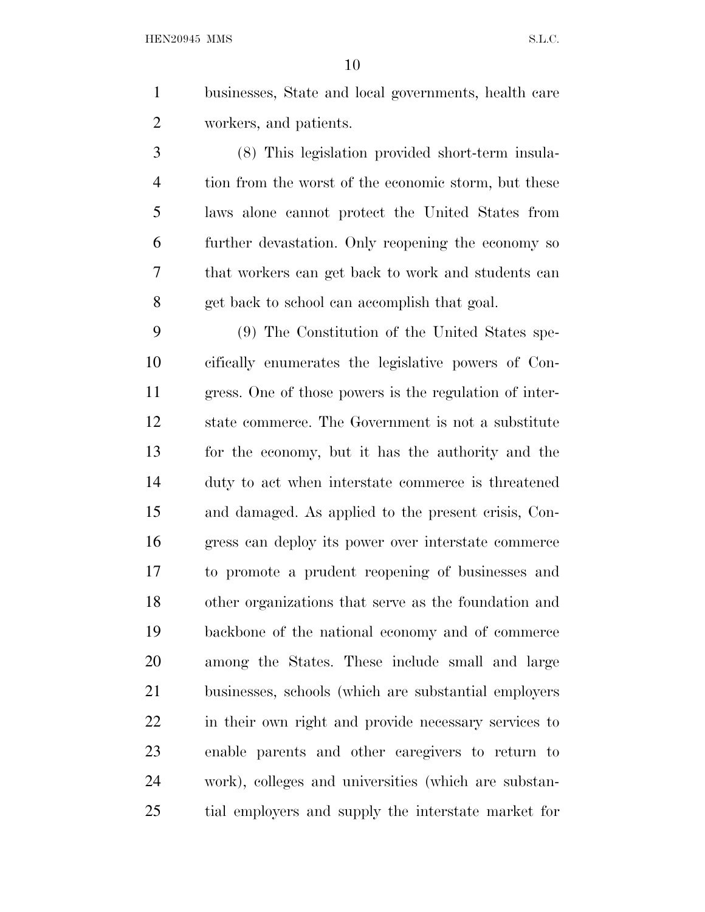businesses, State and local governments, health care workers, and patients.

(8) This legislation provided short-term insulation from the worst of the economic storm, but these laws alone cannot protect the United States from further devastation. Only reopening the economy so that workers can get back to work and students can get back to school can accomplish that goal.

(9) The Constitution of the United States specifically enumerates the legislative powers of Congress. One of those powers is the regulation of interstate commerce. The Government is not a substitute for the economy, but it has the authority and the duty to act when interstate commerce is threatened and damaged. As applied to the present crisis, Congress can deploy its power over interstate commerce to promote a prudent reopening of businesses and other organizations that serve as the foundation and backbone of the national economy and of commerce among the States. These include small and large businesses, schools (which are substantial employers in their own right and provide necessary services to enable parents and other caregivers to return to work), colleges and universities (which are substantial employers and supply the interstate market for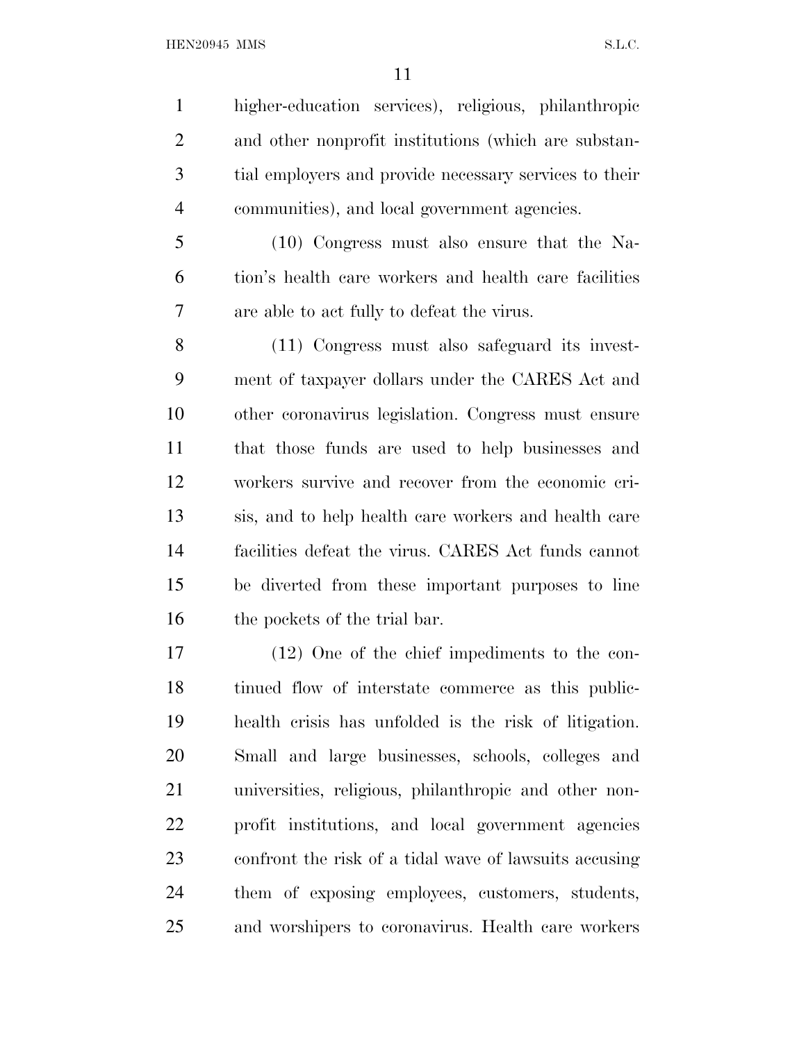higher-education services), religious, philanthropic and other nonprofit institutions (which are substantial employers and provide necessary services to their communities), and local government agencies.

(10) Congress must also ensure that the Nation's health care workers and health care facilities are able to act fully to defeat the virus.

(11) Congress must also safeguard its investment of taxpayer dollars under the CARES Act and other coronavirus legislation. Congress must ensure that those funds are used to help businesses and workers survive and recover from the economic crisis, and to help health care workers and health care facilities defeat the virus. CARES Act funds cannot be diverted from these important purposes to line the pockets of the trial bar.

(12) One of the chief impediments to the continued flow of interstate commerce as this public-health crisis has unfolded is the risk of litigation. Small and large businesses, schools, colleges and universities, religious, philanthropic and other nonprofit institutions, and local government agencies confront the risk of a tidal wave of lawsuits accusing them of exposing employees, customers, students, and worshipers to coronavirus. Health care workers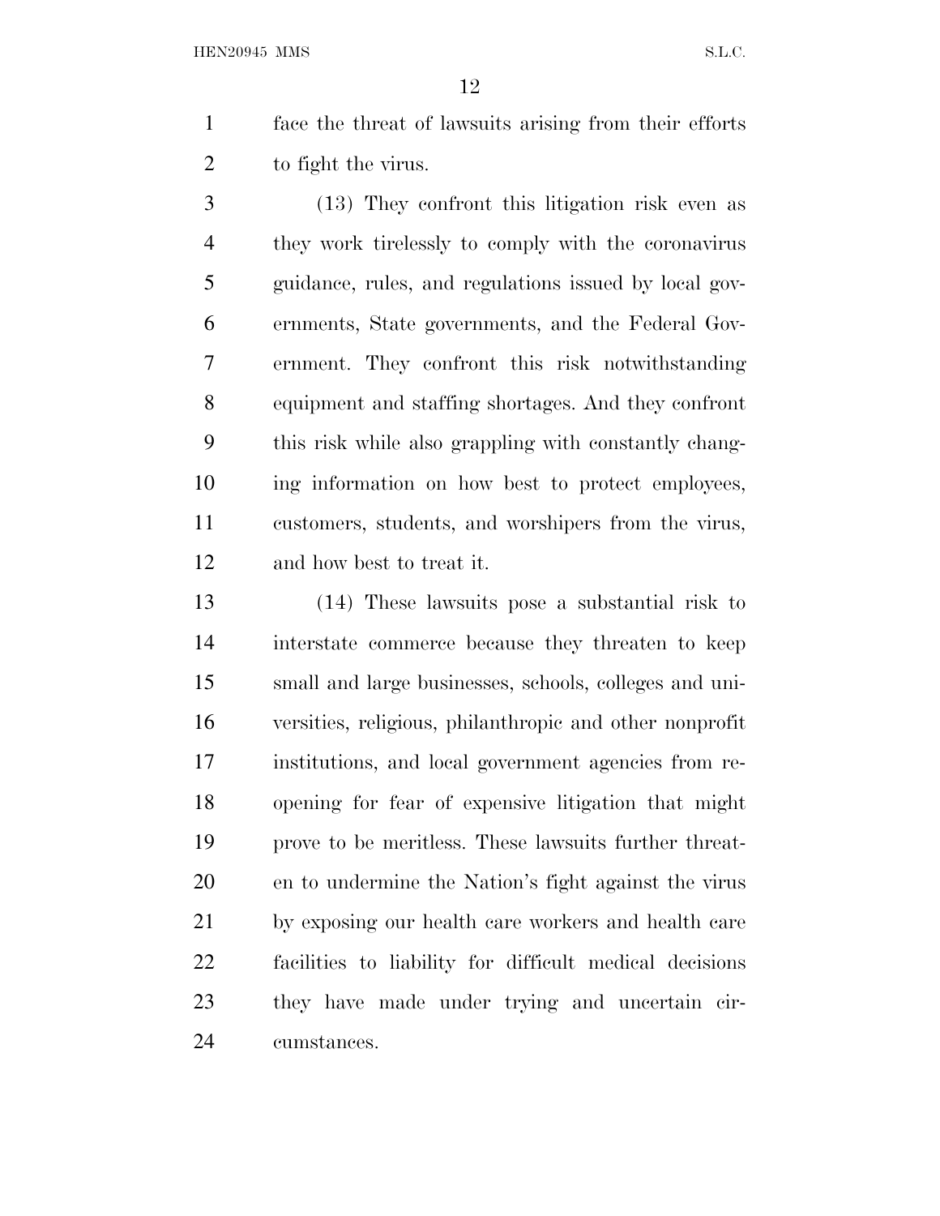face the threat of lawsuits arising from their efforts to fight the virus.

(13) They confront this litigation risk even as they work tirelessly to comply with the coronavirus guidance, rules, and regulations issued by local governments, State governments, and the Federal Government. They confront this risk notwithstanding equipment and staffing shortages. And they confront this risk while also grappling with constantly changing information on how best to protect employees, customers, students, and worshipers from the virus, and how best to treat it.

(14) These lawsuits pose a substantial risk to interstate commerce because they threaten to keep small and large businesses, schools, colleges and universities, religious, philanthropic and other nonprofit institutions, and local government agencies from reopening for fear of expensive litigation that might prove to be meritless. These lawsuits further threaten to undermine the Nation's fight against the virus by exposing our health care workers and health care facilities to liability for difficult medical decisions they have made under trying and uncertain circumstances.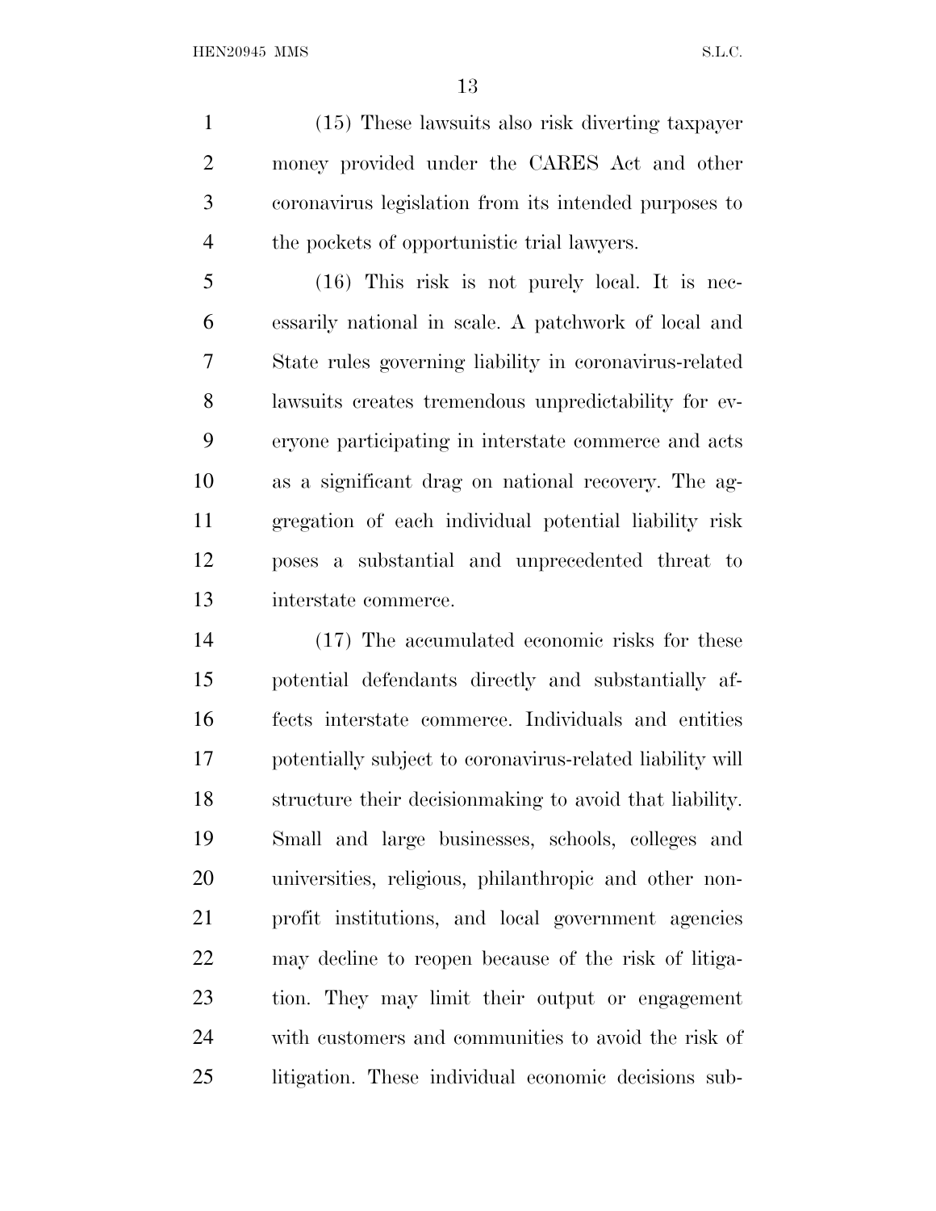(15) These lawsuits also risk diverting taxpayer money provided under the CARES Act and other coronavirus legislation from its intended purposes to the pockets of opportunistic trial lawyers.

(16) This risk is not purely local. It is necessarily national in scale. A patchwork of local and State rules governing liability in coronavirus-related lawsuits creates tremendous unpredictability for everyone participating in interstate commerce and acts as a significant drag on national recovery. The aggregation of each individual potential liability risk poses a substantial and unprecedented threat to interstate commerce.

(17) The accumulated economic risks for these potential defendants directly and substantially affects interstate commerce. Individuals and entities potentially subject to coronavirus-related liability will structure their decisionmaking to avoid that liability. Small and large businesses, schools, colleges and universities, religious, philanthropic and other nonprofit institutions, and local government agencies may decline to reopen because of the risk of litigation. They may limit their output or engagement with customers and communities to avoid the risk of litigation. These individual economic decisions sub-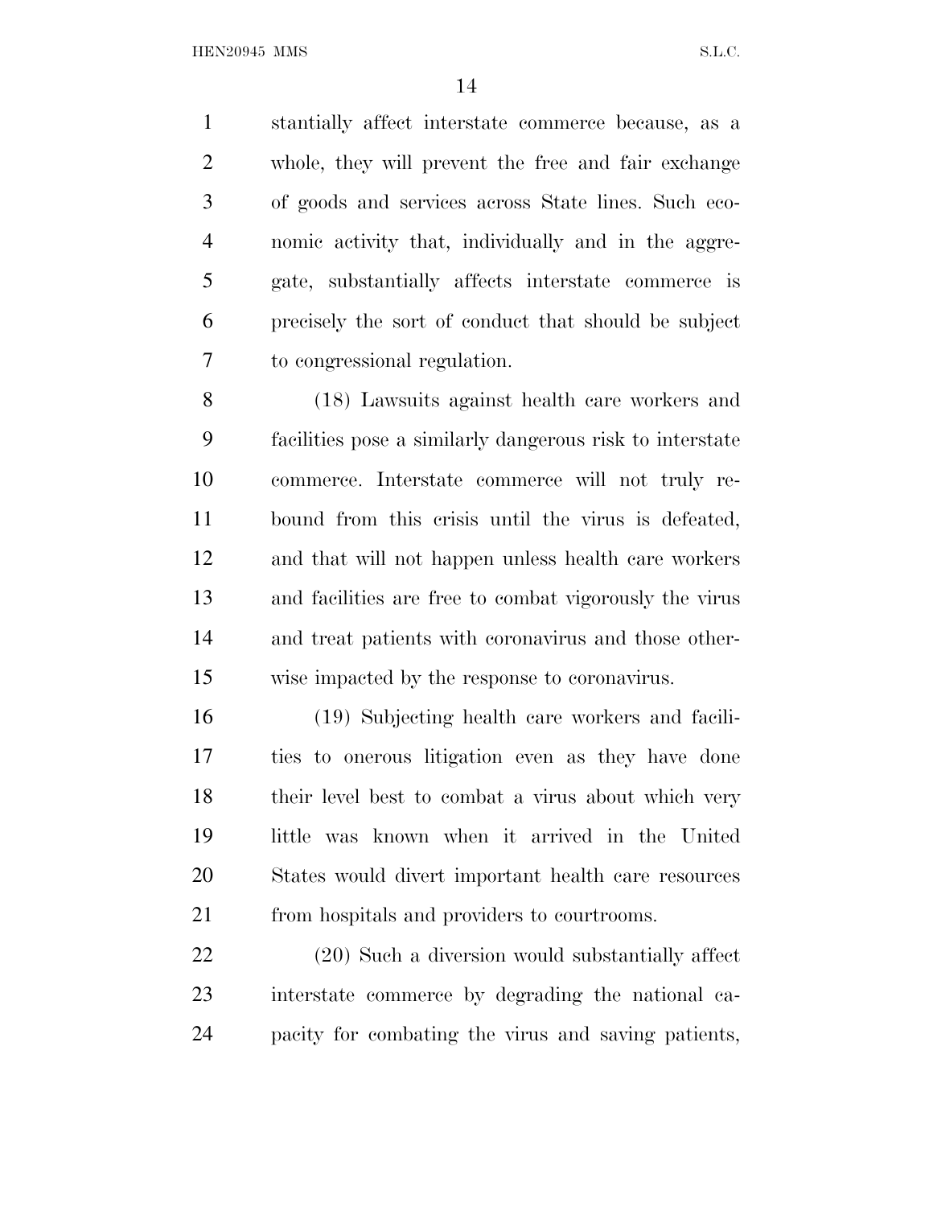stantially affect interstate commerce because, as a whole, they will prevent the free and fair exchange of goods and services across State lines. Such economic activity that, individually and in the aggregate, substantially affects interstate commerce is precisely the sort of conduct that should be subject to congressional regulation.

(18) Lawsuits against health care workers and facilities pose a similarly dangerous risk to interstate commerce. Interstate commerce will not truly rebound from this crisis until the virus is defeated, and that will not happen unless health care workers and facilities are free to combat vigorously the virus and treat patients with coronavirus and those otherwise impacted by the response to coronavirus.

(19) Subjecting health care workers and facilities to onerous litigation even as they have done their level best to combat a virus about which very little was known when it arrived in the United States would divert important health care resources from hospitals and providers to courtrooms.

(20) Such a diversion would substantially affect interstate commerce by degrading the national capacity for combating the virus and saving patients,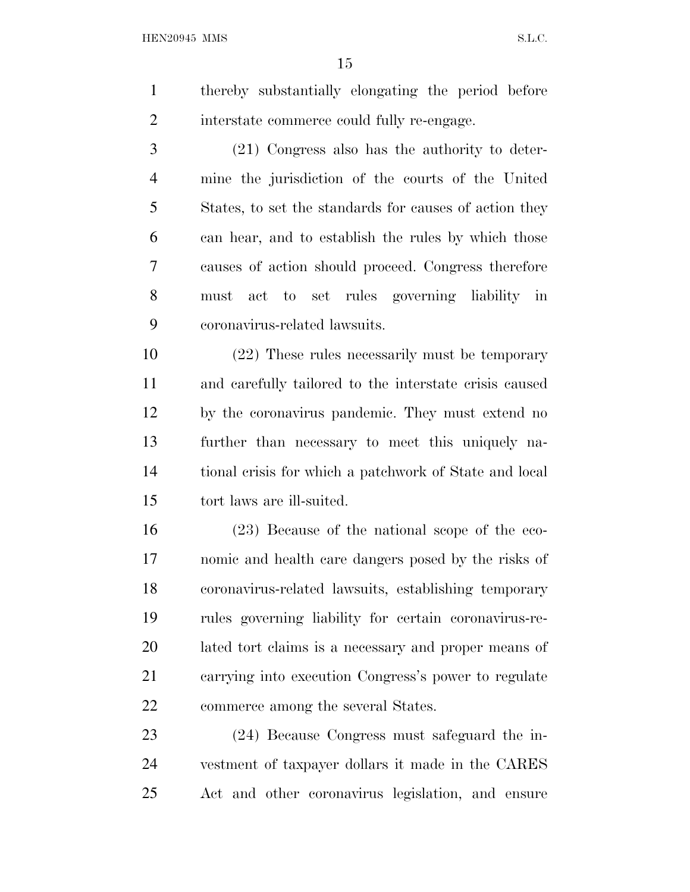thereby substantially elongating the period before interstate commerce could fully re-engage.

(21) Congress also has the authority to determine the jurisdiction of the courts of the United States, to set the standards for causes of action they can hear, and to establish the rules by which those causes of action should proceed. Congress therefore must act to set rules governing liability in coronavirus-related lawsuits.

(22) These rules necessarily must be temporary and carefully tailored to the interstate crisis caused by the coronavirus pandemic. They must extend no further than necessary to meet this uniquely national crisis for which a patchwork of State and local tort laws are ill-suited.

(23) Because of the national scope of the economic and health care dangers posed by the risks of coronavirus-related lawsuits, establishing temporary rules governing liability for certain coronavirus-related tort claims is a necessary and proper means of carrying into execution Congress's power to regulate commerce among the several States.

(24) Because Congress must safeguard the investment of taxpayer dollars it made in the CARES Act and other coronavirus legislation, and ensure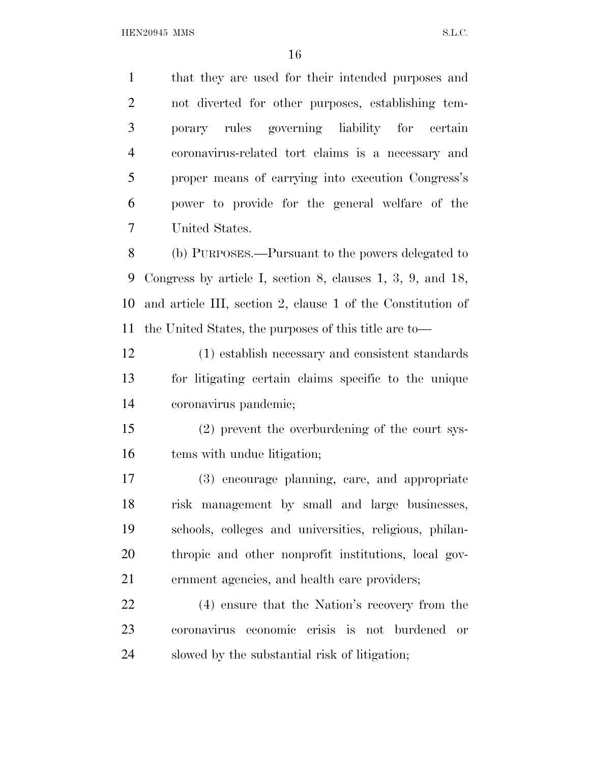that they are used for their intended purposes and not diverted for other purposes, establishing temporary rules governing liability for certain coronavirus-related tort claims is a necessary and proper means of carrying into execution Congress's power to provide for the general welfare of the United States.

(b) PURPOSES.—Pursuant to the powers delegated to Congress by article I, section 8, clauses 1, 3, 9, and 18, and article III, section 2, clause 1 of the Constitution of the United States, the purposes of this title are to—

(1) establish necessary and consistent standards for litigating certain claims specific to the unique coronavirus pandemic;

(2) prevent the overburdening of the court systems with undue litigation;

(3) encourage planning, care, and appropriate risk management by small and large businesses, schools, colleges and universities, religious, philanthropic and other nonprofit institutions, local government agencies, and health care providers;

(4) ensure that the Nation's recovery from the coronavirus economic crisis is not burdened or slowed by the substantial risk of litigation;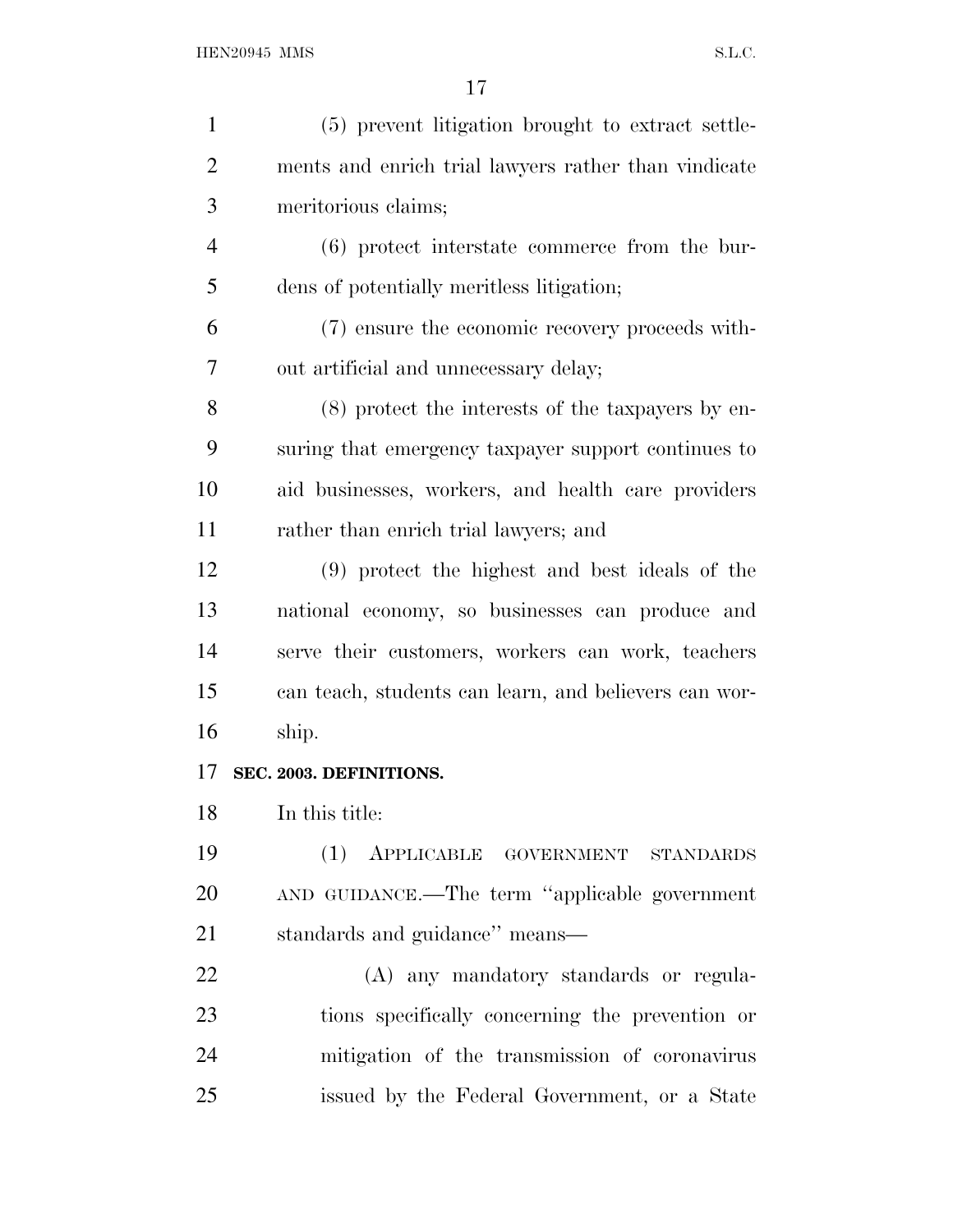(5) prevent litigation brought to extract settlements and enrich trial lawyers rather than vindicate meritorious claims;

(6) protect interstate commerce from the burdens of potentially meritless litigation;

(7) ensure the economic recovery proceeds without artificial and unnecessary delay;

(8) protect the interests of the taxpayers by ensuring that emergency taxpayer support continues to aid businesses, workers, and health care providers rather than enrich trial lawyers; and

(9) protect the highest and best ideals of the national economy, so businesses can produce and serve their customers, workers can work, teachers can teach, students can learn, and believers can worship.

**SEC. 2003. DEFINITIONS.**

In this title:

(1) APPLICABLE GOVERNMENT STANDARDS AND GUIDANCE.—The term ''applicable government standards and guidance'' means—

(A) any mandatory standards or regulations specifically concerning the prevention or mitigation of the transmission of coronavirus issued by the Federal Government, or a State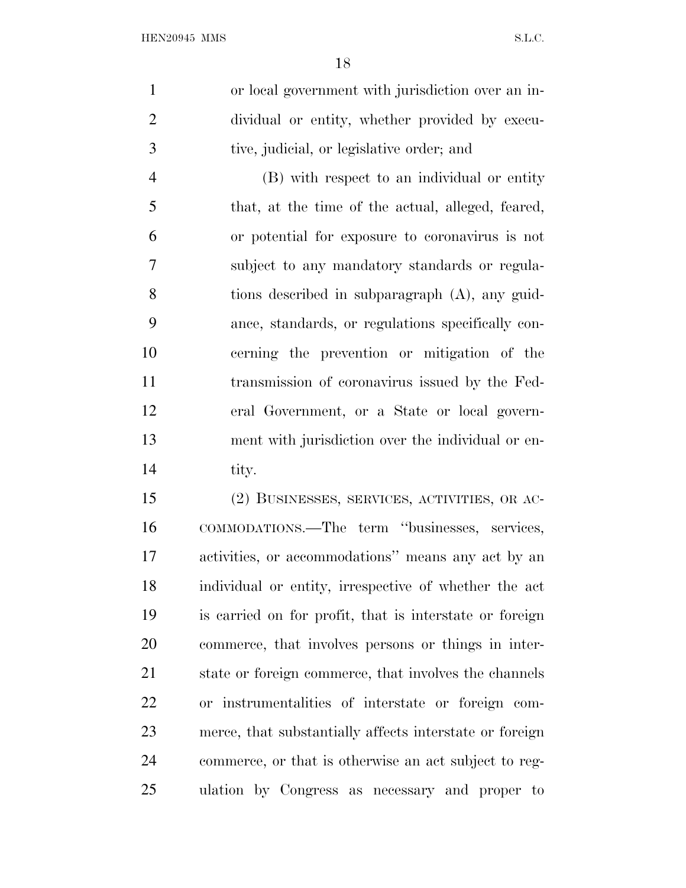or local government with jurisdiction over an individual or entity, whether provided by executive, judicial, or legislative order; and

(B) with respect to an individual or entity that, at the time of the actual, alleged, feared, or potential for exposure to coronavirus is not subject to any mandatory standards or regulations described in subparagraph (A), any guidance, standards, or regulations specifically concerning the prevention or mitigation of the transmission of coronavirus issued by the Federal Government, or a State or local government with jurisdiction over the individual or entity.

(2) BUSINESSES, SERVICES, ACTIVITIES, OR ACCOMMODATIONS.—The term ''businesses, services, activities, or accommodations'' means any act by an individual or entity, irrespective of whether the act is carried on for profit, that is interstate or foreign commerce, that involves persons or things in interstate or foreign commerce, that involves the channels or instrumentalities of interstate or foreign commerce, that substantially affects interstate or foreign commerce, or that is otherwise an act subject to regulation by Congress as necessary and proper to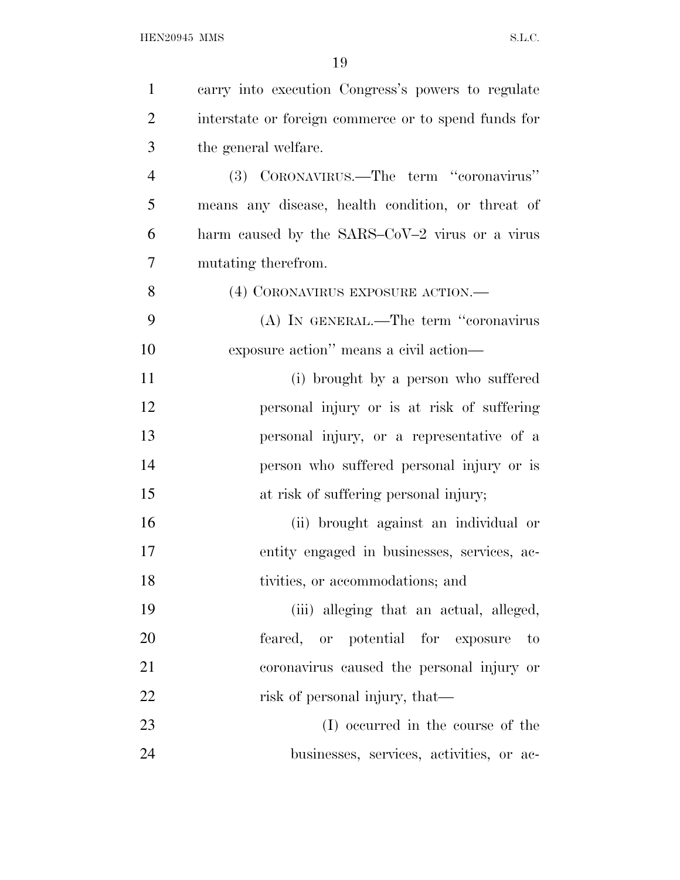carry into execution Congress's powers to regulate interstate or foreign commerce or to spend funds for the general welfare.

(3) CORONAVIRUS.—The term "coronavirus" means any disease, health condition, or threat of harm caused by the SARS–CoV–2 virus or a virus mutating therefrom.

(4) CORONAVIRUS EXPOSURE ACTION.—

(A) IN GENERAL.—The term "coronavirus exposure action" means a civil action—

(i) brought by a person who suffered personal injury or is at risk of suffering personal injury, or a representative of a person who suffered personal injury or is at risk of suffering personal injury;

(ii) brought against an individual or entity engaged in businesses, services, activities, or accommodations; and

(iii) alleging that an actual, alleged, feared, or potential for exposure to coronavirus caused the personal injury or risk of personal injury, that—

(I) occurred in the course of the businesses, services, activities, or ac-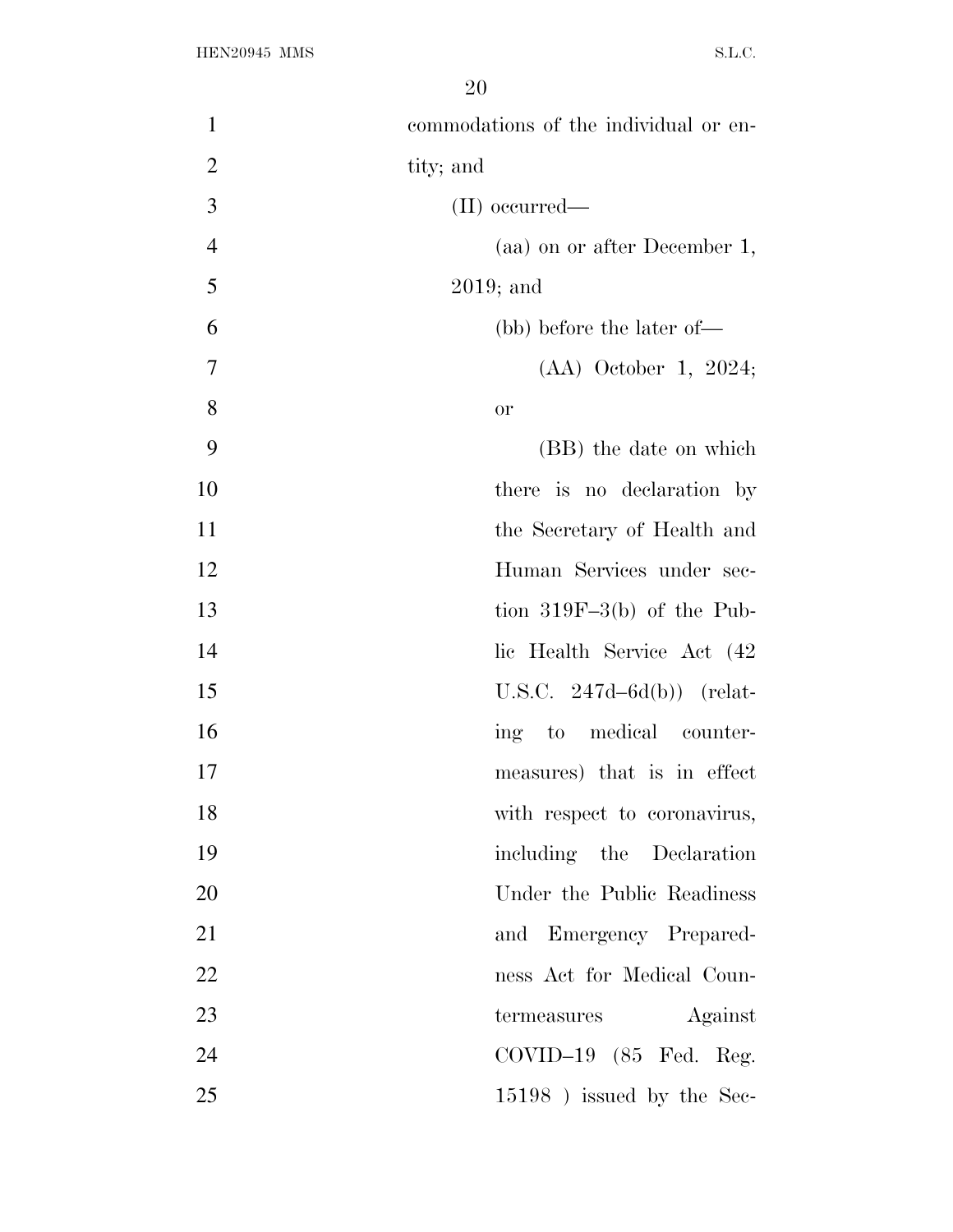commodations of the individual or entity; and

(II) occurred—

(aa) on or after December 1, 2019; and

(bb) before the later of—

(AA) October 1, 2024; or

(BB) the date on which there is no declaration by the Secretary of Health and Human Services under section 319F–3(b) of the Public Health Service Act (42 U.S.C. 247d–6d(b)) (relating to medical countermeasures) that is in effect with respect to coronavirus, including the Declaration Under the Public Readiness and Emergency Preparedness Act for Medical Countermeasures Against COVID–19 (85 Fed. Reg. 15198 ) issued by the Sec-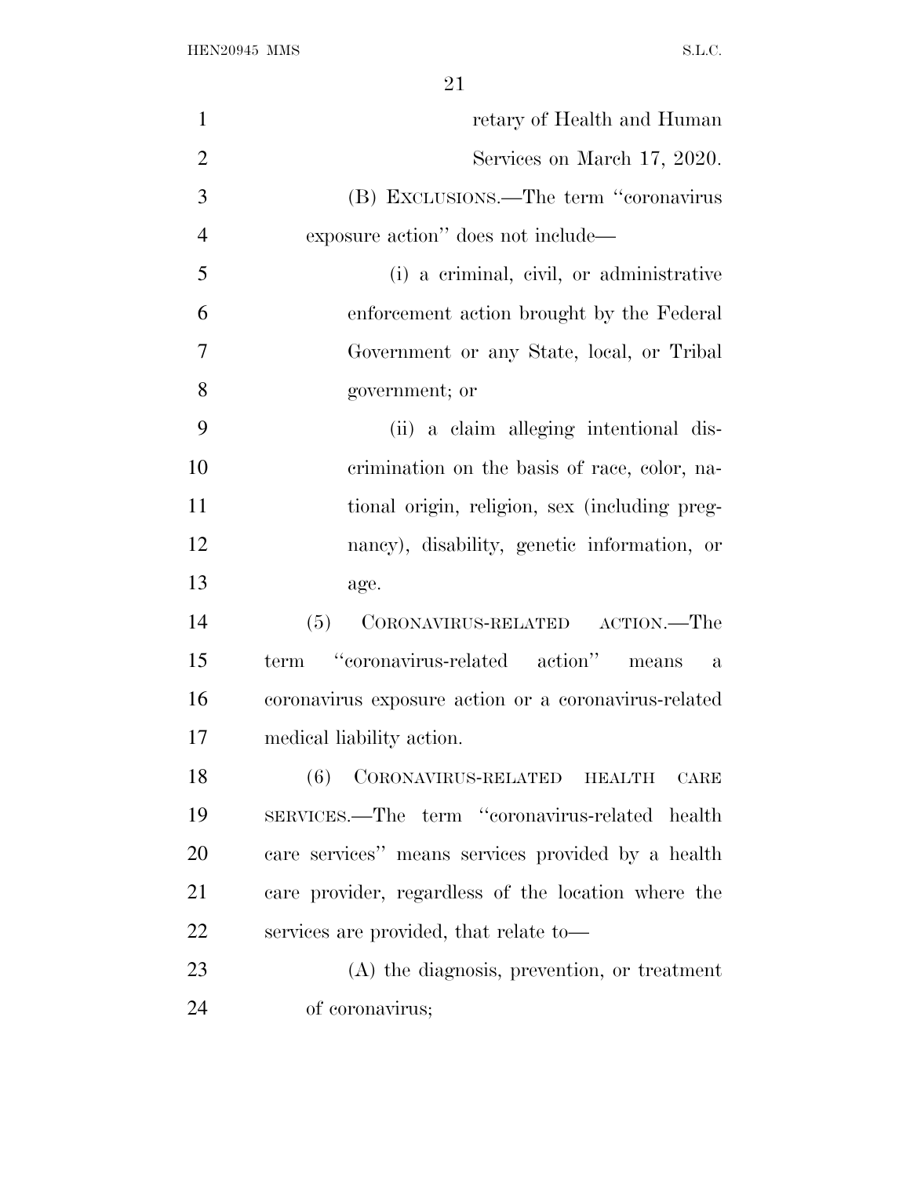retary of Health and Human Services on March 17, 2020.

(B) EXCLUSIONS.—The term "coronavirus exposure action" does not include—

(i) a criminal, civil, or administrative enforcement action brought by the Federal Government or any State, local, or Tribal government; or

(ii) a claim alleging intentional discrimination on the basis of race, color, national origin, religion, sex (including pregnancy), disability, genetic information, or age.

(5) CORONAVIRUS-RELATED ACTION.—The term "coronavirus-related action" means a coronavirus exposure action or a coronavirus-related medical liability action.

(6) CORONAVIRUS-RELATED HEALTH CARE SERVICES.—The term "coronavirus-related health care services" means services provided by a health care provider, regardless of the location where the services are provided, that relate to—

(A) the diagnosis, prevention, or treatment of coronavirus;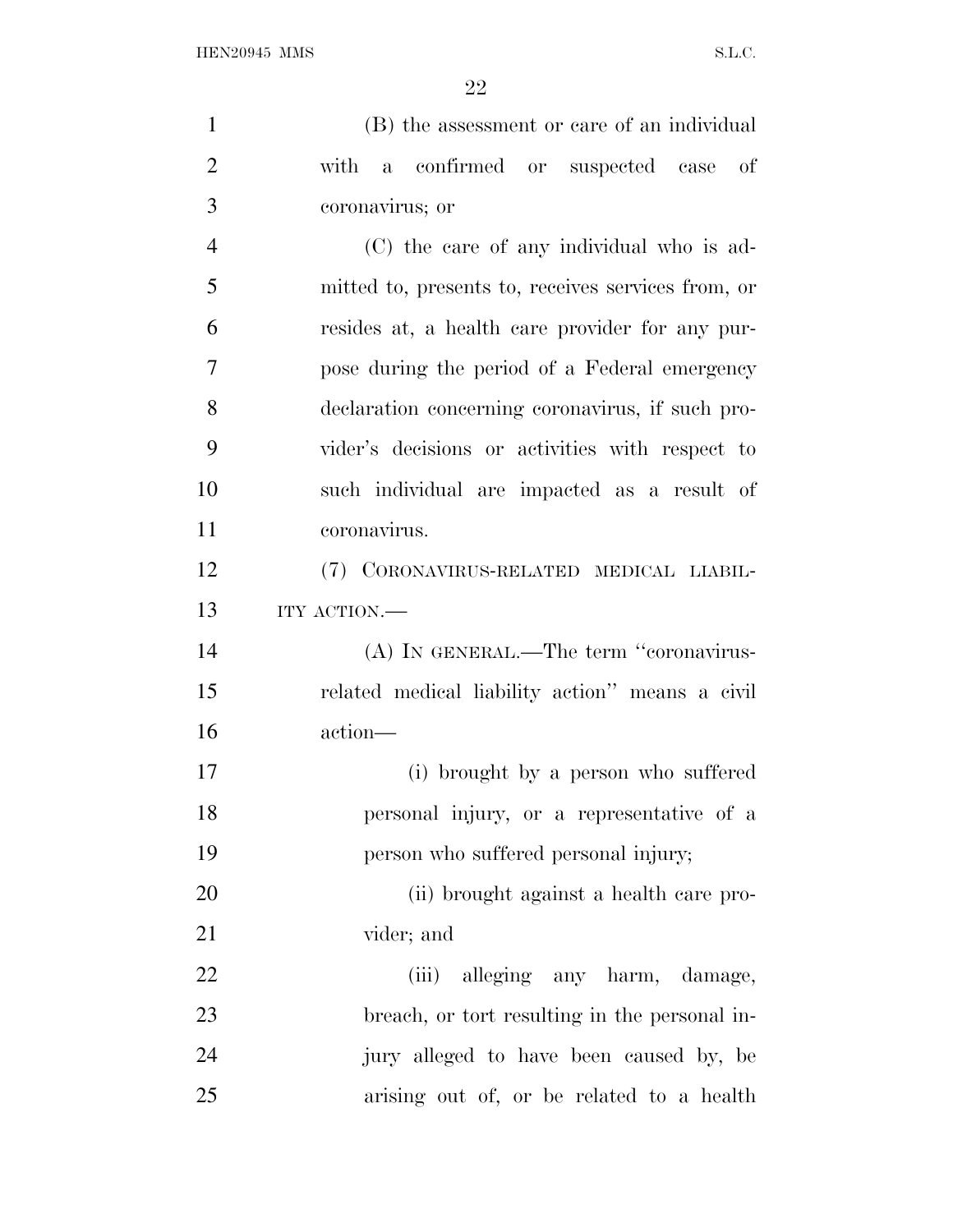(B) the assessment or care of an individual with a confirmed or suspected case of coronavirus; or

(C) the care of any individual who is admitted to, presents to, receives services from, or resides at, a health care provider for any purpose during the period of a Federal emergency declaration concerning coronavirus, if such provider's decisions or activities with respect to such individual are impacted as a result of coronavirus.

(7) CORONAVIRUS-RELATED MEDICAL LIABILITY ACTION.—

(A) IN GENERAL.—The term ''coronavirus-related medical liability action'' means a civil action—

(i) brought by a person who suffered personal injury, or a representative of a person who suffered personal injury;

(ii) brought against a health care provider; and

(iii) alleging any harm, damage, breach, or tort resulting in the personal injury alleged to have been caused by, be arising out of, or be related to a health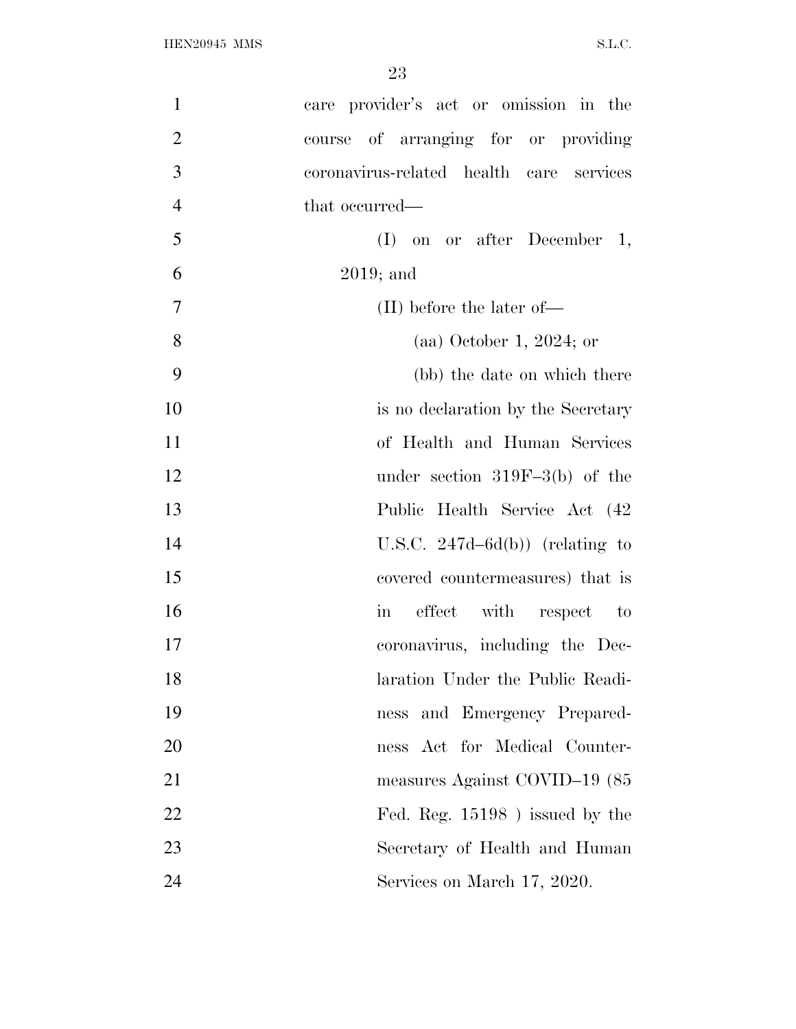care provider's act or omission in the course of arranging for or providing coronavirus-related health care services that occurred—

(I) on or after December 1, 2019; and

(II) before the later of—

(aa) October 1, 2024; or

(bb) the date on which there is no declaration by the Secretary of Health and Human Services under section 319F–3(b) of the Public Health Service Act (42 U.S.C. 247d–6d(b)) (relating to covered countermeasures) that is in effect with respect to coronavirus, including the Declaration Under the Public Readiness and Emergency Preparedness Act for Medical Countermeasures Against COVID–19 (85 Fed. Reg. 15198 ) issued by the Secretary of Health and Human Services on March 17, 2020.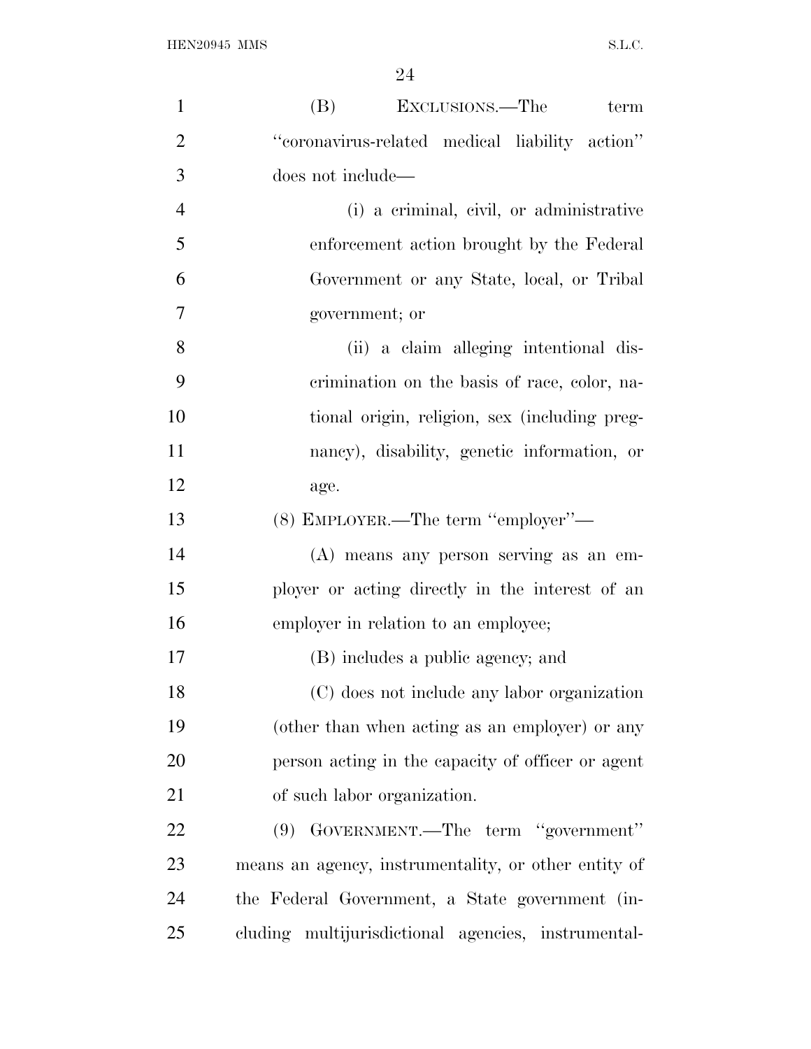(B) EXCLUSIONS.—The term "coronavirus-related medical liability action" does not include—

(i) a criminal, civil, or administrative enforcement action brought by the Federal Government or any State, local, or Tribal government; or

(ii) a claim alleging intentional discrimination on the basis of race, color, national origin, religion, sex (including pregnancy), disability, genetic information, or age.

(8) EMPLOYER.—The term "employer"—

(A) means any person serving as an employer or acting directly in the interest of an employer in relation to an employee;

(B) includes a public agency; and

(C) does not include any labor organization (other than when acting as an employer) or any person acting in the capacity of officer or agent of such labor organization.

(9) GOVERNMENT.—The term "government" means an agency, instrumentality, or other entity of the Federal Government, a State government (including multijurisdictional agencies, instrumental-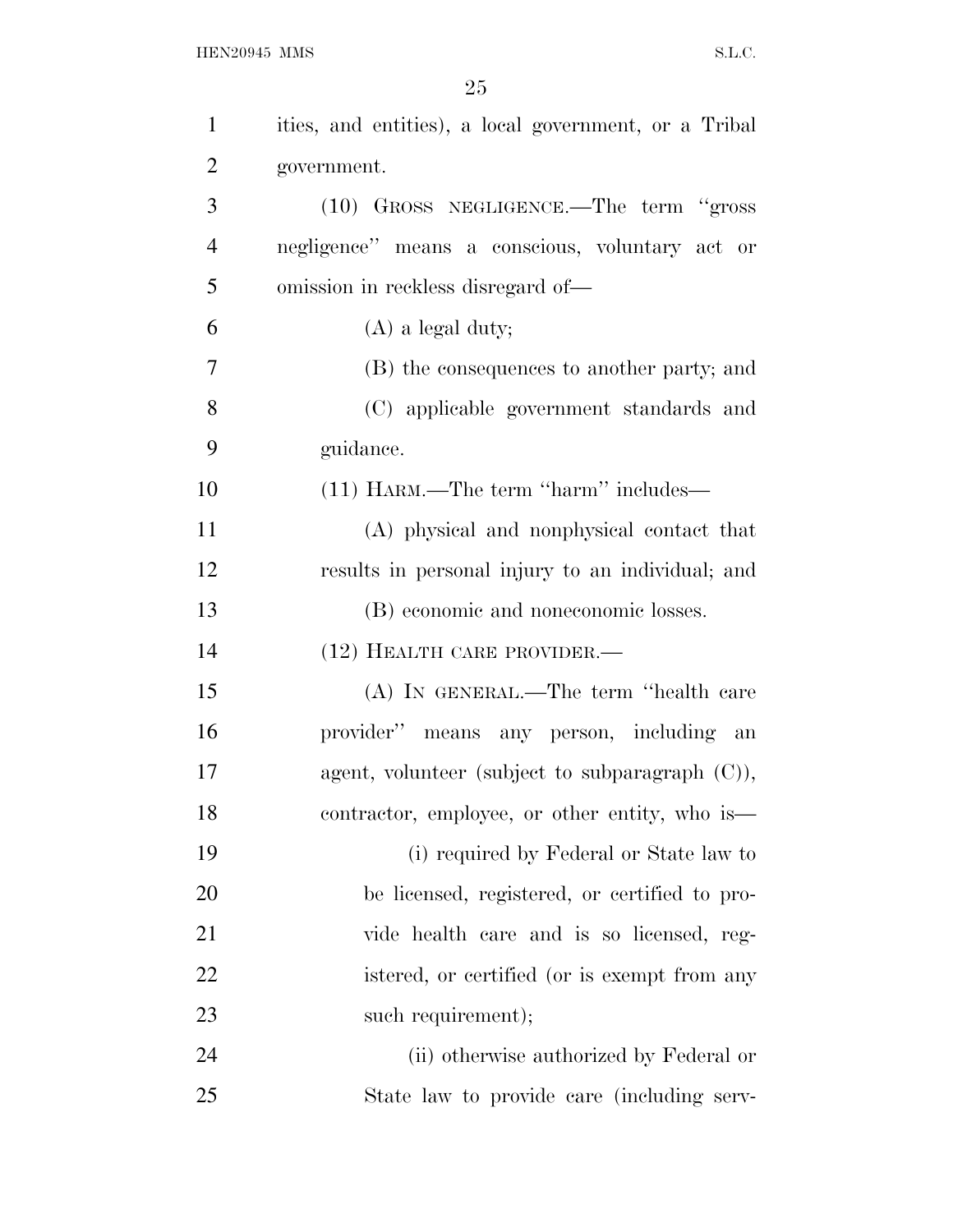ities, and entities), a local government, or a Tribal government.

(10) GROSS NEGLIGENCE.—The term ''gross negligence'' means a conscious, voluntary act or omission in reckless disregard of—

(A) a legal duty;

(B) the consequences to another party; and

(C) applicable government standards and guidance.

(11) HARM.—The term ''harm'' includes—

(A) physical and nonphysical contact that results in personal injury to an individual; and

(B) economic and noneconomic losses.

(12) HEALTH CARE PROVIDER.—

(A) IN GENERAL.—The term ''health care provider'' means any person, including an agent, volunteer (subject to subparagraph (C)), contractor, employee, or other entity, who is—

(i) required by Federal or State law to be licensed, registered, or certified to provide health care and is so licensed, registered, or certified (or is exempt from any such requirement);

(ii) otherwise authorized by Federal or State law to provide care (including serv-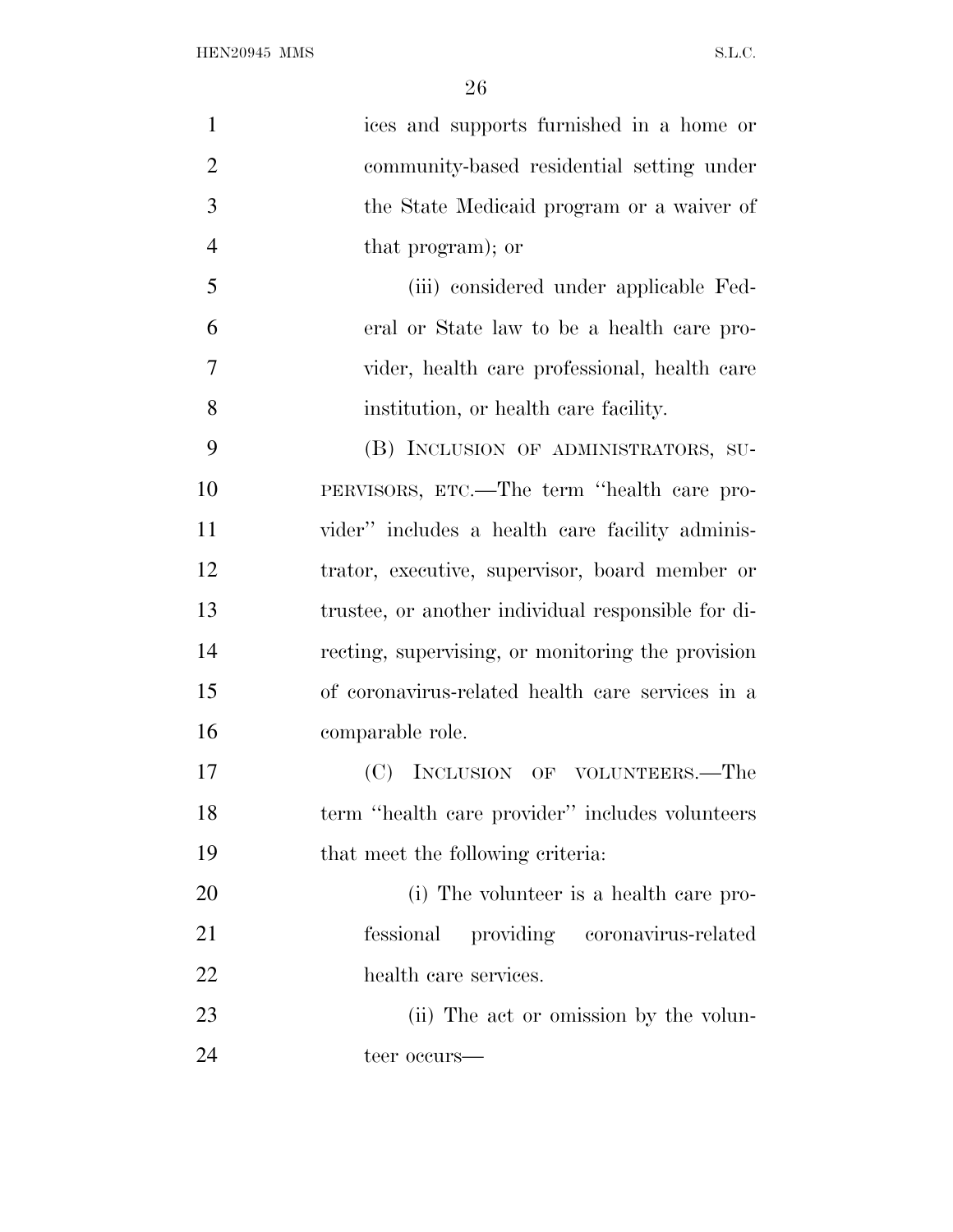ices and supports furnished in a home or community-based residential setting under the State Medicaid program or a waiver of that program); or

(iii) considered under applicable Federal or State law to be a health care provider, health care professional, health care institution, or health care facility.

(B) INCLUSION OF ADMINISTRATORS, SUPERVISORS, ETC.—The term ''health care provider'' includes a health care facility administrator, executive, supervisor, board member or trustee, or another individual responsible for directing, supervising, or monitoring the provision of coronavirus-related health care services in a comparable role.

(C) INCLUSION OF VOLUNTEERS.—The term ''health care provider'' includes volunteers that meet the following criteria:

(i) The volunteer is a health care professional providing coronavirus-related health care services.

(ii) The act or omission by the volunteer occurs—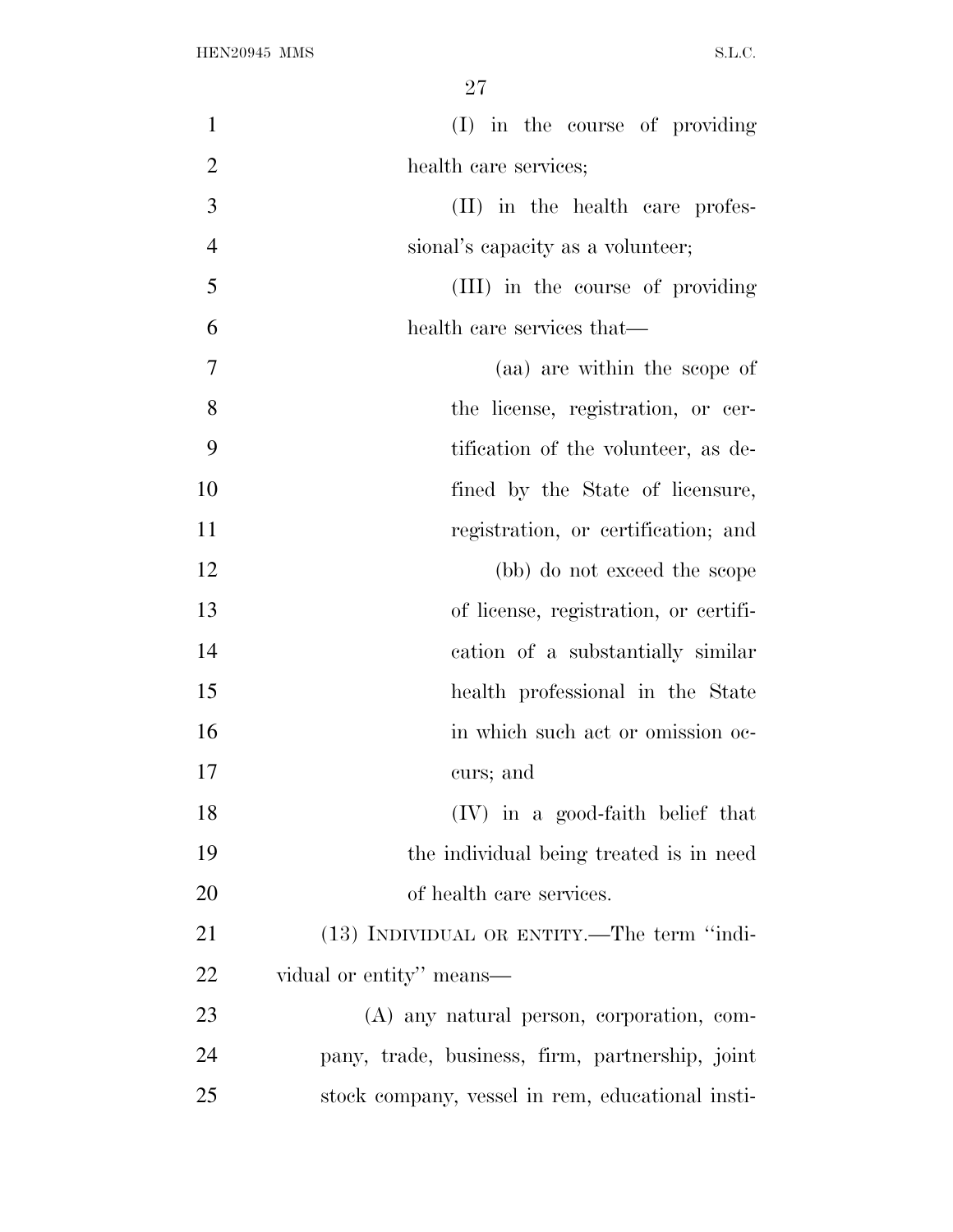(I) in the course of providing health care services;

(II) in the health care professional's capacity as a volunteer;

(III) in the course of providing health care services that—

(aa) are within the scope of the license, registration, or certification of the volunteer, as defined by the State of licensure, registration, or certification; and

(bb) do not exceed the scope of license, registration, or certification of a substantially similar health professional in the State in which such act or omission occurs; and

(IV) in a good-faith belief that the individual being treated is in need of health care services.

(13) INDIVIDUAL OR ENTITY.—The term ''individual or entity'' means—

(A) any natural person, corporation, company, trade, business, firm, partnership, joint stock company, vessel in rem, educational insti-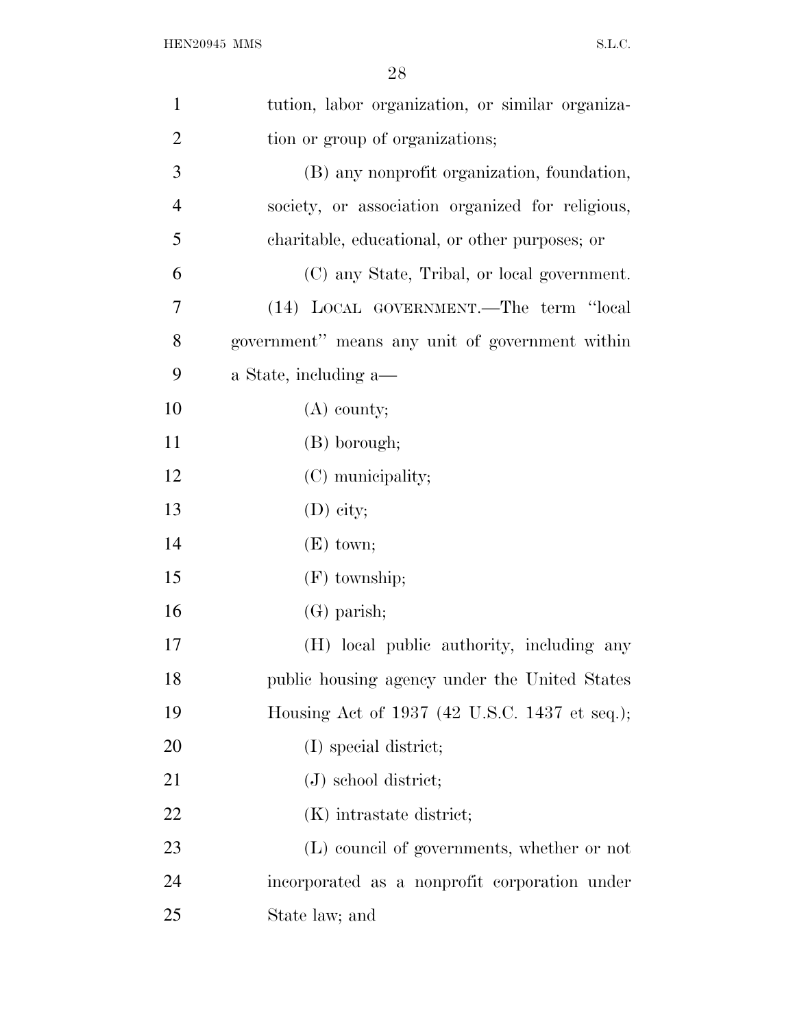tution, labor organization, or similar organization or group of organizations;

(B) any nonprofit organization, foundation, society, or association organized for religious, charitable, educational, or other purposes; or

(C) any State, Tribal, or local government.

(14) LOCAL GOVERNMENT.—The term "local government" means any unit of government within a State, including a—

(A) county;

(B) borough;

(C) municipality;

(D) city;

(E) town;

(F) township;

(G) parish;

(H) local public authority, including any public housing agency under the United States Housing Act of 1937 (42 U.S.C. 1437 et seq.);

(I) special district;

(J) school district;

(K) intrastate district;

(L) council of governments, whether or not incorporated as a nonprofit corporation under State law; and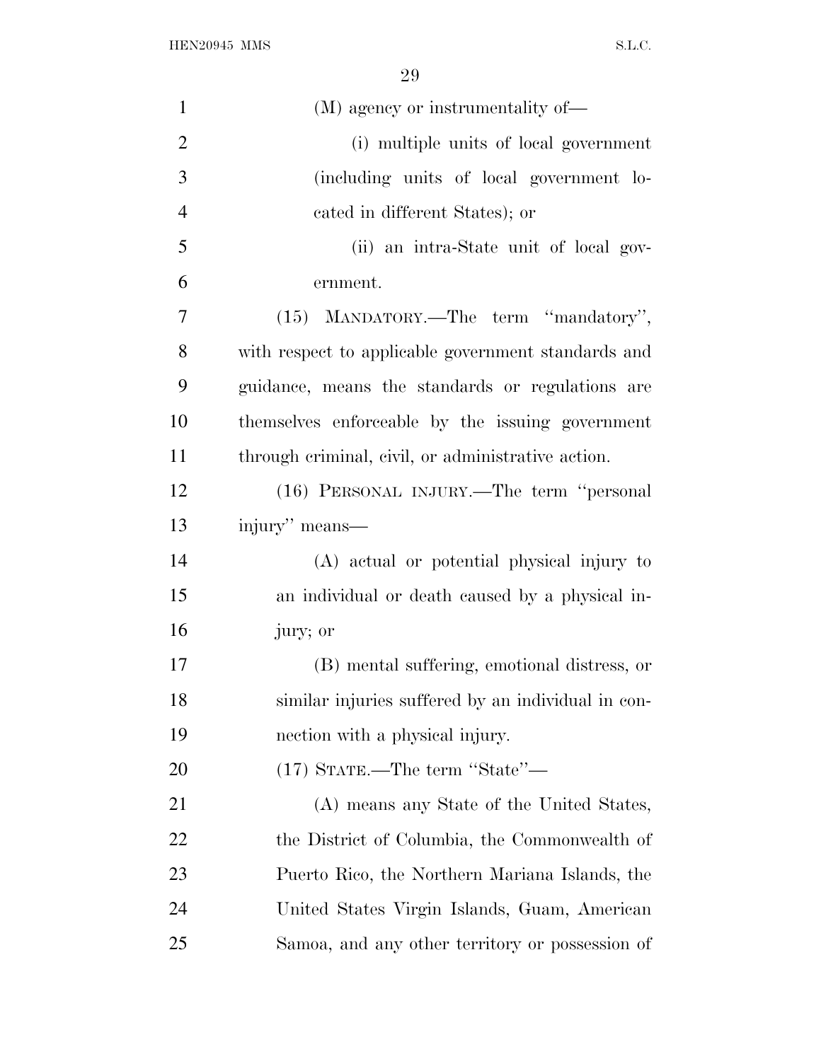(M) agency or instrumentality of—

(i) multiple units of local government (including units of local government located in different States); or

(ii) an intra-State unit of local government.

(15) MANDATORY.—The term "mandatory", with respect to applicable government standards and guidance, means the standards or regulations are themselves enforceable by the issuing government through criminal, civil, or administrative action.

(16) PERSONAL INJURY.—The term "personal injury" means—

(A) actual or potential physical injury to an individual or death caused by a physical injury; or

(B) mental suffering, emotional distress, or similar injuries suffered by an individual in connection with a physical injury.

(17) STATE.—The term "State"—

(A) means any State of the United States, the District of Columbia, the Commonwealth of Puerto Rico, the Northern Mariana Islands, the United States Virgin Islands, Guam, American Samoa, and any other territory or possession of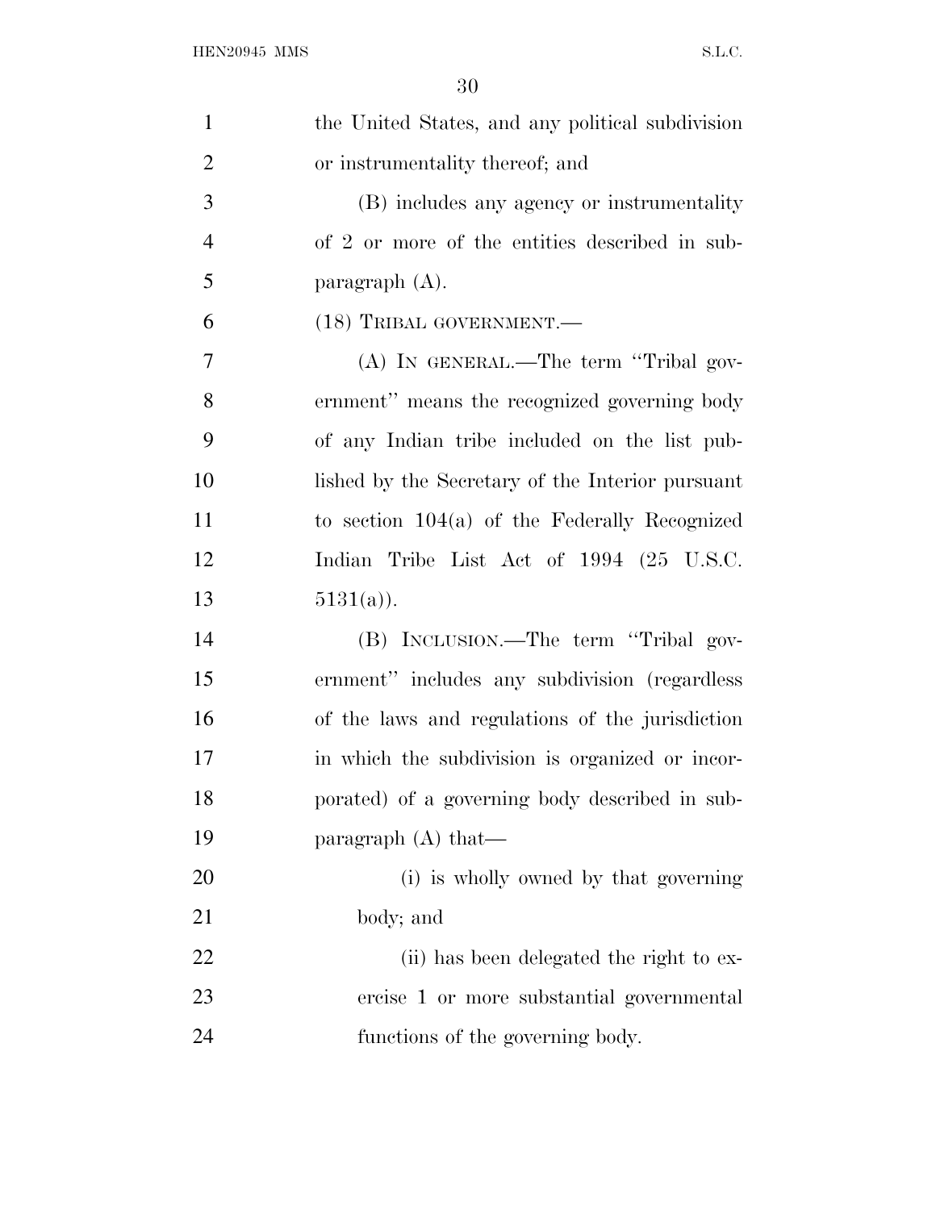the United States, and any political subdivision or instrumentality thereof; and

(B) includes any agency or instrumentality of 2 or more of the entities described in subparagraph (A).

(18) TRIBAL GOVERNMENT.—

(A) IN GENERAL.—The term ''Tribal government'' means the recognized governing body of any Indian tribe included on the list published by the Secretary of the Interior pursuant to section 104(a) of the Federally Recognized Indian Tribe List Act of 1994 (25 U.S.C. 5131(a)).

(B) INCLUSION.—The term ''Tribal government'' includes any subdivision (regardless of the laws and regulations of the jurisdiction in which the subdivision is organized or incorporated) of a governing body described in subparagraph (A) that—

(i) is wholly owned by that governing body; and

(ii) has been delegated the right to exercise 1 or more substantial governmental functions of the governing body.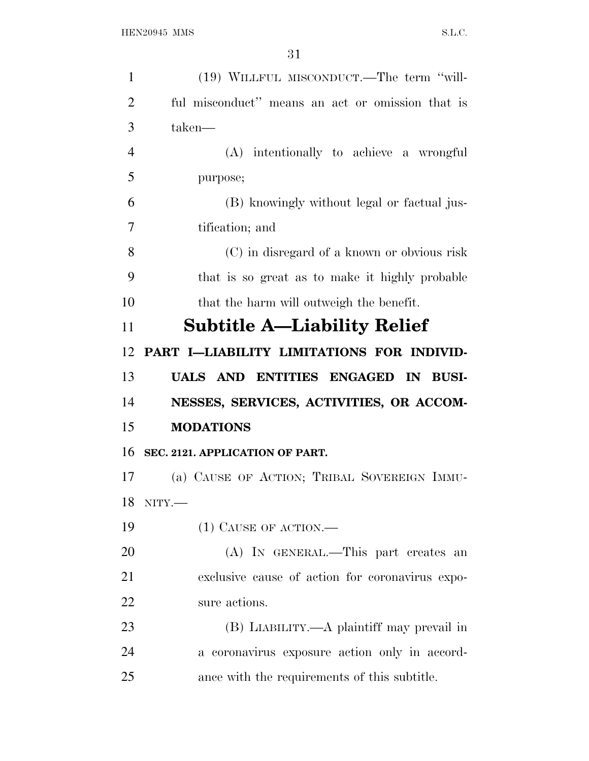(19) WILLFUL MISCONDUCT.—The term "willful misconduct" means an act or omission that is taken—

(A) intentionally to achieve a wrongful purpose;

(B) knowingly without legal or factual justification; and

(C) in disregard of a known or obvious risk that is so great as to make it highly probable that the harm will outweigh the benefit.

# Subtitle A—Liability Relief

## PART I—LIABILITY LIMITATIONS FOR INDIVIDUALS AND ENTITIES ENGAGED IN BUSINESSES, SERVICES, ACTIVITIES, OR ACCOMMODATIONS

### SEC. 2121. APPLICATION OF PART.

(a) CAUSE OF ACTION; TRIBAL SOVEREIGN IMMUNITY.—

(1) CAUSE OF ACTION.—

(A) IN GENERAL.—This part creates an exclusive cause of action for coronavirus exposure actions.

(B) LIABILITY.—A plaintiff may prevail in a coronavirus exposure action only in accordance with the requirements of this subtitle.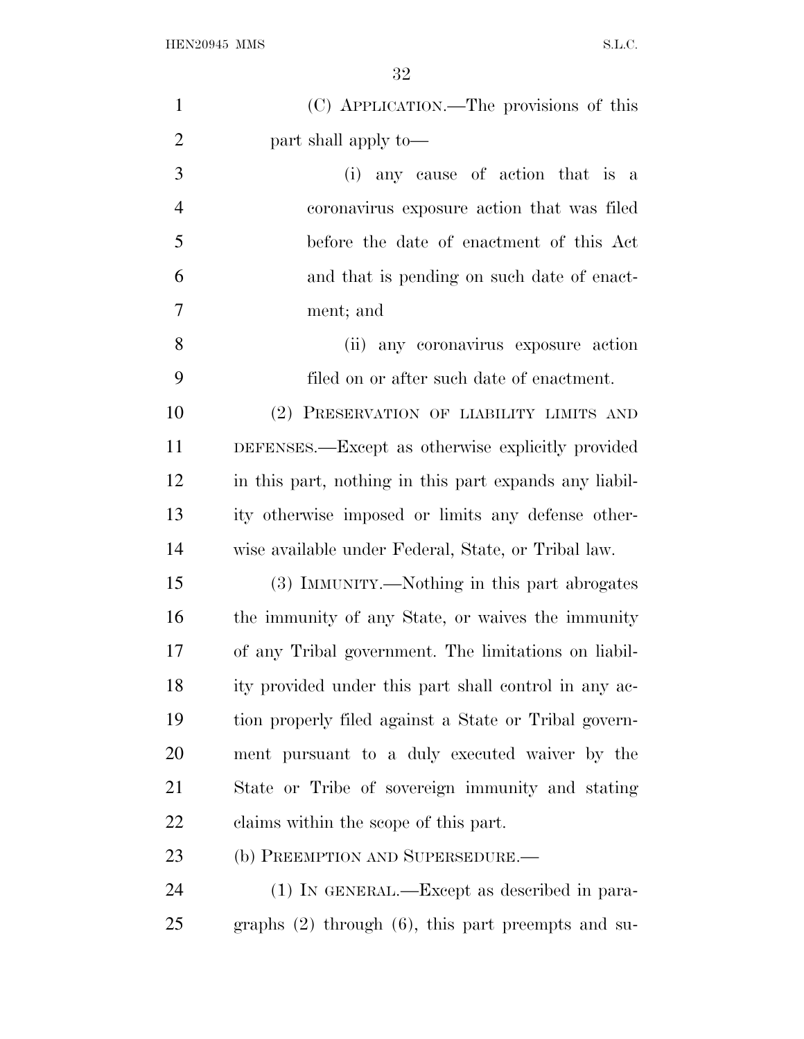(C) APPLICATION.—The provisions of this part shall apply to—

(i) any cause of action that is a coronavirus exposure action that was filed before the date of enactment of this Act and that is pending on such date of enactment; and

(ii) any coronavirus exposure action filed on or after such date of enactment.

(2) PRESERVATION OF LIABILITY LIMITS AND DEFENSES.—Except as otherwise explicitly provided in this part, nothing in this part expands any liability otherwise imposed or limits any defense otherwise available under Federal, State, or Tribal law.

(3) IMMUNITY.—Nothing in this part abrogates the immunity of any State, or waives the immunity of any Tribal government. The limitations on liability provided under this part shall control in any action properly filed against a State or Tribal government pursuant to a duly executed waiver by the State or Tribe of sovereign immunity and stating claims within the scope of this part.

(b) PREEMPTION AND SUPERSEDURE.—

(1) IN GENERAL.—Except as described in paragraphs (2) through (6), this part preempts and su-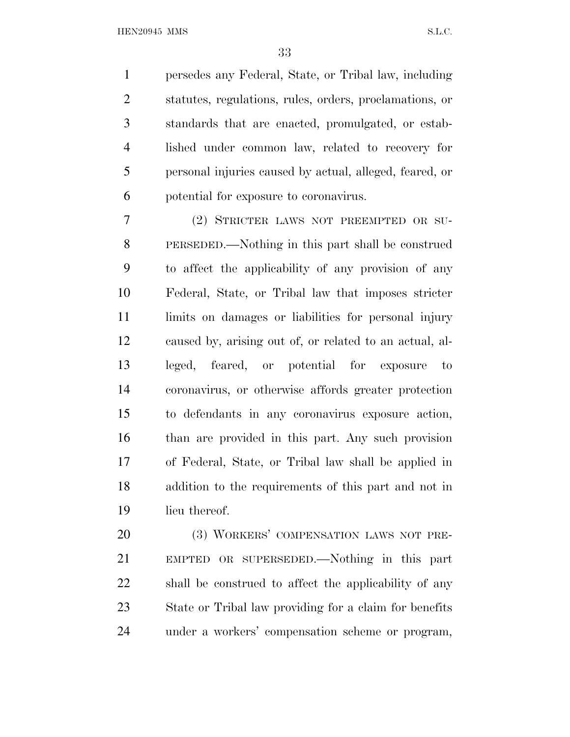persedes any Federal, State, or Tribal law, including statutes, regulations, rules, orders, proclamations, or standards that are enacted, promulgated, or established under common law, related to recovery for personal injuries caused by actual, alleged, feared, or potential for exposure to coronavirus.

(2) STRICTER LAWS NOT PREEMPTED OR SUPERSEDED.—Nothing in this part shall be construed to affect the applicability of any provision of any Federal, State, or Tribal law that imposes stricter limits on damages or liabilities for personal injury caused by, arising out of, or related to an actual, alleged, feared, or potential for exposure to coronavirus, or otherwise affords greater protection to defendants in any coronavirus exposure action, than are provided in this part. Any such provision of Federal, State, or Tribal law shall be applied in addition to the requirements of this part and not in lieu thereof.

(3) WORKERS' COMPENSATION LAWS NOT PREEMPTED OR SUPERSEDED.—Nothing in this part shall be construed to affect the applicability of any State or Tribal law providing for a claim for benefits under a workers' compensation scheme or program,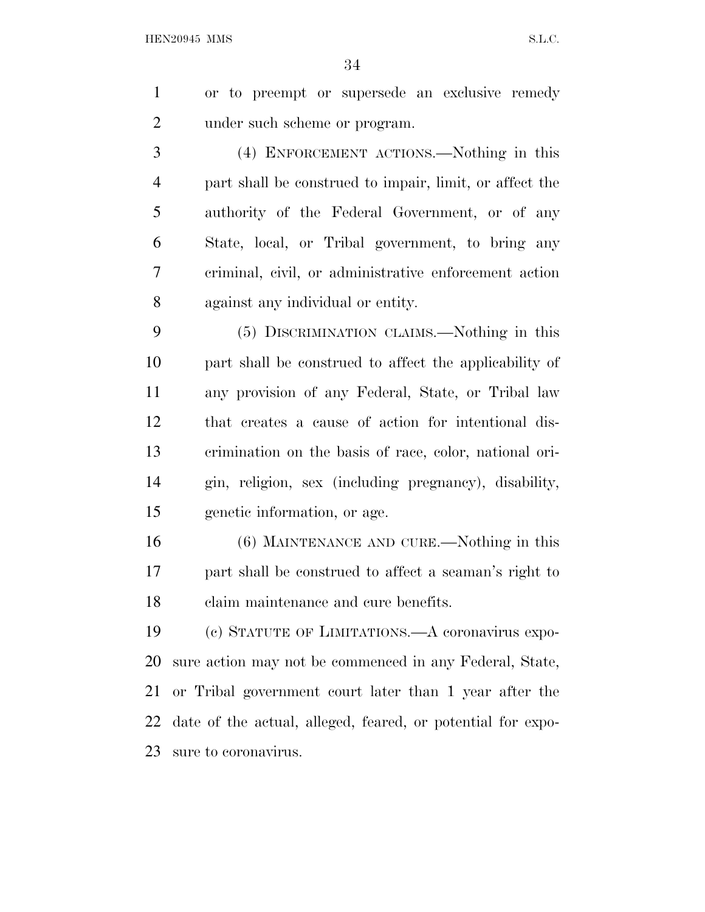or to preempt or supersede an exclusive remedy under such scheme or program.

(4) ENFORCEMENT ACTIONS.—Nothing in this part shall be construed to impair, limit, or affect the authority of the Federal Government, or of any State, local, or Tribal government, to bring any criminal, civil, or administrative enforcement action against any individual or entity.

(5) DISCRIMINATION CLAIMS.—Nothing in this part shall be construed to affect the applicability of any provision of any Federal, State, or Tribal law that creates a cause of action for intentional discrimination on the basis of race, color, national origin, religion, sex (including pregnancy), disability, genetic information, or age.

(6) MAINTENANCE AND CURE.—Nothing in this part shall be construed to affect a seaman's right to claim maintenance and cure benefits.

(c) STATUTE OF LIMITATIONS.—A coronavirus exposure action may not be commenced in any Federal, State, or Tribal government court later than 1 year after the date of the actual, alleged, feared, or potential for exposure to coronavirus.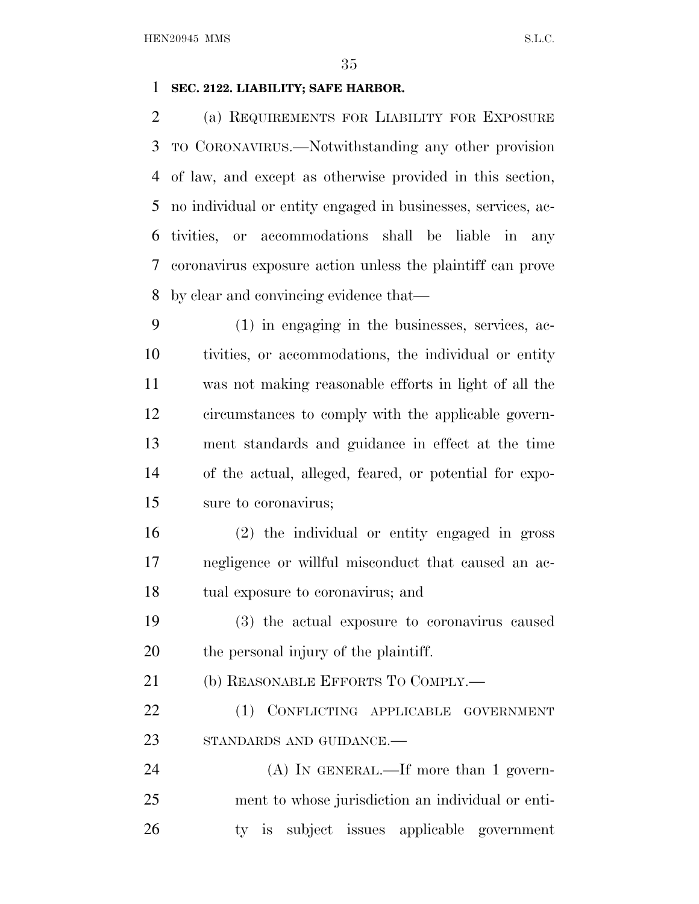**SEC. 2122. LIABILITY; SAFE HARBOR.**

(a) REQUIREMENTS FOR LIABILITY FOR EXPOSURE TO CORONAVIRUS.—Notwithstanding any other provision of law, and except as otherwise provided in this section, no individual or entity engaged in businesses, services, activities, or accommodations shall be liable in any coronavirus exposure action unless the plaintiff can prove by clear and convincing evidence that—

(1) in engaging in the businesses, services, activities, or accommodations, the individual or entity was not making reasonable efforts in light of all the circumstances to comply with the applicable government standards and guidance in effect at the time of the actual, alleged, feared, or potential for exposure to coronavirus;

(2) the individual or entity engaged in gross negligence or willful misconduct that caused an actual exposure to coronavirus; and

(3) the actual exposure to coronavirus caused the personal injury of the plaintiff.

(b) REASONABLE EFFORTS TO COMPLY.—

(1) CONFLICTING APPLICABLE GOVERNMENT STANDARDS AND GUIDANCE.—

(A) IN GENERAL.—If more than 1 government to whose jurisdiction an individual or entity is subject issues applicable government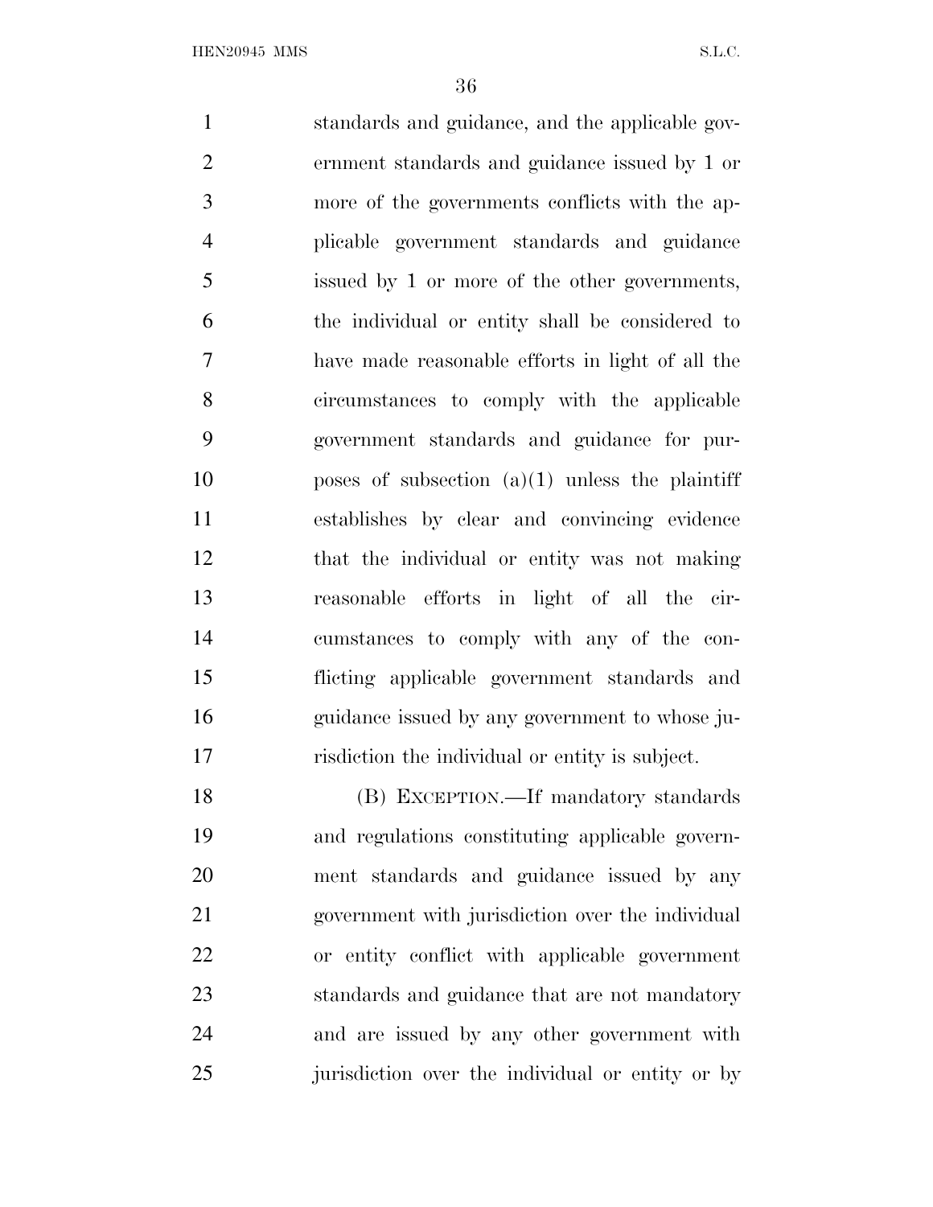standards and guidance, and the applicable government standards and guidance issued by 1 or more of the governments conflicts with the applicable government standards and guidance issued by 1 or more of the other governments, the individual or entity shall be considered to have made reasonable efforts in light of all the circumstances to comply with the applicable government standards and guidance for purposes of subsection (a)(1) unless the plaintiff establishes by clear and convincing evidence that the individual or entity was not making reasonable efforts in light of all the circumstances to comply with any of the conflicting applicable government standards and guidance issued by any government to whose jurisdiction the individual or entity is subject.

(B) EXCEPTION.—If mandatory standards and regulations constituting applicable government standards and guidance issued by any government with jurisdiction over the individual or entity conflict with applicable government standards and guidance that are not mandatory and are issued by any other government with jurisdiction over the individual or entity or by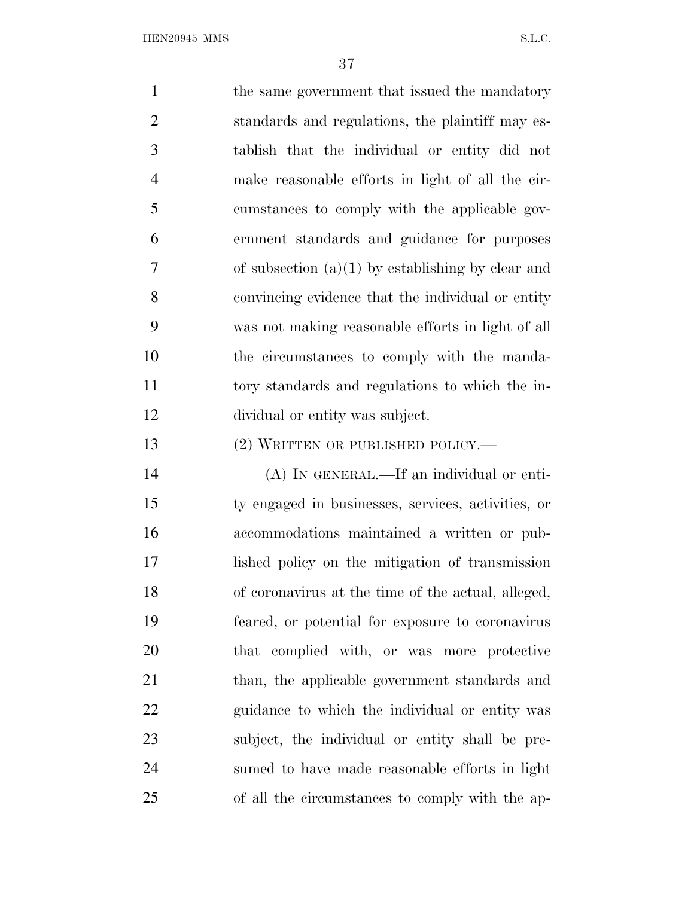the same government that issued the mandatory standards and regulations, the plaintiff may establish that the individual or entity did not make reasonable efforts in light of all the circumstances to comply with the applicable government standards and guidance for purposes of subsection (a)(1) by establishing by clear and convincing evidence that the individual or entity was not making reasonable efforts in light of all the circumstances to comply with the mandatory standards and regulations to which the individual or entity was subject.

(2) WRITTEN OR PUBLISHED POLICY.—

(A) IN GENERAL.—If an individual or entity engaged in businesses, services, activities, or accommodations maintained a written or published policy on the mitigation of transmission of coronavirus at the time of the actual, alleged, feared, or potential for exposure to coronavirus that complied with, or was more protective than, the applicable government standards and guidance to which the individual or entity was subject, the individual or entity shall be presumed to have made reasonable efforts in light of all the circumstances to comply with the ap-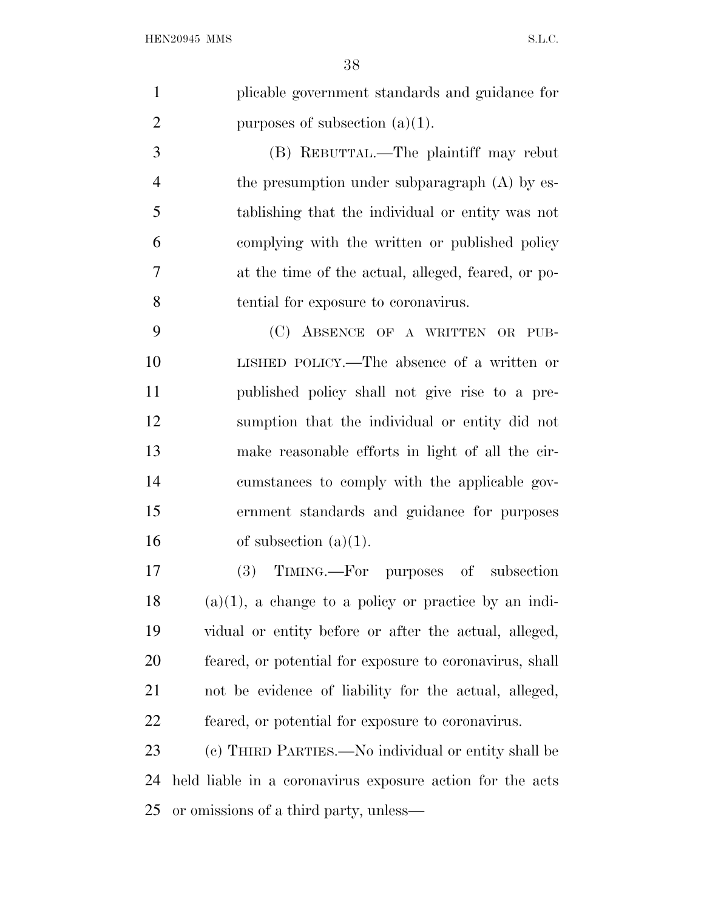plicable government standards and guidance for purposes of subsection (a)(1).

(B) REBUTTAL.—The plaintiff may rebut the presumption under subparagraph (A) by establishing that the individual or entity was not complying with the written or published policy at the time of the actual, alleged, feared, or potential for exposure to coronavirus.

(C) ABSENCE OF A WRITTEN OR PUBLISHED POLICY.—The absence of a written or published policy shall not give rise to a presumption that the individual or entity did not make reasonable efforts in light of all the circumstances to comply with the applicable government standards and guidance for purposes of subsection (a)(1).

(3) TIMING.—For purposes of subsection (a)(1), a change to a policy or practice by an individual or entity before or after the actual, alleged, feared, or potential for exposure to coronavirus, shall not be evidence of liability for the actual, alleged, feared, or potential for exposure to coronavirus.

(c) THIRD PARTIES.—No individual or entity shall be held liable in a coronavirus exposure action for the acts or omissions of a third party, unless—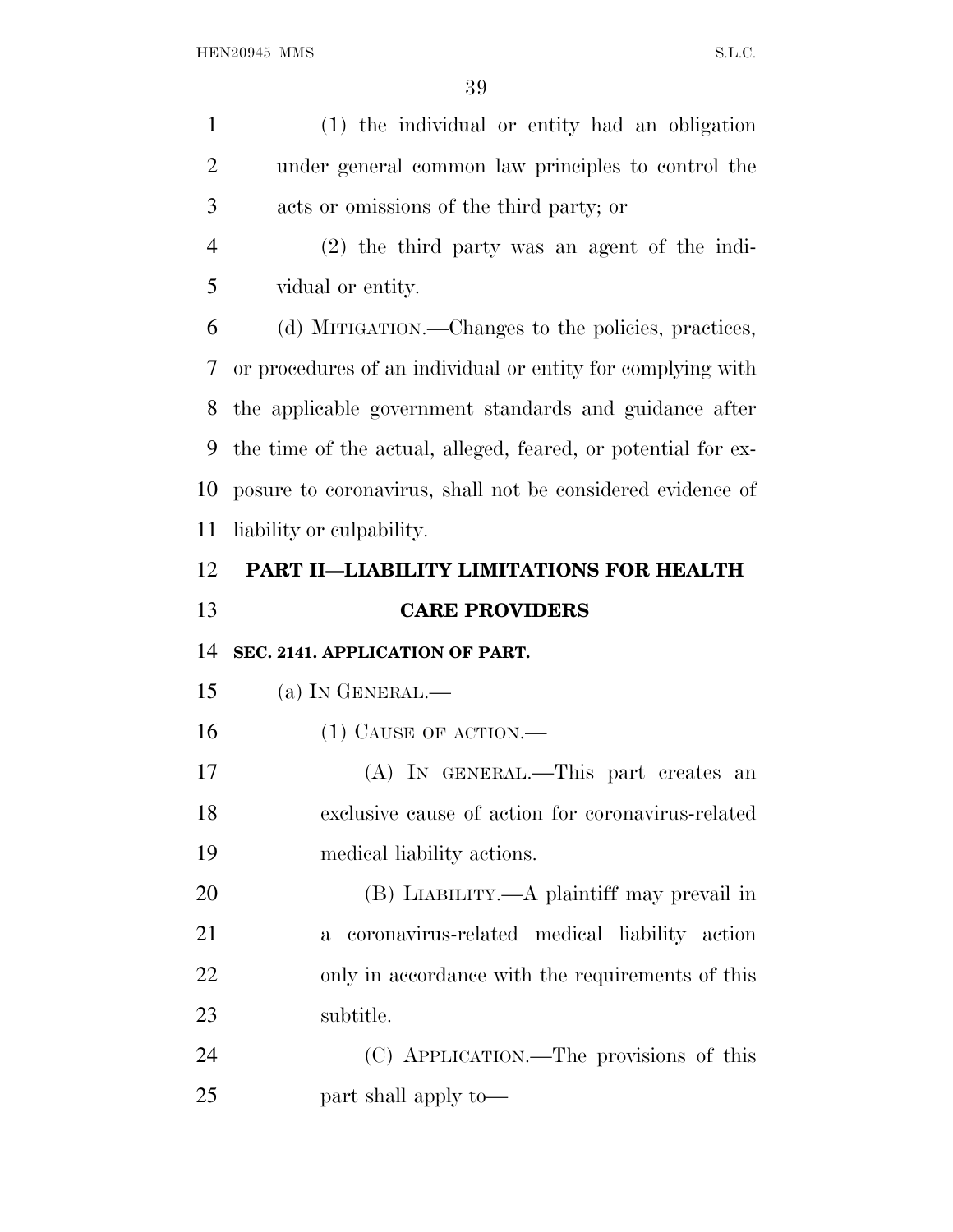(1) the individual or entity had an obligation under general common law principles to control the acts or omissions of the third party; or

(2) the third party was an agent of the individual or entity.

(d) MITIGATION.—Changes to the policies, practices, or procedures of an individual or entity for complying with the applicable government standards and guidance after the time of the actual, alleged, feared, or potential for exposure to coronavirus, shall not be considered evidence of liability or culpability.

## PART II—LIABILITY LIMITATIONS FOR HEALTH CARE PROVIDERS

### SEC. 2141. APPLICATION OF PART.

(a) IN GENERAL.—

(1) CAUSE OF ACTION.—

(A) IN GENERAL.—This part creates an exclusive cause of action for coronavirus-related medical liability actions.

(B) LIABILITY.—A plaintiff may prevail in a coronavirus-related medical liability action only in accordance with the requirements of this subtitle.

(C) APPLICATION.—The provisions of this part shall apply to—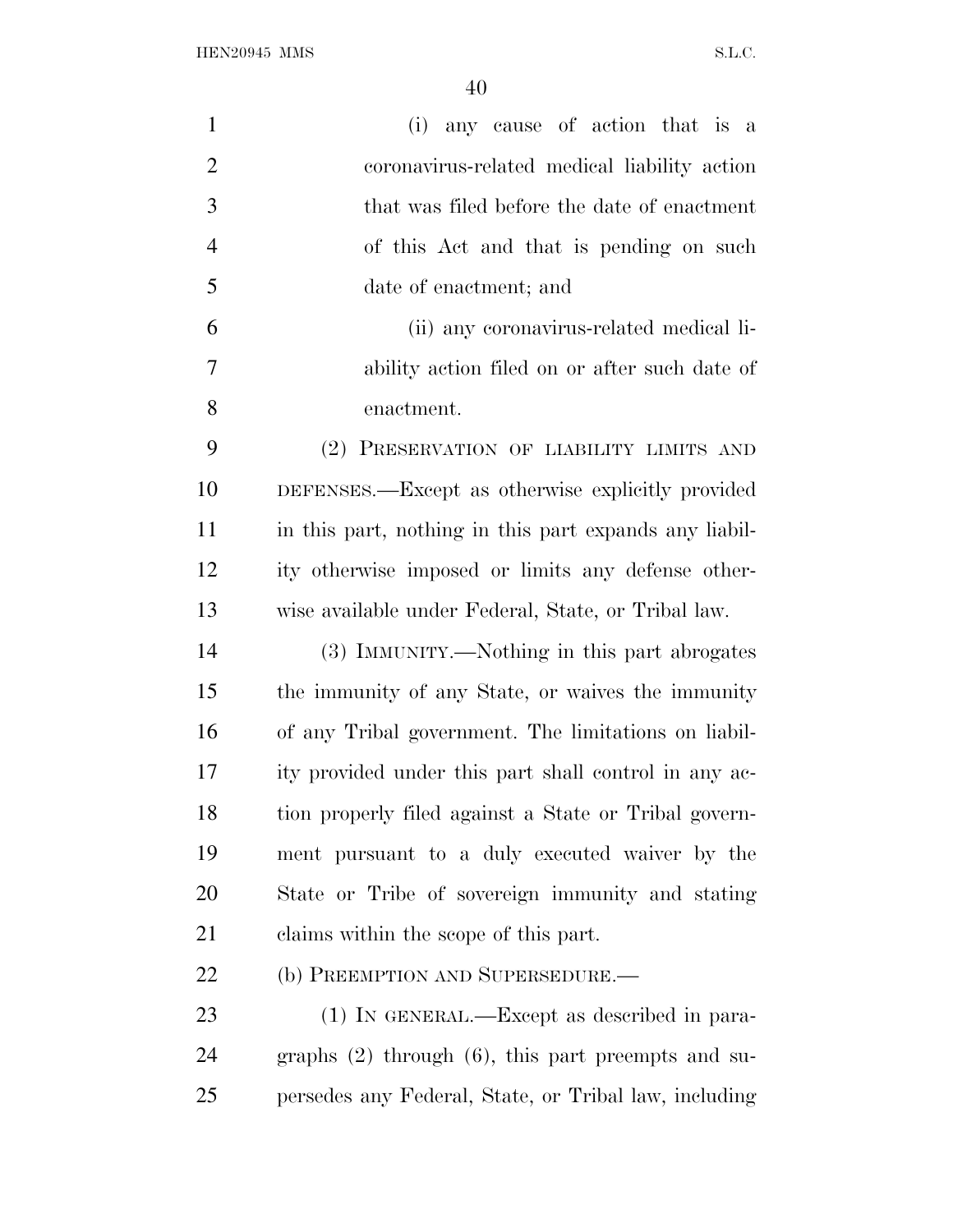(i) any cause of action that is a coronavirus-related medical liability action that was filed before the date of enactment of this Act and that is pending on such date of enactment; and

(ii) any coronavirus-related medical liability action filed on or after such date of enactment.

(2) PRESERVATION OF LIABILITY LIMITS AND DEFENSES.—Except as otherwise explicitly provided in this part, nothing in this part expands any liability otherwise imposed or limits any defense otherwise available under Federal, State, or Tribal law.

(3) IMMUNITY.—Nothing in this part abrogates the immunity of any State, or waives the immunity of any Tribal government. The limitations on liability provided under this part shall control in any action properly filed against a State or Tribal government pursuant to a duly executed waiver by the State or Tribe of sovereign immunity and stating claims within the scope of this part.

(b) PREEMPTION AND SUPERSEDURE.—

(1) IN GENERAL.—Except as described in paragraphs (2) through (6), this part preempts and supersedes any Federal, State, or Tribal law, including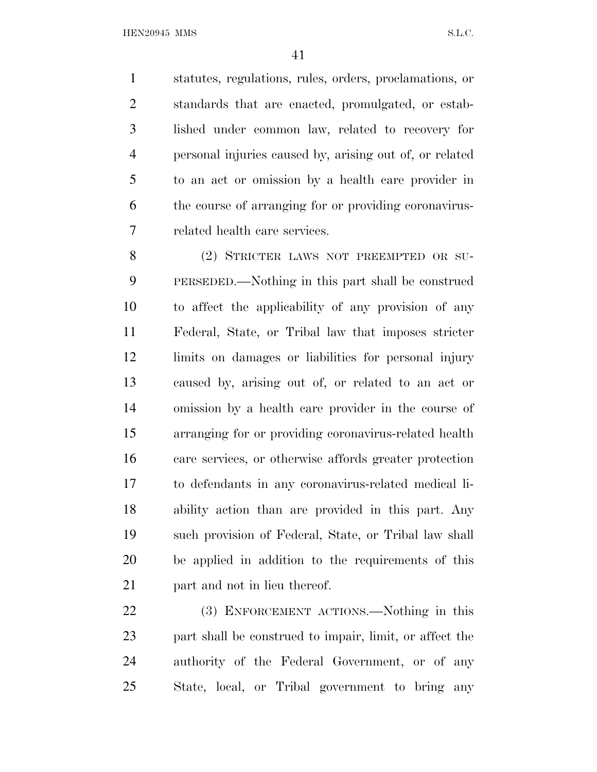statutes, regulations, rules, orders, proclamations, or standards that are enacted, promulgated, or established under common law, related to recovery for personal injuries caused by, arising out of, or related to an act or omission by a health care provider in the course of arranging for or providing coronavirus-related health care services.

(2) STRICTER LAWS NOT PREEMPTED OR SUPERSEDED.—Nothing in this part shall be construed to affect the applicability of any provision of any Federal, State, or Tribal law that imposes stricter limits on damages or liabilities for personal injury caused by, arising out of, or related to an act or omission by a health care provider in the course of arranging for or providing coronavirus-related health care services, or otherwise affords greater protection to defendants in any coronavirus-related medical liability action than are provided in this part. Any such provision of Federal, State, or Tribal law shall be applied in addition to the requirements of this part and not in lieu thereof.

(3) ENFORCEMENT ACTIONS.—Nothing in this part shall be construed to impair, limit, or affect the authority of the Federal Government, or of any State, local, or Tribal government to bring any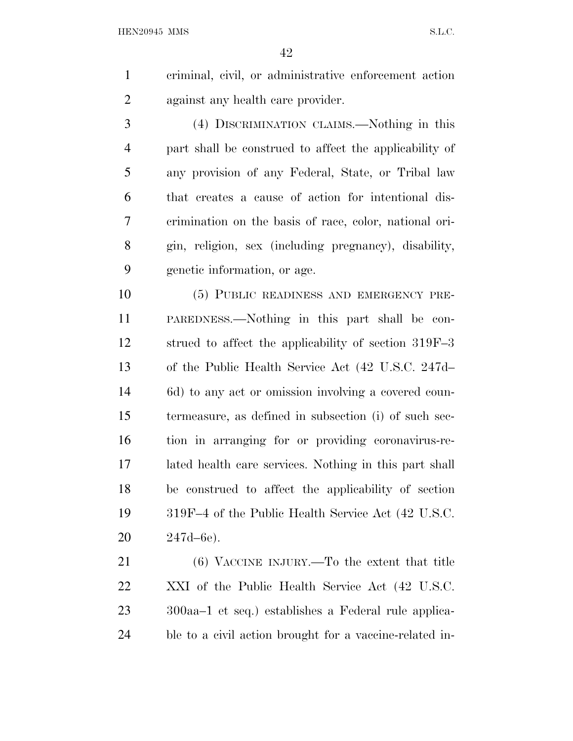criminal, civil, or administrative enforcement action against any health care provider.

(4) DISCRIMINATION CLAIMS.—Nothing in this part shall be construed to affect the applicability of any provision of any Federal, State, or Tribal law that creates a cause of action for intentional discrimination on the basis of race, color, national origin, religion, sex (including pregnancy), disability, genetic information, or age.

(5) PUBLIC READINESS AND EMERGENCY PREPAREDNESS.—Nothing in this part shall be construed to affect the applicability of section 319F–3 of the Public Health Service Act (42 U.S.C. 247d–6d) to any act or omission involving a covered countermeasure, as defined in subsection (i) of such section in arranging for or providing coronavirus-related health care services. Nothing in this part shall be construed to affect the applicability of section 319F–4 of the Public Health Service Act (42 U.S.C. 247d–6e).

(6) VACCINE INJURY.—To the extent that title XXI of the Public Health Service Act (42 U.S.C. 300aa–1 et seq.) establishes a Federal rule applicable to a civil action brought for a vaccine-related in-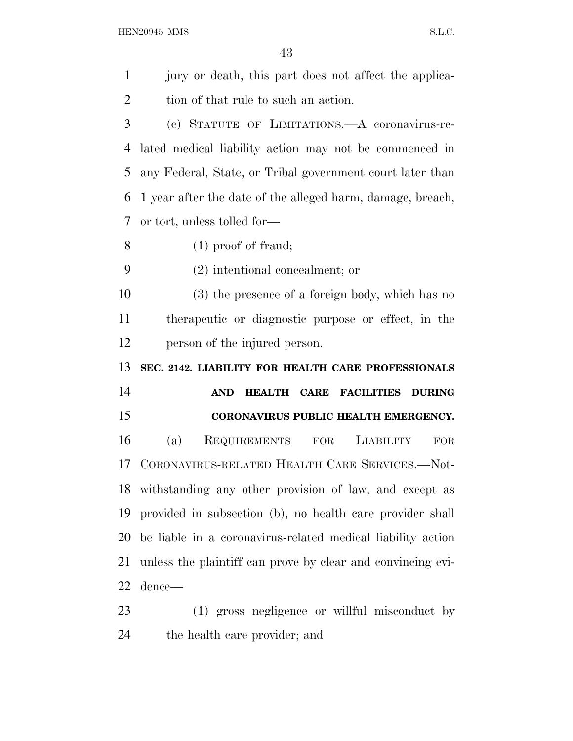jury or death, this part does not affect the application of that rule to such an action.

(c) STATUTE OF LIMITATIONS.—A coronavirus-related medical liability action may not be commenced in any Federal, State, or Tribal government court later than 1 year after the date of the alleged harm, damage, breach, or tort, unless tolled for—

(1) proof of fraud;

(2) intentional concealment; or

(3) the presence of a foreign body, which has no therapeutic or diagnostic purpose or effect, in the person of the injured person.

**SEC. 2142. LIABILITY FOR HEALTH CARE PROFESSIONALS AND HEALTH CARE FACILITIES DURING CORONAVIRUS PUBLIC HEALTH EMERGENCY.**

(a) REQUIREMENTS FOR LIABILITY FOR CORONAVIRUS-RELATED HEALTH CARE SERVICES.—Notwithstanding any other provision of law, and except as provided in subsection (b), no health care provider shall be liable in a coronavirus-related medical liability action unless the plaintiff can prove by clear and convincing evidence—

(1) gross negligence or willful misconduct by the health care provider; and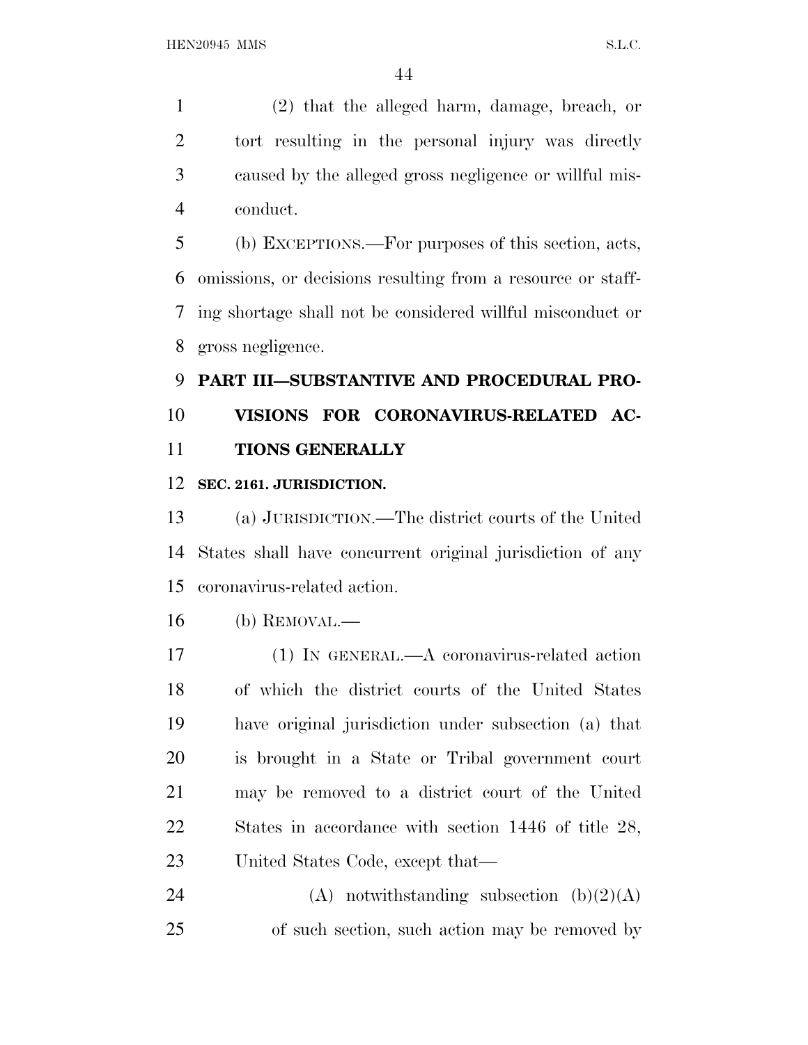(2) that the alleged harm, damage, breach, or tort resulting in the personal injury was directly caused by the alleged gross negligence or willful misconduct.

(b) EXCEPTIONS.—For purposes of this section, acts, omissions, or decisions resulting from a resource or staffing shortage shall not be considered willful misconduct or gross negligence.

## PART III—SUBSTANTIVE AND PROCEDURAL PROVISIONS FOR CORONAVIRUS-RELATED ACTIONS GENERALLY

### SEC. 2161. JURISDICTION.

(a) JURISDICTION.—The district courts of the United States shall have concurrent original jurisdiction of any coronavirus-related action.

(b) REMOVAL.—

(1) IN GENERAL.—A coronavirus-related action of which the district courts of the United States have original jurisdiction under subsection (a) that is brought in a State or Tribal government court may be removed to a district court of the United States in accordance with section 1446 of title 28, United States Code, except that—

(A) notwithstanding subsection (b)(2)(A) of such section, such action may be removed by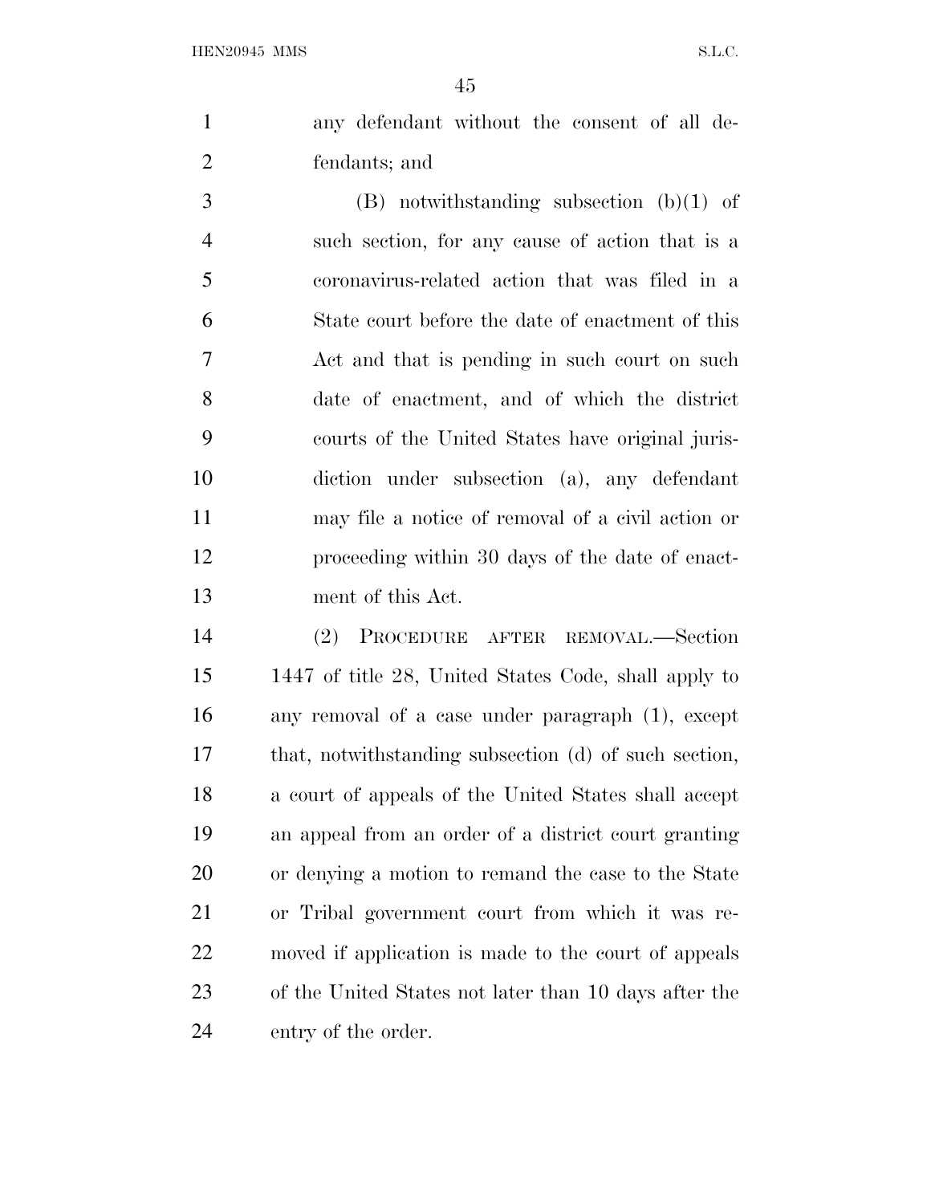any defendant without the consent of all defendants; and

(B) notwithstanding subsection (b)(1) of such section, for any cause of action that is a coronavirus-related action that was filed in a State court before the date of enactment of this Act and that is pending in such court on such date of enactment, and of which the district courts of the United States have original jurisdiction under subsection (a), any defendant may file a notice of removal of a civil action or proceeding within 30 days of the date of enactment of this Act.

(2) PROCEDURE AFTER REMOVAL.—Section 1447 of title 28, United States Code, shall apply to any removal of a case under paragraph (1), except that, notwithstanding subsection (d) of such section, a court of appeals of the United States shall accept an appeal from an order of a district court granting or denying a motion to remand the case to the State or Tribal government court from which it was removed if application is made to the court of appeals of the United States not later than 10 days after the entry of the order.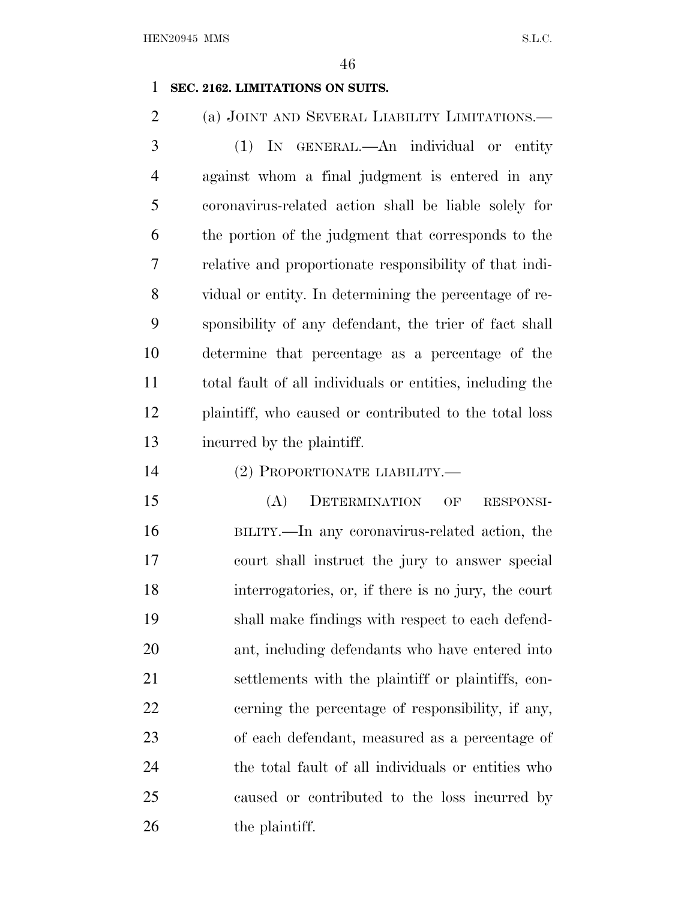**SEC. 2162. LIMITATIONS ON SUITS.**

(a) JOINT AND SEVERAL LIABILITY LIMITATIONS.—

(1) IN GENERAL.—An individual or entity against whom a final judgment is entered in any coronavirus-related action shall be liable solely for the portion of the judgment that corresponds to the relative and proportionate responsibility of that individual or entity. In determining the percentage of responsibility of any defendant, the trier of fact shall determine that percentage as a percentage of the total fault of all individuals or entities, including the plaintiff, who caused or contributed to the total loss incurred by the plaintiff.

(2) PROPORTIONATE LIABILITY.—

(A) DETERMINATION OF RESPONSIBILITY.—In any coronavirus-related action, the court shall instruct the jury to answer special interrogatories, or, if there is no jury, the court shall make findings with respect to each defendant, including defendants who have entered into settlements with the plaintiff or plaintiffs, concerning the percentage of responsibility, if any, of each defendant, measured as a percentage of the total fault of all individuals or entities who caused or contributed to the loss incurred by the plaintiff.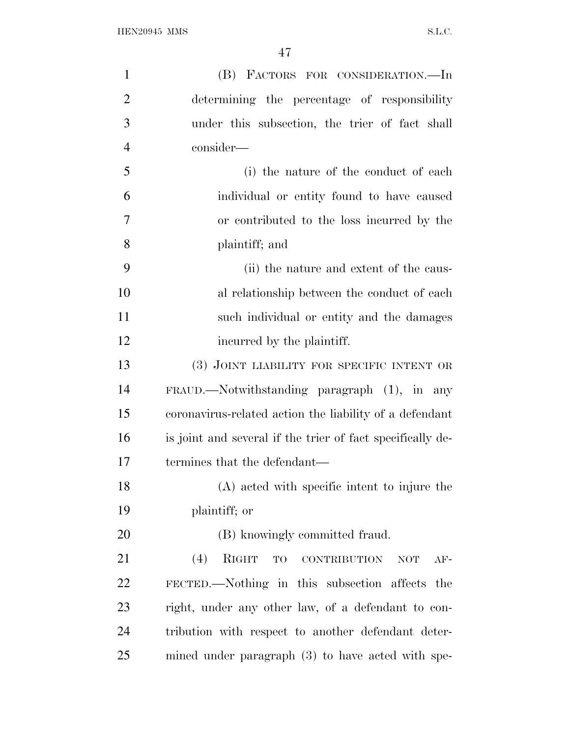(B) FACTORS FOR CONSIDERATION.—In determining the percentage of responsibility under this subsection, the trier of fact shall consider—

(i) the nature of the conduct of each individual or entity found to have caused or contributed to the loss incurred by the plaintiff; and

(ii) the nature and extent of the causal relationship between the conduct of each such individual or entity and the damages incurred by the plaintiff.

(3) JOINT LIABILITY FOR SPECIFIC INTENT OR FRAUD.—Notwithstanding paragraph (1), in any coronavirus-related action the liability of a defendant is joint and several if the trier of fact specifically determines that the defendant—

(A) acted with specific intent to injure the plaintiff; or

(B) knowingly committed fraud.

(4) RIGHT TO CONTRIBUTION NOT AFFECTED.—Nothing in this subsection affects the right, under any other law, of a defendant to contribution with respect to another defendant determined under paragraph (3) to have acted with spe-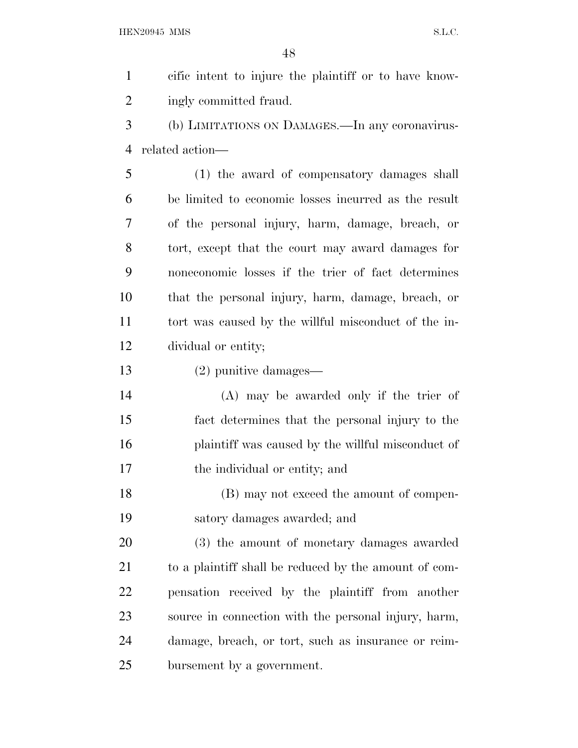cific intent to injure the plaintiff or to have knowingly committed fraud.

(b) LIMITATIONS ON DAMAGES.—In any coronavirus-related action—

(1) the award of compensatory damages shall be limited to economic losses incurred as the result of the personal injury, harm, damage, breach, or tort, except that the court may award damages for noneconomic losses if the trier of fact determines that the personal injury, harm, damage, breach, or tort was caused by the willful misconduct of the individual or entity;

(2) punitive damages—

(A) may be awarded only if the trier of fact determines that the personal injury to the plaintiff was caused by the willful misconduct of the individual or entity; and

(B) may not exceed the amount of compensatory damages awarded; and

(3) the amount of monetary damages awarded to a plaintiff shall be reduced by the amount of compensation received by the plaintiff from another source in connection with the personal injury, harm, damage, breach, or tort, such as insurance or reimbursement by a government.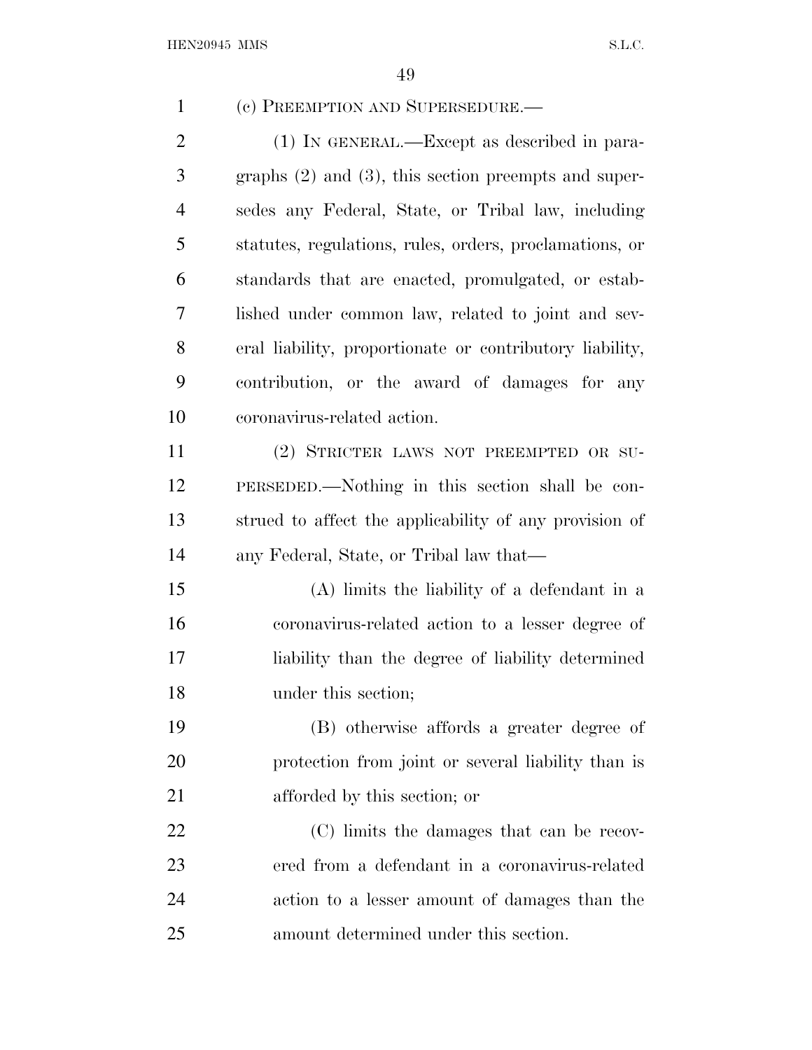(c) PREEMPTION AND SUPERSEDURE.—

(1) IN GENERAL.—Except as described in paragraphs (2) and (3), this section preempts and supersedes any Federal, State, or Tribal law, including statutes, regulations, rules, orders, proclamations, or standards that are enacted, promulgated, or established under common law, related to joint and several liability, proportionate or contributory liability, contribution, or the award of damages for any coronavirus-related action.

(2) STRICTER LAWS NOT PREEMPTED OR SUPERSEDED.—Nothing in this section shall be construed to affect the applicability of any provision of any Federal, State, or Tribal law that—

(A) limits the liability of a defendant in a coronavirus-related action to a lesser degree of liability than the degree of liability determined under this section;

(B) otherwise affords a greater degree of protection from joint or several liability than is afforded by this section; or

(C) limits the damages that can be recovered from a defendant in a coronavirus-related action to a lesser amount of damages than the amount determined under this section.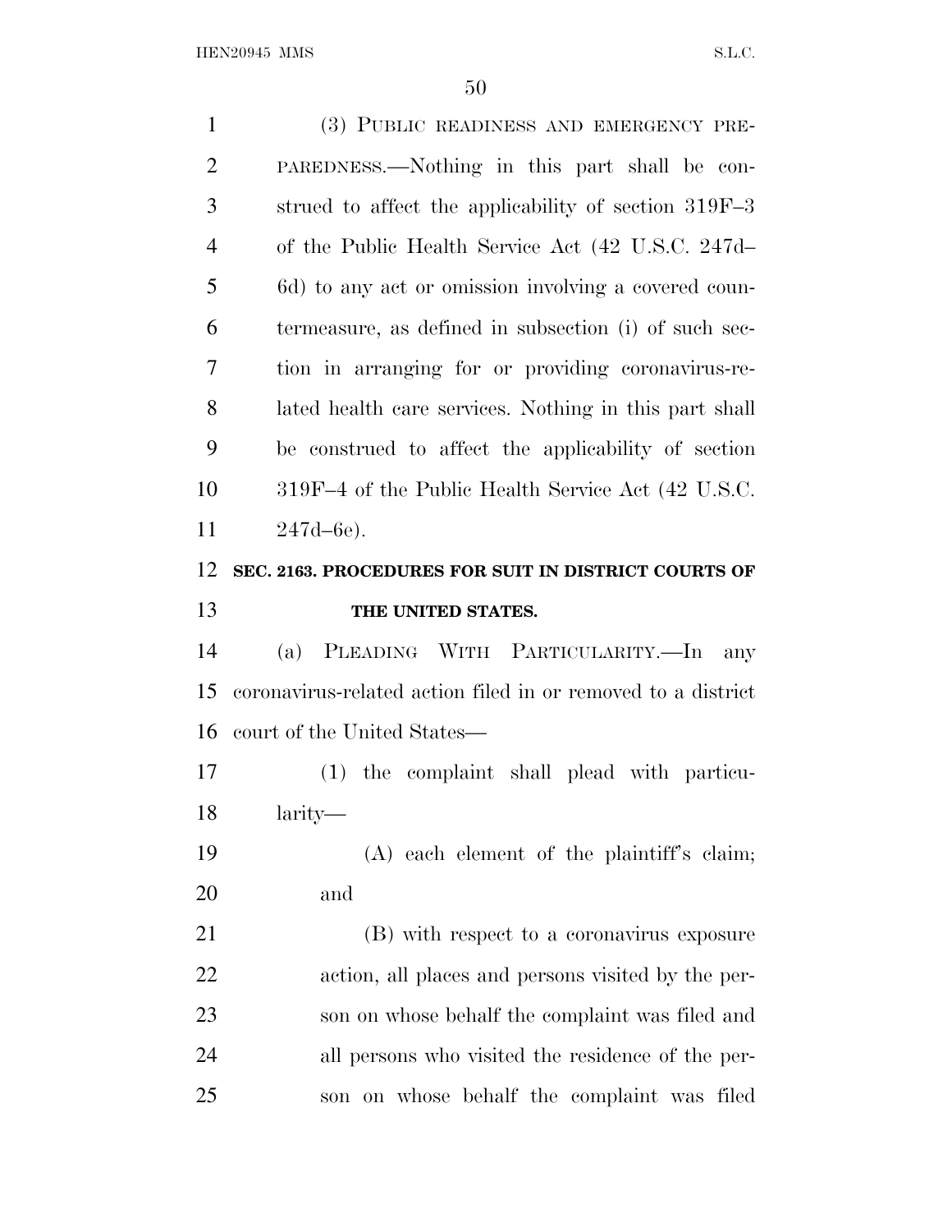(3) PUBLIC READINESS AND EMERGENCY PREPAREDNESS.—Nothing in this part shall be construed to affect the applicability of section 319F–3 of the Public Health Service Act (42 U.S.C. 247d–6d) to any act or omission involving a covered countermeasure, as defined in subsection (i) of such section in arranging for or providing coronavirus-related health care services. Nothing in this part shall be construed to affect the applicability of section 319F–4 of the Public Health Service Act (42 U.S.C. 247d–6e).

**SEC. 2163. PROCEDURES FOR SUIT IN DISTRICT COURTS OF THE UNITED STATES.**

(a) PLEADING WITH PARTICULARITY.—In any coronavirus-related action filed in or removed to a district court of the United States—

(1) the complaint shall plead with particularity—

(A) each element of the plaintiff's claim; and

(B) with respect to a coronavirus exposure action, all places and persons visited by the person on whose behalf the complaint was filed and all persons who visited the residence of the person on whose behalf the complaint was filed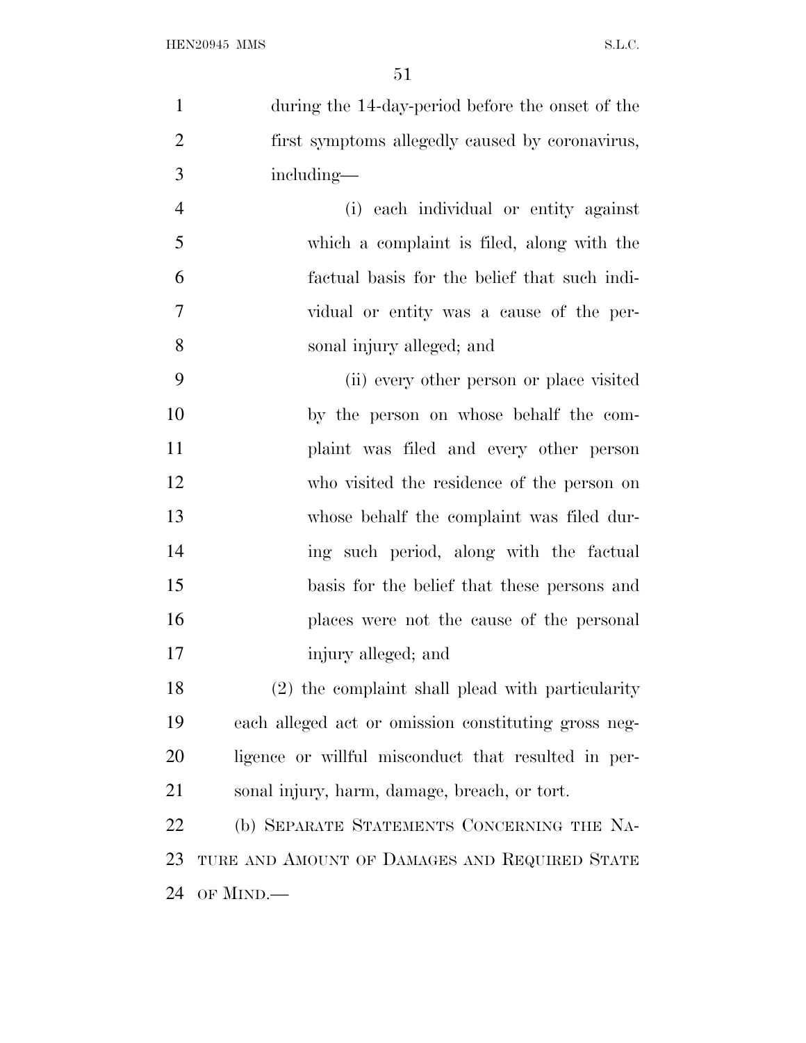during the 14-day-period before the onset of the first symptoms allegedly caused by coronavirus, including—

(i) each individual or entity against which a complaint is filed, along with the factual basis for the belief that such individual or entity was a cause of the personal injury alleged; and

(ii) every other person or place visited by the person on whose behalf the complaint was filed and every other person who visited the residence of the person on whose behalf the complaint was filed during such period, along with the factual basis for the belief that these persons and places were not the cause of the personal injury alleged; and

(2) the complaint shall plead with particularity each alleged act or omission constituting gross negligence or willful misconduct that resulted in personal injury, harm, damage, breach, or tort.

(b) SEPARATE STATEMENTS CONCERNING THE NATURE AND AMOUNT OF DAMAGES AND REQUIRED STATE OF MIND.—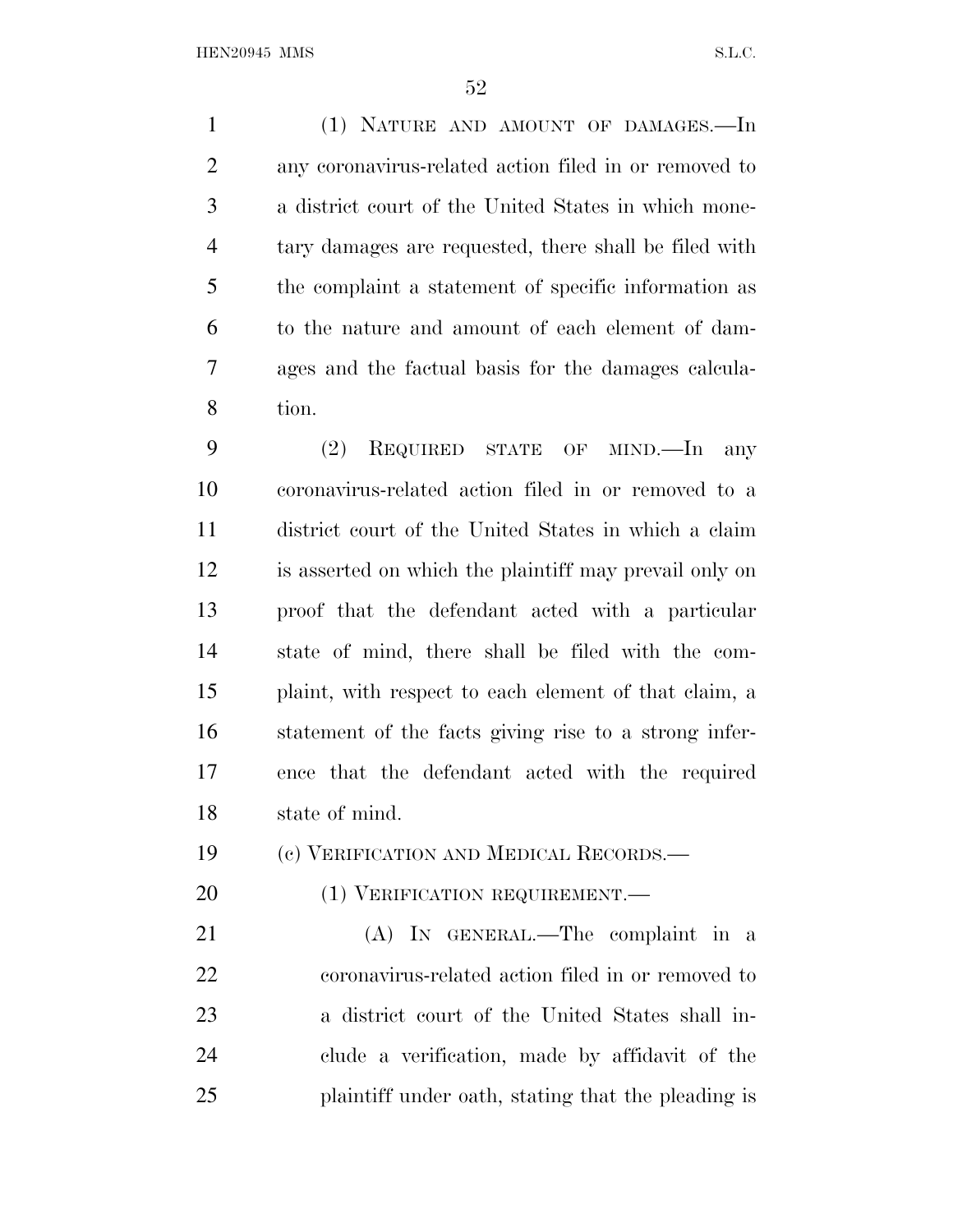(1) Nature and amount of damages.—In any coronavirus-related action filed in or removed to a district court of the United States in which monetary damages are requested, there shall be filed with the complaint a statement of specific information as to the nature and amount of each element of damages and the factual basis for the damages calculation.

(2) Required state of mind.—In any coronavirus-related action filed in or removed to a district court of the United States in which a claim is asserted on which the plaintiff may prevail only on proof that the defendant acted with a particular state of mind, there shall be filed with the complaint, with respect to each element of that claim, a statement of the facts giving rise to a strong inference that the defendant acted with the required state of mind.

(c) Verification and Medical Records.—

(1) Verification requirement.—

(A) In general.—The complaint in a coronavirus-related action filed in or removed to a district court of the United States shall include a verification, made by affidavit of the plaintiff under oath, stating that the pleading is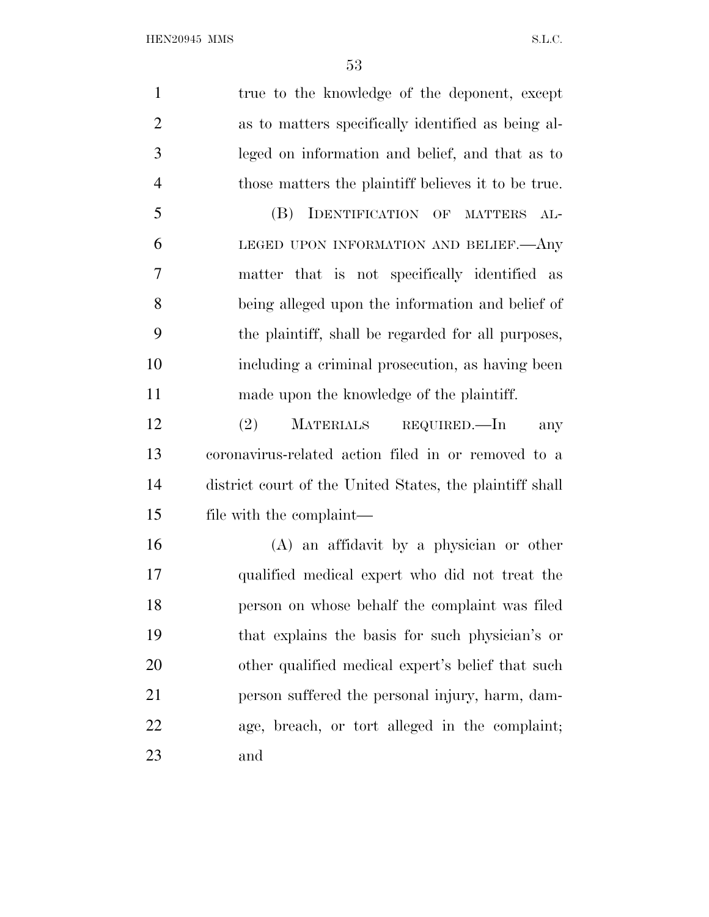true to the knowledge of the deponent, except as to matters specifically identified as being alleged on information and belief, and that as to those matters the plaintiff believes it to be true.

(B) IDENTIFICATION OF MATTERS ALLEGED UPON INFORMATION AND BELIEF.—Any matter that is not specifically identified as being alleged upon the information and belief of the plaintiff, shall be regarded for all purposes, including a criminal prosecution, as having been made upon the knowledge of the plaintiff.

(2) MATERIALS REQUIRED.—In any coronavirus-related action filed in or removed to a district court of the United States, the plaintiff shall file with the complaint—

(A) an affidavit by a physician or other qualified medical expert who did not treat the person on whose behalf the complaint was filed that explains the basis for such physician's or other qualified medical expert's belief that such person suffered the personal injury, harm, damage, breach, or tort alleged in the complaint; and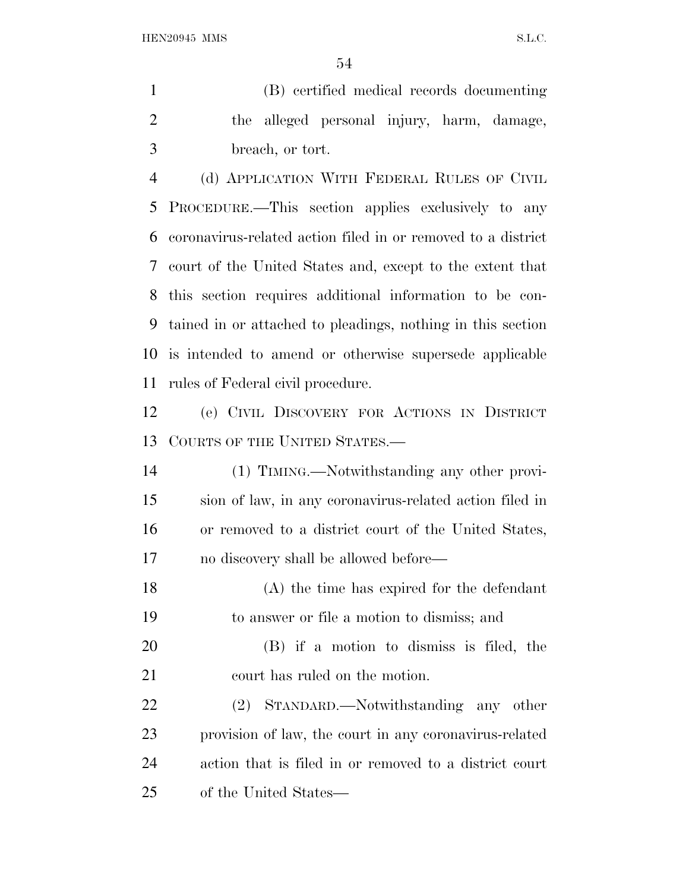(B) certified medical records documenting the alleged personal injury, harm, damage, breach, or tort.

(d) APPLICATION WITH FEDERAL RULES OF CIVIL PROCEDURE.—This section applies exclusively to any coronavirus-related action filed in or removed to a district court of the United States and, except to the extent that this section requires additional information to be contained in or attached to pleadings, nothing in this section is intended to amend or otherwise supersede applicable rules of Federal civil procedure.

(e) CIVIL DISCOVERY FOR ACTIONS IN DISTRICT COURTS OF THE UNITED STATES.—

(1) TIMING.—Notwithstanding any other provision of law, in any coronavirus-related action filed in or removed to a district court of the United States, no discovery shall be allowed before—

(A) the time has expired for the defendant to answer or file a motion to dismiss; and

(B) if a motion to dismiss is filed, the court has ruled on the motion.

(2) STANDARD.—Notwithstanding any other provision of law, the court in any coronavirus-related action that is filed in or removed to a district court of the United States—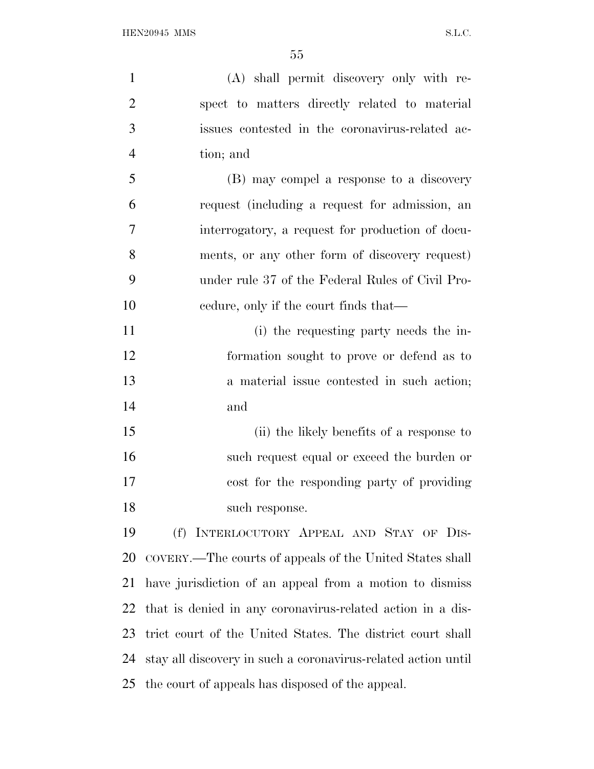(A) shall permit discovery only with respect to matters directly related to material issues contested in the coronavirus-related action; and

(B) may compel a response to a discovery request (including a request for admission, an interrogatory, a request for production of documents, or any other form of discovery request) under rule 37 of the Federal Rules of Civil Procedure, only if the court finds that—

(i) the requesting party needs the information sought to prove or defend as to a material issue contested in such action; and

(ii) the likely benefits of a response to such request equal or exceed the burden or cost for the responding party of providing such response.

(f) INTERLOCUTORY APPEAL AND STAY OF DISCOVERY.—The courts of appeals of the United States shall have jurisdiction of an appeal from a motion to dismiss that is denied in any coronavirus-related action in a district court of the United States. The district court shall stay all discovery in such a coronavirus-related action until the court of appeals has disposed of the appeal.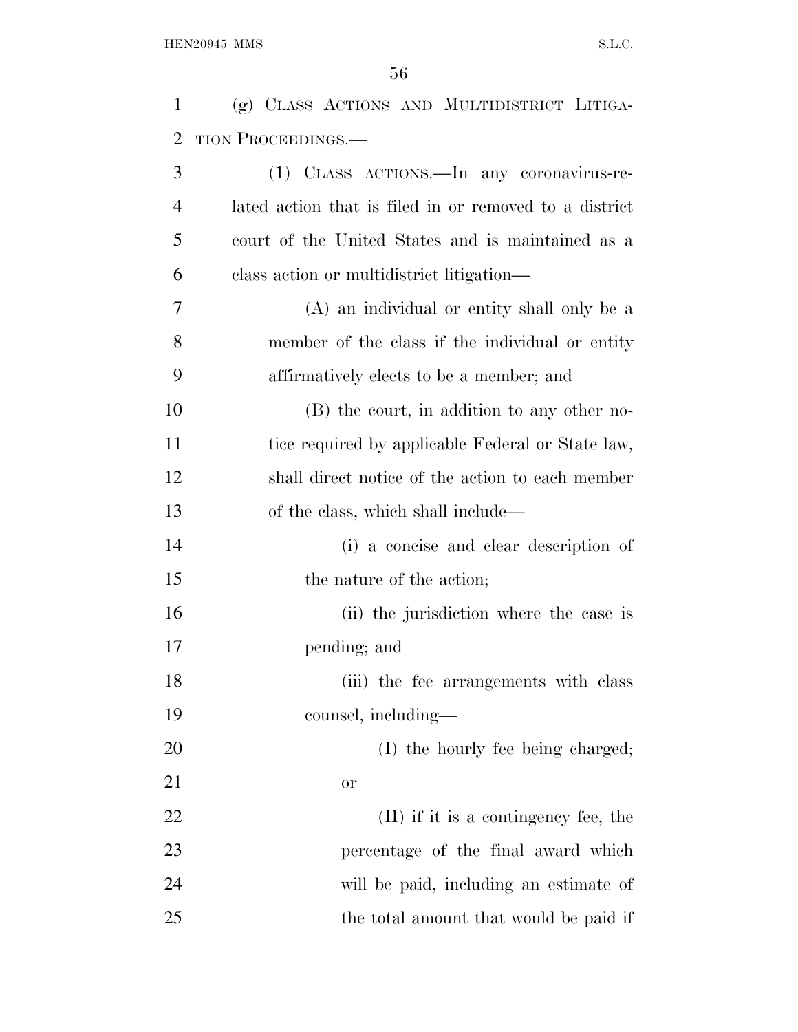(g) CLASS ACTIONS AND MULTIDISTRICT LITIGATION PROCEEDINGS.—

(1) CLASS ACTIONS.—In any coronavirus-related action that is filed in or removed to a district court of the United States and is maintained as a class action or multidistrict litigation—

(A) an individual or entity shall only be a member of the class if the individual or entity affirmatively elects to be a member; and

(B) the court, in addition to any other notice required by applicable Federal or State law, shall direct notice of the action to each member of the class, which shall include—

(i) a concise and clear description of the nature of the action;

(ii) the jurisdiction where the case is pending; and

(iii) the fee arrangements with class counsel, including—

(I) the hourly fee being charged; or

(II) if it is a contingency fee, the percentage of the final award which will be paid, including an estimate of the total amount that would be paid if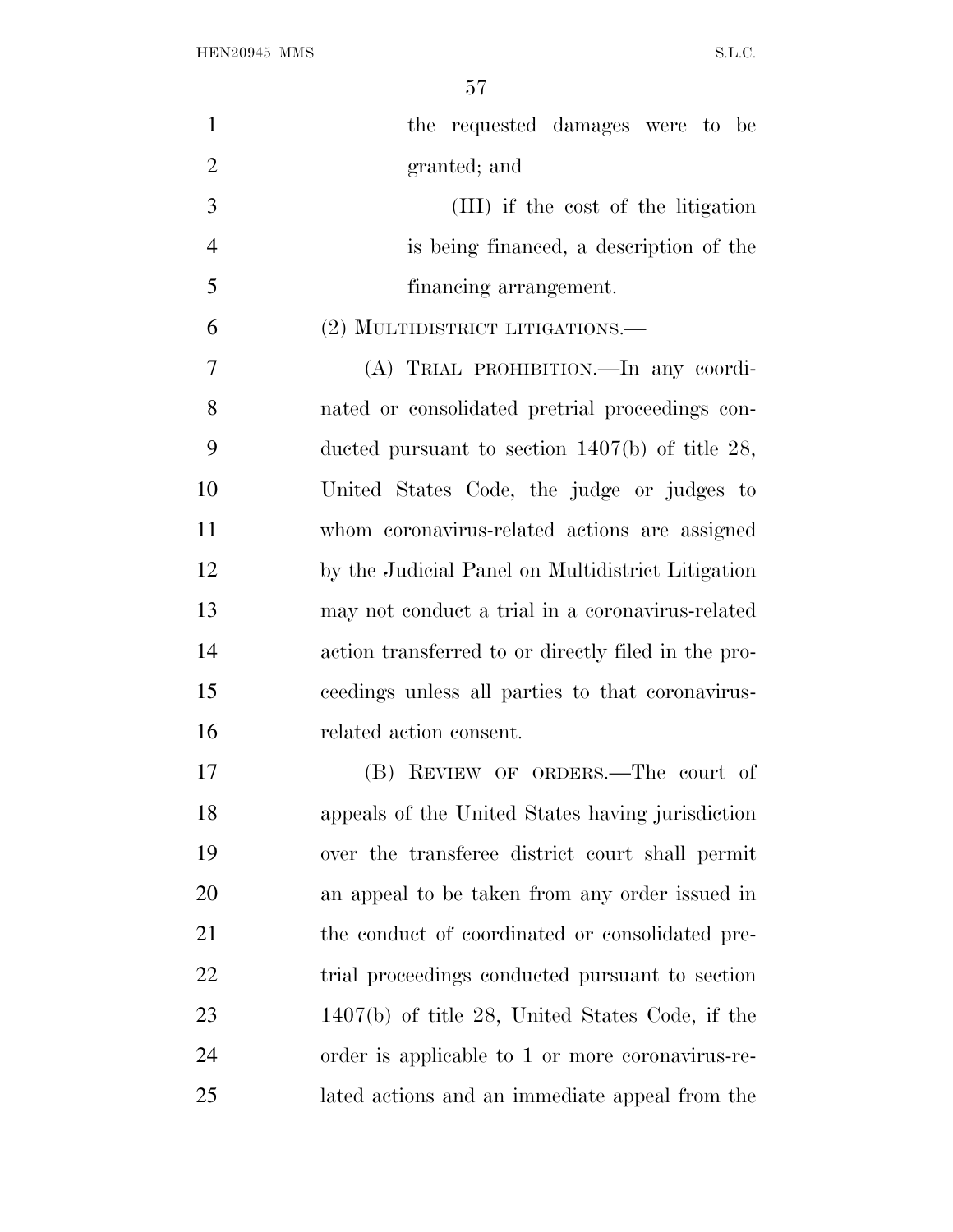the requested damages were to be granted; and

(III) if the cost of the litigation is being financed, a description of the financing arrangement.

(2) MULTIDISTRICT LITIGATIONS.—

(A) TRIAL PROHIBITION.—In any coordinated or consolidated pretrial proceedings conducted pursuant to section 1407(b) of title 28, United States Code, the judge or judges to whom coronavirus-related actions are assigned by the Judicial Panel on Multidistrict Litigation may not conduct a trial in a coronavirus-related action transferred to or directly filed in the proceedings unless all parties to that coronavirus-related action consent.

(B) REVIEW OF ORDERS.—The court of appeals of the United States having jurisdiction over the transferee district court shall permit an appeal to be taken from any order issued in the conduct of coordinated or consolidated pretrial proceedings conducted pursuant to section 1407(b) of title 28, United States Code, if the order is applicable to 1 or more coronavirus-related actions and an immediate appeal from the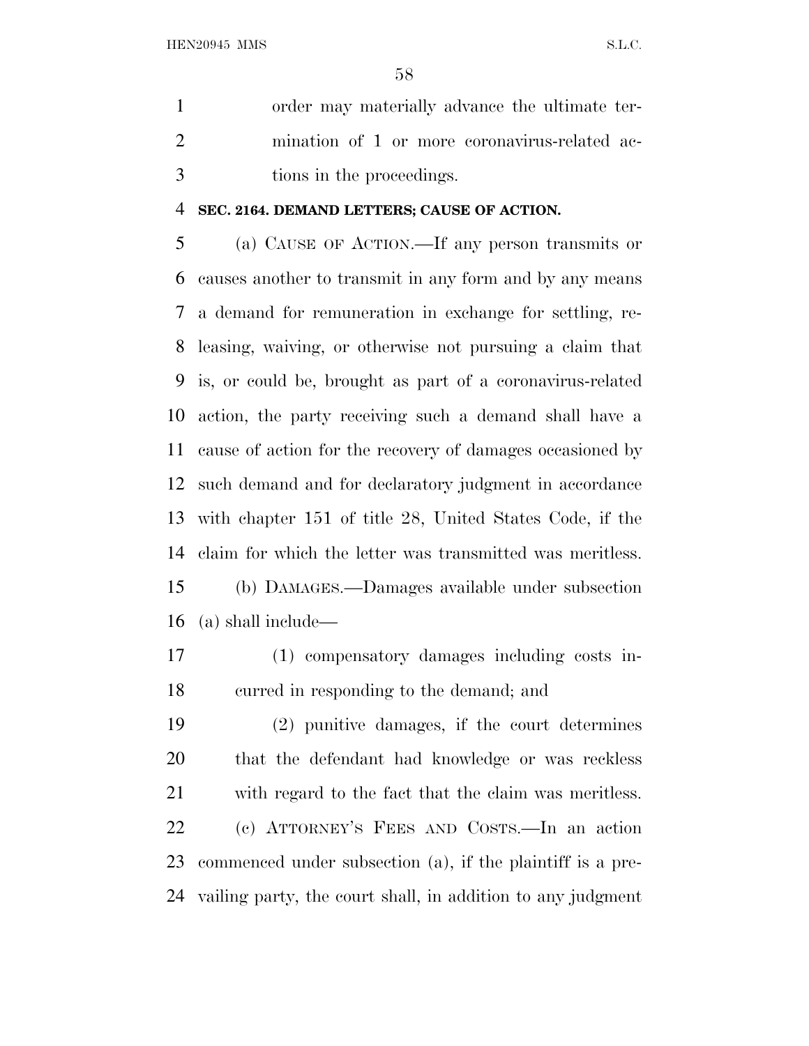order may materially advance the ultimate termination of 1 or more coronavirus-related actions in the proceedings.

**SEC. 2164. DEMAND LETTERS; CAUSE OF ACTION.**

(a) CAUSE OF ACTION.—If any person transmits or causes another to transmit in any form and by any means a demand for remuneration in exchange for settling, releasing, waiving, or otherwise not pursuing a claim that is, or could be, brought as part of a coronavirus-related action, the party receiving such a demand shall have a cause of action for the recovery of damages occasioned by such demand and for declaratory judgment in accordance with chapter 151 of title 28, United States Code, if the claim for which the letter was transmitted was meritless.

(b) DAMAGES.—Damages available under subsection (a) shall include—

(1) compensatory damages including costs incurred in responding to the demand; and

(2) punitive damages, if the court determines that the defendant had knowledge or was reckless with regard to the fact that the claim was meritless.

(c) ATTORNEY'S FEES AND COSTS.—In an action commenced under subsection (a), if the plaintiff is a prevailing party, the court shall, in addition to any judgment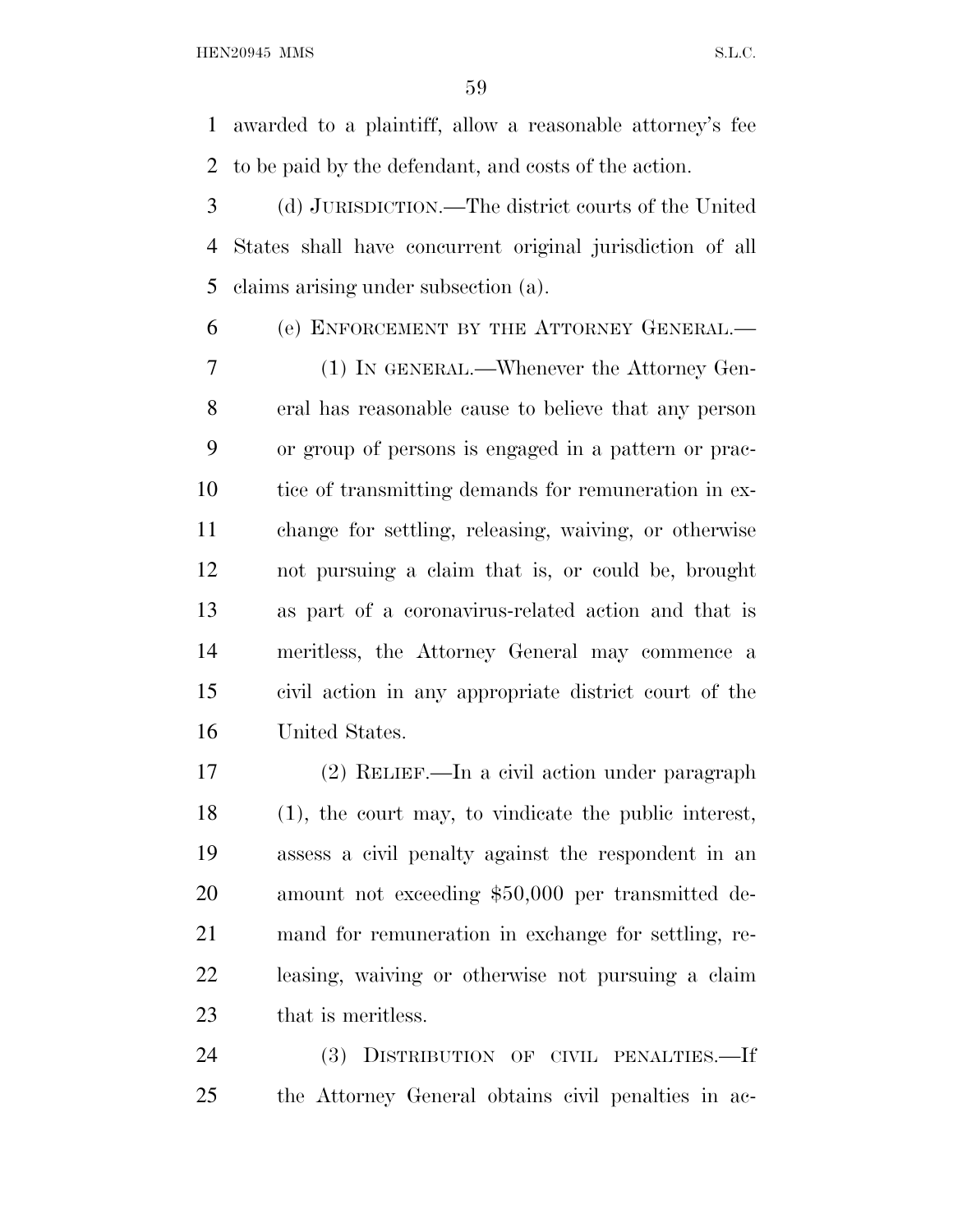awarded to a plaintiff, allow a reasonable attorney's fee to be paid by the defendant, and costs of the action.

(d) JURISDICTION.—The district courts of the United States shall have concurrent original jurisdiction of all claims arising under subsection (a).

(e) ENFORCEMENT BY THE ATTORNEY GENERAL.—

(1) IN GENERAL.—Whenever the Attorney General has reasonable cause to believe that any person or group of persons is engaged in a pattern or practice of transmitting demands for remuneration in exchange for settling, releasing, waiving, or otherwise not pursuing a claim that is, or could be, brought as part of a coronavirus-related action and that is meritless, the Attorney General may commence a civil action in any appropriate district court of the United States.

(2) RELIEF.—In a civil action under paragraph (1), the court may, to vindicate the public interest, assess a civil penalty against the respondent in an amount not exceeding $50,000 per transmitted demand for remuneration in exchange for settling, releasing, waiving or otherwise not pursuing a claim that is meritless.

(3) DISTRIBUTION OF CIVIL PENALTIES.—If the Attorney General obtains civil penalties in ac-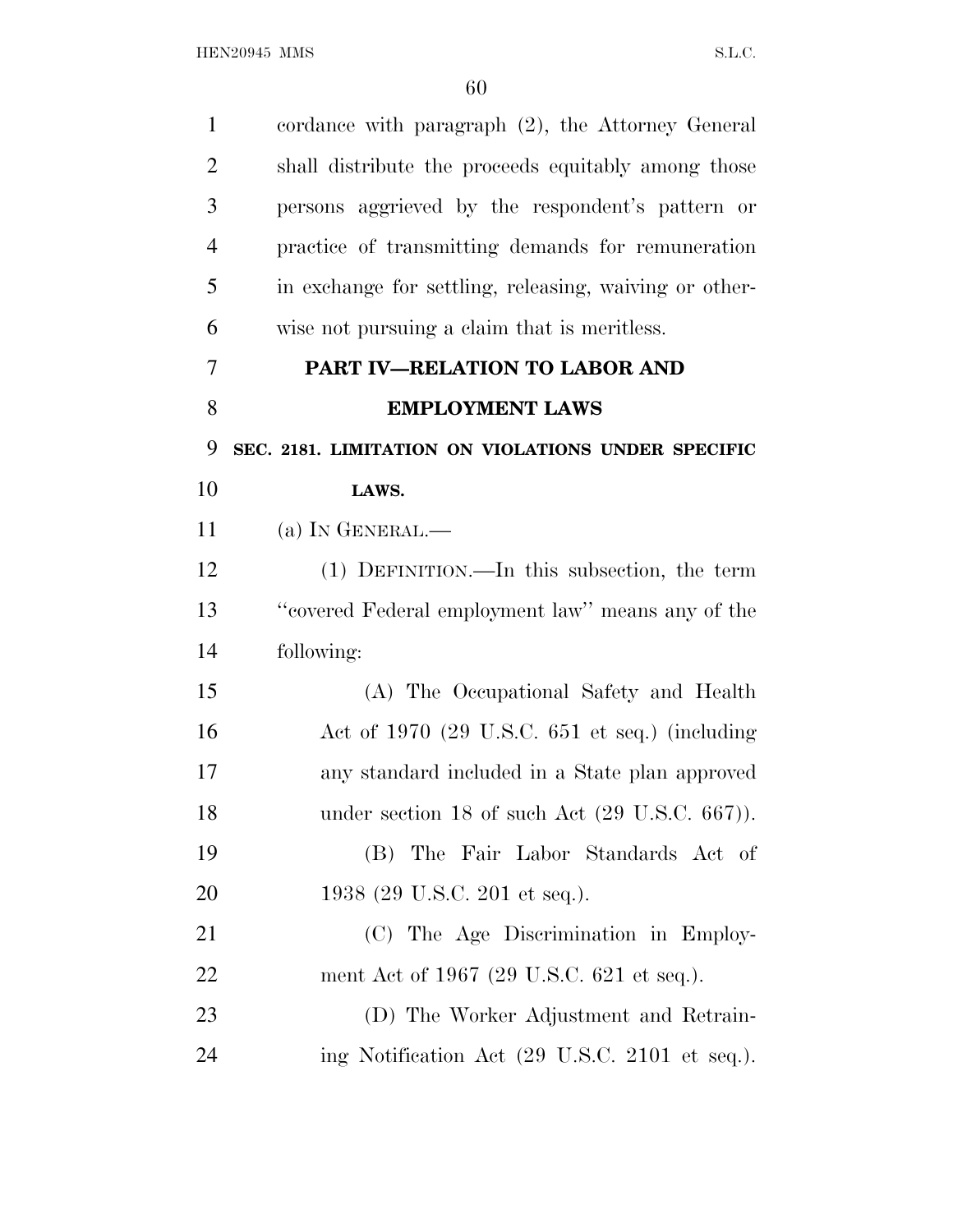cordance with paragraph (2), the Attorney General shall distribute the proceeds equitably among those persons aggrieved by the respondent's pattern or practice of transmitting demands for remuneration in exchange for settling, releasing, waiving or otherwise not pursuing a claim that is meritless.

## PART IV—RELATION TO LABOR AND EMPLOYMENT LAWS

### SEC. 2181. LIMITATION ON VIOLATIONS UNDER SPECIFIC LAWS.

(a) IN GENERAL.—

(1) DEFINITION.—In this subsection, the term ''covered Federal employment law'' means any of the following:

(A) The Occupational Safety and Health Act of 1970 (29 U.S.C. 651 et seq.) (including any standard included in a State plan approved under section 18 of such Act (29 U.S.C. 667)).

(B) The Fair Labor Standards Act of 1938 (29 U.S.C. 201 et seq.).

(C) The Age Discrimination in Employment Act of 1967 (29 U.S.C. 621 et seq.).

(D) The Worker Adjustment and Retraining Notification Act (29 U.S.C. 2101 et seq.).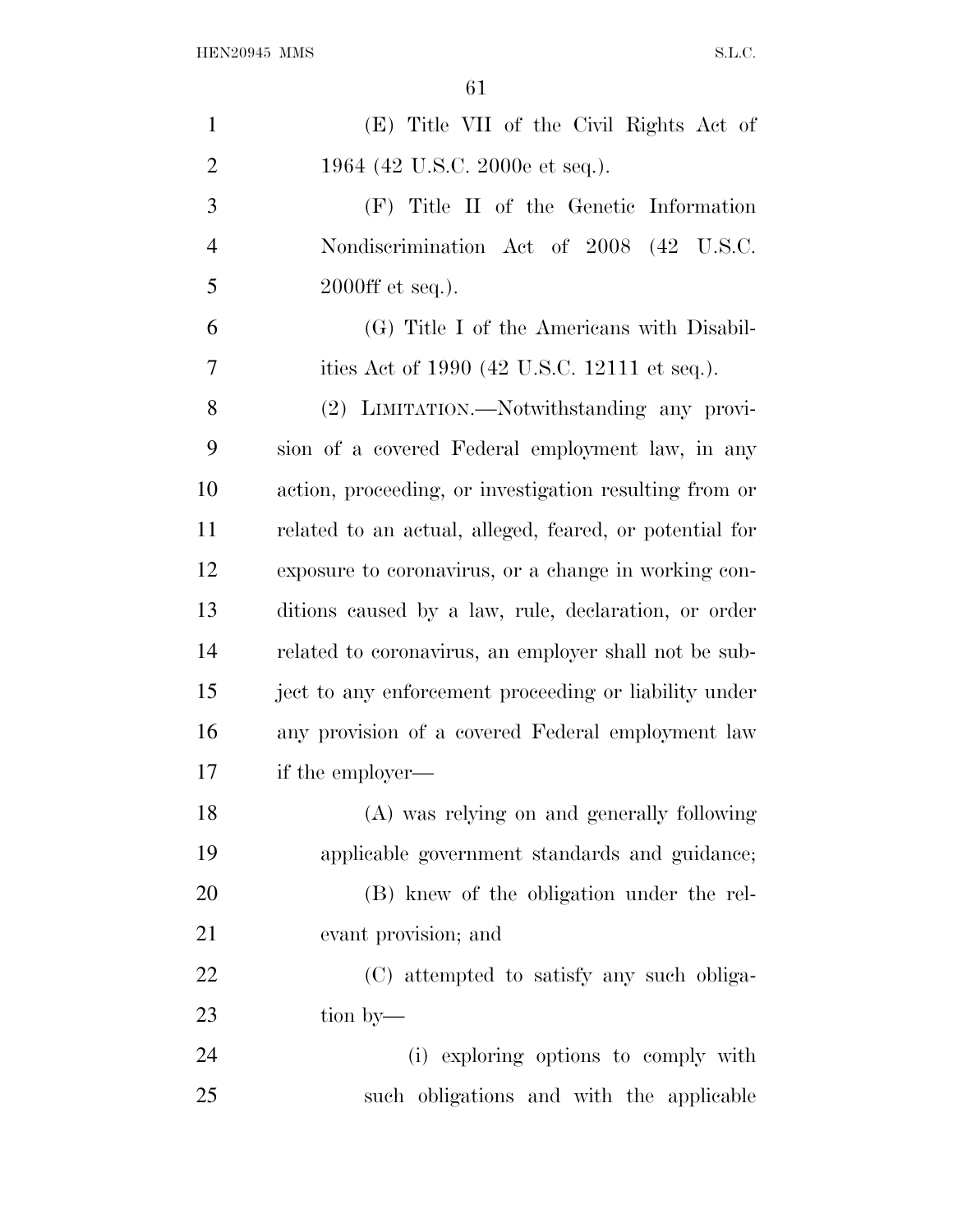(E) Title VII of the Civil Rights Act of 1964 (42 U.S.C. 2000e et seq.).

(F) Title II of the Genetic Information Nondiscrimination Act of 2008 (42 U.S.C. 2000ff et seq.).

(G) Title I of the Americans with Disabilities Act of 1990 (42 U.S.C. 12111 et seq.).

(2) LIMITATION.—Notwithstanding any provision of a covered Federal employment law, in any action, proceeding, or investigation resulting from or related to an actual, alleged, feared, or potential for exposure to coronavirus, or a change in working conditions caused by a law, rule, declaration, or order related to coronavirus, an employer shall not be subject to any enforcement proceeding or liability under any provision of a covered Federal employment law if the employer—

(A) was relying on and generally following applicable government standards and guidance;

(B) knew of the obligation under the relevant provision; and

(C) attempted to satisfy any such obligation by—

(i) exploring options to comply with such obligations and with the applicable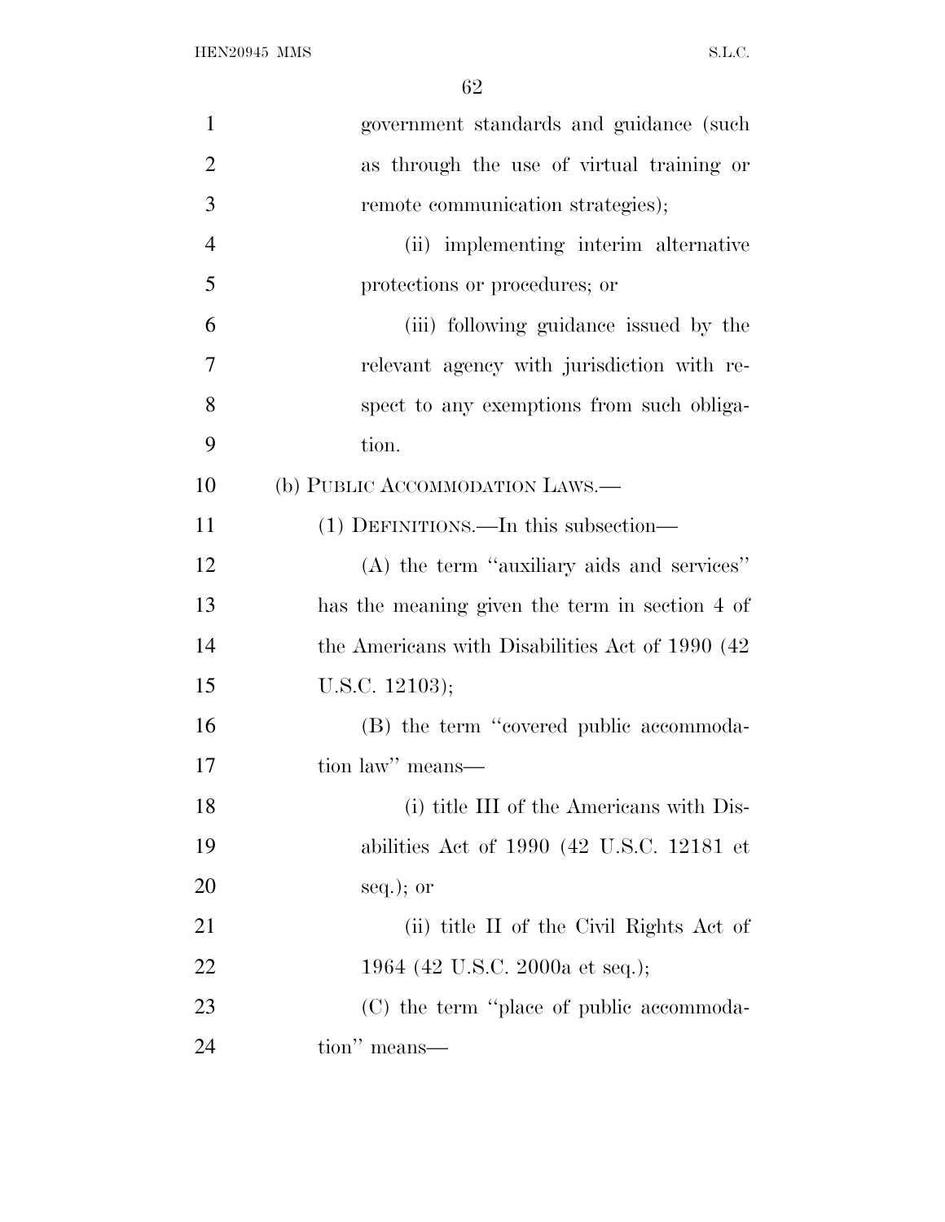government standards and guidance (such as through the use of virtual training or remote communication strategies);

(ii) implementing interim alternative protections or procedures; or

(iii) following guidance issued by the relevant agency with jurisdiction with respect to any exemptions from such obligation.

(b) PUBLIC ACCOMMODATION LAWS.—

(1) DEFINITIONS.—In this subsection—

(A) the term ''auxiliary aids and services'' has the meaning given the term in section 4 of the Americans with Disabilities Act of 1990 (42 U.S.C. 12103);

(B) the term ''covered public accommodation law'' means—

(i) title III of the Americans with Disabilities Act of 1990 (42 U.S.C. 12181 et seq.); or

(ii) title II of the Civil Rights Act of 1964 (42 U.S.C. 2000a et seq.);

(C) the term ''place of public accommodation'' means—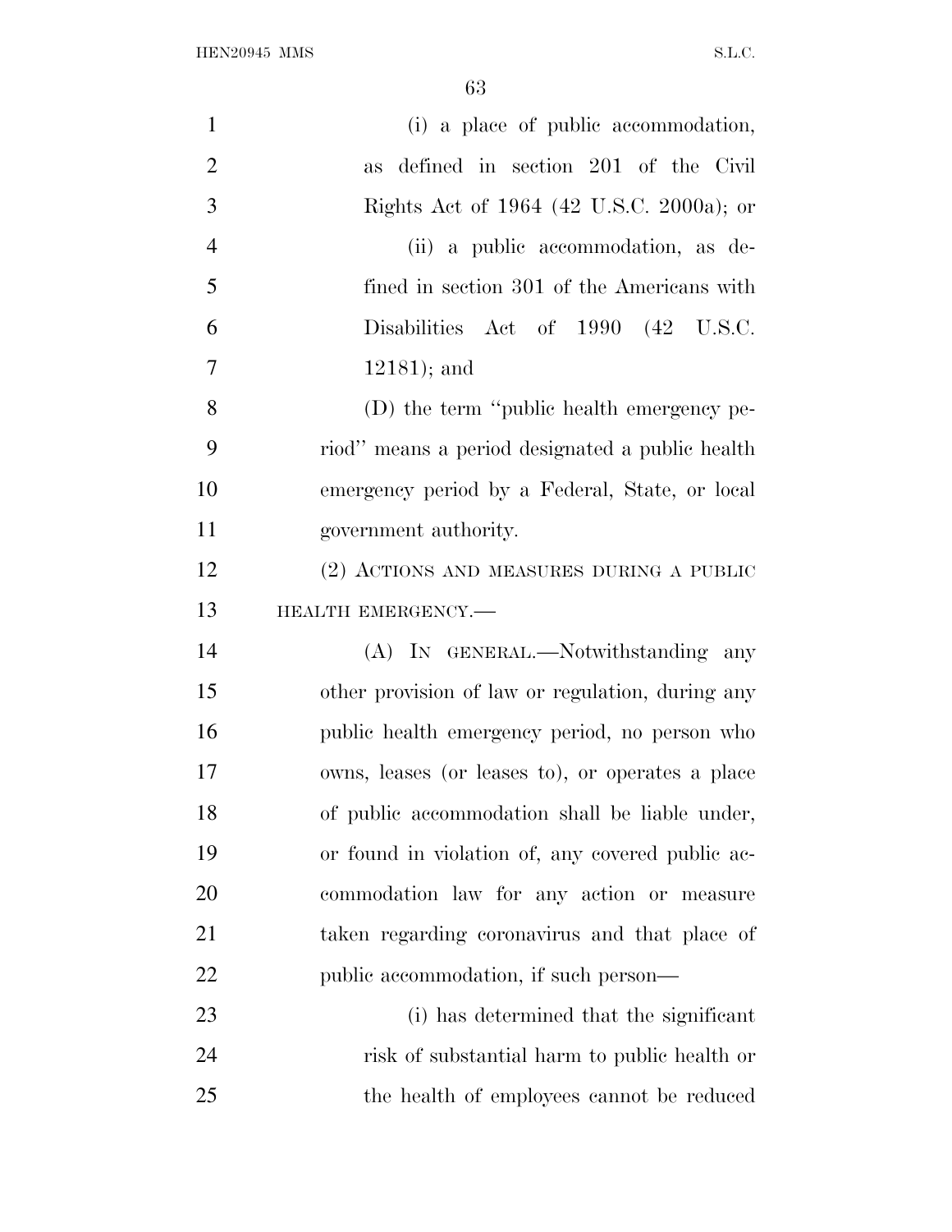(i) a place of public accommodation, as defined in section 201 of the Civil Rights Act of 1964 (42 U.S.C. 2000a); or

(ii) a public accommodation, as defined in section 301 of the Americans with Disabilities Act of 1990 (42 U.S.C. 12181); and

(D) the term "public health emergency period" means a period designated a public health emergency period by a Federal, State, or local government authority.

(2) ACTIONS AND MEASURES DURING A PUBLIC HEALTH EMERGENCY.—

(A) IN GENERAL.—Notwithstanding any other provision of law or regulation, during any public health emergency period, no person who owns, leases (or leases to), or operates a place of public accommodation shall be liable under, or found in violation of, any covered public accommodation law for any action or measure taken regarding coronavirus and that place of public accommodation, if such person—

(i) has determined that the significant risk of substantial harm to public health or the health of employees cannot be reduced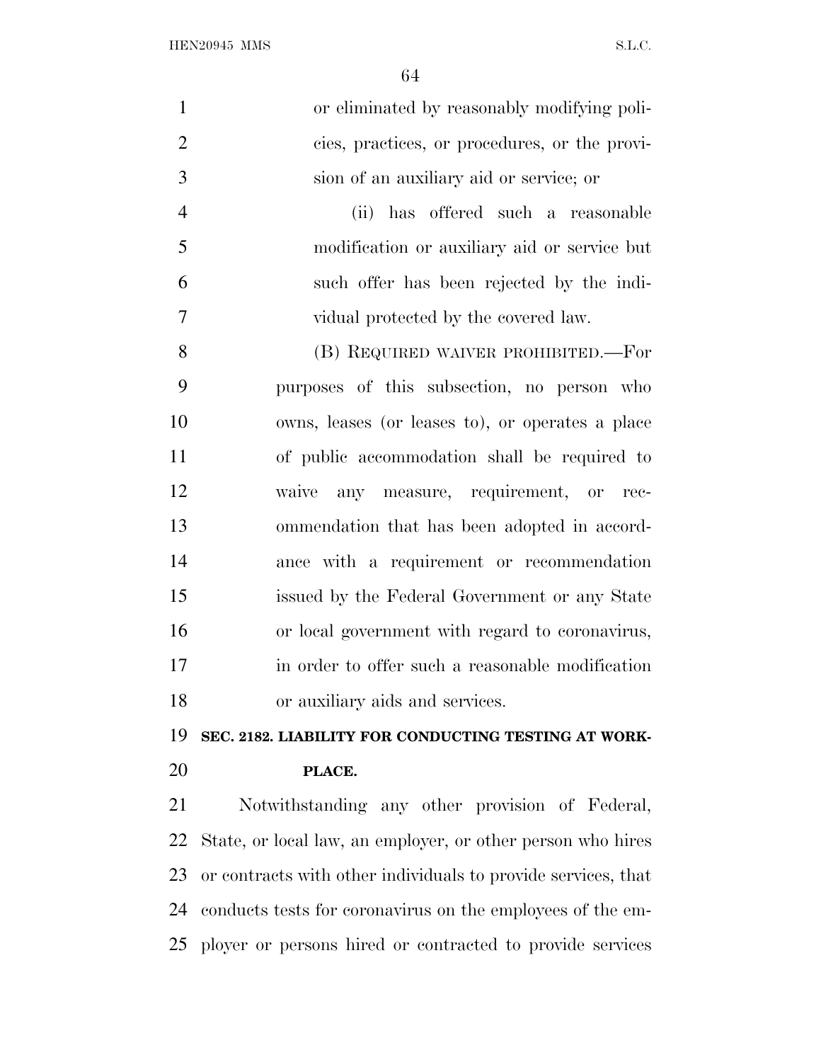or eliminated by reasonably modifying policies, practices, or procedures, or the provision of an auxiliary aid or service; or

(ii) has offered such a reasonable modification or auxiliary aid or service but such offer has been rejected by the individual protected by the covered law.

(B) REQUIRED WAIVER PROHIBITED.—For purposes of this subsection, no person who owns, leases (or leases to), or operates a place of public accommodation shall be required to waive any measure, requirement, or recommendation that has been adopted in accordance with a requirement or recommendation issued by the Federal Government or any State or local government with regard to coronavirus, in order to offer such a reasonable modification or auxiliary aids and services.

**SEC. 2182. LIABILITY FOR CONDUCTING TESTING AT WORKPLACE.**

Notwithstanding any other provision of Federal, State, or local law, an employer, or other person who hires or contracts with other individuals to provide services, that conducts tests for coronavirus on the employees of the employer or persons hired or contracted to provide services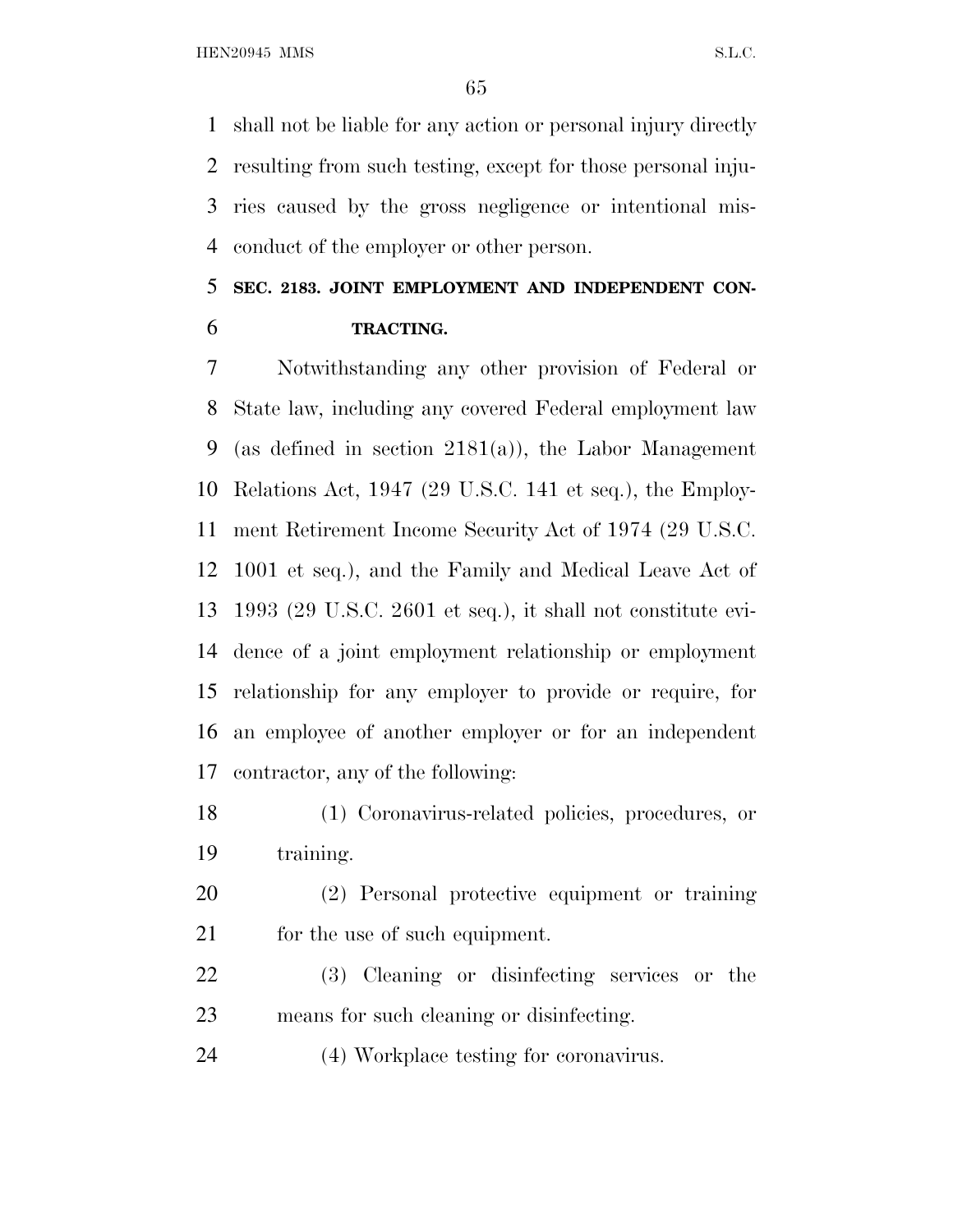shall not be liable for any action or personal injury directly resulting from such testing, except for those personal injuries caused by the gross negligence or intentional misconduct of the employer or other person.

### SEC. 2183. JOINT EMPLOYMENT AND INDEPENDENT CONTRACTING.

Notwithstanding any other provision of Federal or State law, including any covered Federal employment law (as defined in section 2181(a)), the Labor Management Relations Act, 1947 (29 U.S.C. 141 et seq.), the Employment Retirement Income Security Act of 1974 (29 U.S.C. 1001 et seq.), and the Family and Medical Leave Act of 1993 (29 U.S.C. 2601 et seq.), it shall not constitute evidence of a joint employment relationship or employment relationship for any employer to provide or require, for an employee of another employer or for an independent contractor, any of the following:

(1) Coronavirus-related policies, procedures, or training.

(2) Personal protective equipment or training for the use of such equipment.

(3) Cleaning or disinfecting services or the means for such cleaning or disinfecting.

(4) Workplace testing for coronavirus.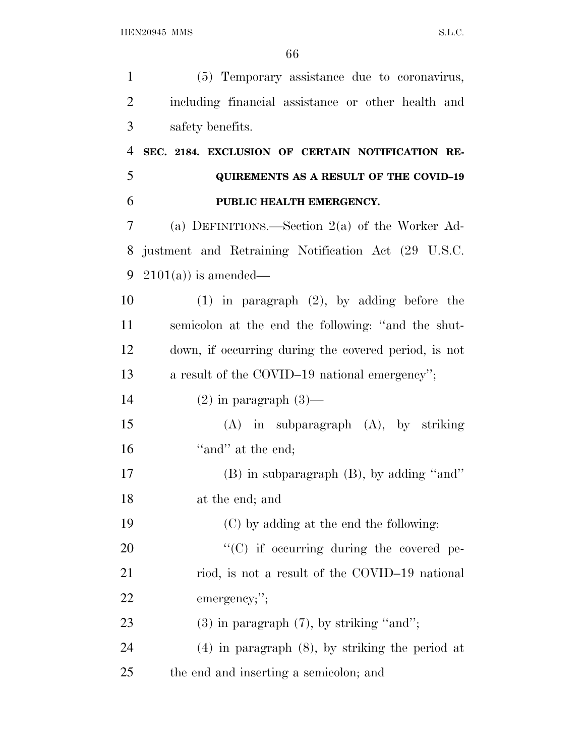(5) Temporary assistance due to coronavirus, including financial assistance or other health and safety benefits.

**SEC. 2184. EXCLUSION OF CERTAIN NOTIFICATION REQUIREMENTS AS A RESULT OF THE COVID–19 PUBLIC HEALTH EMERGENCY.**

(a) DEFINITIONS.—Section 2(a) of the Worker Adjustment and Retraining Notification Act (29 U.S.C. 2101(a)) is amended—

(1) in paragraph (2), by adding before the semicolon at the end the following: ''and the shutdown, if occurring during the covered period, is not a result of the COVID–19 national emergency'';

(2) in paragraph (3)—

(A) in subparagraph (A), by striking ''and'' at the end;

(B) in subparagraph (B), by adding ''and'' at the end; and

(C) by adding at the end the following:

''(C) if occurring during the covered period, is not a result of the COVID–19 national emergency;'';

(3) in paragraph (7), by striking ''and'';

(4) in paragraph (8), by striking the period at the end and inserting a semicolon; and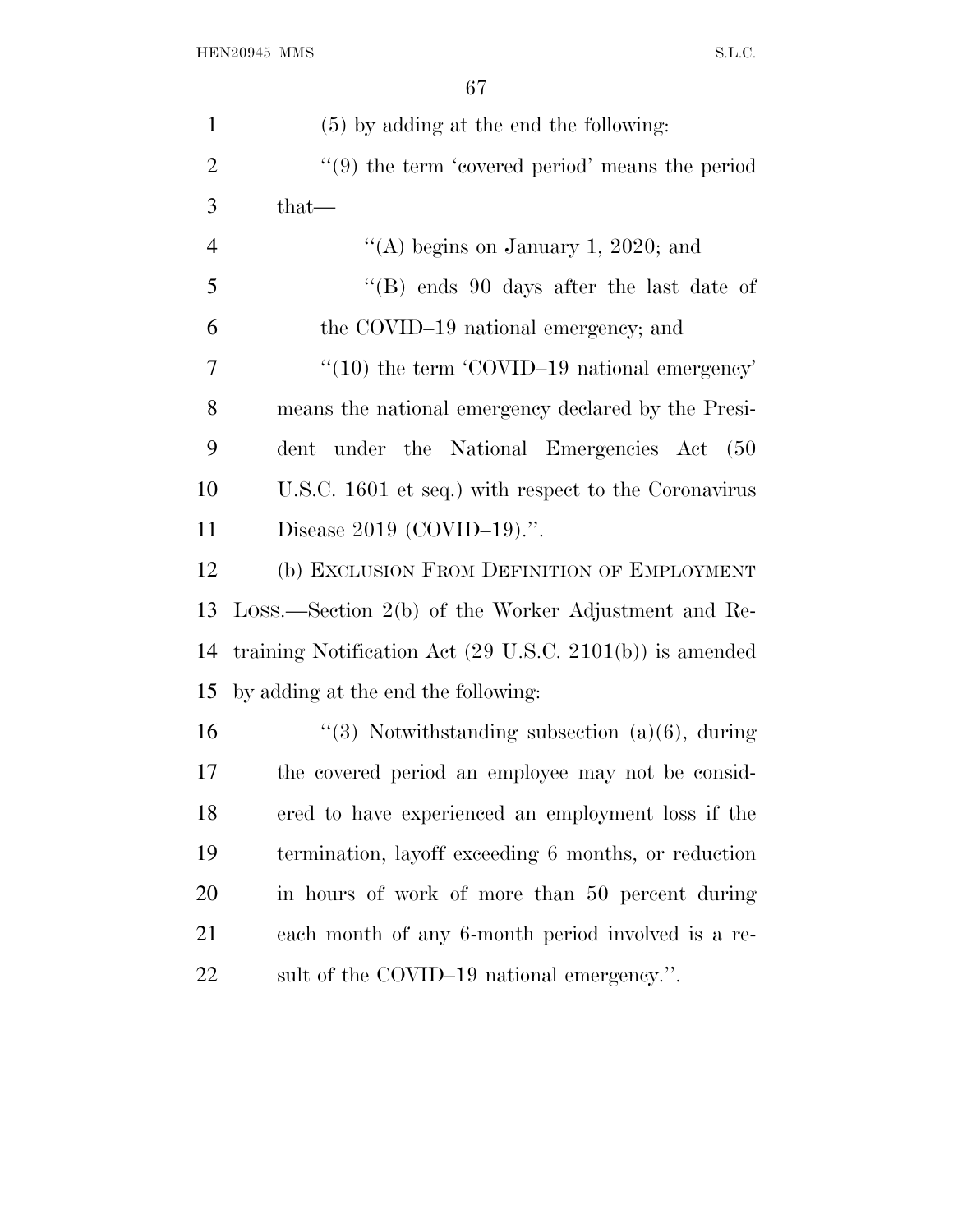(5) by adding at the end the following:

''(9) the term 'covered period' means the period that—

''(A) begins on January 1, 2020; and

''(B) ends 90 days after the last date of the COVID–19 national emergency; and

''(10) the term 'COVID–19 national emergency' means the national emergency declared by the President under the National Emergencies Act (50 U.S.C. 1601 et seq.) with respect to the Coronavirus Disease 2019 (COVID–19).''.

(b) EXCLUSION FROM DEFINITION OF EMPLOYMENT LOSS.—Section 2(b) of the Worker Adjustment and Retraining Notification Act (29 U.S.C. 2101(b)) is amended by adding at the end the following:

''(3) Notwithstanding subsection (a)(6), during the covered period an employee may not be considered to have experienced an employment loss if the termination, layoff exceeding 6 months, or reduction in hours of work of more than 50 percent during each month of any 6-month period involved is a result of the COVID–19 national emergency.''.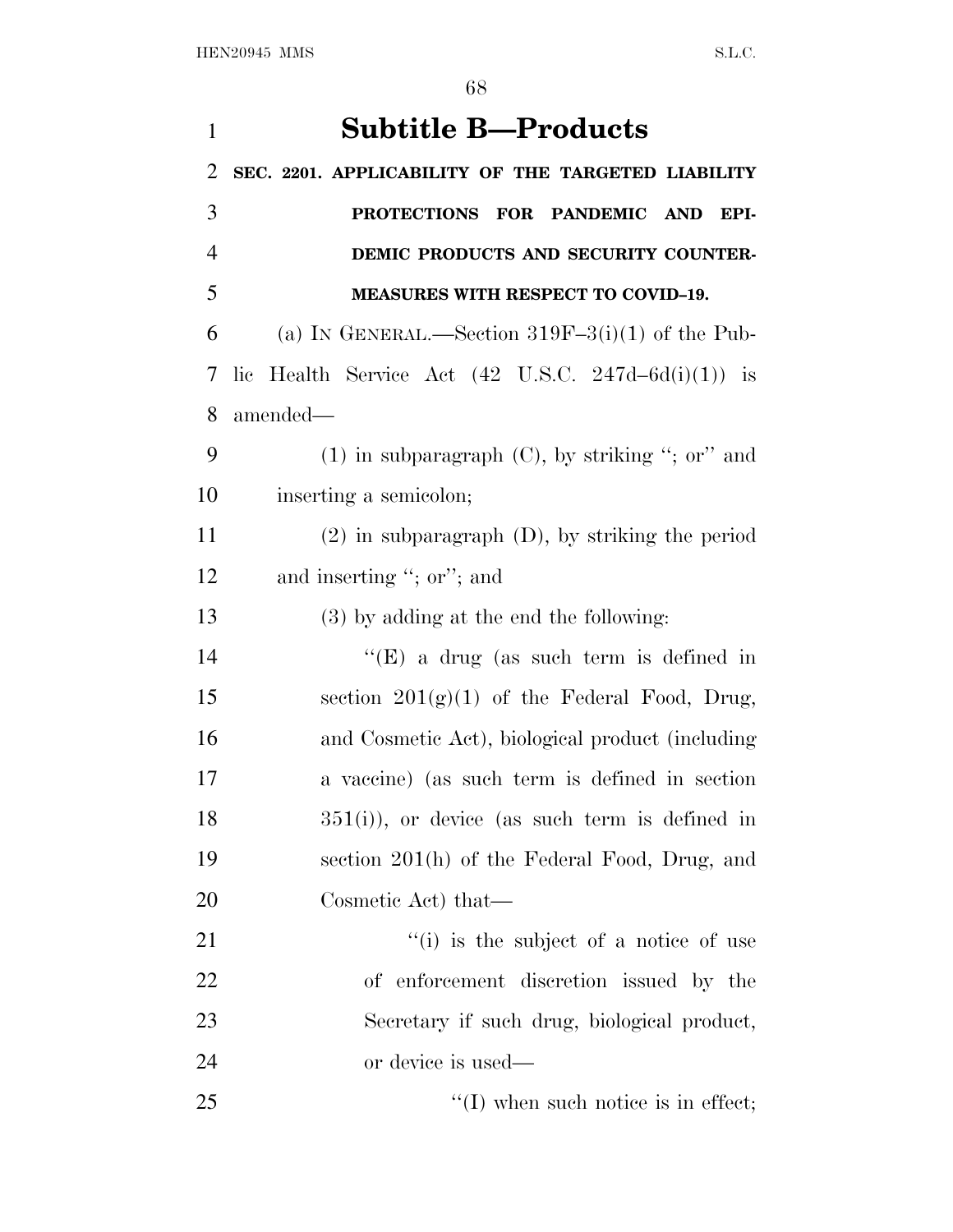## Subtitle B—Products

**SEC. 2201. APPLICABILITY OF THE TARGETED LIABILITY PROTECTIONS FOR PANDEMIC AND EPIDEMIC PRODUCTS AND SECURITY COUNTERMEASURES WITH RESPECT TO COVID–19.**

(a) IN GENERAL.—Section 319F–3(i)(1) of the Public Health Service Act (42 U.S.C. 247d–6d(i)(1)) is amended—

(1) in subparagraph (C), by striking "; or" and inserting a semicolon;

(2) in subparagraph (D), by striking the period and inserting "; or"; and

(3) by adding at the end the following:

"(E) a drug (as such term is defined in section 201(g)(1) of the Federal Food, Drug, and Cosmetic Act), biological product (including a vaccine) (as such term is defined in section 351(i)), or device (as such term is defined in section 201(h) of the Federal Food, Drug, and Cosmetic Act) that—

"(i) is the subject of a notice of use of enforcement discretion issued by the Secretary if such drug, biological product, or device is used—

"(I) when such notice is in effect;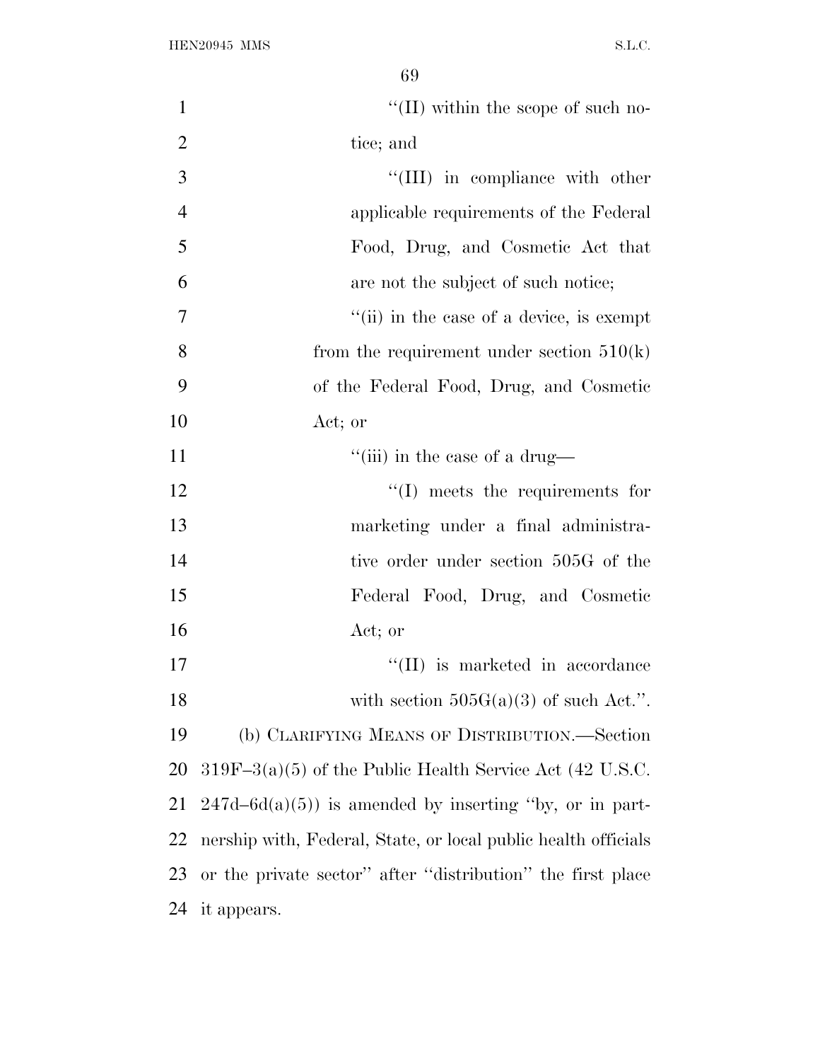''(II) within the scope of such notice; and

''(III) in compliance with other applicable requirements of the Federal Food, Drug, and Cosmetic Act that are not the subject of such notice;

''(ii) in the case of a device, is exempt from the requirement under section 510(k) of the Federal Food, Drug, and Cosmetic Act; or

''(iii) in the case of a drug—

''(I) meets the requirements for marketing under a final administrative order under section 505G of the Federal Food, Drug, and Cosmetic Act; or

''(II) is marketed in accordance with section 505G(a)(3) of such Act.''.

(b) CLARIFYING MEANS OF DISTRIBUTION.—Section 319F–3(a)(5) of the Public Health Service Act (42 U.S.C. 247d–6d(a)(5)) is amended by inserting ''by, or in partnership with, Federal, State, or local public health officials or the private sector'' after ''distribution'' the first place it appears.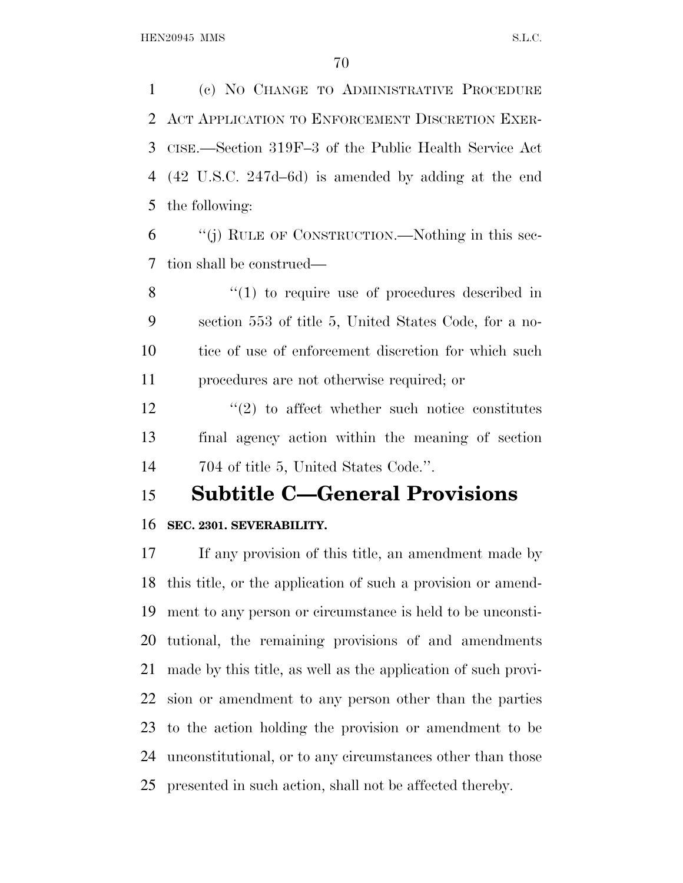(c) No Change to Administrative Procedure Act Application to Enforcement Discretion Exercise.—Section 319F–3 of the Public Health Service Act (42 U.S.C. 247d–6d) is amended by adding at the end the following:

''(j) Rule of Construction.—Nothing in this section shall be construed—

''(1) to require use of procedures described in section 553 of title 5, United States Code, for a notice of use of enforcement discretion for which such procedures are not otherwise required; or

''(2) to affect whether such notice constitutes final agency action within the meaning of section 704 of title 5, United States Code.''.

## Subtitle C—General Provisions

### SEC. 2301. SEVERABILITY.

If any provision of this title, an amendment made by this title, or the application of such a provision or amendment to any person or circumstance is held to be unconstitutional, the remaining provisions of and amendments made by this title, as well as the application of such provision or amendment to any person other than the parties to the action holding the provision or amendment to be unconstitutional, or to any circumstances other than those presented in such action, shall not be affected thereby.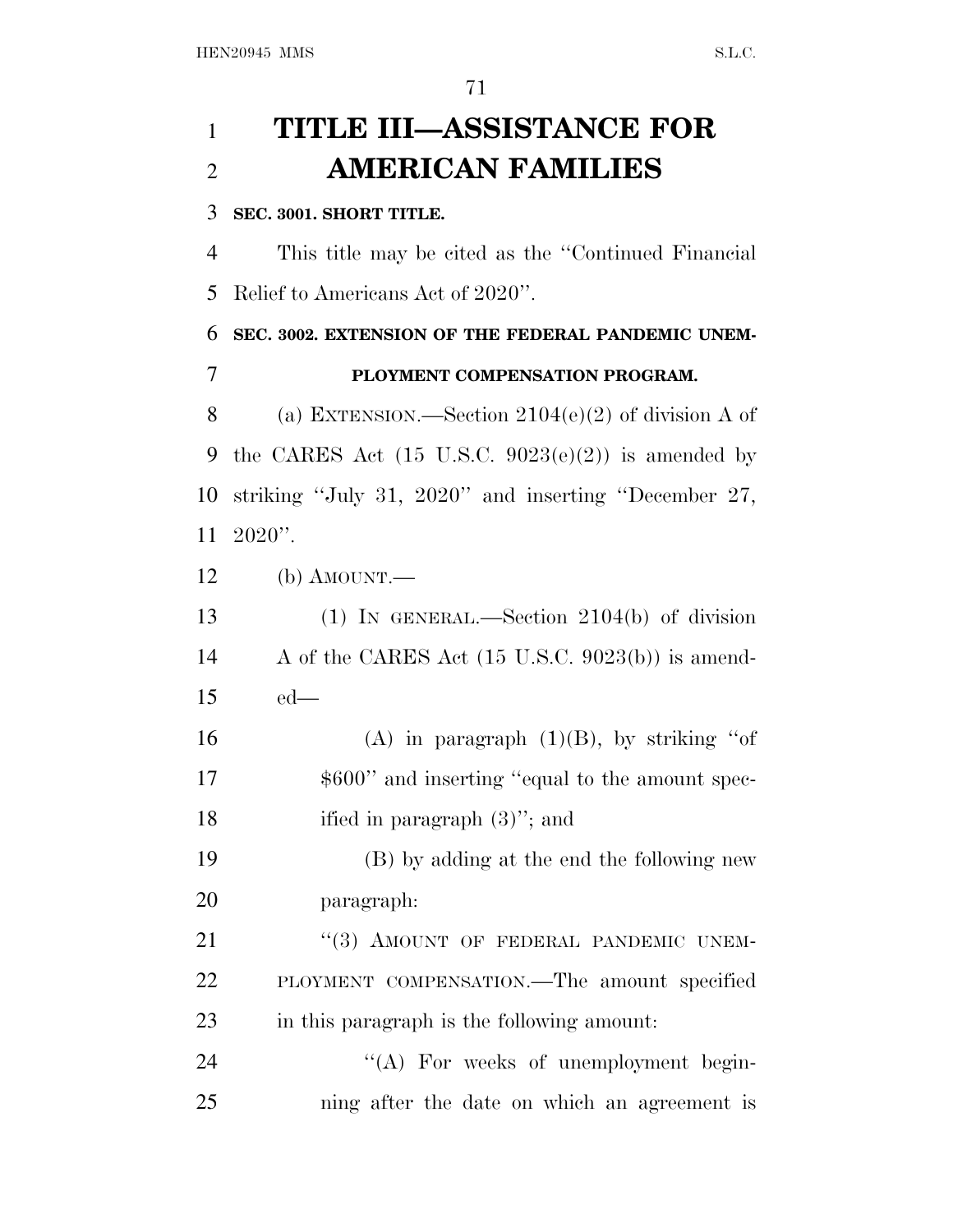# TITLE III—ASSISTANCE FOR AMERICAN FAMILIES

**SEC. 3001. SHORT TITLE.**

This title may be cited as the "Continued Financial Relief to Americans Act of 2020".

**SEC. 3002. EXTENSION OF THE FEDERAL PANDEMIC UNEMPLOYMENT COMPENSATION PROGRAM.**

(a) EXTENSION.—Section 2104(e)(2) of division A of the CARES Act (15 U.S.C. 9023(e)(2)) is amended by striking "July 31, 2020" and inserting "December 27, 2020".

(b) AMOUNT.—

(1) IN GENERAL.—Section 2104(b) of division A of the CARES Act (15 U.S.C. 9023(b)) is amended—

(A) in paragraph (1)(B), by striking "of $600" and inserting "equal to the amount specified in paragraph (3)"; and

(B) by adding at the end the following new paragraph:

"(3) AMOUNT OF FEDERAL PANDEMIC UNEMPLOYMENT COMPENSATION.—The amount specified in this paragraph is the following amount:

"(A) For weeks of unemployment beginning after the date on which an agreement is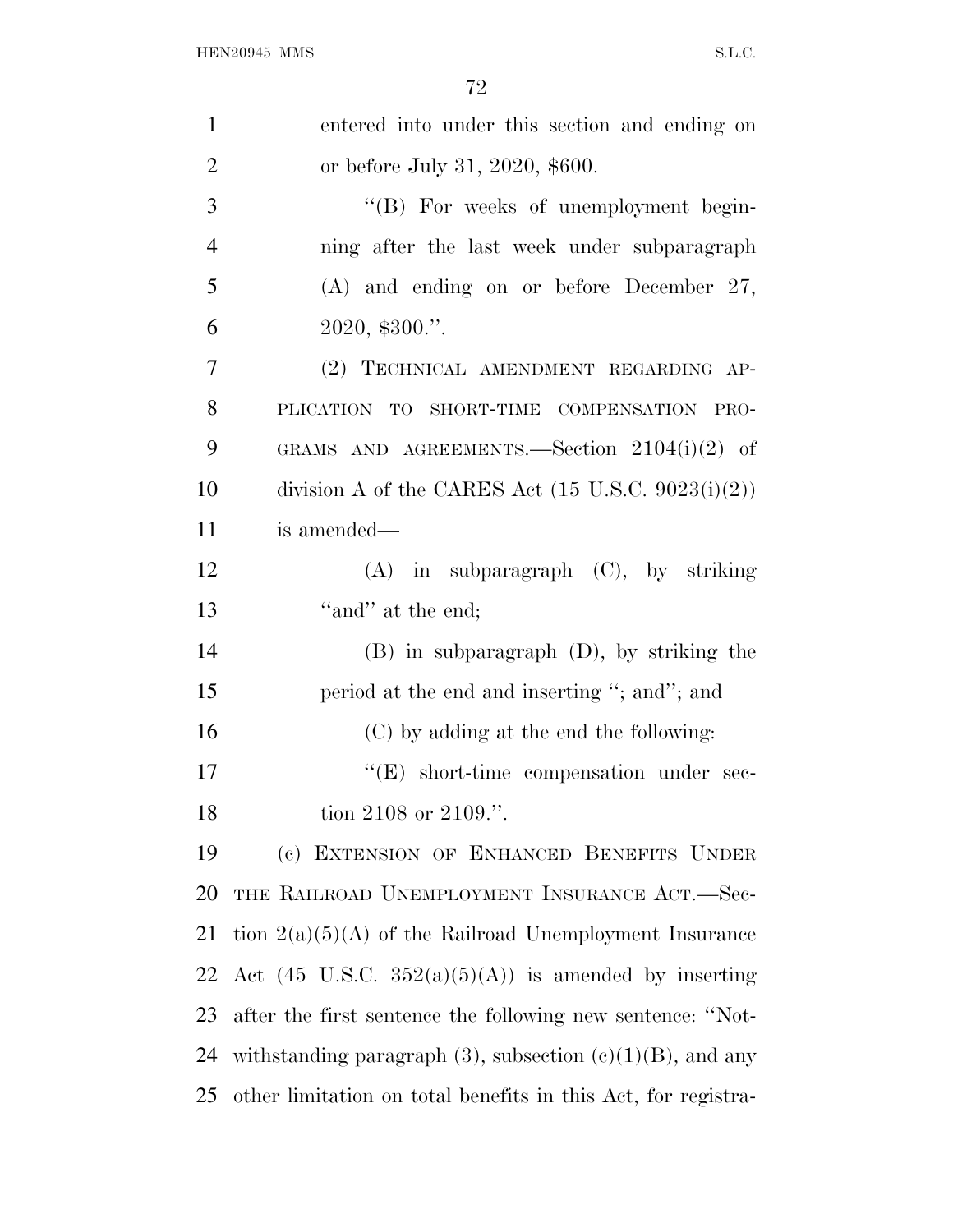entered into under this section and ending on or before July 31, 2020, $600.

"(B) For weeks of unemployment beginning after the last week under subparagraph (A) and ending on or before December 27, 2020, $300.".

(2) TECHNICAL AMENDMENT REGARDING APPLICATION TO SHORT-TIME COMPENSATION PROGRAMS AND AGREEMENTS.—Section 2104(i)(2) of division A of the CARES Act (15 U.S.C. 9023(i)(2)) is amended—

(A) in subparagraph (C), by striking "and" at the end;

(B) in subparagraph (D), by striking the period at the end and inserting "; and"; and

(C) by adding at the end the following:

"(E) short-time compensation under section 2108 or 2109.".

(c) EXTENSION OF ENHANCED BENEFITS UNDER THE RAILROAD UNEMPLOYMENT INSURANCE ACT.—Section 2(a)(5)(A) of the Railroad Unemployment Insurance Act (45 U.S.C. 352(a)(5)(A)) is amended by inserting after the first sentence the following new sentence: "Notwithstanding paragraph (3), subsection (c)(1)(B), and any other limitation on total benefits in this Act, for registra-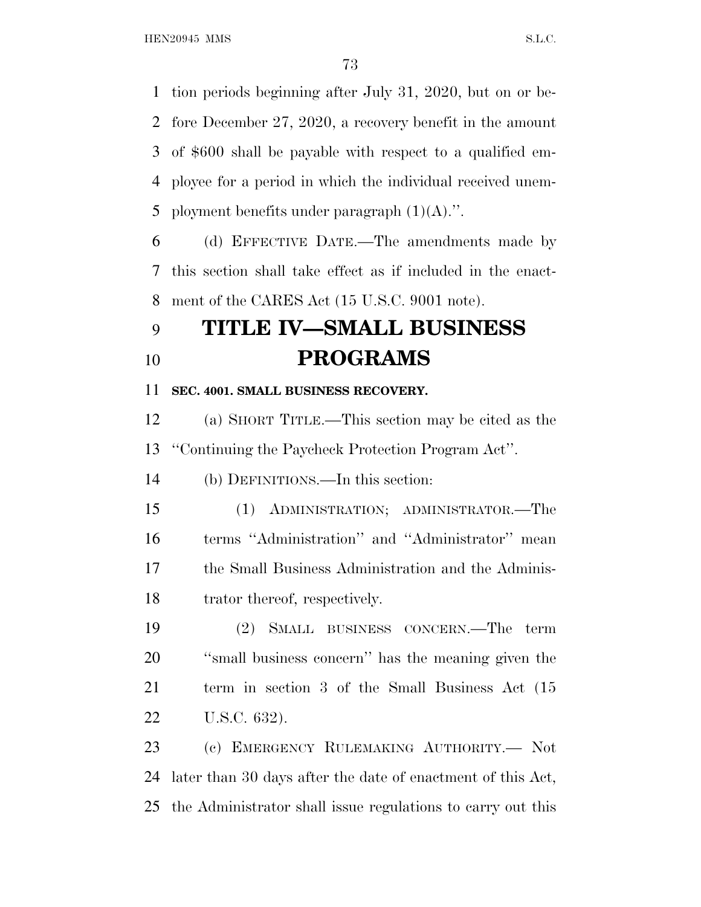tion periods beginning after July 31, 2020, but on or before December 27, 2020, a recovery benefit in the amount of $600 shall be payable with respect to a qualified employee for a period in which the individual received unemployment benefits under paragraph (1)(A).''.

(d) EFFECTIVE DATE.—The amendments made by this section shall take effect as if included in the enactment of the CARES Act (15 U.S.C. 9001 note).

# TITLE IV—SMALL BUSINESS PROGRAMS

**SEC. 4001. SMALL BUSINESS RECOVERY.**

(a) SHORT TITLE.—This section may be cited as the ''Continuing the Paycheck Protection Program Act''.

(b) DEFINITIONS.—In this section:

(1) ADMINISTRATION; ADMINISTRATOR.—The terms ''Administration'' and ''Administrator'' mean the Small Business Administration and the Administrator thereof, respectively.

(2) SMALL BUSINESS CONCERN.—The term ''small business concern'' has the meaning given the term in section 3 of the Small Business Act (15 U.S.C. 632).

(c) EMERGENCY RULEMAKING AUTHORITY.— Not later than 30 days after the date of enactment of this Act, the Administrator shall issue regulations to carry out this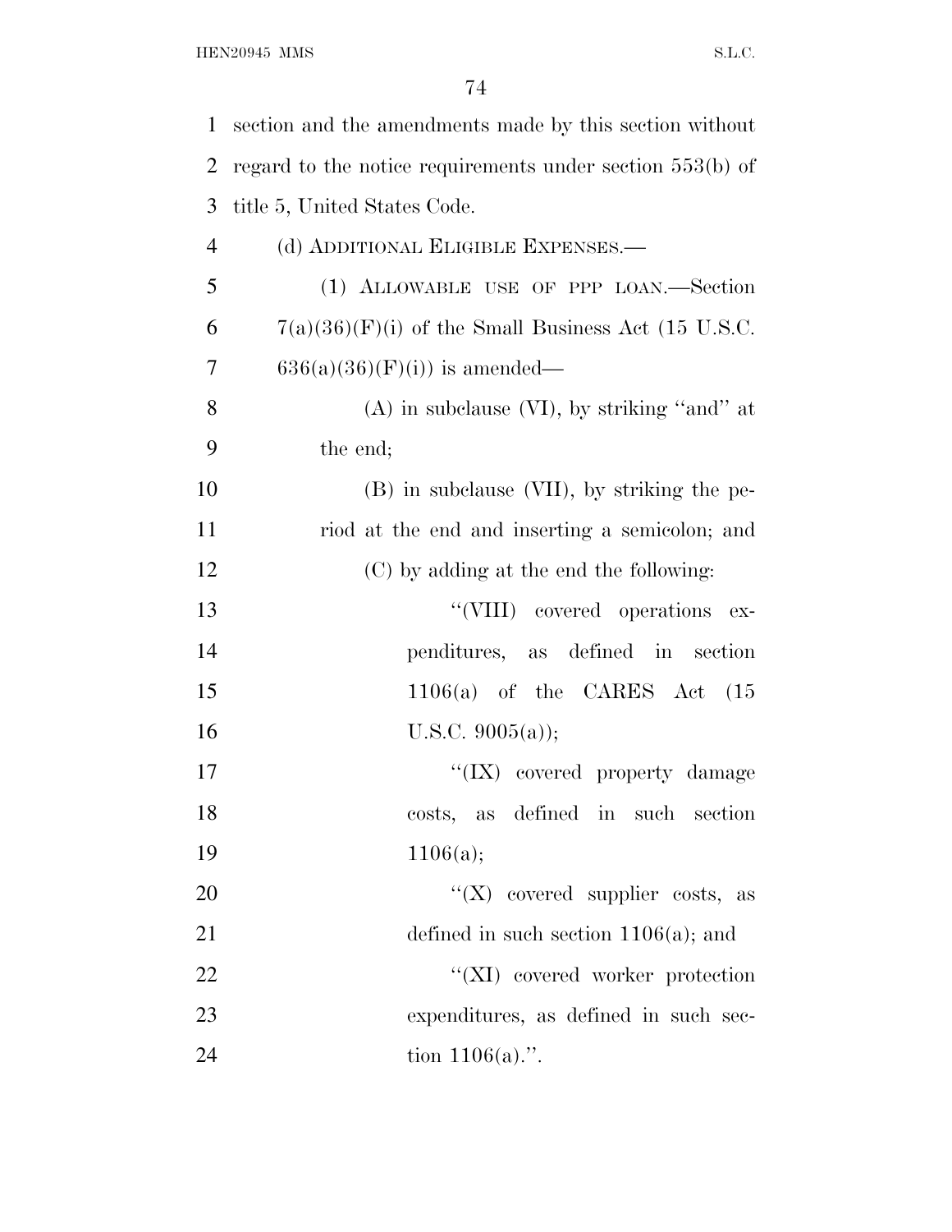section and the amendments made by this section without regard to the notice requirements under section 553(b) of title 5, United States Code.

(d) ADDITIONAL ELIGIBLE EXPENSES.—

(1) ALLOWABLE USE OF PPP LOAN.—Section 7(a)(36)(F)(i) of the Small Business Act (15 U.S.C. 636(a)(36)(F)(i)) is amended—

(A) in subclause (VI), by striking ''and'' at the end;

(B) in subclause (VII), by striking the period at the end and inserting a semicolon; and

(C) by adding at the end the following:

''(VIII) covered operations expenditures, as defined in section 1106(a) of the CARES Act (15 U.S.C. 9005(a));

''(IX) covered property damage costs, as defined in such section 1106(a);

''(X) covered supplier costs, as defined in such section 1106(a); and

''(XI) covered worker protection expenditures, as defined in such section 1106(a).''.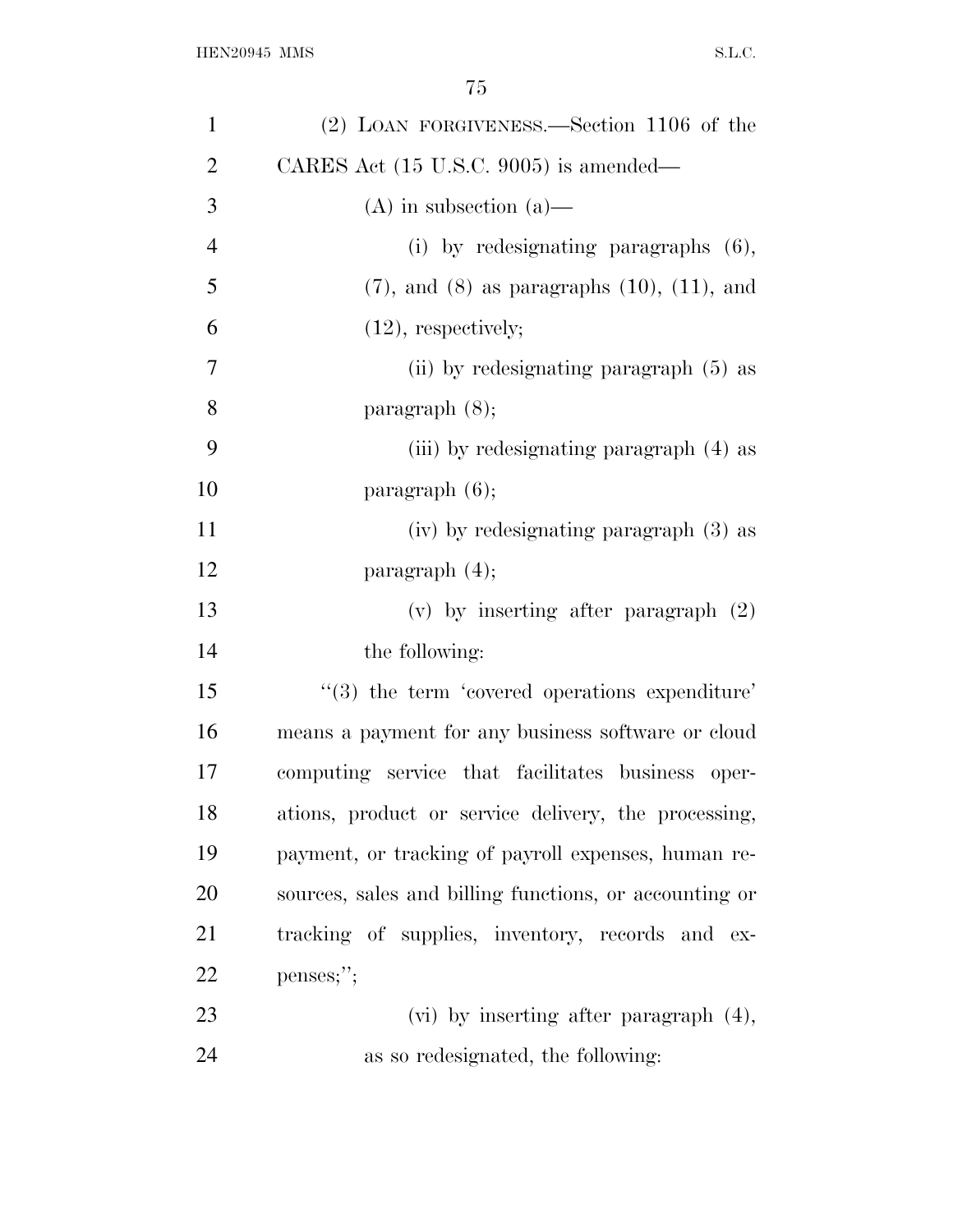(2) LOAN FORGIVENESS.—Section 1106 of the CARES Act (15 U.S.C. 9005) is amended—

(A) in subsection (a)—

(i) by redesignating paragraphs (6), (7), and (8) as paragraphs (10), (11), and (12), respectively;

(ii) by redesignating paragraph (5) as paragraph (8);

(iii) by redesignating paragraph (4) as paragraph (6);

(iv) by redesignating paragraph (3) as paragraph (4);

(v) by inserting after paragraph (2) the following:

"(3) the term 'covered operations expenditure' means a payment for any business software or cloud computing service that facilitates business operations, product or service delivery, the processing, payment, or tracking of payroll expenses, human resources, sales and billing functions, or accounting or tracking of supplies, inventory, records and expenses;";

(vi) by inserting after paragraph (4), as so redesignated, the following: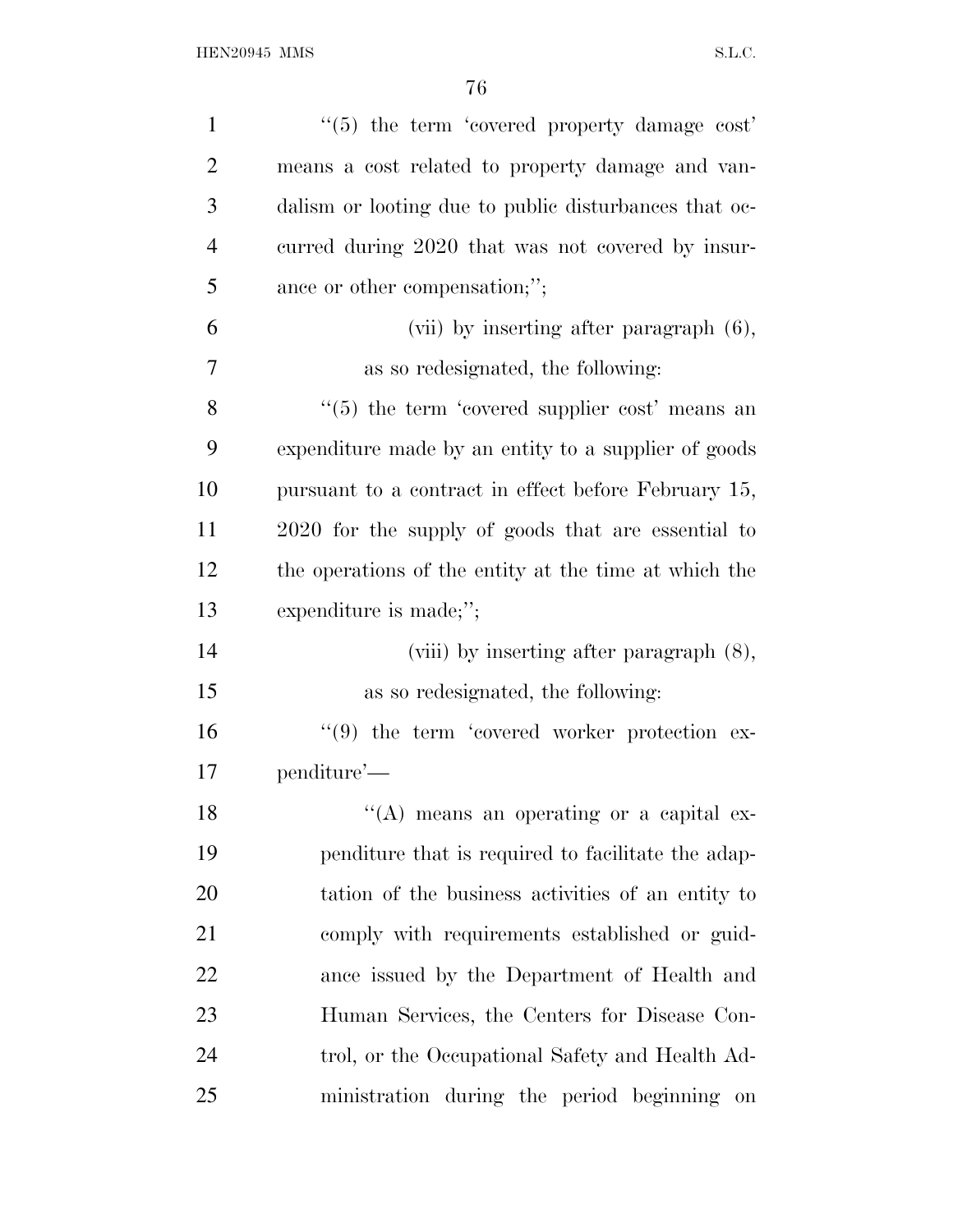"(5) the term 'covered property damage cost' means a cost related to property damage and vandalism or looting due to public disturbances that occurred during 2020 that was not covered by insurance or other compensation;";

(vii) by inserting after paragraph (6), as so redesignated, the following:

"(5) the term 'covered supplier cost' means an expenditure made by an entity to a supplier of goods pursuant to a contract in effect before February 15, 2020 for the supply of goods that are essential to the operations of the entity at the time at which the expenditure is made;";

(viii) by inserting after paragraph (8), as so redesignated, the following:

"(9) the term 'covered worker protection expenditure'—

"(A) means an operating or a capital expenditure that is required to facilitate the adaptation of the business activities of an entity to comply with requirements established or guidance issued by the Department of Health and Human Services, the Centers for Disease Control, or the Occupational Safety and Health Administration during the period beginning on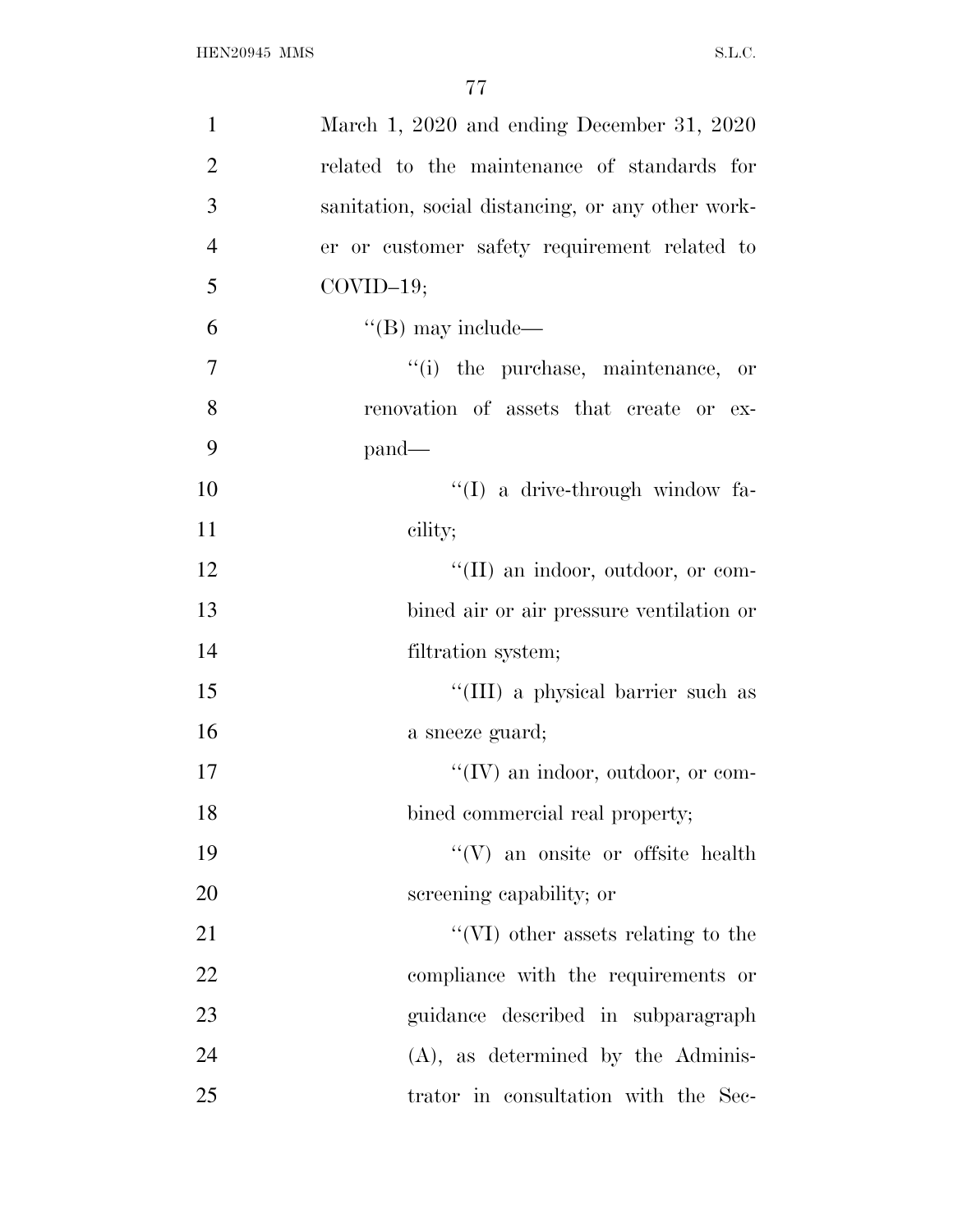March 1, 2020 and ending December 31, 2020 related to the maintenance of standards for sanitation, social distancing, or any other worker or customer safety requirement related to COVID–19;

''(B) may include—

''(i) the purchase, maintenance, or renovation of assets that create or expand—

''(I) a drive-through window facility;

''(II) an indoor, outdoor, or combined air or air pressure ventilation or filtration system;

''(III) a physical barrier such as a sneeze guard;

''(IV) an indoor, outdoor, or combined commercial real property;

''(V) an onsite or offsite health screening capability; or

''(VI) other assets relating to the compliance with the requirements or guidance described in subparagraph (A), as determined by the Administrator in consultation with the Sec-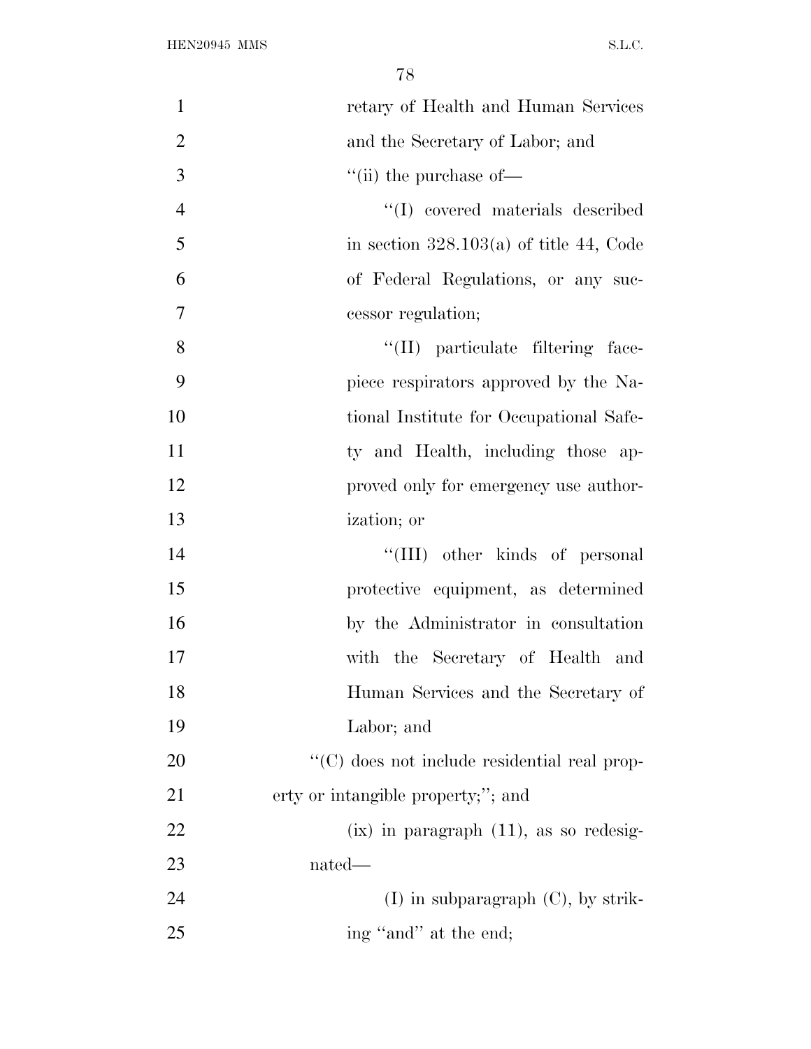retary of Health and Human Services and the Secretary of Labor; and

''(ii) the purchase of—

''(I) covered materials described in section 328.103(a) of title 44, Code of Federal Regulations, or any successor regulation;

''(II) particulate filtering facepiece respirators approved by the National Institute for Occupational Safety and Health, including those approved only for emergency use authorization; or

''(III) other kinds of personal protective equipment, as determined by the Administrator in consultation with the Secretary of Health and Human Services and the Secretary of Labor; and

''(C) does not include residential real property or intangible property;''; and

(ix) in paragraph (11), as so redesignated—

(I) in subparagraph (C), by striking ''and'' at the end;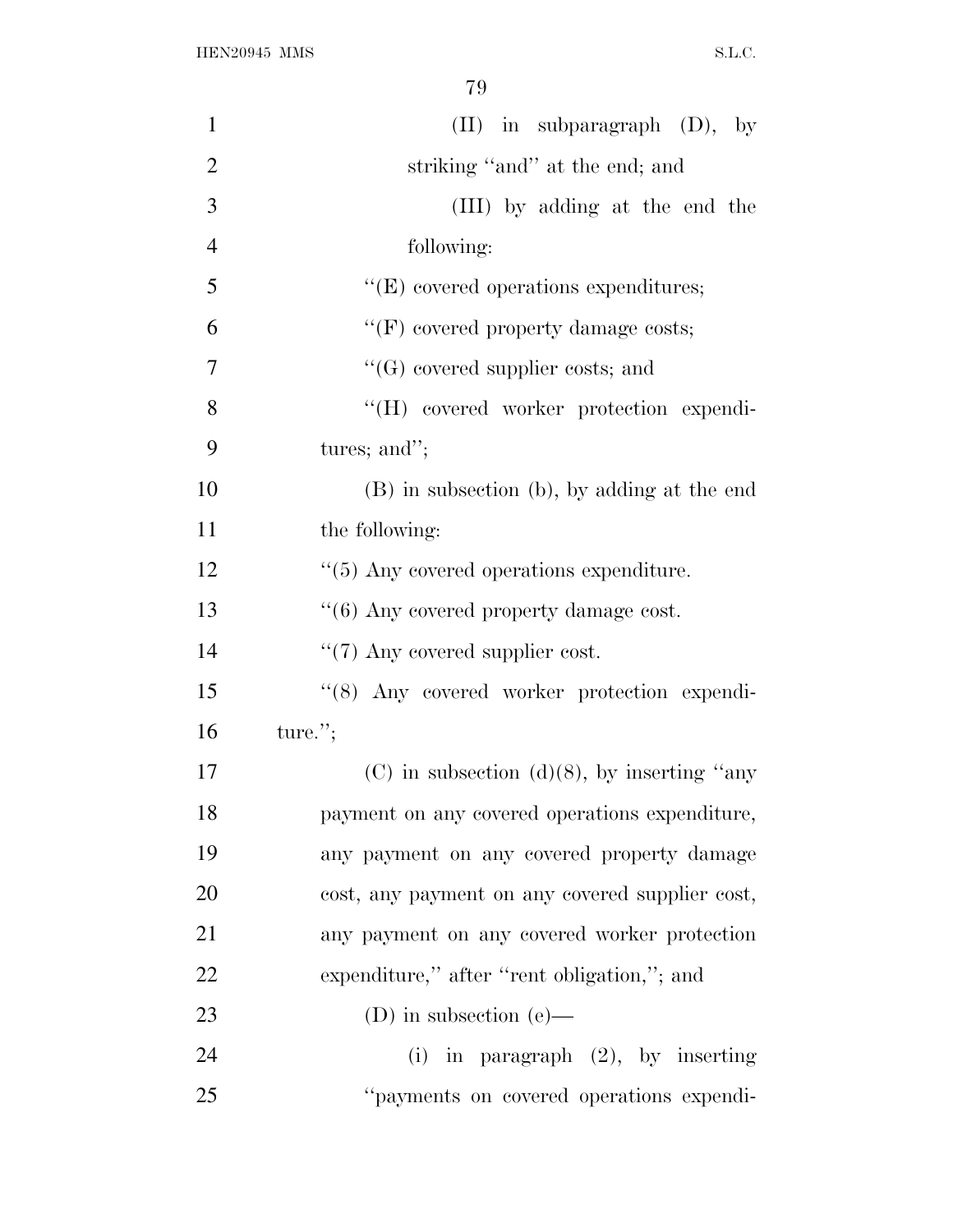(II) in subparagraph (D), by striking ''and'' at the end; and

(III) by adding at the end the following:

''(E) covered operations expenditures;

''(F) covered property damage costs;

''(G) covered supplier costs; and

''(H) covered worker protection expenditures; and'';

(B) in subsection (b), by adding at the end the following:

''(5) Any covered operations expenditure.

''(6) Any covered property damage cost.

''(7) Any covered supplier cost.

''(8) Any covered worker protection expenditure.'';

(C) in subsection (d)(8), by inserting ''any payment on any covered operations expenditure, any payment on any covered property damage cost, any payment on any covered supplier cost, any payment on any covered worker protection expenditure,'' after ''rent obligation,''; and

(D) in subsection (e)—

(i) in paragraph (2), by inserting ''payments on covered operations expendi-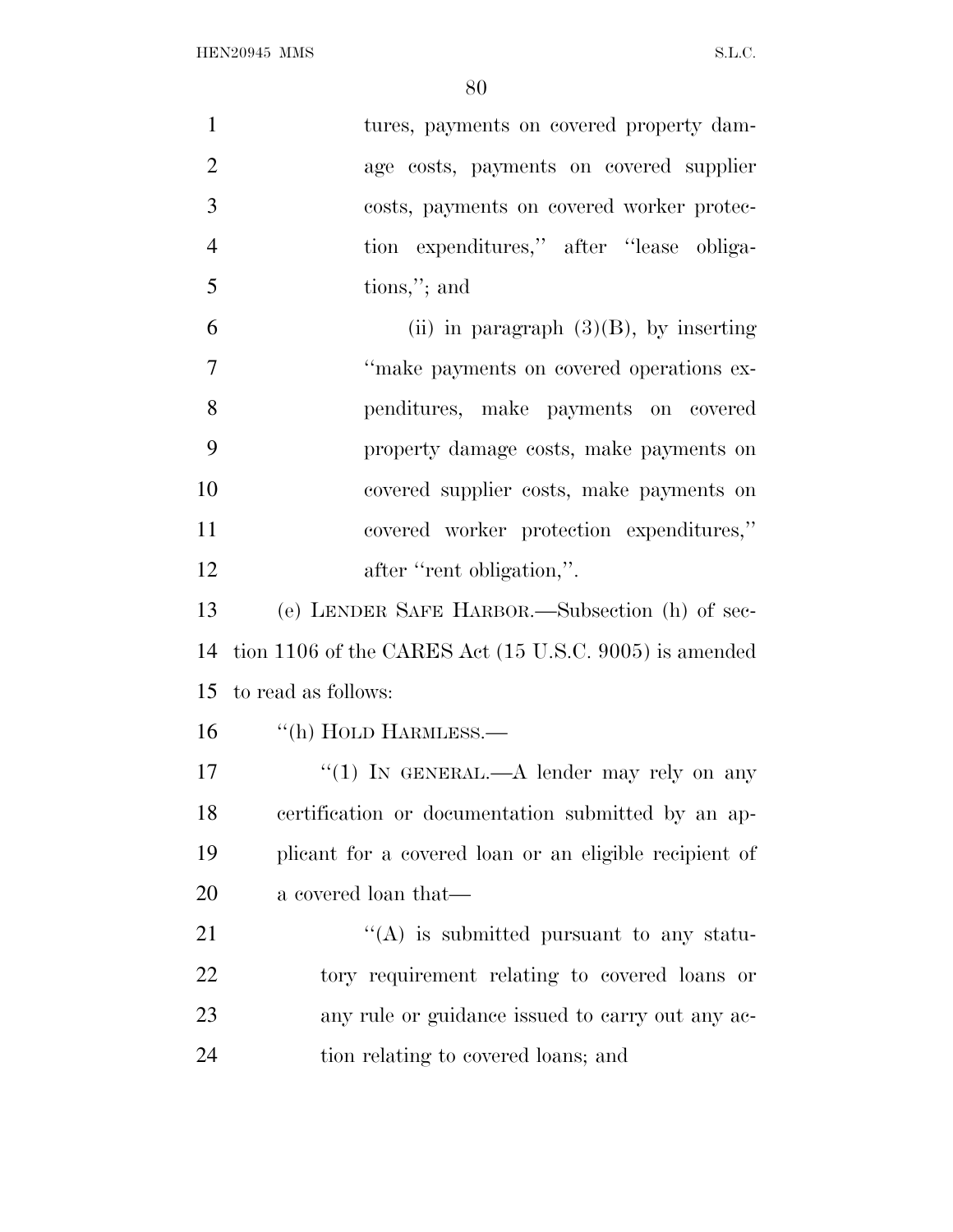tures, payments on covered property damage costs, payments on covered supplier costs, payments on covered worker protection expenditures,'' after ''lease obligations,''; and

(ii) in paragraph (3)(B), by inserting ''make payments on covered operations expenditures, make payments on covered property damage costs, make payments on covered supplier costs, make payments on covered worker protection expenditures,'' after ''rent obligation,''.

(e) LENDER SAFE HARBOR.—Subsection (h) of section 1106 of the CARES Act (15 U.S.C. 9005) is amended to read as follows:

''(h) HOLD HARMLESS.—

''(1) IN GENERAL.—A lender may rely on any certification or documentation submitted by an applicant for a covered loan or an eligible recipient of a covered loan that—

''(A) is submitted pursuant to any statutory requirement relating to covered loans or any rule or guidance issued to carry out any action relating to covered loans; and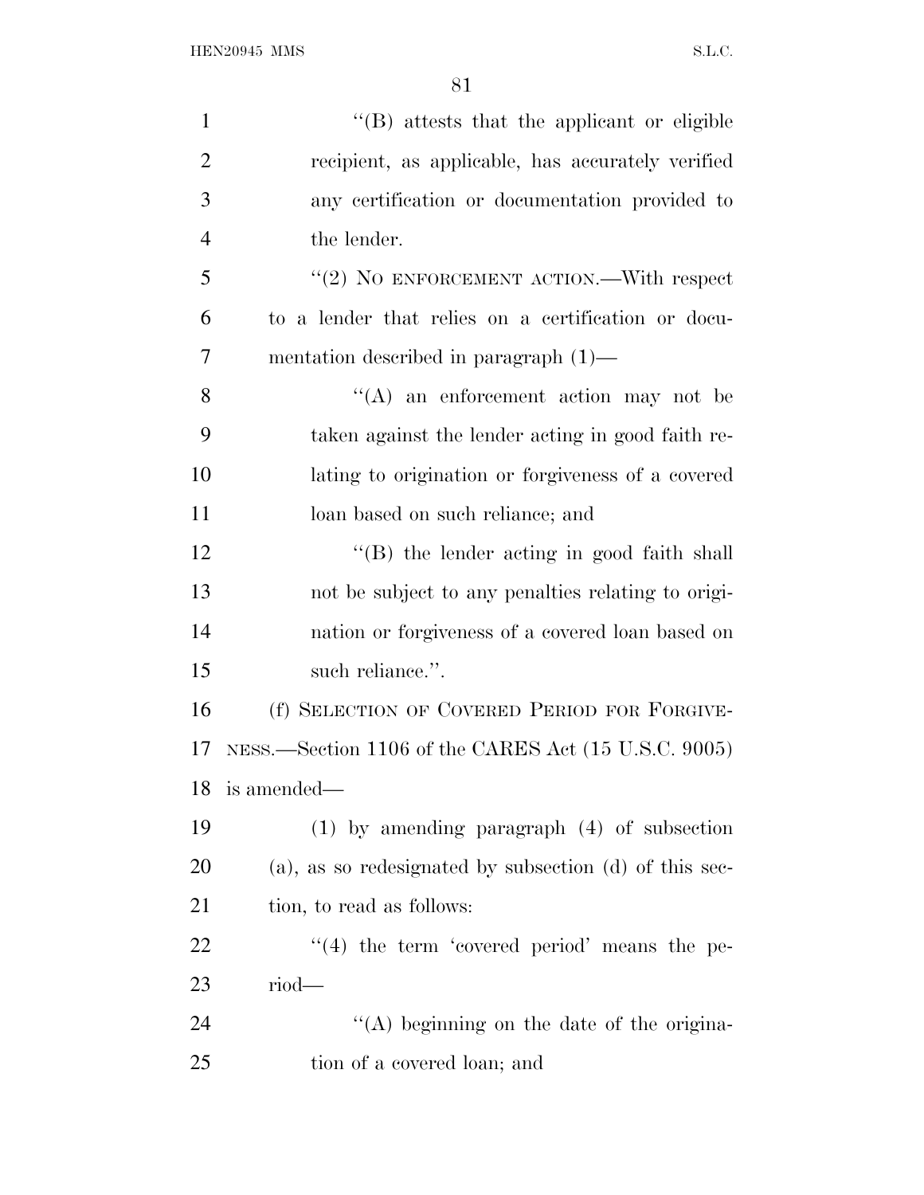''(B) attests that the applicant or eligible recipient, as applicable, has accurately verified any certification or documentation provided to the lender.

''(2) NO ENFORCEMENT ACTION.—With respect to a lender that relies on a certification or documentation described in paragraph (1)—

''(A) an enforcement action may not be taken against the lender acting in good faith relating to origination or forgiveness of a covered loan based on such reliance; and

''(B) the lender acting in good faith shall not be subject to any penalties relating to origination or forgiveness of a covered loan based on such reliance.''.

(f) SELECTION OF COVERED PERIOD FOR FORGIVENESS.—Section 1106 of the CARES Act (15 U.S.C. 9005) is amended—

(1) by amending paragraph (4) of subsection (a), as so redesignated by subsection (d) of this section, to read as follows:

''(4) the term 'covered period' means the period—

''(A) beginning on the date of the origination of a covered loan; and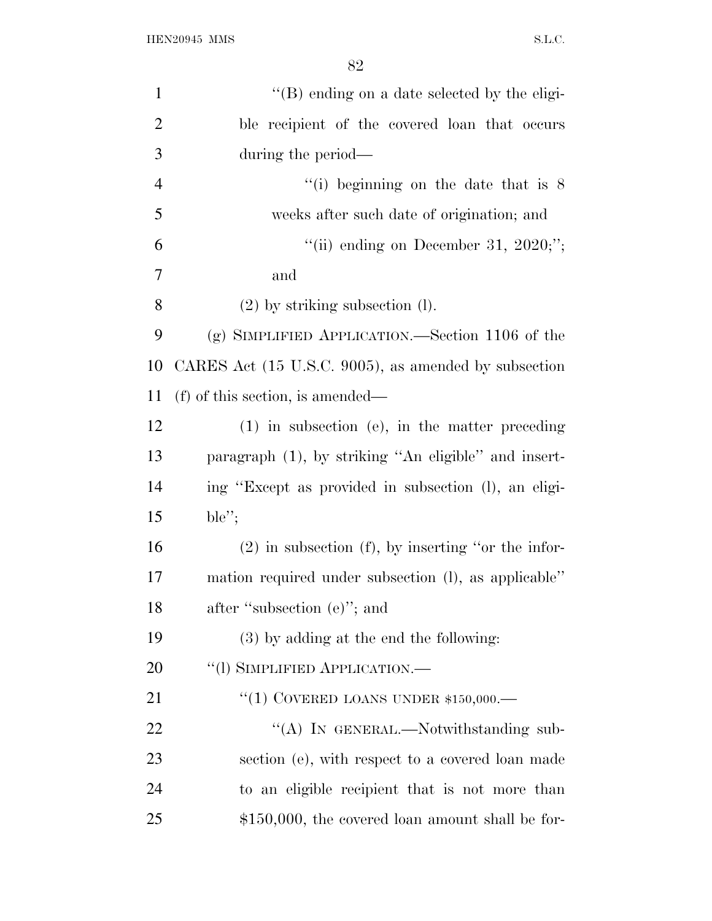''(B) ending on a date selected by the eligible recipient of the covered loan that occurs during the period—

''(i) beginning on the date that is 8 weeks after such date of origination; and

''(ii) ending on December 31, 2020;''; and

(2) by striking subsection (l).

(g) SIMPLIFIED APPLICATION.—Section 1106 of the CARES Act (15 U.S.C. 9005), as amended by subsection (f) of this section, is amended—

(1) in subsection (e), in the matter preceding paragraph (1), by striking ''An eligible'' and inserting ''Except as provided in subsection (l), an eligible'';

(2) in subsection (f), by inserting ''or the information required under subsection (l), as applicable'' after ''subsection (e)''; and

(3) by adding at the end the following:

''(l) SIMPLIFIED APPLICATION.—

''(1) COVERED LOANS UNDER $150,000.—

''(A) IN GENERAL.—Notwithstanding subsection (e), with respect to a covered loan made to an eligible recipient that is not more than $150,000, the covered loan amount shall be for-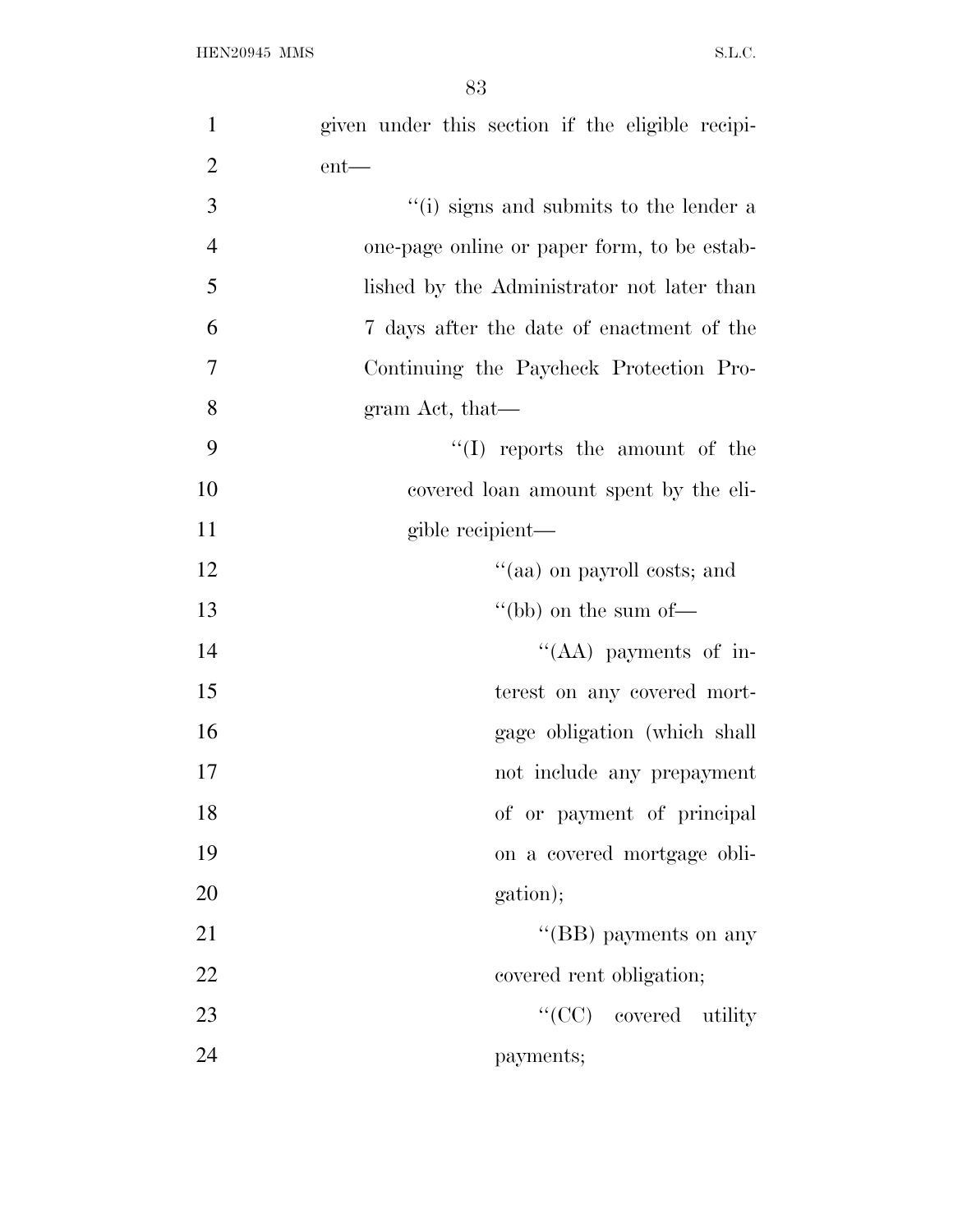given under this section if the eligible recipient—

''(i) signs and submits to the lender a one-page online or paper form, to be established by the Administrator not later than 7 days after the date of enactment of the Continuing the Paycheck Protection Program Act, that—

''(I) reports the amount of the covered loan amount spent by the eligible recipient—

''(aa) on payroll costs; and

''(bb) on the sum of—

''(AA) payments of interest on any covered mortgage obligation (which shall not include any prepayment of or payment of principal on a covered mortgage obligation);

''(BB) payments on any covered rent obligation;

''(CC) covered utility payments;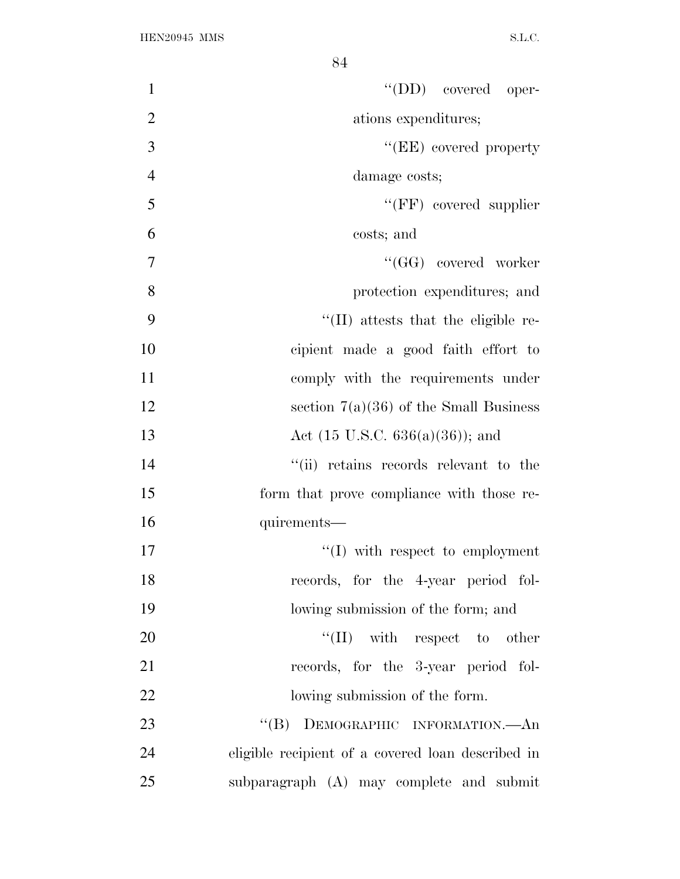''(DD) covered operations expenditures;

''(EE) covered property damage costs;

''(FF) covered supplier costs; and

''(GG) covered worker protection expenditures; and

''(II) attests that the eligible recipient made a good faith effort to comply with the requirements under section 7(a)(36) of the Small Business Act (15 U.S.C. 636(a)(36)); and

''(ii) retains records relevant to the form that prove compliance with those requirements—

''(I) with respect to employment records, for the 4-year period following submission of the form; and

''(II) with respect to other records, for the 3-year period following submission of the form.

''(B) DEMOGRAPHIC INFORMATION.—An eligible recipient of a covered loan described in subparagraph (A) may complete and submit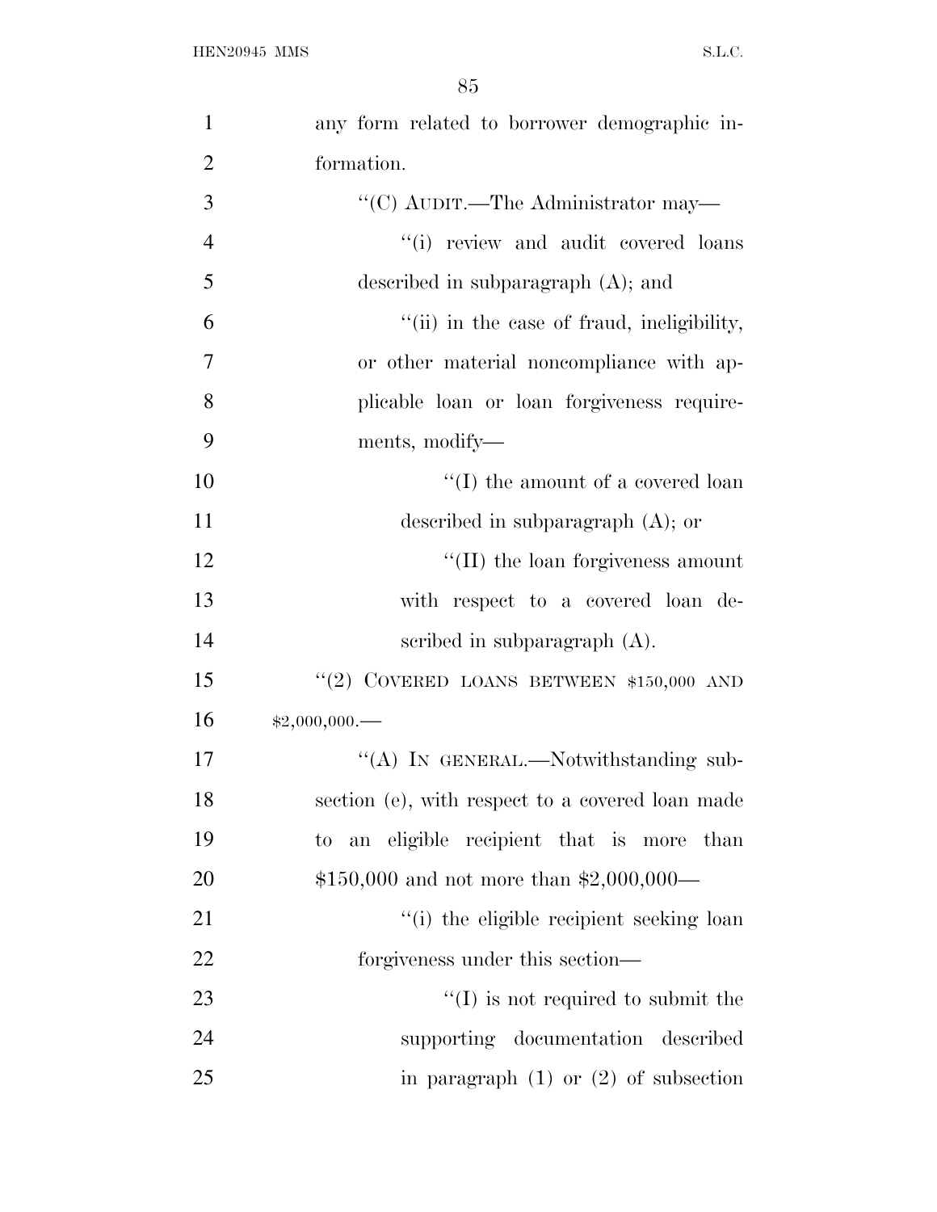any form related to borrower demographic information.

''(C) AUDIT.—The Administrator may—

''(i) review and audit covered loans described in subparagraph (A); and

''(ii) in the case of fraud, ineligibility, or other material noncompliance with applicable loan or loan forgiveness requirements, modify—

''(I) the amount of a covered loan described in subparagraph (A); or

''(II) the loan forgiveness amount with respect to a covered loan described in subparagraph (A).

''(2) COVERED LOANS BETWEEN $150,000 AND $2,000,000.—

''(A) IN GENERAL.—Notwithstanding subsection (e), with respect to a covered loan made to an eligible recipient that is more than $150,000 and not more than $2,000,000—

''(i) the eligible recipient seeking loan forgiveness under this section—

''(I) is not required to submit the supporting documentation described in paragraph (1) or (2) of subsection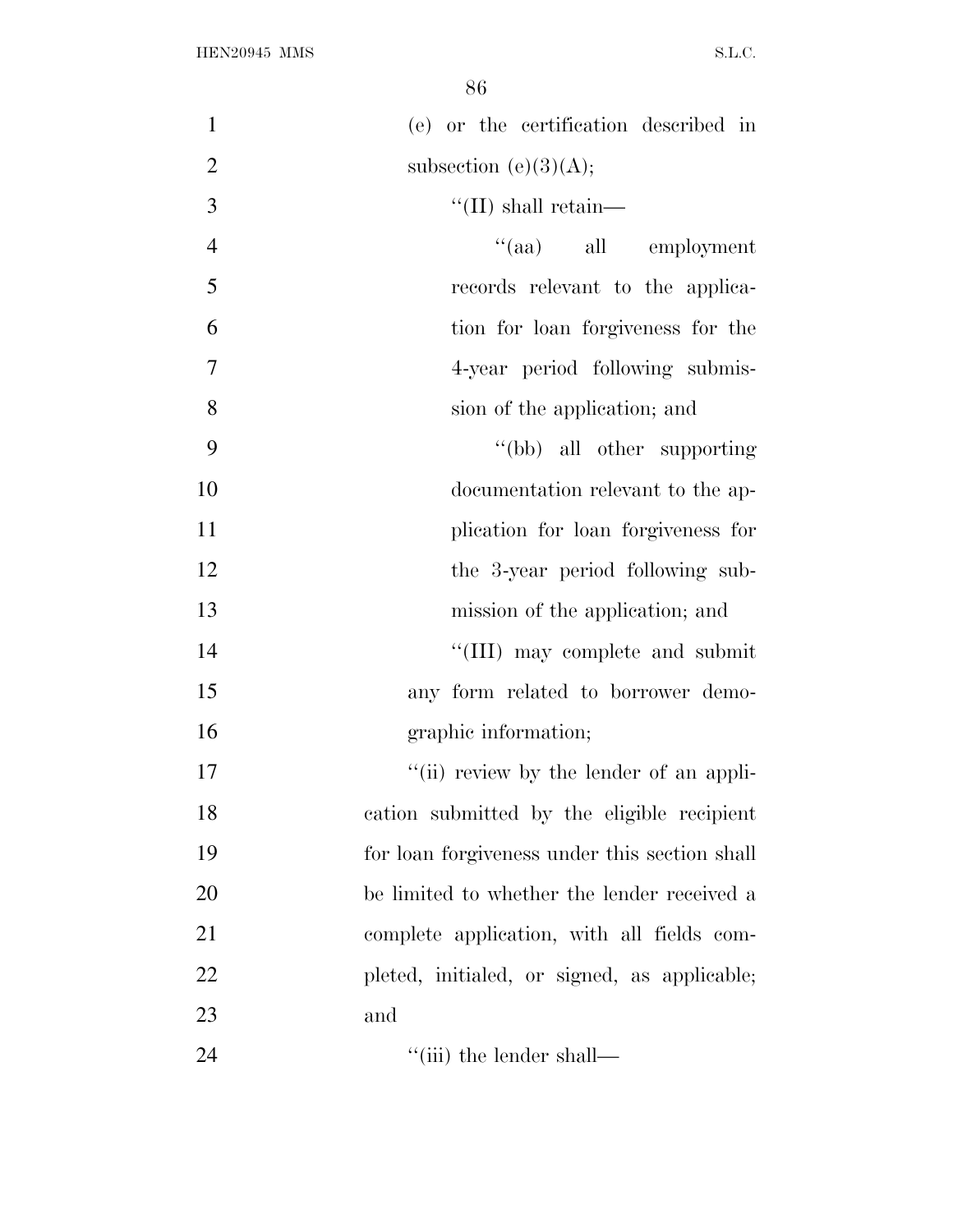(e) or the certification described in subsection (e)(3)(A);

''(II) shall retain—

''(aa) all employment records relevant to the application for loan forgiveness for the 4-year period following submission of the application; and

''(bb) all other supporting documentation relevant to the application for loan forgiveness for the 3-year period following submission of the application; and

''(III) may complete and submit any form related to borrower demographic information;

''(ii) review by the lender of an application submitted by the eligible recipient for loan forgiveness under this section shall be limited to whether the lender received a complete application, with all fields completed, initialed, or signed, as applicable; and

''(iii) the lender shall—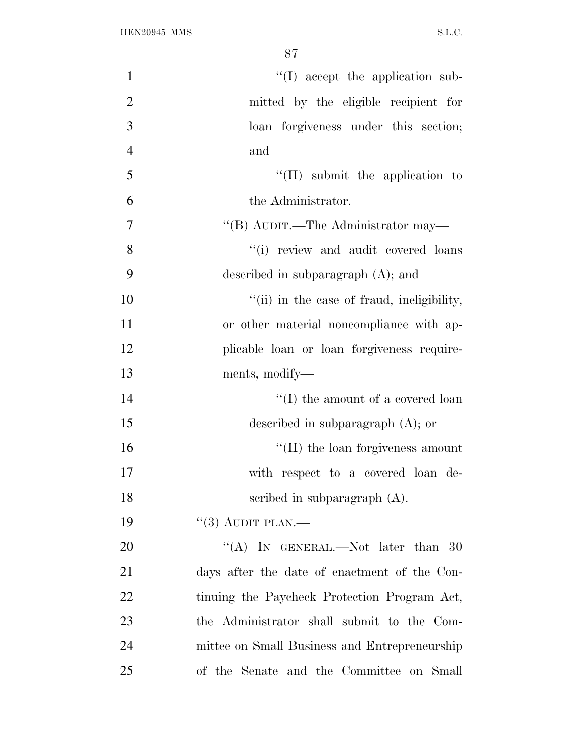"(I) accept the application submitted by the eligible recipient for loan forgiveness under this section; and

"(II) submit the application to the Administrator.

"(B) AUDIT.—The Administrator may—

"(i) review and audit covered loans described in subparagraph (A); and

"(ii) in the case of fraud, ineligibility, or other material noncompliance with applicable loan or loan forgiveness requirements, modify—

"(I) the amount of a covered loan described in subparagraph (A); or

"(II) the loan forgiveness amount with respect to a covered loan described in subparagraph (A).

"(3) AUDIT PLAN.—

"(A) IN GENERAL.—Not later than 30 days after the date of enactment of the Continuing the Paycheck Protection Program Act, the Administrator shall submit to the Committee on Small Business and Entrepreneurship of the Senate and the Committee on Small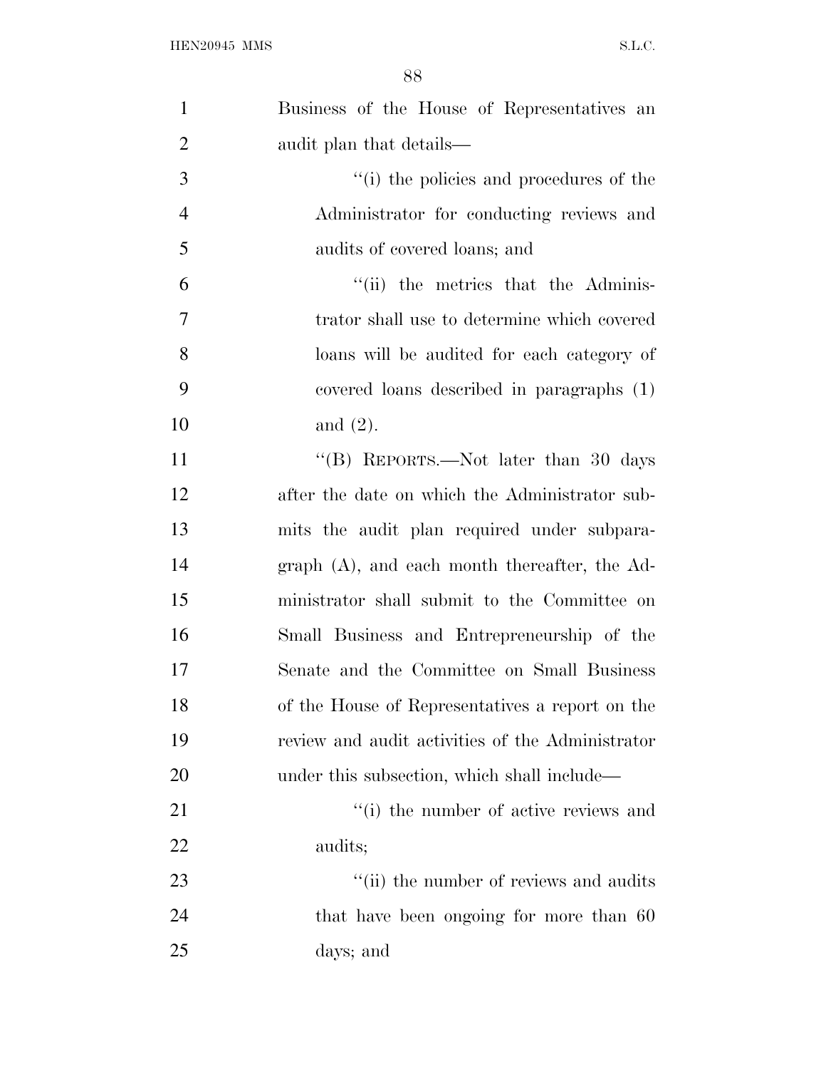Business of the House of Representatives an audit plan that details—

''(i) the policies and procedures of the Administrator for conducting reviews and audits of covered loans; and

''(ii) the metrics that the Administrator shall use to determine which covered loans will be audited for each category of covered loans described in paragraphs (1) and (2).

''(B) REPORTS.—Not later than 30 days after the date on which the Administrator submits the audit plan required under subparagraph (A), and each month thereafter, the Administrator shall submit to the Committee on Small Business and Entrepreneurship of the Senate and the Committee on Small Business of the House of Representatives a report on the review and audit activities of the Administrator under this subsection, which shall include—

''(i) the number of active reviews and audits;

''(ii) the number of reviews and audits that have been ongoing for more than 60 days; and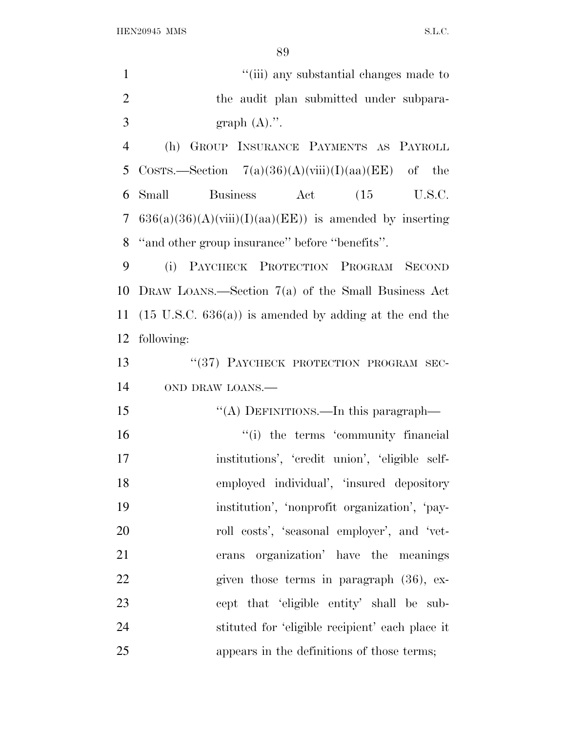''(iii) any substantial changes made to the audit plan submitted under subparagraph (A).''.

(h) GROUP INSURANCE PAYMENTS AS PAYROLL COSTS.—Section 7(a)(36)(A)(viii)(I)(aa)(EE) of the Small Business Act (15 U.S.C. 636(a)(36)(A)(viii)(I)(aa)(EE)) is amended by inserting ''and other group insurance'' before ''benefits''.

(i) PAYCHECK PROTECTION PROGRAM SECOND DRAW LOANS.—Section 7(a) of the Small Business Act (15 U.S.C. 636(a)) is amended by adding at the end the following:

''(37) PAYCHECK PROTECTION PROGRAM SECOND DRAW LOANS.—

''(A) DEFINITIONS.—In this paragraph—

''(i) the terms 'community financial institutions', 'credit union', 'eligible self-employed individual', 'insured depository institution', 'nonprofit organization', 'payroll costs', 'seasonal employer', and 'veterans organization' have the meanings given those terms in paragraph (36), except that 'eligible entity' shall be substituted for 'eligible recipient' each place it appears in the definitions of those terms;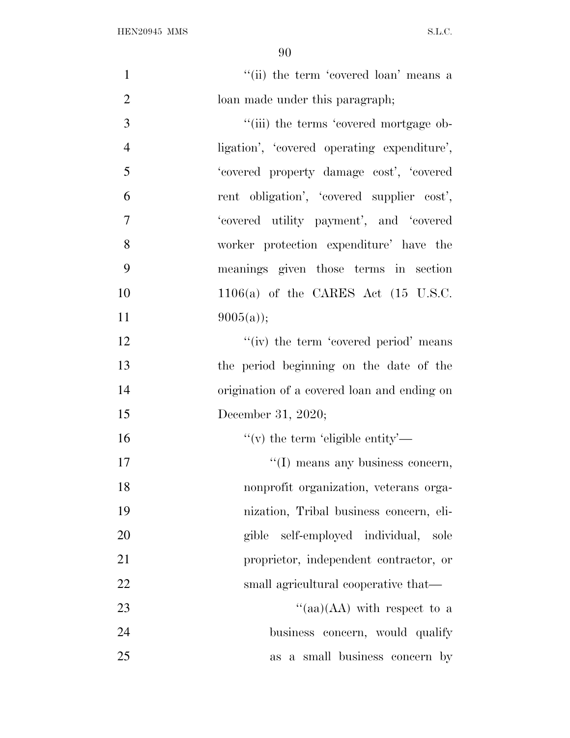''(ii) the term 'covered loan' means a loan made under this paragraph;

''(iii) the terms 'covered mortgage obligation', 'covered operating expenditure', 'covered property damage cost', 'covered rent obligation', 'covered supplier cost', 'covered utility payment', and 'covered worker protection expenditure' have the meanings given those terms in section 1106(a) of the CARES Act (15 U.S.C. 9005(a));

''(iv) the term 'covered period' means the period beginning on the date of the origination of a covered loan and ending on December 31, 2020;

''(v) the term 'eligible entity'—

''(I) means any business concern, nonprofit organization, veterans organization, Tribal business concern, eligible self-employed individual, sole proprietor, independent contractor, or small agricultural cooperative that—

''(aa)(AA) with respect to a business concern, would qualify as a small business concern by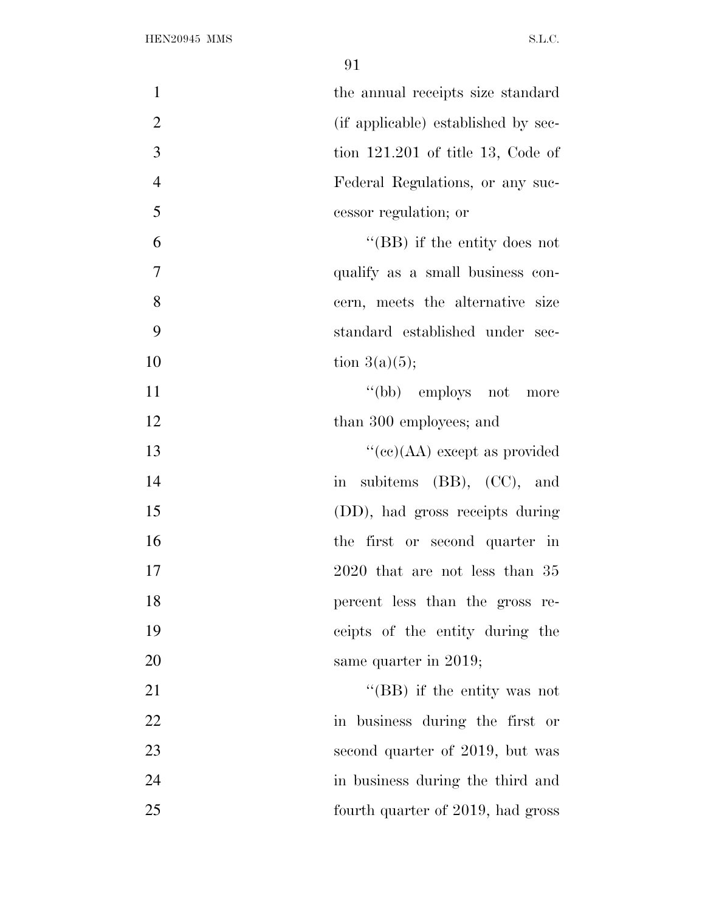the annual receipts size standard (if applicable) established by section 121.201 of title 13, Code of Federal Regulations, or any successor regulation; or

''(BB) if the entity does not qualify as a small business concern, meets the alternative size standard established under section 3(a)(5);

''(bb) employs not more than 300 employees; and

''(cc)(AA) except as provided in subitems (BB), (CC), and (DD), had gross receipts during the first or second quarter in 2020 that are not less than 35 percent less than the gross receipts of the entity during the same quarter in 2019;

''(BB) if the entity was not in business during the first or second quarter of 2019, but was in business during the third and fourth quarter of 2019, had gross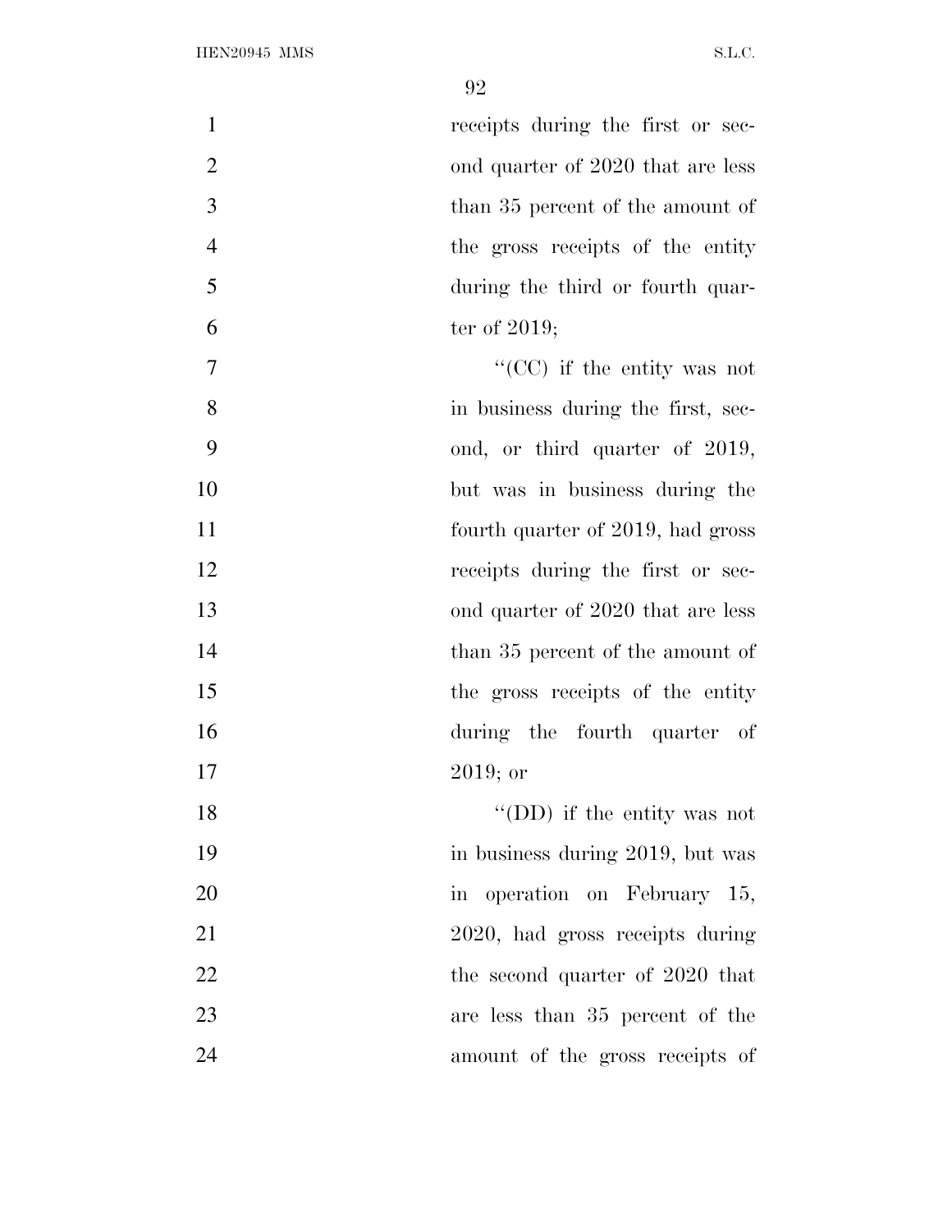receipts during the first or second quarter of 2020 that are less than 35 percent of the amount of the gross receipts of the entity during the third or fourth quarter of 2019;

"(CC) if the entity was not in business during the first, second, or third quarter of 2019, but was in business during the fourth quarter of 2019, had gross receipts during the first or second quarter of 2020 that are less than 35 percent of the amount of the gross receipts of the entity during the fourth quarter of 2019; or

"(DD) if the entity was not in business during 2019, but was in operation on February 15, 2020, had gross receipts during the second quarter of 2020 that are less than 35 percent of the amount of the gross receipts of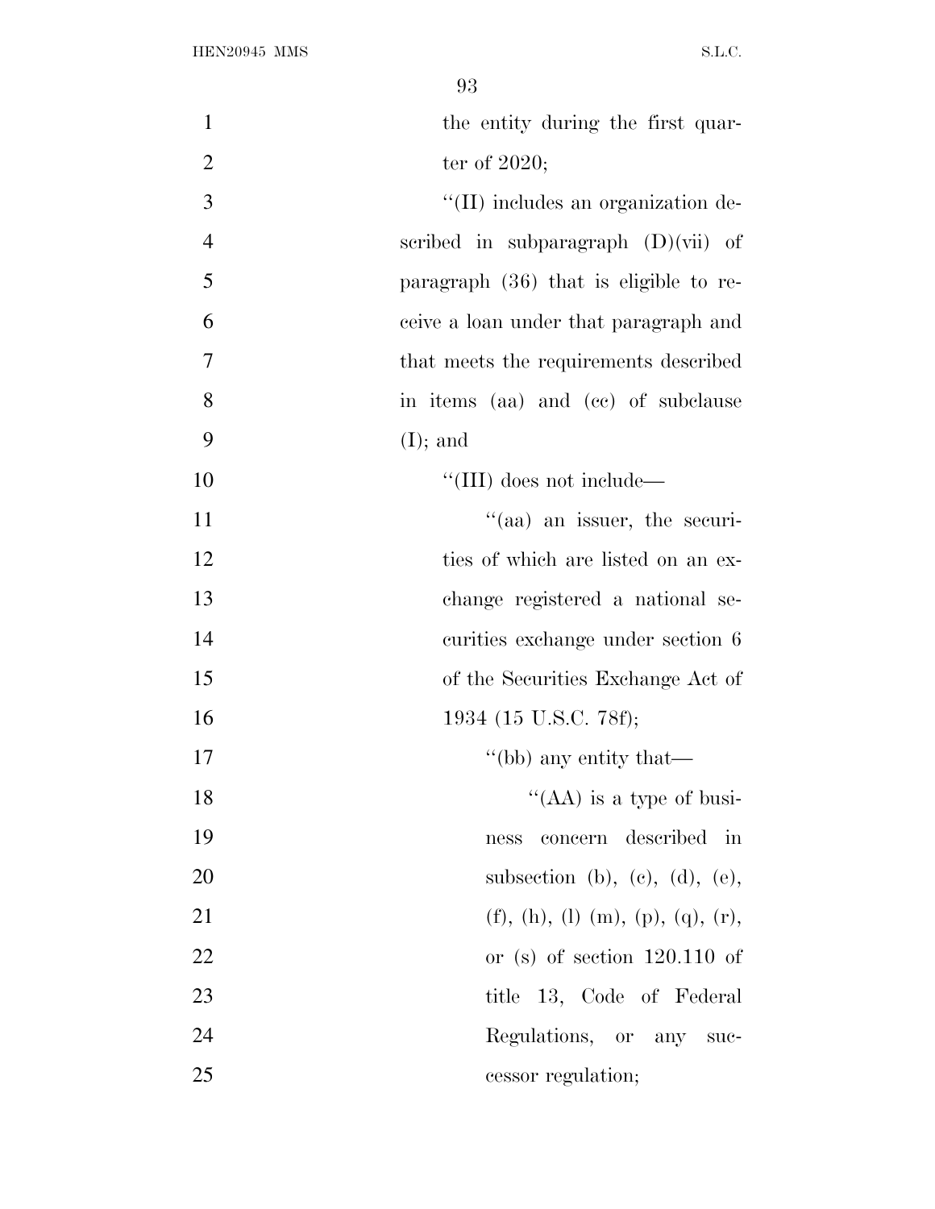the entity during the first quarter of 2020;

''(II) includes an organization described in subparagraph (D)(vii) of paragraph (36) that is eligible to receive a loan under that paragraph and that meets the requirements described in items (aa) and (cc) of subclause (I); and

''(III) does not include—

''(aa) an issuer, the securities of which are listed on an exchange registered a national securities exchange under section 6 of the Securities Exchange Act of 1934 (15 U.S.C. 78f);

''(bb) any entity that—

''(AA) is a type of business concern described in subsection (b), (c), (d), (e), (f), (h), (l) (m), (p), (q), (r), or (s) of section 120.110 of title 13, Code of Federal Regulations, or any successor regulation;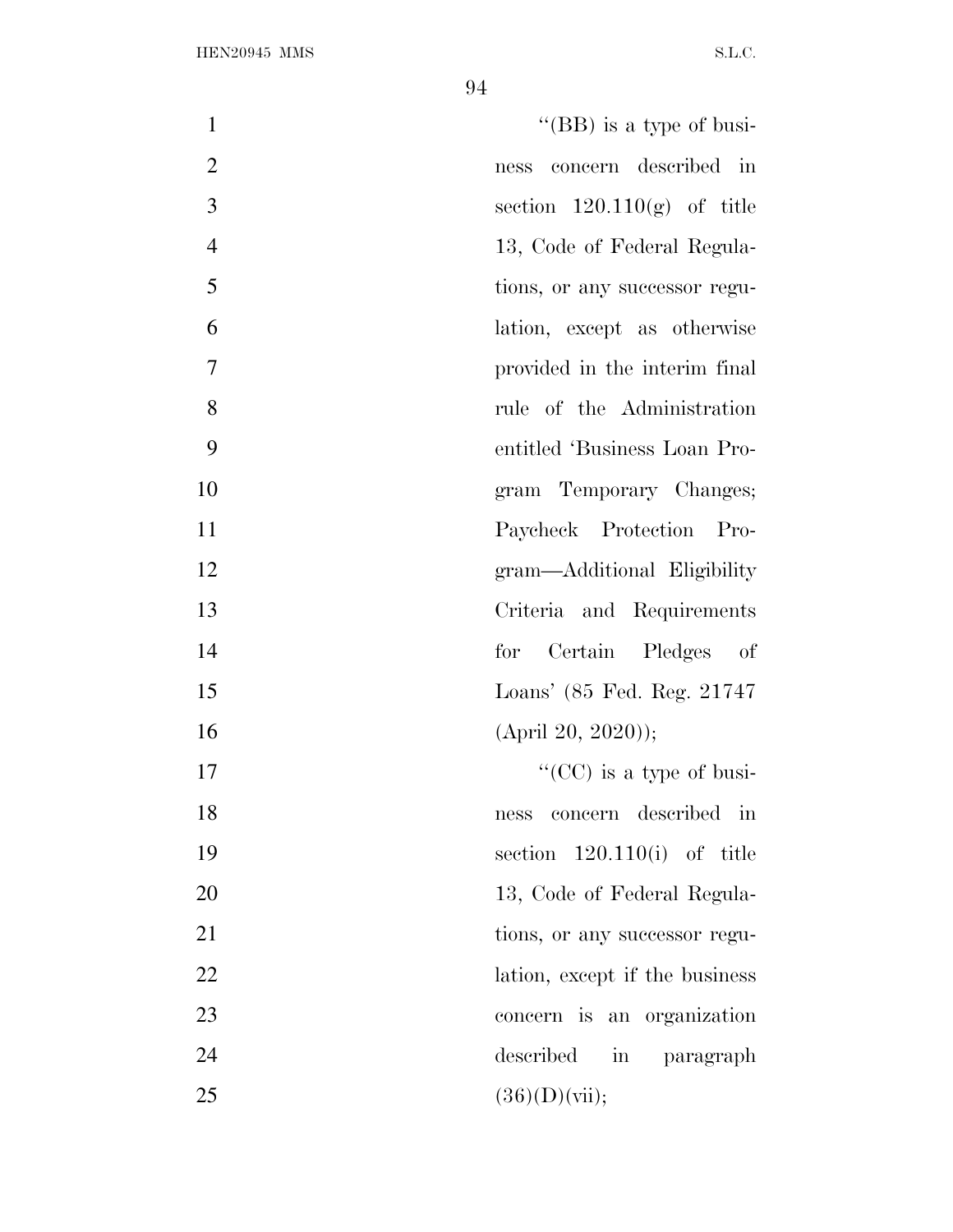"(BB) is a type of business concern described in section 120.110(g) of title 13, Code of Federal Regulations, or any successor regulation, except as otherwise provided in the interim final rule of the Administration entitled 'Business Loan Program Temporary Changes; Paycheck Protection Program—Additional Eligibility Criteria and Requirements for Certain Pledges of Loans' (85 Fed. Reg. 21747 (April 20, 2020));

"(CC) is a type of business concern described in section 120.110(i) of title 13, Code of Federal Regulations, or any successor regulation, except if the business concern is an organization described in paragraph (36)(D)(vii);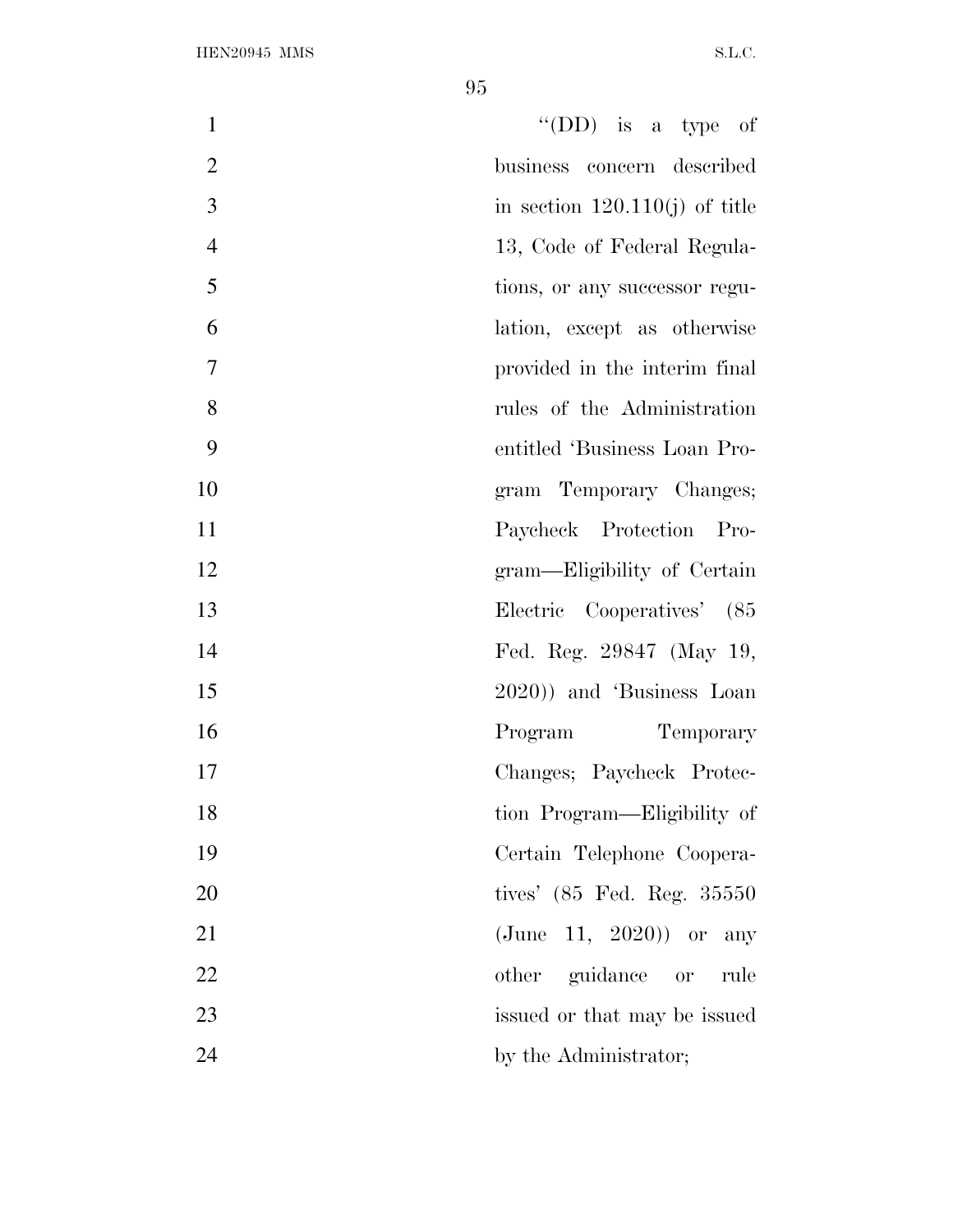"(DD) is a type of business concern described in section 120.110(j) of title 13, Code of Federal Regulations, or any successor regulation, except as otherwise provided in the interim final rules of the Administration entitled 'Business Loan Program Temporary Changes; Paycheck Protection Program—Eligibility of Certain Electric Cooperatives' (85 Fed. Reg. 29847 (May 19, 2020)) and 'Business Loan Program Temporary Changes; Paycheck Protection Program—Eligibility of Certain Telephone Cooperatives' (85 Fed. Reg. 35550 (June 11, 2020)) or any other guidance or rule issued or that may be issued by the Administrator;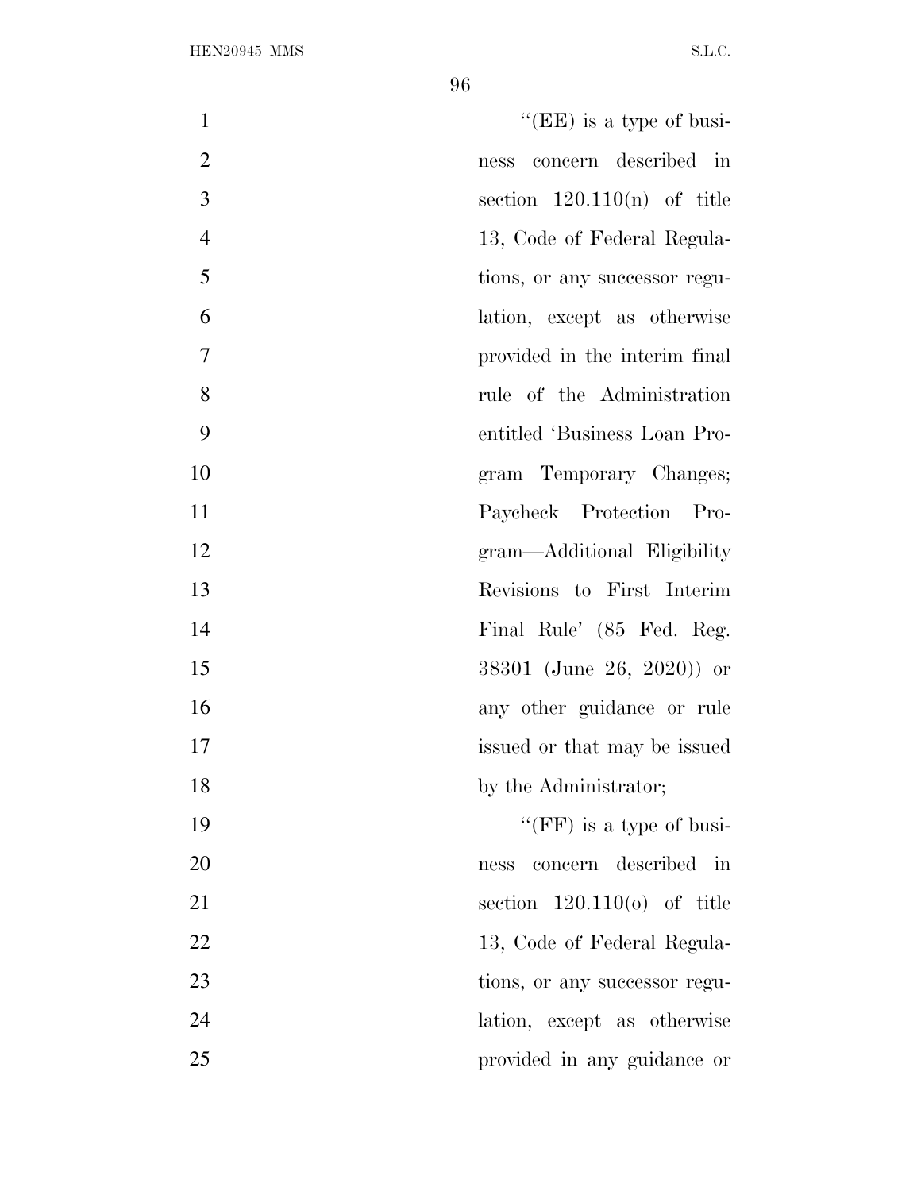"(EE) is a type of business concern described in section 120.110(n) of title 13, Code of Federal Regulations, or any successor regulation, except as otherwise provided in the interim final rule of the Administration entitled 'Business Loan Program Temporary Changes; Paycheck Protection Program—Additional Eligibility Revisions to First Interim Final Rule' (85 Fed. Reg. 38301 (June 26, 2020)) or any other guidance or rule issued or that may be issued by the Administrator;

"(FF) is a type of business concern described in section 120.110(o) of title 13, Code of Federal Regulations, or any successor regulation, except as otherwise provided in any guidance or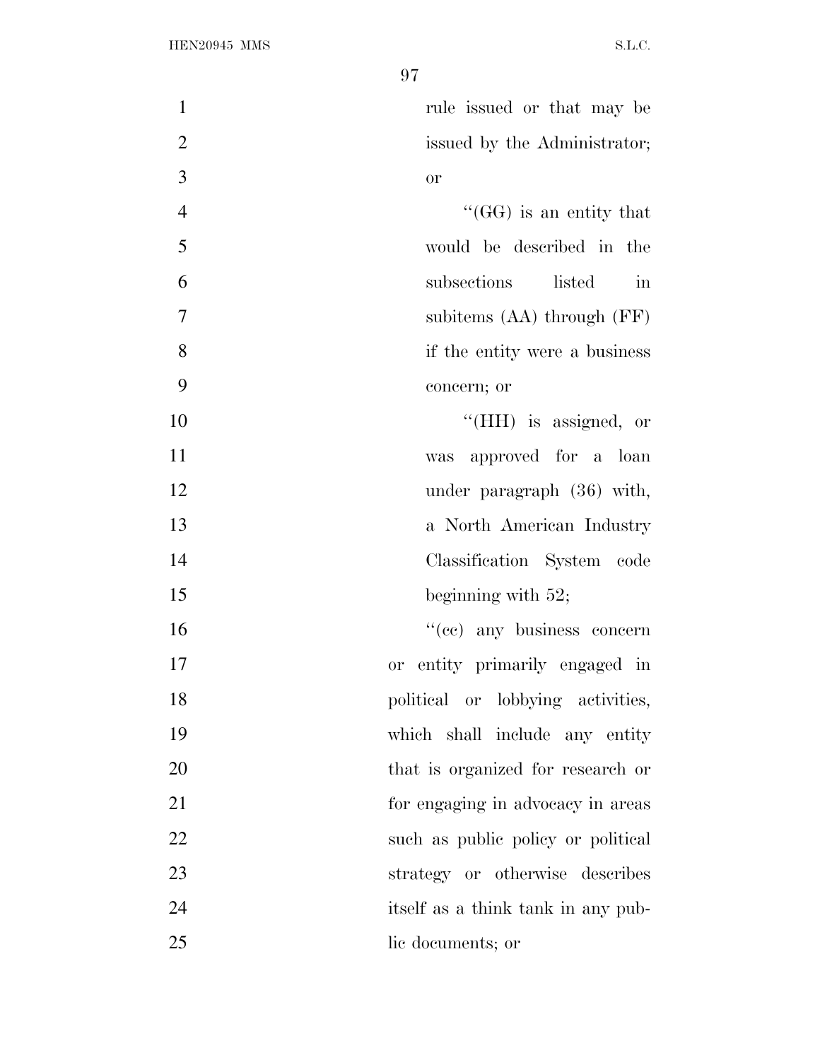rule issued or that may be issued by the Administrator; or

''(GG) is an entity that would be described in the subsections listed in subitems (AA) through (FF) if the entity were a business concern; or

''(HH) is assigned, or was approved for a loan under paragraph (36) with, a North American Industry Classification System code beginning with 52;

''(cc) any business concern or entity primarily engaged in political or lobbying activities, which shall include any entity that is organized for research or for engaging in advocacy in areas such as public policy or political strategy or otherwise describes itself as a think tank in any public documents; or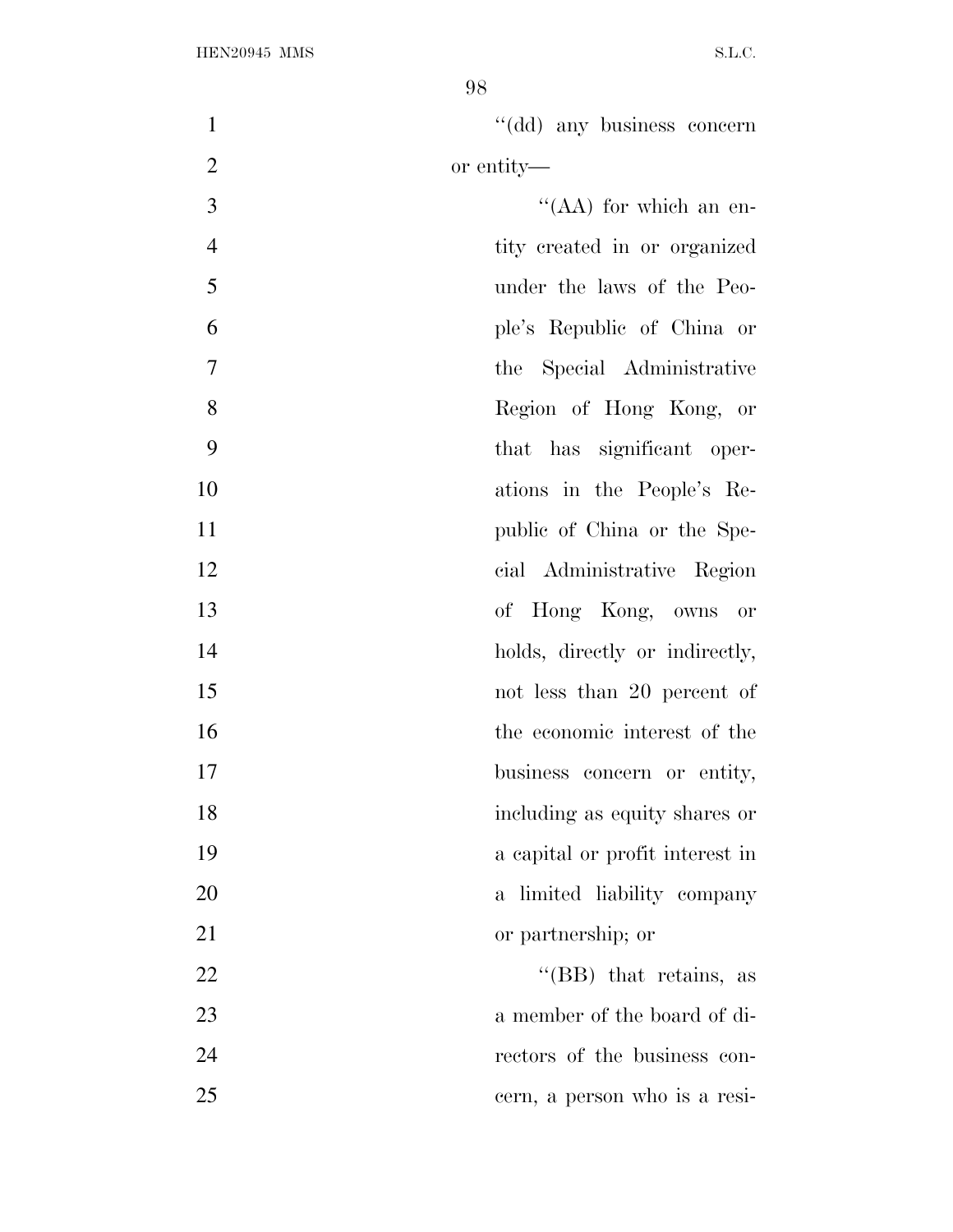''(dd) any business concern or entity—

''(AA) for which an entity created in or organized under the laws of the People's Republic of China or the Special Administrative Region of Hong Kong, or that has significant operations in the People's Republic of China or the Special Administrative Region of Hong Kong, owns or holds, directly or indirectly, not less than 20 percent of the economic interest of the business concern or entity, including as equity shares or a capital or profit interest in a limited liability company or partnership; or

''(BB) that retains, as a member of the board of directors of the business concern, a person who is a resi-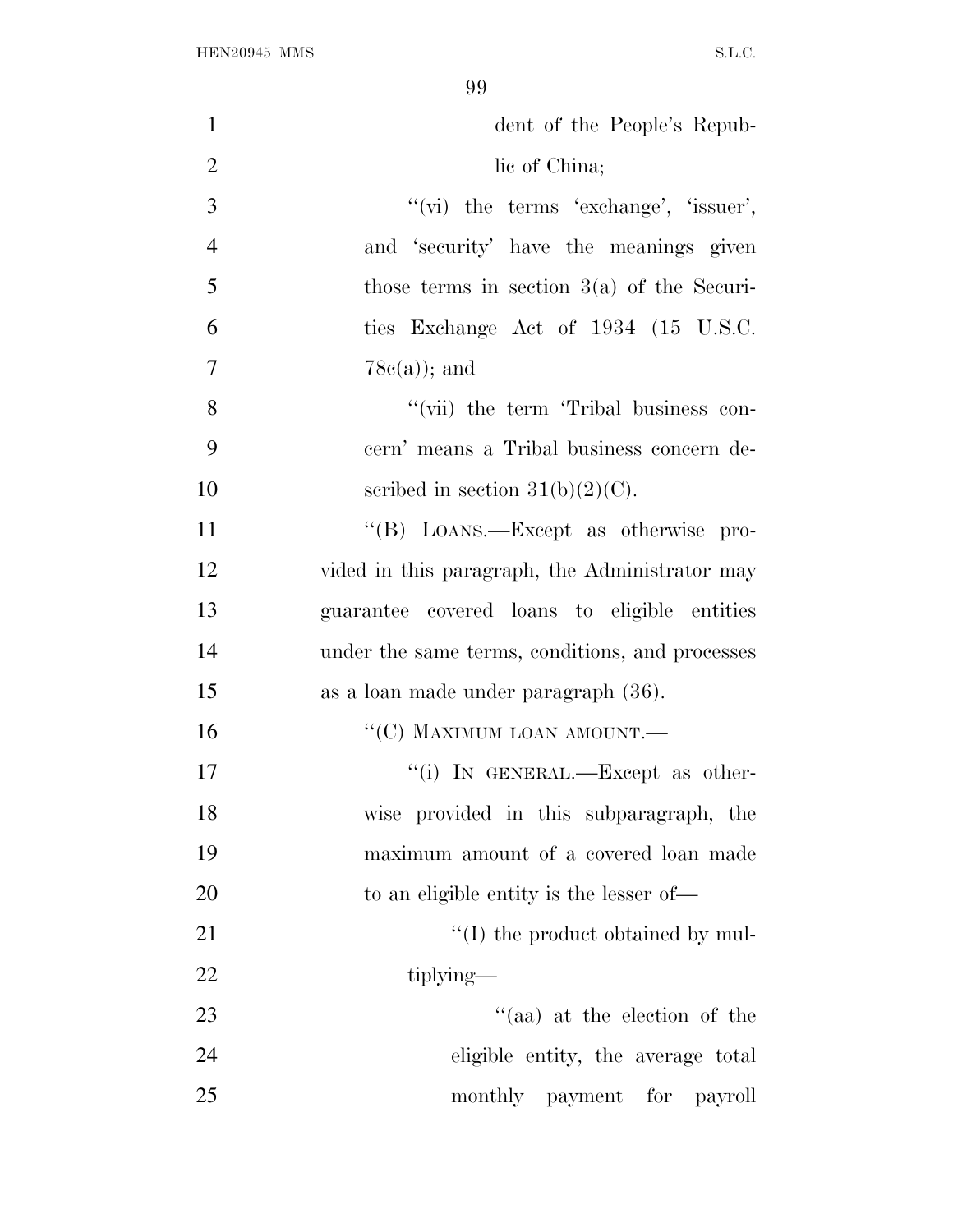dent of the People's Republic of China;

"(vi) the terms 'exchange', 'issuer', and 'security' have the meanings given those terms in section 3(a) of the Securities Exchange Act of 1934 (15 U.S.C. 78c(a)); and

"(vii) the term 'Tribal business concern' means a Tribal business concern described in section 31(b)(2)(C).

"(B) LOANS.—Except as otherwise provided in this paragraph, the Administrator may guarantee covered loans to eligible entities under the same terms, conditions, and processes as a loan made under paragraph (36).

"(C) MAXIMUM LOAN AMOUNT.—

"(i) IN GENERAL.—Except as otherwise provided in this subparagraph, the maximum amount of a covered loan made to an eligible entity is the lesser of—

"(I) the product obtained by multiplying—

"(aa) at the election of the eligible entity, the average total monthly payment for payroll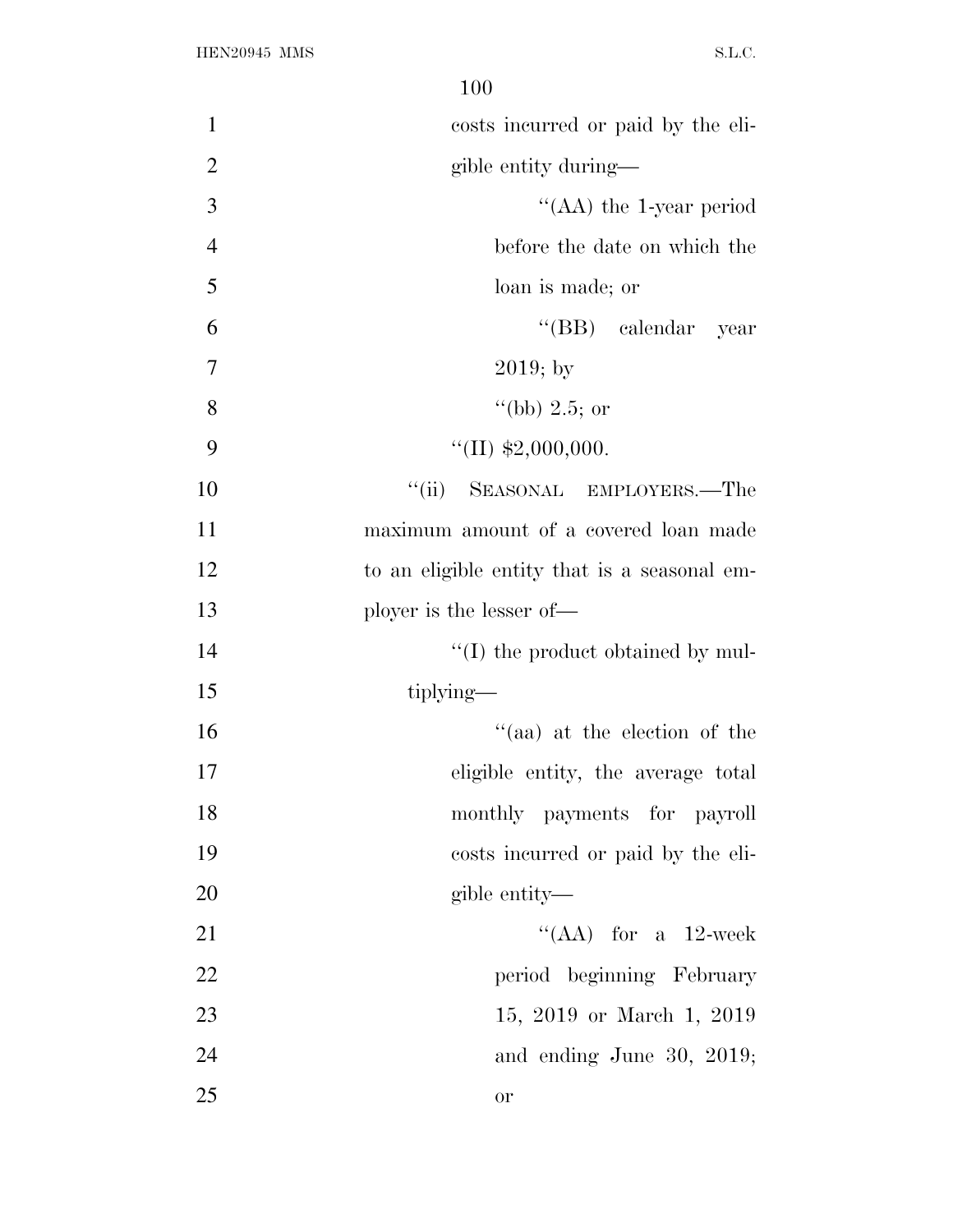costs incurred or paid by the eligible entity during—

“(AA) the 1-year period before the date on which the loan is made; or

“(BB) calendar year 2019; by

“(bb) 2.5; or

“(II) $2,000,000.

“(ii) SEASONAL EMPLOYERS.—The maximum amount of a covered loan made to an eligible entity that is a seasonal employer is the lesser of—

“(I) the product obtained by multiplying—

“(aa) at the election of the eligible entity, the average total monthly payments for payroll costs incurred or paid by the eligible entity—

“(AA) for a 12-week period beginning February 15, 2019 or March 1, 2019 and ending June 30, 2019; or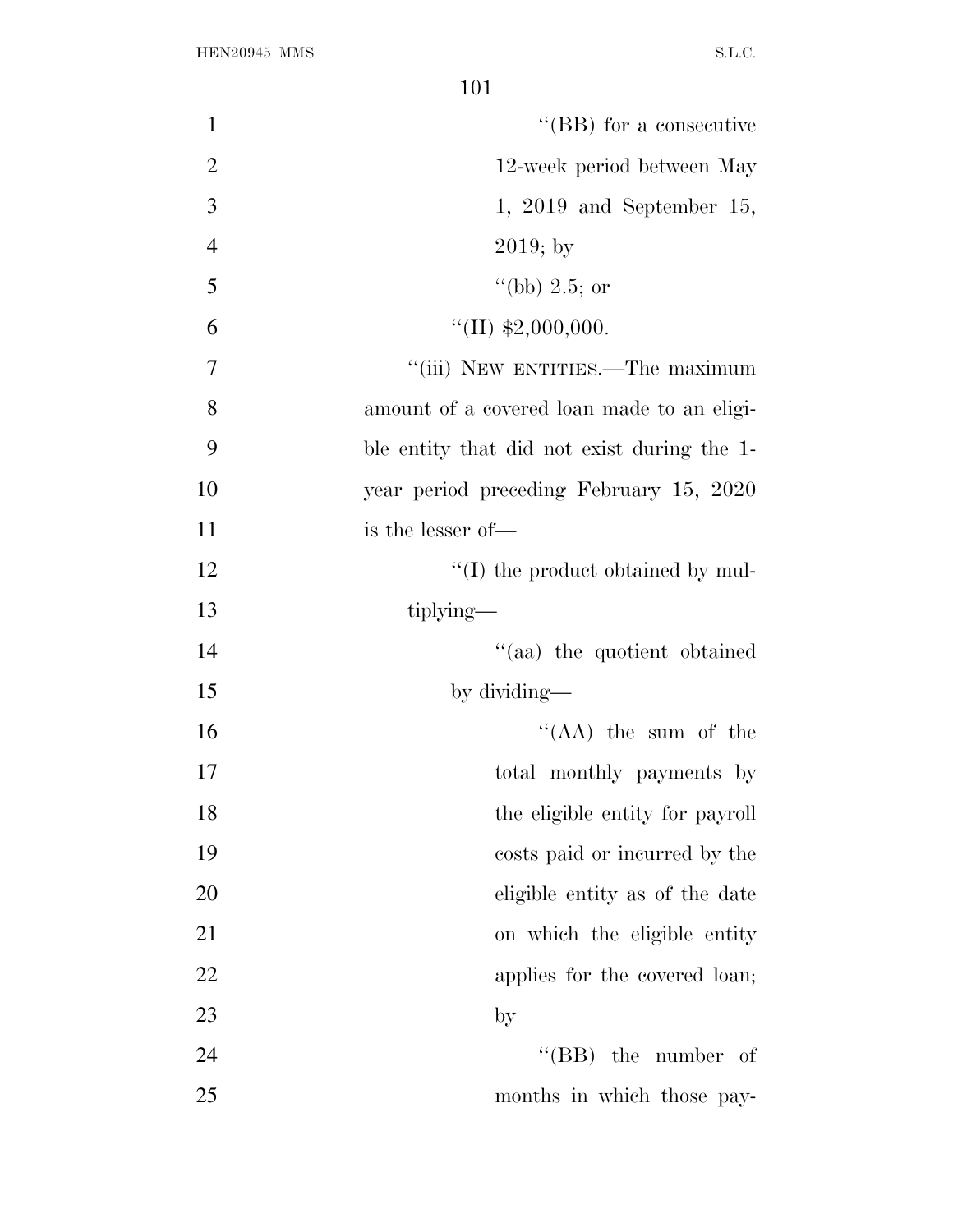''(BB) for a consecutive 12-week period between May 1, 2019 and September 15, 2019; by

''(bb) 2.5; or

''(II) $2,000,000.

''(iii) NEW ENTITIES.—The maximum amount of a covered loan made to an eligible entity that did not exist during the 1-year period preceding February 15, 2020 is the lesser of—

''(I) the product obtained by multiplying—

''(aa) the quotient obtained by dividing—

''(AA) the sum of the total monthly payments by the eligible entity for payroll costs paid or incurred by the eligible entity as of the date on which the eligible entity applies for the covered loan; by

''(BB) the number of months in which those pay-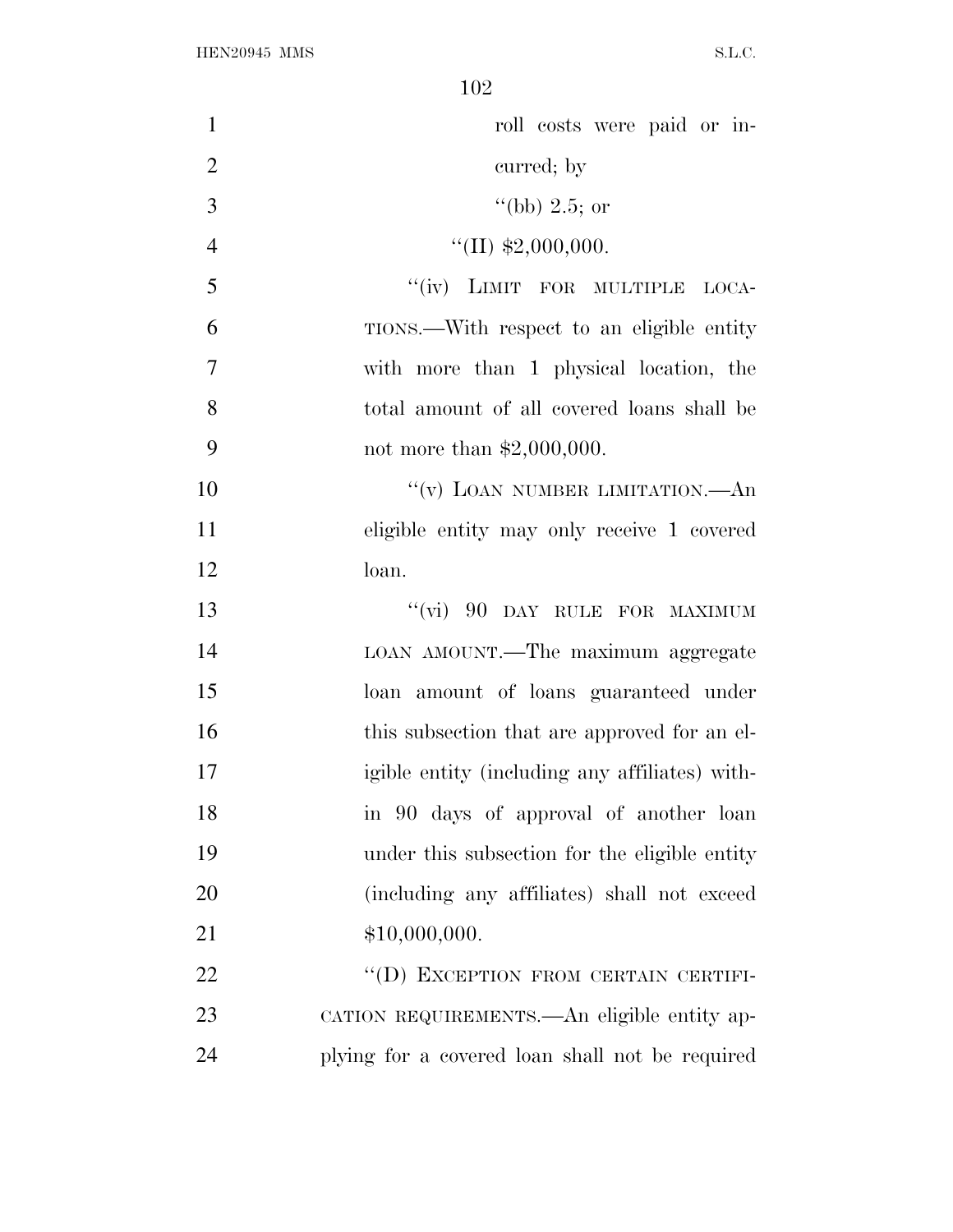roll costs were paid or incurred; by

''(bb) 2.5; or

''(II) $2,000,000.

''(iv) LIMIT FOR MULTIPLE LOCATIONS.—With respect to an eligible entity with more than 1 physical location, the total amount of all covered loans shall be not more than $2,000,000.

''(v) LOAN NUMBER LIMITATION.—An eligible entity may only receive 1 covered loan.

''(vi) 90 DAY RULE FOR MAXIMUM LOAN AMOUNT.—The maximum aggregate loan amount of loans guaranteed under this subsection that are approved for an eligible entity (including any affiliates) within 90 days of approval of another loan under this subsection for the eligible entity (including any affiliates) shall not exceed $10,000,000.

''(D) EXCEPTION FROM CERTAIN CERTIFICATION REQUIREMENTS.—An eligible entity applying for a covered loan shall not be required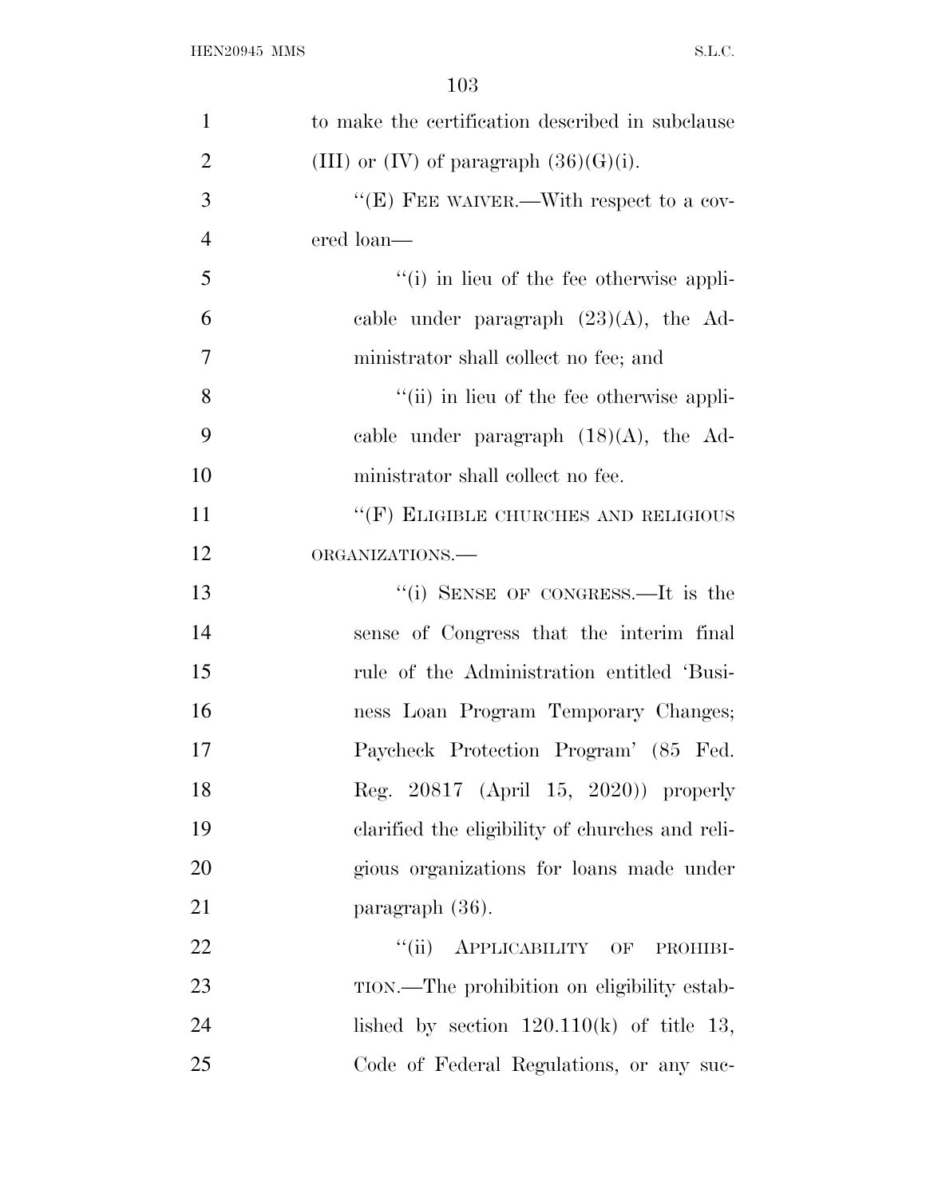to make the certification described in subclause (III) or (IV) of paragraph (36)(G)(i).

''(E) FEE WAIVER.—With respect to a covered loan—

''(i) in lieu of the fee otherwise applicable under paragraph (23)(A), the Administrator shall collect no fee; and

''(ii) in lieu of the fee otherwise applicable under paragraph (18)(A), the Administrator shall collect no fee.

''(F) ELIGIBLE CHURCHES AND RELIGIOUS ORGANIZATIONS.—

''(i) SENSE OF CONGRESS.—It is the sense of Congress that the interim final rule of the Administration entitled 'Business Loan Program Temporary Changes; Paycheck Protection Program' (85 Fed. Reg. 20817 (April 15, 2020)) properly clarified the eligibility of churches and religious organizations for loans made under paragraph (36).

''(ii) APPLICABILITY OF PROHIBITION.—The prohibition on eligibility established by section 120.110(k) of title 13, Code of Federal Regulations, or any suc-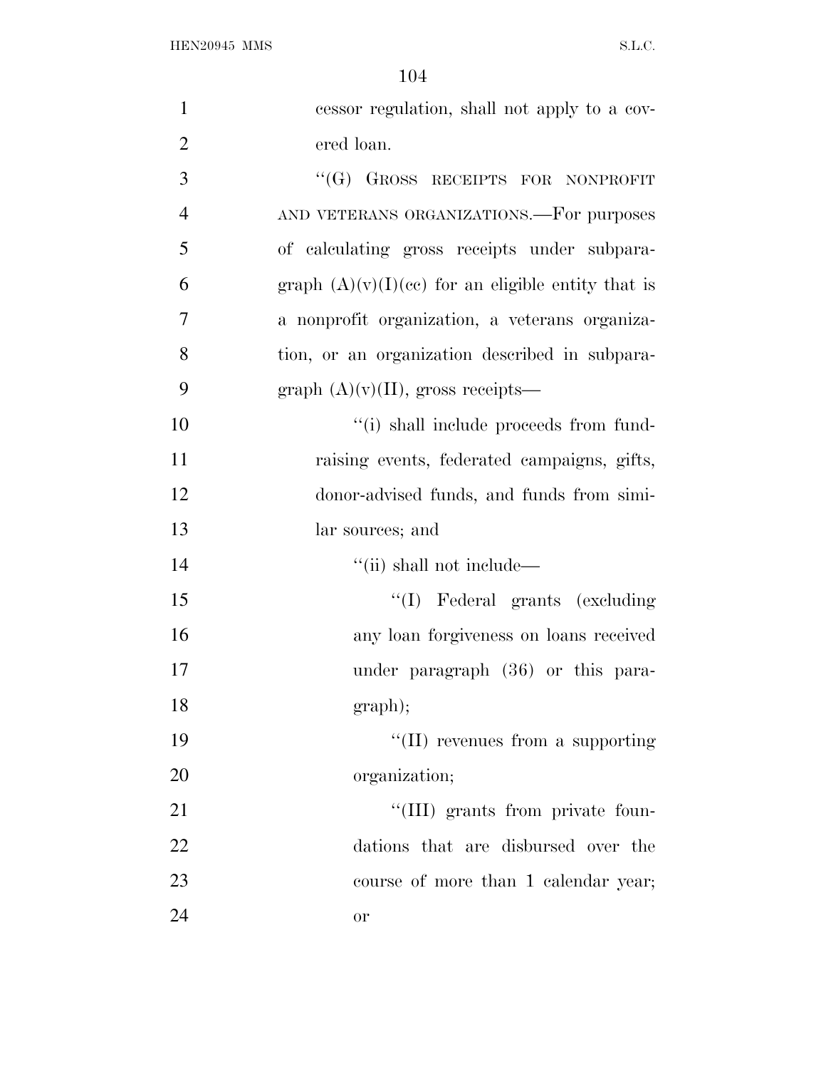cessor regulation, shall not apply to a covered loan.

''(G) GROSS RECEIPTS FOR NONPROFIT AND VETERANS ORGANIZATIONS.—For purposes of calculating gross receipts under subparagraph (A)(v)(I)(cc) for an eligible entity that is a nonprofit organization, a veterans organization, or an organization described in subparagraph (A)(v)(II), gross receipts—

''(i) shall include proceeds from fundraising events, federated campaigns, gifts, donor-advised funds, and funds from similar sources; and

''(ii) shall not include—

''(I) Federal grants (excluding any loan forgiveness on loans received under paragraph (36) or this paragraph);

''(II) revenues from a supporting organization;

''(III) grants from private foundations that are disbursed over the course of more than 1 calendar year; or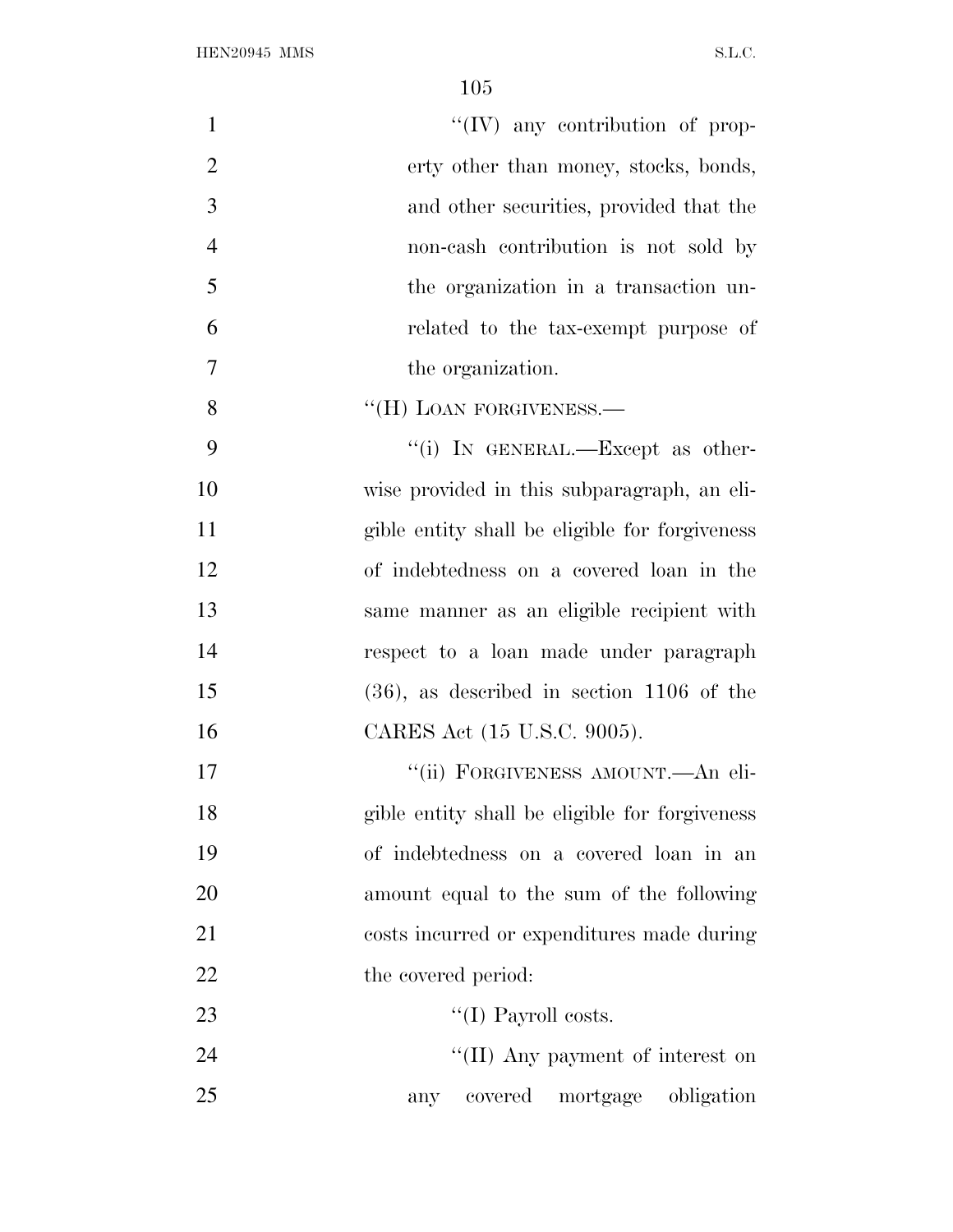"(IV) any contribution of property other than money, stocks, bonds, and other securities, provided that the non-cash contribution is not sold by the organization in a transaction unrelated to the tax-exempt purpose of the organization.

"(H) LOAN FORGIVENESS.—

"(i) IN GENERAL.—Except as otherwise provided in this subparagraph, an eligible entity shall be eligible for forgiveness of indebtedness on a covered loan in the same manner as an eligible recipient with respect to a loan made under paragraph (36), as described in section 1106 of the CARES Act (15 U.S.C. 9005).

"(ii) FORGIVENESS AMOUNT.—An eligible entity shall be eligible for forgiveness of indebtedness on a covered loan in an amount equal to the sum of the following costs incurred or expenditures made during the covered period:

"(I) Payroll costs.

"(II) Any payment of interest on any covered mortgage obligation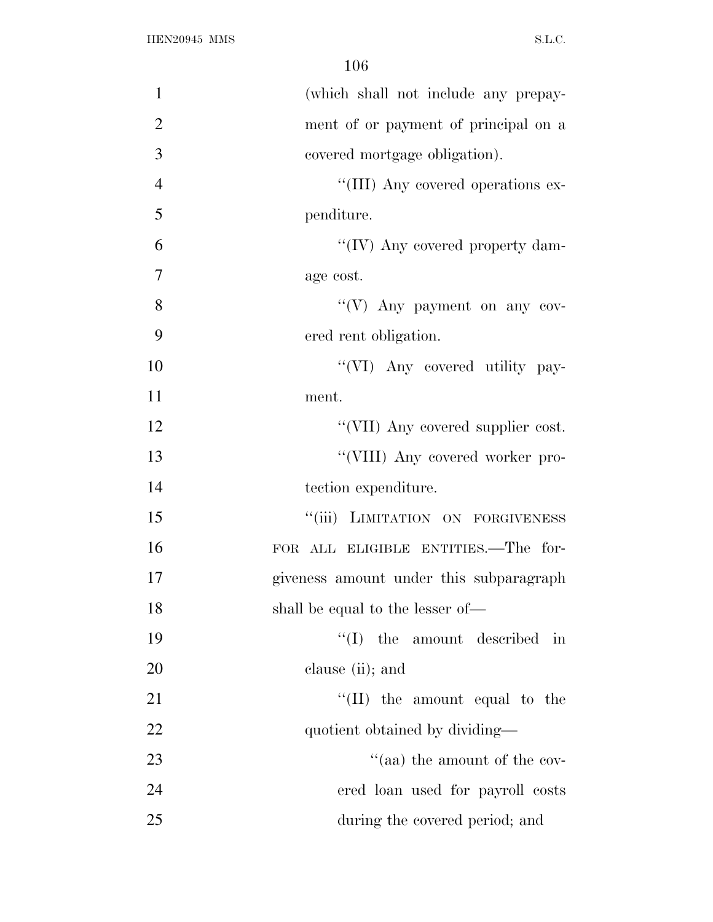(which shall not include any prepayment of or payment of principal on a covered mortgage obligation).

''(III) Any covered operations expenditure.

''(IV) Any covered property damage cost.

''(V) Any payment on any covered rent obligation.

''(VI) Any covered utility payment.

''(VII) Any covered supplier cost.

''(VIII) Any covered worker protection expenditure.

''(iii) LIMITATION ON FORGIVENESS FOR ALL ELIGIBLE ENTITIES.—The forgiveness amount under this subparagraph shall be equal to the lesser of—

''(I) the amount described in clause (ii); and

''(II) the amount equal to the quotient obtained by dividing—

''(aa) the amount of the covered loan used for payroll costs during the covered period; and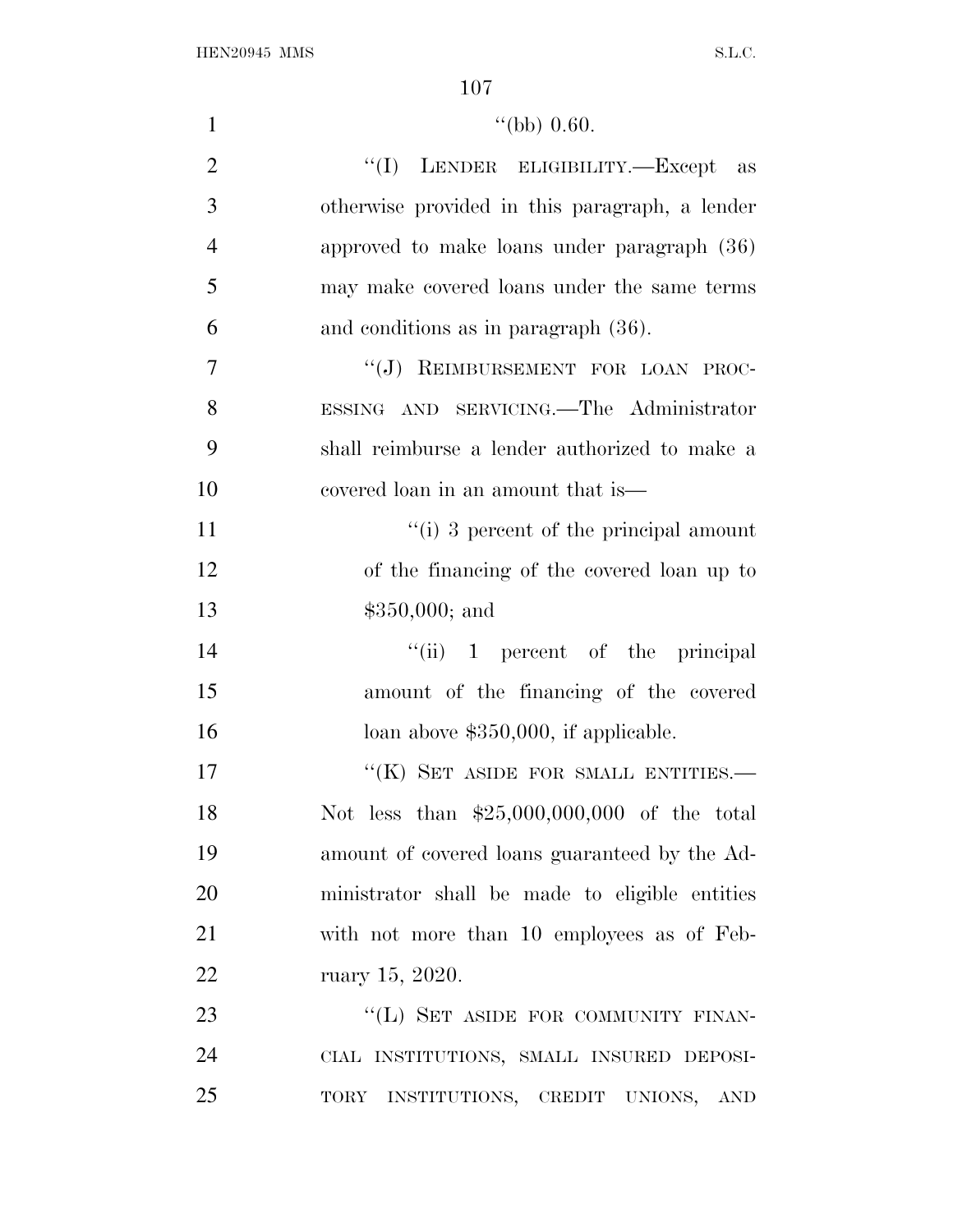"(bb) 0.60.

"(I) LENDER ELIGIBILITY.—Except as otherwise provided in this paragraph, a lender approved to make loans under paragraph (36) may make covered loans under the same terms and conditions as in paragraph (36).

"(J) REIMBURSEMENT FOR LOAN PROCESSING AND SERVICING.—The Administrator shall reimburse a lender authorized to make a covered loan in an amount that is—

"(i) 3 percent of the principal amount of the financing of the covered loan up to $350,000; and

"(ii) 1 percent of the principal amount of the financing of the covered loan above $350,000, if applicable.

"(K) SET ASIDE FOR SMALL ENTITIES.—Not less than $25,000,000,000 of the total amount of covered loans guaranteed by the Administrator shall be made to eligible entities with not more than 10 employees as of February 15, 2020.

"(L) SET ASIDE FOR COMMUNITY FINANCIAL INSTITUTIONS, SMALL INSURED DEPOSITORY INSTITUTIONS, CREDIT UNIONS, AND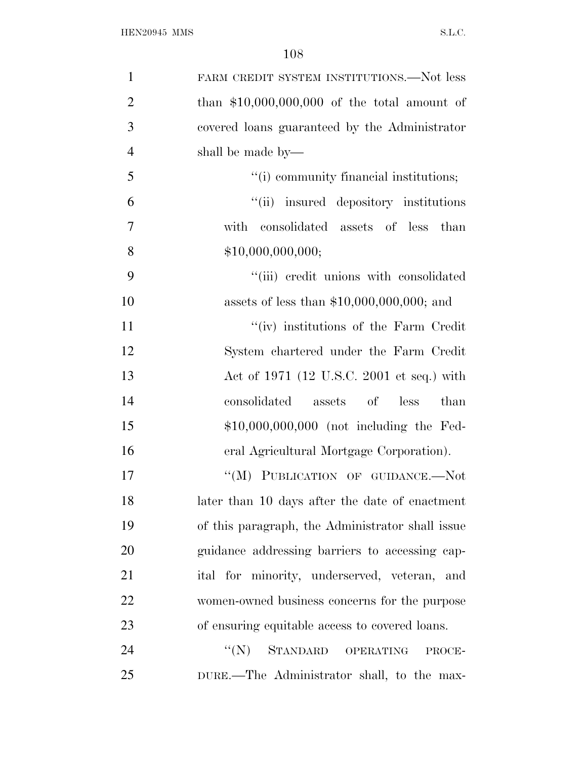FARM CREDIT SYSTEM INSTITUTIONS.—Not less than $10,000,000,000 of the total amount of covered loans guaranteed by the Administrator shall be made by—

''(i) community financial institutions;

''(ii) insured depository institutions with consolidated assets of less than $10,000,000,000;

''(iii) credit unions with consolidated assets of less than $10,000,000,000; and

''(iv) institutions of the Farm Credit System chartered under the Farm Credit Act of 1971 (12 U.S.C. 2001 et seq.) with consolidated assets of less than $10,000,000,000 (not including the Federal Agricultural Mortgage Corporation).

''(M) PUBLICATION OF GUIDANCE.—Not later than 10 days after the date of enactment of this paragraph, the Administrator shall issue guidance addressing barriers to accessing capital for minority, underserved, veteran, and women-owned business concerns for the purpose of ensuring equitable access to covered loans.

''(N) STANDARD OPERATING PROCEDURE.—The Administrator shall, to the max-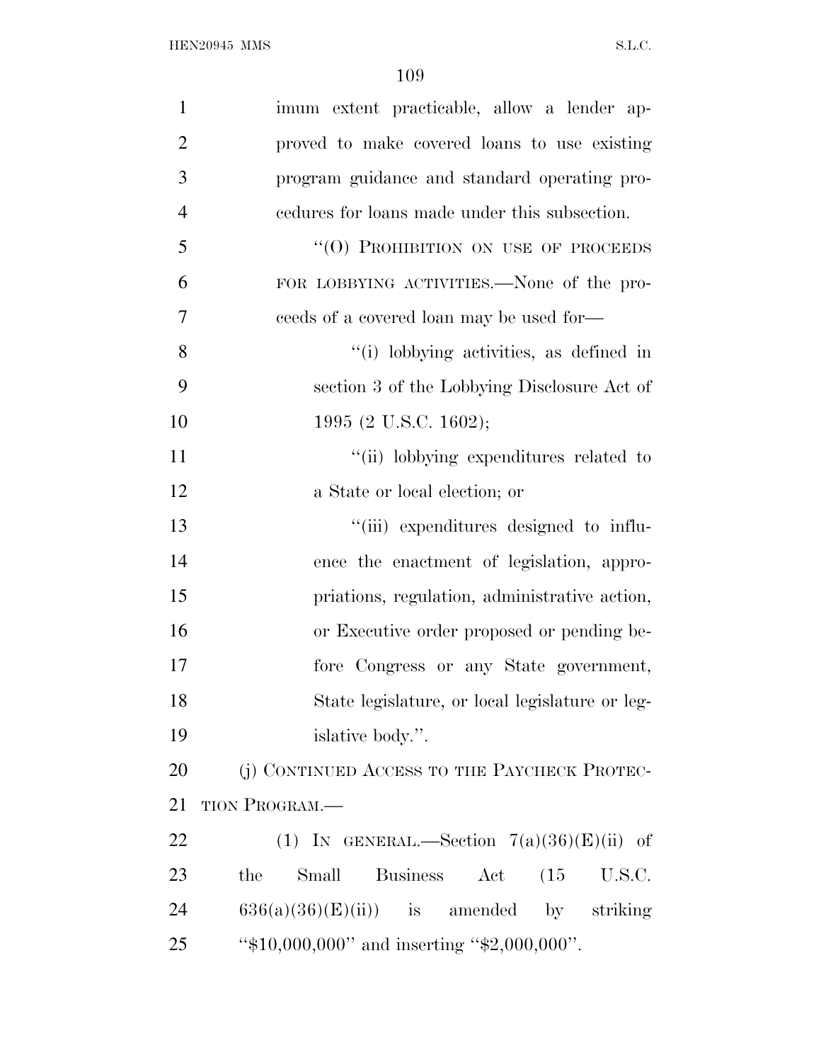imum extent practicable, allow a lender approved to make covered loans to use existing program guidance and standard operating procedures for loans made under this subsection.

"(O) PROHIBITION ON USE OF PROCEEDS FOR LOBBYING ACTIVITIES.—None of the proceeds of a covered loan may be used for—

"(i) lobbying activities, as defined in section 3 of the Lobbying Disclosure Act of 1995 (2 U.S.C. 1602);

"(ii) lobbying expenditures related to a State or local election; or

"(iii) expenditures designed to influence the enactment of legislation, appropriations, regulation, administrative action, or Executive order proposed or pending before Congress or any State government, State legislature, or local legislature or legislative body.".

(j) CONTINUED ACCESS TO THE PAYCHECK PROTECTION PROGRAM.—

(1) IN GENERAL.—Section 7(a)(36)(E)(ii) of the Small Business Act (15 U.S.C. 636(a)(36)(E)(ii)) is amended by striking "$10,000,000" and inserting "$2,000,000".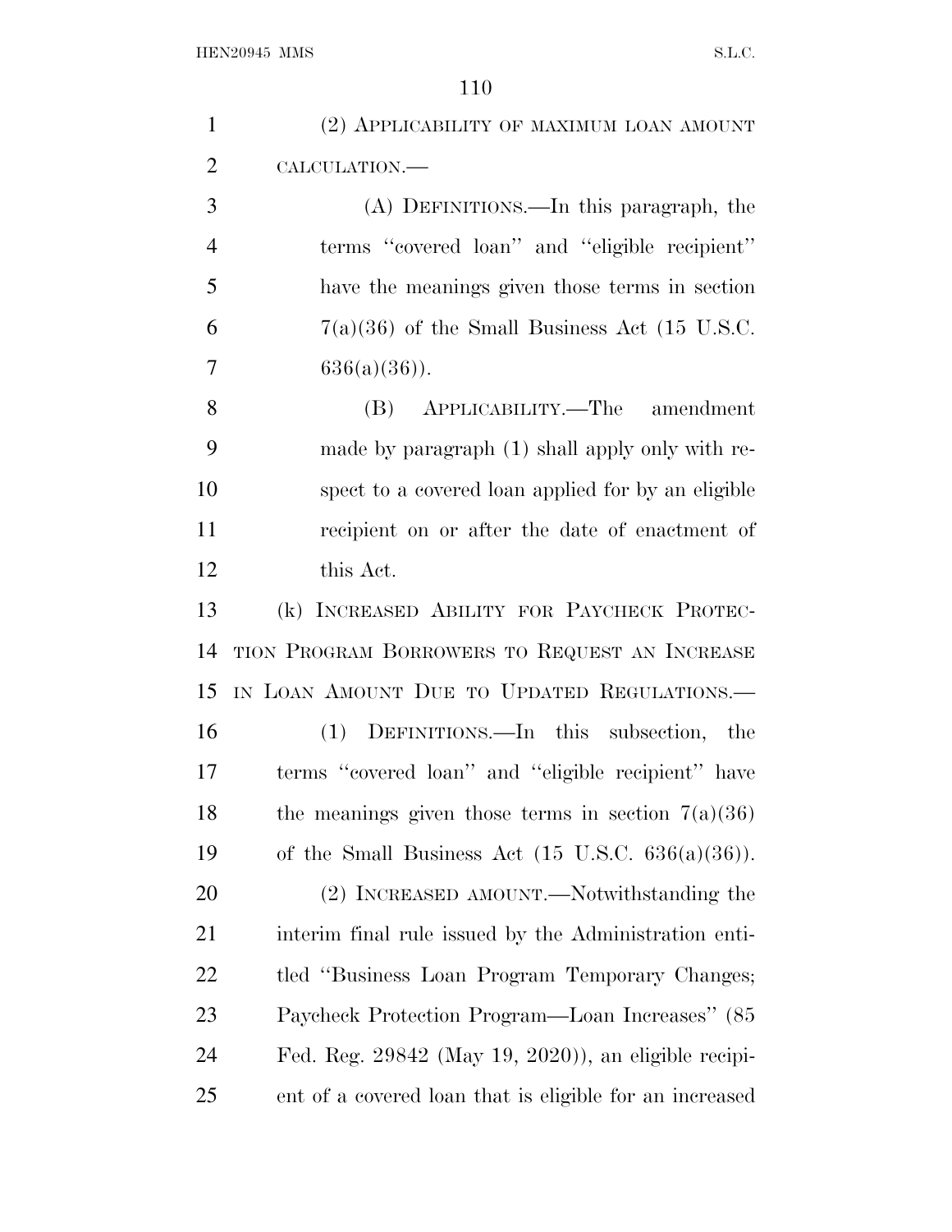(2) APPLICABILITY OF MAXIMUM LOAN AMOUNT CALCULATION.—

(A) DEFINITIONS.—In this paragraph, the terms ''covered loan'' and ''eligible recipient'' have the meanings given those terms in section 7(a)(36) of the Small Business Act (15 U.S.C. 636(a)(36)).

(B) APPLICABILITY.—The amendment made by paragraph (1) shall apply only with respect to a covered loan applied for by an eligible recipient on or after the date of enactment of this Act.

(k) INCREASED ABILITY FOR PAYCHECK PROTECTION PROGRAM BORROWERS TO REQUEST AN INCREASE IN LOAN AMOUNT DUE TO UPDATED REGULATIONS.—

(1) DEFINITIONS.—In this subsection, the terms ''covered loan'' and ''eligible recipient'' have the meanings given those terms in section 7(a)(36) of the Small Business Act (15 U.S.C. 636(a)(36)).

(2) INCREASED AMOUNT.—Notwithstanding the interim final rule issued by the Administration entitled ''Business Loan Program Temporary Changes; Paycheck Protection Program—Loan Increases'' (85 Fed. Reg. 29842 (May 19, 2020)), an eligible recipient of a covered loan that is eligible for an increased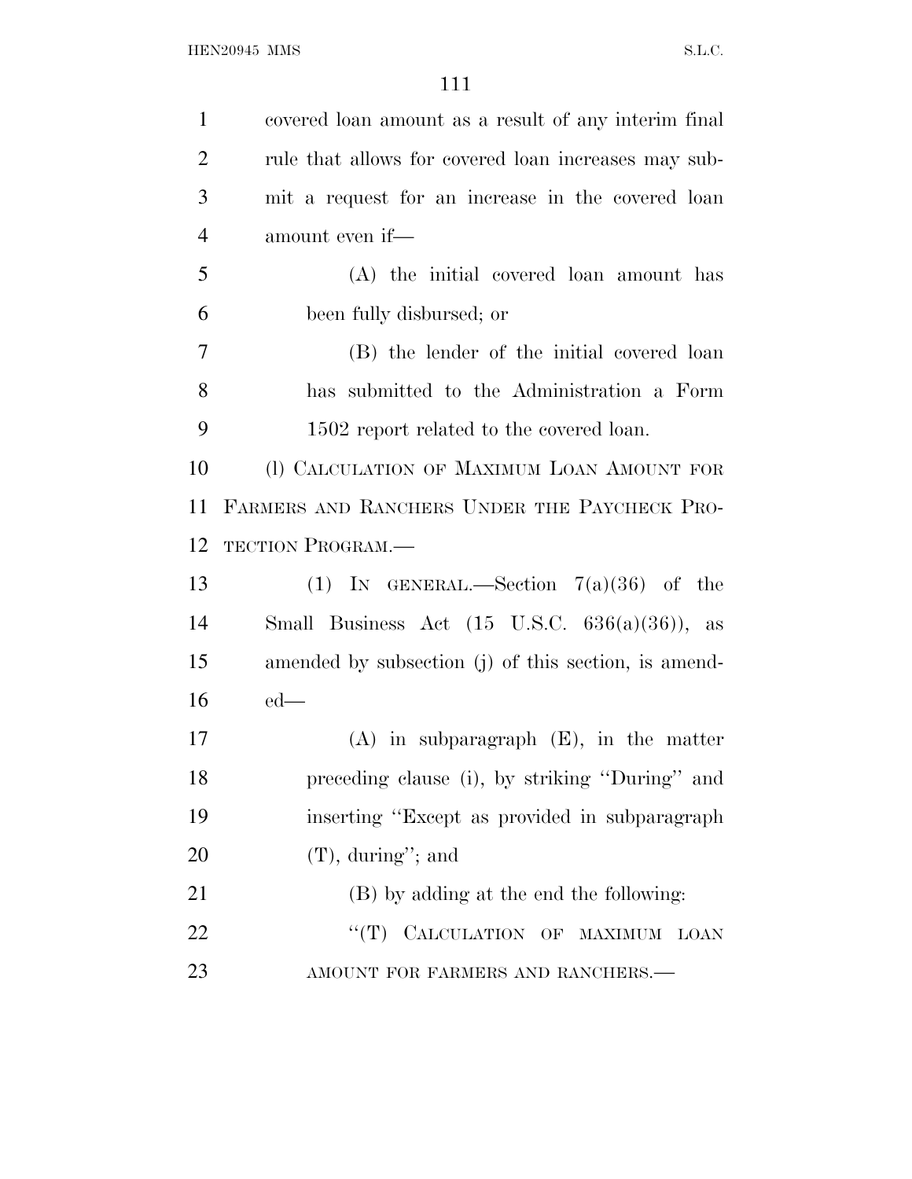covered loan amount as a result of any interim final rule that allows for covered loan increases may submit a request for an increase in the covered loan amount even if—

(A) the initial covered loan amount has been fully disbursed; or

(B) the lender of the initial covered loan has submitted to the Administration a Form 1502 report related to the covered loan.

(l) CALCULATION OF MAXIMUM LOAN AMOUNT FOR FARMERS AND RANCHERS UNDER THE PAYCHECK PROTECTION PROGRAM.—

(1) IN GENERAL.—Section 7(a)(36) of the Small Business Act (15 U.S.C. 636(a)(36)), as amended by subsection (j) of this section, is amended—

(A) in subparagraph (E), in the matter preceding clause (i), by striking ''During'' and inserting ''Except as provided in subparagraph (T), during''; and

(B) by adding at the end the following:

''(T) CALCULATION OF MAXIMUM LOAN AMOUNT FOR FARMERS AND RANCHERS.—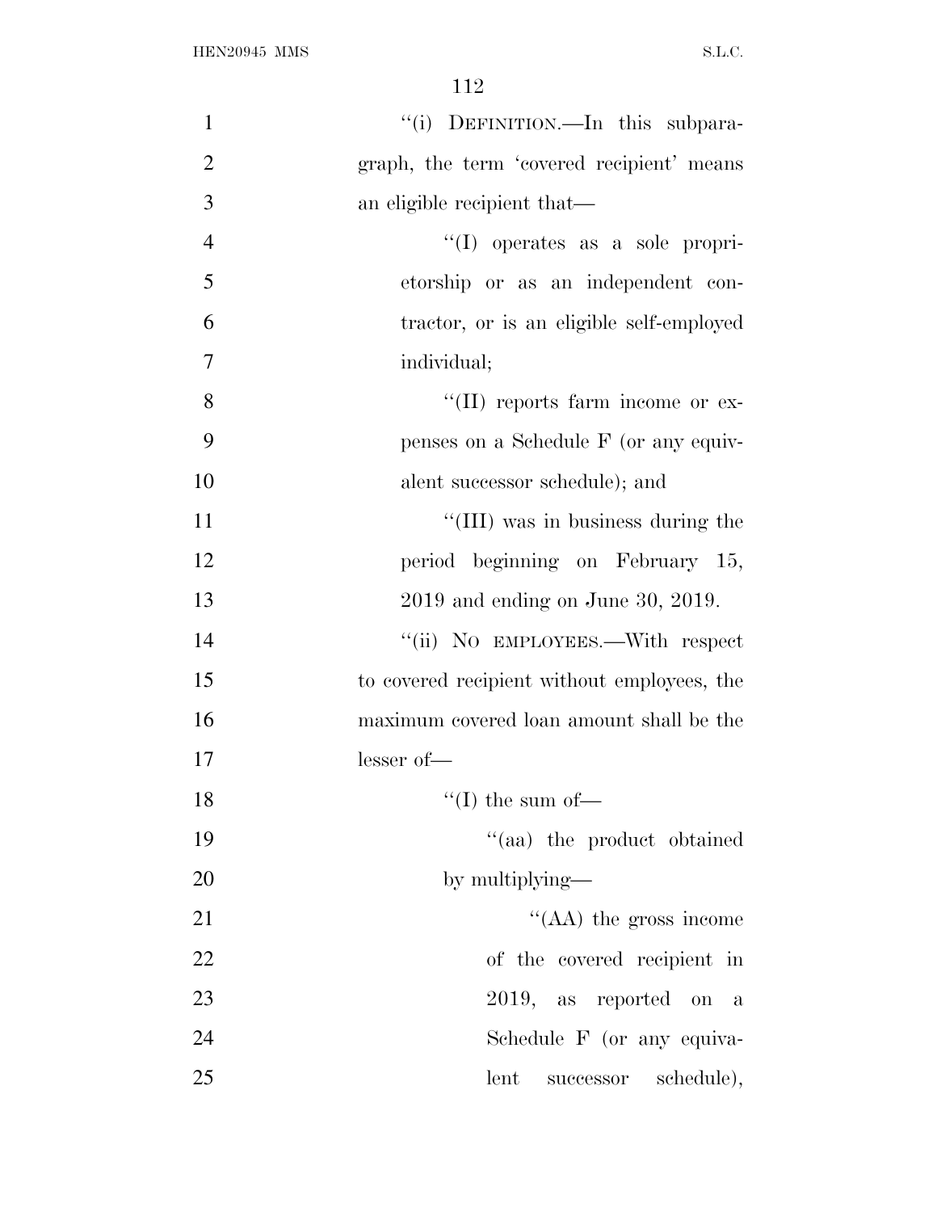"(i) DEFINITION.—In this subparagraph, the term 'covered recipient' means an eligible recipient that—

"(I) operates as a sole proprietorship or as an independent contractor, or is an eligible self-employed individual;

"(II) reports farm income or expenses on a Schedule F (or any equivalent successor schedule); and

"(III) was in business during the period beginning on February 15, 2019 and ending on June 30, 2019.

"(ii) NO EMPLOYEES.—With respect to covered recipient without employees, the maximum covered loan amount shall be the lesser of—

"(I) the sum of—

"(aa) the product obtained by multiplying—

"(AA) the gross income of the covered recipient in 2019, as reported on a Schedule F (or any equivalent successor schedule),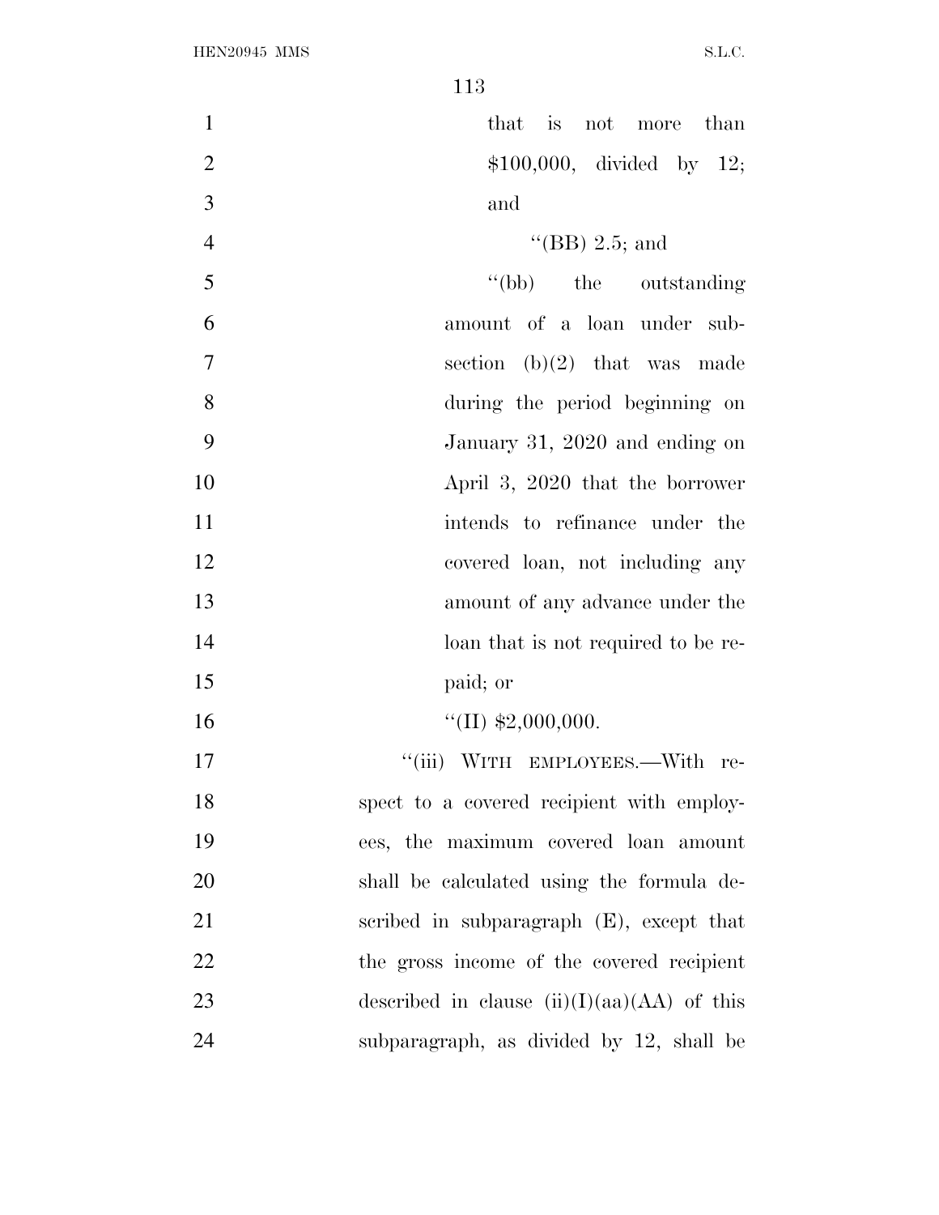that is not more than $100,000, divided by 12; and

''(BB) 2.5; and

''(bb) the outstanding amount of a loan under subsection (b)(2) that was made during the period beginning on January 31, 2020 and ending on April 3, 2020 that the borrower intends to refinance under the covered loan, not including any amount of any advance under the loan that is not required to be repaid; or

''(II) $2,000,000.

''(iii) WITH EMPLOYEES.—With respect to a covered recipient with employees, the maximum covered loan amount shall be calculated using the formula described in subparagraph (E), except that the gross income of the covered recipient described in clause (ii)(I)(aa)(AA) of this subparagraph, as divided by 12, shall be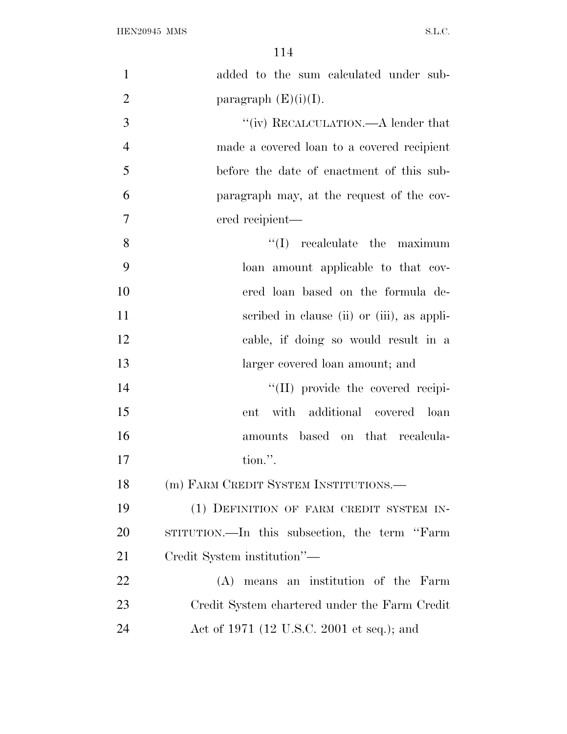added to the sum calculated under subparagraph (E)(i)(I).

"(iv) RECALCULATION.—A lender that made a covered loan to a covered recipient before the date of enactment of this subparagraph may, at the request of the covered recipient—

"(I) recalculate the maximum loan amount applicable to that covered loan based on the formula described in clause (ii) or (iii), as applicable, if doing so would result in a larger covered loan amount; and

"(II) provide the covered recipient with additional covered loan amounts based on that recalculation.".

(m) FARM CREDIT SYSTEM INSTITUTIONS.—

(1) DEFINITION OF FARM CREDIT SYSTEM INSTITUTION.—In this subsection, the term "Farm Credit System institution"—

(A) means an institution of the Farm Credit System chartered under the Farm Credit Act of 1971 (12 U.S.C. 2001 et seq.); and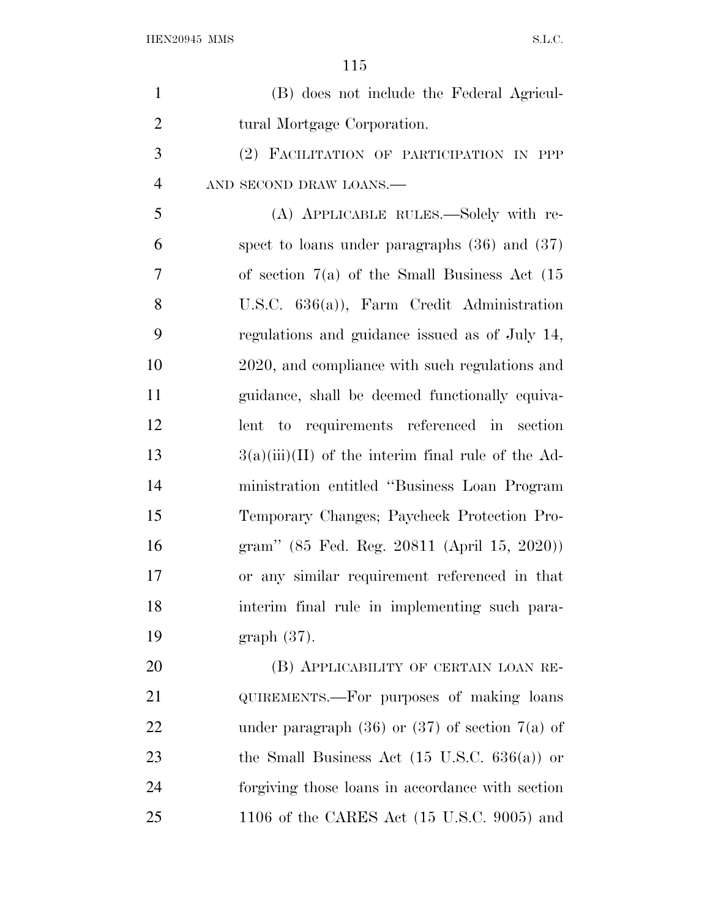(B) does not include the Federal Agricultural Mortgage Corporation.

(2) FACILITATION OF PARTICIPATION IN PPP AND SECOND DRAW LOANS.—

(A) APPLICABLE RULES.—Solely with respect to loans under paragraphs (36) and (37) of section 7(a) of the Small Business Act (15 U.S.C. 636(a)), Farm Credit Administration regulations and guidance issued as of July 14, 2020, and compliance with such regulations and guidance, shall be deemed functionally equivalent to requirements referenced in section 3(a)(iii)(II) of the interim final rule of the Administration entitled ''Business Loan Program Temporary Changes; Paycheck Protection Program'' (85 Fed. Reg. 20811 (April 15, 2020)) or any similar requirement referenced in that interim final rule in implementing such paragraph (37).

(B) APPLICABILITY OF CERTAIN LOAN REQUIREMENTS.—For purposes of making loans under paragraph (36) or (37) of section 7(a) of the Small Business Act (15 U.S.C. 636(a)) or forgiving those loans in accordance with section 1106 of the CARES Act (15 U.S.C. 9005) and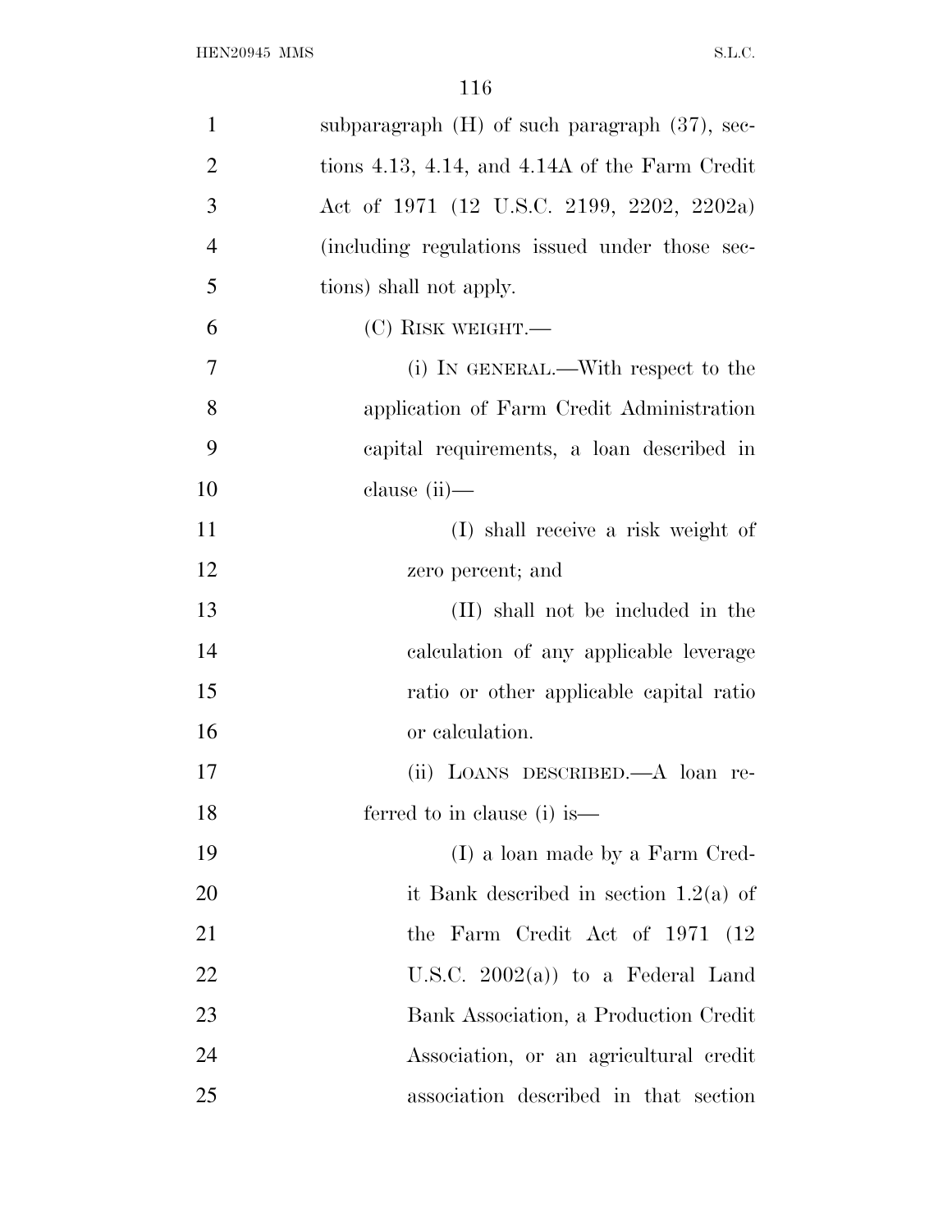subparagraph (H) of such paragraph (37), sections 4.13, 4.14, and 4.14A of the Farm Credit Act of 1971 (12 U.S.C. 2199, 2202, 2202a) (including regulations issued under those sections) shall not apply.

(C) RISK WEIGHT.—

(i) IN GENERAL.—With respect to the application of Farm Credit Administration capital requirements, a loan described in clause (ii)—

(I) shall receive a risk weight of zero percent; and

(II) shall not be included in the calculation of any applicable leverage ratio or other applicable capital ratio or calculation.

(ii) LOANS DESCRIBED.—A loan referred to in clause (i) is—

(I) a loan made by a Farm Credit Bank described in section 1.2(a) of the Farm Credit Act of 1971 (12 U.S.C. 2002(a)) to a Federal Land Bank Association, a Production Credit Association, or an agricultural credit association described in that section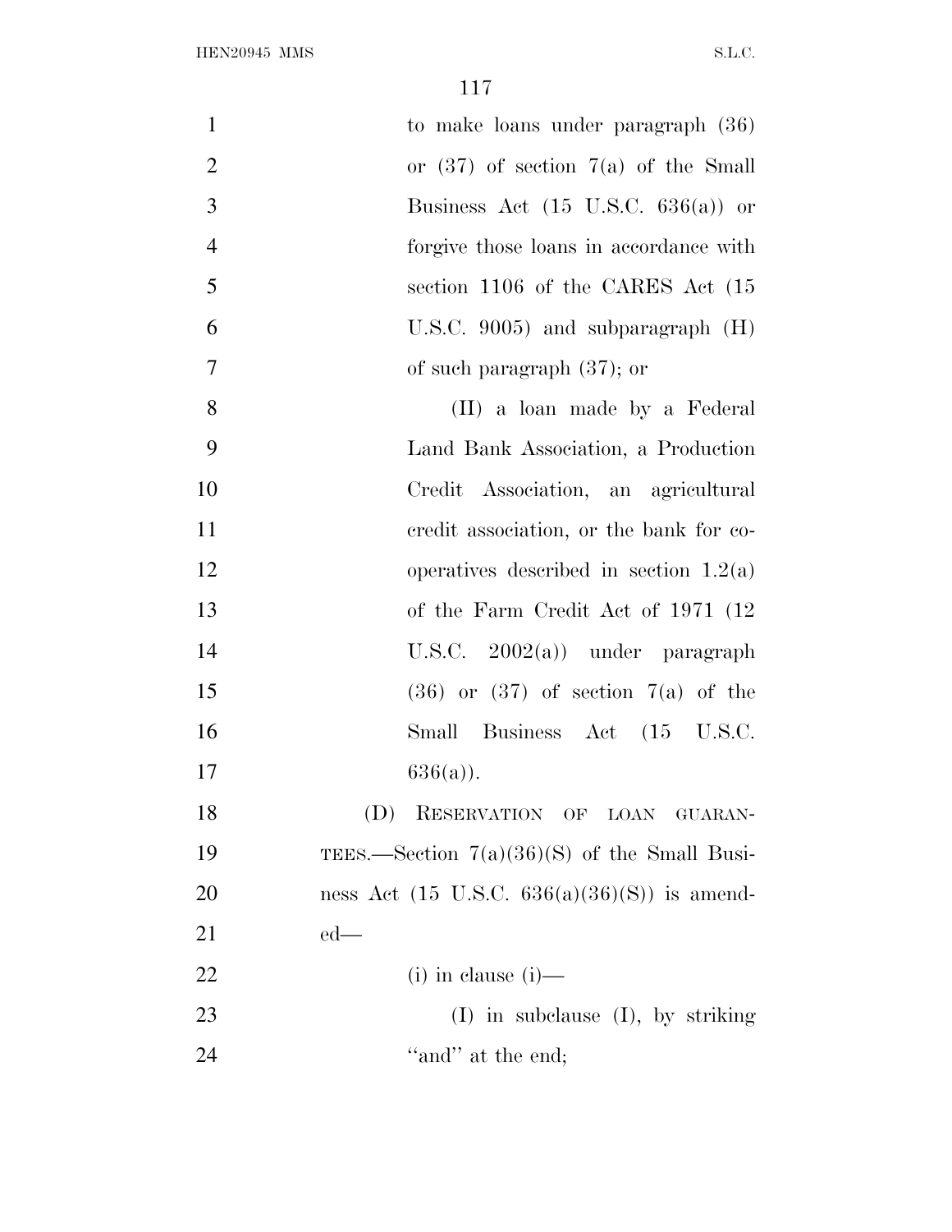to make loans under paragraph (36) or (37) of section 7(a) of the Small Business Act (15 U.S.C. 636(a)) or forgive those loans in accordance with section 1106 of the CARES Act (15 U.S.C. 9005) and subparagraph (H) of such paragraph (37); or

(II) a loan made by a Federal Land Bank Association, a Production Credit Association, an agricultural credit association, or the bank for cooperatives described in section 1.2(a) of the Farm Credit Act of 1971 (12 U.S.C. 2002(a)) under paragraph (36) or (37) of section 7(a) of the Small Business Act (15 U.S.C. 636(a)).

(D) RESERVATION OF LOAN GUARANTEES.—Section 7(a)(36)(S) of the Small Business Act (15 U.S.C. 636(a)(36)(S)) is amended—

(i) in clause (i)—

(I) in subclause (I), by striking "and" at the end;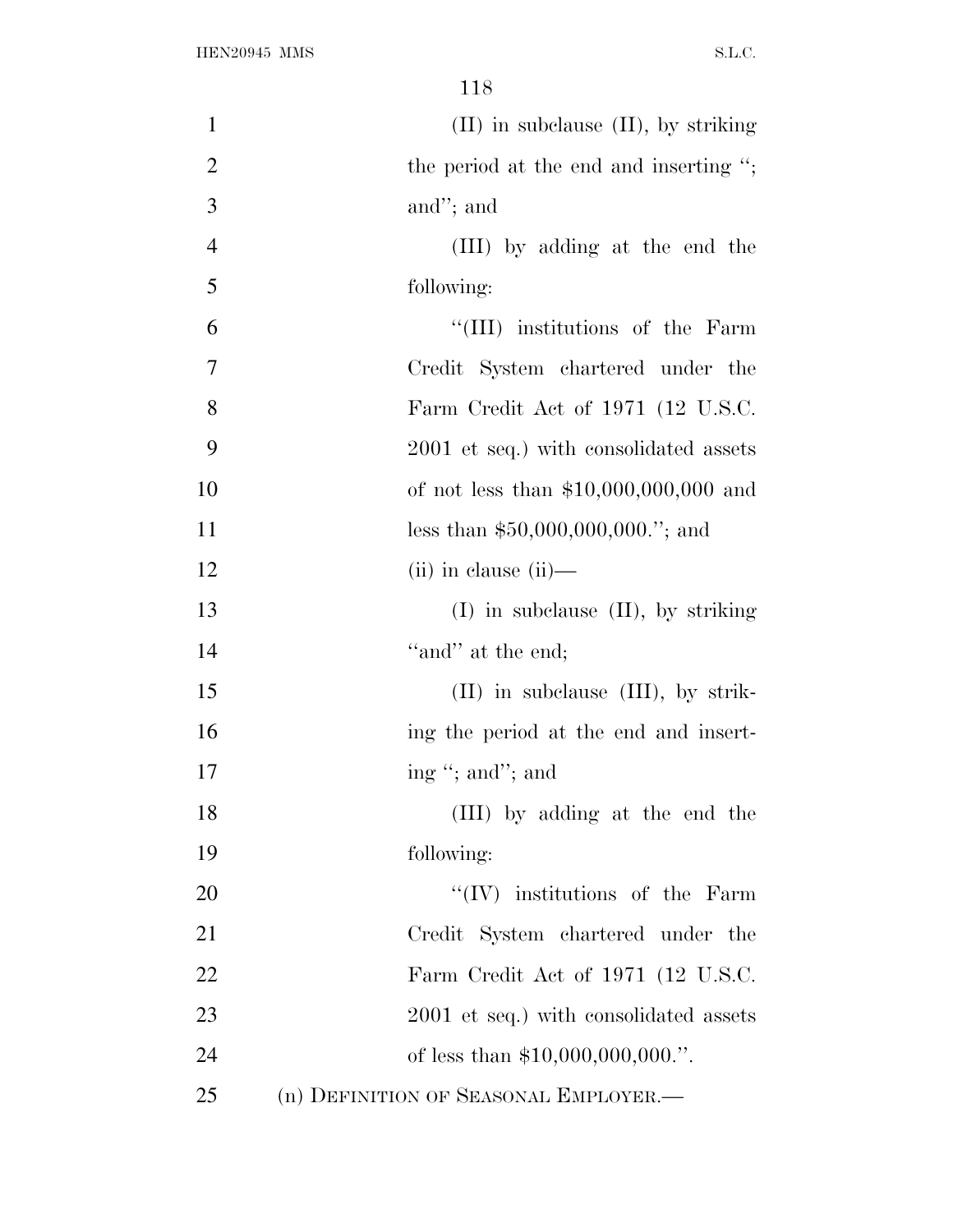(II) in subclause (II), by striking the period at the end and inserting "; and"; and

(III) by adding at the end the following:

"(III) institutions of the Farm Credit System chartered under the Farm Credit Act of 1971 (12 U.S.C. 2001 et seq.) with consolidated assets of not less than $10,000,000,000 and less than $50,000,000,000."; and

(ii) in clause (ii)—

(I) in subclause (II), by striking "and" at the end;

(II) in subclause (III), by striking the period at the end and inserting "; and"; and

(III) by adding at the end the following:

"(IV) institutions of the Farm Credit System chartered under the Farm Credit Act of 1971 (12 U.S.C. 2001 et seq.) with consolidated assets of less than $10,000,000,000.".

(n) DEFINITION OF SEASONAL EMPLOYER.—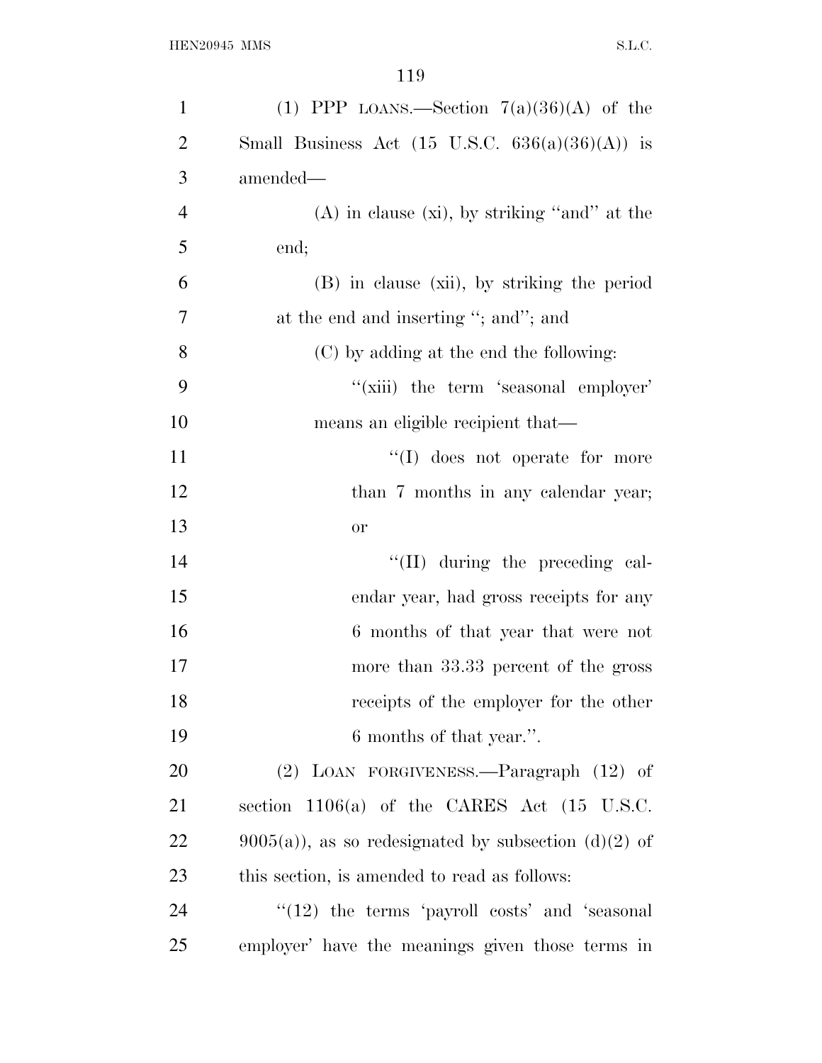(1) PPP LOANS.—Section 7(a)(36)(A) of the Small Business Act (15 U.S.C. 636(a)(36)(A)) is amended—

(A) in clause (xi), by striking ''and'' at the end;

(B) in clause (xii), by striking the period at the end and inserting ''; and''; and

(C) by adding at the end the following:

''(xiii) the term 'seasonal employer' means an eligible recipient that—

''(I) does not operate for more than 7 months in any calendar year; or

''(II) during the preceding calendar year, had gross receipts for any 6 months of that year that were not more than 33.33 percent of the gross receipts of the employer for the other 6 months of that year.''.

(2) LOAN FORGIVENESS.—Paragraph (12) of section 1106(a) of the CARES Act (15 U.S.C. 9005(a)), as so redesignated by subsection (d)(2) of this section, is amended to read as follows:

''(12) the terms 'payroll costs' and 'seasonal employer' have the meanings given those terms in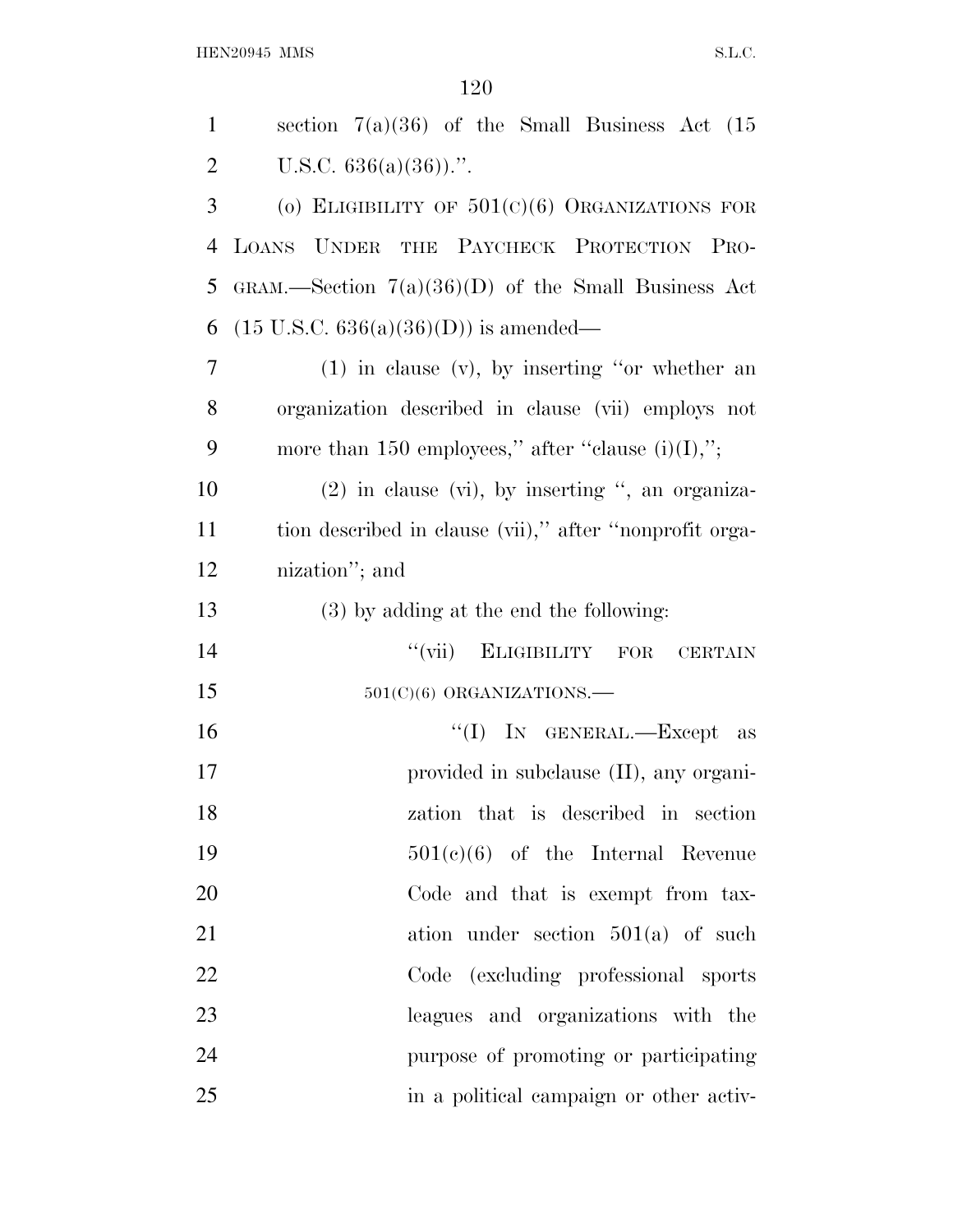section 7(a)(36) of the Small Business Act (15 U.S.C. 636(a)(36)).''.

(o) ELIGIBILITY OF 501(C)(6) ORGANIZATIONS FOR LOANS UNDER THE PAYCHECK PROTECTION PROGRAM.—Section 7(a)(36)(D) of the Small Business Act (15 U.S.C. 636(a)(36)(D)) is amended—

(1) in clause (v), by inserting ''or whether an organization described in clause (vii) employs not more than 150 employees,'' after ''clause (i)(I),'';

(2) in clause (vi), by inserting '', an organization described in clause (vii),'' after ''nonprofit organization''; and

(3) by adding at the end the following:

''(vii) ELIGIBILITY FOR CERTAIN 501(C)(6) ORGANIZATIONS.—

''(I) IN GENERAL.—Except as provided in subclause (II), any organization that is described in section 501(c)(6) of the Internal Revenue Code and that is exempt from taxation under section 501(a) of such Code (excluding professional sports leagues and organizations with the purpose of promoting or participating in a political campaign or other activ-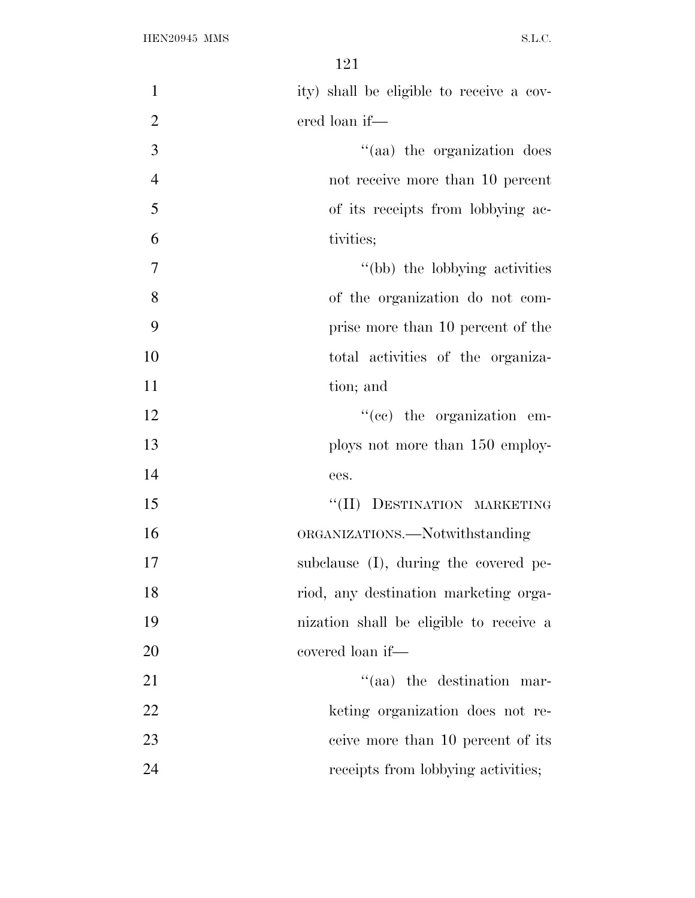ity) shall be eligible to receive a covered loan if—

''(aa) the organization does not receive more than 10 percent of its receipts from lobbying activities;

''(bb) the lobbying activities of the organization do not comprise more than 10 percent of the total activities of the organization; and

''(cc) the organization employs not more than 150 employees.

''(II) DESTINATION MARKETING ORGANIZATIONS.—Notwithstanding subclause (I), during the covered period, any destination marketing organization shall be eligible to receive a covered loan if—

''(aa) the destination marketing organization does not receive more than 10 percent of its receipts from lobbying activities;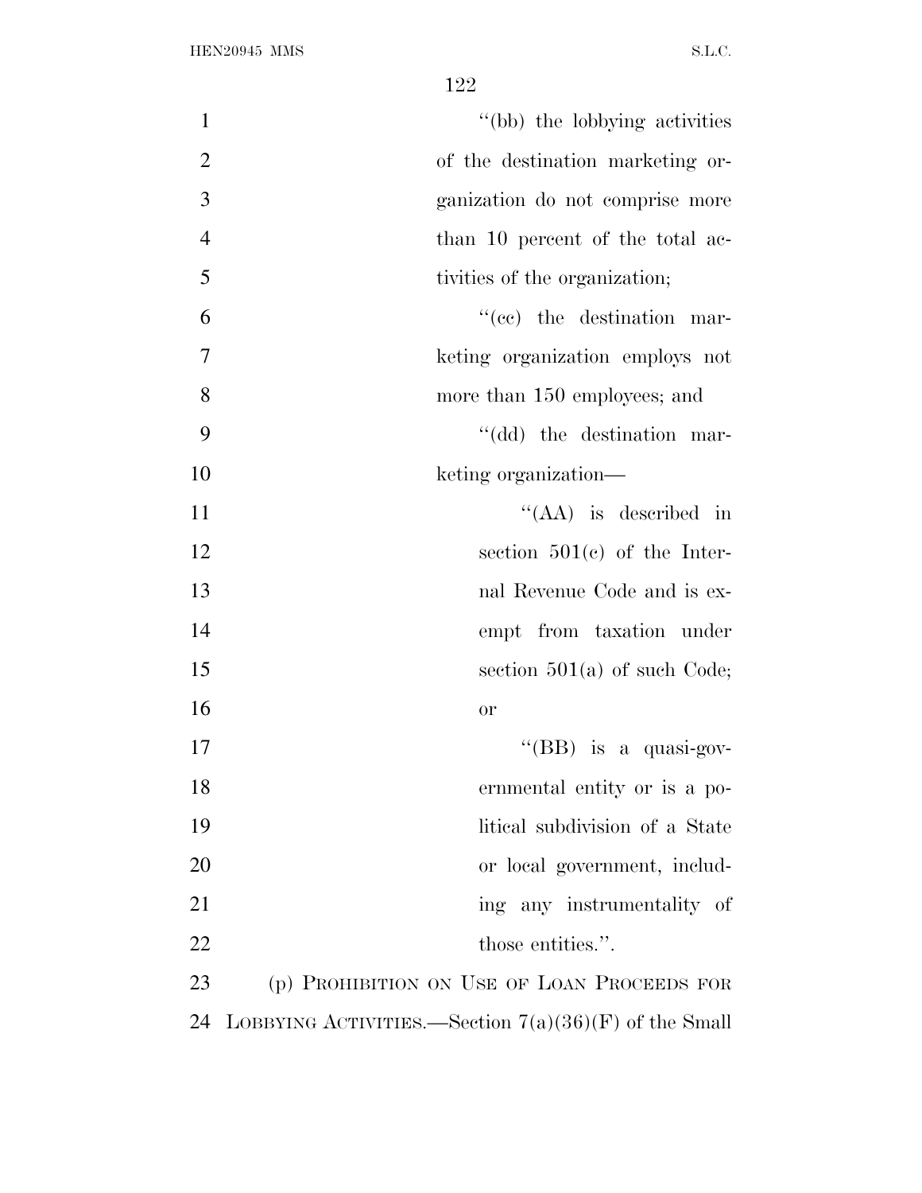''(bb) the lobbying activities of the destination marketing organization do not comprise more than 10 percent of the total activities of the organization;

''(cc) the destination marketing organization employs not more than 150 employees; and

''(dd) the destination marketing organization—

''(AA) is described in section 501(c) of the Internal Revenue Code and is exempt from taxation under section 501(a) of such Code; or

''(BB) is a quasi-governmental entity or is a political subdivision of a State or local government, including any instrumentality of those entities.''.

(p) PROHIBITION ON USE OF LOAN PROCEEDS FOR LOBBYING ACTIVITIES.—Section 7(a)(36)(F) of the Small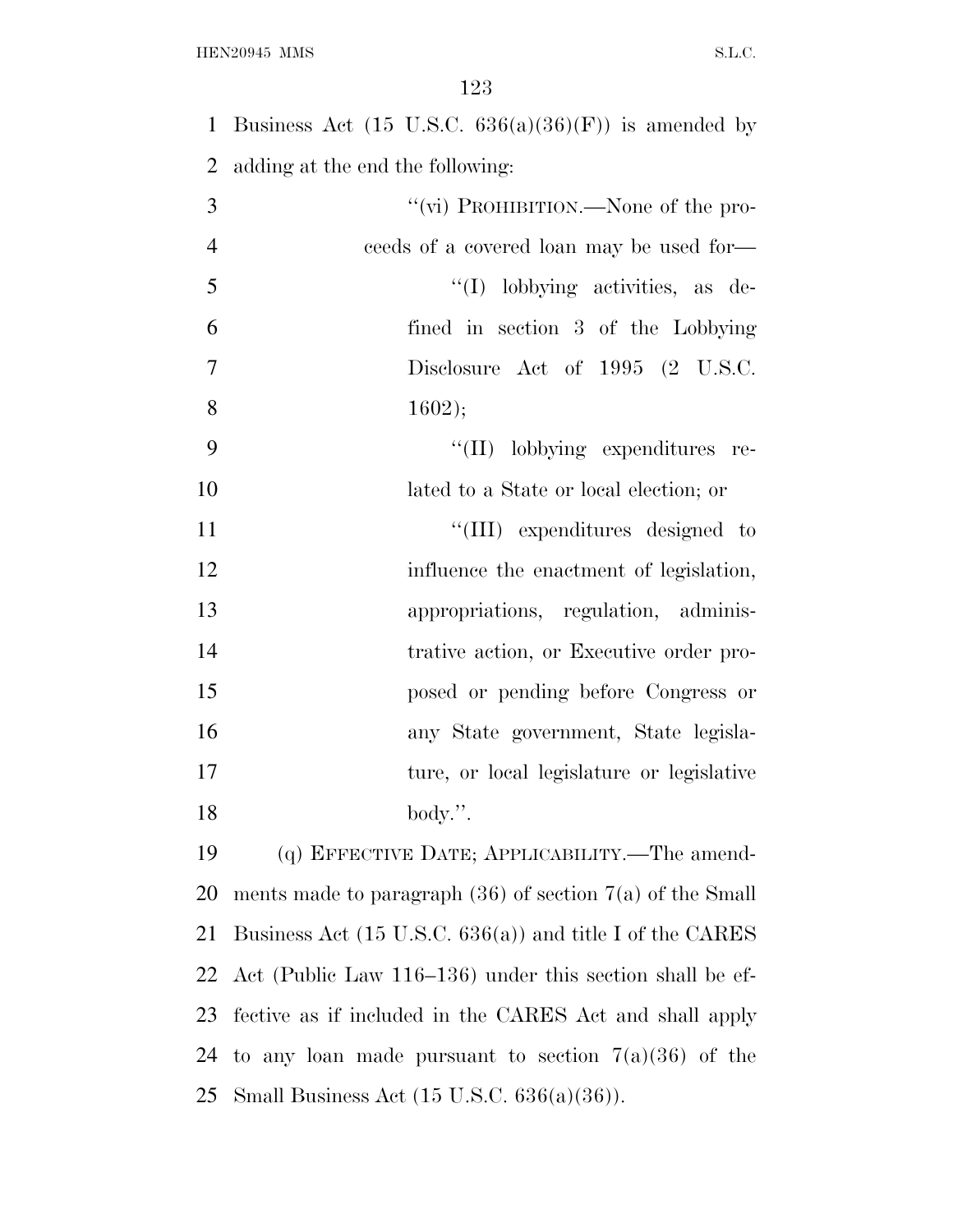Business Act (15 U.S.C. 636(a)(36)(F)) is amended by adding at the end the following:

> ''(vi) PROHIBITION.—None of the proceeds of a covered loan may be used for—
>
> > ''(I) lobbying activities, as defined in section 3 of the Lobbying Disclosure Act of 1995 (2 U.S.C. 1602);
> >
> > ''(II) lobbying expenditures related to a State or local election; or
> >
> > ''(III) expenditures designed to influence the enactment of legislation, appropriations, regulation, administrative action, or Executive order proposed or pending before Congress or any State government, State legislature, or local legislature or legislative body.''.

(q) EFFECTIVE DATE; APPLICABILITY.—The amendments made to paragraph (36) of section 7(a) of the Small Business Act (15 U.S.C. 636(a)) and title I of the CARES Act (Public Law 116–136) under this section shall be effective as if included in the CARES Act and shall apply to any loan made pursuant to section 7(a)(36) of the Small Business Act (15 U.S.C. 636(a)(36)).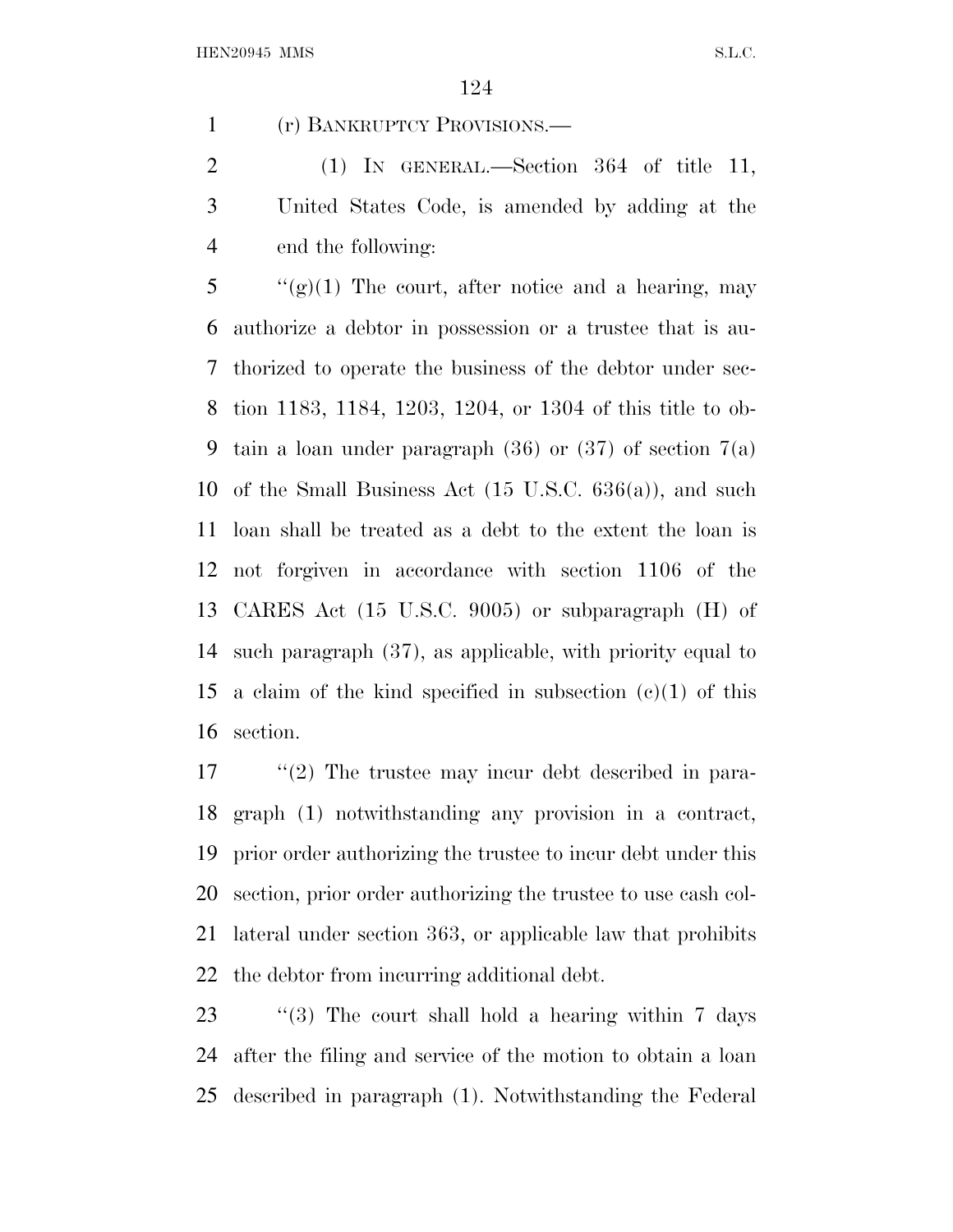(r) BANKRUPTCY PROVISIONS.—

(1) IN GENERAL.—Section 364 of title 11, United States Code, is amended by adding at the end the following:

"(g)(1) The court, after notice and a hearing, may authorize a debtor in possession or a trustee that is authorized to operate the business of the debtor under section 1183, 1184, 1203, 1204, or 1304 of this title to obtain a loan under paragraph (36) or (37) of section 7(a) of the Small Business Act (15 U.S.C. 636(a)), and such loan shall be treated as a debt to the extent the loan is not forgiven in accordance with section 1106 of the CARES Act (15 U.S.C. 9005) or subparagraph (H) of such paragraph (37), as applicable, with priority equal to a claim of the kind specified in subsection (c)(1) of this section.

"(2) The trustee may incur debt described in paragraph (1) notwithstanding any provision in a contract, prior order authorizing the trustee to incur debt under this section, prior order authorizing the trustee to use cash collateral under section 363, or applicable law that prohibits the debtor from incurring additional debt.

"(3) The court shall hold a hearing within 7 days after the filing and service of the motion to obtain a loan described in paragraph (1). Notwithstanding the Federal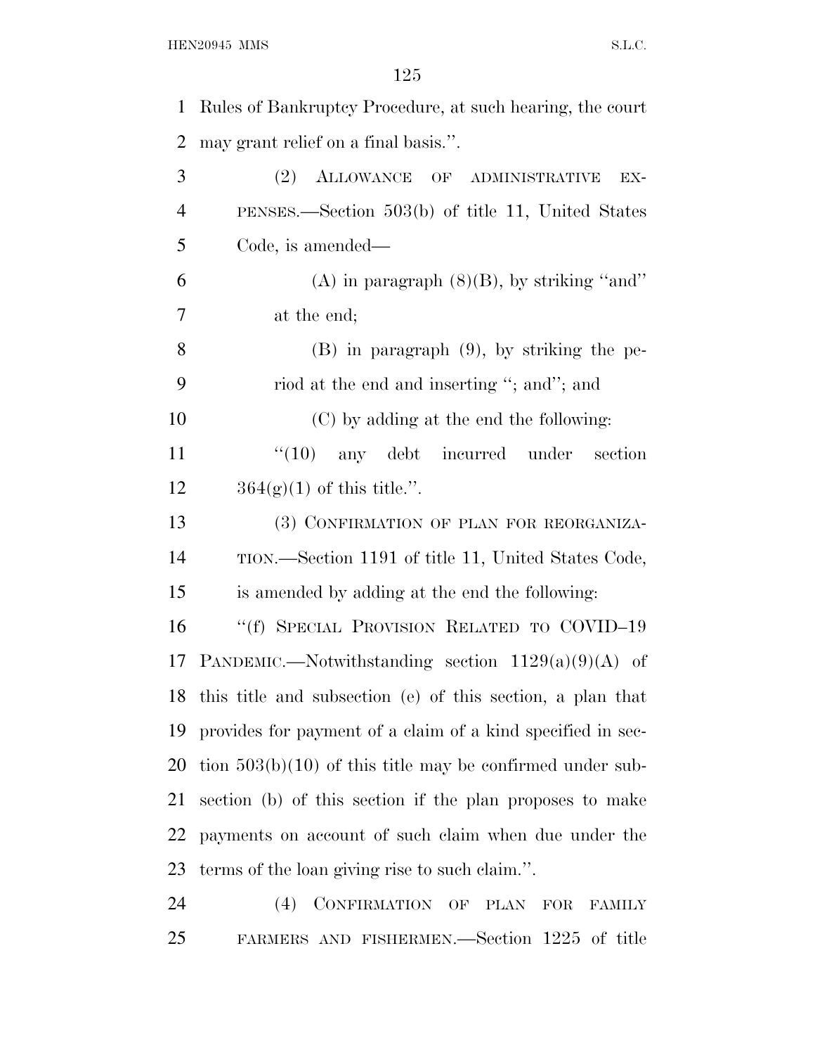Rules of Bankruptcy Procedure, at such hearing, the court may grant relief on a final basis.''.

(2) ALLOWANCE OF ADMINISTRATIVE EXPENSES.—Section 503(b) of title 11, United States Code, is amended—

(A) in paragraph (8)(B), by striking ''and'' at the end;

(B) in paragraph (9), by striking the period at the end and inserting ''; and''; and

(C) by adding at the end the following:

''(10) any debt incurred under section 364(g)(1) of this title.''.

(3) CONFIRMATION OF PLAN FOR REORGANIZATION.—Section 1191 of title 11, United States Code, is amended by adding at the end the following:

''(f) SPECIAL PROVISION RELATED TO COVID–19 PANDEMIC.—Notwithstanding section 1129(a)(9)(A) of this title and subsection (e) of this section, a plan that provides for payment of a claim of a kind specified in section 503(b)(10) of this title may be confirmed under subsection (b) of this section if the plan proposes to make payments on account of such claim when due under the terms of the loan giving rise to such claim.''.

(4) CONFIRMATION OF PLAN FOR FAMILY FARMERS AND FISHERMEN.—Section 1225 of title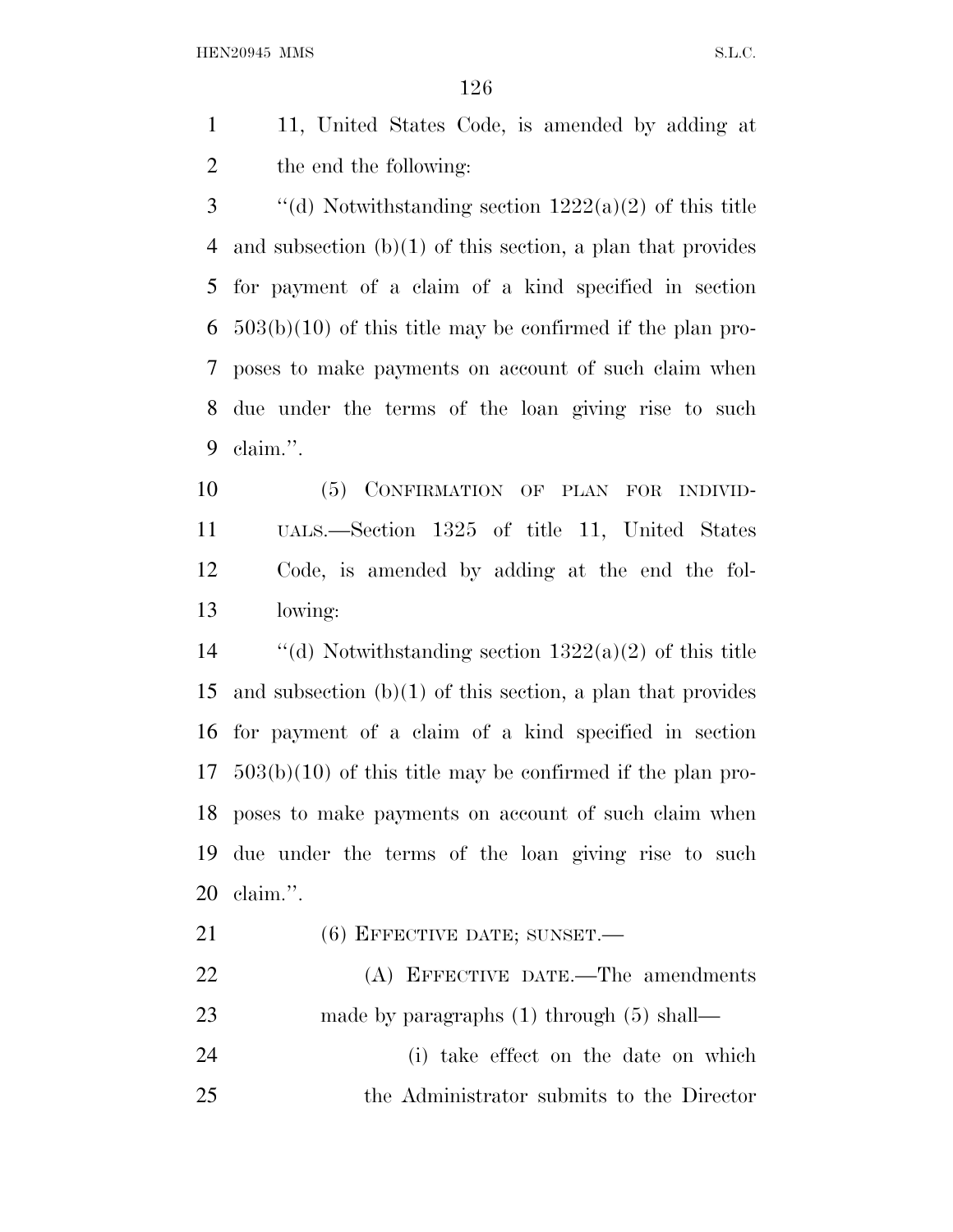11, United States Code, is amended by adding at the end the following:

"(d) Notwithstanding section 1222(a)(2) of this title and subsection (b)(1) of this section, a plan that provides for payment of a claim of a kind specified in section 503(b)(10) of this title may be confirmed if the plan proposes to make payments on account of such claim when due under the terms of the loan giving rise to such claim.".

(5) CONFIRMATION OF PLAN FOR INDIVIDUALS.—Section 1325 of title 11, United States Code, is amended by adding at the end the following:

"(d) Notwithstanding section 1322(a)(2) of this title and subsection (b)(1) of this section, a plan that provides for payment of a claim of a kind specified in section 503(b)(10) of this title may be confirmed if the plan proposes to make payments on account of such claim when due under the terms of the loan giving rise to such claim.".

(6) EFFECTIVE DATE; SUNSET.—

(A) EFFECTIVE DATE.—The amendments made by paragraphs (1) through (5) shall—

(i) take effect on the date on which the Administrator submits to the Director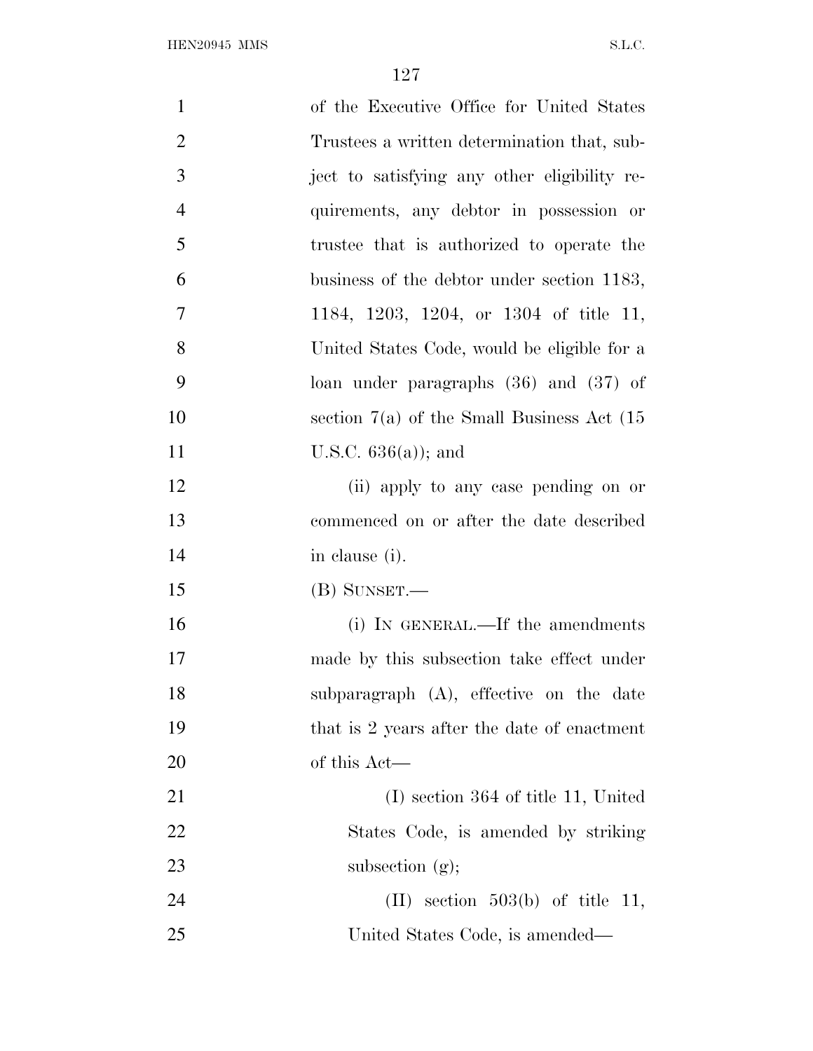of the Executive Office for United States Trustees a written determination that, subject to satisfying any other eligibility requirements, any debtor in possession or trustee that is authorized to operate the business of the debtor under section 1183, 1184, 1203, 1204, or 1304 of title 11, United States Code, would be eligible for a loan under paragraphs (36) and (37) of section 7(a) of the Small Business Act (15 U.S.C. 636(a)); and

(ii) apply to any case pending on or commenced on or after the date described in clause (i).

(B) SUNSET.—

(i) IN GENERAL.—If the amendments made by this subsection take effect under subparagraph (A), effective on the date that is 2 years after the date of enactment of this Act—

(I) section 364 of title 11, United States Code, is amended by striking subsection (g);

(II) section 503(b) of title 11, United States Code, is amended—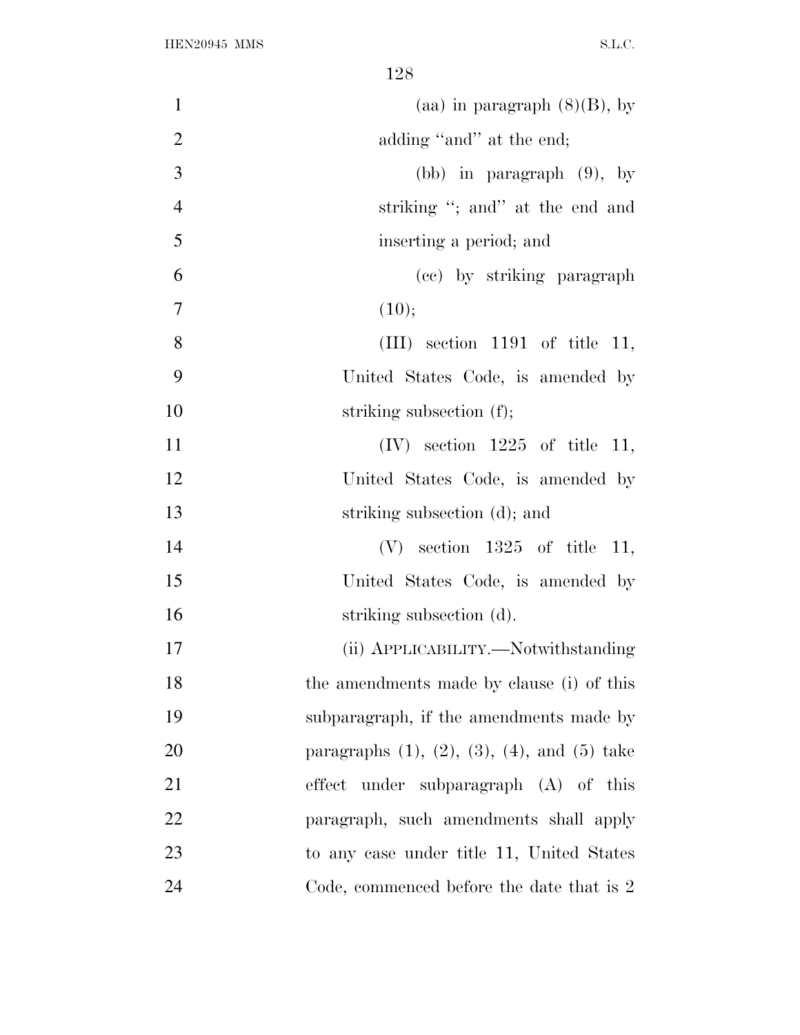(aa) in paragraph (8)(B), by adding "and" at the end;

(bb) in paragraph (9), by striking "; and" at the end and inserting a period; and

(cc) by striking paragraph (10);

(III) section 1191 of title 11, United States Code, is amended by striking subsection (f);

(IV) section 1225 of title 11, United States Code, is amended by striking subsection (d); and

(V) section 1325 of title 11, United States Code, is amended by striking subsection (d).

(ii) APPLICABILITY.—Notwithstanding the amendments made by clause (i) of this subparagraph, if the amendments made by paragraphs (1), (2), (3), (4), and (5) take effect under subparagraph (A) of this paragraph, such amendments shall apply to any case under title 11, United States Code, commenced before the date that is 2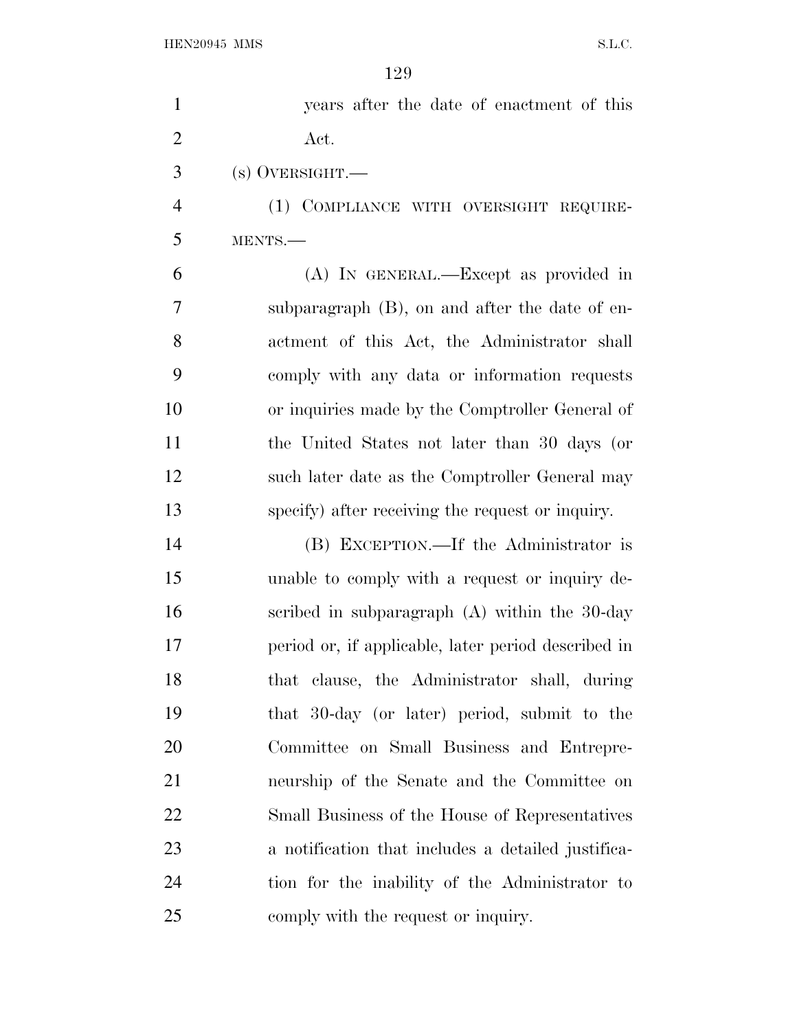years after the date of enactment of this Act.

(s) OVERSIGHT.—

(1) COMPLIANCE WITH OVERSIGHT REQUIREMENTS.—

(A) IN GENERAL.—Except as provided in subparagraph (B), on and after the date of enactment of this Act, the Administrator shall comply with any data or information requests or inquiries made by the Comptroller General of the United States not later than 30 days (or such later date as the Comptroller General may specify) after receiving the request or inquiry.

(B) EXCEPTION.—If the Administrator is unable to comply with a request or inquiry described in subparagraph (A) within the 30-day period or, if applicable, later period described in that clause, the Administrator shall, during that 30-day (or later) period, submit to the Committee on Small Business and Entrepreneurship of the Senate and the Committee on Small Business of the House of Representatives a notification that includes a detailed justification for the inability of the Administrator to comply with the request or inquiry.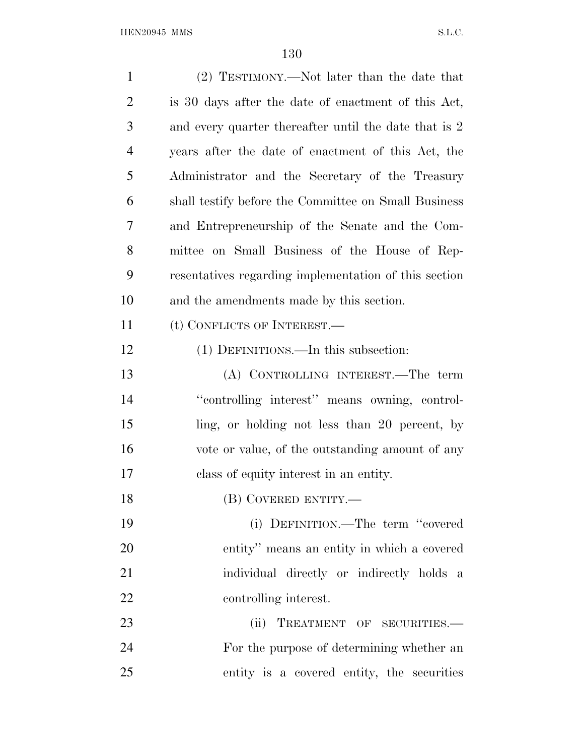(2) TESTIMONY.—Not later than the date that is 30 days after the date of enactment of this Act, and every quarter thereafter until the date that is 2 years after the date of enactment of this Act, the Administrator and the Secretary of the Treasury shall testify before the Committee on Small Business and Entrepreneurship of the Senate and the Committee on Small Business of the House of Representatives regarding implementation of this section and the amendments made by this section.

(t) CONFLICTS OF INTEREST.—

(1) DEFINITIONS.—In this subsection:

(A) CONTROLLING INTEREST.—The term ''controlling interest'' means owning, controlling, or holding not less than 20 percent, by vote or value, of the outstanding amount of any class of equity interest in an entity.

(B) COVERED ENTITY.—

(i) DEFINITION.—The term ''covered entity'' means an entity in which a covered individual directly or indirectly holds a controlling interest.

(ii) TREATMENT OF SECURITIES.—For the purpose of determining whether an entity is a covered entity, the securities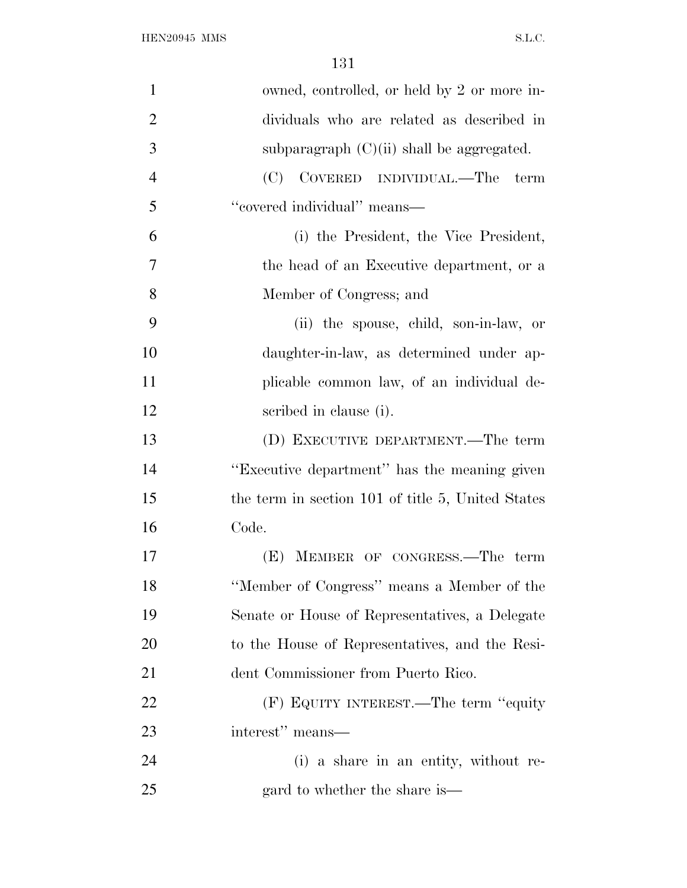owned, controlled, or held by 2 or more individuals who are related as described in subparagraph (C)(ii) shall be aggregated.

(C) COVERED INDIVIDUAL.—The term "covered individual" means—

(i) the President, the Vice President, the head of an Executive department, or a Member of Congress; and

(ii) the spouse, child, son-in-law, or daughter-in-law, as determined under applicable common law, of an individual described in clause (i).

(D) EXECUTIVE DEPARTMENT.—The term "Executive department" has the meaning given the term in section 101 of title 5, United States Code.

(E) MEMBER OF CONGRESS.—The term "Member of Congress" means a Member of the Senate or House of Representatives, a Delegate to the House of Representatives, and the Resident Commissioner from Puerto Rico.

(F) EQUITY INTEREST.—The term "equity interest" means—

(i) a share in an entity, without regard to whether the share is—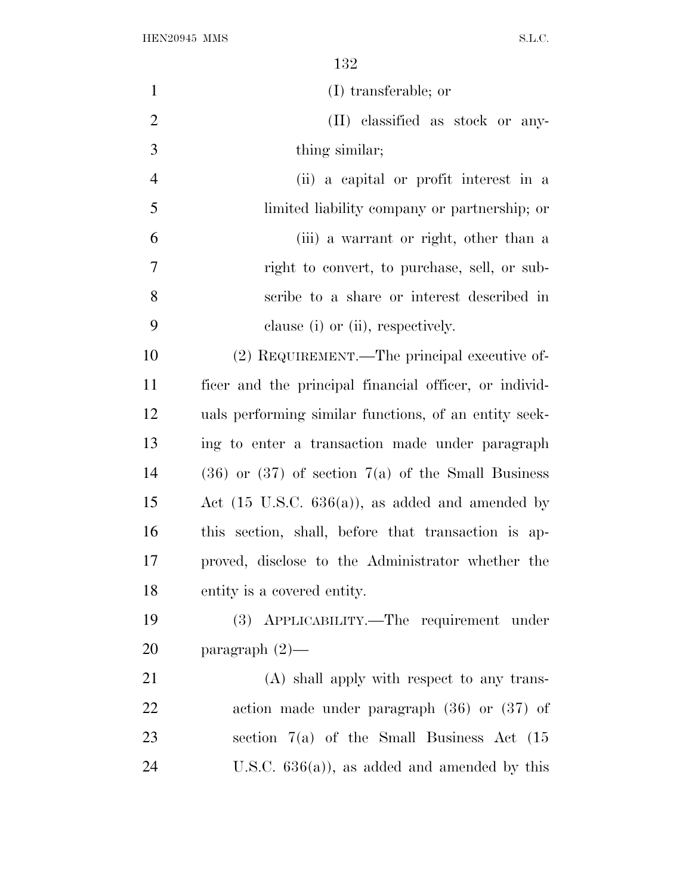(I) transferable; or

(II) classified as stock or anything similar;

(ii) a capital or profit interest in a limited liability company or partnership; or

(iii) a warrant or right, other than a right to convert, to purchase, sell, or subscribe to a share or interest described in clause (i) or (ii), respectively.

(2) REQUIREMENT.—The principal executive officer and the principal financial officer, or individuals performing similar functions, of an entity seeking to enter a transaction made under paragraph (36) or (37) of section 7(a) of the Small Business Act (15 U.S.C. 636(a)), as added and amended by this section, shall, before that transaction is approved, disclose to the Administrator whether the entity is a covered entity.

(3) APPLICABILITY.—The requirement under paragraph (2)—

(A) shall apply with respect to any transaction made under paragraph (36) or (37) of section 7(a) of the Small Business Act (15 U.S.C. 636(a)), as added and amended by this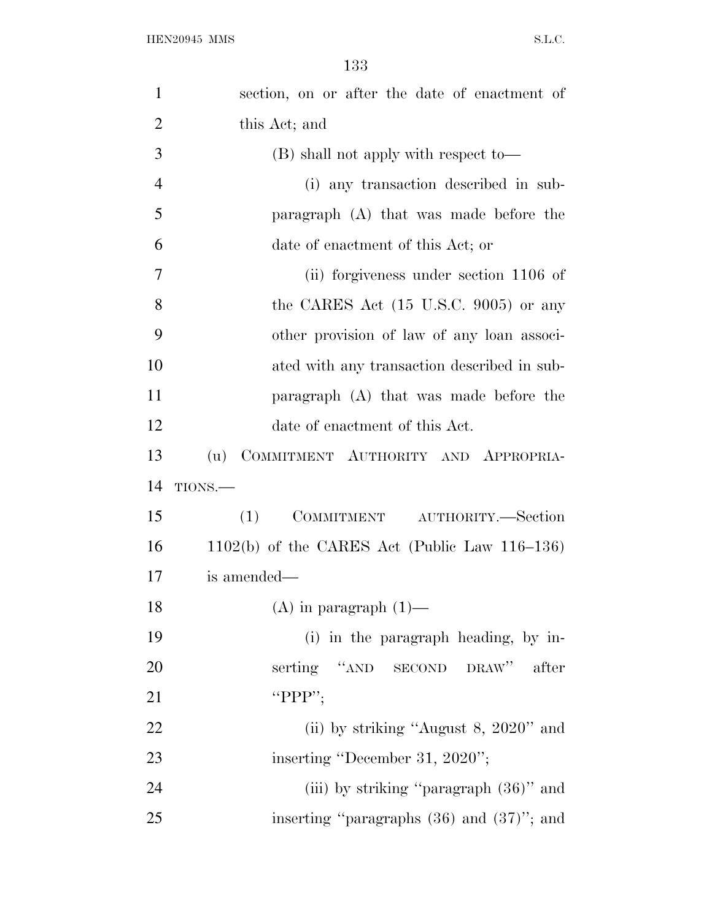section, on or after the date of enactment of this Act; and

(B) shall not apply with respect to—

(i) any transaction described in subparagraph (A) that was made before the date of enactment of this Act; or

(ii) forgiveness under section 1106 of the CARES Act (15 U.S.C. 9005) or any other provision of law of any loan associated with any transaction described in subparagraph (A) that was made before the date of enactment of this Act.

(u) COMMITMENT AUTHORITY AND APPROPRIATIONS.—

(1) COMMITMENT AUTHORITY.—Section 1102(b) of the CARES Act (Public Law 116–136) is amended—

(A) in paragraph (1)—

(i) in the paragraph heading, by inserting ''AND SECOND DRAW'' after ''PPP'';

(ii) by striking ''August 8, 2020'' and inserting ''December 31, 2020'';

(iii) by striking ''paragraph (36)'' and inserting ''paragraphs (36) and (37)''; and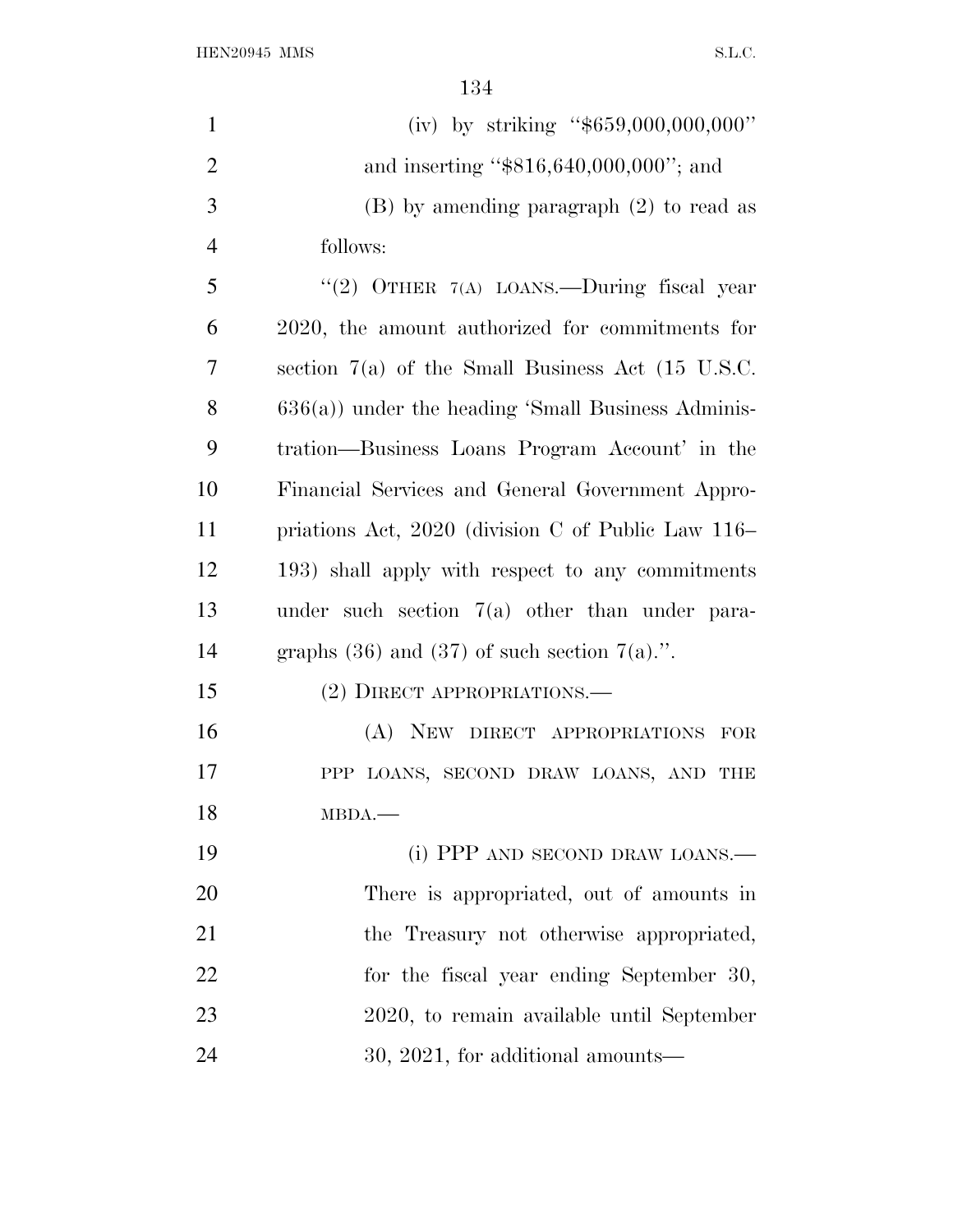(iv) by striking "$659,000,000,000" and inserting "$816,640,000,000"; and

(B) by amending paragraph (2) to read as follows:

"(2) OTHER 7(A) LOANS.—During fiscal year 2020, the amount authorized for commitments for section 7(a) of the Small Business Act (15 U.S.C. 636(a)) under the heading 'Small Business Administration—Business Loans Program Account' in the Financial Services and General Government Appropriations Act, 2020 (division C of Public Law 116–193) shall apply with respect to any commitments under such section 7(a) other than under paragraphs (36) and (37) of such section 7(a).".

(2) DIRECT APPROPRIATIONS.—

(A) NEW DIRECT APPROPRIATIONS FOR PPP LOANS, SECOND DRAW LOANS, AND THE MBDA.—

(i) PPP AND SECOND DRAW LOANS.—There is appropriated, out of amounts in the Treasury not otherwise appropriated, for the fiscal year ending September 30, 2020, to remain available until September 30, 2021, for additional amounts—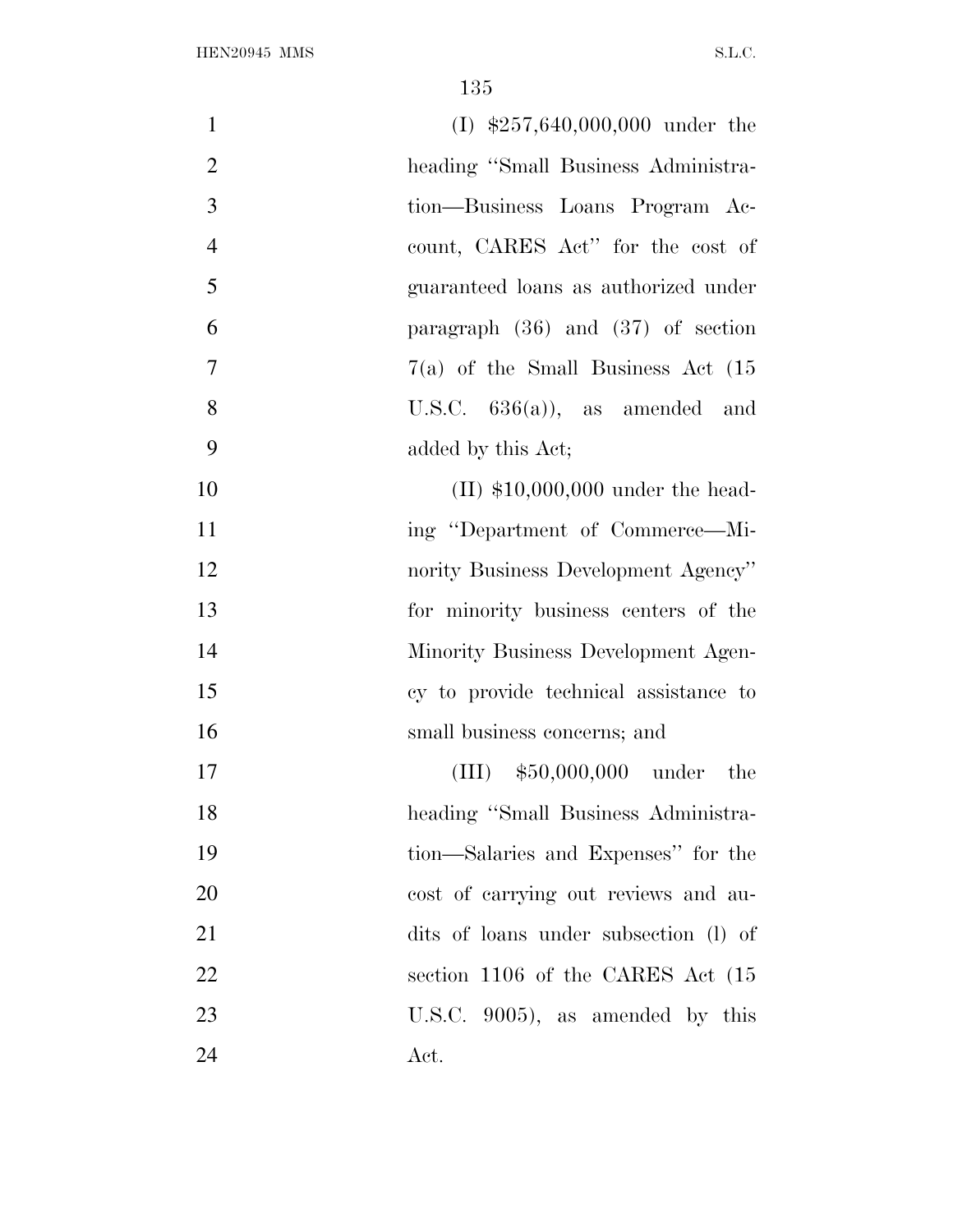(I) $257,640,000,000 under the heading ''Small Business Administration—Business Loans Program Account, CARES Act'' for the cost of guaranteed loans as authorized under paragraph (36) and (37) of section 7(a) of the Small Business Act (15 U.S.C. 636(a)), as amended and added by this Act;

(II) $10,000,000 under the heading ''Department of Commerce—Minority Business Development Agency'' for minority business centers of the Minority Business Development Agency to provide technical assistance to small business concerns; and

(III) $50,000,000 under the heading ''Small Business Administration—Salaries and Expenses'' for the cost of carrying out reviews and audits of loans under subsection (l) of section 1106 of the CARES Act (15 U.S.C. 9005), as amended by this Act.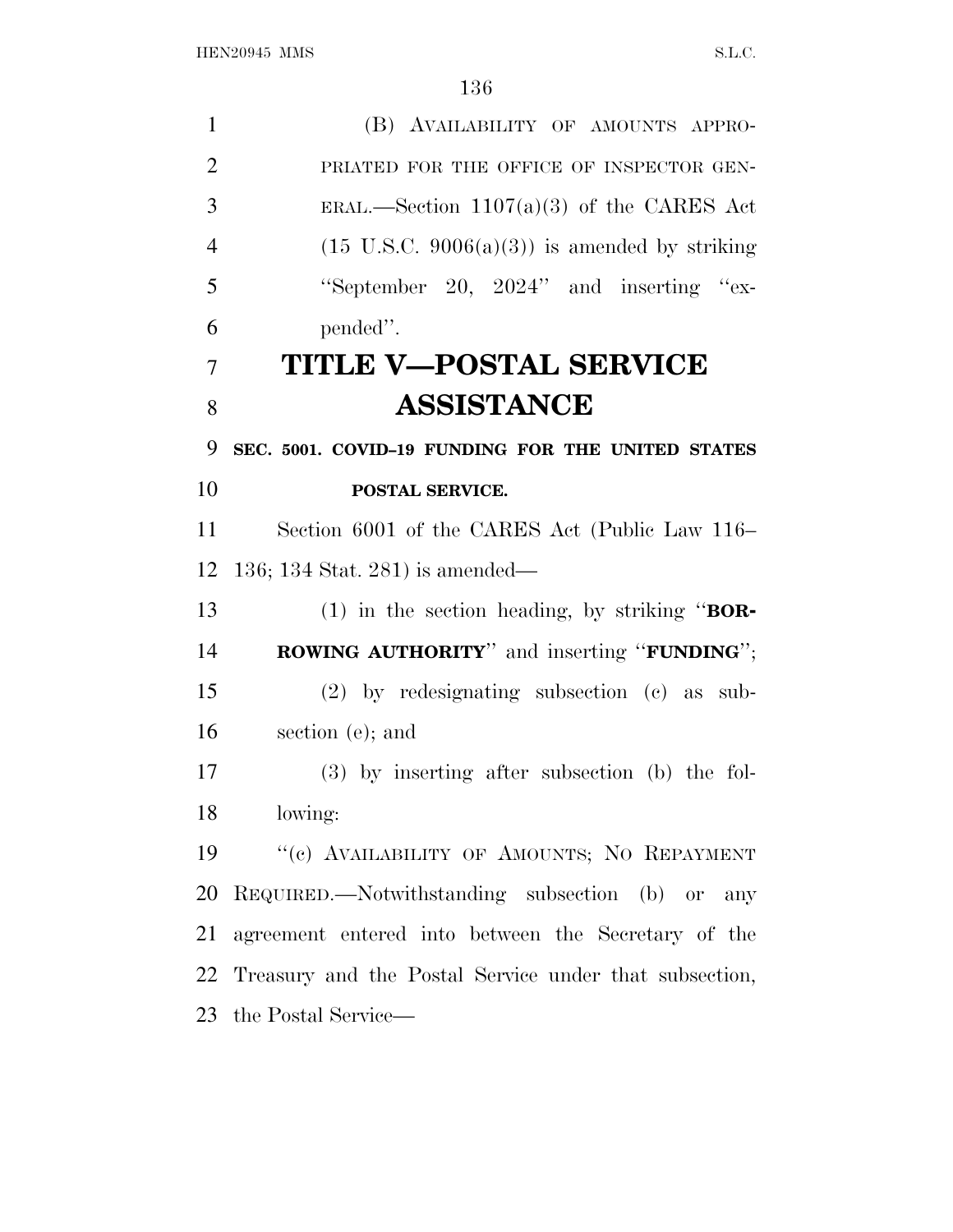(B) Availability of amounts appropriated for the office of inspector general.—Section 1107(a)(3) of the CARES Act (15 U.S.C. 9006(a)(3)) is amended by striking "September 20, 2024" and inserting "expended".

# TITLE V—POSTAL SERVICE ASSISTANCE

**SEC. 5001. COVID–19 FUNDING FOR THE UNITED STATES POSTAL SERVICE.**

Section 6001 of the CARES Act (Public Law 116–136; 134 Stat. 281) is amended—

(1) in the section heading, by striking "**BORROWING AUTHORITY**" and inserting "**FUNDING**";

(2) by redesignating subsection (c) as subsection (e); and

(3) by inserting after subsection (b) the following:

"(c) Availability of Amounts; No Repayment Required.—Notwithstanding subsection (b) or any agreement entered into between the Secretary of the Treasury and the Postal Service under that subsection, the Postal Service—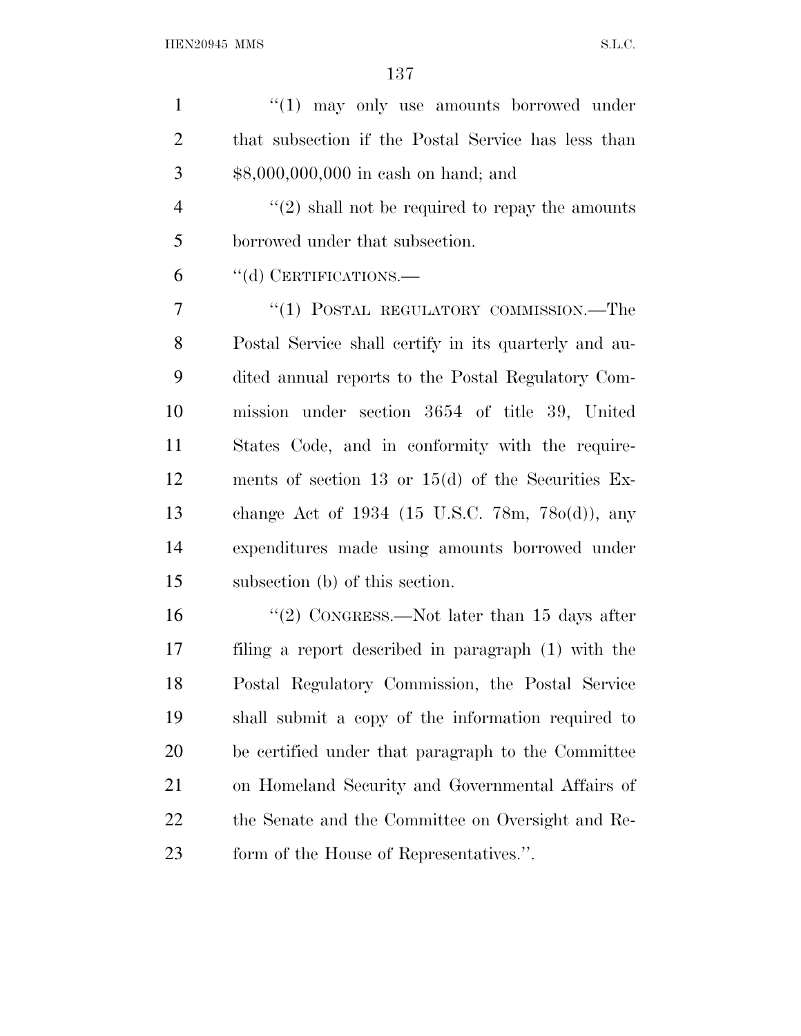''(1) may only use amounts borrowed under that subsection if the Postal Service has less than $8,000,000,000 in cash on hand; and

''(2) shall not be required to repay the amounts borrowed under that subsection.

''(d) CERTIFICATIONS.—

''(1) POSTAL REGULATORY COMMISSION.—The Postal Service shall certify in its quarterly and audited annual reports to the Postal Regulatory Commission under section 3654 of title 39, United States Code, and in conformity with the requirements of section 13 or 15(d) of the Securities Exchange Act of 1934 (15 U.S.C. 78m, 78o(d)), any expenditures made using amounts borrowed under subsection (b) of this section.

''(2) CONGRESS.—Not later than 15 days after filing a report described in paragraph (1) with the Postal Regulatory Commission, the Postal Service shall submit a copy of the information required to be certified under that paragraph to the Committee on Homeland Security and Governmental Affairs of the Senate and the Committee on Oversight and Reform of the House of Representatives.''.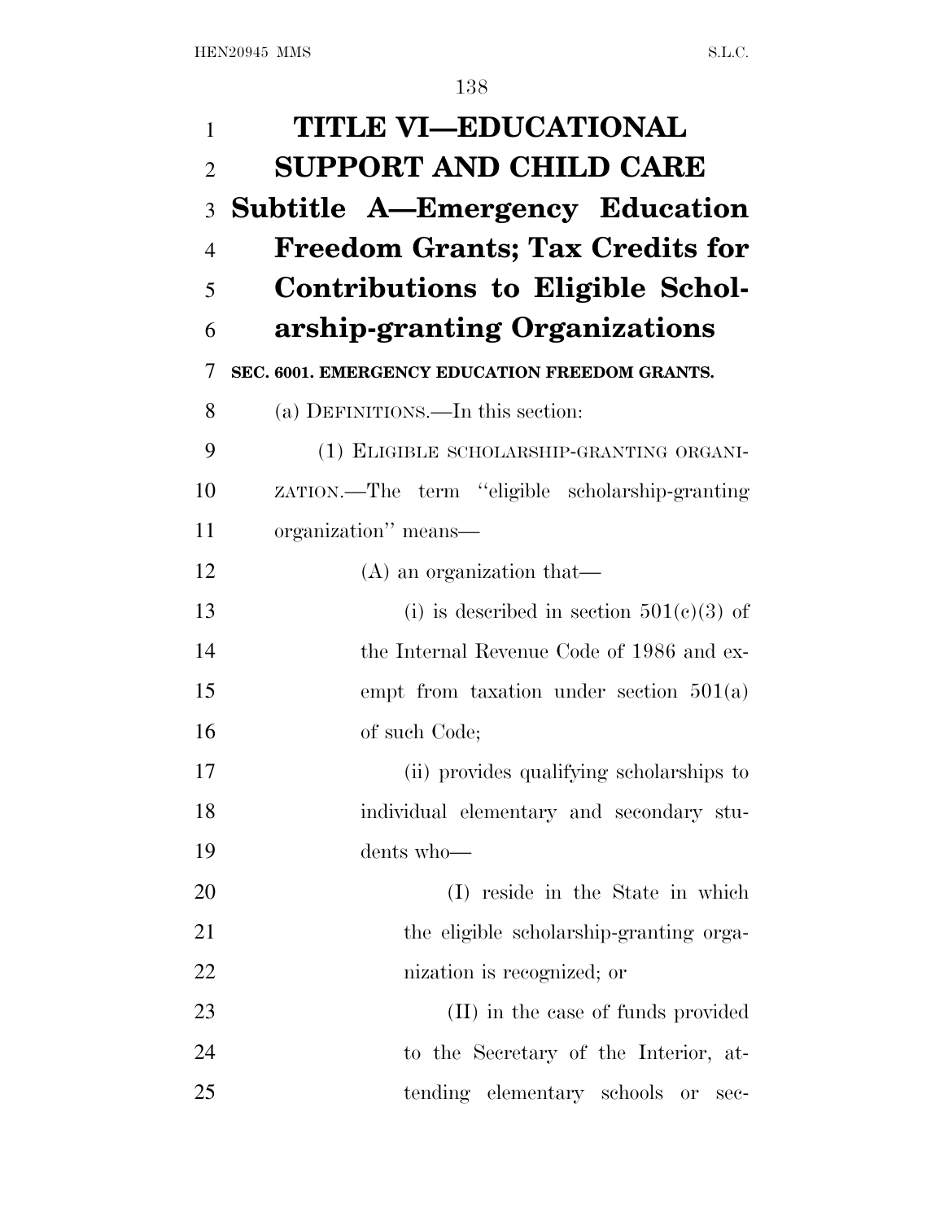# TITLE VI—EDUCATIONAL SUPPORT AND CHILD CARE

## Subtitle A—Emergency Education Freedom Grants; Tax Credits for Contributions to Eligible Scholarship-granting Organizations

### SEC. 6001. EMERGENCY EDUCATION FREEDOM GRANTS.

(a) DEFINITIONS.—In this section:

(1) ELIGIBLE SCHOLARSHIP-GRANTING ORGANIZATION.—The term ''eligible scholarship-granting organization'' means—

(A) an organization that—

(i) is described in section 501(c)(3) of the Internal Revenue Code of 1986 and exempt from taxation under section 501(a) of such Code;

(ii) provides qualifying scholarships to individual elementary and secondary students who—

(I) reside in the State in which the eligible scholarship-granting organization is recognized; or

(II) in the case of funds provided to the Secretary of the Interior, attending elementary schools or sec-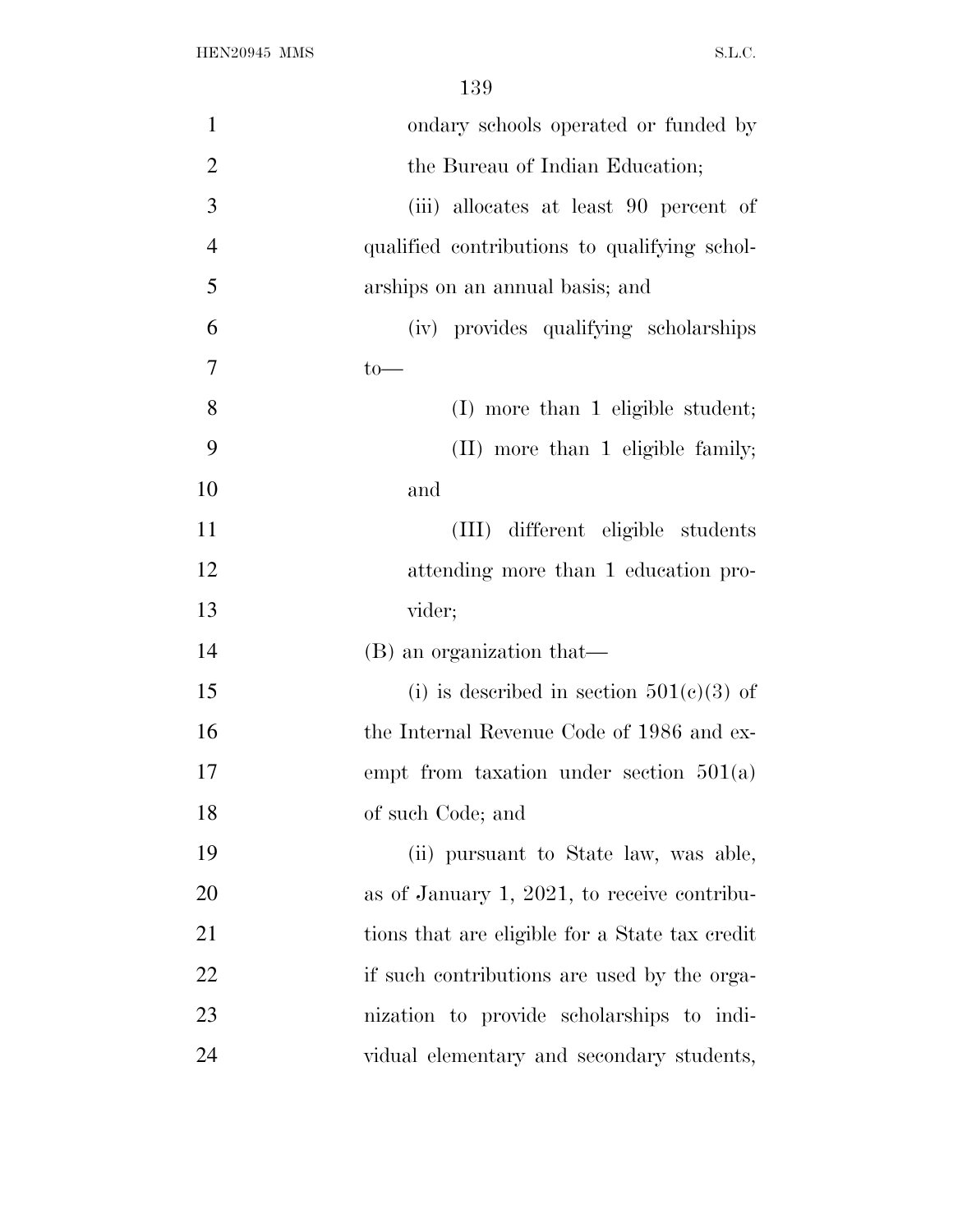ondary schools operated or funded by the Bureau of Indian Education;

(iii) allocates at least 90 percent of qualified contributions to qualifying scholarships on an annual basis; and

(iv) provides qualifying scholarships to—

(I) more than 1 eligible student;

(II) more than 1 eligible family; and

(III) different eligible students attending more than 1 education provider;

(B) an organization that—

(i) is described in section 501(c)(3) of the Internal Revenue Code of 1986 and exempt from taxation under section 501(a) of such Code; and

(ii) pursuant to State law, was able, as of January 1, 2021, to receive contributions that are eligible for a State tax credit if such contributions are used by the organization to provide scholarships to individual elementary and secondary students,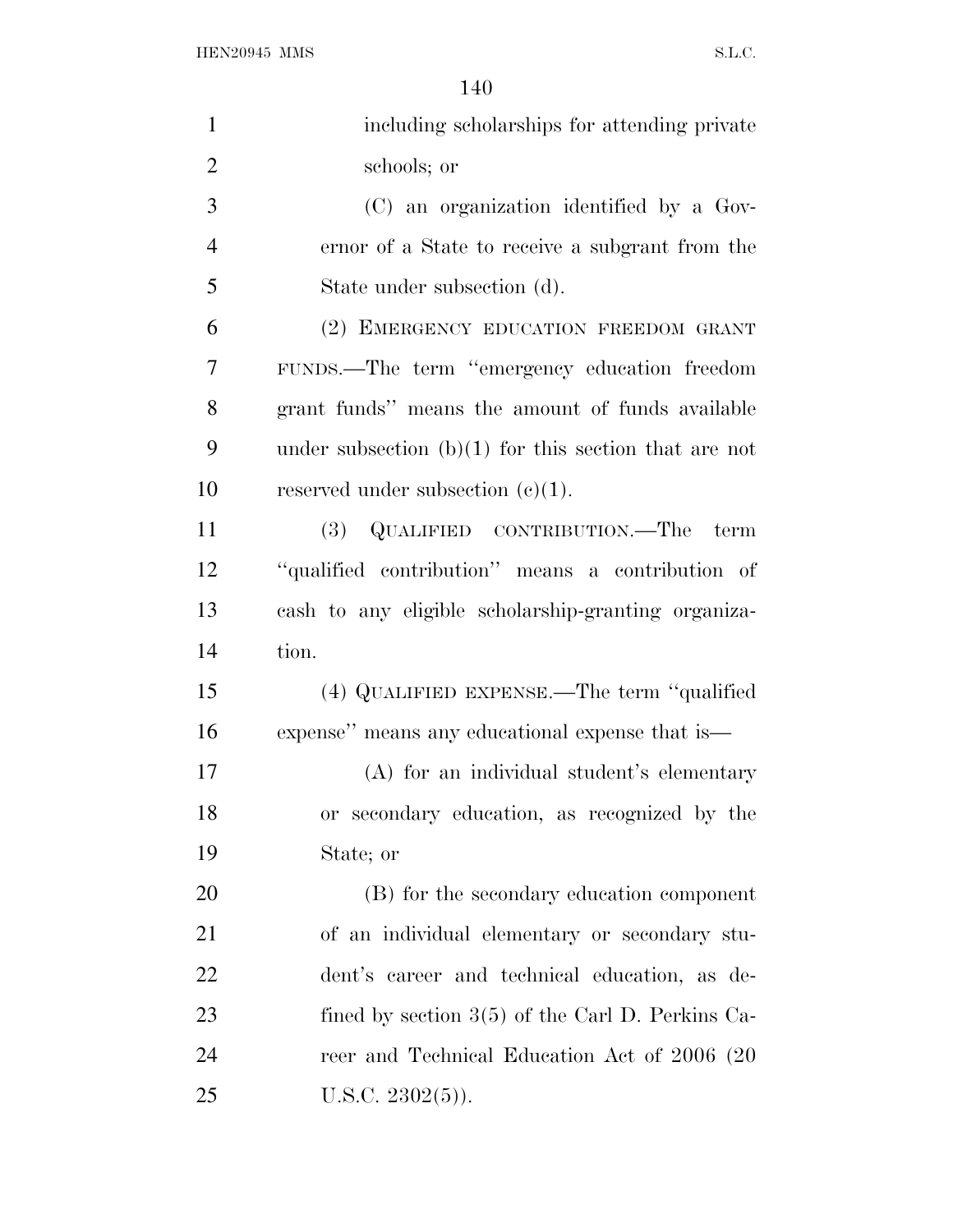including scholarships for attending private schools; or

(C) an organization identified by a Governor of a State to receive a subgrant from the State under subsection (d).

(2) EMERGENCY EDUCATION FREEDOM GRANT FUNDS.—The term ''emergency education freedom grant funds'' means the amount of funds available under subsection (b)(1) for this section that are not reserved under subsection (c)(1).

(3) QUALIFIED CONTRIBUTION.—The term ''qualified contribution'' means a contribution of cash to any eligible scholarship-granting organization.

(4) QUALIFIED EXPENSE.—The term ''qualified expense'' means any educational expense that is—

(A) for an individual student's elementary or secondary education, as recognized by the State; or

(B) for the secondary education component of an individual elementary or secondary student's career and technical education, as defined by section 3(5) of the Carl D. Perkins Career and Technical Education Act of 2006 (20 U.S.C. 2302(5)).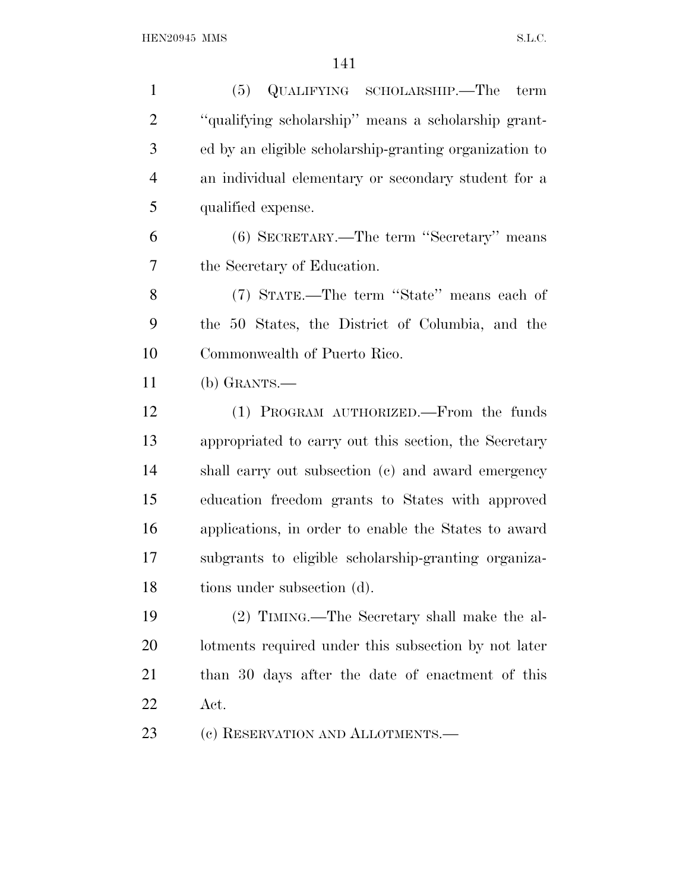(5) QUALIFYING SCHOLARSHIP.—The term ''qualifying scholarship'' means a scholarship granted by an eligible scholarship-granting organization to an individual elementary or secondary student for a qualified expense.

(6) SECRETARY.—The term ''Secretary'' means the Secretary of Education.

(7) STATE.—The term ''State'' means each of the 50 States, the District of Columbia, and the Commonwealth of Puerto Rico.

(b) GRANTS.—

(1) PROGRAM AUTHORIZED.—From the funds appropriated to carry out this section, the Secretary shall carry out subsection (c) and award emergency education freedom grants to States with approved applications, in order to enable the States to award subgrants to eligible scholarship-granting organizations under subsection (d).

(2) TIMING.—The Secretary shall make the allotments required under this subsection by not later than 30 days after the date of enactment of this Act.

(c) RESERVATION AND ALLOTMENTS.—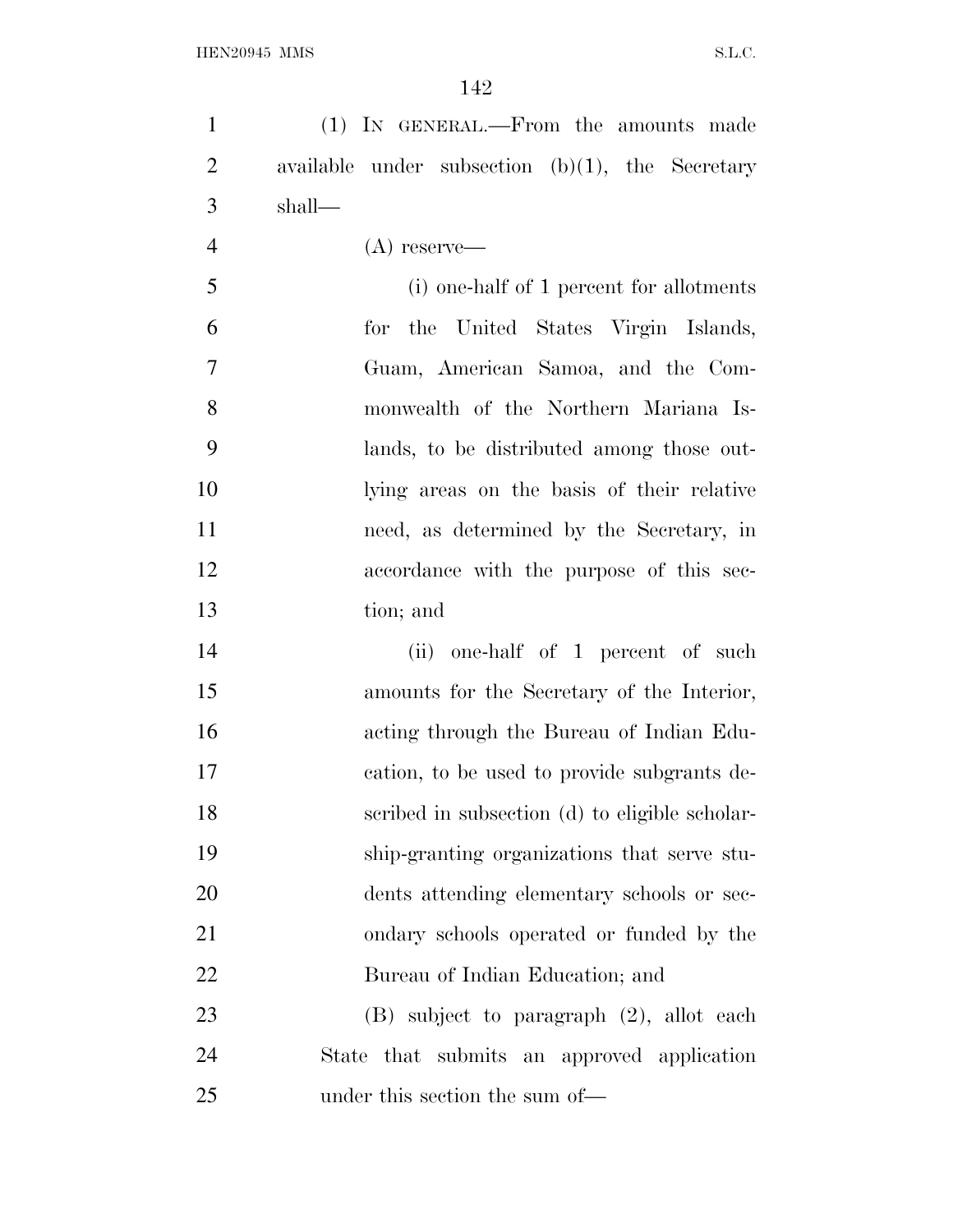(1) IN GENERAL.—From the amounts made available under subsection (b)(1), the Secretary shall—

(A) reserve—

(i) one-half of 1 percent for allotments for the United States Virgin Islands, Guam, American Samoa, and the Commonwealth of the Northern Mariana Islands, to be distributed among those outlying areas on the basis of their relative need, as determined by the Secretary, in accordance with the purpose of this section; and

(ii) one-half of 1 percent of such amounts for the Secretary of the Interior, acting through the Bureau of Indian Education, to be used to provide subgrants described in subsection (d) to eligible scholarship-granting organizations that serve students attending elementary schools or secondary schools operated or funded by the Bureau of Indian Education; and

(B) subject to paragraph (2), allot each State that submits an approved application under this section the sum of—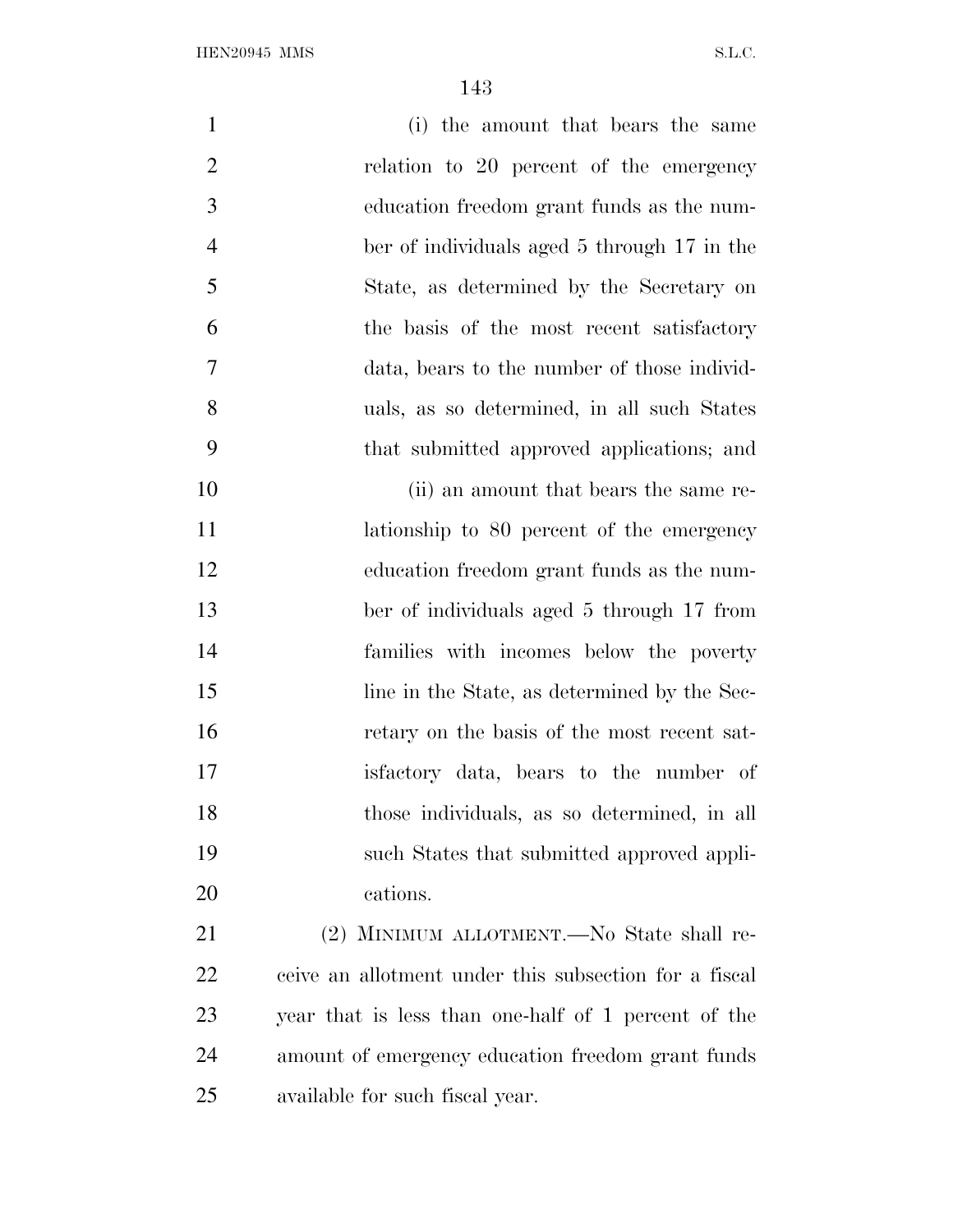(i) the amount that bears the same relation to 20 percent of the emergency education freedom grant funds as the number of individuals aged 5 through 17 in the State, as determined by the Secretary on the basis of the most recent satisfactory data, bears to the number of those individuals, as so determined, in all such States that submitted approved applications; and

(ii) an amount that bears the same relationship to 80 percent of the emergency education freedom grant funds as the number of individuals aged 5 through 17 from families with incomes below the poverty line in the State, as determined by the Secretary on the basis of the most recent satisfactory data, bears to the number of those individuals, as so determined, in all such States that submitted approved applications.

(2) MINIMUM ALLOTMENT.—No State shall receive an allotment under this subsection for a fiscal year that is less than one-half of 1 percent of the amount of emergency education freedom grant funds available for such fiscal year.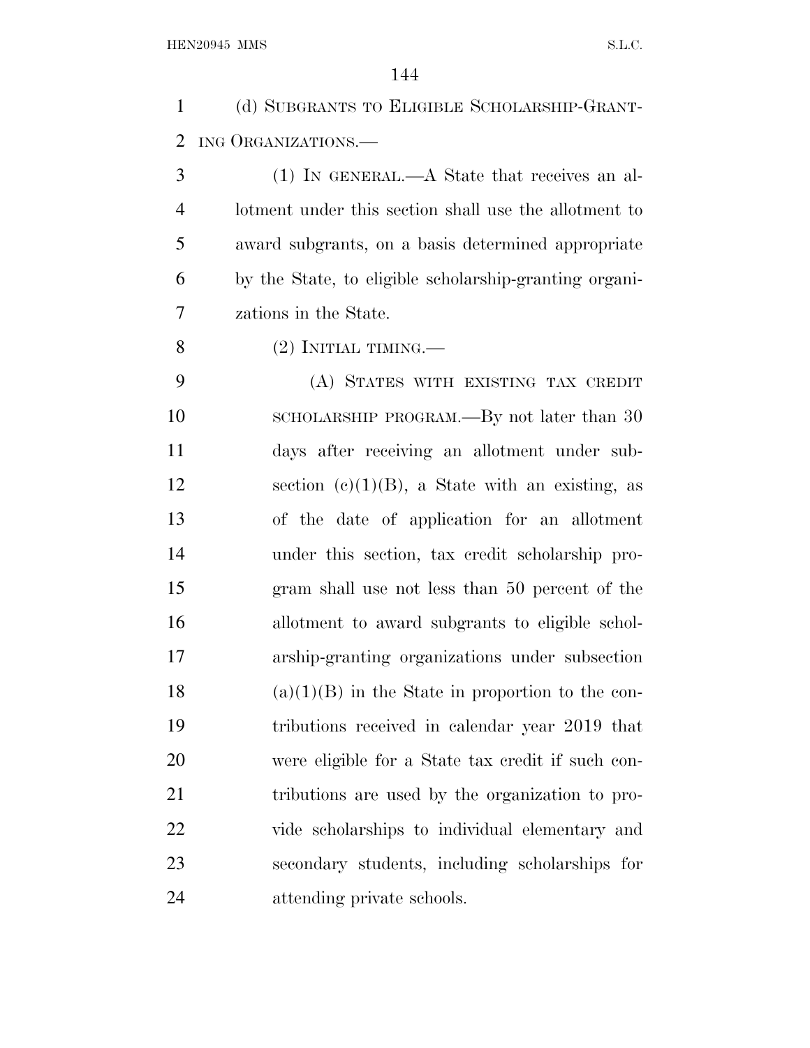(d) SUBGRANTS TO ELIGIBLE SCHOLARSHIP-GRANTING ORGANIZATIONS.—

(1) IN GENERAL.—A State that receives an allotment under this section shall use the allotment to award subgrants, on a basis determined appropriate by the State, to eligible scholarship-granting organizations in the State.

(2) INITIAL TIMING.—

(A) STATES WITH EXISTING TAX CREDIT SCHOLARSHIP PROGRAM.—By not later than 30 days after receiving an allotment under subsection (c)(1)(B), a State with an existing, as of the date of application for an allotment under this section, tax credit scholarship program shall use not less than 50 percent of the allotment to award subgrants to eligible scholarship-granting organizations under subsection (a)(1)(B) in the State in proportion to the contributions received in calendar year 2019 that were eligible for a State tax credit if such contributions are used by the organization to provide scholarships to individual elementary and secondary students, including scholarships for attending private schools.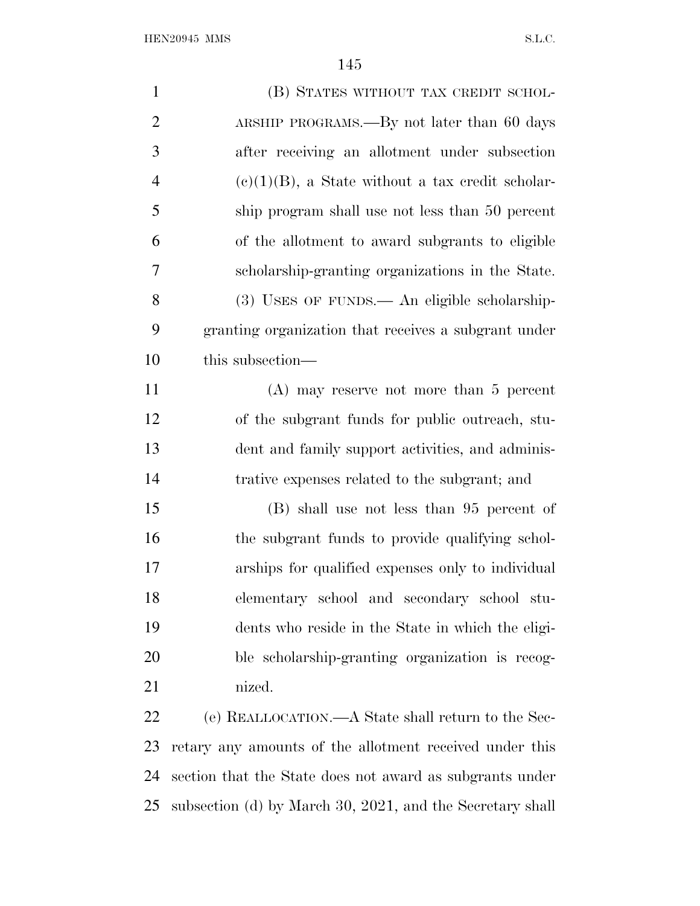(B) STATES WITHOUT TAX CREDIT SCHOLARSHIP PROGRAMS.—By not later than 60 days after receiving an allotment under subsection (c)(1)(B), a State without a tax credit scholarship program shall use not less than 50 percent of the allotment to award subgrants to eligible scholarship-granting organizations in the State.

(3) USES OF FUNDS.— An eligible scholarship-granting organization that receives a subgrant under this subsection—

(A) may reserve not more than 5 percent of the subgrant funds for public outreach, student and family support activities, and administrative expenses related to the subgrant; and

(B) shall use not less than 95 percent of the subgrant funds to provide qualifying scholarships for qualified expenses only to individual elementary school and secondary school students who reside in the State in which the eligible scholarship-granting organization is recognized.

(e) REALLOCATION.—A State shall return to the Secretary any amounts of the allotment received under this section that the State does not award as subgrants under subsection (d) by March 30, 2021, and the Secretary shall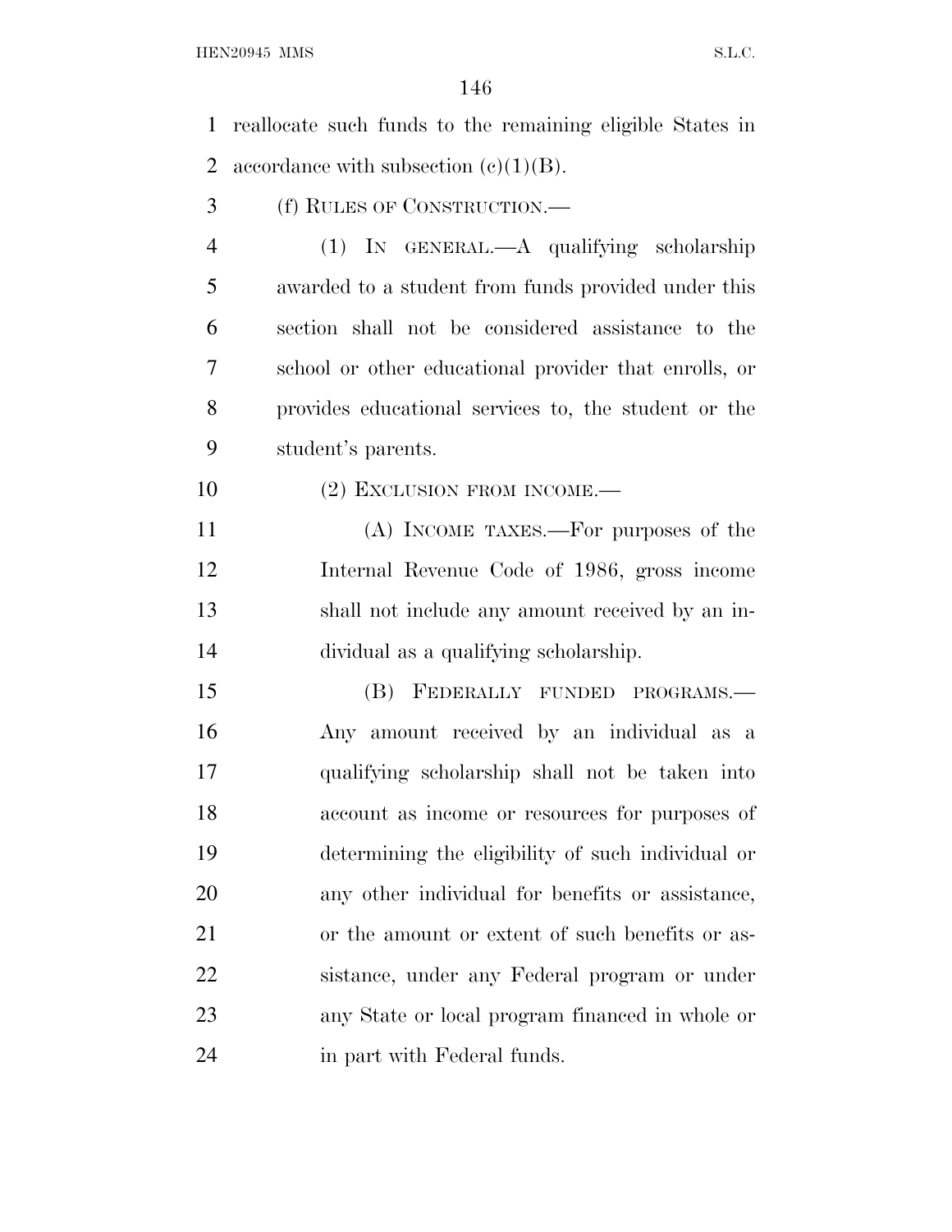reallocate such funds to the remaining eligible States in accordance with subsection (c)(1)(B).

(f) RULES OF CONSTRUCTION.—

(1) IN GENERAL.—A qualifying scholarship awarded to a student from funds provided under this section shall not be considered assistance to the school or other educational provider that enrolls, or provides educational services to, the student or the student's parents.

(2) EXCLUSION FROM INCOME.—

(A) INCOME TAXES.—For purposes of the Internal Revenue Code of 1986, gross income shall not include any amount received by an individual as a qualifying scholarship.

(B) FEDERALLY FUNDED PROGRAMS.— Any amount received by an individual as a qualifying scholarship shall not be taken into account as income or resources for purposes of determining the eligibility of such individual or any other individual for benefits or assistance, or the amount or extent of such benefits or assistance, under any Federal program or under any State or local program financed in whole or in part with Federal funds.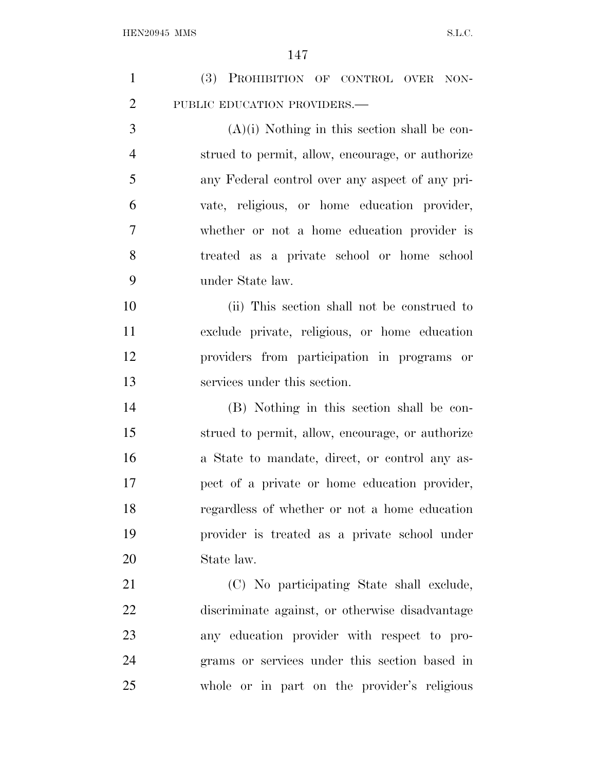(3) PROHIBITION OF CONTROL OVER NONPUBLIC EDUCATION PROVIDERS.—

(A)(i) Nothing in this section shall be construed to permit, allow, encourage, or authorize any Federal control over any aspect of any private, religious, or home education provider, whether or not a home education provider is treated as a private school or home school under State law.

(ii) This section shall not be construed to exclude private, religious, or home education providers from participation in programs or services under this section.

(B) Nothing in this section shall be construed to permit, allow, encourage, or authorize a State to mandate, direct, or control any aspect of a private or home education provider, regardless of whether or not a home education provider is treated as a private school under State law.

(C) No participating State shall exclude, discriminate against, or otherwise disadvantage any education provider with respect to programs or services under this section based in whole or in part on the provider's religious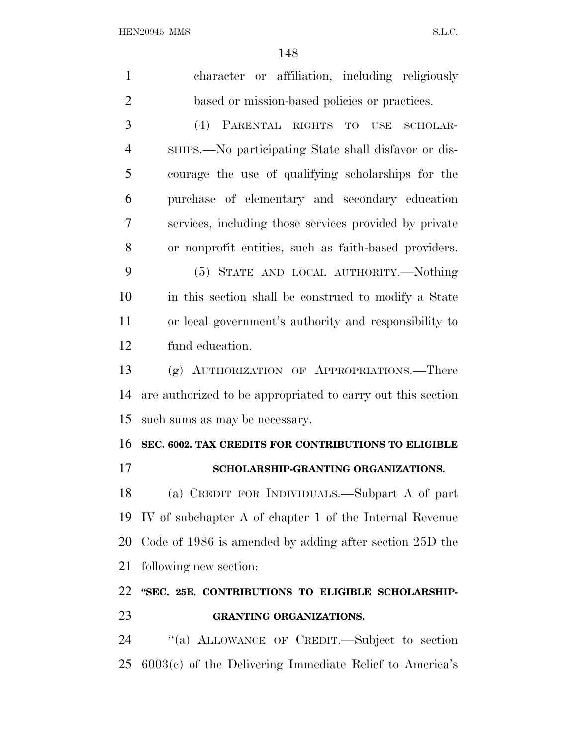character or affiliation, including religiously based or mission-based policies or practices.

(4) PARENTAL RIGHTS TO USE SCHOLARSHIPS.—No participating State shall disfavor or discourage the use of qualifying scholarships for the purchase of elementary and secondary education services, including those services provided by private or nonprofit entities, such as faith-based providers.

(5) STATE AND LOCAL AUTHORITY.—Nothing in this section shall be construed to modify a State or local government's authority and responsibility to fund education.

(g) AUTHORIZATION OF APPROPRIATIONS.—There are authorized to be appropriated to carry out this section such sums as may be necessary.

**SEC. 6002. TAX CREDITS FOR CONTRIBUTIONS TO ELIGIBLE SCHOLARSHIP-GRANTING ORGANIZATIONS.**

(a) CREDIT FOR INDIVIDUALS.—Subpart A of part IV of subchapter A of chapter 1 of the Internal Revenue Code of 1986 is amended by adding after section 25D the following new section:

**"SEC. 25E. CONTRIBUTIONS TO ELIGIBLE SCHOLARSHIP-GRANTING ORGANIZATIONS.**

"(a) ALLOWANCE OF CREDIT.—Subject to section 6003(c) of the Delivering Immediate Relief to America's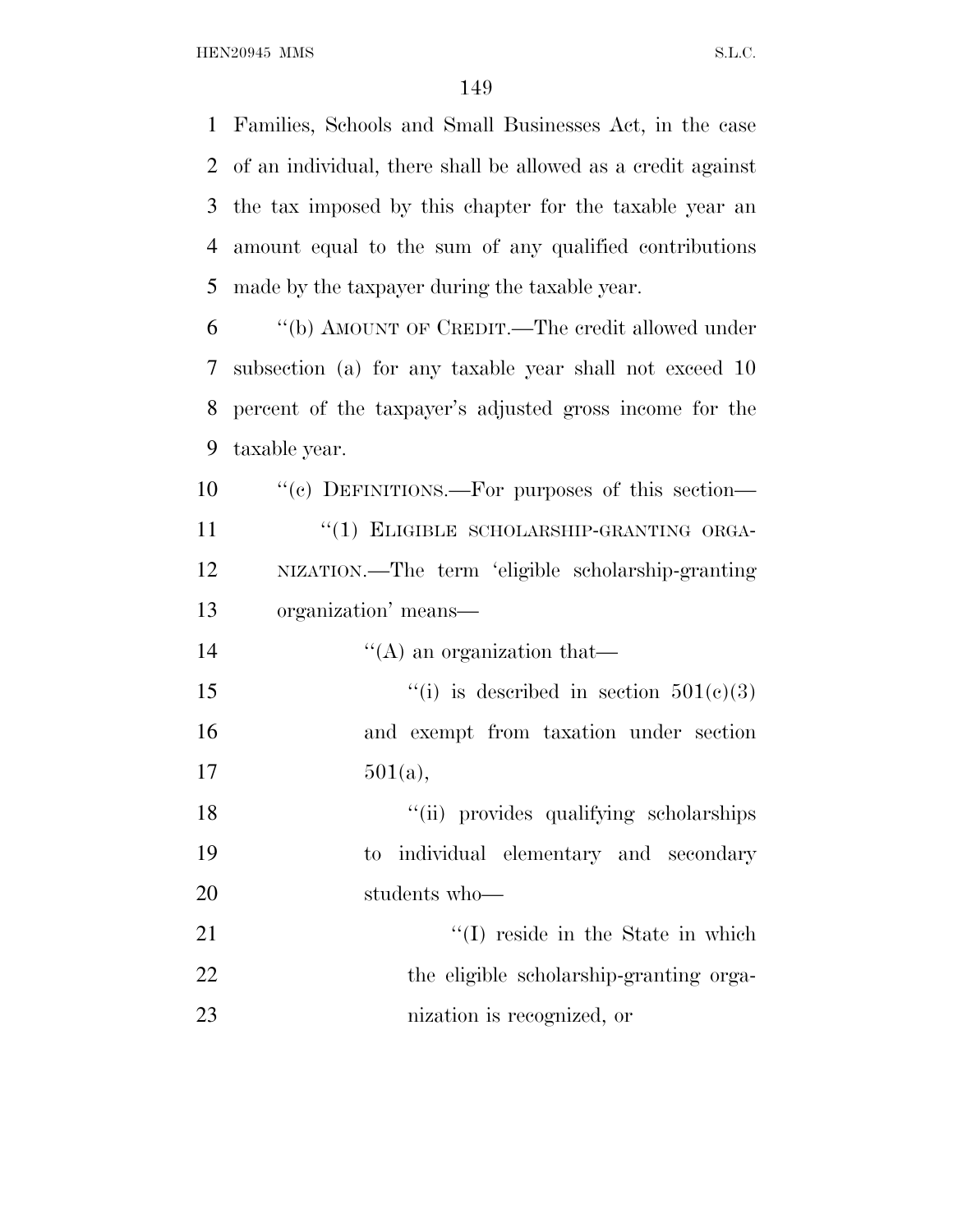Families, Schools and Small Businesses Act, in the case of an individual, there shall be allowed as a credit against the tax imposed by this chapter for the taxable year an amount equal to the sum of any qualified contributions made by the taxpayer during the taxable year.

"(b) AMOUNT OF CREDIT.—The credit allowed under subsection (a) for any taxable year shall not exceed 10 percent of the taxpayer's adjusted gross income for the taxable year.

"(c) DEFINITIONS.—For purposes of this section—

"(1) ELIGIBLE SCHOLARSHIP-GRANTING ORGANIZATION.—The term 'eligible scholarship-granting organization' means—

"(A) an organization that—

"(i) is described in section 501(c)(3) and exempt from taxation under section 501(a),

"(ii) provides qualifying scholarships to individual elementary and secondary students who—

"(I) reside in the State in which the eligible scholarship-granting organization is recognized, or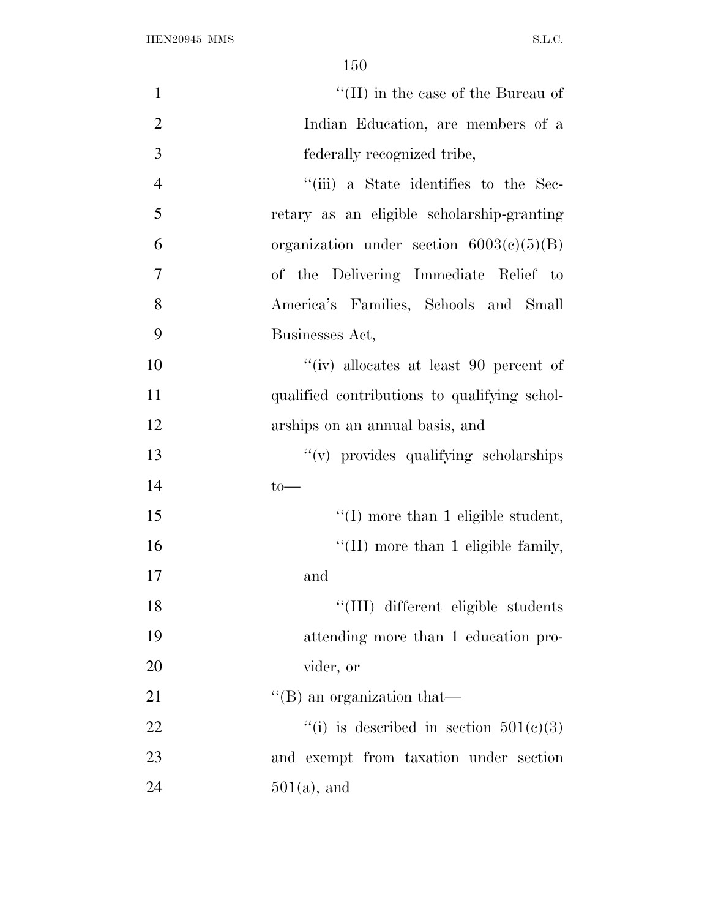"(II) in the case of the Bureau of Indian Education, are members of a federally recognized tribe,

"(iii) a State identifies to the Secretary as an eligible scholarship-granting organization under section 6003(c)(5)(B) of the Delivering Immediate Relief to America's Families, Schools and Small Businesses Act,

"(iv) allocates at least 90 percent of qualified contributions to qualifying scholarships on an annual basis, and

"(v) provides qualifying scholarships to—

"(I) more than 1 eligible student,

"(II) more than 1 eligible family, and

"(III) different eligible students attending more than 1 education provider, or

"(B) an organization that—

"(i) is described in section 501(c)(3) and exempt from taxation under section 501(a), and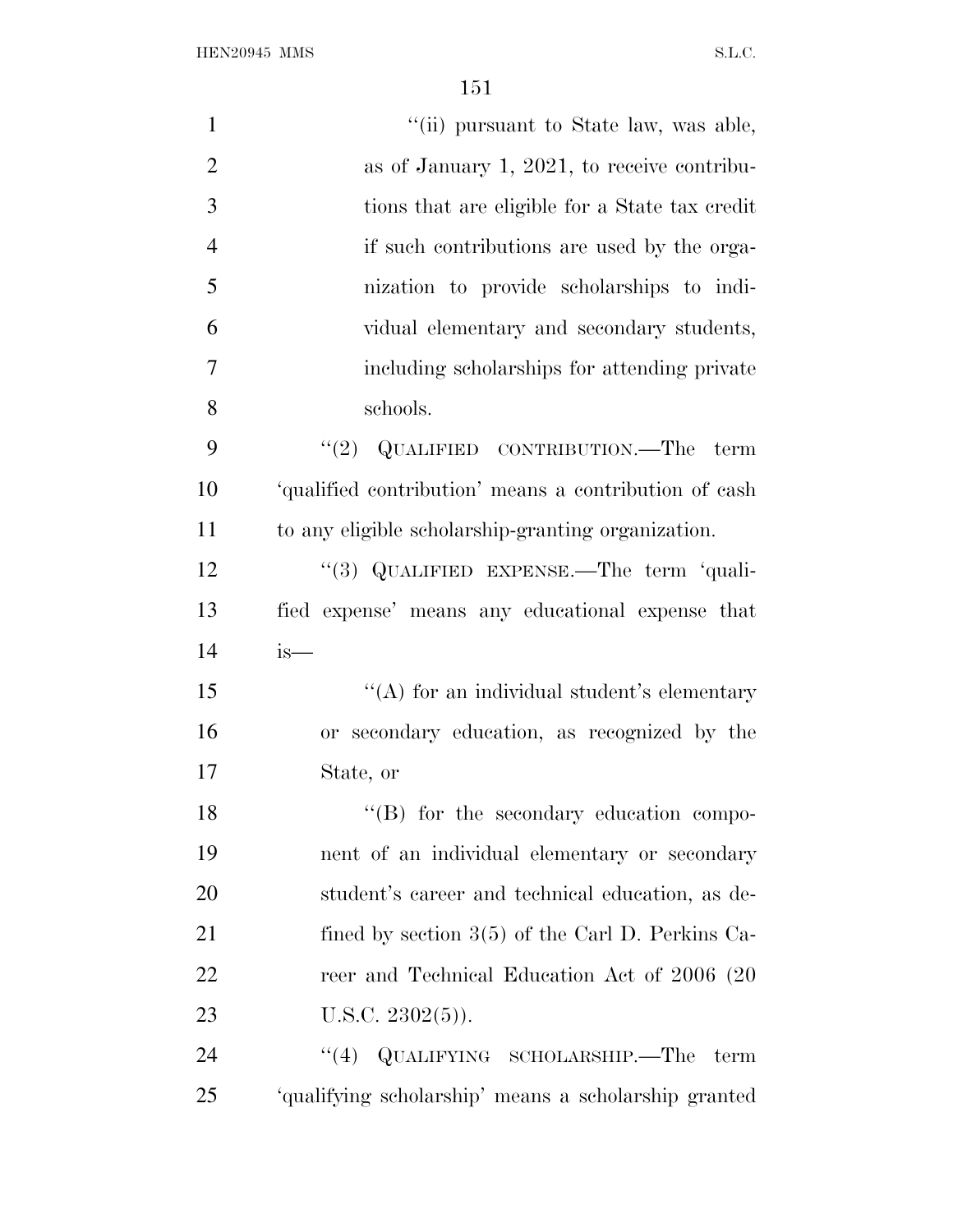"(ii) pursuant to State law, was able, as of January 1, 2021, to receive contributions that are eligible for a State tax credit if such contributions are used by the organization to provide scholarships to individual elementary and secondary students, including scholarships for attending private schools.

"(2) QUALIFIED CONTRIBUTION.—The term 'qualified contribution' means a contribution of cash to any eligible scholarship-granting organization.

"(3) QUALIFIED EXPENSE.—The term 'qualified expense' means any educational expense that is—

"(A) for an individual student's elementary or secondary education, as recognized by the State, or

"(B) for the secondary education component of an individual elementary or secondary student's career and technical education, as defined by section 3(5) of the Carl D. Perkins Career and Technical Education Act of 2006 (20 U.S.C. 2302(5)).

"(4) QUALIFYING SCHOLARSHIP.—The term 'qualifying scholarship' means a scholarship granted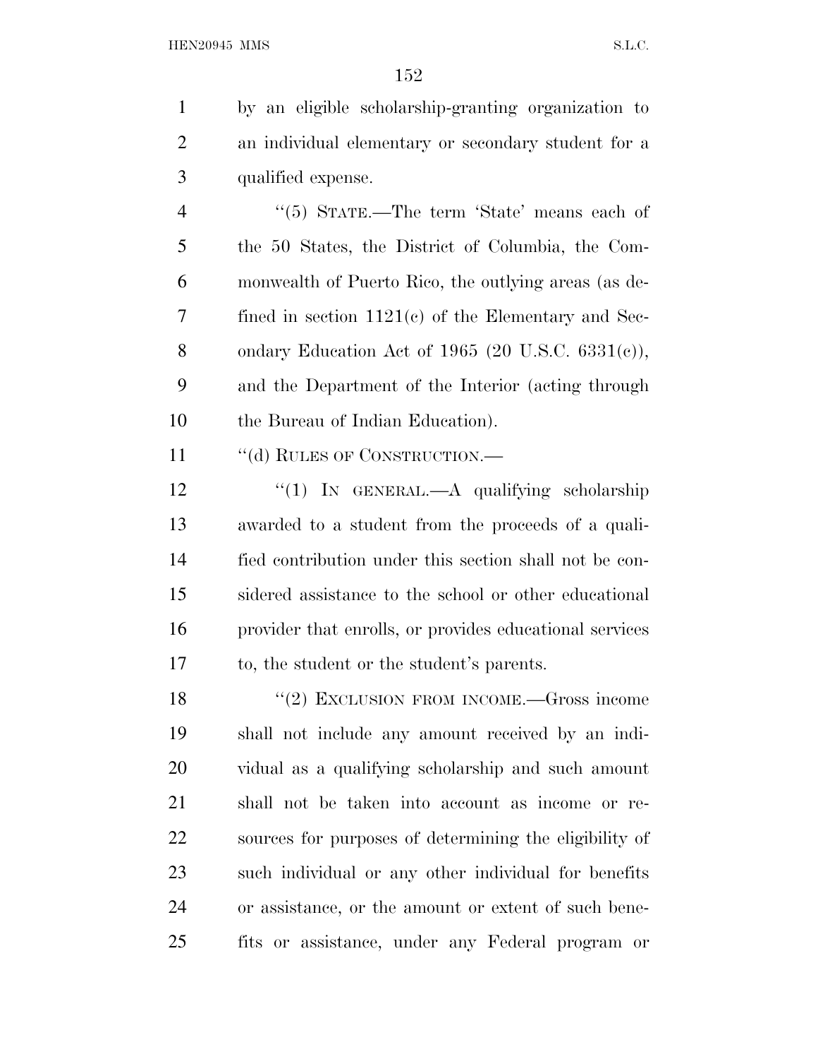by an eligible scholarship-granting organization to an individual elementary or secondary student for a qualified expense.

''(5) STATE.—The term 'State' means each of the 50 States, the District of Columbia, the Commonwealth of Puerto Rico, the outlying areas (as defined in section 1121(c) of the Elementary and Secondary Education Act of 1965 (20 U.S.C. 6331(c)), and the Department of the Interior (acting through the Bureau of Indian Education).

''(d) RULES OF CONSTRUCTION.—

''(1) IN GENERAL.—A qualifying scholarship awarded to a student from the proceeds of a qualified contribution under this section shall not be considered assistance to the school or other educational provider that enrolls, or provides educational services to, the student or the student's parents.

''(2) EXCLUSION FROM INCOME.—Gross income shall not include any amount received by an individual as a qualifying scholarship and such amount shall not be taken into account as income or resources for purposes of determining the eligibility of such individual or any other individual for benefits or assistance, or the amount or extent of such benefits or assistance, under any Federal program or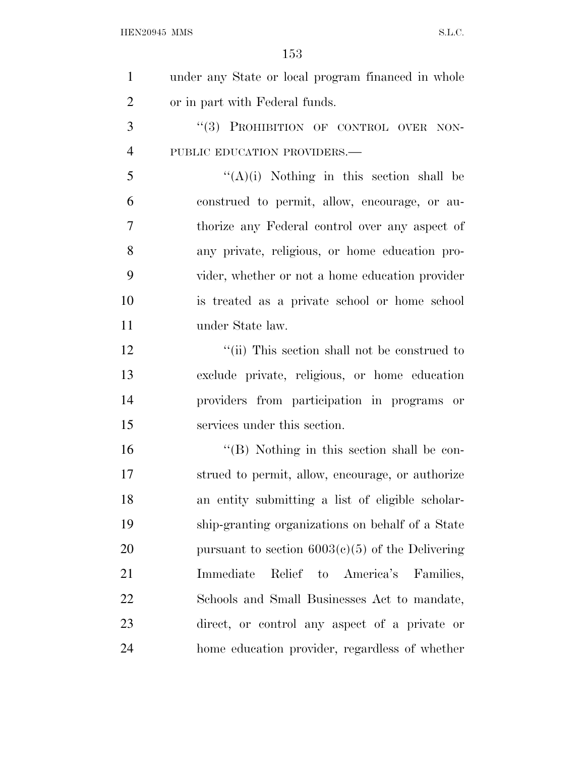under any State or local program financed in whole or in part with Federal funds.

"(3) PROHIBITION OF CONTROL OVER NON-PUBLIC EDUCATION PROVIDERS.—

"(A)(i) Nothing in this section shall be construed to permit, allow, encourage, or authorize any Federal control over any aspect of any private, religious, or home education provider, whether or not a home education provider is treated as a private school or home school under State law.

"(ii) This section shall not be construed to exclude private, religious, or home education providers from participation in programs or services under this section.

"(B) Nothing in this section shall be construed to permit, allow, encourage, or authorize an entity submitting a list of eligible scholarship-granting organizations on behalf of a State pursuant to section 6003(c)(5) of the Delivering Immediate Relief to America's Families, Schools and Small Businesses Act to mandate, direct, or control any aspect of a private or home education provider, regardless of whether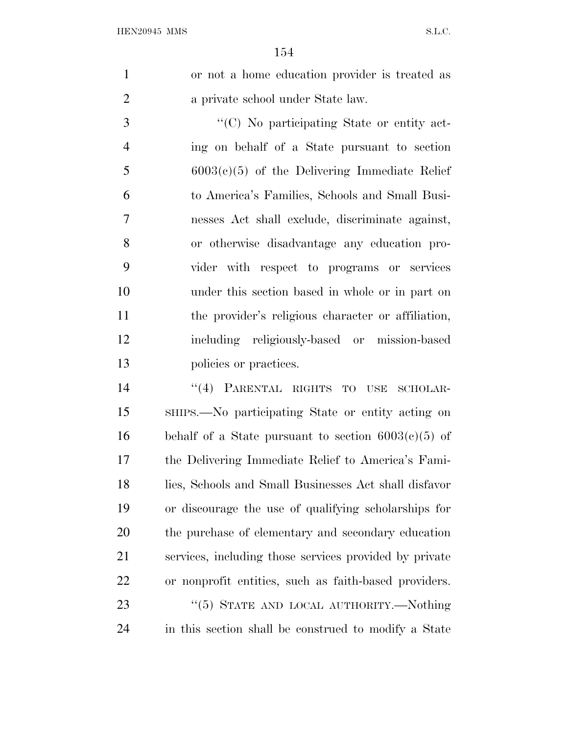or not a home education provider is treated as a private school under State law.

"(C) No participating State or entity acting on behalf of a State pursuant to section 6003(c)(5) of the Delivering Immediate Relief to America's Families, Schools and Small Businesses Act shall exclude, discriminate against, or otherwise disadvantage any education provider with respect to programs or services under this section based in whole or in part on the provider's religious character or affiliation, including religiously-based or mission-based policies or practices.

"(4) PARENTAL RIGHTS TO USE SCHOLARSHIPS.—No participating State or entity acting on behalf of a State pursuant to section 6003(c)(5) of the Delivering Immediate Relief to America's Families, Schools and Small Businesses Act shall disfavor or discourage the use of qualifying scholarships for the purchase of elementary and secondary education services, including those services provided by private or nonprofit entities, such as faith-based providers.

"(5) STATE AND LOCAL AUTHORITY.—Nothing in this section shall be construed to modify a State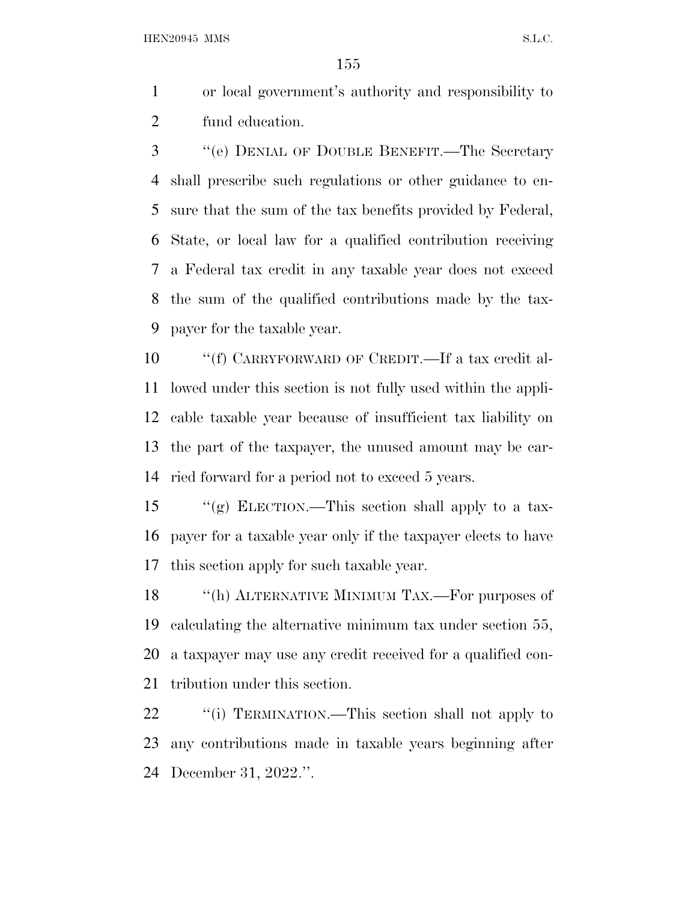or local government's authority and responsibility to fund education.

"(e) DENIAL OF DOUBLE BENEFIT.—The Secretary shall prescribe such regulations or other guidance to ensure that the sum of the tax benefits provided by Federal, State, or local law for a qualified contribution receiving a Federal tax credit in any taxable year does not exceed the sum of the qualified contributions made by the taxpayer for the taxable year.

"(f) CARRYFORWARD OF CREDIT.—If a tax credit allowed under this section is not fully used within the applicable taxable year because of insufficient tax liability on the part of the taxpayer, the unused amount may be carried forward for a period not to exceed 5 years.

"(g) ELECTION.—This section shall apply to a taxpayer for a taxable year only if the taxpayer elects to have this section apply for such taxable year.

"(h) ALTERNATIVE MINIMUM TAX.—For purposes of calculating the alternative minimum tax under section 55, a taxpayer may use any credit received for a qualified contribution under this section.

"(i) TERMINATION.—This section shall not apply to any contributions made in taxable years beginning after December 31, 2022.".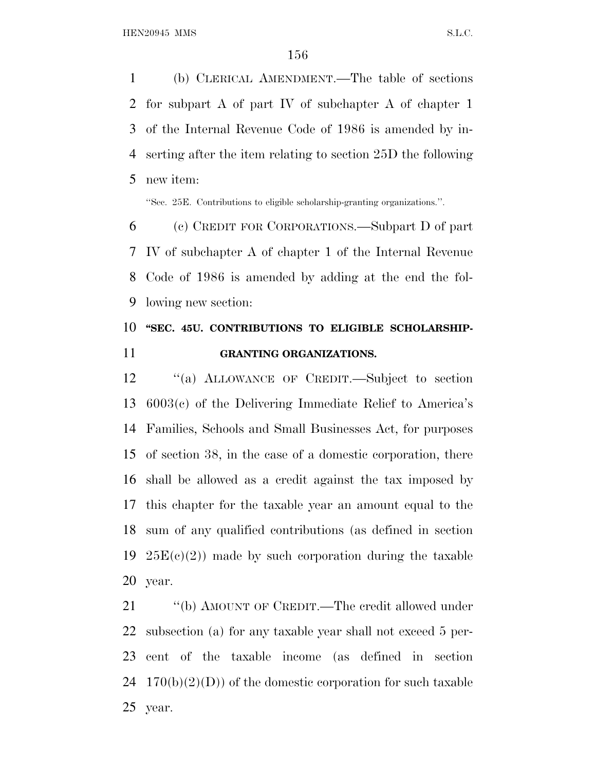(b) CLERICAL AMENDMENT.—The table of sections for subpart A of part IV of subchapter A of chapter 1 of the Internal Revenue Code of 1986 is amended by inserting after the item relating to section 25D the following new item:

"Sec. 25E. Contributions to eligible scholarship-granting organizations.".

(c) CREDIT FOR CORPORATIONS.—Subpart D of part IV of subchapter A of chapter 1 of the Internal Revenue Code of 1986 is amended by adding at the end the following new section:

**"SEC. 45U. CONTRIBUTIONS TO ELIGIBLE SCHOLARSHIP-GRANTING ORGANIZATIONS.**

"(a) ALLOWANCE OF CREDIT.—Subject to section 6003(c) of the Delivering Immediate Relief to America's Families, Schools and Small Businesses Act, for purposes of section 38, in the case of a domestic corporation, there shall be allowed as a credit against the tax imposed by this chapter for the taxable year an amount equal to the sum of any qualified contributions (as defined in section 25E(c)(2)) made by such corporation during the taxable year.

"(b) AMOUNT OF CREDIT.—The credit allowed under subsection (a) for any taxable year shall not exceed 5 percent of the taxable income (as defined in section 170(b)(2)(D)) of the domestic corporation for such taxable year.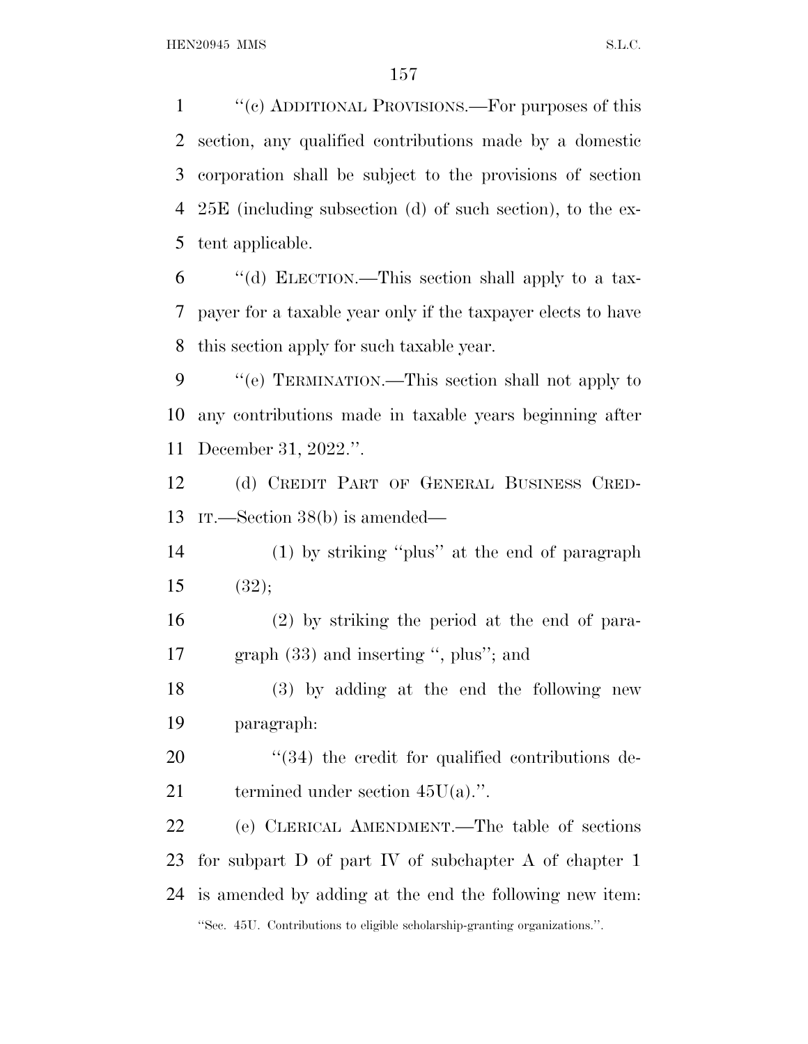"(c) ADDITIONAL PROVISIONS.—For purposes of this section, any qualified contributions made by a domestic corporation shall be subject to the provisions of section 25E (including subsection (d) of such section), to the extent applicable.

"(d) ELECTION.—This section shall apply to a taxpayer for a taxable year only if the taxpayer elects to have this section apply for such taxable year.

"(e) TERMINATION.—This section shall not apply to any contributions made in taxable years beginning after December 31, 2022.".

(d) CREDIT PART OF GENERAL BUSINESS CREDIT.—Section 38(b) is amended—

(1) by striking "plus" at the end of paragraph (32);

(2) by striking the period at the end of paragraph (33) and inserting ", plus"; and

(3) by adding at the end the following new paragraph:

"(34) the credit for qualified contributions determined under section 45U(a).".

(e) CLERICAL AMENDMENT.—The table of sections for subpart D of part IV of subchapter A of chapter 1 is amended by adding at the end the following new item:

"Sec. 45U. Contributions to eligible scholarship-granting organizations.".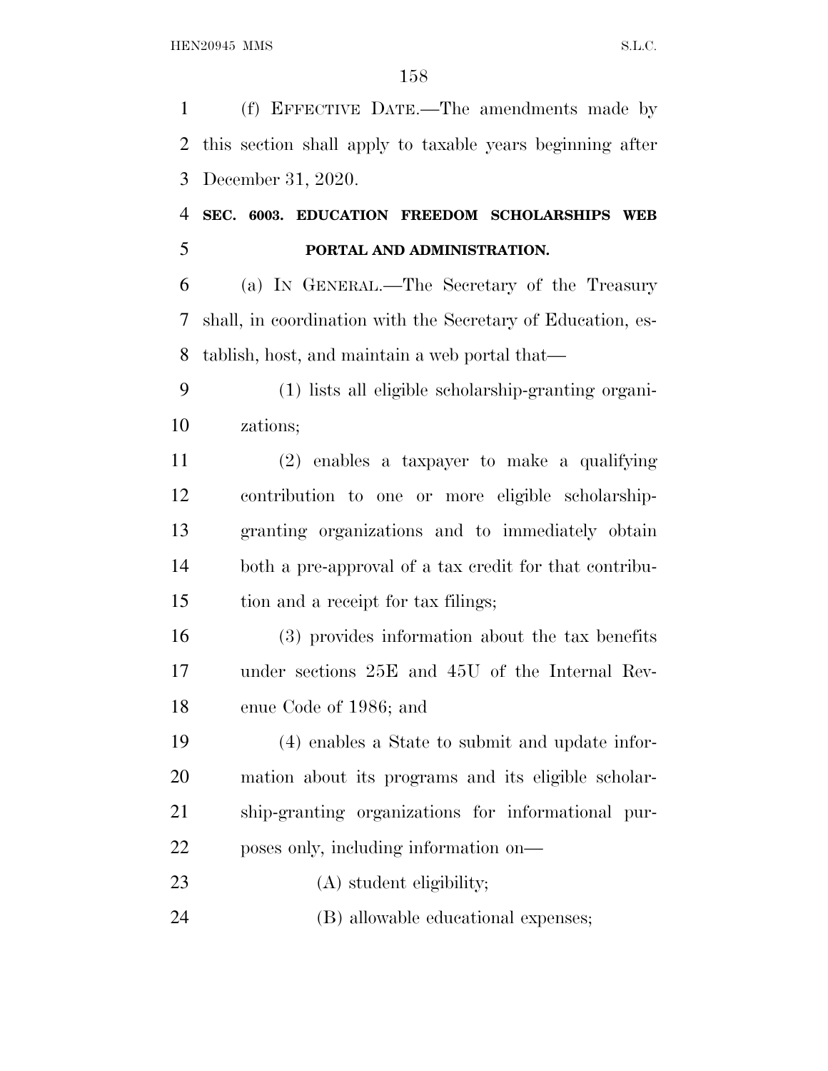(f) EFFECTIVE DATE.—The amendments made by this section shall apply to taxable years beginning after December 31, 2020.

## SEC. 6003. EDUCATION FREEDOM SCHOLARSHIPS WEB PORTAL AND ADMINISTRATION.

(a) IN GENERAL.—The Secretary of the Treasury shall, in coordination with the Secretary of Education, establish, host, and maintain a web portal that—

(1) lists all eligible scholarship-granting organizations;

(2) enables a taxpayer to make a qualifying contribution to one or more eligible scholarship-granting organizations and to immediately obtain both a pre-approval of a tax credit for that contribution and a receipt for tax filings;

(3) provides information about the tax benefits under sections 25E and 45U of the Internal Revenue Code of 1986; and

(4) enables a State to submit and update information about its programs and its eligible scholarship-granting organizations for informational purposes only, including information on—

(A) student eligibility;

(B) allowable educational expenses;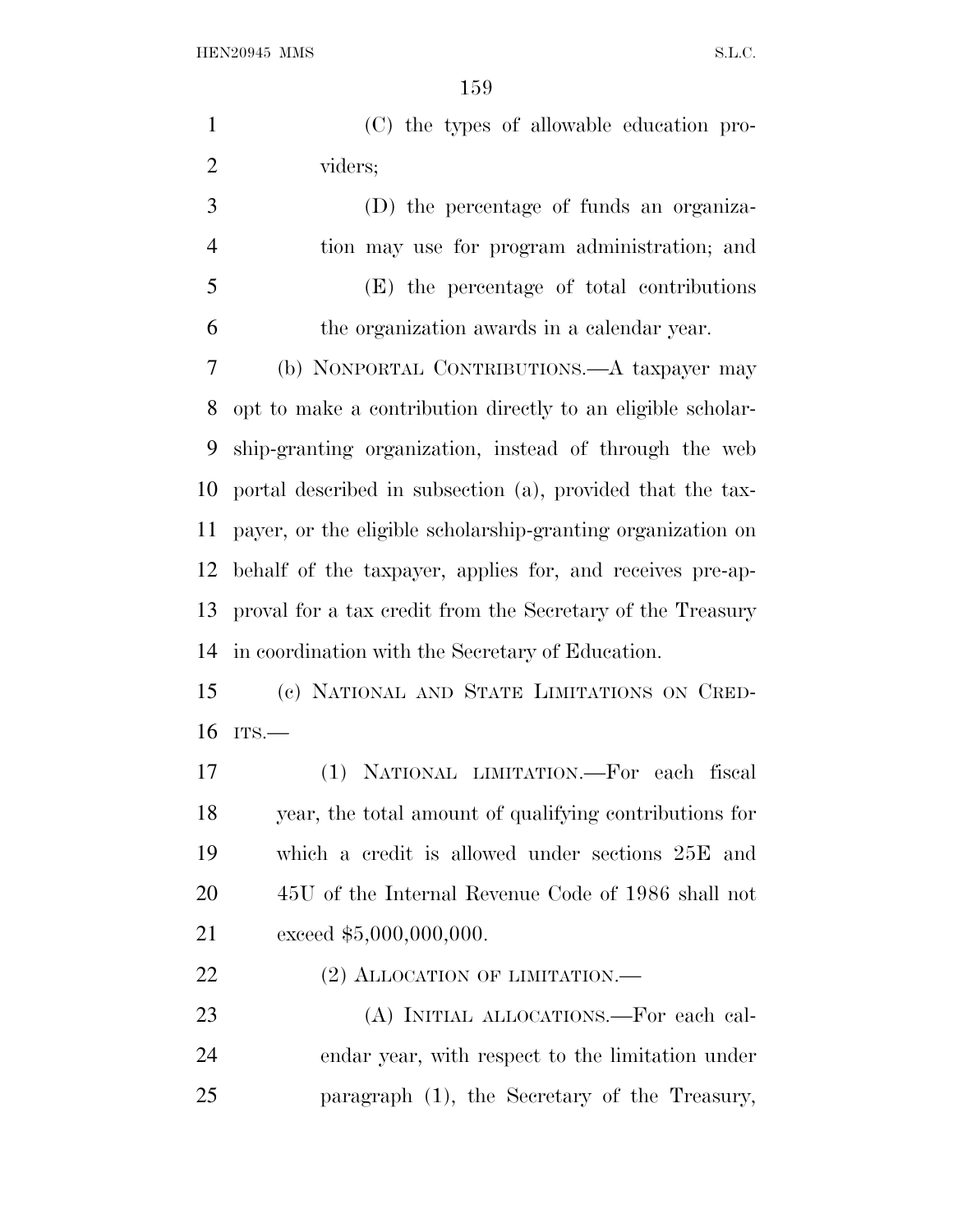(C) the types of allowable education providers;

(D) the percentage of funds an organization may use for program administration; and

(E) the percentage of total contributions the organization awards in a calendar year.

(b) NONPORTAL CONTRIBUTIONS.—A taxpayer may opt to make a contribution directly to an eligible scholarship-granting organization, instead of through the web portal described in subsection (a), provided that the taxpayer, or the eligible scholarship-granting organization on behalf of the taxpayer, applies for, and receives pre-approval for a tax credit from the Secretary of the Treasury in coordination with the Secretary of Education.

(c) NATIONAL AND STATE LIMITATIONS ON CREDITS.—

(1) NATIONAL LIMITATION.—For each fiscal year, the total amount of qualifying contributions for which a credit is allowed under sections 25E and 45U of the Internal Revenue Code of 1986 shall not exceed $5,000,000,000.

(2) ALLOCATION OF LIMITATION.—

(A) INITIAL ALLOCATIONS.—For each calendar year, with respect to the limitation under paragraph (1), the Secretary of the Treasury,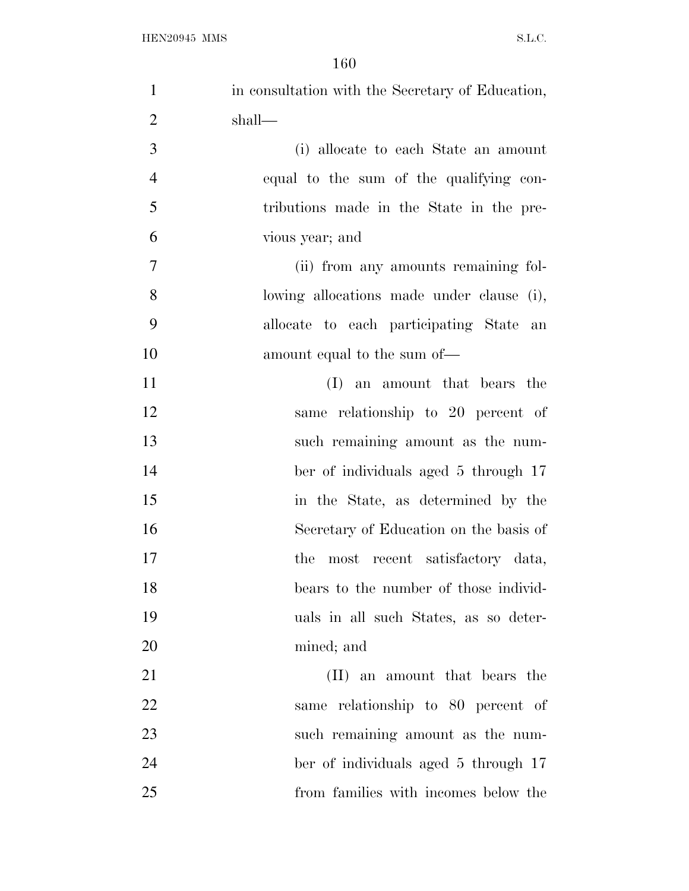in consultation with the Secretary of Education, shall—

(i) allocate to each State an amount equal to the sum of the qualifying contributions made in the State in the previous year; and

(ii) from any amounts remaining following allocations made under clause (i), allocate to each participating State an amount equal to the sum of—

(I) an amount that bears the same relationship to 20 percent of such remaining amount as the number of individuals aged 5 through 17 in the State, as determined by the Secretary of Education on the basis of the most recent satisfactory data, bears to the number of those individuals in all such States, as so determined; and

(II) an amount that bears the same relationship to 80 percent of such remaining amount as the number of individuals aged 5 through 17 from families with incomes below the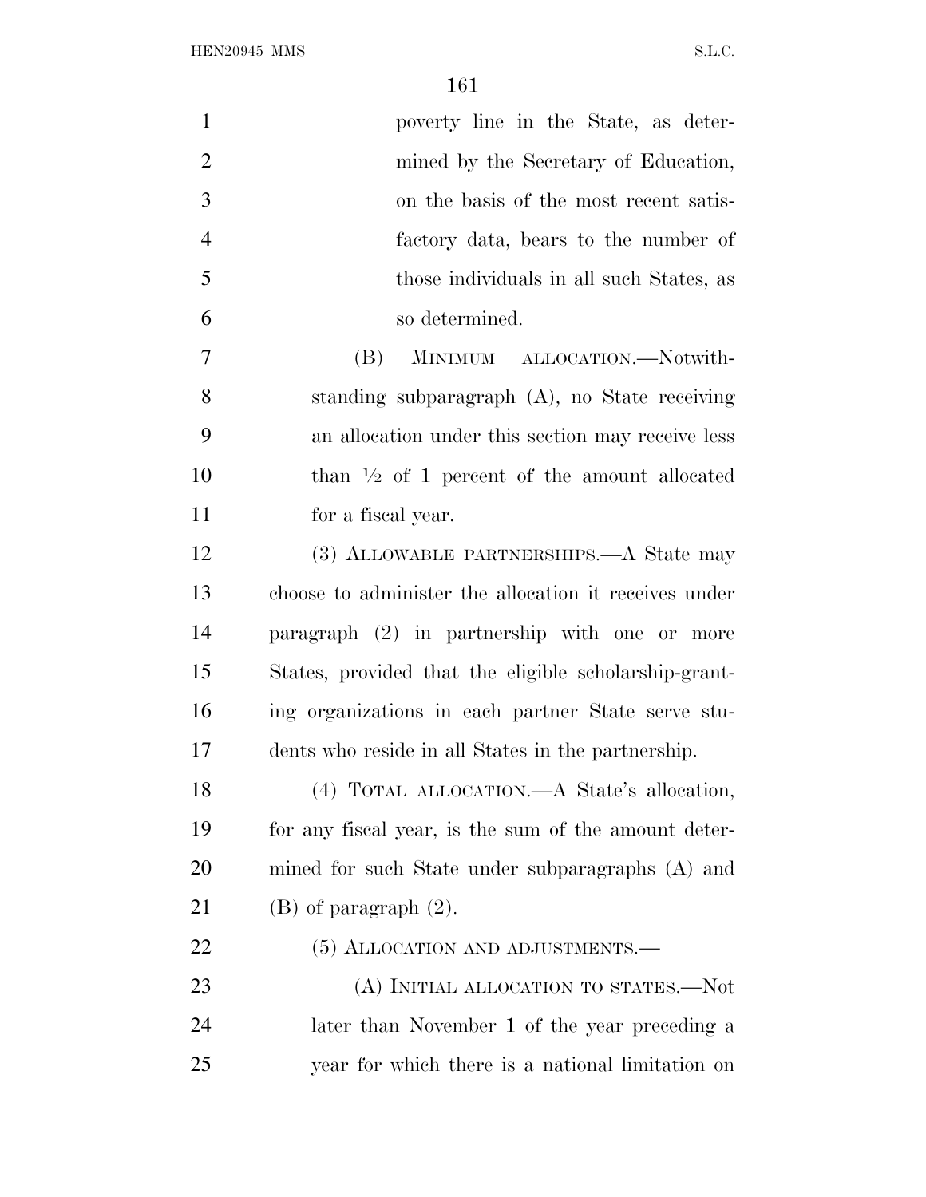poverty line in the State, as determined by the Secretary of Education, on the basis of the most recent satisfactory data, bears to the number of those individuals in all such States, as so determined.

(B) MINIMUM ALLOCATION.—Notwithstanding subparagraph (A), no State receiving an allocation under this section may receive less than ½ of 1 percent of the amount allocated for a fiscal year.

(3) ALLOWABLE PARTNERSHIPS.—A State may choose to administer the allocation it receives under paragraph (2) in partnership with one or more States, provided that the eligible scholarship-granting organizations in each partner State serve students who reside in all States in the partnership.

(4) TOTAL ALLOCATION.—A State's allocation, for any fiscal year, is the sum of the amount determined for such State under subparagraphs (A) and (B) of paragraph (2).

(5) ALLOCATION AND ADJUSTMENTS.—

(A) INITIAL ALLOCATION TO STATES.—Not later than November 1 of the year preceding a year for which there is a national limitation on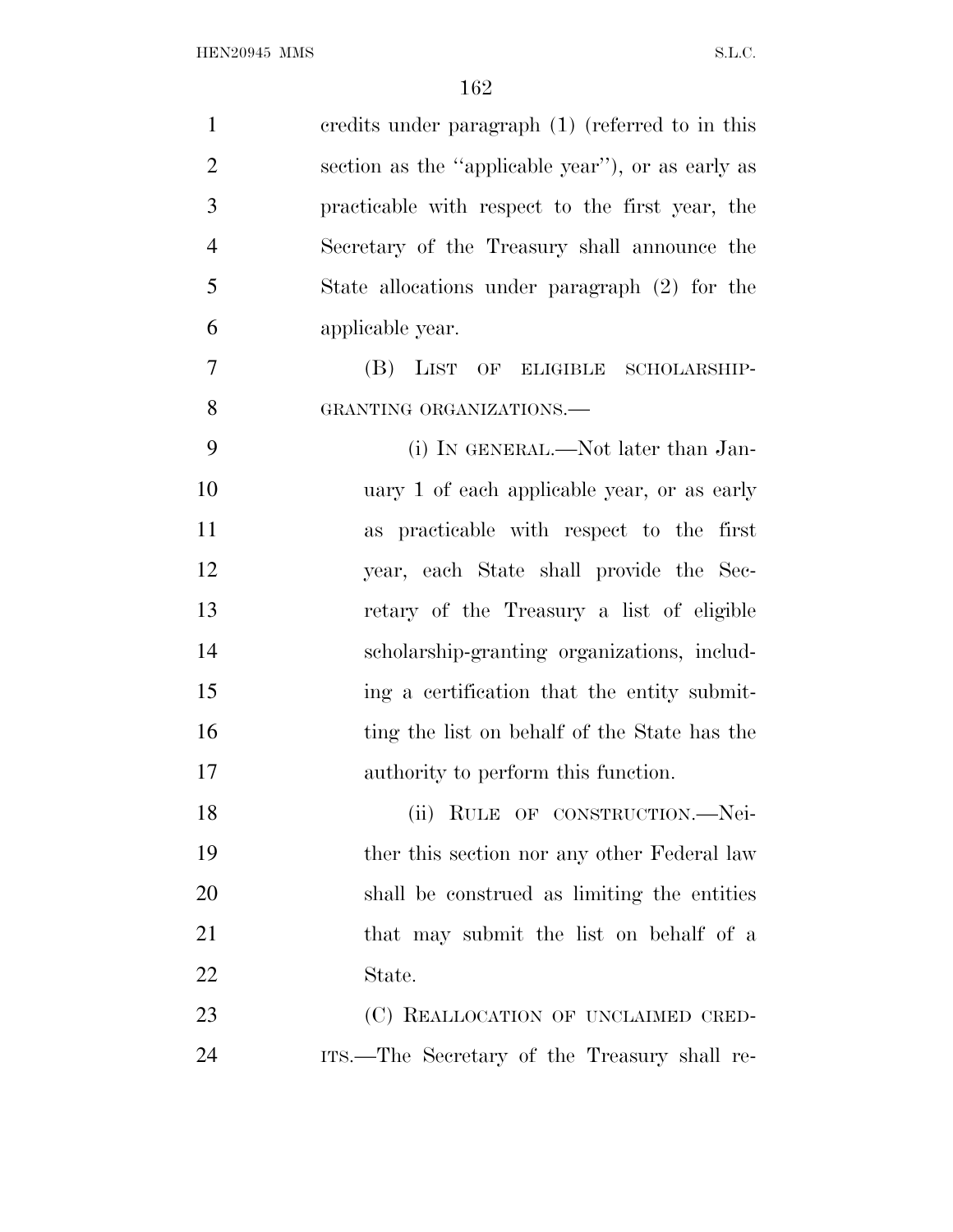credits under paragraph (1) (referred to in this section as the ''applicable year''), or as early as practicable with respect to the first year, the Secretary of the Treasury shall announce the State allocations under paragraph (2) for the applicable year.

(B) LIST OF ELIGIBLE SCHOLARSHIP-GRANTING ORGANIZATIONS.—

(i) IN GENERAL.—Not later than January 1 of each applicable year, or as early as practicable with respect to the first year, each State shall provide the Secretary of the Treasury a list of eligible scholarship-granting organizations, including a certification that the entity submitting the list on behalf of the State has the authority to perform this function.

(ii) RULE OF CONSTRUCTION.—Neither this section nor any other Federal law shall be construed as limiting the entities that may submit the list on behalf of a State.

(C) REALLOCATION OF UNCLAIMED CREDITS.—The Secretary of the Treasury shall re-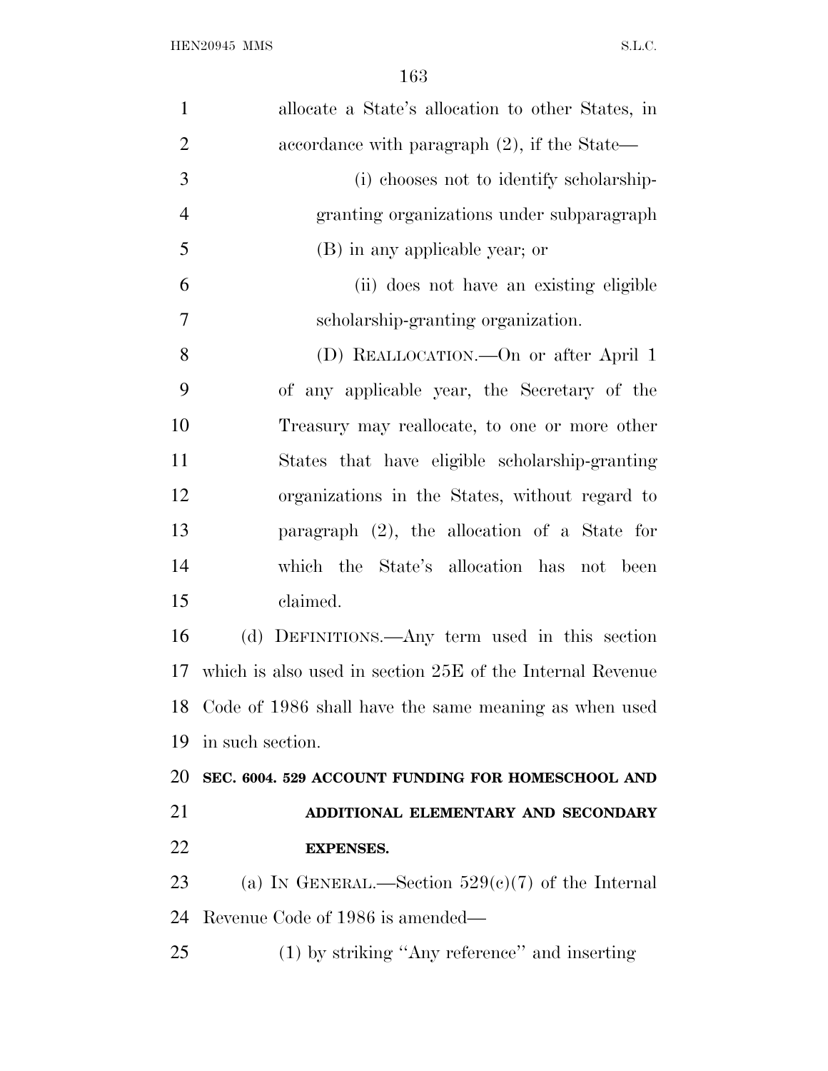allocate a State's allocation to other States, in accordance with paragraph (2), if the State—

(i) chooses not to identify scholarship-granting organizations under subparagraph (B) in any applicable year; or

(ii) does not have an existing eligible scholarship-granting organization.

(D) REALLOCATION.—On or after April 1 of any applicable year, the Secretary of the Treasury may reallocate, to one or more other States that have eligible scholarship-granting organizations in the States, without regard to paragraph (2), the allocation of a State for which the State's allocation has not been claimed.

(d) DEFINITIONS.—Any term used in this section which is also used in section 25E of the Internal Revenue Code of 1986 shall have the same meaning as when used in such section.

**SEC. 6004. 529 ACCOUNT FUNDING FOR HOMESCHOOL AND ADDITIONAL ELEMENTARY AND SECONDARY EXPENSES.**

(a) IN GENERAL.—Section 529(c)(7) of the Internal Revenue Code of 1986 is amended—

(1) by striking "Any reference" and inserting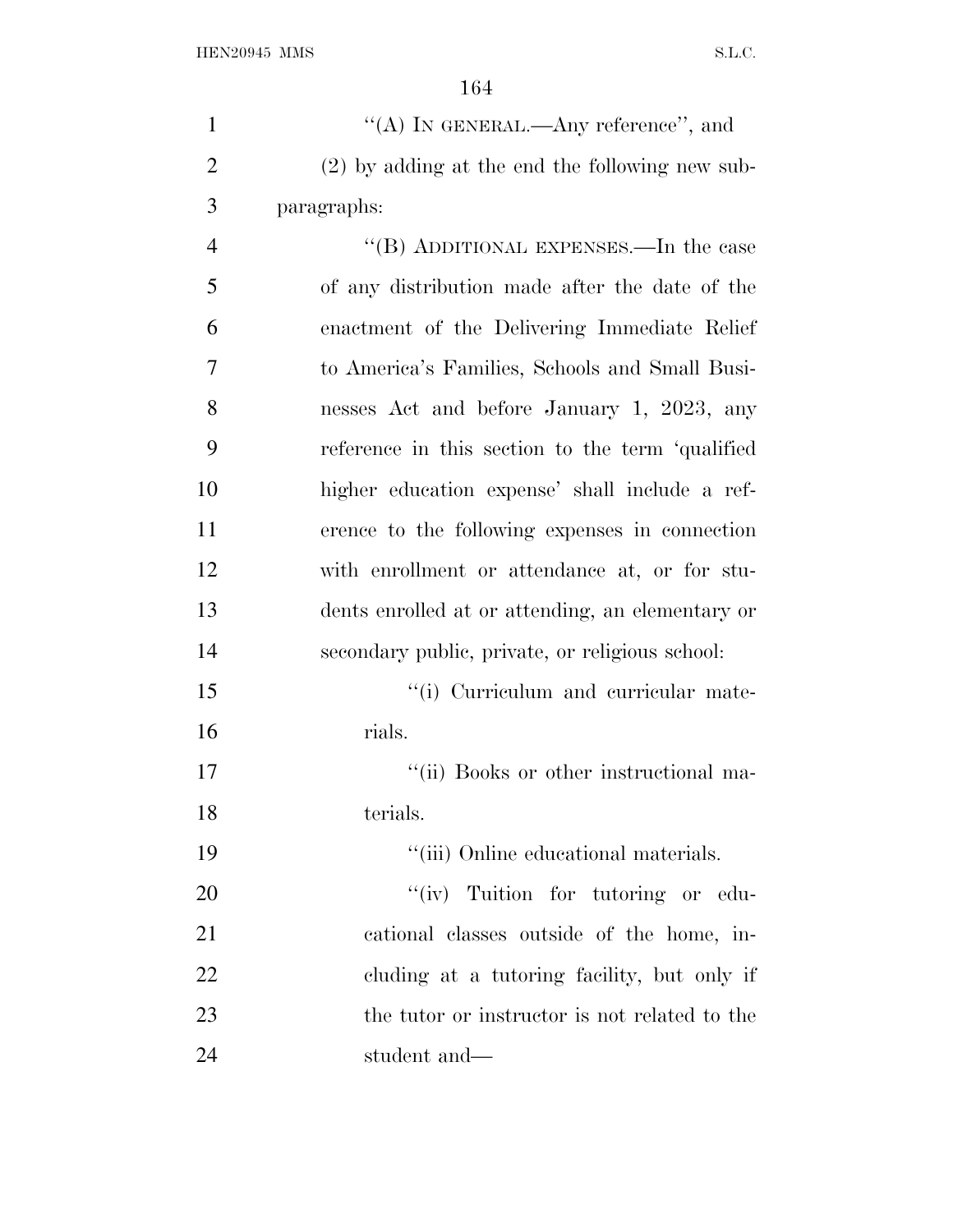"(A) IN GENERAL.—Any reference", and

(2) by adding at the end the following new subparagraphs:

"(B) ADDITIONAL EXPENSES.—In the case of any distribution made after the date of the enactment of the Delivering Immediate Relief to America's Families, Schools and Small Businesses Act and before January 1, 2023, any reference in this section to the term 'qualified higher education expense' shall include a reference to the following expenses in connection with enrollment or attendance at, or for students enrolled at or attending, an elementary or secondary public, private, or religious school:

"(i) Curriculum and curricular materials.

"(ii) Books or other instructional materials.

"(iii) Online educational materials.

"(iv) Tuition for tutoring or educational classes outside of the home, including at a tutoring facility, but only if the tutor or instructor is not related to the student and—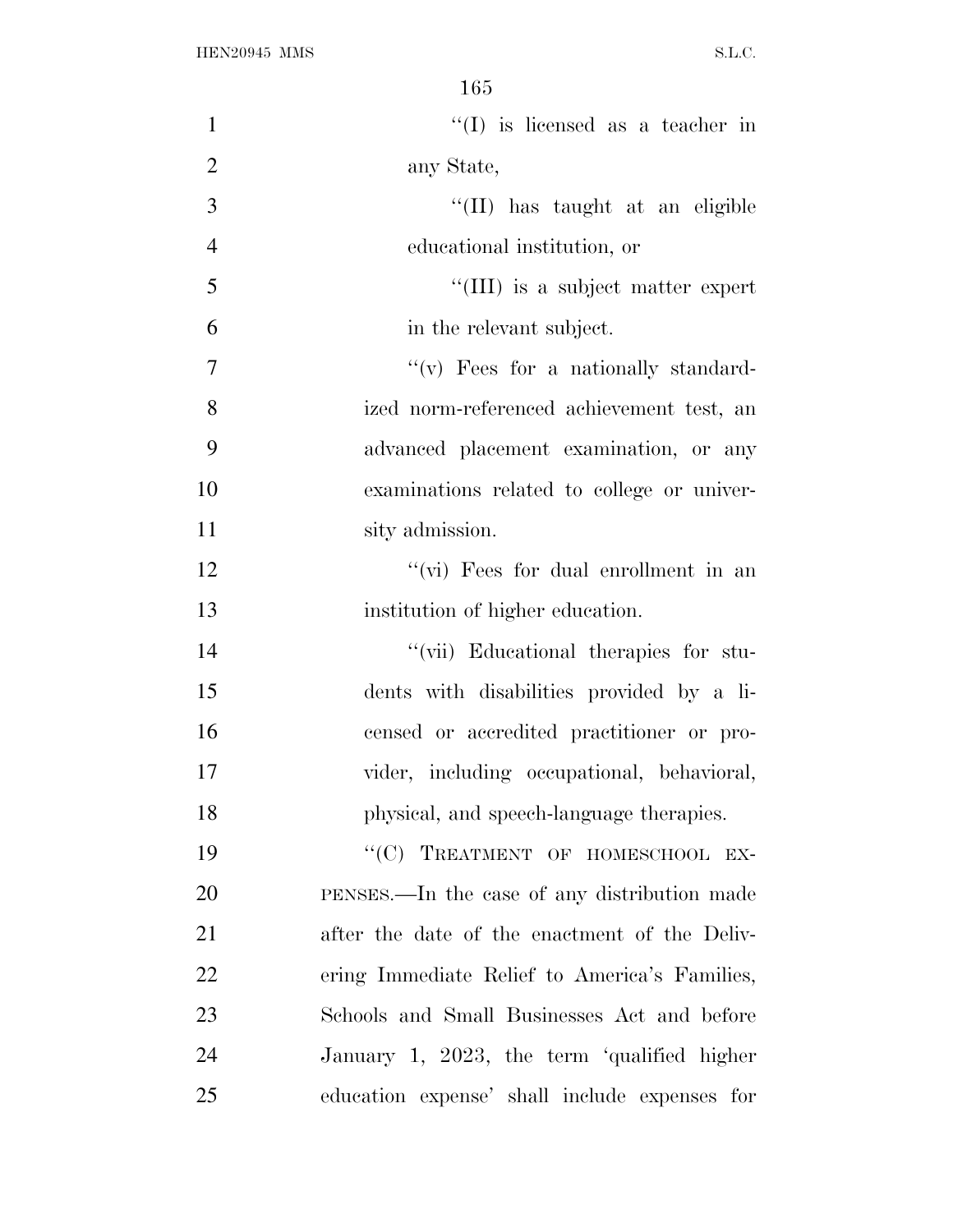"(I) is licensed as a teacher in any State,

"(II) has taught at an eligible educational institution, or

"(III) is a subject matter expert in the relevant subject.

"(v) Fees for a nationally standardized norm-referenced achievement test, an advanced placement examination, or any examinations related to college or university admission.

"(vi) Fees for dual enrollment in an institution of higher education.

"(vii) Educational therapies for students with disabilities provided by a licensed or accredited practitioner or provider, including occupational, behavioral, physical, and speech-language therapies.

"(C) TREATMENT OF HOMESCHOOL EXPENSES.—In the case of any distribution made after the date of the enactment of the Delivering Immediate Relief to America's Families, Schools and Small Businesses Act and before January 1, 2023, the term 'qualified higher education expense' shall include expenses for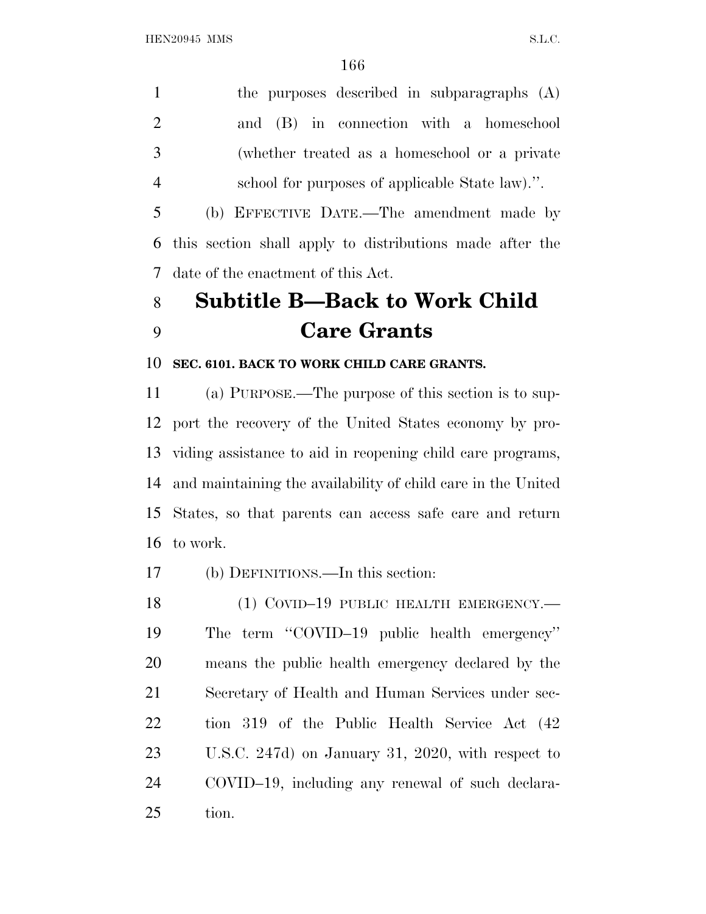the purposes described in subparagraphs (A) and (B) in connection with a homeschool (whether treated as a homeschool or a private school for purposes of applicable State law).''.

(b) EFFECTIVE DATE.—The amendment made by this section shall apply to distributions made after the date of the enactment of this Act.

# Subtitle B—Back to Work Child Care Grants

**SEC. 6101. BACK TO WORK CHILD CARE GRANTS.**

(a) PURPOSE.—The purpose of this section is to support the recovery of the United States economy by providing assistance to aid in reopening child care programs, and maintaining the availability of child care in the United States, so that parents can access safe care and return to work.

(b) DEFINITIONS.—In this section:

(1) COVID–19 PUBLIC HEALTH EMERGENCY.—The term ''COVID–19 public health emergency'' means the public health emergency declared by the Secretary of Health and Human Services under section 319 of the Public Health Service Act (42 U.S.C. 247d) on January 31, 2020, with respect to COVID–19, including any renewal of such declaration.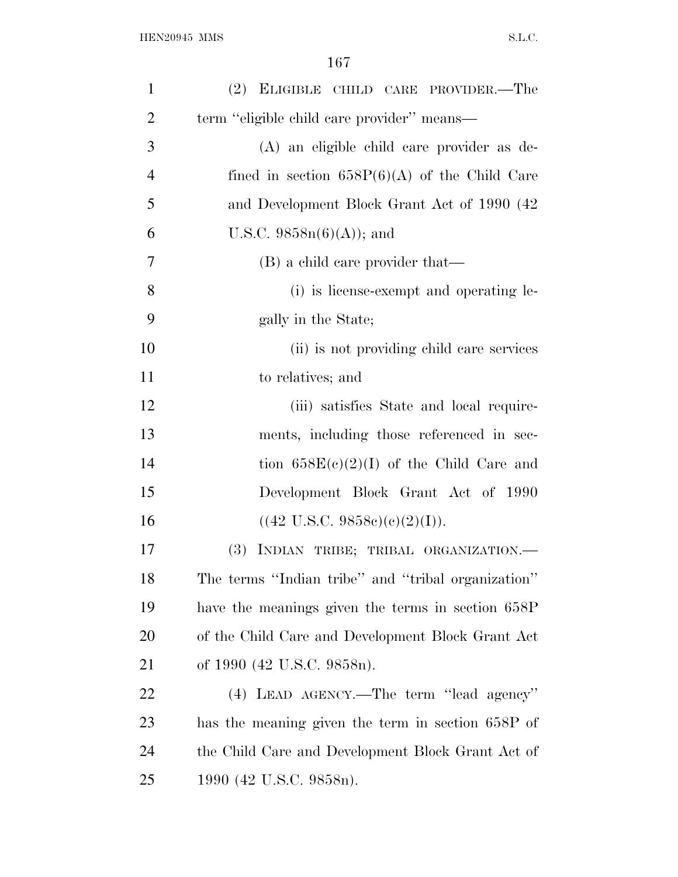(2) ELIGIBLE CHILD CARE PROVIDER.—The term ''eligible child care provider'' means—

(A) an eligible child care provider as defined in section 658P(6)(A) of the Child Care and Development Block Grant Act of 1990 (42 U.S.C. 9858n(6)(A)); and

(B) a child care provider that—

(i) is license-exempt and operating legally in the State;

(ii) is not providing child care services to relatives; and

(iii) satisfies State and local requirements, including those referenced in section 658E(c)(2)(I) of the Child Care and Development Block Grant Act of 1990 ((42 U.S.C. 9858c)(c)(2)(I)).

(3) INDIAN TRIBE; TRIBAL ORGANIZATION.—The terms ''Indian tribe'' and ''tribal organization'' have the meanings given the terms in section 658P of the Child Care and Development Block Grant Act of 1990 (42 U.S.C. 9858n).

(4) LEAD AGENCY.—The term ''lead agency'' has the meaning given the term in section 658P of the Child Care and Development Block Grant Act of 1990 (42 U.S.C. 9858n).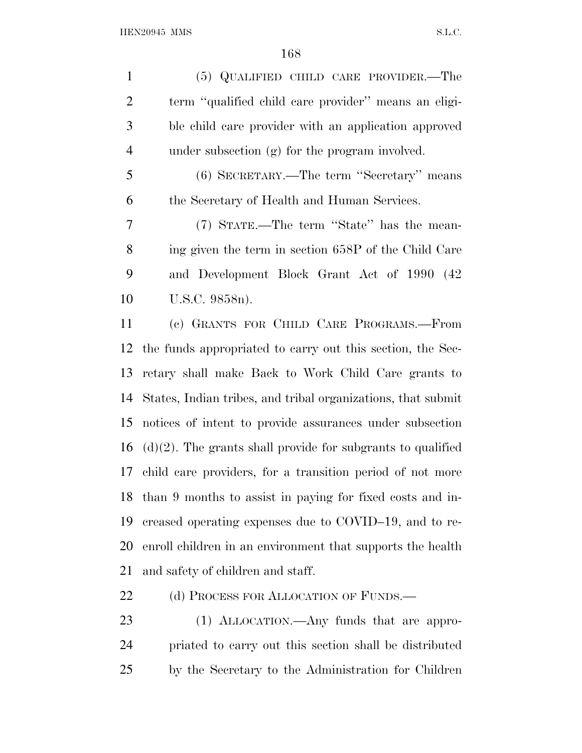(5) QUALIFIED CHILD CARE PROVIDER.—The term ''qualified child care provider'' means an eligible child care provider with an application approved under subsection (g) for the program involved.

(6) SECRETARY.—The term ''Secretary'' means the Secretary of Health and Human Services.

(7) STATE.—The term ''State'' has the meaning given the term in section 658P of the Child Care and Development Block Grant Act of 1990 (42 U.S.C. 9858n).

(c) GRANTS FOR CHILD CARE PROGRAMS.—From the funds appropriated to carry out this section, the Secretary shall make Back to Work Child Care grants to States, Indian tribes, and tribal organizations, that submit notices of intent to provide assurances under subsection (d)(2). The grants shall provide for subgrants to qualified child care providers, for a transition period of not more than 9 months to assist in paying for fixed costs and increased operating expenses due to COVID–19, and to re-enroll children in an environment that supports the health and safety of children and staff.

(d) PROCESS FOR ALLOCATION OF FUNDS.—

(1) ALLOCATION.—Any funds that are appropriated to carry out this section shall be distributed by the Secretary to the Administration for Children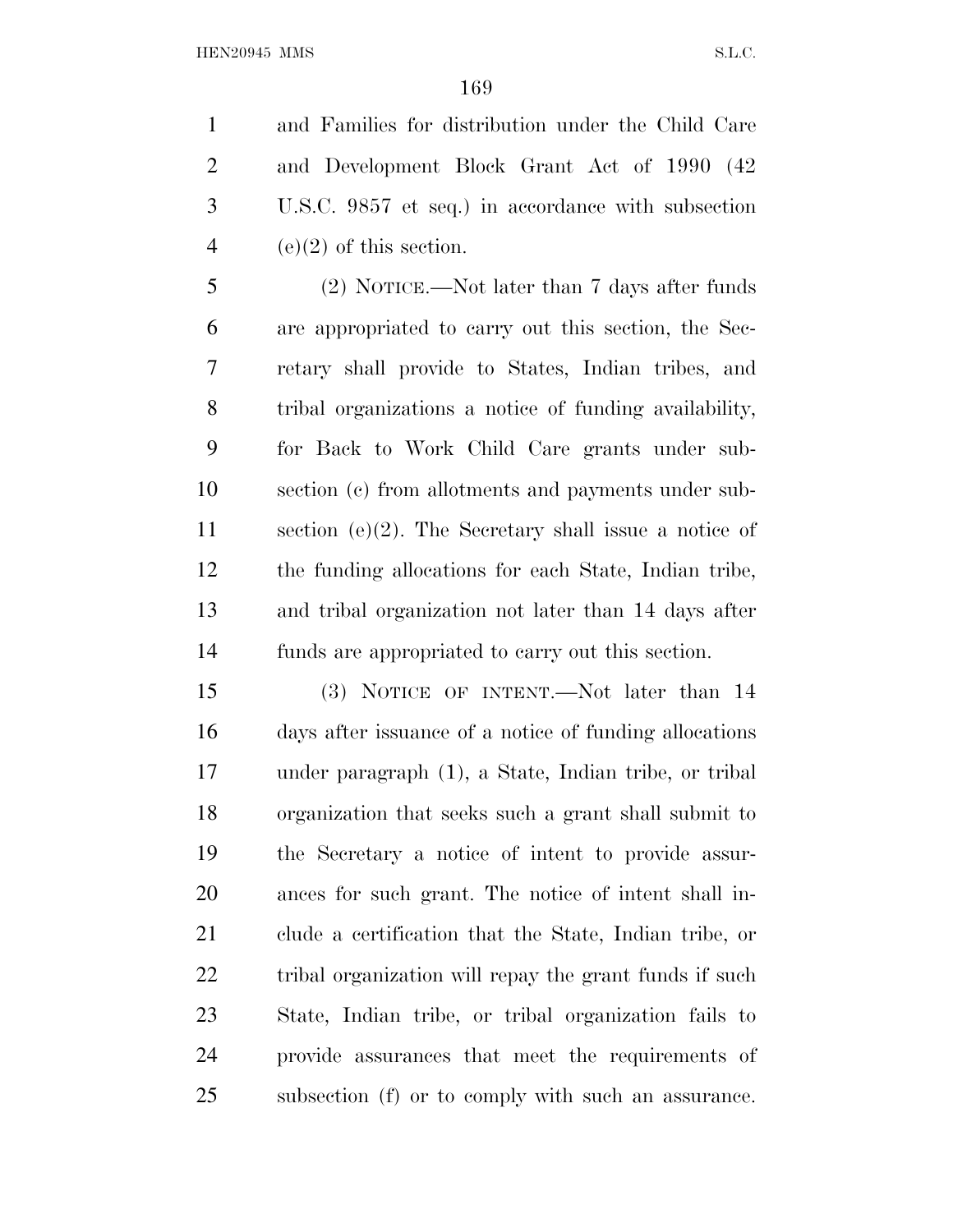and Families for distribution under the Child Care and Development Block Grant Act of 1990 (42 U.S.C. 9857 et seq.) in accordance with subsection (e)(2) of this section.

(2) NOTICE.—Not later than 7 days after funds are appropriated to carry out this section, the Secretary shall provide to States, Indian tribes, and tribal organizations a notice of funding availability, for Back to Work Child Care grants under subsection (c) from allotments and payments under subsection (e)(2). The Secretary shall issue a notice of the funding allocations for each State, Indian tribe, and tribal organization not later than 14 days after funds are appropriated to carry out this section.

(3) NOTICE OF INTENT.—Not later than 14 days after issuance of a notice of funding allocations under paragraph (1), a State, Indian tribe, or tribal organization that seeks such a grant shall submit to the Secretary a notice of intent to provide assurances for such grant. The notice of intent shall include a certification that the State, Indian tribe, or tribal organization will repay the grant funds if such State, Indian tribe, or tribal organization fails to provide assurances that meet the requirements of subsection (f) or to comply with such an assurance.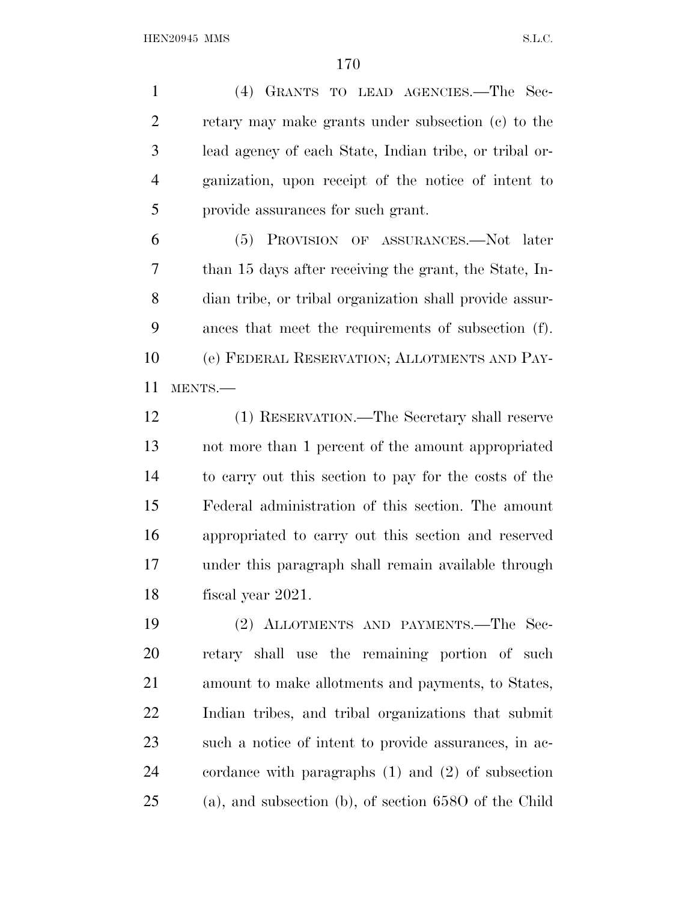(4) GRANTS TO LEAD AGENCIES.—The Secretary may make grants under subsection (c) to the lead agency of each State, Indian tribe, or tribal organization, upon receipt of the notice of intent to provide assurances for such grant.

(5) PROVISION OF ASSURANCES.—Not later than 15 days after receiving the grant, the State, Indian tribe, or tribal organization shall provide assurances that meet the requirements of subsection (f).

(e) FEDERAL RESERVATION; ALLOTMENTS AND PAYMENTS.—

(1) RESERVATION.—The Secretary shall reserve not more than 1 percent of the amount appropriated to carry out this section to pay for the costs of the Federal administration of this section. The amount appropriated to carry out this section and reserved under this paragraph shall remain available through fiscal year 2021.

(2) ALLOTMENTS AND PAYMENTS.—The Secretary shall use the remaining portion of such amount to make allotments and payments, to States, Indian tribes, and tribal organizations that submit such a notice of intent to provide assurances, in accordance with paragraphs (1) and (2) of subsection (a), and subsection (b), of section 658O of the Child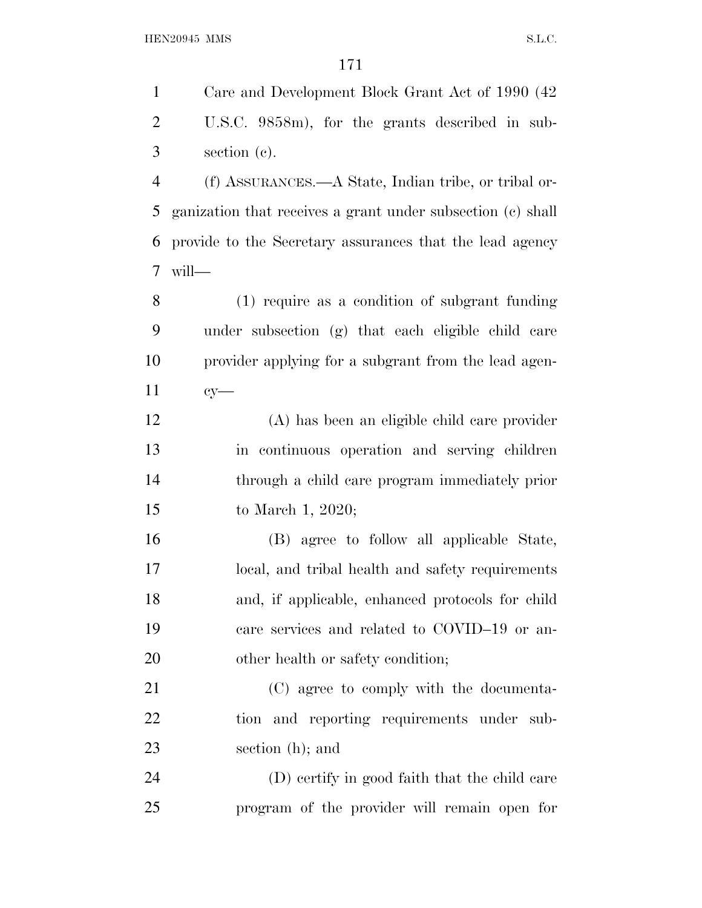Care and Development Block Grant Act of 1990 (42 U.S.C. 9858m), for the grants described in subsection (c).

(f) ASSURANCES.—A State, Indian tribe, or tribal organization that receives a grant under subsection (c) shall provide to the Secretary assurances that the lead agency will—

(1) require as a condition of subgrant funding under subsection (g) that each eligible child care provider applying for a subgrant from the lead agency—

(A) has been an eligible child care provider in continuous operation and serving children through a child care program immediately prior to March 1, 2020;

(B) agree to follow all applicable State, local, and tribal health and safety requirements and, if applicable, enhanced protocols for child care services and related to COVID–19 or another health or safety condition;

(C) agree to comply with the documentation and reporting requirements under subsection (h); and

(D) certify in good faith that the child care program of the provider will remain open for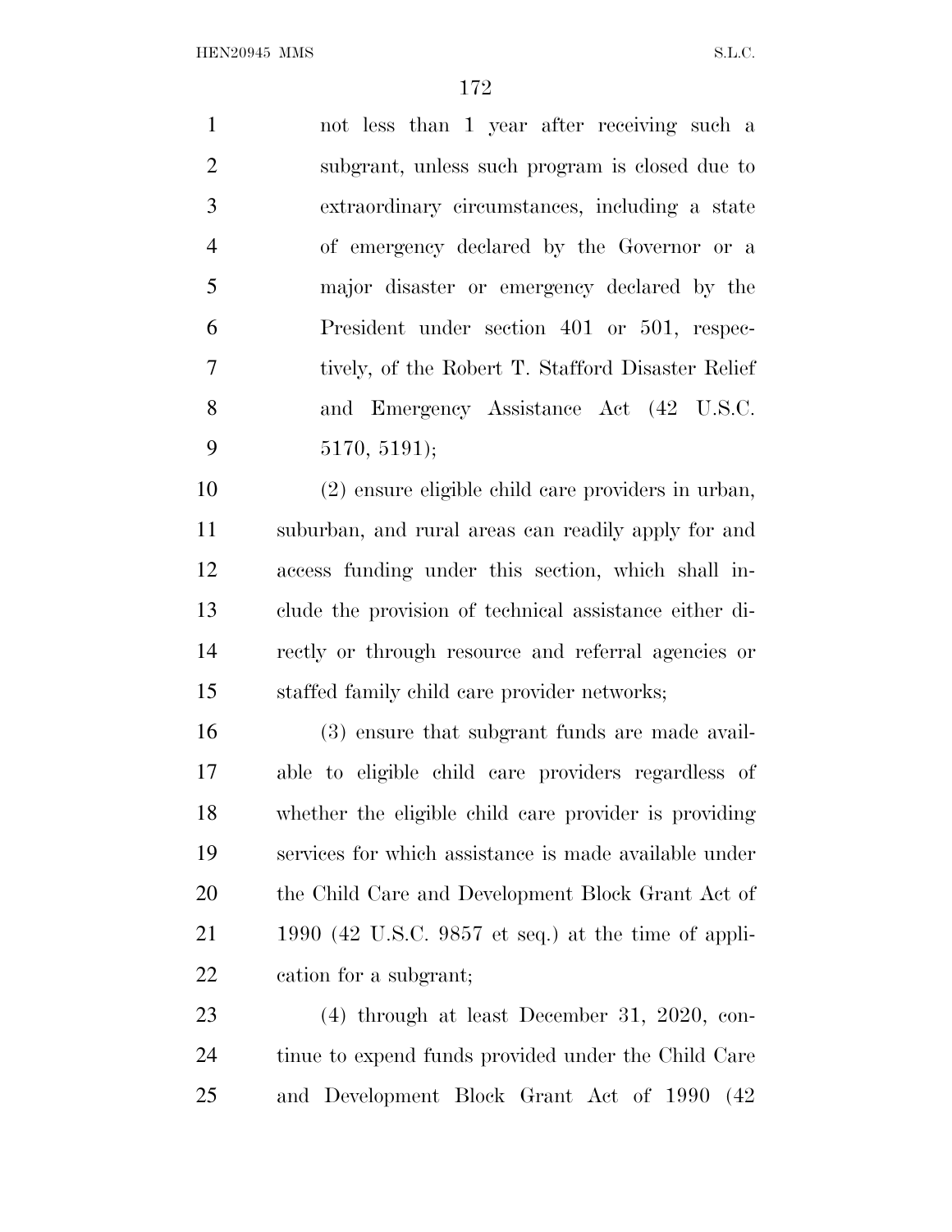not less than 1 year after receiving such a subgrant, unless such program is closed due to extraordinary circumstances, including a state of emergency declared by the Governor or a major disaster or emergency declared by the President under section 401 or 501, respectively, of the Robert T. Stafford Disaster Relief and Emergency Assistance Act (42 U.S.C. 5170, 5191);

(2) ensure eligible child care providers in urban, suburban, and rural areas can readily apply for and access funding under this section, which shall include the provision of technical assistance either directly or through resource and referral agencies or staffed family child care provider networks;

(3) ensure that subgrant funds are made available to eligible child care providers regardless of whether the eligible child care provider is providing services for which assistance is made available under the Child Care and Development Block Grant Act of 1990 (42 U.S.C. 9857 et seq.) at the time of application for a subgrant;

(4) through at least December 31, 2020, continue to expend funds provided under the Child Care and Development Block Grant Act of 1990 (42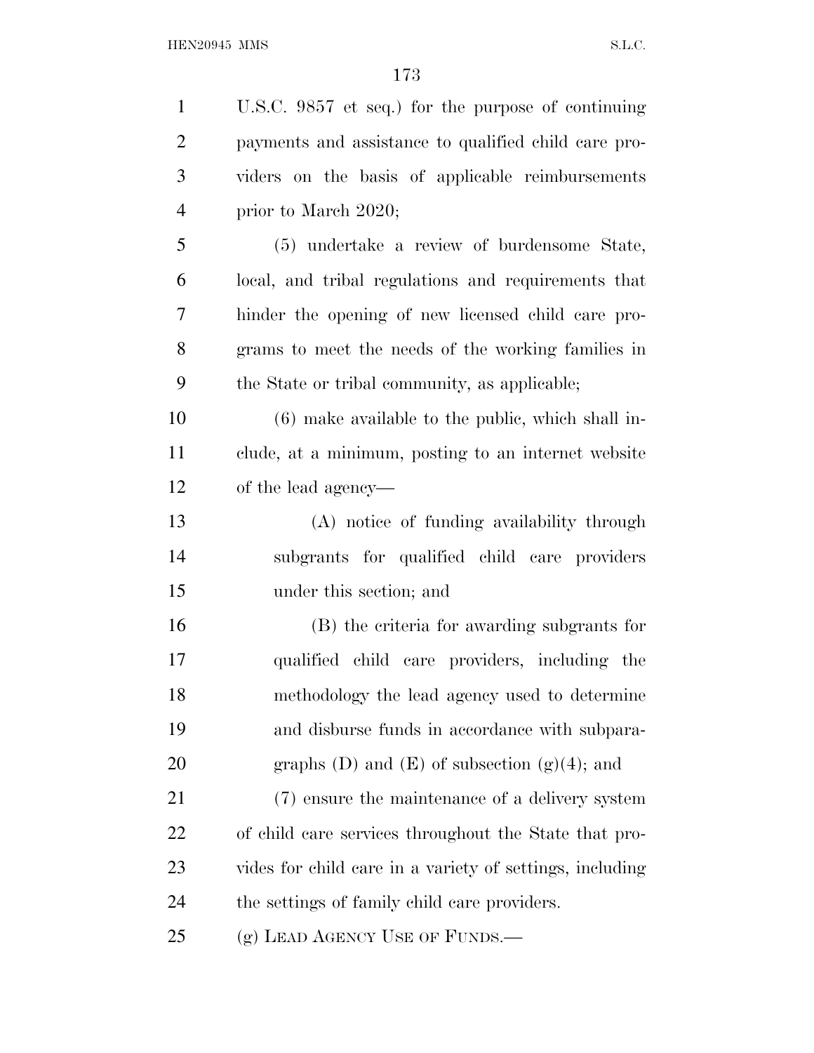U.S.C. 9857 et seq.) for the purpose of continuing payments and assistance to qualified child care providers on the basis of applicable reimbursements prior to March 2020;

(5) undertake a review of burdensome State, local, and tribal regulations and requirements that hinder the opening of new licensed child care programs to meet the needs of the working families in the State or tribal community, as applicable;

(6) make available to the public, which shall include, at a minimum, posting to an internet website of the lead agency—

(A) notice of funding availability through subgrants for qualified child care providers under this section; and

(B) the criteria for awarding subgrants for qualified child care providers, including the methodology the lead agency used to determine and disburse funds in accordance with subparagraphs (D) and (E) of subsection (g)(4); and

(7) ensure the maintenance of a delivery system of child care services throughout the State that provides for child care in a variety of settings, including the settings of family child care providers.

(g) LEAD AGENCY USE OF FUNDS.—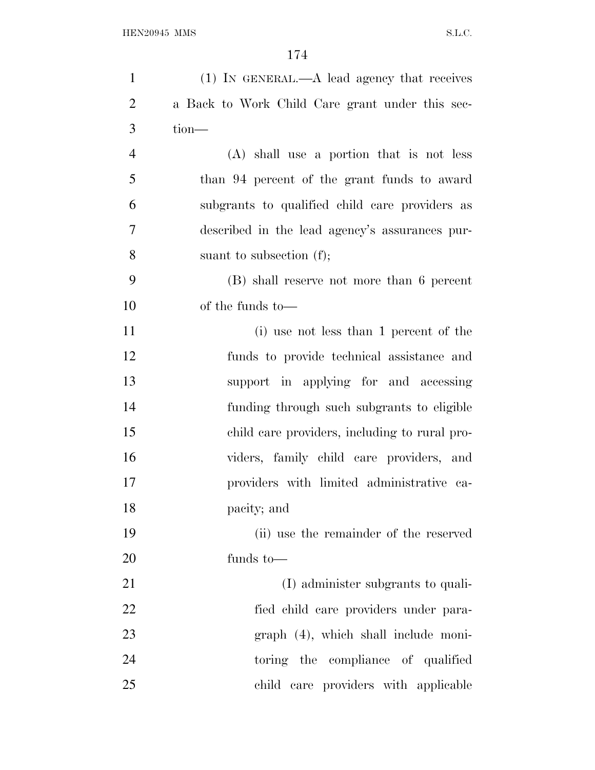(1) IN GENERAL.—A lead agency that receives a Back to Work Child Care grant under this section—

(A) shall use a portion that is not less than 94 percent of the grant funds to award subgrants to qualified child care providers as described in the lead agency's assurances pursuant to subsection (f);

(B) shall reserve not more than 6 percent of the funds to—

(i) use not less than 1 percent of the funds to provide technical assistance and support in applying for and accessing funding through such subgrants to eligible child care providers, including to rural providers, family child care providers, and providers with limited administrative capacity; and

(ii) use the remainder of the reserved funds to—

(I) administer subgrants to qualified child care providers under paragraph (4), which shall include monitoring the compliance of qualified child care providers with applicable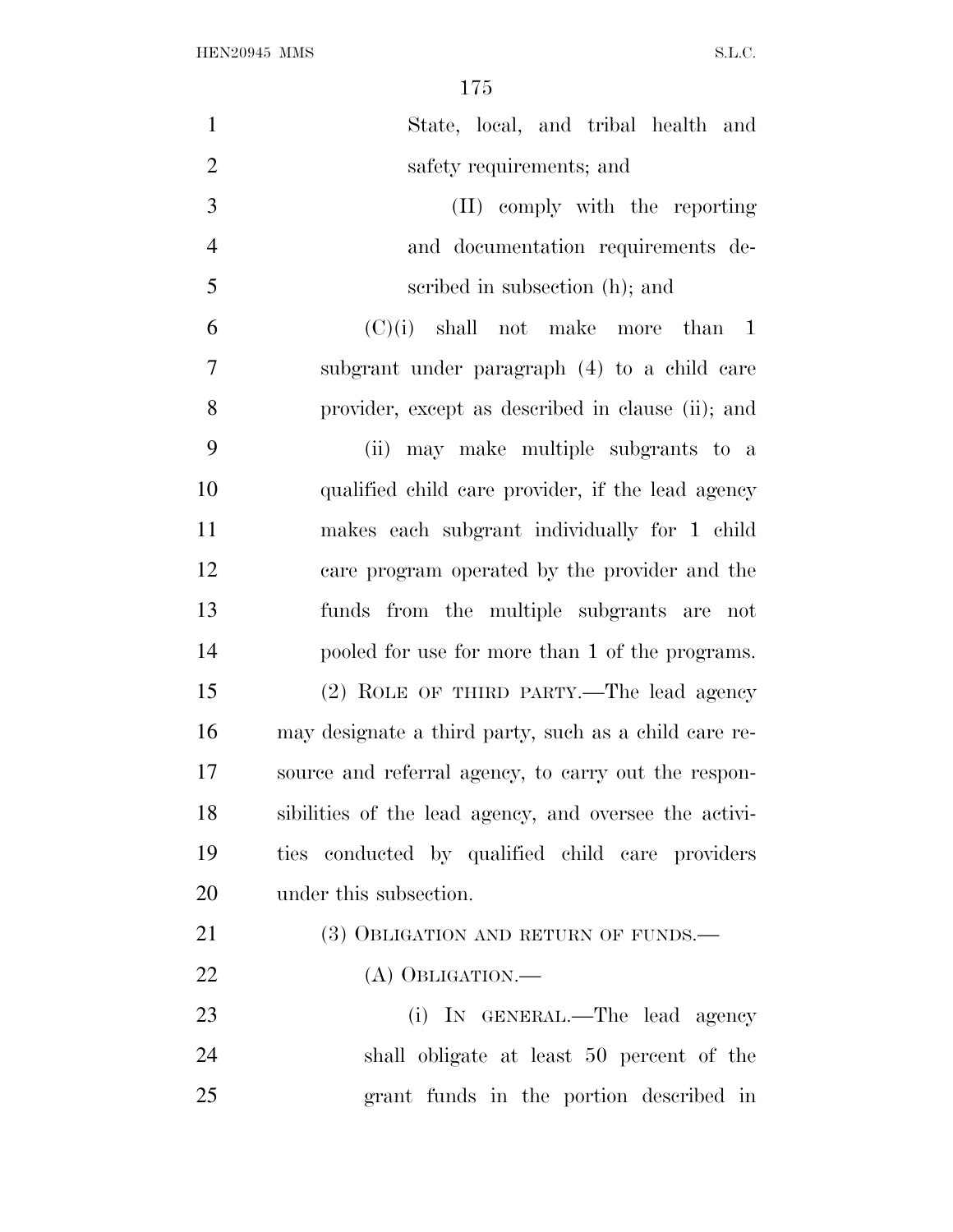State, local, and tribal health and safety requirements; and

(II) comply with the reporting and documentation requirements described in subsection (h); and

(C)(i) shall not make more than 1 subgrant under paragraph (4) to a child care provider, except as described in clause (ii); and

(ii) may make multiple subgrants to a qualified child care provider, if the lead agency makes each subgrant individually for 1 child care program operated by the provider and the funds from the multiple subgrants are not pooled for use for more than 1 of the programs.

(2) ROLE OF THIRD PARTY.—The lead agency may designate a third party, such as a child care resource and referral agency, to carry out the responsibilities of the lead agency, and oversee the activities conducted by qualified child care providers under this subsection.

(3) OBLIGATION AND RETURN OF FUNDS.—

(A) OBLIGATION.—

(i) IN GENERAL.—The lead agency shall obligate at least 50 percent of the grant funds in the portion described in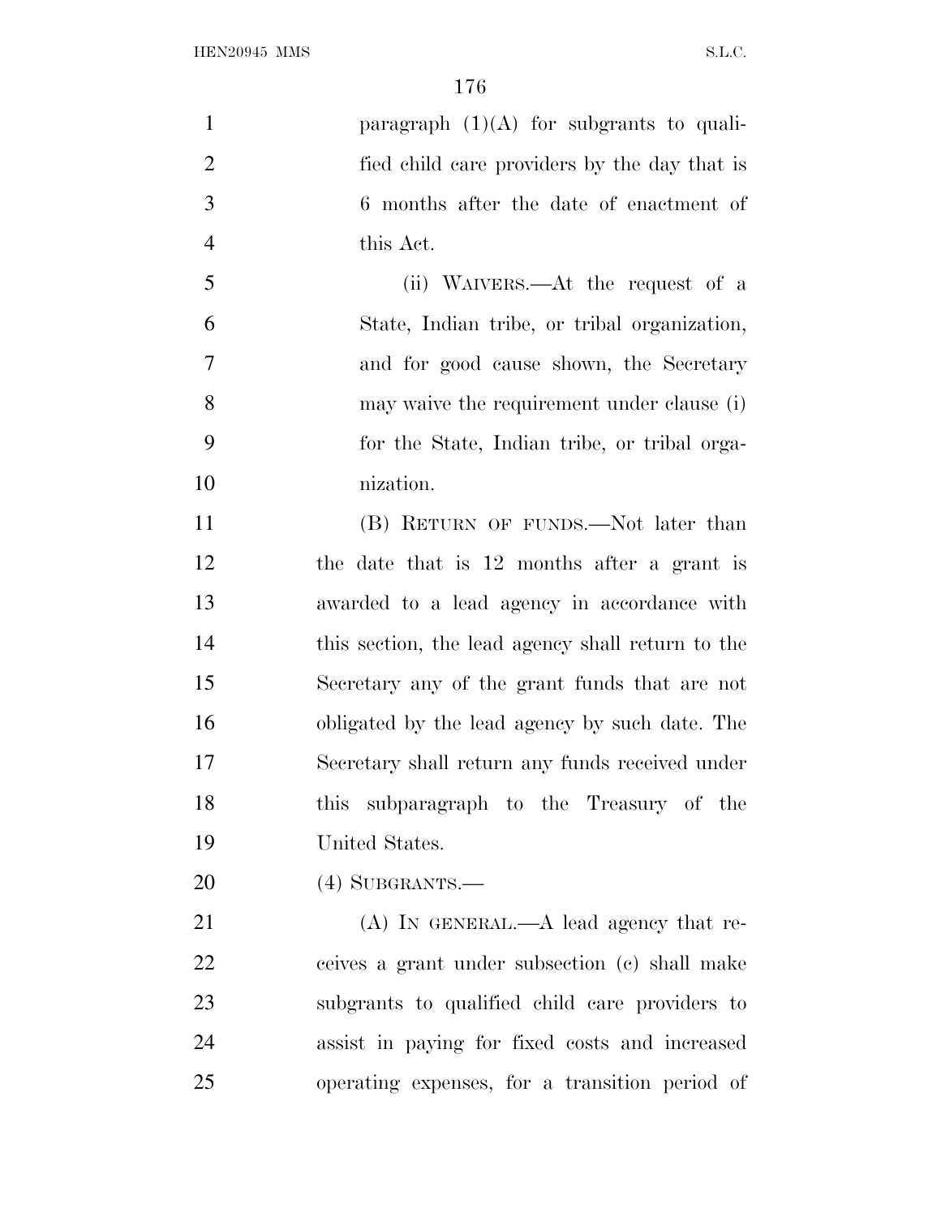paragraph (1)(A) for subgrants to qualified child care providers by the day that is 6 months after the date of enactment of this Act.

(ii) WAIVERS.—At the request of a State, Indian tribe, or tribal organization, and for good cause shown, the Secretary may waive the requirement under clause (i) for the State, Indian tribe, or tribal organization.

(B) RETURN OF FUNDS.—Not later than the date that is 12 months after a grant is awarded to a lead agency in accordance with this section, the lead agency shall return to the Secretary any of the grant funds that are not obligated by the lead agency by such date. The Secretary shall return any funds received under this subparagraph to the Treasury of the United States.

(4) SUBGRANTS.—

(A) IN GENERAL.—A lead agency that receives a grant under subsection (c) shall make subgrants to qualified child care providers to assist in paying for fixed costs and increased operating expenses, for a transition period of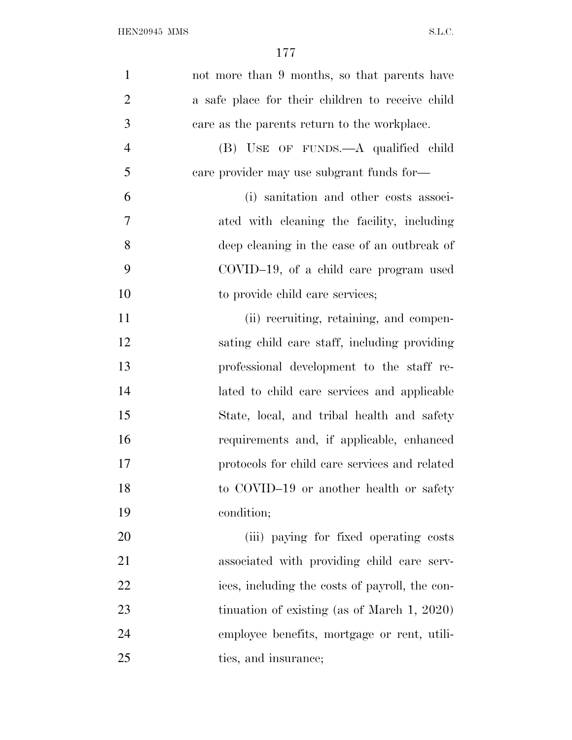not more than 9 months, so that parents have a safe place for their children to receive child care as the parents return to the workplace.

(B) USE OF FUNDS.—A qualified child care provider may use subgrant funds for—

(i) sanitation and other costs associated with cleaning the facility, including deep cleaning in the case of an outbreak of COVID–19, of a child care program used to provide child care services;

(ii) recruiting, retaining, and compensating child care staff, including providing professional development to the staff related to child care services and applicable State, local, and tribal health and safety requirements and, if applicable, enhanced protocols for child care services and related to COVID–19 or another health or safety condition;

(iii) paying for fixed operating costs associated with providing child care services, including the costs of payroll, the continuation of existing (as of March 1, 2020) employee benefits, mortgage or rent, utilities, and insurance;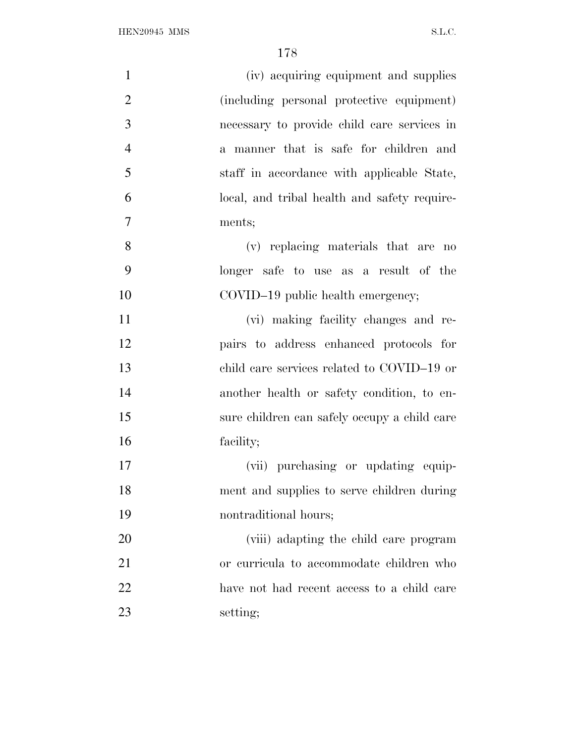(iv) acquiring equipment and supplies (including personal protective equipment) necessary to provide child care services in a manner that is safe for children and staff in accordance with applicable State, local, and tribal health and safety requirements;

(v) replacing materials that are no longer safe to use as a result of the COVID–19 public health emergency;

(vi) making facility changes and repairs to address enhanced protocols for child care services related to COVID–19 or another health or safety condition, to ensure children can safely occupy a child care facility;

(vii) purchasing or updating equipment and supplies to serve children during nontraditional hours;

(viii) adapting the child care program or curricula to accommodate children who have not had recent access to a child care setting;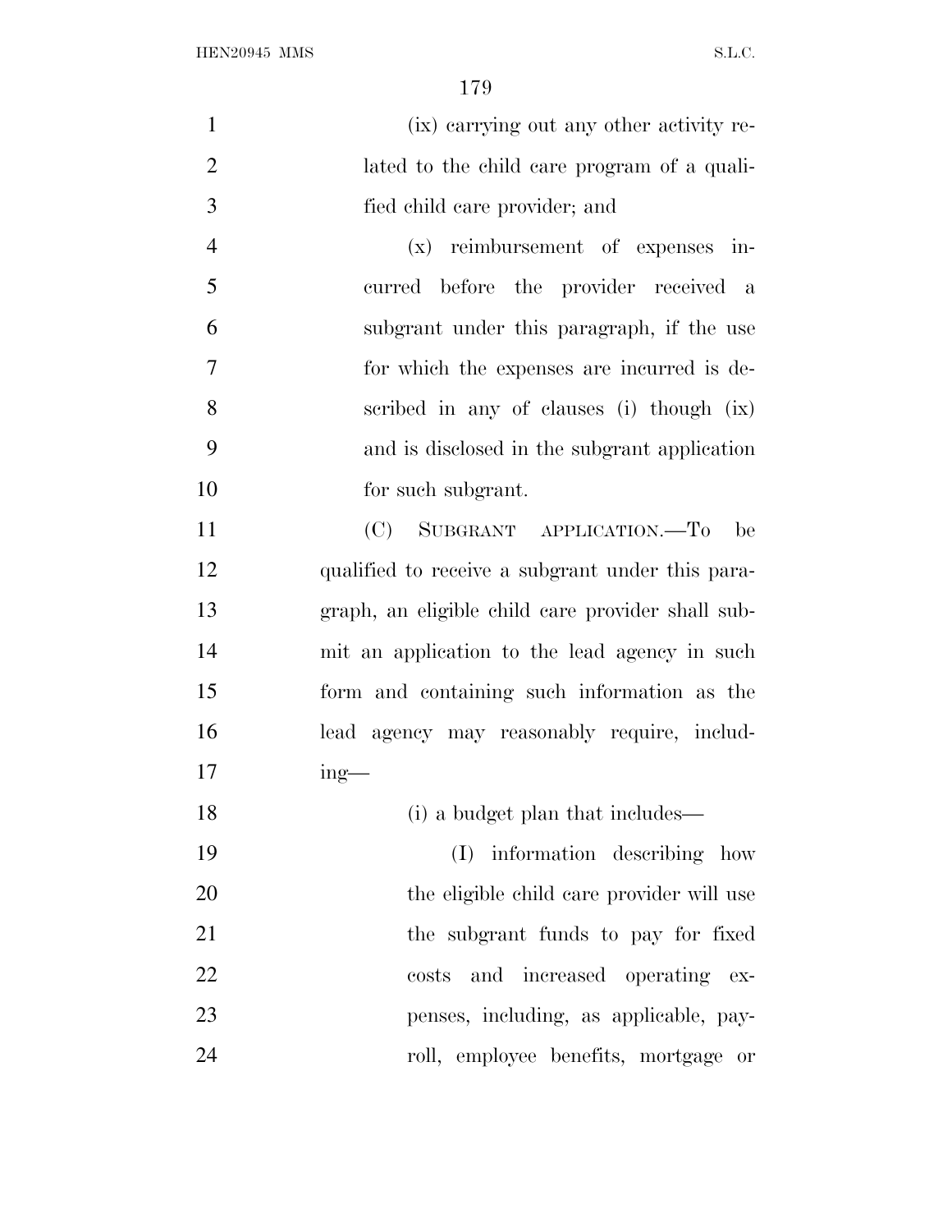(ix) carrying out any other activity related to the child care program of a qualified child care provider; and

(x) reimbursement of expenses incurred before the provider received a subgrant under this paragraph, if the use for which the expenses are incurred is described in any of clauses (i) though (ix) and is disclosed in the subgrant application for such subgrant.

(C) SUBGRANT APPLICATION.—To be qualified to receive a subgrant under this paragraph, an eligible child care provider shall submit an application to the lead agency in such form and containing such information as the lead agency may reasonably require, including—

(i) a budget plan that includes—

(I) information describing how the eligible child care provider will use the subgrant funds to pay for fixed costs and increased operating expenses, including, as applicable, payroll, employee benefits, mortgage or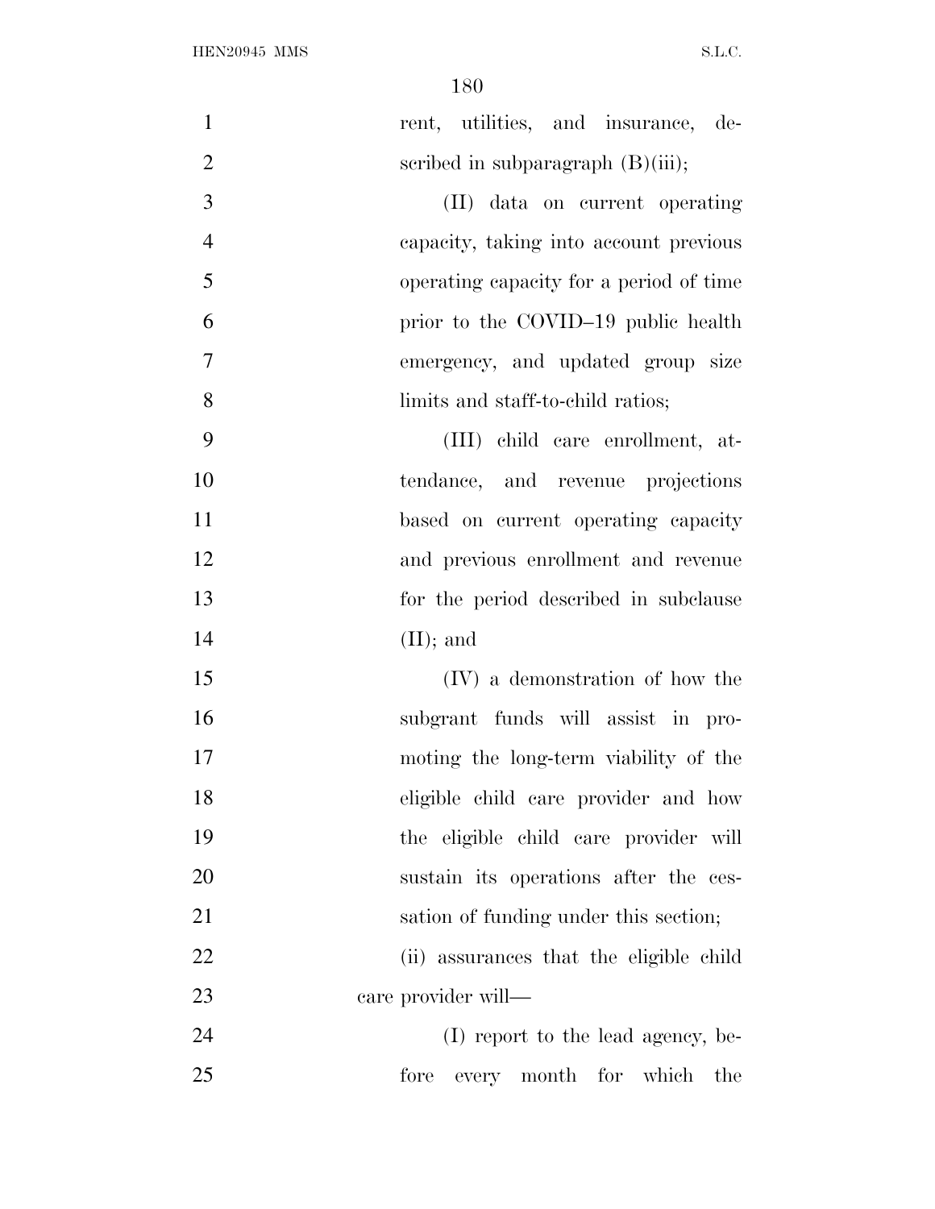rent, utilities, and insurance, described in subparagraph (B)(iii);

(II) data on current operating capacity, taking into account previous operating capacity for a period of time prior to the COVID–19 public health emergency, and updated group size limits and staff-to-child ratios;

(III) child care enrollment, attendance, and revenue projections based on current operating capacity and previous enrollment and revenue for the period described in subclause (II); and

(IV) a demonstration of how the subgrant funds will assist in promoting the long-term viability of the eligible child care provider and how the eligible child care provider will sustain its operations after the cessation of funding under this section;

(ii) assurances that the eligible child care provider will—

(I) report to the lead agency, before every month for which the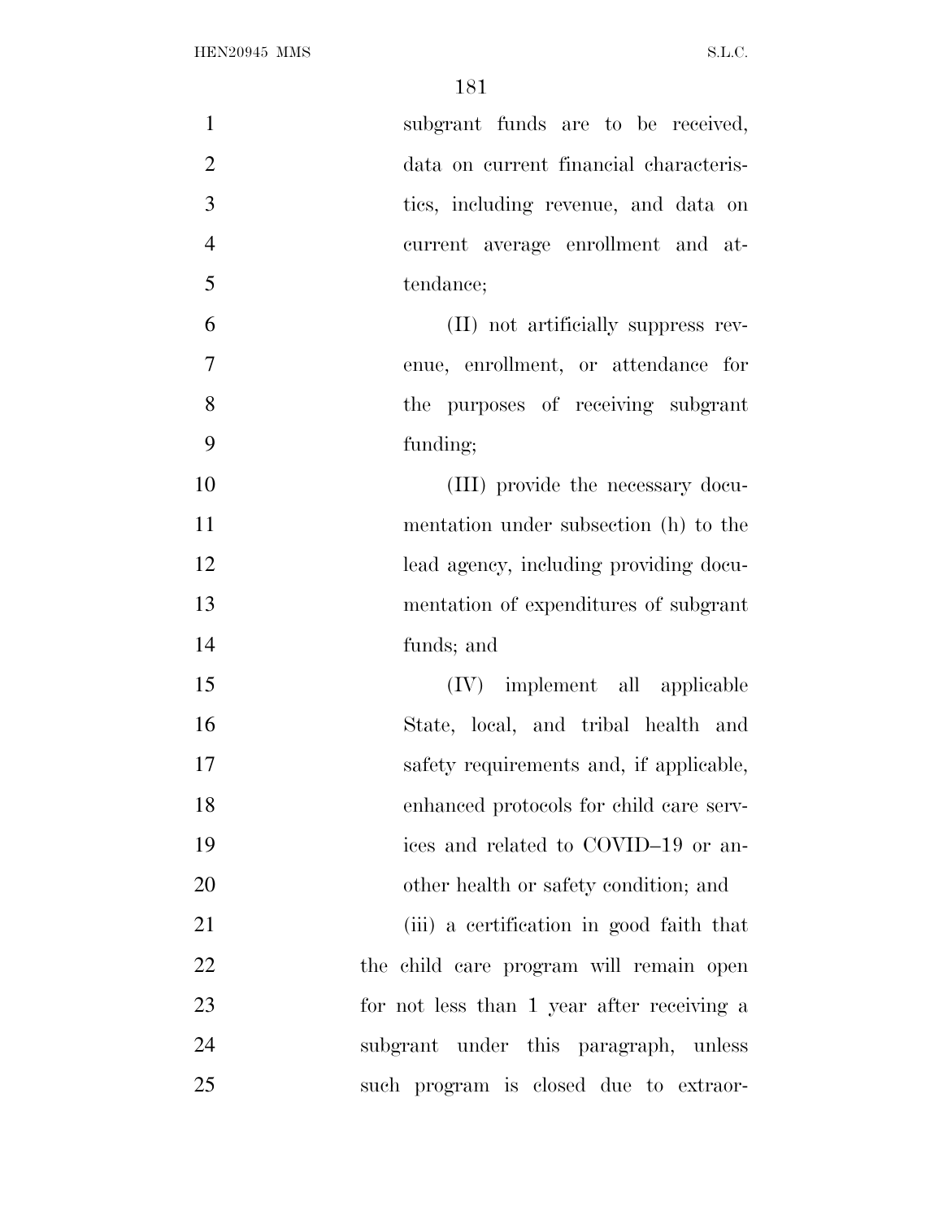subgrant funds are to be received, data on current financial characteristics, including revenue, and data on current average enrollment and attendance;

(II) not artificially suppress revenue, enrollment, or attendance for the purposes of receiving subgrant funding;

(III) provide the necessary documentation under subsection (h) to the lead agency, including providing documentation of expenditures of subgrant funds; and

(IV) implement all applicable State, local, and tribal health and safety requirements and, if applicable, enhanced protocols for child care services and related to COVID–19 or another health or safety condition; and

(iii) a certification in good faith that the child care program will remain open for not less than 1 year after receiving a subgrant under this paragraph, unless such program is closed due to extraor-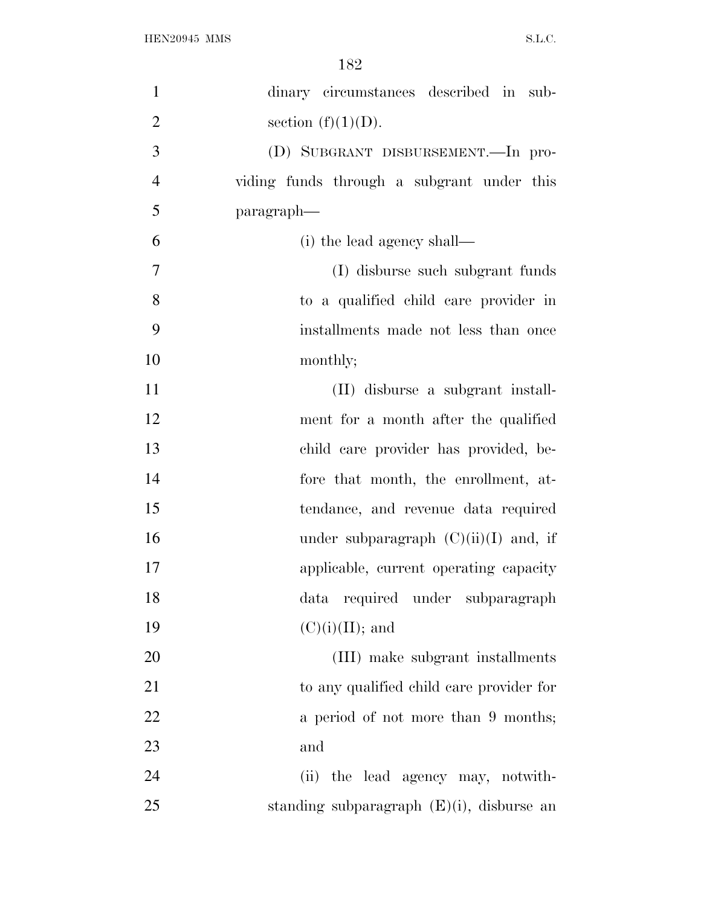dinary circumstances described in subsection (f)(1)(D).

(D) SUBGRANT DISBURSEMENT.—In providing funds through a subgrant under this paragraph—

(i) the lead agency shall—

(I) disburse such subgrant funds to a qualified child care provider in installments made not less than once monthly;

(II) disburse a subgrant installment for a month after the qualified child care provider has provided, before that month, the enrollment, attendance, and revenue data required under subparagraph (C)(ii)(I) and, if applicable, current operating capacity data required under subparagraph (C)(i)(II); and

(III) make subgrant installments to any qualified child care provider for a period of not more than 9 months; and

(ii) the lead agency may, notwithstanding subparagraph (E)(i), disburse an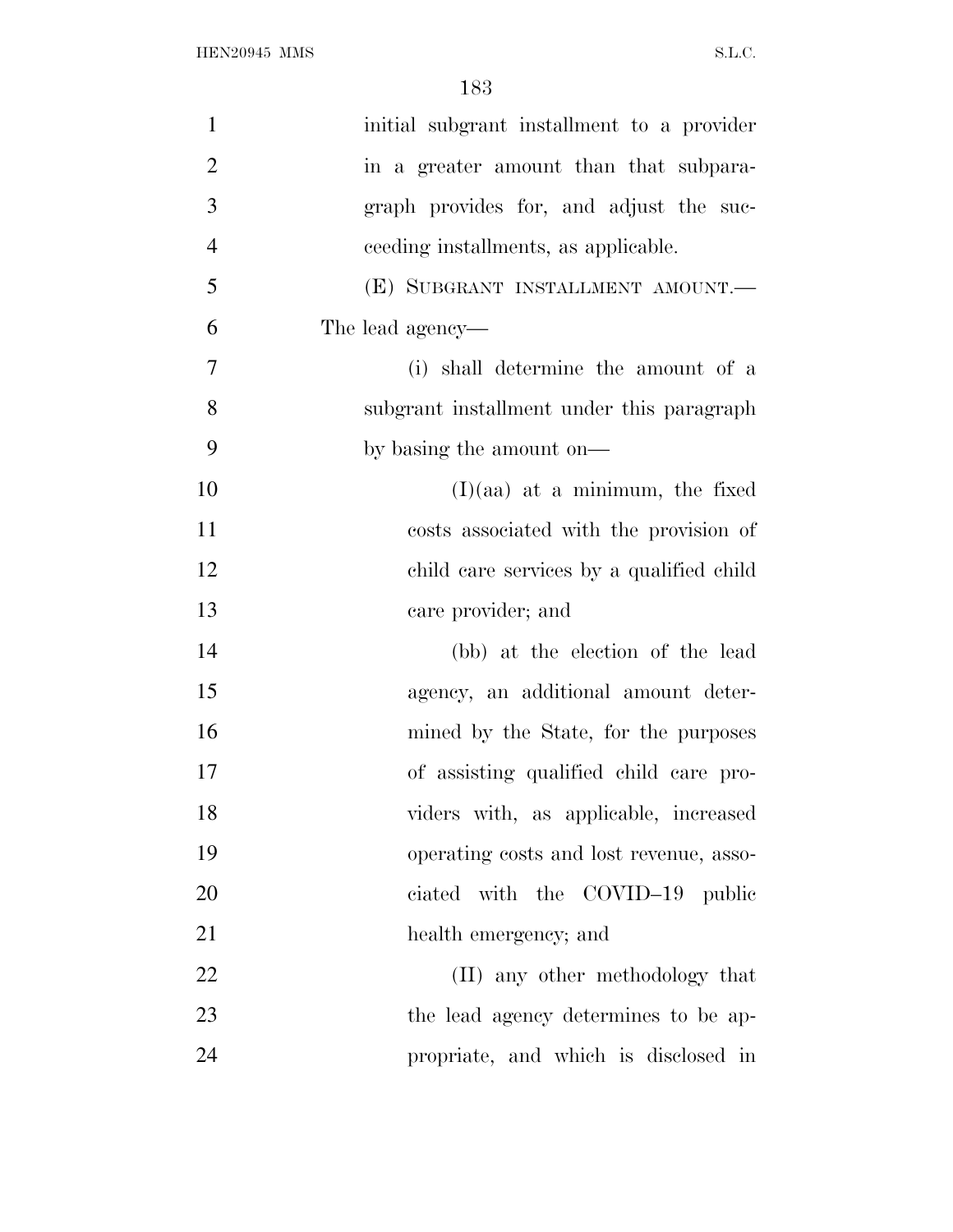initial subgrant installment to a provider in a greater amount than that subparagraph provides for, and adjust the succeeding installments, as applicable.

(E) SUBGRANT INSTALLMENT AMOUNT.—The lead agency—

(i) shall determine the amount of a subgrant installment under this paragraph by basing the amount on—

(I)(aa) at a minimum, the fixed costs associated with the provision of child care services by a qualified child care provider; and

(bb) at the election of the lead agency, an additional amount determined by the State, for the purposes of assisting qualified child care providers with, as applicable, increased operating costs and lost revenue, associated with the COVID–19 public health emergency; and

(II) any other methodology that the lead agency determines to be appropriate, and which is disclosed in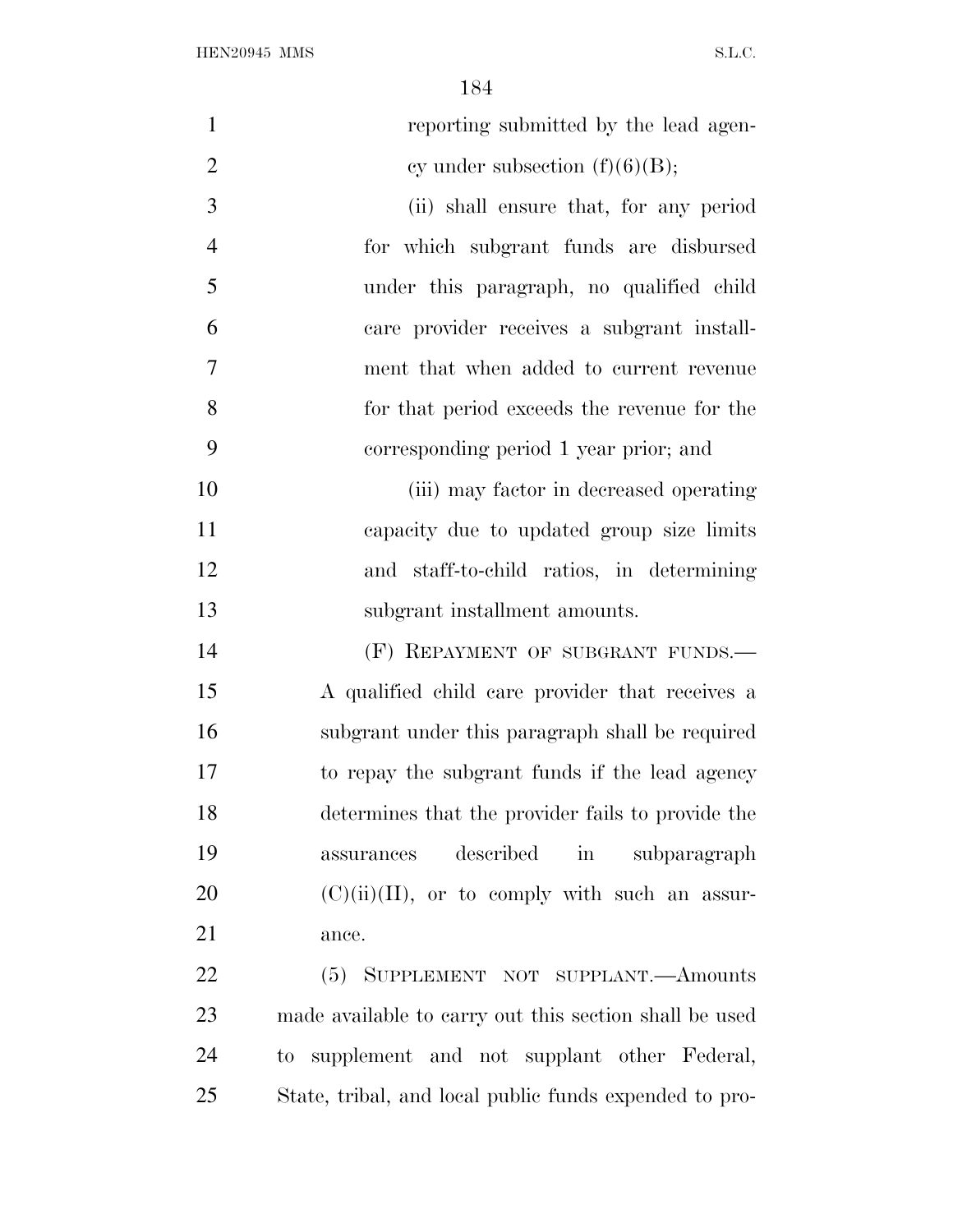reporting submitted by the lead agency under subsection (f)(6)(B);

(ii) shall ensure that, for any period for which subgrant funds are disbursed under this paragraph, no qualified child care provider receives a subgrant installment that when added to current revenue for that period exceeds the revenue for the corresponding period 1 year prior; and

(iii) may factor in decreased operating capacity due to updated group size limits and staff-to-child ratios, in determining subgrant installment amounts.

(F) REPAYMENT OF SUBGRANT FUNDS.—A qualified child care provider that receives a subgrant under this paragraph shall be required to repay the subgrant funds if the lead agency determines that the provider fails to provide the assurances described in subparagraph (C)(ii)(II), or to comply with such an assurance.

(5) SUPPLEMENT NOT SUPPLANT.—Amounts made available to carry out this section shall be used to supplement and not supplant other Federal, State, tribal, and local public funds expended to pro-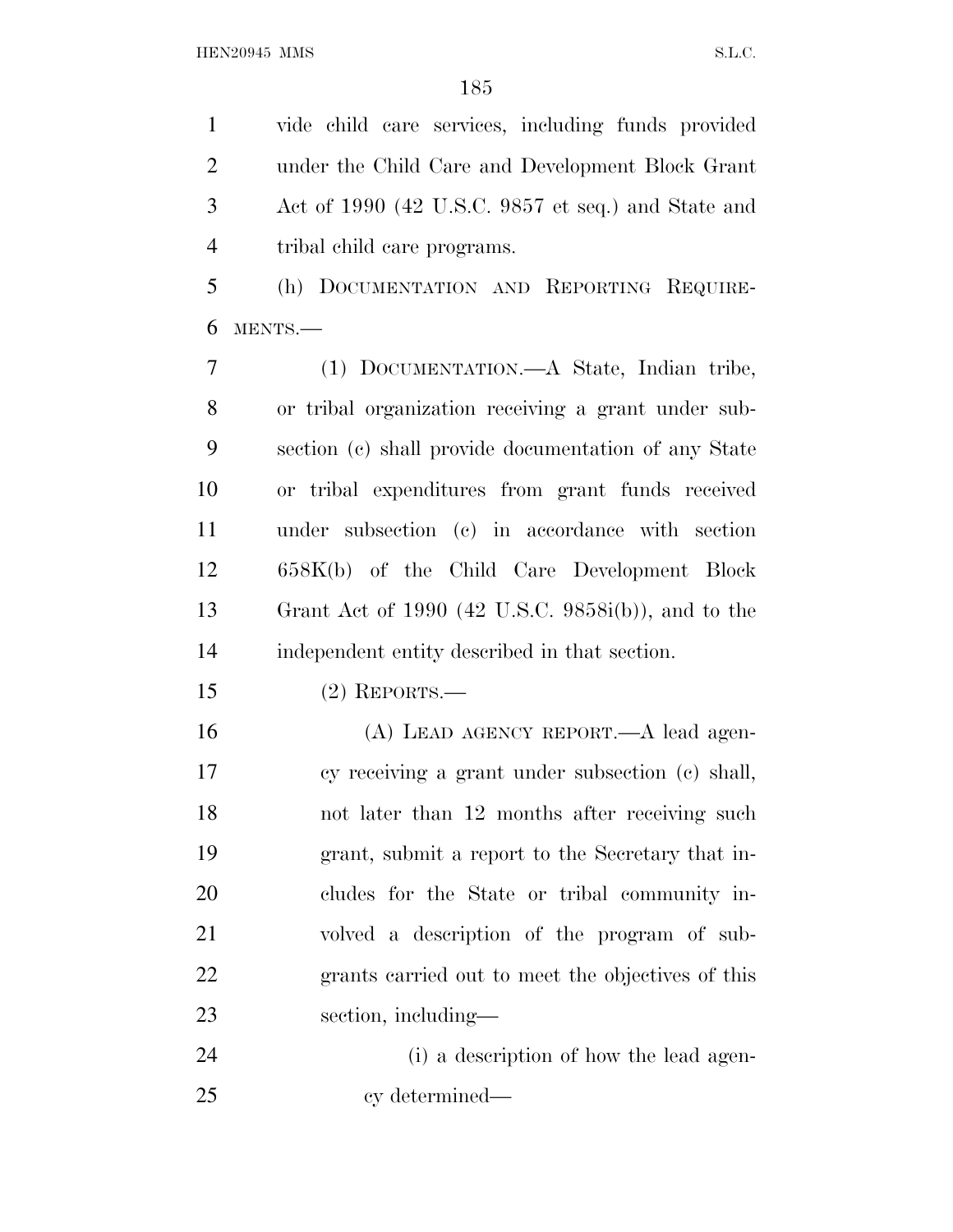vide child care services, including funds provided under the Child Care and Development Block Grant Act of 1990 (42 U.S.C. 9857 et seq.) and State and tribal child care programs.

(h) DOCUMENTATION AND REPORTING REQUIREMENTS.—

(1) DOCUMENTATION.—A State, Indian tribe, or tribal organization receiving a grant under subsection (c) shall provide documentation of any State or tribal expenditures from grant funds received under subsection (c) in accordance with section 658K(b) of the Child Care Development Block Grant Act of 1990 (42 U.S.C. 9858i(b)), and to the independent entity described in that section.

(2) REPORTS.—

(A) LEAD AGENCY REPORT.—A lead agency receiving a grant under subsection (c) shall, not later than 12 months after receiving such grant, submit a report to the Secretary that includes for the State or tribal community involved a description of the program of subgrants carried out to meet the objectives of this section, including—

(i) a description of how the lead agency determined—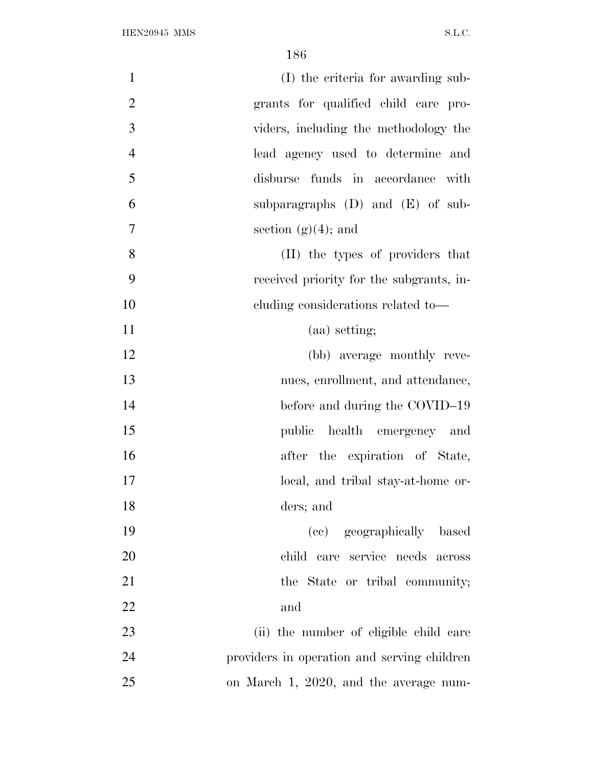(I) the criteria for awarding subgrants for qualified child care providers, including the methodology the lead agency used to determine and disburse funds in accordance with subparagraphs (D) and (E) of subsection (g)(4); and

(II) the types of providers that received priority for the subgrants, including considerations related to—

(aa) setting;

(bb) average monthly revenues, enrollment, and attendance, before and during the COVID–19 public health emergency and after the expiration of State, local, and tribal stay-at-home orders; and

(cc) geographically based child care service needs across the State or tribal community; and

(ii) the number of eligible child care providers in operation and serving children on March 1, 2020, and the average num-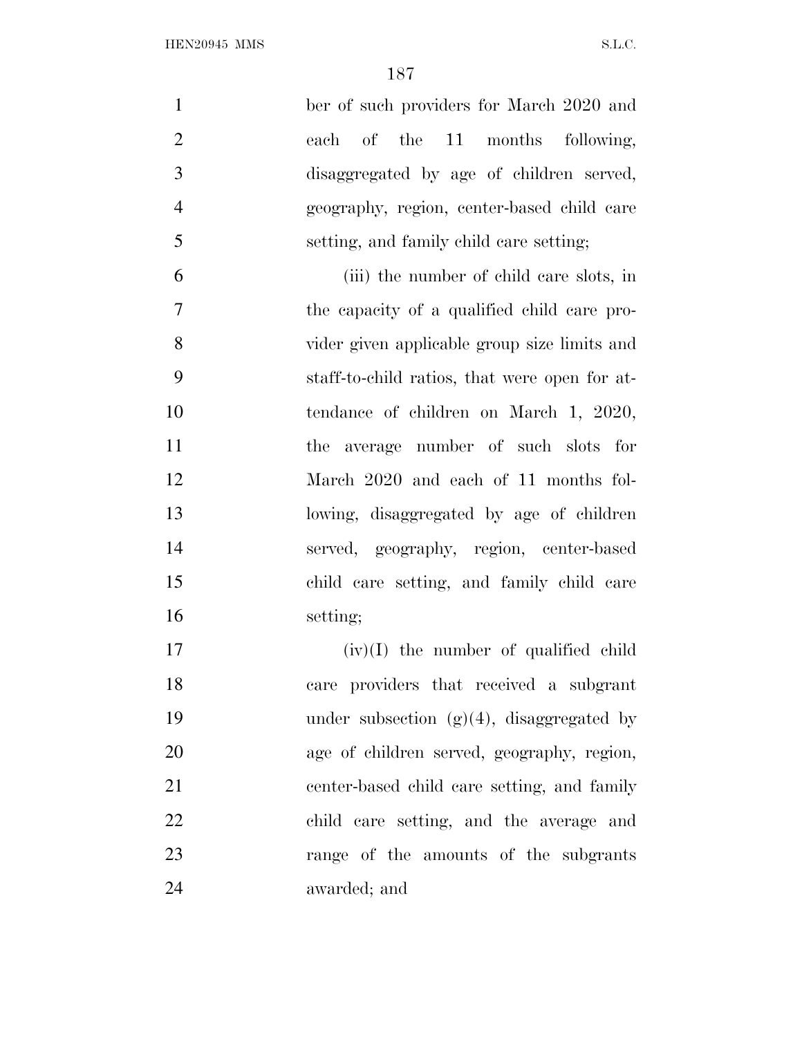ber of such providers for March 2020 and each of the 11 months following, disaggregated by age of children served, geography, region, center-based child care setting, and family child care setting;

(iii) the number of child care slots, in the capacity of a qualified child care provider given applicable group size limits and staff-to-child ratios, that were open for attendance of children on March 1, 2020, the average number of such slots for March 2020 and each of 11 months following, disaggregated by age of children served, geography, region, center-based child care setting, and family child care setting;

(iv)(I) the number of qualified child care providers that received a subgrant under subsection (g)(4), disaggregated by age of children served, geography, region, center-based child care setting, and family child care setting, and the average and range of the amounts of the subgrants awarded; and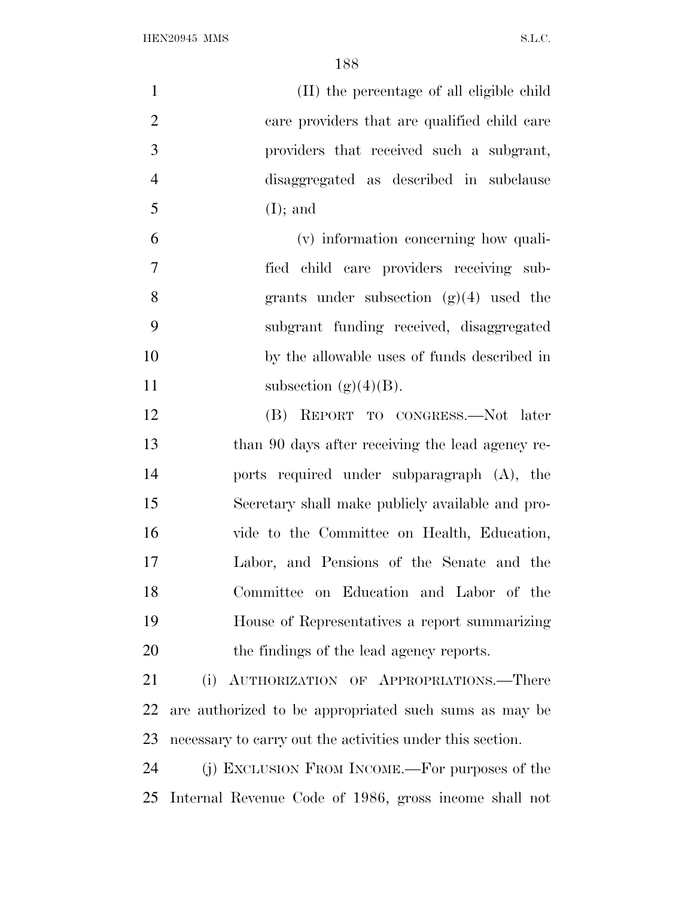(II) the percentage of all eligible child care providers that are qualified child care providers that received such a subgrant, disaggregated as described in subclause (I); and

(v) information concerning how qualified child care providers receiving subgrants under subsection (g)(4) used the subgrant funding received, disaggregated by the allowable uses of funds described in subsection (g)(4)(B).

(B) REPORT TO CONGRESS.—Not later than 90 days after receiving the lead agency reports required under subparagraph (A), the Secretary shall make publicly available and provide to the Committee on Health, Education, Labor, and Pensions of the Senate and the Committee on Education and Labor of the House of Representatives a report summarizing the findings of the lead agency reports.

(i) AUTHORIZATION OF APPROPRIATIONS.—There are authorized to be appropriated such sums as may be necessary to carry out the activities under this section.

(j) EXCLUSION FROM INCOME.—For purposes of the Internal Revenue Code of 1986, gross income shall not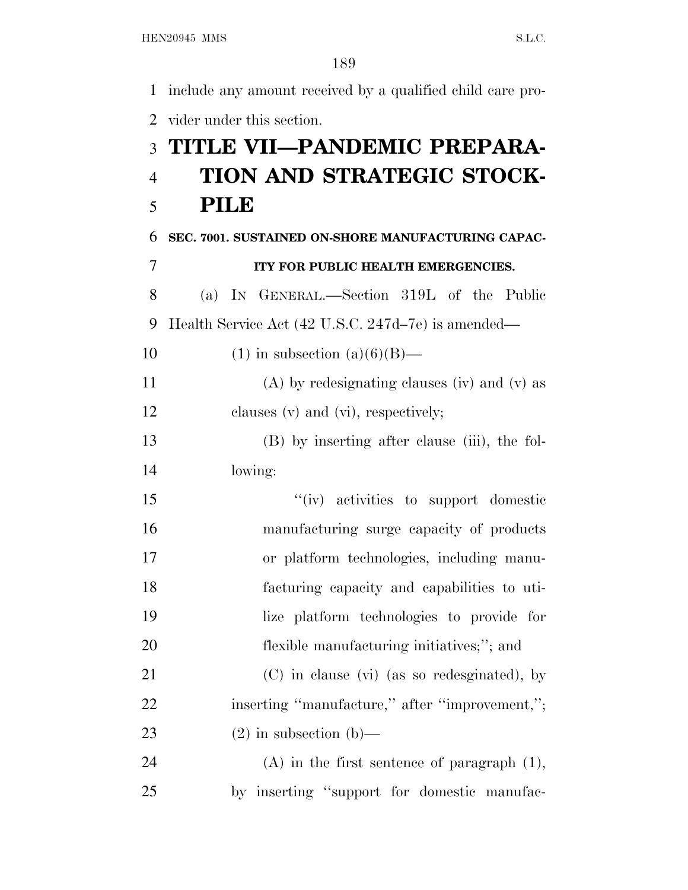include any amount received by a qualified child care provider under this section.

# TITLE VII—PANDEMIC PREPARATION AND STRATEGIC STOCKPILE

### SEC. 7001. SUSTAINED ON-SHORE MANUFACTURING CAPACITY FOR PUBLIC HEALTH EMERGENCIES.

(a) IN GENERAL.—Section 319L of the Public Health Service Act (42 U.S.C. 247d–7e) is amended—

(1) in subsection (a)(6)(B)—

(A) by redesignating clauses (iv) and (v) as clauses (v) and (vi), respectively;

(B) by inserting after clause (iii), the following:

''(iv) activities to support domestic manufacturing surge capacity of products or platform technologies, including manufacturing capacity and capabilities to utilize platform technologies to provide for flexible manufacturing initiatives;''; and

(C) in clause (vi) (as so redesginated), by inserting ''manufacture,'' after ''improvement,'';

(2) in subsection (b)—

(A) in the first sentence of paragraph (1), by inserting ''support for domestic manufac-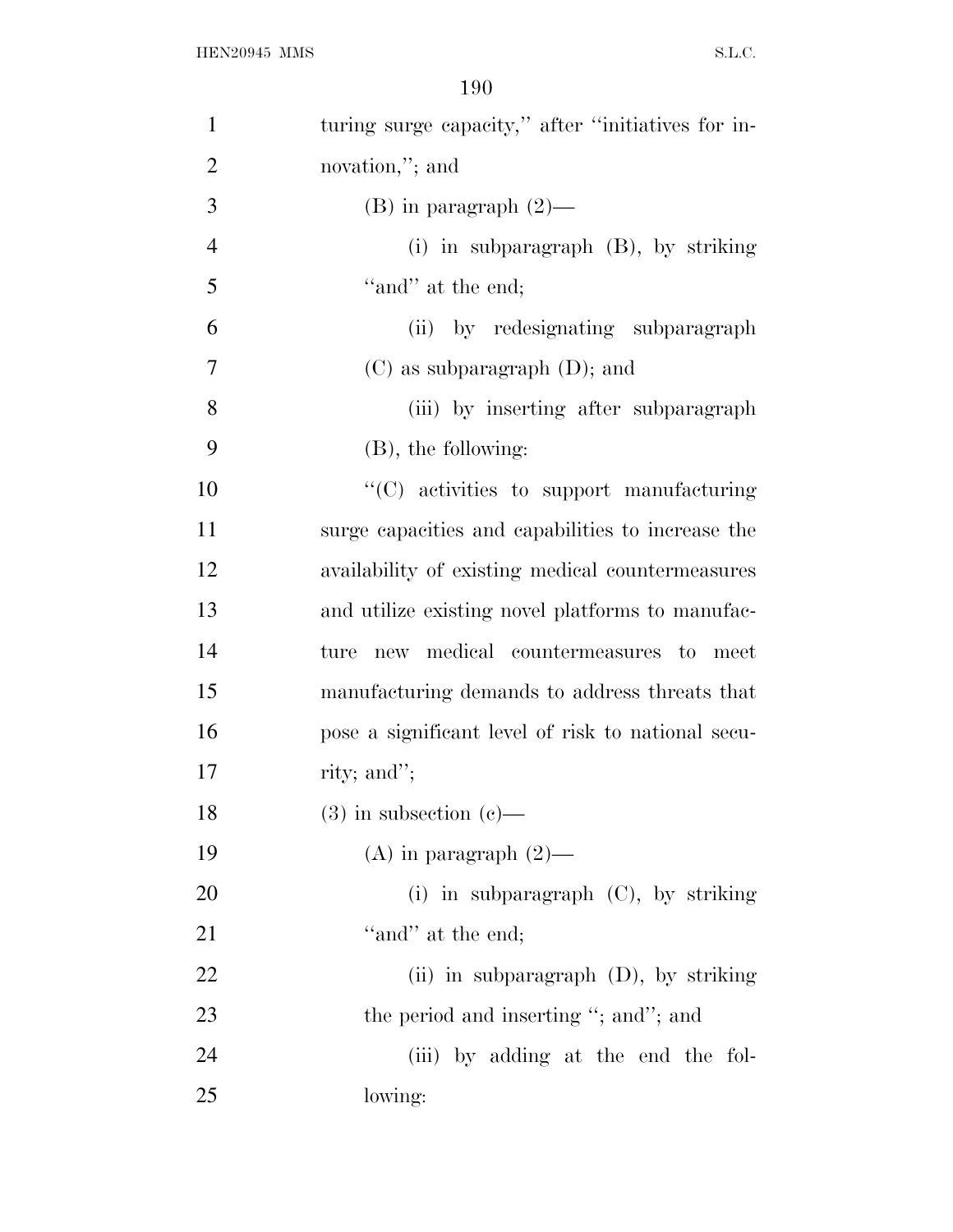turing surge capacity,'' after ''initiatives for innovation,''; and

(B) in paragraph (2)—

(i) in subparagraph (B), by striking ''and'' at the end;

(ii) by redesignating subparagraph (C) as subparagraph (D); and

(iii) by inserting after subparagraph (B), the following:

''(C) activities to support manufacturing surge capacities and capabilities to increase the availability of existing medical countermeasures and utilize existing novel platforms to manufacture new medical countermeasures to meet manufacturing demands to address threats that pose a significant level of risk to national security; and'';

(3) in subsection (c)—

(A) in paragraph (2)—

(i) in subparagraph (C), by striking ''and'' at the end;

(ii) in subparagraph (D), by striking the period and inserting ''; and''; and

(iii) by adding at the end the following: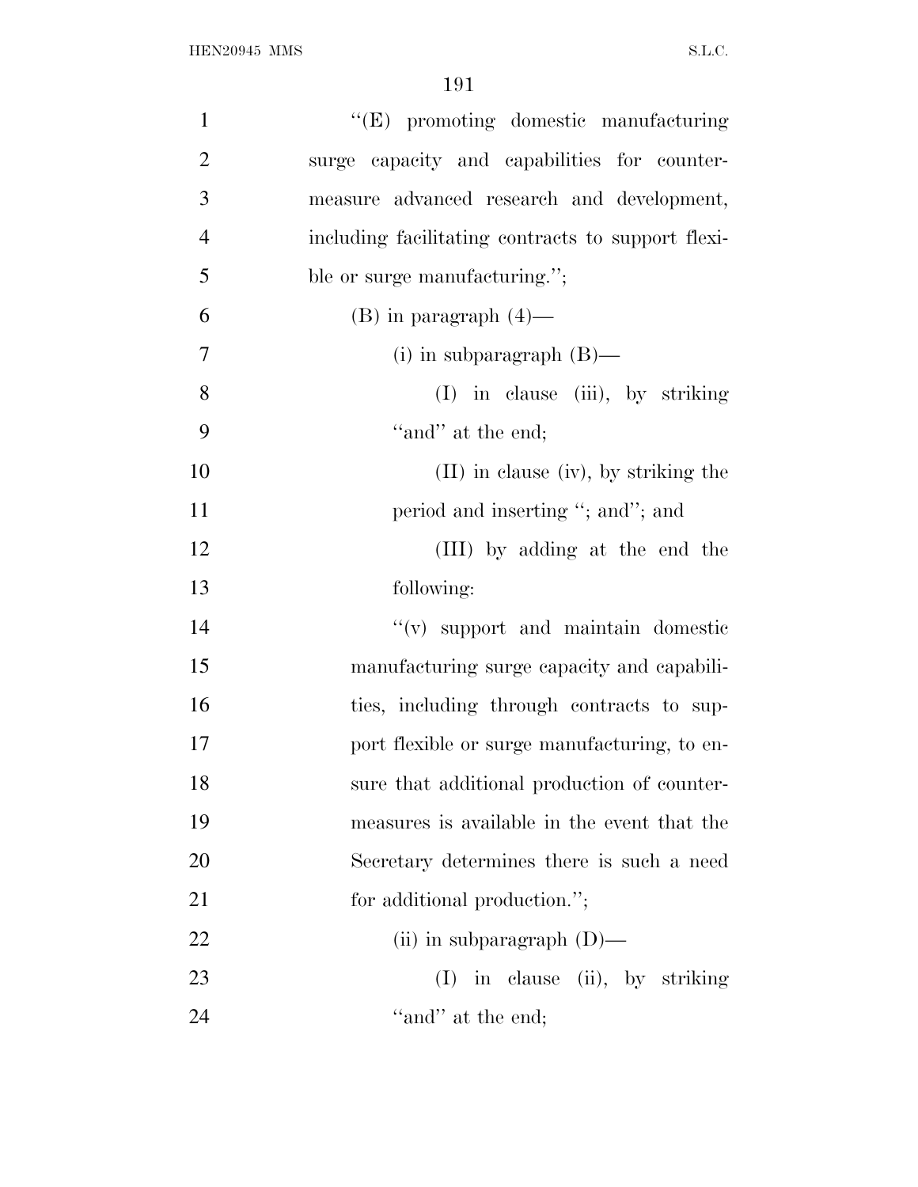''(E) promoting domestic manufacturing surge capacity and capabilities for countermeasure advanced research and development, including facilitating contracts to support flexible or surge manufacturing.'';

(B) in paragraph (4)—

(i) in subparagraph (B)—

(I) in clause (iii), by striking ''and'' at the end;

(II) in clause (iv), by striking the period and inserting ''; and''; and

(III) by adding at the end the following:

''(v) support and maintain domestic manufacturing surge capacity and capabilities, including through contracts to support flexible or surge manufacturing, to ensure that additional production of countermeasures is available in the event that the Secretary determines there is such a need for additional production.'';

(ii) in subparagraph (D)—

(I) in clause (ii), by striking ''and'' at the end;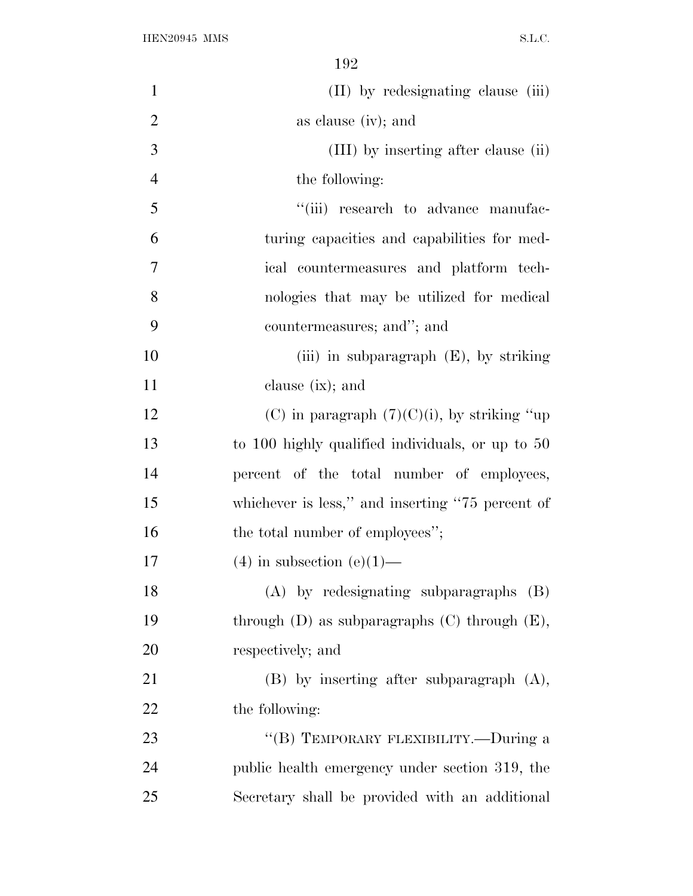(II) by redesignating clause (iii) as clause (iv); and

(III) by inserting after clause (ii) the following:

''(iii) research to advance manufacturing capacities and capabilities for medical countermeasures and platform technologies that may be utilized for medical countermeasures; and''; and

(iii) in subparagraph (E), by striking clause (ix); and

(C) in paragraph (7)(C)(i), by striking ''up to 100 highly qualified individuals, or up to 50 percent of the total number of employees, whichever is less,'' and inserting ''75 percent of the total number of employees'';

(4) in subsection (e)(1)—

(A) by redesignating subparagraphs (B) through (D) as subparagraphs (C) through (E), respectively; and

(B) by inserting after subparagraph (A), the following:

''(B) TEMPORARY FLEXIBILITY.—During a public health emergency under section 319, the Secretary shall be provided with an additional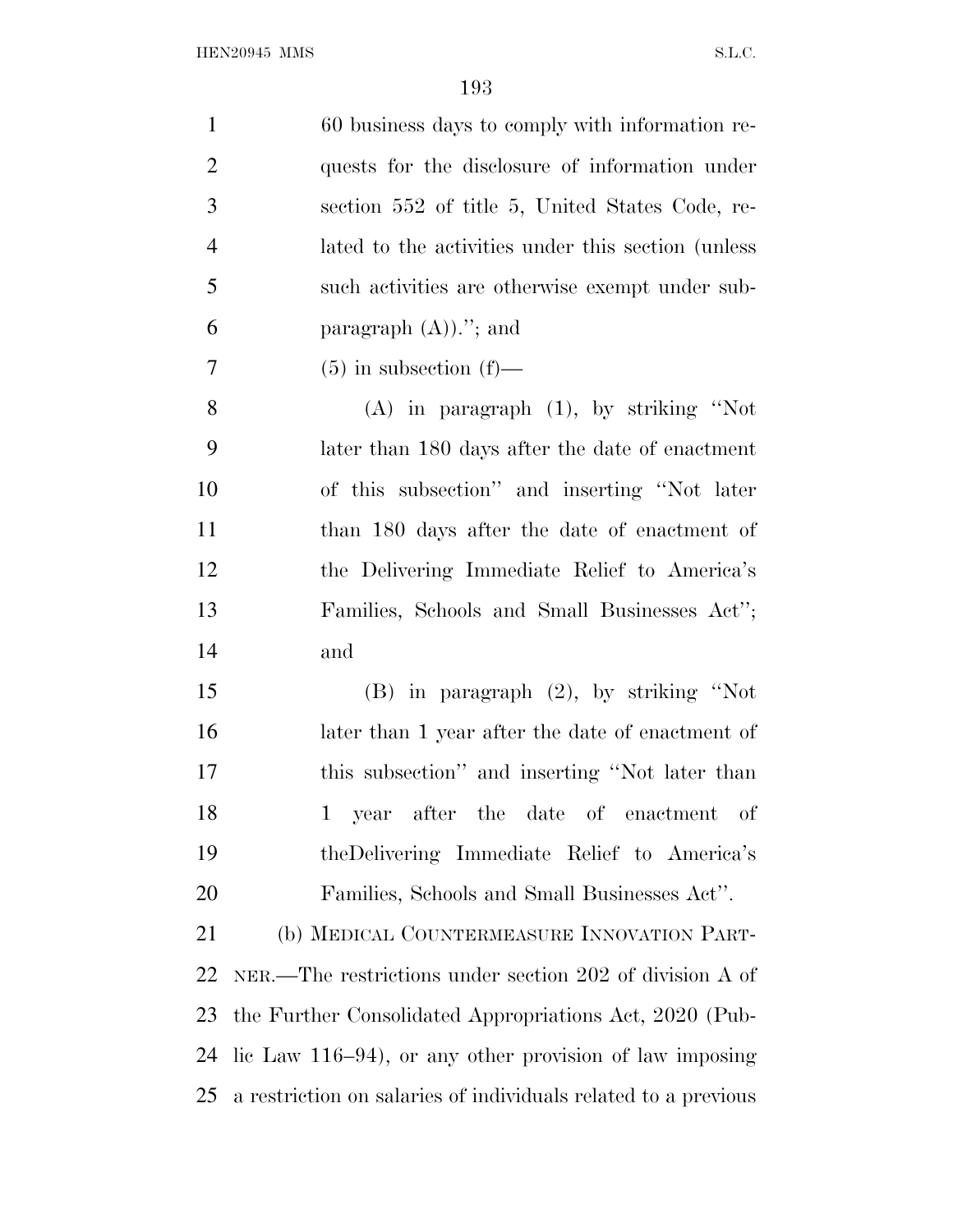60 business days to comply with information requests for the disclosure of information under section 552 of title 5, United States Code, related to the activities under this section (unless such activities are otherwise exempt under subparagraph (A)).''; and

(5) in subsection (f)—

(A) in paragraph (1), by striking ''Not later than 180 days after the date of enactment of this subsection'' and inserting ''Not later than 180 days after the date of enactment of the Delivering Immediate Relief to America's Families, Schools and Small Businesses Act''; and

(B) in paragraph (2), by striking ''Not later than 1 year after the date of enactment of this subsection'' and inserting ''Not later than 1 year after the date of enactment of theDelivering Immediate Relief to America's Families, Schools and Small Businesses Act''.

(b) MEDICAL COUNTERMEASURE INNOVATION PARTNER.—The restrictions under section 202 of division A of the Further Consolidated Appropriations Act, 2020 (Public Law 116–94), or any other provision of law imposing a restriction on salaries of individuals related to a previous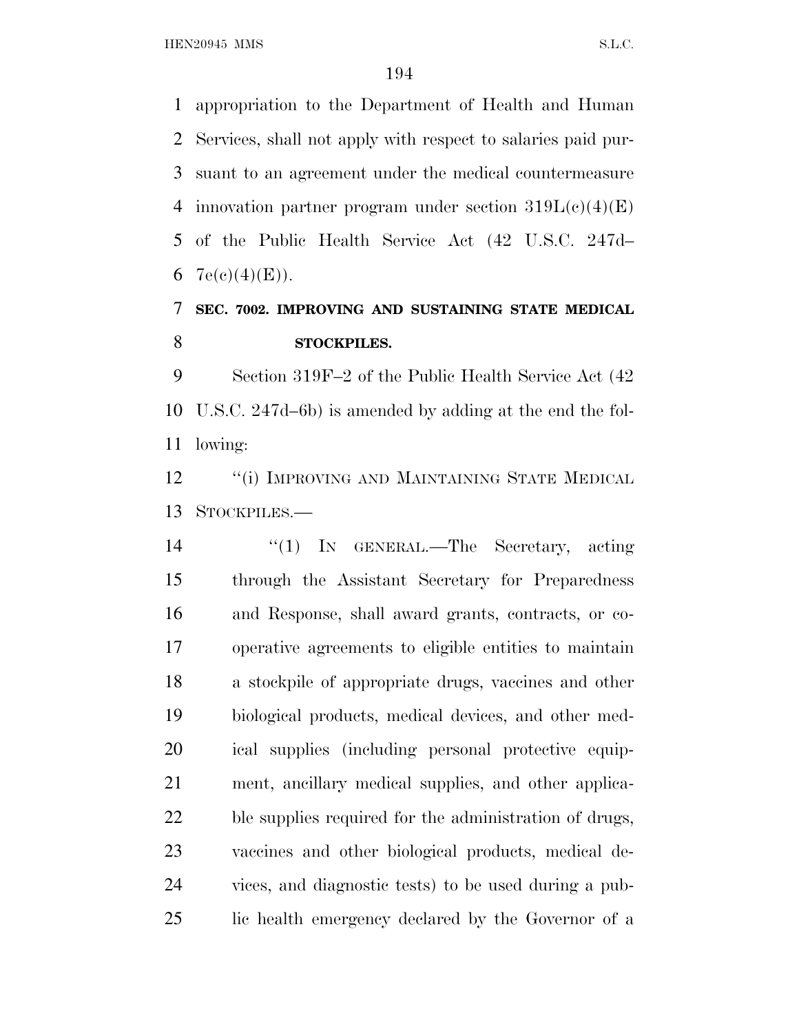appropriation to the Department of Health and Human Services, shall not apply with respect to salaries paid pursuant to an agreement under the medical countermeasure innovation partner program under section 319L(c)(4)(E) of the Public Health Service Act (42 U.S.C. 247d–7e(c)(4)(E)).

**SEC. 7002. IMPROVING AND SUSTAINING STATE MEDICAL STOCKPILES.**

Section 319F–2 of the Public Health Service Act (42 U.S.C. 247d–6b) is amended by adding at the end the following:

"(i) IMPROVING AND MAINTAINING STATE MEDICAL STOCKPILES.—

"(1) IN GENERAL.—The Secretary, acting through the Assistant Secretary for Preparedness and Response, shall award grants, contracts, or cooperative agreements to eligible entities to maintain a stockpile of appropriate drugs, vaccines and other biological products, medical devices, and other medical supplies (including personal protective equipment, ancillary medical supplies, and other applicable supplies required for the administration of drugs, vaccines and other biological products, medical devices, and diagnostic tests) to be used during a public health emergency declared by the Governor of a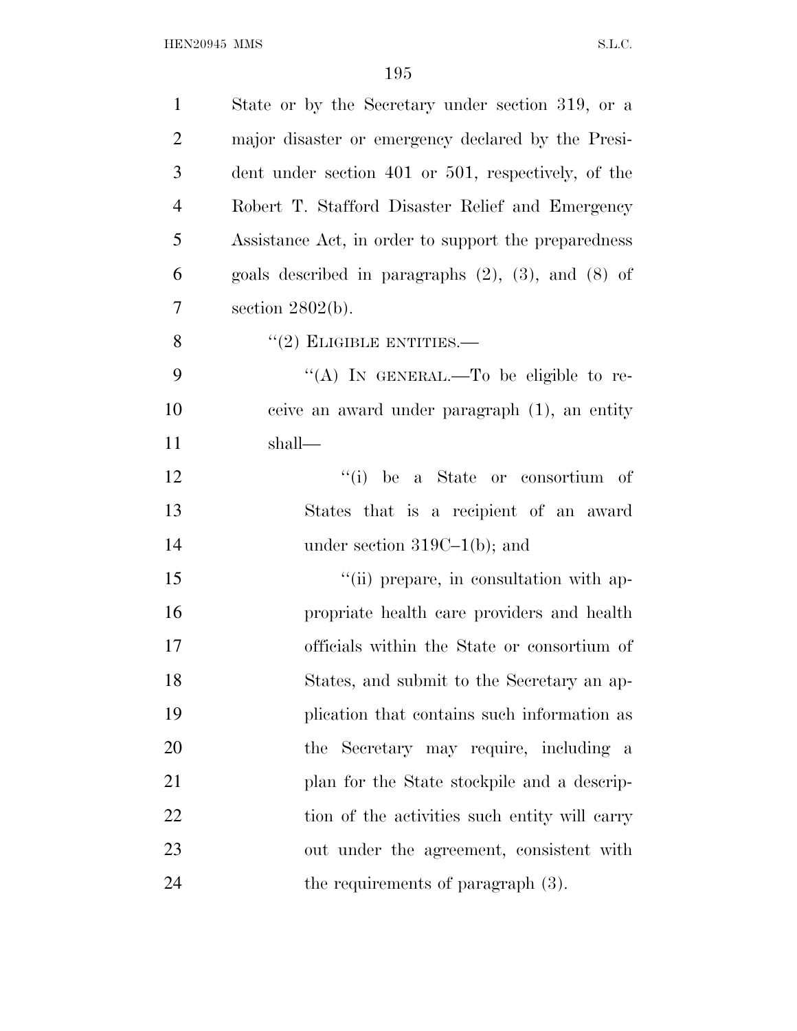State or by the Secretary under section 319, or a major disaster or emergency declared by the President under section 401 or 501, respectively, of the Robert T. Stafford Disaster Relief and Emergency Assistance Act, in order to support the preparedness goals described in paragraphs (2), (3), and (8) of section 2802(b).

"(2) ELIGIBLE ENTITIES.—

"(A) IN GENERAL.—To be eligible to receive an award under paragraph (1), an entity shall—

"(i) be a State or consortium of States that is a recipient of an award under section 319C–1(b); and

"(ii) prepare, in consultation with appropriate health care providers and health officials within the State or consortium of States, and submit to the Secretary an application that contains such information as the Secretary may require, including a plan for the State stockpile and a description of the activities such entity will carry out under the agreement, consistent with the requirements of paragraph (3).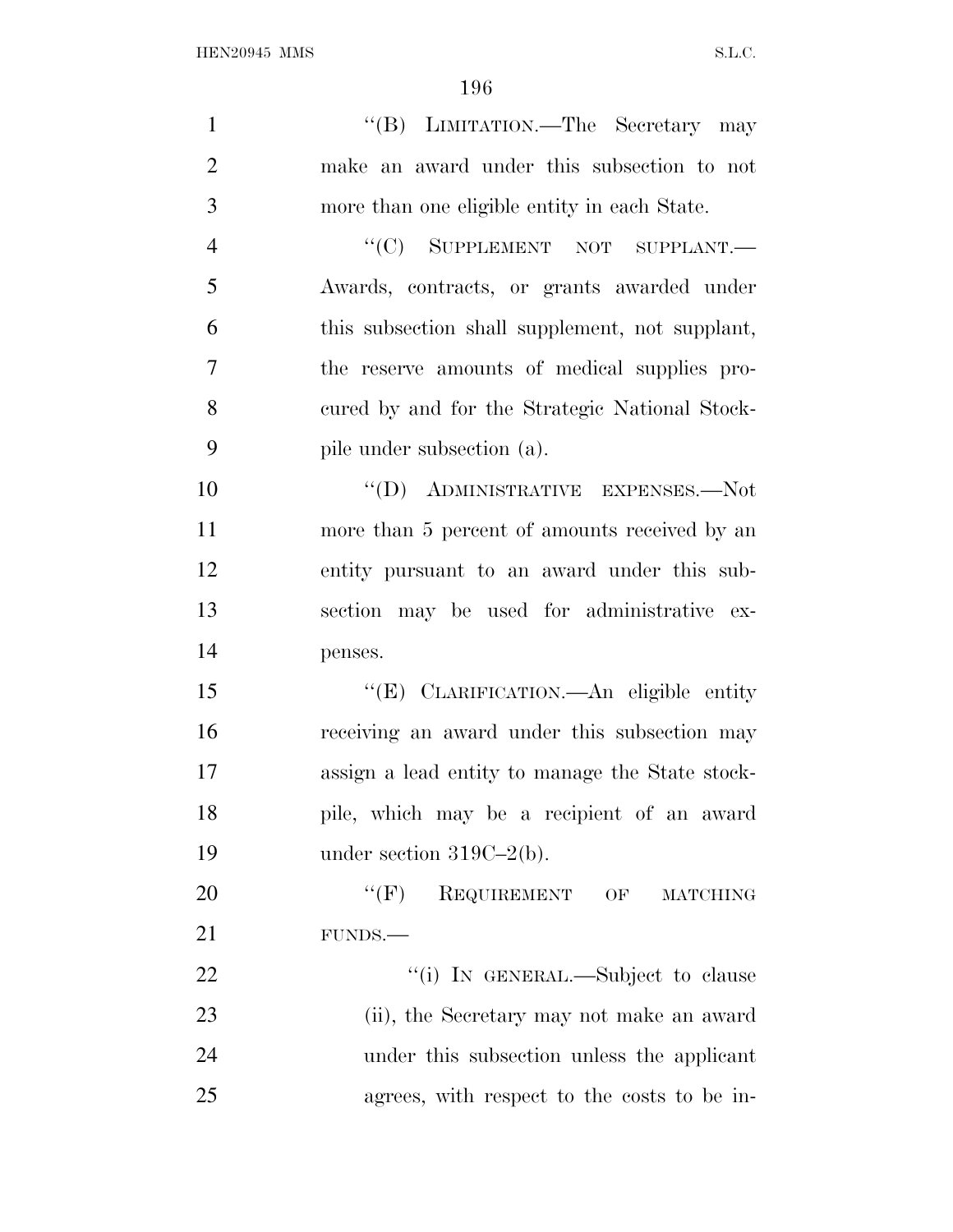"(B) LIMITATION.—The Secretary may make an award under this subsection to not more than one eligible entity in each State.

"(C) SUPPLEMENT NOT SUPPLANT.—Awards, contracts, or grants awarded under this subsection shall supplement, not supplant, the reserve amounts of medical supplies procured by and for the Strategic National Stockpile under subsection (a).

"(D) ADMINISTRATIVE EXPENSES.—Not more than 5 percent of amounts received by an entity pursuant to an award under this subsection may be used for administrative expenses.

"(E) CLARIFICATION.—An eligible entity receiving an award under this subsection may assign a lead entity to manage the State stockpile, which may be a recipient of an award under section 319C–2(b).

"(F) REQUIREMENT OF MATCHING FUNDS.—

"(i) IN GENERAL.—Subject to clause (ii), the Secretary may not make an award under this subsection unless the applicant agrees, with respect to the costs to be in-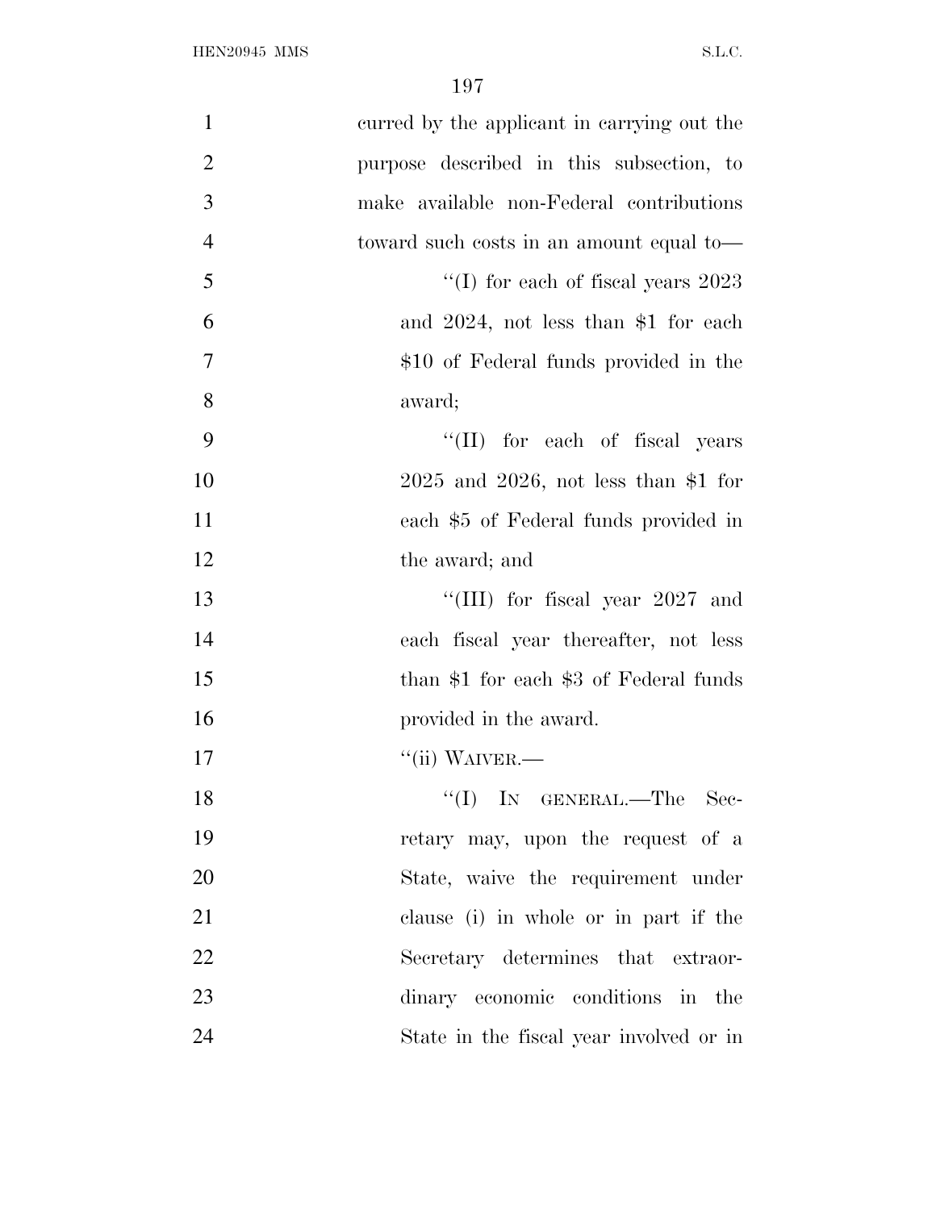curred by the applicant in carrying out the purpose described in this subsection, to make available non-Federal contributions toward such costs in an amount equal to—

"(I) for each of fiscal years 2023 and 2024, not less than $1 for each $10 of Federal funds provided in the award;

"(II) for each of fiscal years 2025 and 2026, not less than $1 for each $5 of Federal funds provided in the award; and

"(III) for fiscal year 2027 and each fiscal year thereafter, not less than $1 for each $3 of Federal funds provided in the award.

"(ii) WAIVER.—

"(I) IN GENERAL.—The Secretary may, upon the request of a State, waive the requirement under clause (i) in whole or in part if the Secretary determines that extraordinary economic conditions in the State in the fiscal year involved or in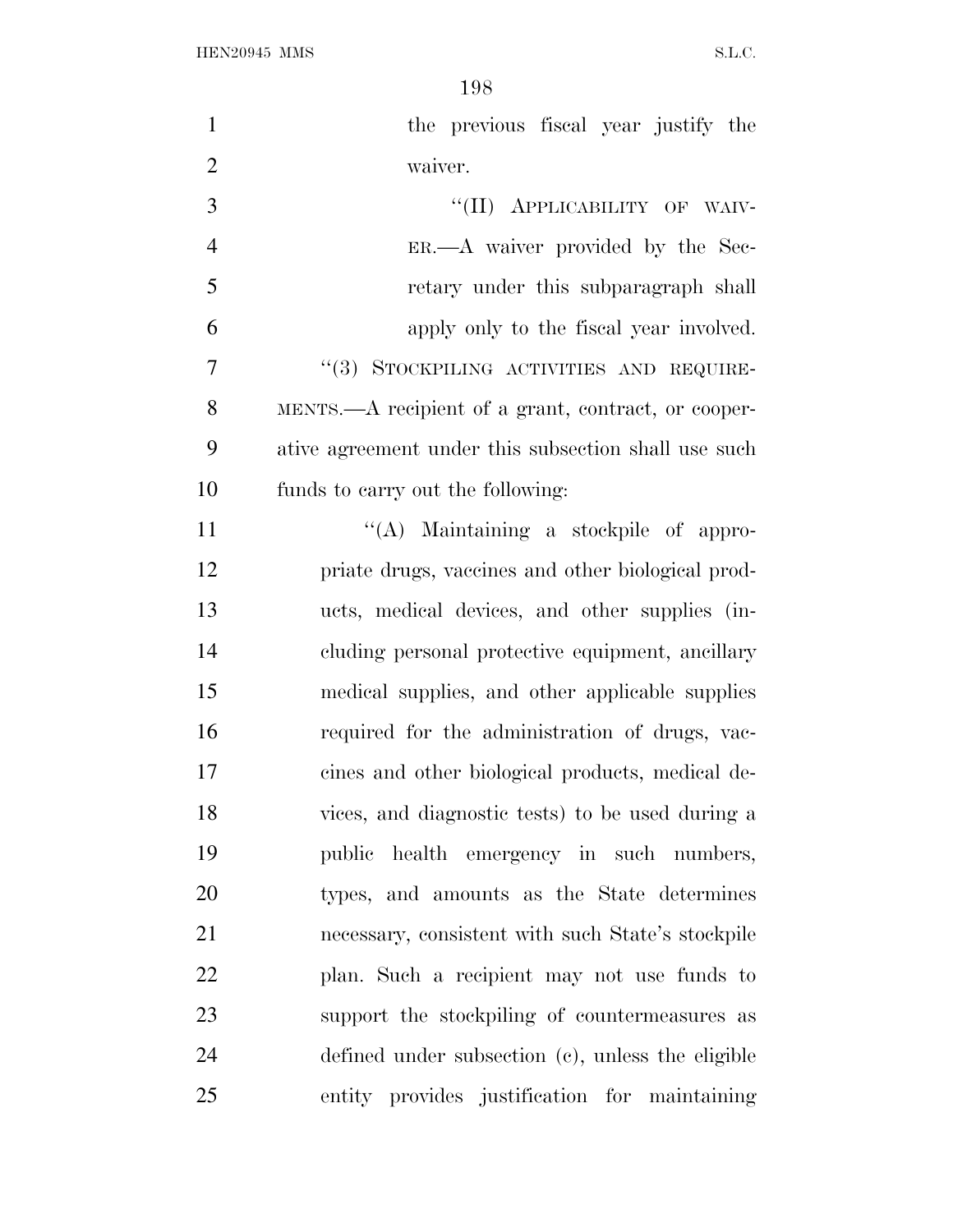the previous fiscal year justify the waiver.

"(II) APPLICABILITY OF WAIVER.—A waiver provided by the Secretary under this subparagraph shall apply only to the fiscal year involved.

"(3) STOCKPILING ACTIVITIES AND REQUIREMENTS.—A recipient of a grant, contract, or cooperative agreement under this subsection shall use such funds to carry out the following:

"(A) Maintaining a stockpile of appropriate drugs, vaccines and other biological products, medical devices, and other supplies (including personal protective equipment, ancillary medical supplies, and other applicable supplies required for the administration of drugs, vaccines and other biological products, medical devices, and diagnostic tests) to be used during a public health emergency in such numbers, types, and amounts as the State determines necessary, consistent with such State's stockpile plan. Such a recipient may not use funds to support the stockpiling of countermeasures as defined under subsection (c), unless the eligible entity provides justification for maintaining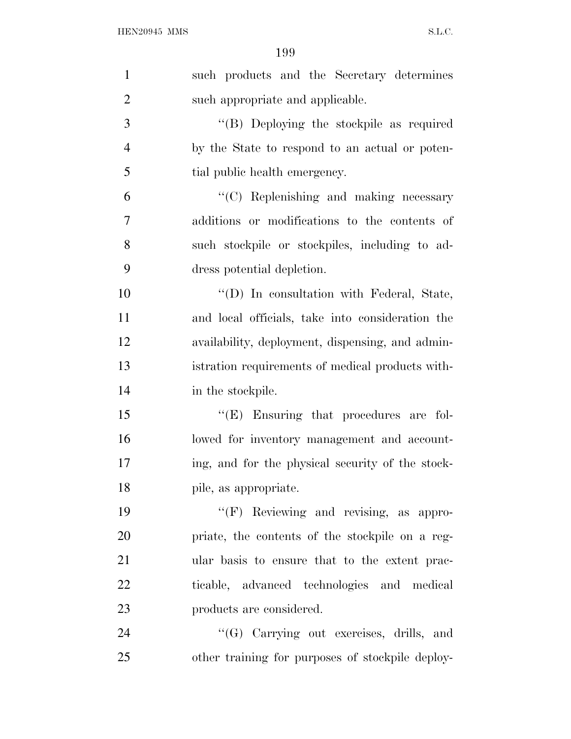such products and the Secretary determines such appropriate and applicable.

''(B) Deploying the stockpile as required by the State to respond to an actual or potential public health emergency.

''(C) Replenishing and making necessary additions or modifications to the contents of such stockpile or stockpiles, including to address potential depletion.

''(D) In consultation with Federal, State, and local officials, take into consideration the availability, deployment, dispensing, and administration requirements of medical products within the stockpile.

''(E) Ensuring that procedures are followed for inventory management and accounting, and for the physical security of the stockpile, as appropriate.

''(F) Reviewing and revising, as appropriate, the contents of the stockpile on a regular basis to ensure that to the extent practicable, advanced technologies and medical products are considered.

''(G) Carrying out exercises, drills, and other training for purposes of stockpile deploy-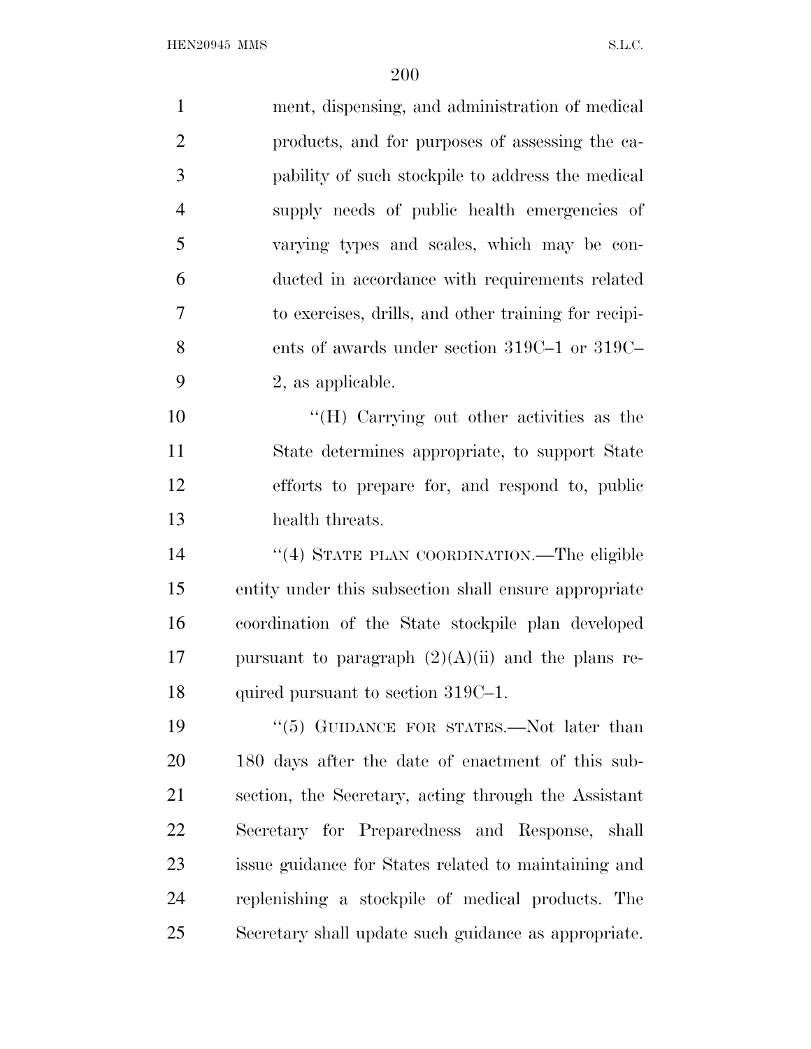ment, dispensing, and administration of medical products, and for purposes of assessing the capability of such stockpile to address the medical supply needs of public health emergencies of varying types and scales, which may be conducted in accordance with requirements related to exercises, drills, and other training for recipients of awards under section 319C–1 or 319C–2, as applicable.

''(H) Carrying out other activities as the State determines appropriate, to support State efforts to prepare for, and respond to, public health threats.

''(4) STATE PLAN COORDINATION.—The eligible entity under this subsection shall ensure appropriate coordination of the State stockpile plan developed pursuant to paragraph (2)(A)(ii) and the plans required pursuant to section 319C–1.

''(5) GUIDANCE FOR STATES.—Not later than 180 days after the date of enactment of this subsection, the Secretary, acting through the Assistant Secretary for Preparedness and Response, shall issue guidance for States related to maintaining and replenishing a stockpile of medical products. The Secretary shall update such guidance as appropriate.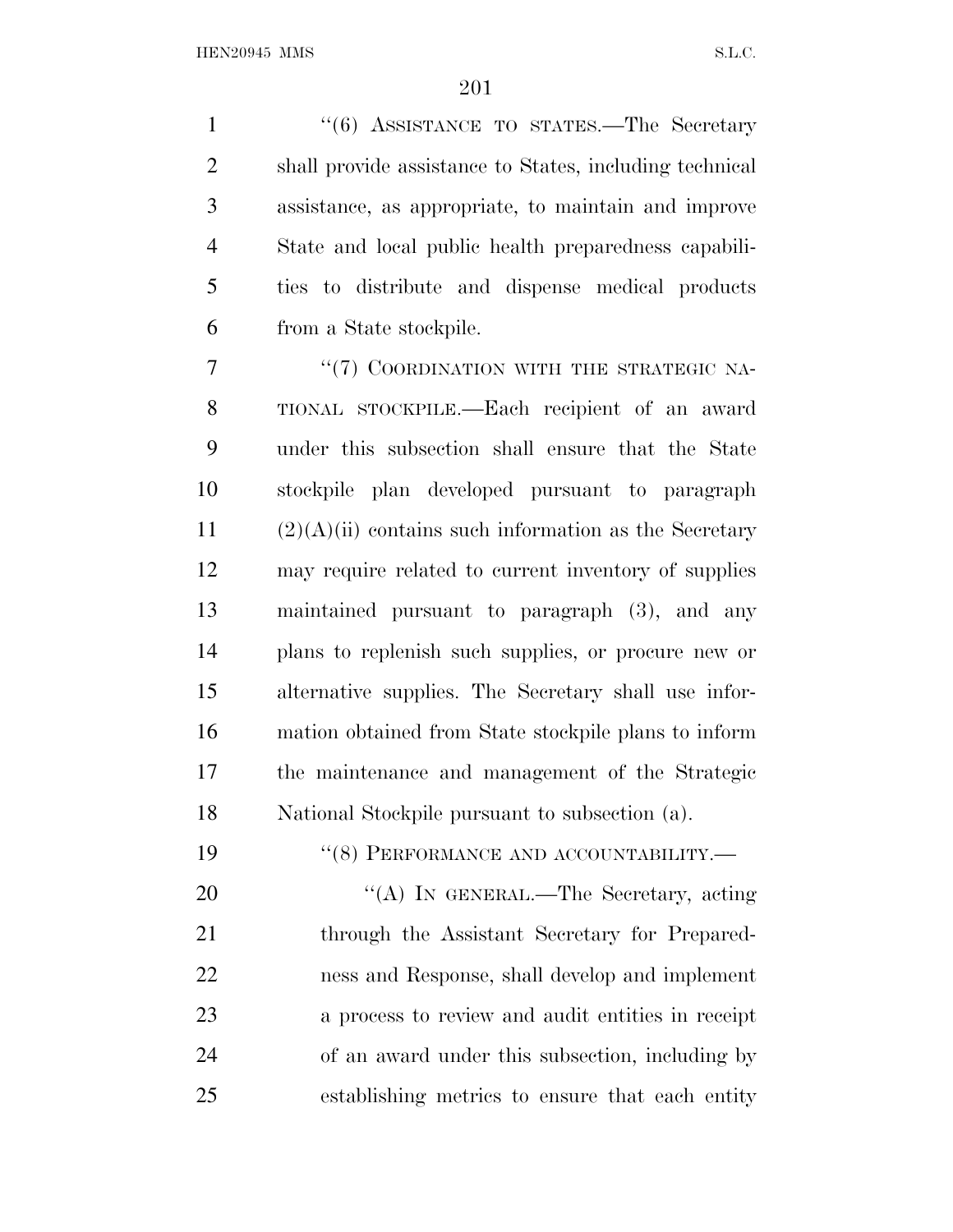"(6) ASSISTANCE TO STATES.—The Secretary shall provide assistance to States, including technical assistance, as appropriate, to maintain and improve State and local public health preparedness capabilities to distribute and dispense medical products from a State stockpile.

"(7) COORDINATION WITH THE STRATEGIC NATIONAL STOCKPILE.—Each recipient of an award under this subsection shall ensure that the State stockpile plan developed pursuant to paragraph (2)(A)(ii) contains such information as the Secretary may require related to current inventory of supplies maintained pursuant to paragraph (3), and any plans to replenish such supplies, or procure new or alternative supplies. The Secretary shall use information obtained from State stockpile plans to inform the maintenance and management of the Strategic National Stockpile pursuant to subsection (a).

"(8) PERFORMANCE AND ACCOUNTABILITY.—

"(A) IN GENERAL.—The Secretary, acting through the Assistant Secretary for Preparedness and Response, shall develop and implement a process to review and audit entities in receipt of an award under this subsection, including by establishing metrics to ensure that each entity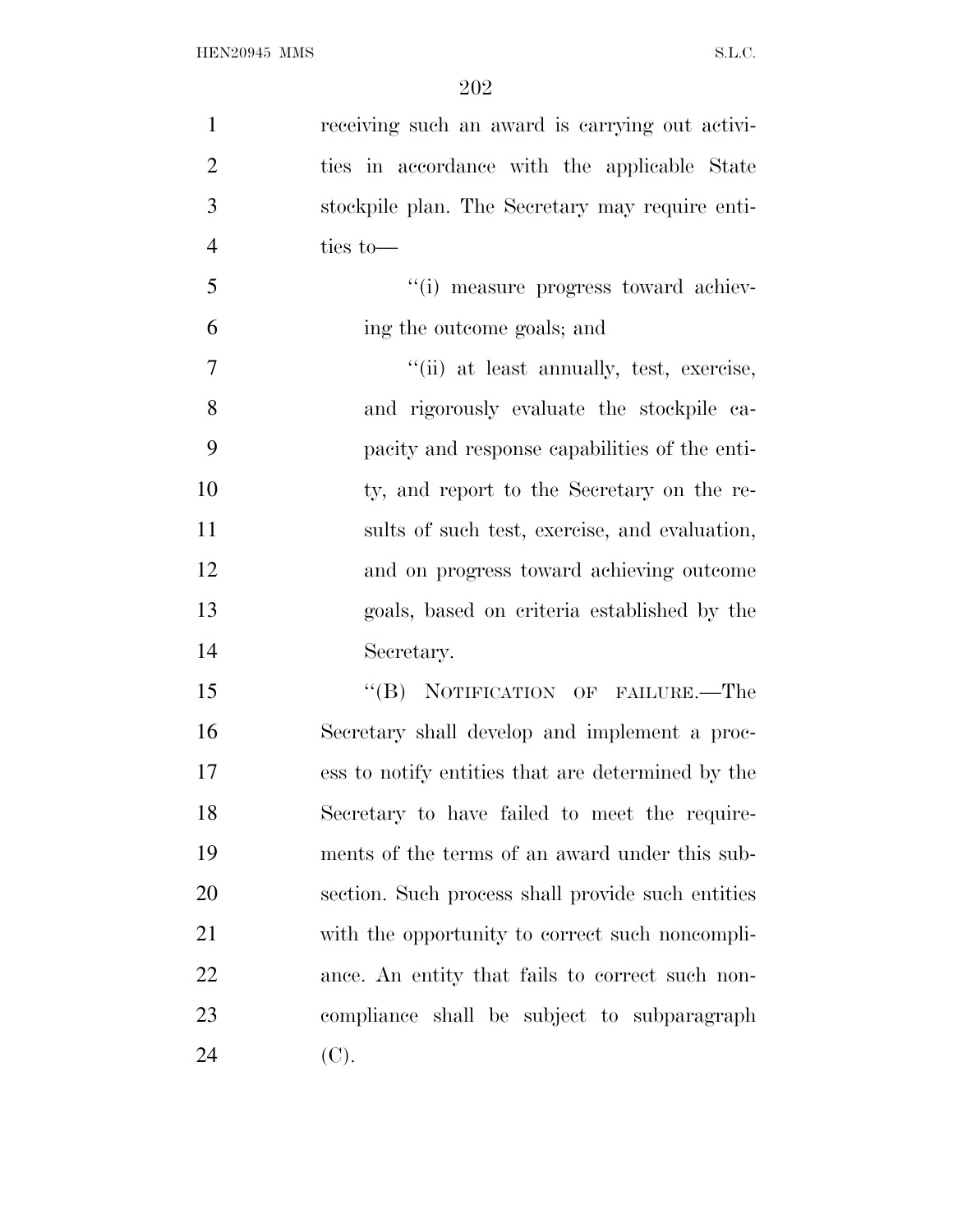receiving such an award is carrying out activities in accordance with the applicable State stockpile plan. The Secretary may require entities to—

"(i) measure progress toward achieving the outcome goals; and

"(ii) at least annually, test, exercise, and rigorously evaluate the stockpile capacity and response capabilities of the entity, and report to the Secretary on the results of such test, exercise, and evaluation, and on progress toward achieving outcome goals, based on criteria established by the Secretary.

"(B) NOTIFICATION OF FAILURE.—The Secretary shall develop and implement a process to notify entities that are determined by the Secretary to have failed to meet the requirements of the terms of an award under this subsection. Such process shall provide such entities with the opportunity to correct such noncompliance. An entity that fails to correct such noncompliance shall be subject to subparagraph (C).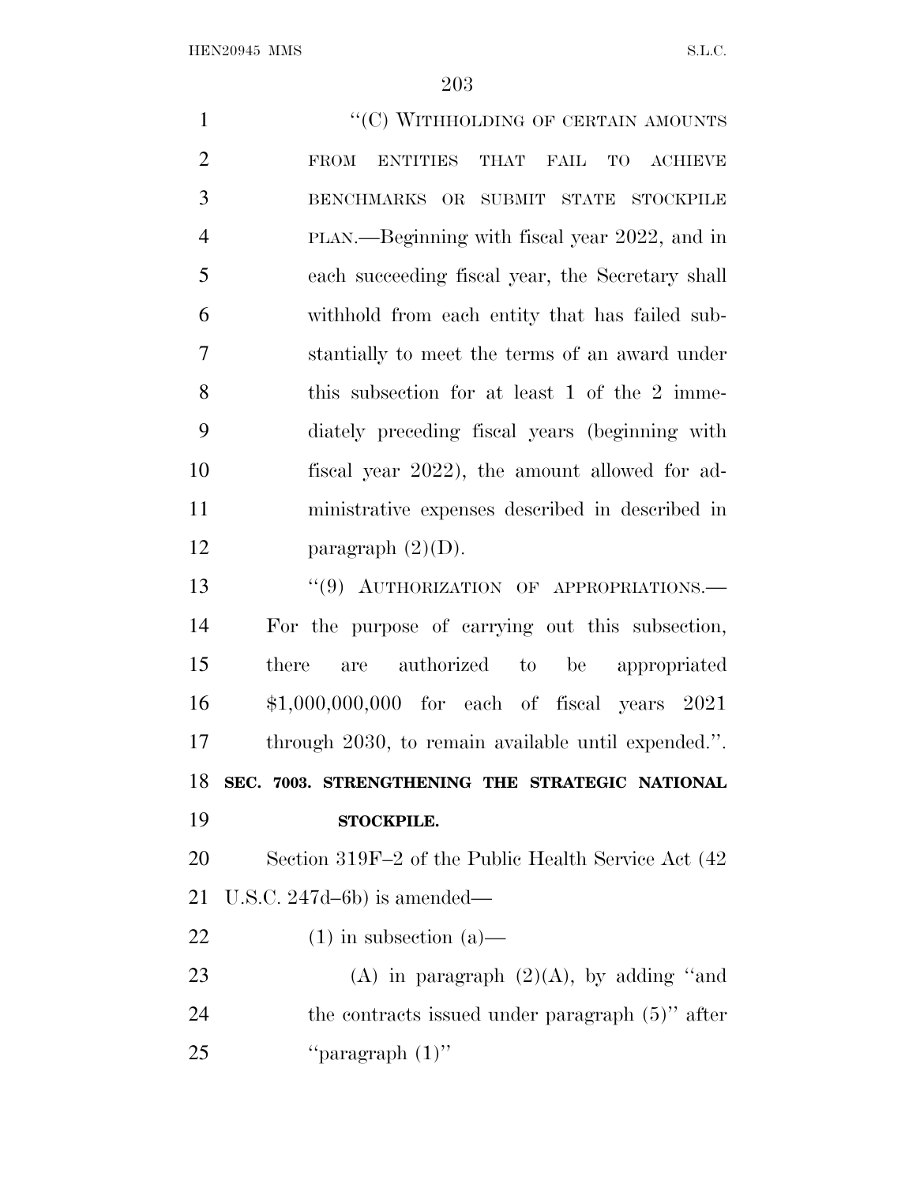''(C) WITHHOLDING OF CERTAIN AMOUNTS FROM ENTITIES THAT FAIL TO ACHIEVE BENCHMARKS OR SUBMIT STATE STOCKPILE PLAN.—Beginning with fiscal year 2022, and in each succeeding fiscal year, the Secretary shall withhold from each entity that has failed substantially to meet the terms of an award under this subsection for at least 1 of the 2 immediately preceding fiscal years (beginning with fiscal year 2022), the amount allowed for administrative expenses described in described in paragraph (2)(D).

''(9) AUTHORIZATION OF APPROPRIATIONS.—For the purpose of carrying out this subsection, there are authorized to be appropriated $1,000,000,000 for each of fiscal years 2021 through 2030, to remain available until expended.''.

**SEC. 7003. STRENGTHENING THE STRATEGIC NATIONAL STOCKPILE.**

Section 319F–2 of the Public Health Service Act (42 U.S.C. 247d–6b) is amended—

(1) in subsection (a)—

(A) in paragraph (2)(A), by adding ''and the contracts issued under paragraph (5)'' after ''paragraph (1)''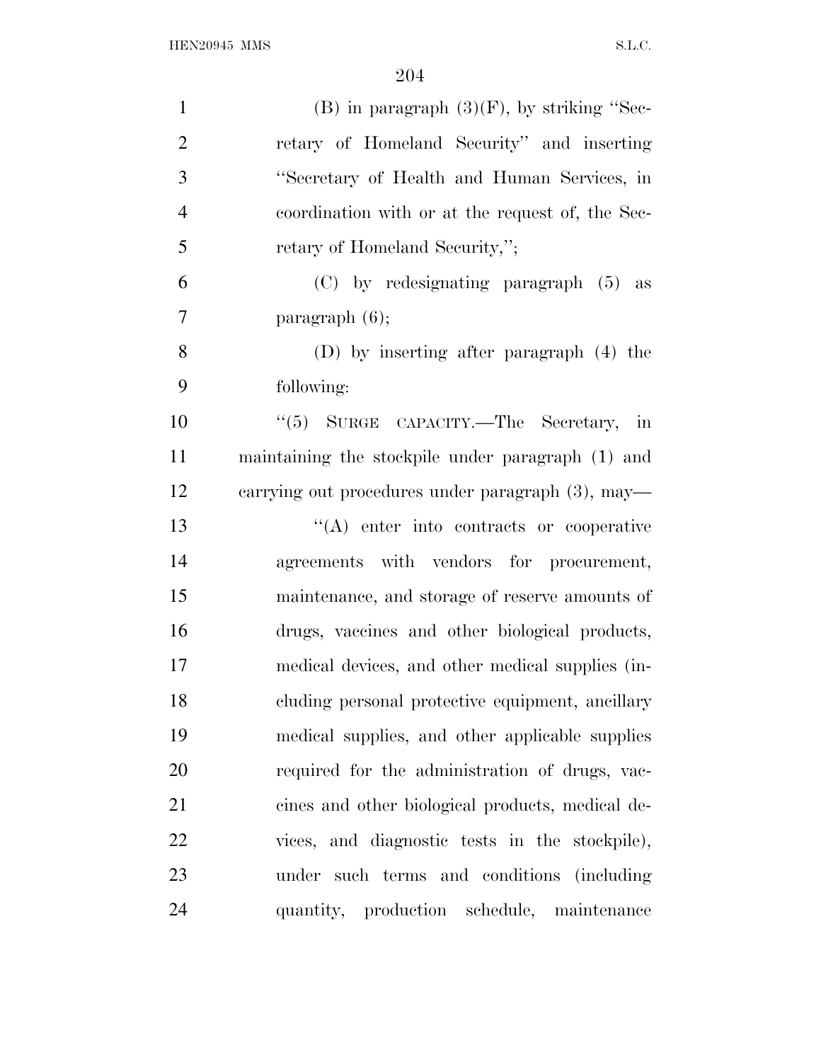(B) in paragraph (3)(F), by striking "Secretary of Homeland Security" and inserting "Secretary of Health and Human Services, in coordination with or at the request of, the Secretary of Homeland Security,";

(C) by redesignating paragraph (5) as paragraph (6);

(D) by inserting after paragraph (4) the following:

"(5) SURGE CAPACITY.—The Secretary, in maintaining the stockpile under paragraph (1) and carrying out procedures under paragraph (3), may—

"(A) enter into contracts or cooperative agreements with vendors for procurement, maintenance, and storage of reserve amounts of drugs, vaccines and other biological products, medical devices, and other medical supplies (including personal protective equipment, ancillary medical supplies, and other applicable supplies required for the administration of drugs, vaccines and other biological products, medical devices, and diagnostic tests in the stockpile), under such terms and conditions (including quantity, production schedule, maintenance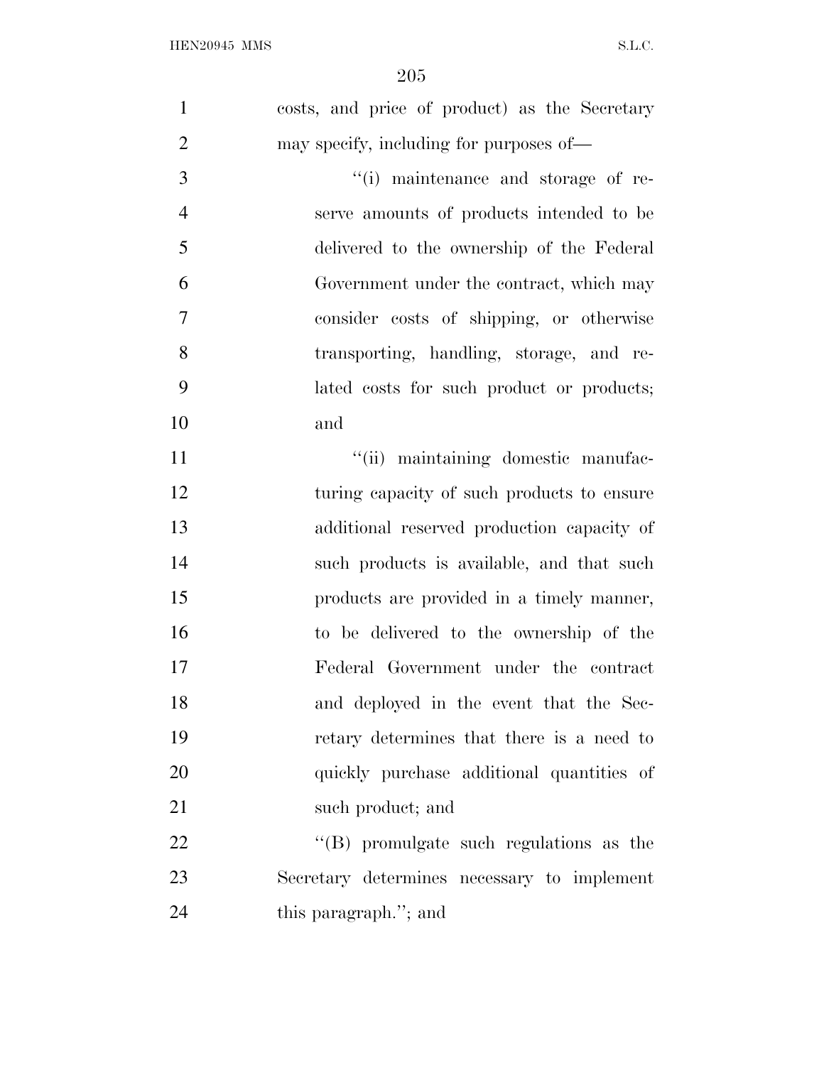costs, and price of product) as the Secretary may specify, including for purposes of—

''(i) maintenance and storage of reserve amounts of products intended to be delivered to the ownership of the Federal Government under the contract, which may consider costs of shipping, or otherwise transporting, handling, storage, and related costs for such product or products; and

''(ii) maintaining domestic manufacturing capacity of such products to ensure additional reserved production capacity of such products is available, and that such products are provided in a timely manner, to be delivered to the ownership of the Federal Government under the contract and deployed in the event that the Secretary determines that there is a need to quickly purchase additional quantities of such product; and

''(B) promulgate such regulations as the Secretary determines necessary to implement this paragraph.''; and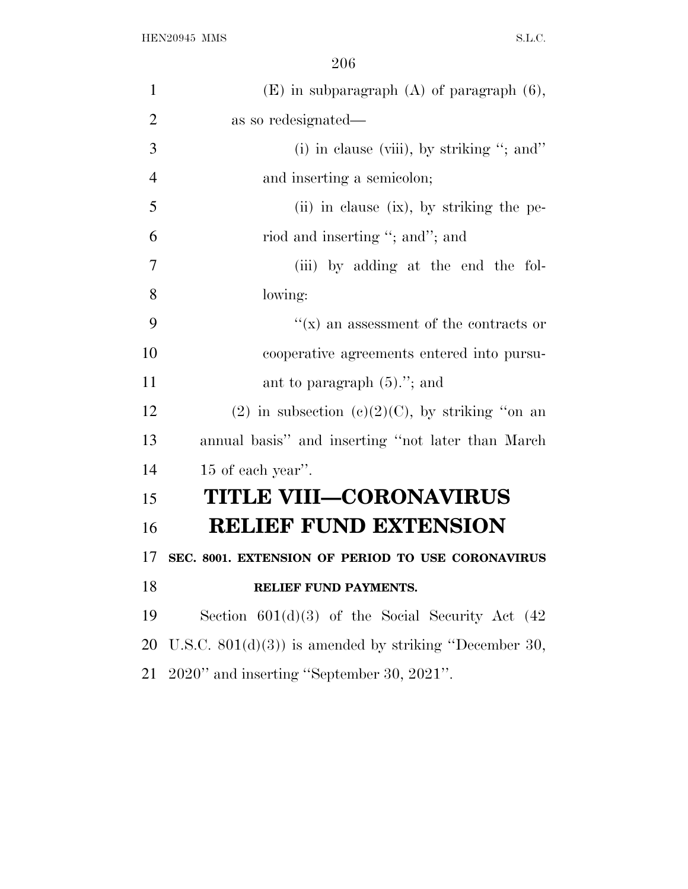(E) in subparagraph (A) of paragraph (6), as so redesignated—

(i) in clause (viii), by striking ''; and'' and inserting a semicolon;

(ii) in clause (ix), by striking the period and inserting ''; and''; and

(iii) by adding at the end the following:

''(x) an assessment of the contracts or cooperative agreements entered into pursuant to paragraph (5).''; and

(2) in subsection (c)(2)(C), by striking ''on an annual basis'' and inserting ''not later than March 15 of each year''.

# TITLE VIII—CORONAVIRUS RELIEF FUND EXTENSION

## SEC. 8001. EXTENSION OF PERIOD TO USE CORONAVIRUS RELIEF FUND PAYMENTS.

Section 601(d)(3) of the Social Security Act (42 U.S.C. 801(d)(3)) is amended by striking ''December 30, 2020'' and inserting ''September 30, 2021''.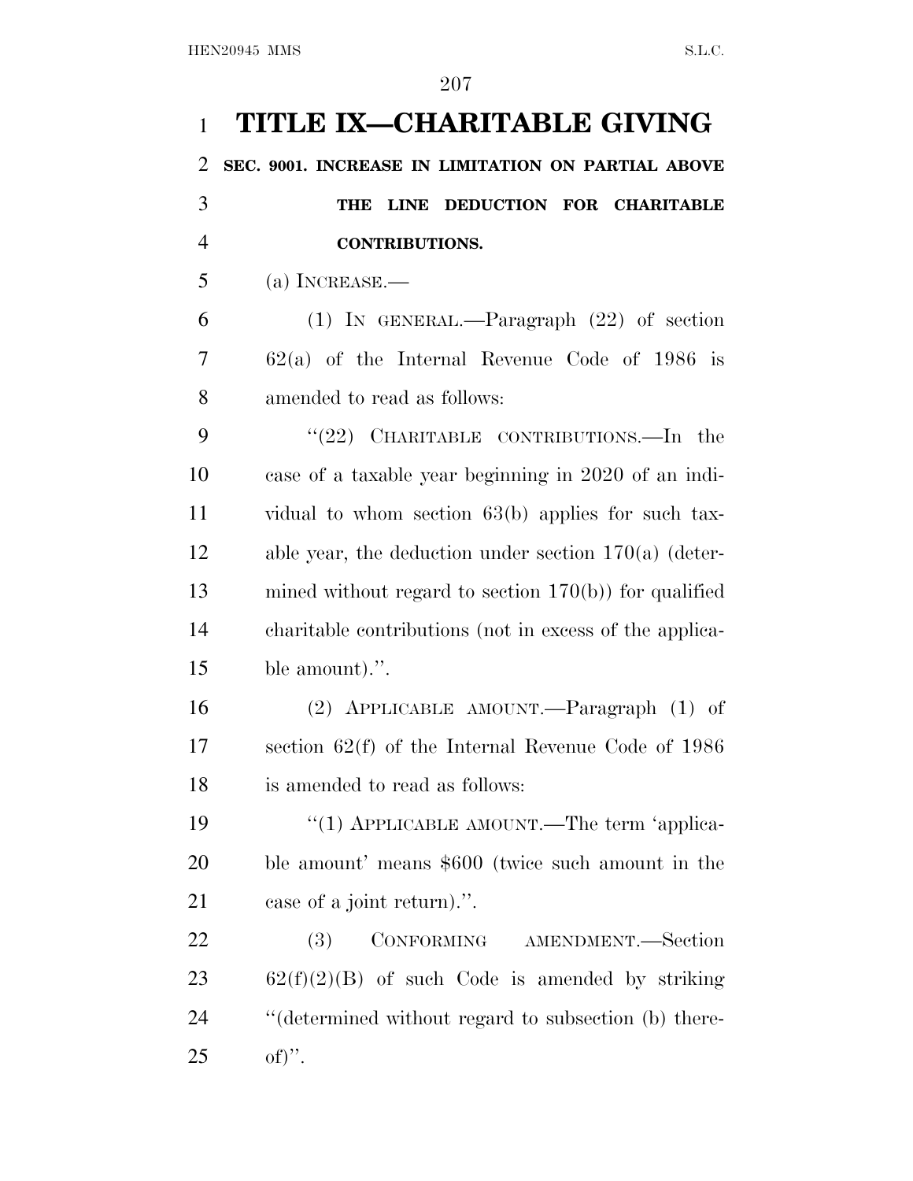# TITLE IX—CHARITABLE GIVING

## SEC. 9001. INCREASE IN LIMITATION ON PARTIAL ABOVE THE LINE DEDUCTION FOR CHARITABLE CONTRIBUTIONS.

(a) INCREASE.—

(1) IN GENERAL.—Paragraph (22) of section 62(a) of the Internal Revenue Code of 1986 is amended to read as follows:

"(22) CHARITABLE CONTRIBUTIONS.—In the case of a taxable year beginning in 2020 of an individual to whom section 63(b) applies for such taxable year, the deduction under section 170(a) (determined without regard to section 170(b)) for qualified charitable contributions (not in excess of the applicable amount).".

(2) APPLICABLE AMOUNT.—Paragraph (1) of section 62(f) of the Internal Revenue Code of 1986 is amended to read as follows:

"(1) APPLICABLE AMOUNT.—The term 'applicable amount' means $600 (twice such amount in the case of a joint return).".

(3) CONFORMING AMENDMENT.—Section 62(f)(2)(B) of such Code is amended by striking "(determined without regard to subsection (b) thereof)".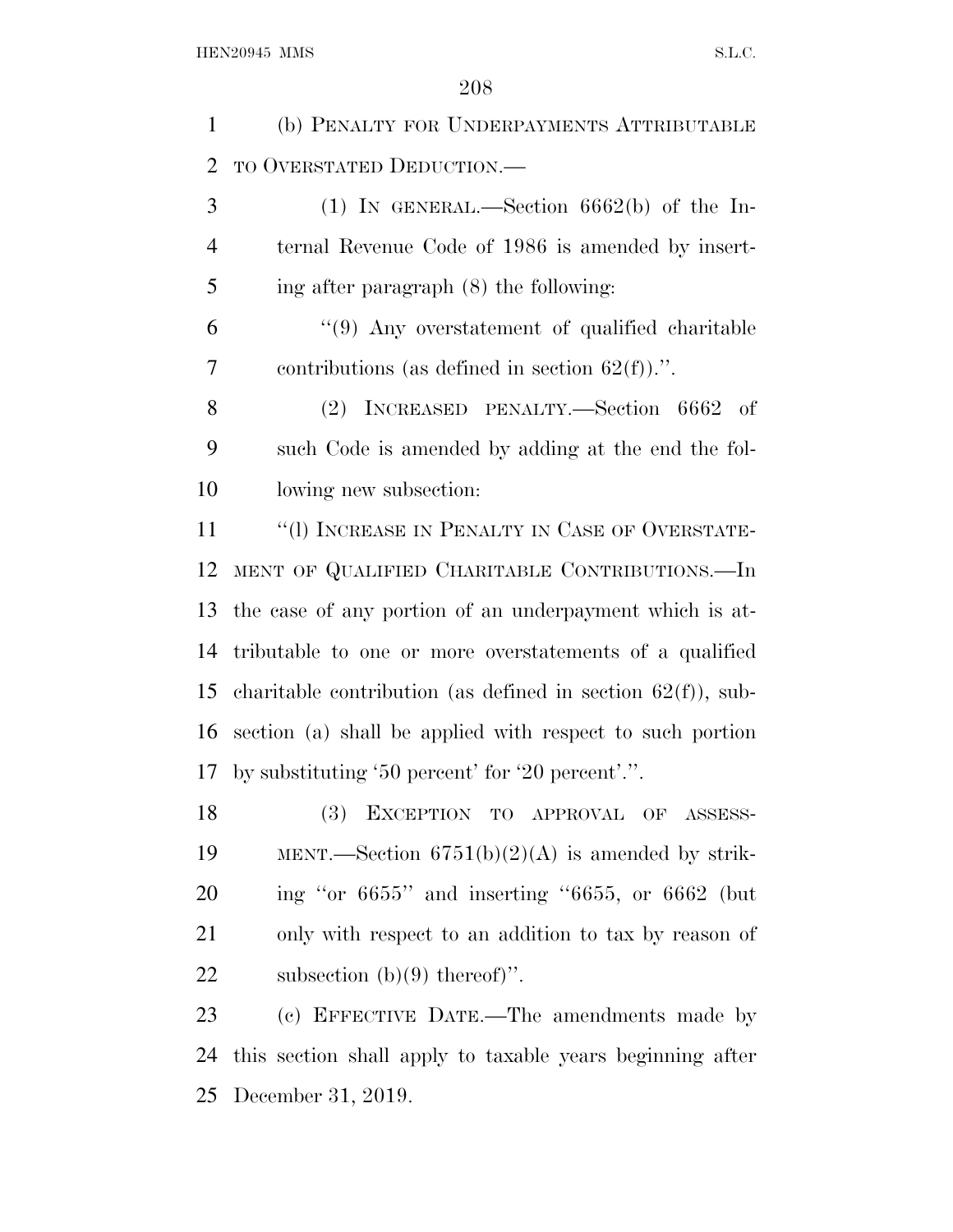(b) PENALTY FOR UNDERPAYMENTS ATTRIBUTABLE TO OVERSTATED DEDUCTION.—

(1) IN GENERAL.—Section 6662(b) of the Internal Revenue Code of 1986 is amended by inserting after paragraph (8) the following:

"(9) Any overstatement of qualified charitable contributions (as defined in section 62(f)).".

(2) INCREASED PENALTY.—Section 6662 of such Code is amended by adding at the end the following new subsection:

"(l) INCREASE IN PENALTY IN CASE OF OVERSTATEMENT OF QUALIFIED CHARITABLE CONTRIBUTIONS.—In the case of any portion of an underpayment which is attributable to one or more overstatements of a qualified charitable contribution (as defined in section 62(f)), subsection (a) shall be applied with respect to such portion by substituting '50 percent' for '20 percent'.".

(3) EXCEPTION TO APPROVAL OF ASSESSMENT.—Section 6751(b)(2)(A) is amended by striking "or 6655" and inserting "6655, or 6662 (but only with respect to an addition to tax by reason of subsection (b)(9) thereof)".

(c) EFFECTIVE DATE.—The amendments made by this section shall apply to taxable years beginning after December 31, 2019.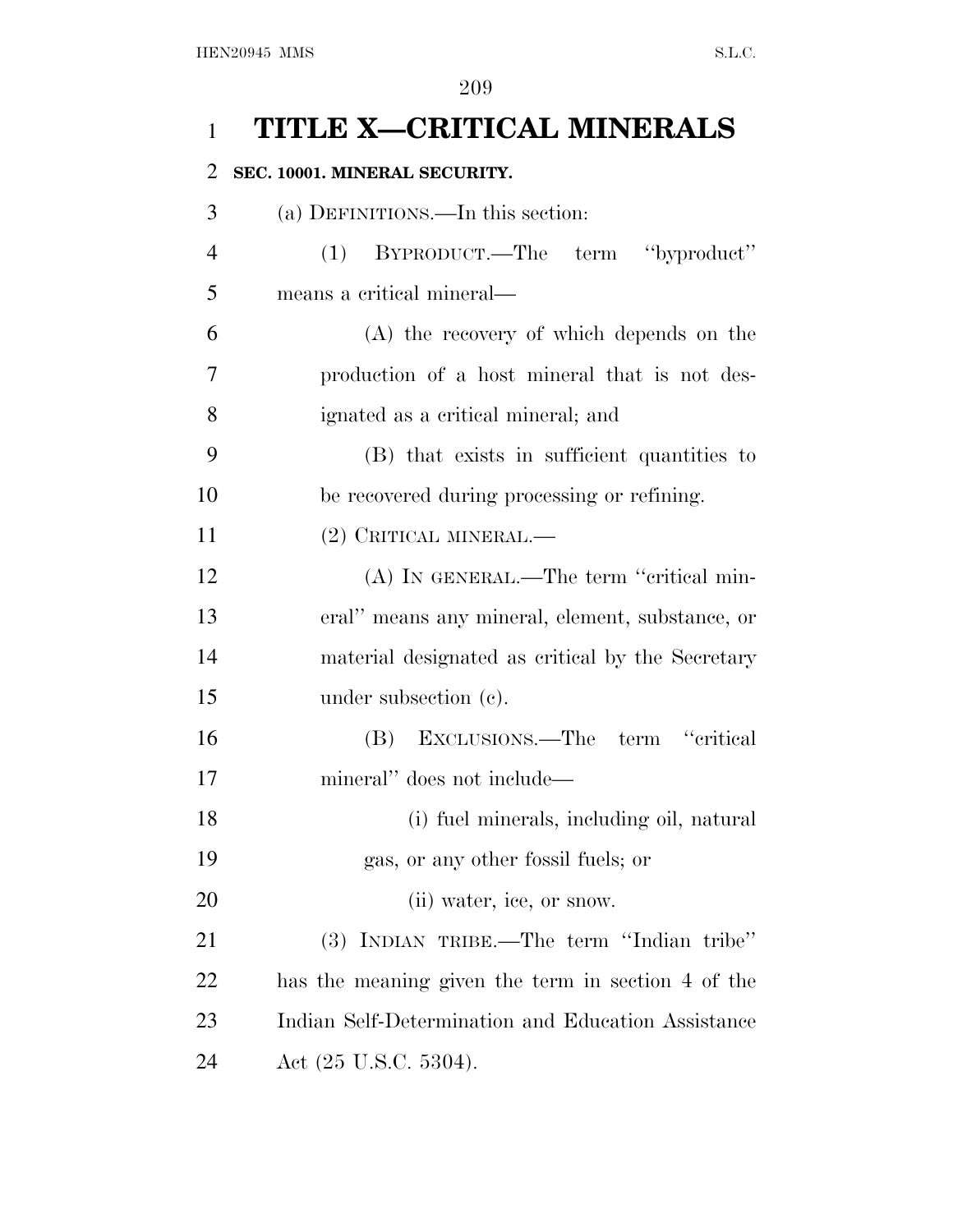# TITLE X—CRITICAL MINERALS

## SEC. 10001. MINERAL SECURITY.

(a) DEFINITIONS.—In this section:

(1) BYPRODUCT.—The term ''byproduct'' means a critical mineral—

(A) the recovery of which depends on the production of a host mineral that is not designated as a critical mineral; and

(B) that exists in sufficient quantities to be recovered during processing or refining.

(2) CRITICAL MINERAL.—

(A) IN GENERAL.—The term ''critical mineral'' means any mineral, element, substance, or material designated as critical by the Secretary under subsection (c).

(B) EXCLUSIONS.—The term ''critical mineral'' does not include—

(i) fuel minerals, including oil, natural gas, or any other fossil fuels; or

(ii) water, ice, or snow.

(3) INDIAN TRIBE.—The term ''Indian tribe'' has the meaning given the term in section 4 of the Indian Self-Determination and Education Assistance Act (25 U.S.C. 5304).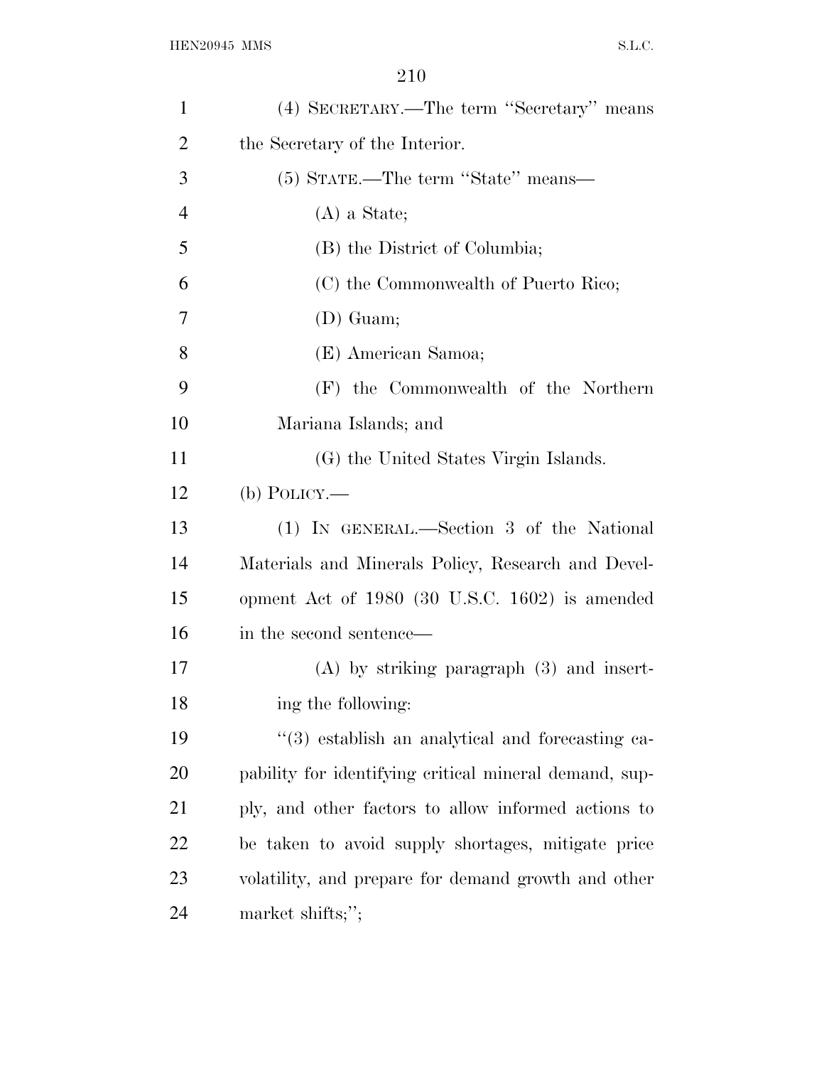(4) SECRETARY.—The term "Secretary" means the Secretary of the Interior.

(5) STATE.—The term "State" means—

(A) a State;

(B) the District of Columbia;

(C) the Commonwealth of Puerto Rico;

(D) Guam;

(E) American Samoa;

(F) the Commonwealth of the Northern Mariana Islands; and

(G) the United States Virgin Islands.

(b) POLICY.—

(1) IN GENERAL.—Section 3 of the National Materials and Minerals Policy, Research and Development Act of 1980 (30 U.S.C. 1602) is amended in the second sentence—

(A) by striking paragraph (3) and inserting the following:

"(3) establish an analytical and forecasting capability for identifying critical mineral demand, supply, and other factors to allow informed actions to be taken to avoid supply shortages, mitigate price volatility, and prepare for demand growth and other market shifts;";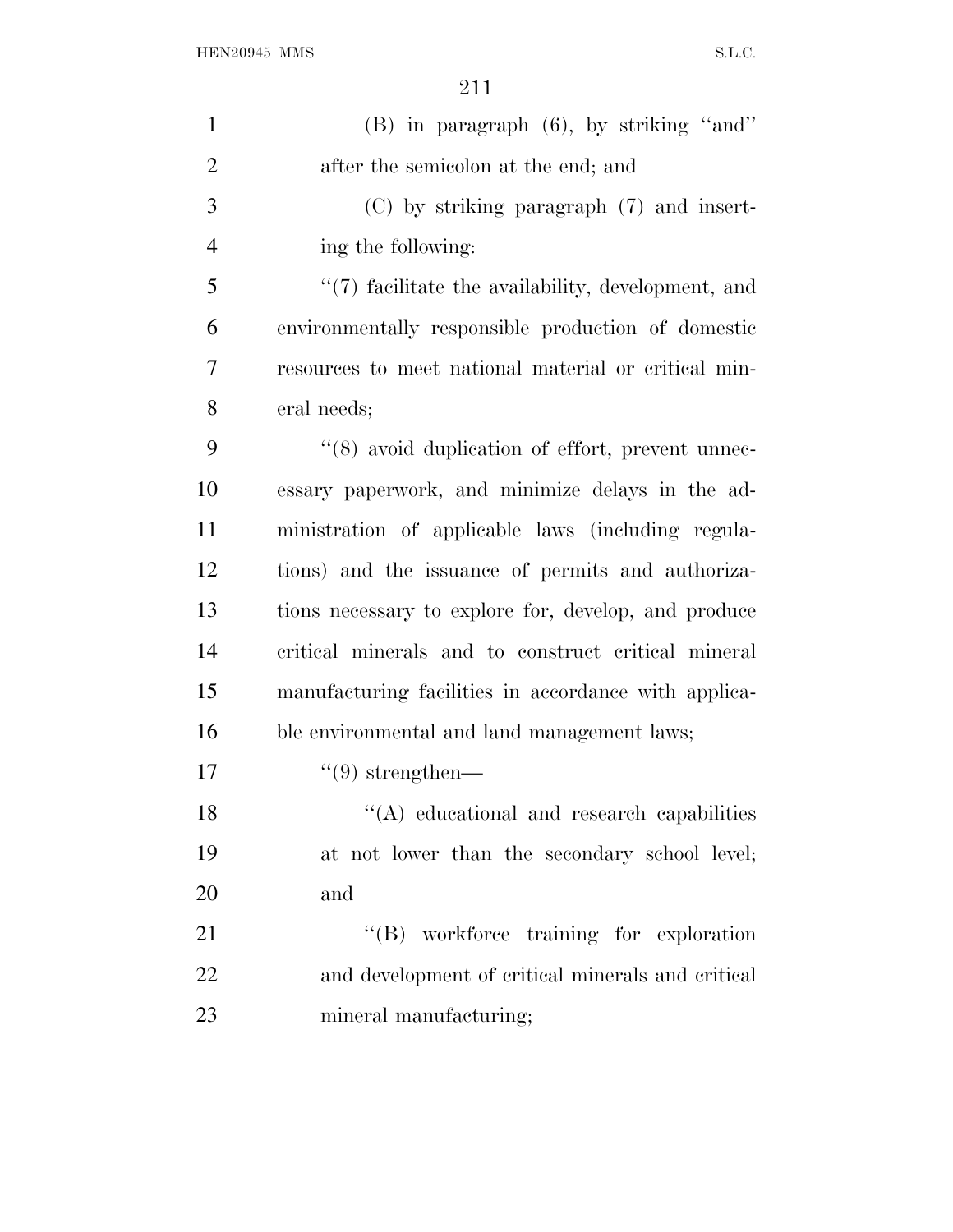(B) in paragraph (6), by striking ''and'' after the semicolon at the end; and

(C) by striking paragraph (7) and inserting the following:

''(7) facilitate the availability, development, and environmentally responsible production of domestic resources to meet national material or critical mineral needs;

''(8) avoid duplication of effort, prevent unnecessary paperwork, and minimize delays in the administration of applicable laws (including regulations) and the issuance of permits and authorizations necessary to explore for, develop, and produce critical minerals and to construct critical mineral manufacturing facilities in accordance with applicable environmental and land management laws;

''(9) strengthen—

''(A) educational and research capabilities at not lower than the secondary school level; and

''(B) workforce training for exploration and development of critical minerals and critical mineral manufacturing;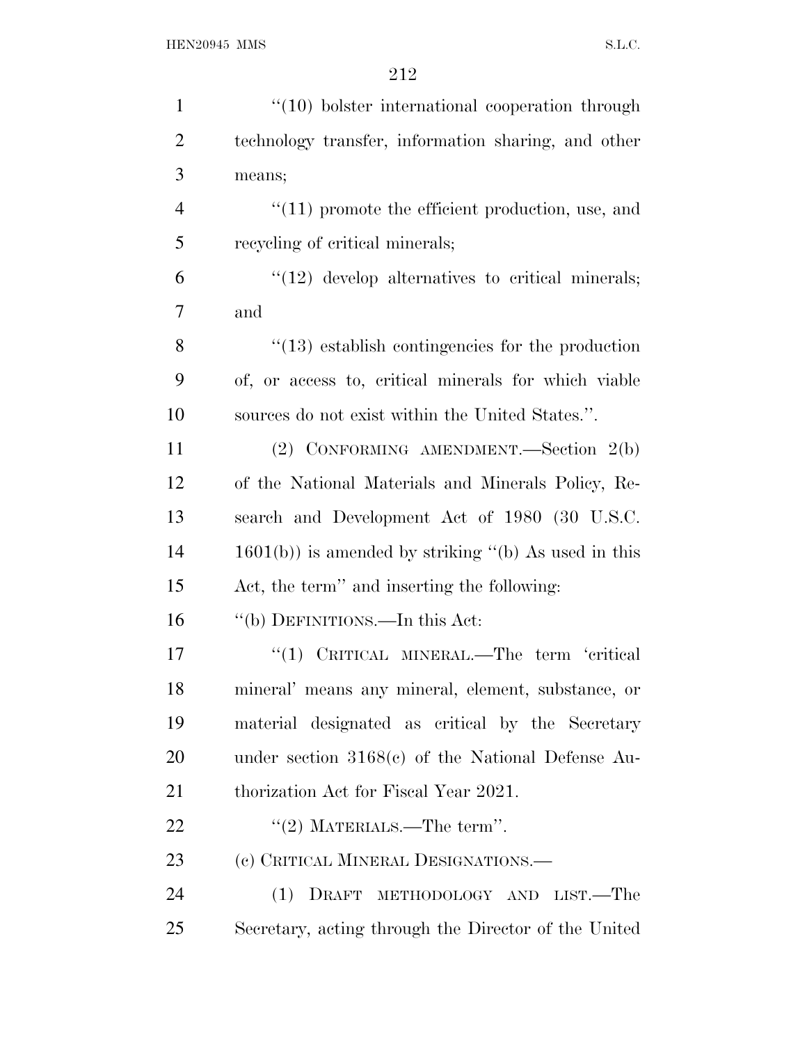"(10) bolster international cooperation through technology transfer, information sharing, and other means;

"(11) promote the efficient production, use, and recycling of critical minerals;

"(12) develop alternatives to critical minerals; and

"(13) establish contingencies for the production of, or access to, critical minerals for which viable sources do not exist within the United States.".

(2) CONFORMING AMENDMENT.—Section 2(b) of the National Materials and Minerals Policy, Research and Development Act of 1980 (30 U.S.C. 1601(b)) is amended by striking "(b) As used in this Act, the term" and inserting the following:

"(b) DEFINITIONS.—In this Act:

"(1) CRITICAL MINERAL.—The term 'critical mineral' means any mineral, element, substance, or material designated as critical by the Secretary under section 3168(c) of the National Defense Authorization Act for Fiscal Year 2021.

"(2) MATERIALS.—The term".

(c) CRITICAL MINERAL DESIGNATIONS.—

(1) DRAFT METHODOLOGY AND LIST.—The Secretary, acting through the Director of the United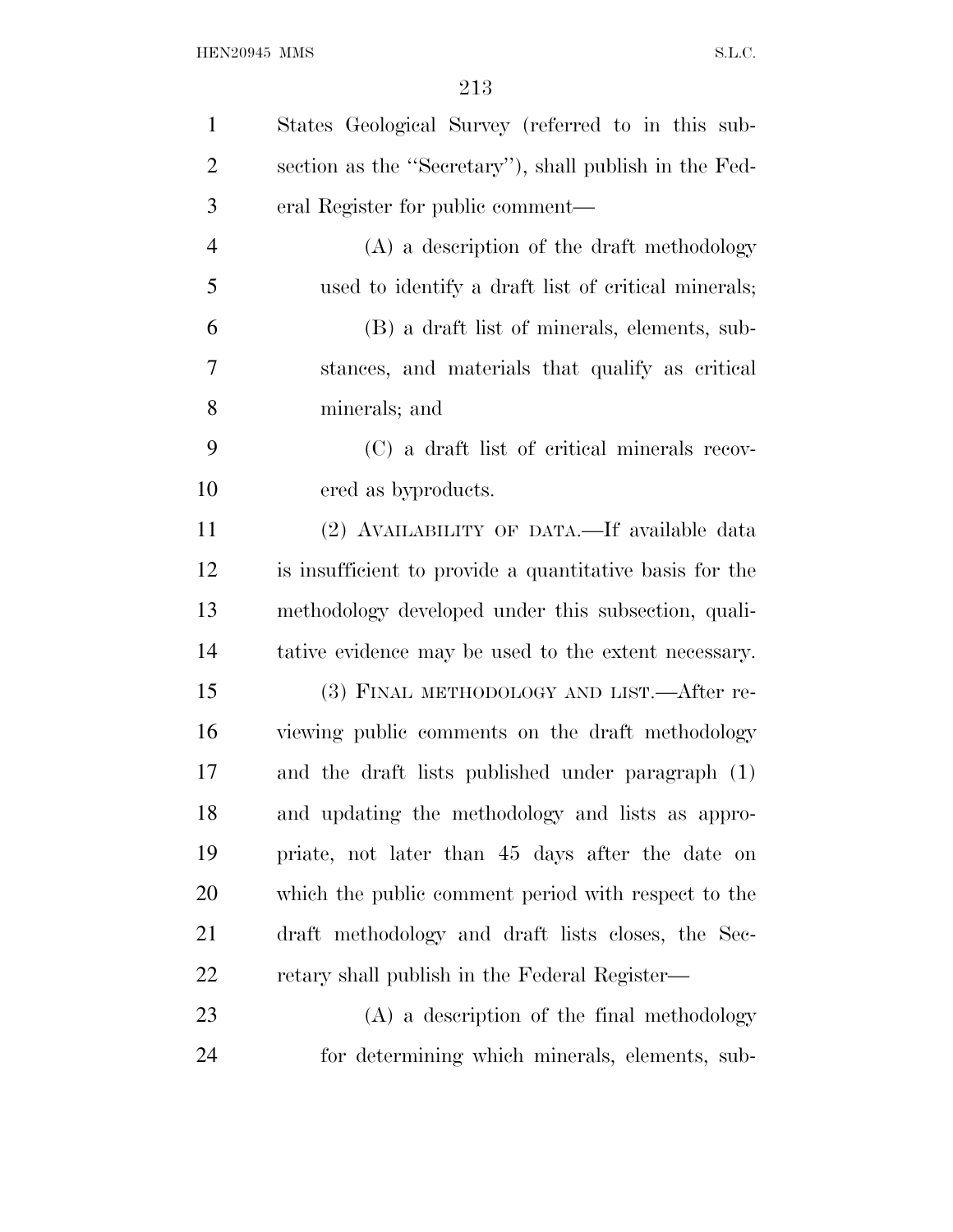States Geological Survey (referred to in this subsection as the "Secretary"), shall publish in the Federal Register for public comment—

(A) a description of the draft methodology used to identify a draft list of critical minerals;

(B) a draft list of minerals, elements, substances, and materials that qualify as critical minerals; and

(C) a draft list of critical minerals recovered as byproducts.

(2) AVAILABILITY OF DATA.—If available data is insufficient to provide a quantitative basis for the methodology developed under this subsection, qualitative evidence may be used to the extent necessary.

(3) FINAL METHODOLOGY AND LIST.—After reviewing public comments on the draft methodology and the draft lists published under paragraph (1) and updating the methodology and lists as appropriate, not later than 45 days after the date on which the public comment period with respect to the draft methodology and draft lists closes, the Secretary shall publish in the Federal Register—

(A) a description of the final methodology for determining which minerals, elements, sub-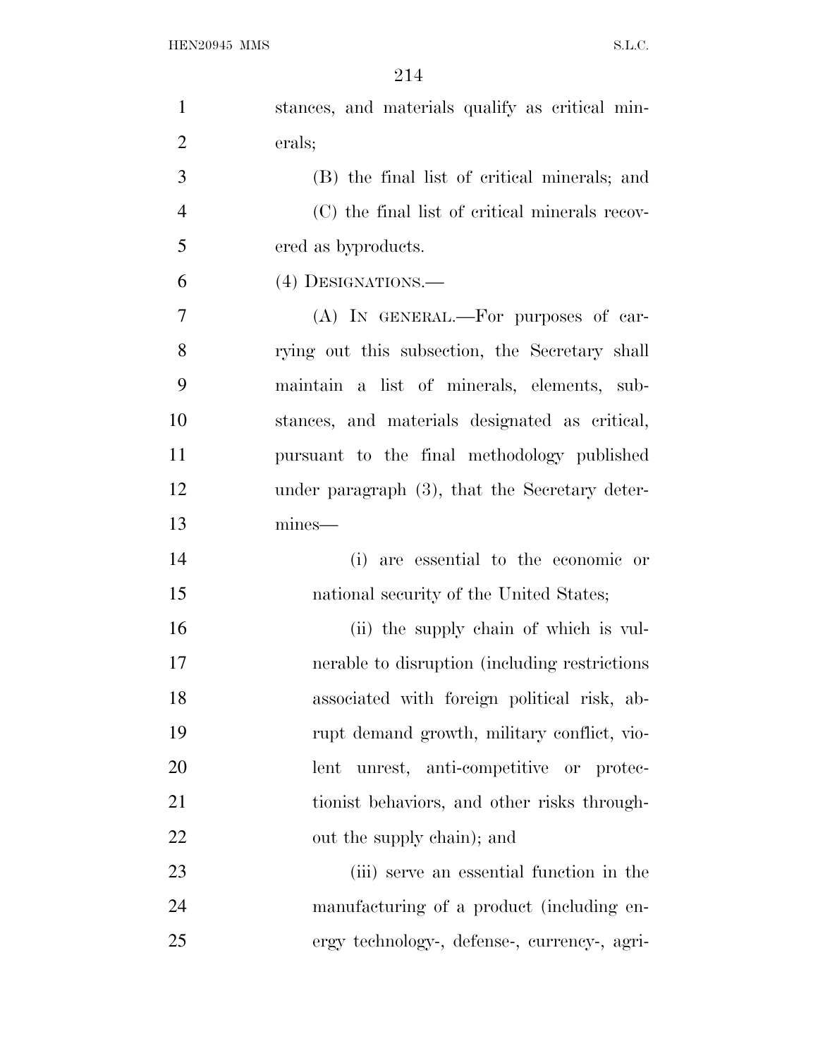stances, and materials qualify as critical minerals;

(B) the final list of critical minerals; and

(C) the final list of critical minerals recovered as byproducts.

(4) DESIGNATIONS.—

(A) IN GENERAL.—For purposes of carrying out this subsection, the Secretary shall maintain a list of minerals, elements, substances, and materials designated as critical, pursuant to the final methodology published under paragraph (3), that the Secretary determines—

(i) are essential to the economic or national security of the United States;

(ii) the supply chain of which is vulnerable to disruption (including restrictions associated with foreign political risk, abrupt demand growth, military conflict, violent unrest, anti-competitive or protectionist behaviors, and other risks throughout the supply chain); and

(iii) serve an essential function in the manufacturing of a product (including energy technology-, defense-, currency-, agri-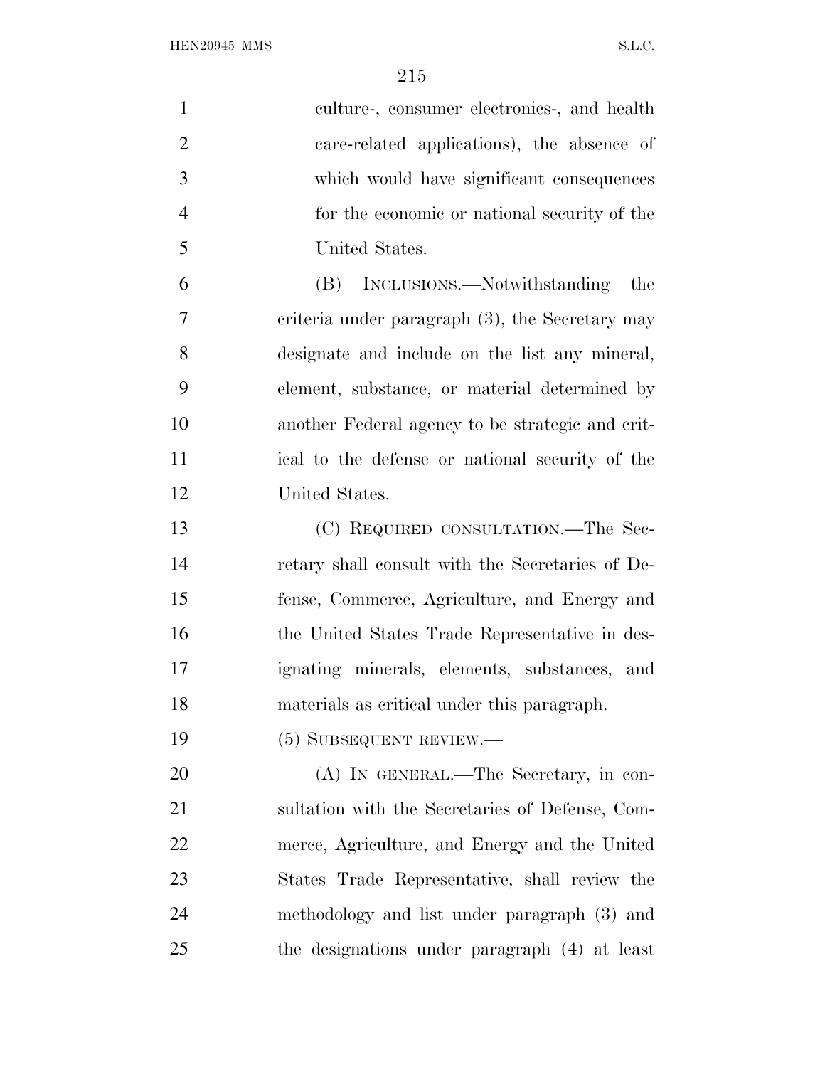culture-, consumer electronics-, and health care-related applications), the absence of which would have significant consequences for the economic or national security of the United States.

(B) INCLUSIONS.—Notwithstanding the criteria under paragraph (3), the Secretary may designate and include on the list any mineral, element, substance, or material determined by another Federal agency to be strategic and critical to the defense or national security of the United States.

(C) REQUIRED CONSULTATION.—The Secretary shall consult with the Secretaries of Defense, Commerce, Agriculture, and Energy and the United States Trade Representative in designating minerals, elements, substances, and materials as critical under this paragraph.

(5) SUBSEQUENT REVIEW.—

(A) IN GENERAL.—The Secretary, in consultation with the Secretaries of Defense, Commerce, Agriculture, and Energy and the United States Trade Representative, shall review the methodology and list under paragraph (3) and the designations under paragraph (4) at least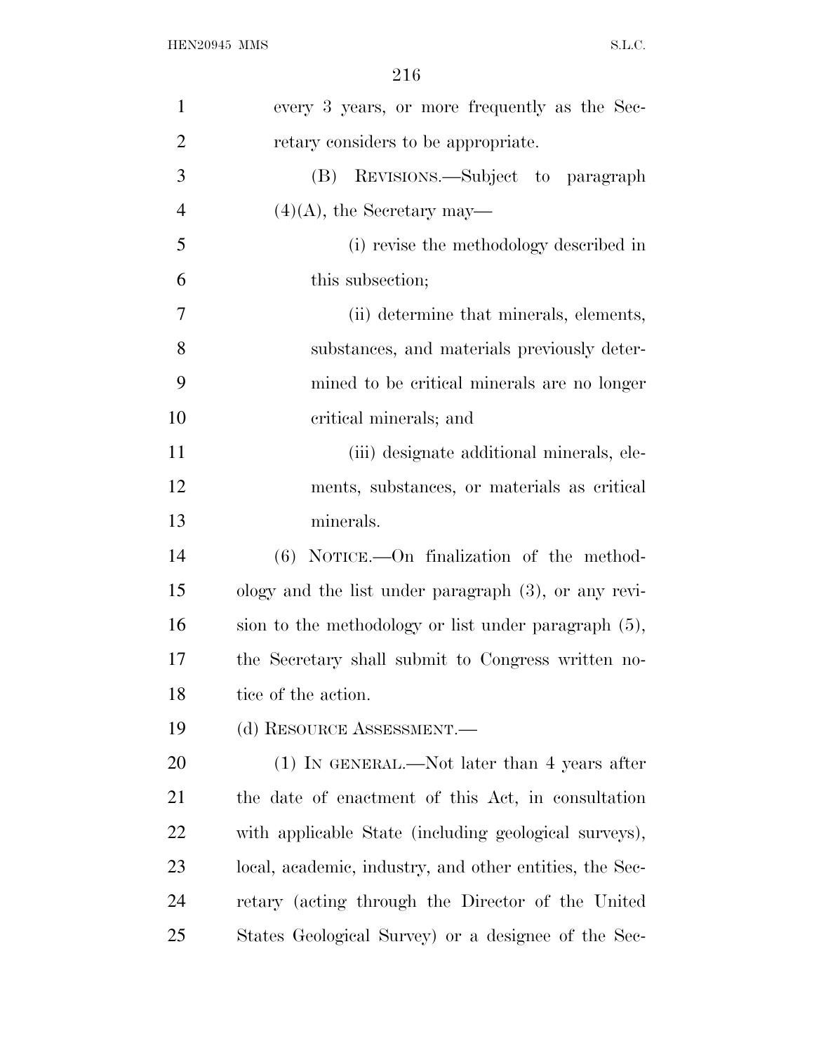every 3 years, or more frequently as the Secretary considers to be appropriate.

(B) REVISIONS.—Subject to paragraph (4)(A), the Secretary may—

(i) revise the methodology described in this subsection;

(ii) determine that minerals, elements, substances, and materials previously determined to be critical minerals are no longer critical minerals; and

(iii) designate additional minerals, elements, substances, or materials as critical minerals.

(6) NOTICE.—On finalization of the methodology and the list under paragraph (3), or any revision to the methodology or list under paragraph (5), the Secretary shall submit to Congress written notice of the action.

(d) RESOURCE ASSESSMENT.—

(1) IN GENERAL.—Not later than 4 years after the date of enactment of this Act, in consultation with applicable State (including geological surveys), local, academic, industry, and other entities, the Secretary (acting through the Director of the United States Geological Survey) or a designee of the Sec-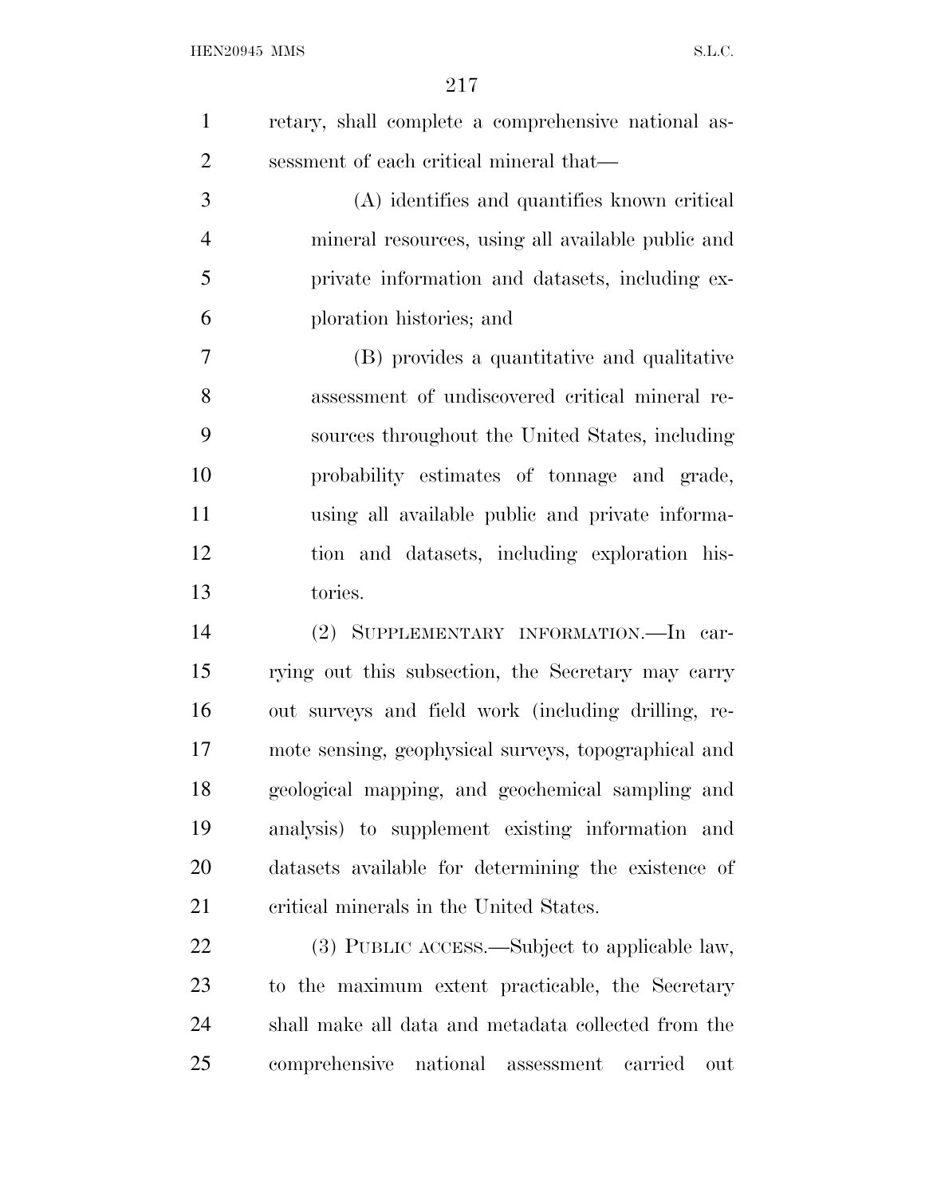retary, shall complete a comprehensive national assessment of each critical mineral that—

(A) identifies and quantifies known critical mineral resources, using all available public and private information and datasets, including exploration histories; and

(B) provides a quantitative and qualitative assessment of undiscovered critical mineral resources throughout the United States, including probability estimates of tonnage and grade, using all available public and private information and datasets, including exploration histories.

(2) SUPPLEMENTARY INFORMATION.—In carrying out this subsection, the Secretary may carry out surveys and field work (including drilling, remote sensing, geophysical surveys, topographical and geological mapping, and geochemical sampling and analysis) to supplement existing information and datasets available for determining the existence of critical minerals in the United States.

(3) PUBLIC ACCESS.—Subject to applicable law, to the maximum extent practicable, the Secretary shall make all data and metadata collected from the comprehensive national assessment carried out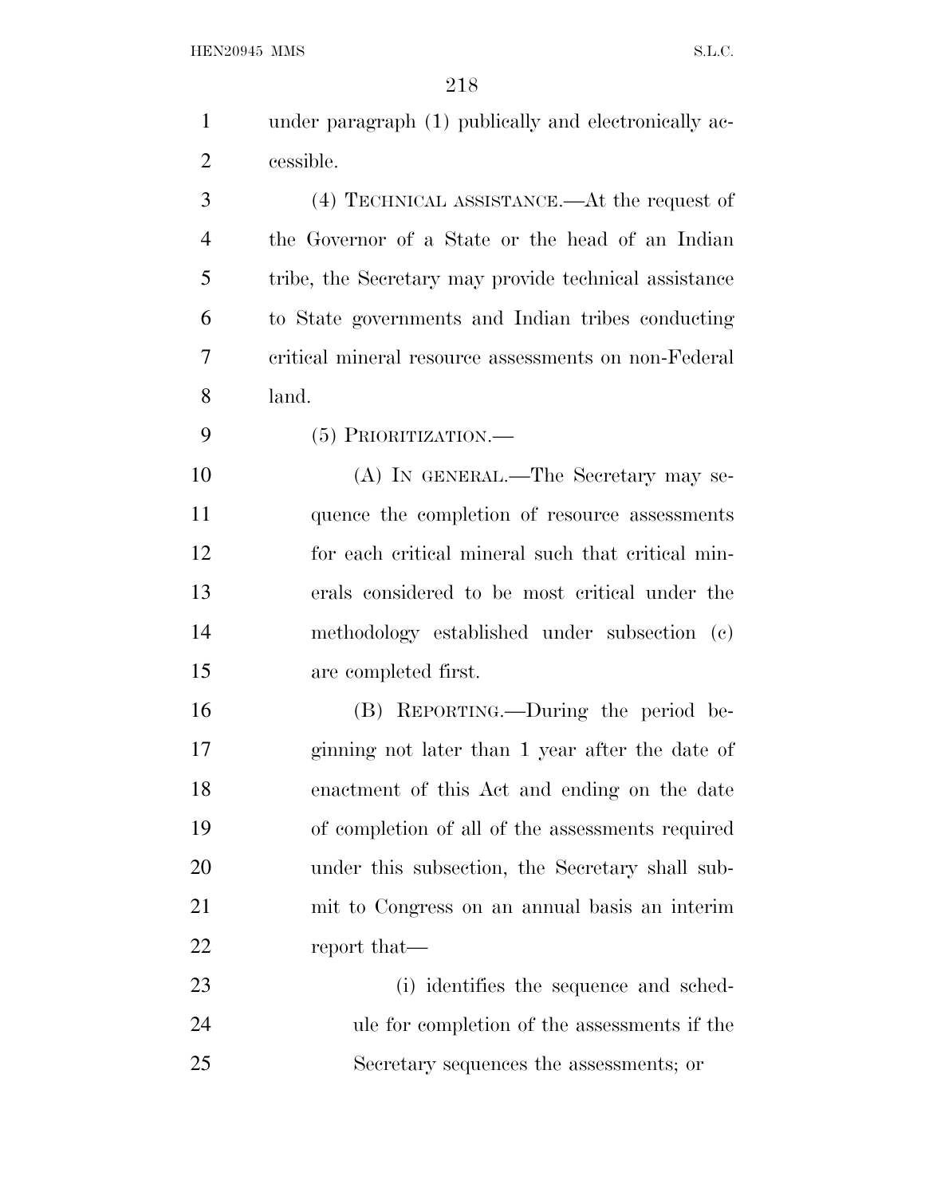under paragraph (1) publically and electronically accessible.

(4) TECHNICAL ASSISTANCE.—At the request of the Governor of a State or the head of an Indian tribe, the Secretary may provide technical assistance to State governments and Indian tribes conducting critical mineral resource assessments on non-Federal land.

(5) PRIORITIZATION.—

(A) IN GENERAL.—The Secretary may sequence the completion of resource assessments for each critical mineral such that critical minerals considered to be most critical under the methodology established under subsection (c) are completed first.

(B) REPORTING.—During the period beginning not later than 1 year after the date of enactment of this Act and ending on the date of completion of all of the assessments required under this subsection, the Secretary shall submit to Congress on an annual basis an interim report that—

(i) identifies the sequence and schedule for completion of the assessments if the Secretary sequences the assessments; or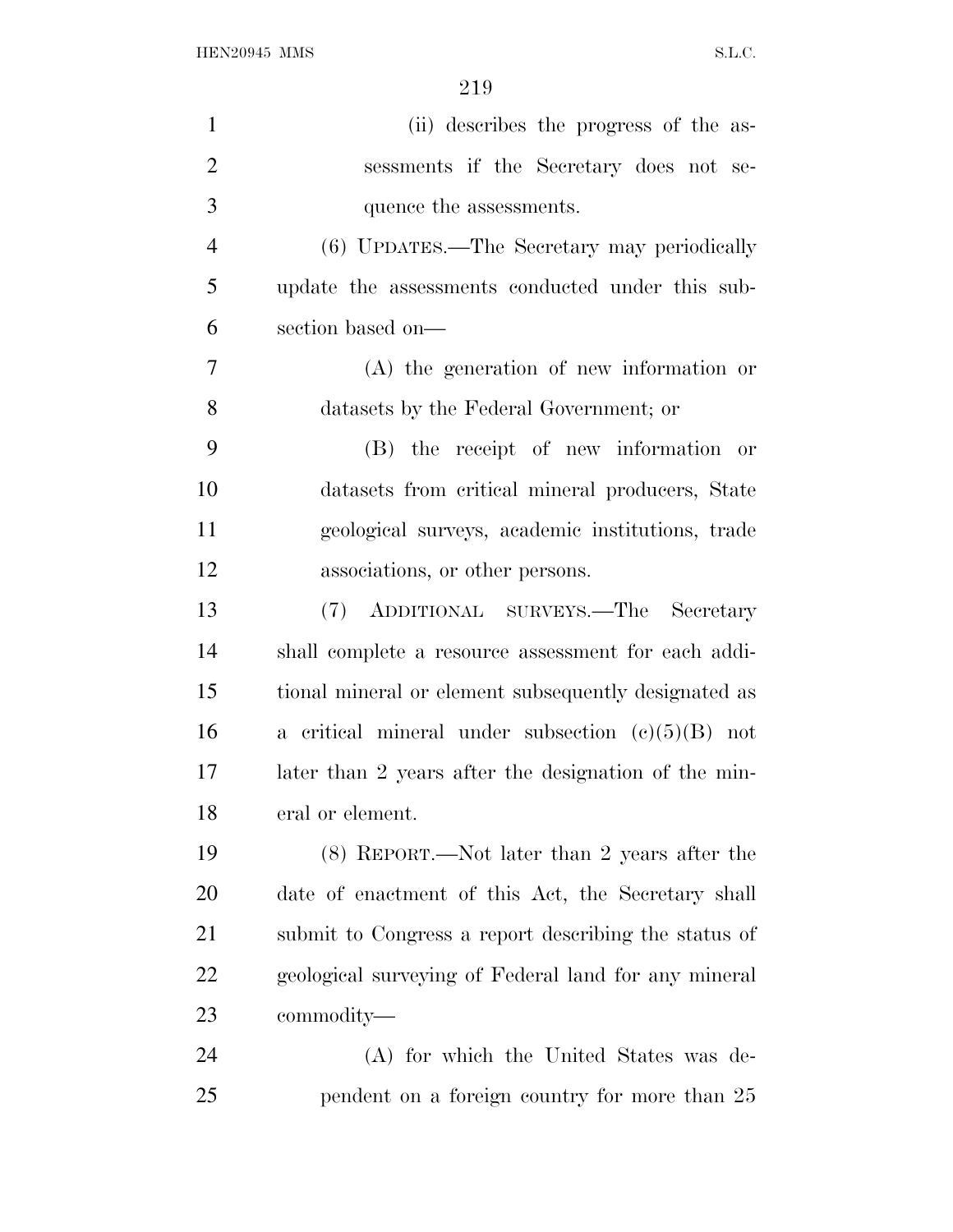(ii) describes the progress of the assessments if the Secretary does not sequence the assessments.

(6) UPDATES.—The Secretary may periodically update the assessments conducted under this subsection based on—

(A) the generation of new information or datasets by the Federal Government; or

(B) the receipt of new information or datasets from critical mineral producers, State geological surveys, academic institutions, trade associations, or other persons.

(7) ADDITIONAL SURVEYS.—The Secretary shall complete a resource assessment for each additional mineral or element subsequently designated as a critical mineral under subsection (c)(5)(B) not later than 2 years after the designation of the mineral or element.

(8) REPORT.—Not later than 2 years after the date of enactment of this Act, the Secretary shall submit to Congress a report describing the status of geological surveying of Federal land for any mineral commodity—

(A) for which the United States was dependent on a foreign country for more than 25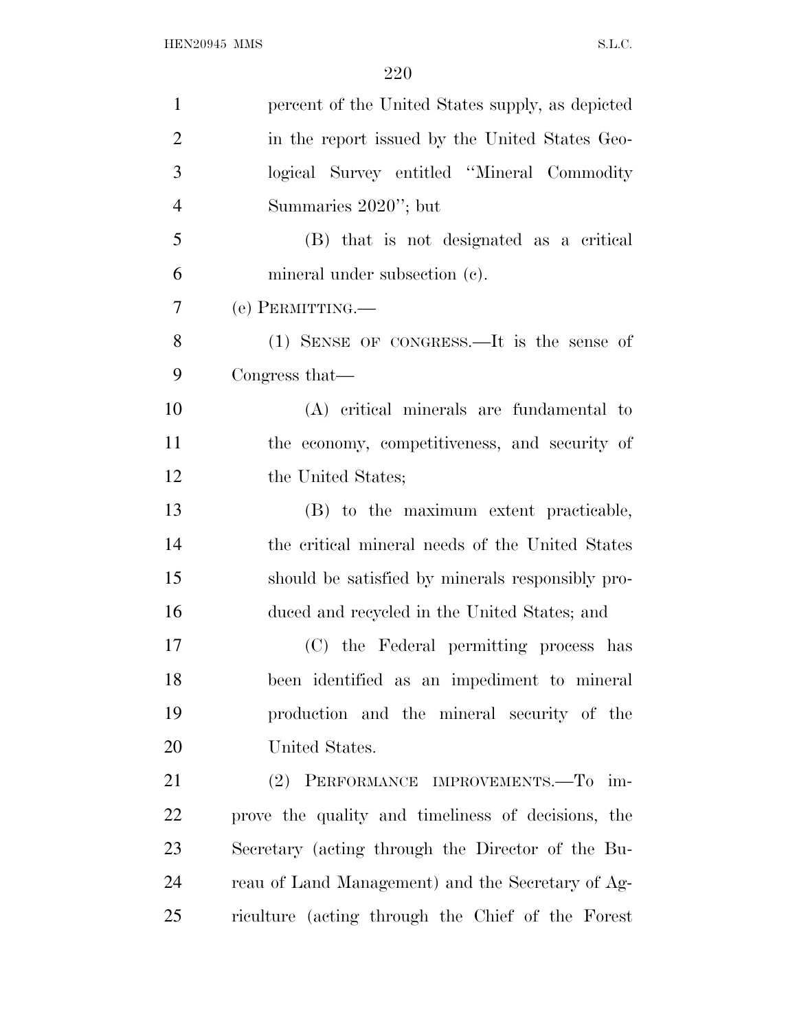percent of the United States supply, as depicted in the report issued by the United States Geological Survey entitled "Mineral Commodity Summaries 2020"; but

(B) that is not designated as a critical mineral under subsection (c).

(e) PERMITTING.—

(1) SENSE OF CONGRESS.—It is the sense of Congress that—

(A) critical minerals are fundamental to the economy, competitiveness, and security of the United States;

(B) to the maximum extent practicable, the critical mineral needs of the United States should be satisfied by minerals responsibly produced and recycled in the United States; and

(C) the Federal permitting process has been identified as an impediment to mineral production and the mineral security of the United States.

(2) PERFORMANCE IMPROVEMENTS.—To improve the quality and timeliness of decisions, the Secretary (acting through the Director of the Bureau of Land Management) and the Secretary of Agriculture (acting through the Chief of the Forest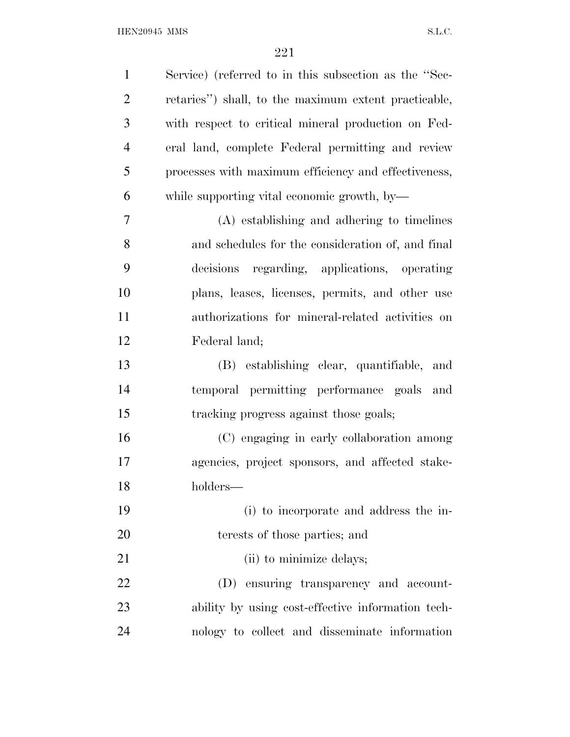Service) (referred to in this subsection as the "Secretaries") shall, to the maximum extent practicable, with respect to critical mineral production on Federal land, complete Federal permitting and review processes with maximum efficiency and effectiveness, while supporting vital economic growth, by—

(A) establishing and adhering to timelines and schedules for the consideration of, and final decisions regarding, applications, operating plans, leases, licenses, permits, and other use authorizations for mineral-related activities on Federal land;

(B) establishing clear, quantifiable, and temporal permitting performance goals and tracking progress against those goals;

(C) engaging in early collaboration among agencies, project sponsors, and affected stakeholders—

(i) to incorporate and address the interests of those parties; and

(ii) to minimize delays;

(D) ensuring transparency and accountability by using cost-effective information technology to collect and disseminate information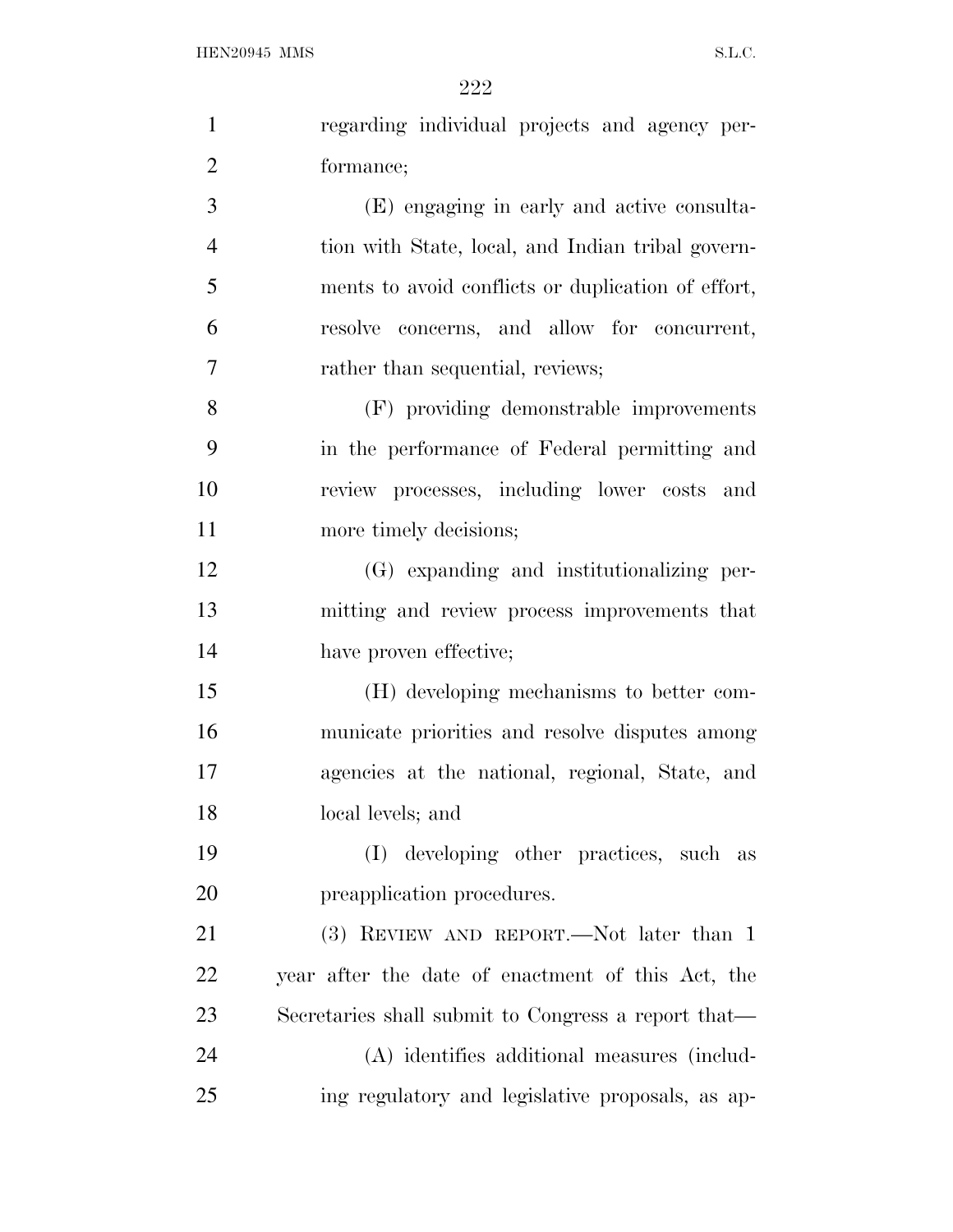regarding individual projects and agency performance;

(E) engaging in early and active consultation with State, local, and Indian tribal governments to avoid conflicts or duplication of effort, resolve concerns, and allow for concurrent, rather than sequential, reviews;

(F) providing demonstrable improvements in the performance of Federal permitting and review processes, including lower costs and more timely decisions;

(G) expanding and institutionalizing permitting and review process improvements that have proven effective;

(H) developing mechanisms to better communicate priorities and resolve disputes among agencies at the national, regional, State, and local levels; and

(I) developing other practices, such as preapplication procedures.

(3) REVIEW AND REPORT.—Not later than 1 year after the date of enactment of this Act, the Secretaries shall submit to Congress a report that—

(A) identifies additional measures (including regulatory and legislative proposals, as ap-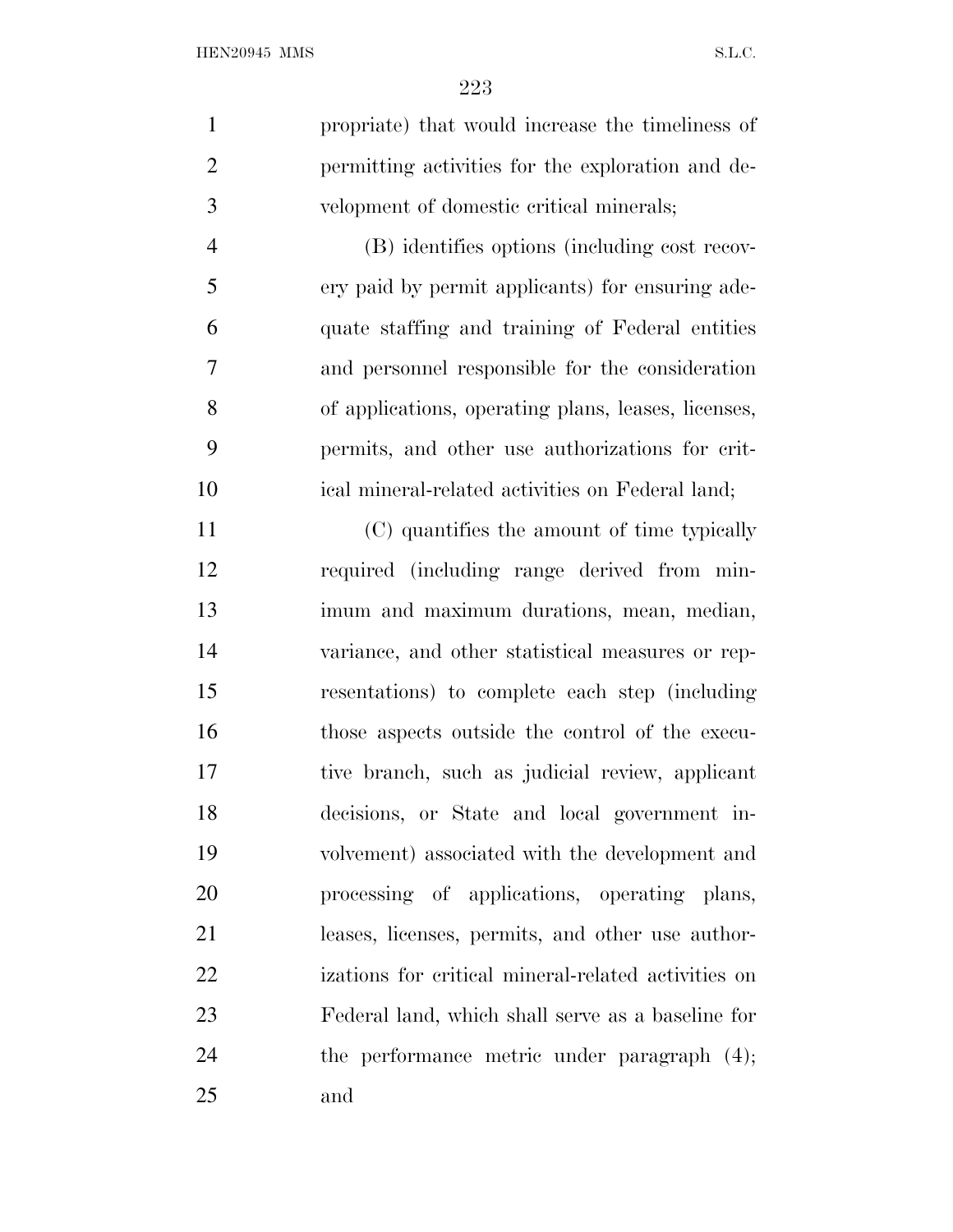propriate) that would increase the timeliness of permitting activities for the exploration and development of domestic critical minerals;

(B) identifies options (including cost recovery paid by permit applicants) for ensuring adequate staffing and training of Federal entities and personnel responsible for the consideration of applications, operating plans, leases, licenses, permits, and other use authorizations for critical mineral-related activities on Federal land;

(C) quantifies the amount of time typically required (including range derived from minimum and maximum durations, mean, median, variance, and other statistical measures or representations) to complete each step (including those aspects outside the control of the executive branch, such as judicial review, applicant decisions, or State and local government involvement) associated with the development and processing of applications, operating plans, leases, licenses, permits, and other use authorizations for critical mineral-related activities on Federal land, which shall serve as a baseline for the performance metric under paragraph (4); and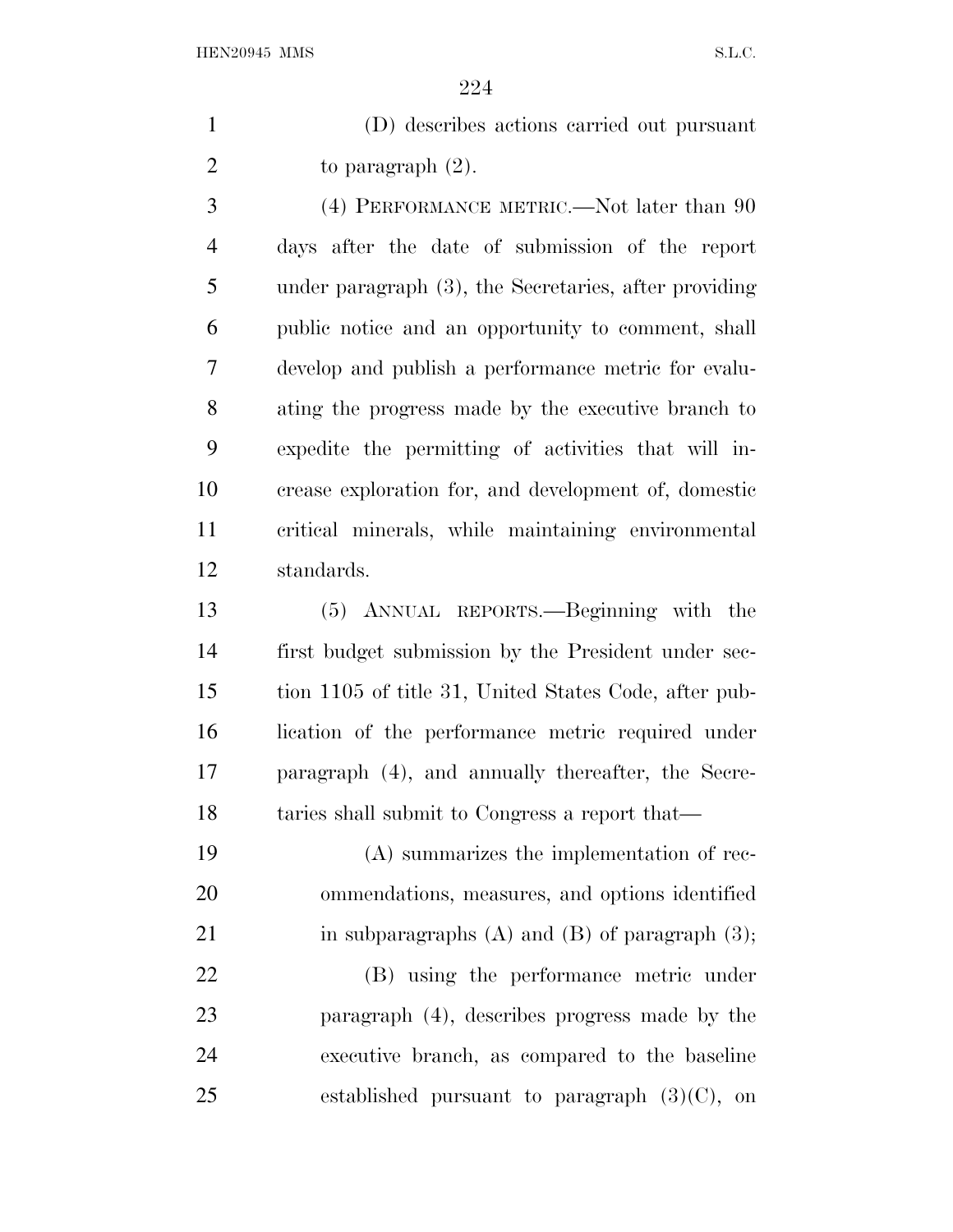(D) describes actions carried out pursuant to paragraph (2).

(4) PERFORMANCE METRIC.—Not later than 90 days after the date of submission of the report under paragraph (3), the Secretaries, after providing public notice and an opportunity to comment, shall develop and publish a performance metric for evaluating the progress made by the executive branch to expedite the permitting of activities that will increase exploration for, and development of, domestic critical minerals, while maintaining environmental standards.

(5) ANNUAL REPORTS.—Beginning with the first budget submission by the President under section 1105 of title 31, United States Code, after publication of the performance metric required under paragraph (4), and annually thereafter, the Secretaries shall submit to Congress a report that—

(A) summarizes the implementation of recommendations, measures, and options identified in subparagraphs (A) and (B) of paragraph (3);

(B) using the performance metric under paragraph (4), describes progress made by the executive branch, as compared to the baseline established pursuant to paragraph (3)(C), on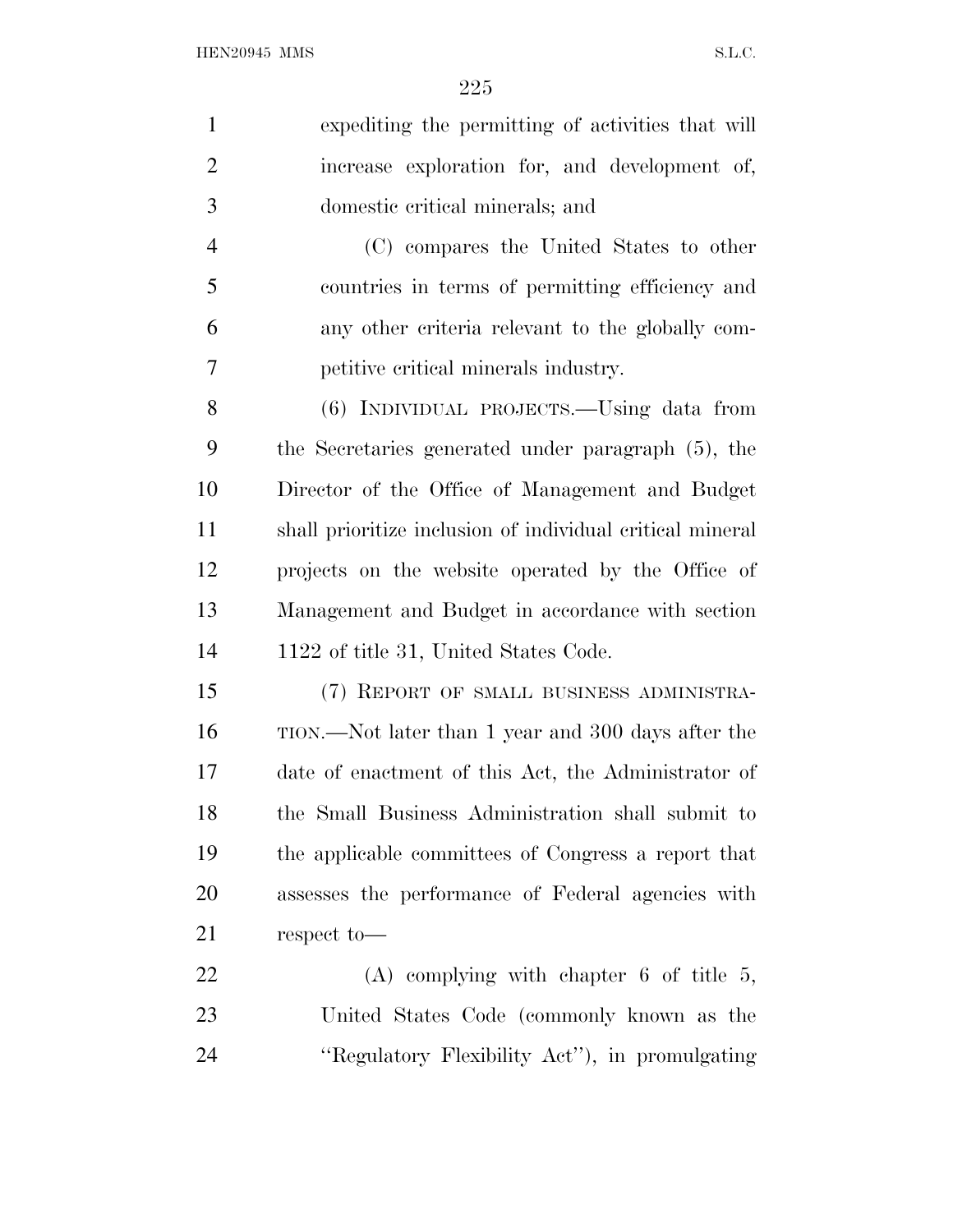expediting the permitting of activities that will increase exploration for, and development of, domestic critical minerals; and

(C) compares the United States to other countries in terms of permitting efficiency and any other criteria relevant to the globally competitive critical minerals industry.

(6) INDIVIDUAL PROJECTS.—Using data from the Secretaries generated under paragraph (5), the Director of the Office of Management and Budget shall prioritize inclusion of individual critical mineral projects on the website operated by the Office of Management and Budget in accordance with section 1122 of title 31, United States Code.

(7) REPORT OF SMALL BUSINESS ADMINISTRATION.—Not later than 1 year and 300 days after the date of enactment of this Act, the Administrator of the Small Business Administration shall submit to the applicable committees of Congress a report that assesses the performance of Federal agencies with respect to—

(A) complying with chapter 6 of title 5, United States Code (commonly known as the ''Regulatory Flexibility Act''), in promulgating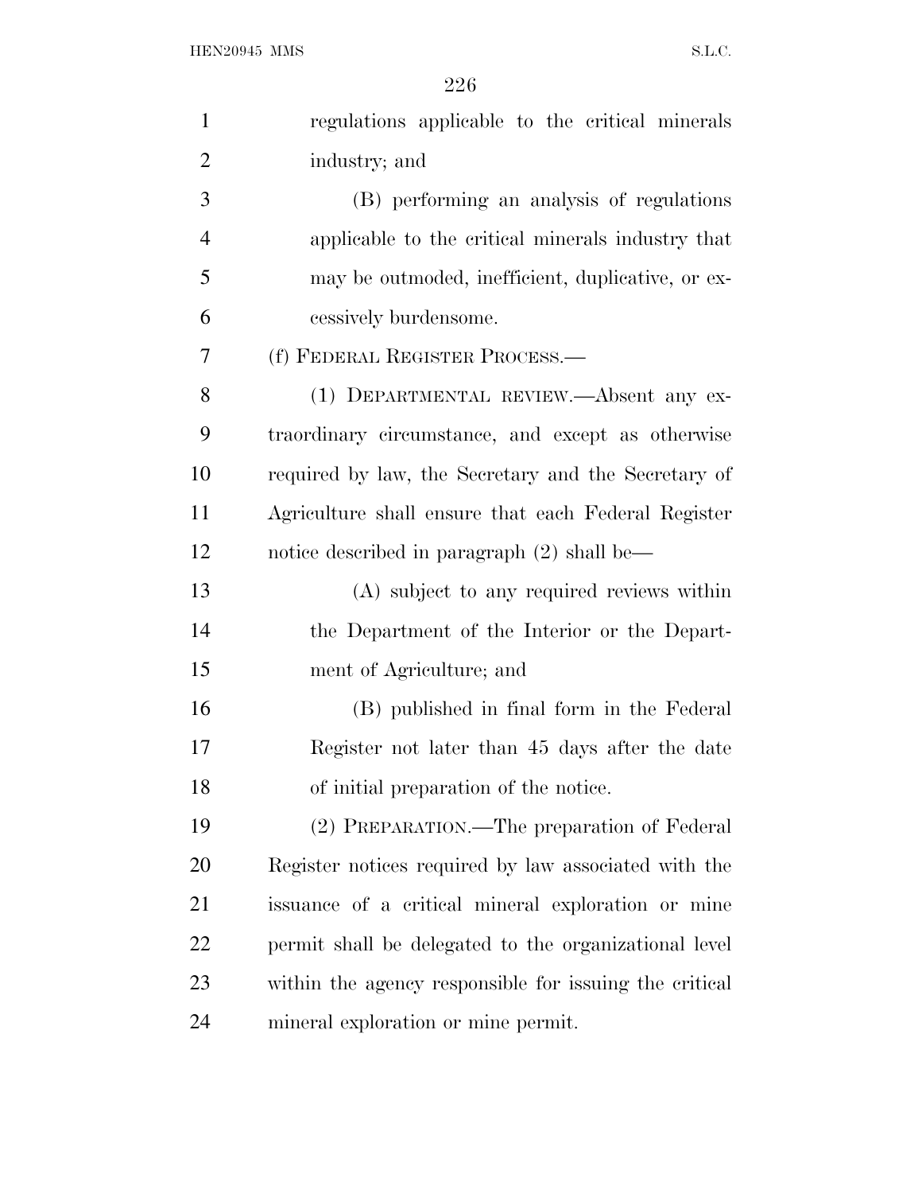regulations applicable to the critical minerals industry; and

(B) performing an analysis of regulations applicable to the critical minerals industry that may be outmoded, inefficient, duplicative, or excessively burdensome.

(f) FEDERAL REGISTER PROCESS.—

(1) DEPARTMENTAL REVIEW.—Absent any extraordinary circumstance, and except as otherwise required by law, the Secretary and the Secretary of Agriculture shall ensure that each Federal Register notice described in paragraph (2) shall be—

(A) subject to any required reviews within the Department of the Interior or the Department of Agriculture; and

(B) published in final form in the Federal Register not later than 45 days after the date of initial preparation of the notice.

(2) PREPARATION.—The preparation of Federal Register notices required by law associated with the issuance of a critical mineral exploration or mine permit shall be delegated to the organizational level within the agency responsible for issuing the critical mineral exploration or mine permit.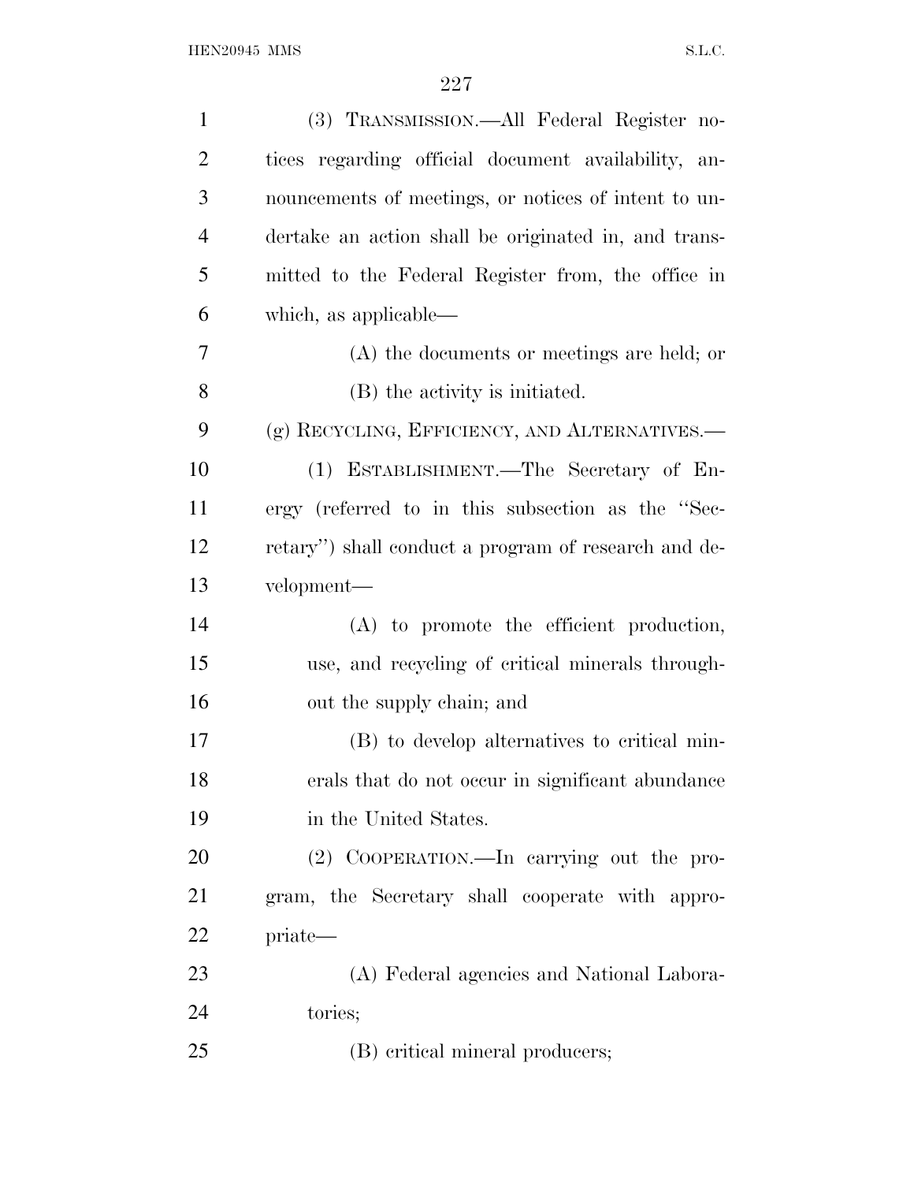(3) TRANSMISSION.—All Federal Register notices regarding official document availability, announcements of meetings, or notices of intent to undertake an action shall be originated in, and transmitted to the Federal Register from, the office in which, as applicable—

(A) the documents or meetings are held; or

(B) the activity is initiated.

(g) RECYCLING, EFFICIENCY, AND ALTERNATIVES.—

(1) ESTABLISHMENT.—The Secretary of Energy (referred to in this subsection as the ''Secretary'') shall conduct a program of research and development—

(A) to promote the efficient production, use, and recycling of critical minerals throughout the supply chain; and

(B) to develop alternatives to critical minerals that do not occur in significant abundance in the United States.

(2) COOPERATION.—In carrying out the program, the Secretary shall cooperate with appropriate—

(A) Federal agencies and National Laboratories;

(B) critical mineral producers;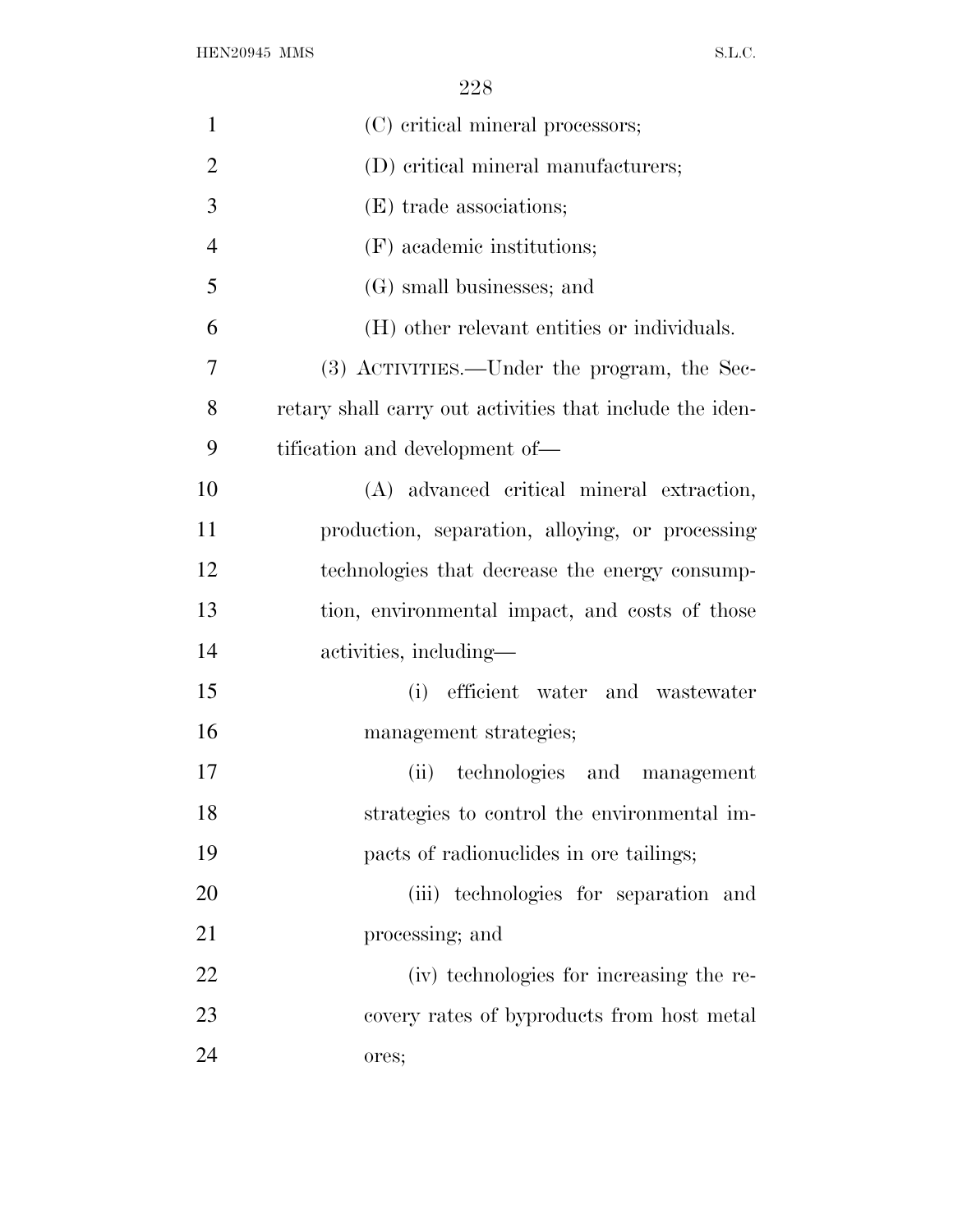(C) critical mineral processors;

(D) critical mineral manufacturers;

(E) trade associations;

(F) academic institutions;

(G) small businesses; and

(H) other relevant entities or individuals.

(3) ACTIVITIES.—Under the program, the Secretary shall carry out activities that include the identification and development of—

(A) advanced critical mineral extraction, production, separation, alloying, or processing technologies that decrease the energy consumption, environmental impact, and costs of those activities, including—

(i) efficient water and wastewater management strategies;

(ii) technologies and management strategies to control the environmental impacts of radionuclides in ore tailings;

(iii) technologies for separation and processing; and

(iv) technologies for increasing the recovery rates of byproducts from host metal ores;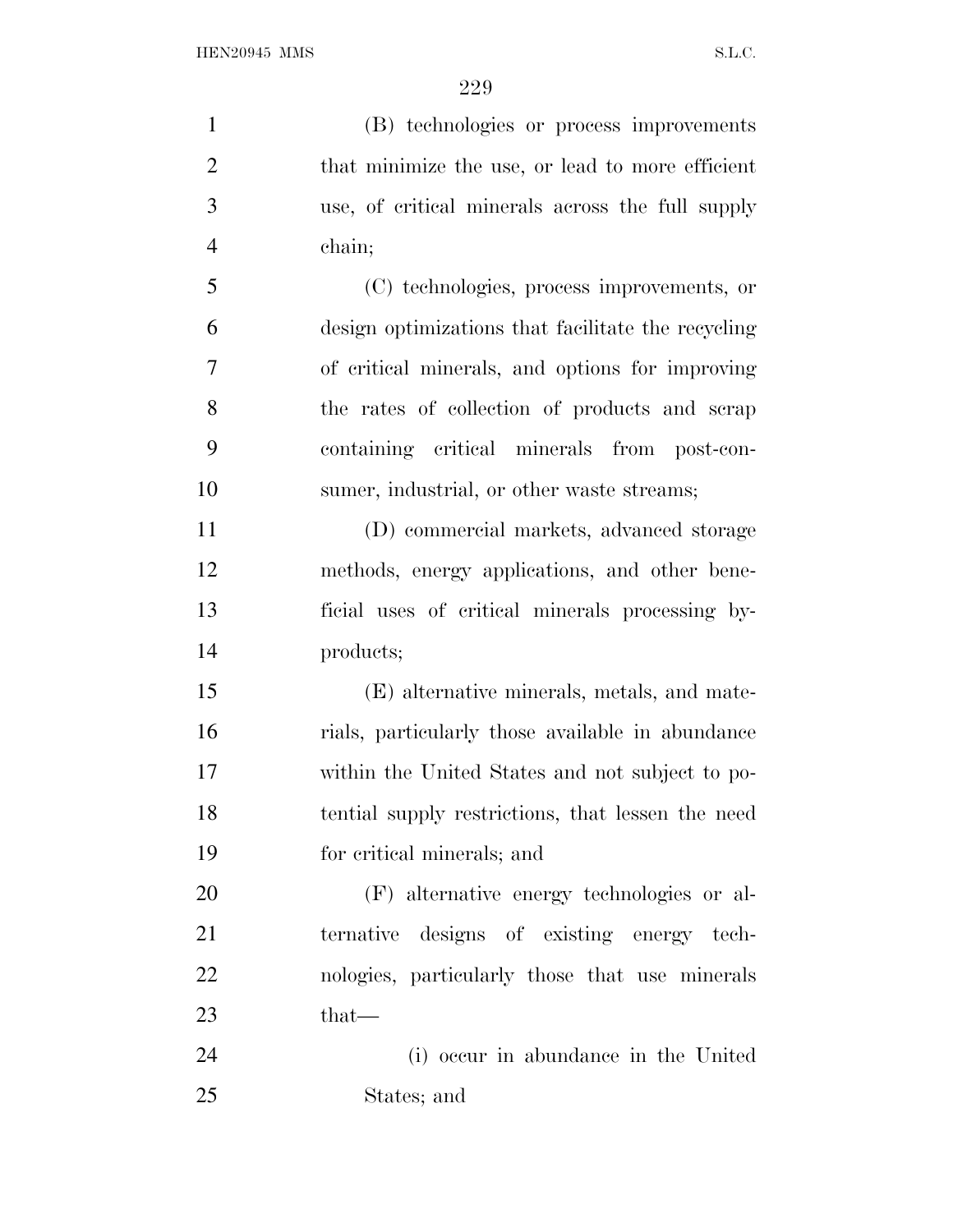(B) technologies or process improvements that minimize the use, or lead to more efficient use, of critical minerals across the full supply chain;

(C) technologies, process improvements, or design optimizations that facilitate the recycling of critical minerals, and options for improving the rates of collection of products and scrap containing critical minerals from post-consumer, industrial, or other waste streams;

(D) commercial markets, advanced storage methods, energy applications, and other beneficial uses of critical minerals processing byproducts;

(E) alternative minerals, metals, and materials, particularly those available in abundance within the United States and not subject to potential supply restrictions, that lessen the need for critical minerals; and

(F) alternative energy technologies or alternative designs of existing energy technologies, particularly those that use minerals that—

(i) occur in abundance in the United States; and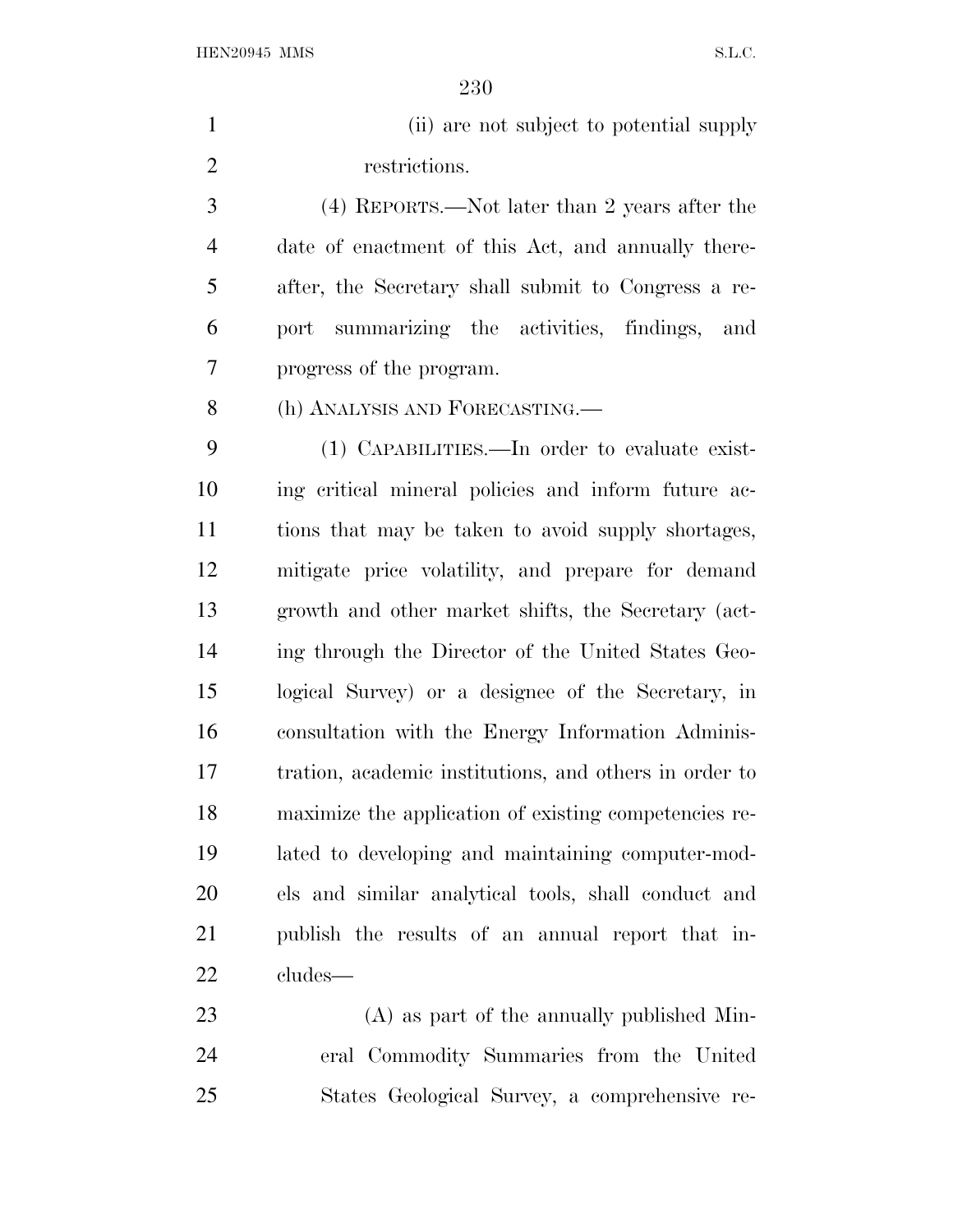(ii) are not subject to potential supply restrictions.

(4) REPORTS.—Not later than 2 years after the date of enactment of this Act, and annually thereafter, the Secretary shall submit to Congress a report summarizing the activities, findings, and progress of the program.

(h) ANALYSIS AND FORECASTING.—

(1) CAPABILITIES.—In order to evaluate existing critical mineral policies and inform future actions that may be taken to avoid supply shortages, mitigate price volatility, and prepare for demand growth and other market shifts, the Secretary (acting through the Director of the United States Geological Survey) or a designee of the Secretary, in consultation with the Energy Information Administration, academic institutions, and others in order to maximize the application of existing competencies related to developing and maintaining computer-models and similar analytical tools, shall conduct and publish the results of an annual report that includes—

(A) as part of the annually published Mineral Commodity Summaries from the United States Geological Survey, a comprehensive re-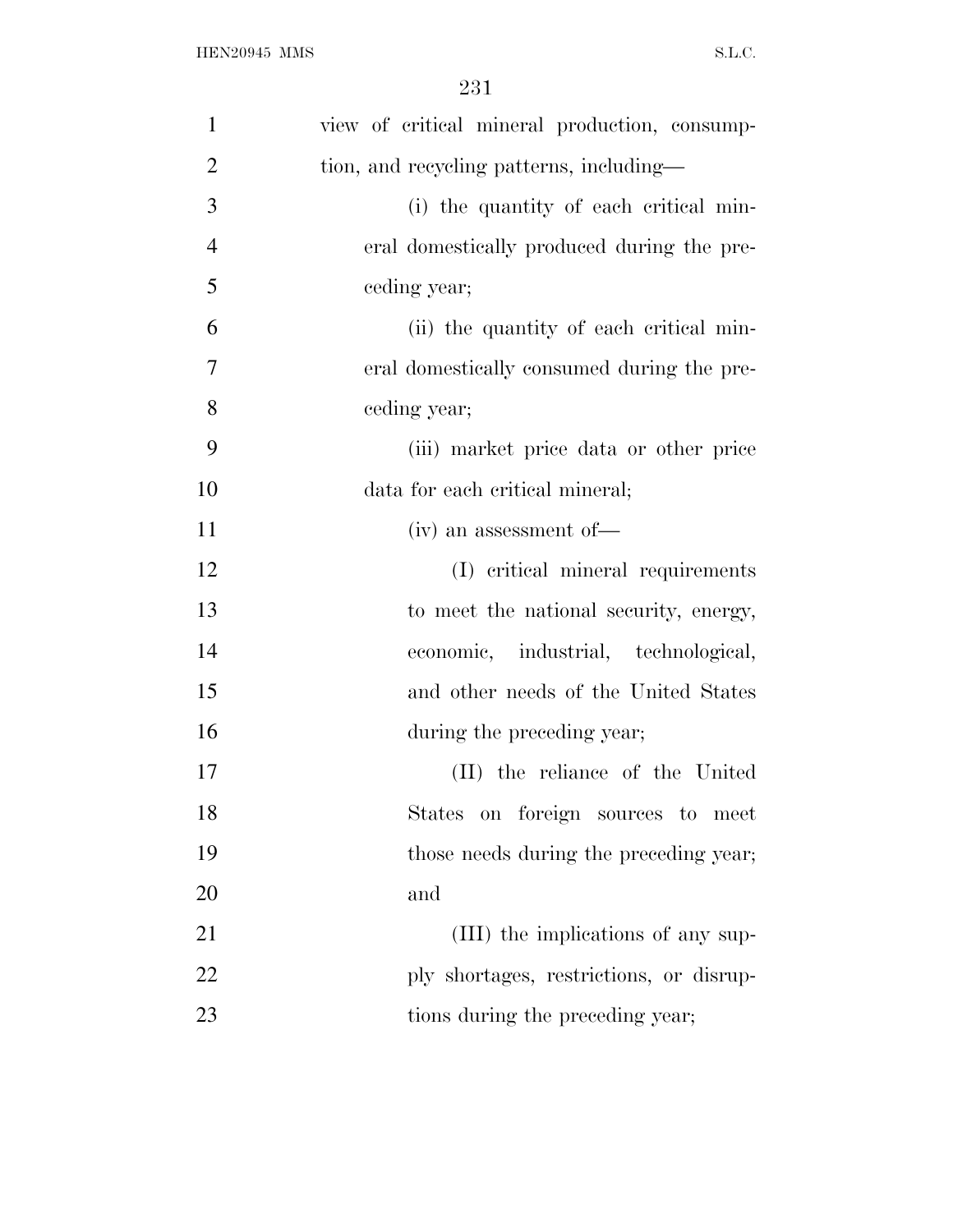view of critical mineral production, consumption, and recycling patterns, including—

(i) the quantity of each critical mineral domestically produced during the preceding year;

(ii) the quantity of each critical mineral domestically consumed during the preceding year;

(iii) market price data or other price data for each critical mineral;

(iv) an assessment of—

(I) critical mineral requirements to meet the national security, energy, economic, industrial, technological, and other needs of the United States during the preceding year;

(II) the reliance of the United States on foreign sources to meet those needs during the preceding year; and

(III) the implications of any supply shortages, restrictions, or disruptions during the preceding year;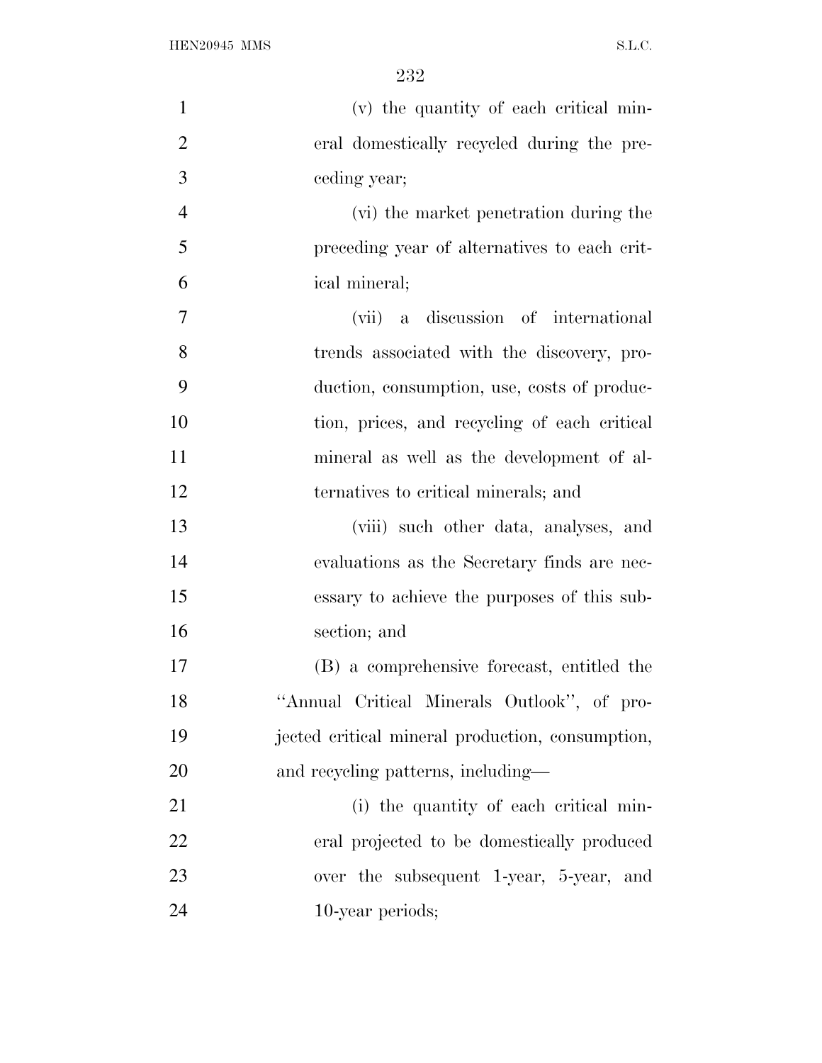(v) the quantity of each critical mineral domestically recycled during the preceding year;

(vi) the market penetration during the preceding year of alternatives to each critical mineral;

(vii) a discussion of international trends associated with the discovery, production, consumption, use, costs of production, prices, and recycling of each critical mineral as well as the development of alternatives to critical minerals; and

(viii) such other data, analyses, and evaluations as the Secretary finds are necessary to achieve the purposes of this subsection; and

(B) a comprehensive forecast, entitled the ''Annual Critical Minerals Outlook'', of projected critical mineral production, consumption, and recycling patterns, including—

(i) the quantity of each critical mineral projected to be domestically produced over the subsequent 1-year, 5-year, and 10-year periods;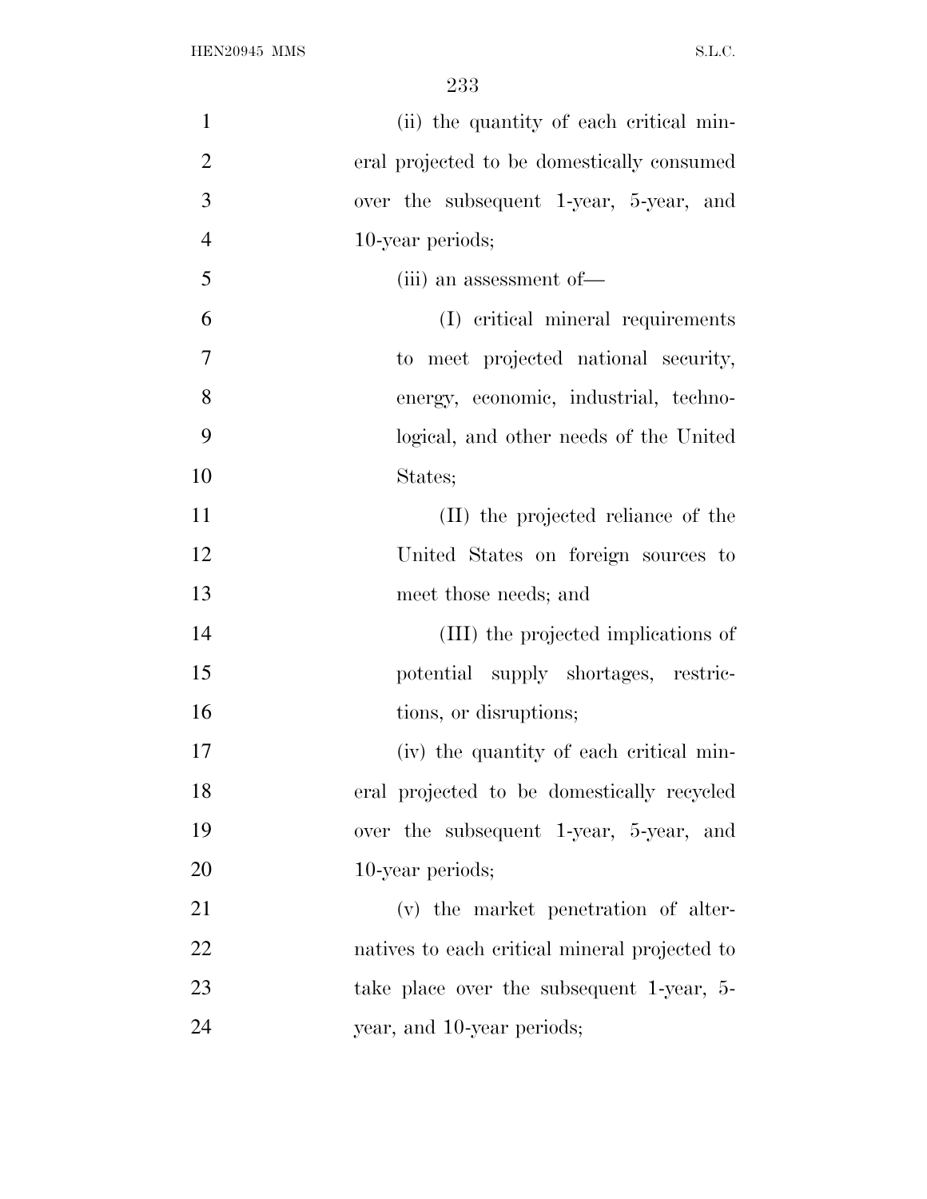(ii) the quantity of each critical mineral projected to be domestically consumed over the subsequent 1-year, 5-year, and 10-year periods;

(iii) an assessment of—

(I) critical mineral requirements to meet projected national security, energy, economic, industrial, technological, and other needs of the United States;

(II) the projected reliance of the United States on foreign sources to meet those needs; and

(III) the projected implications of potential supply shortages, restrictions, or disruptions;

(iv) the quantity of each critical mineral projected to be domestically recycled over the subsequent 1-year, 5-year, and 10-year periods;

(v) the market penetration of alternatives to each critical mineral projected to take place over the subsequent 1-year, 5-year, and 10-year periods;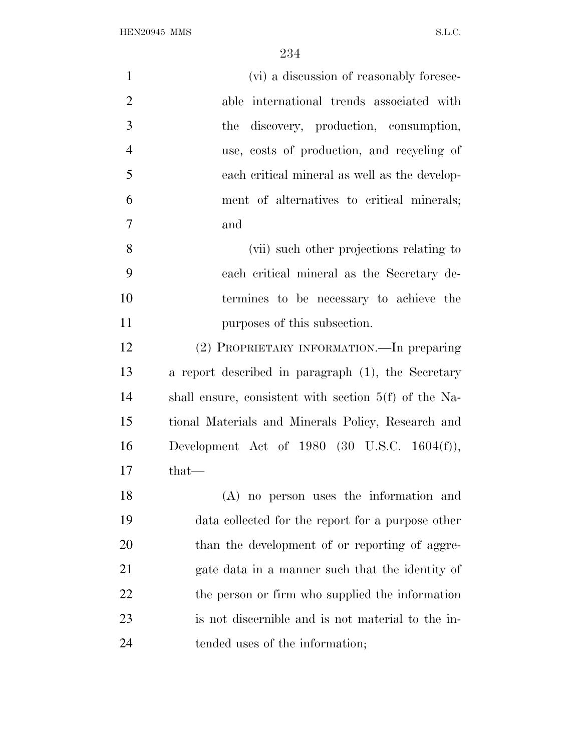(vi) a discussion of reasonably foreseeable international trends associated with the discovery, production, consumption, use, costs of production, and recycling of each critical mineral as well as the development of alternatives to critical minerals; and

(vii) such other projections relating to each critical mineral as the Secretary determines to be necessary to achieve the purposes of this subsection.

(2) PROPRIETARY INFORMATION.—In preparing a report described in paragraph (1), the Secretary shall ensure, consistent with section 5(f) of the National Materials and Minerals Policy, Research and Development Act of 1980 (30 U.S.C. 1604(f)), that—

(A) no person uses the information and data collected for the report for a purpose other than the development of or reporting of aggregate data in a manner such that the identity of the person or firm who supplied the information is not discernible and is not material to the intended uses of the information;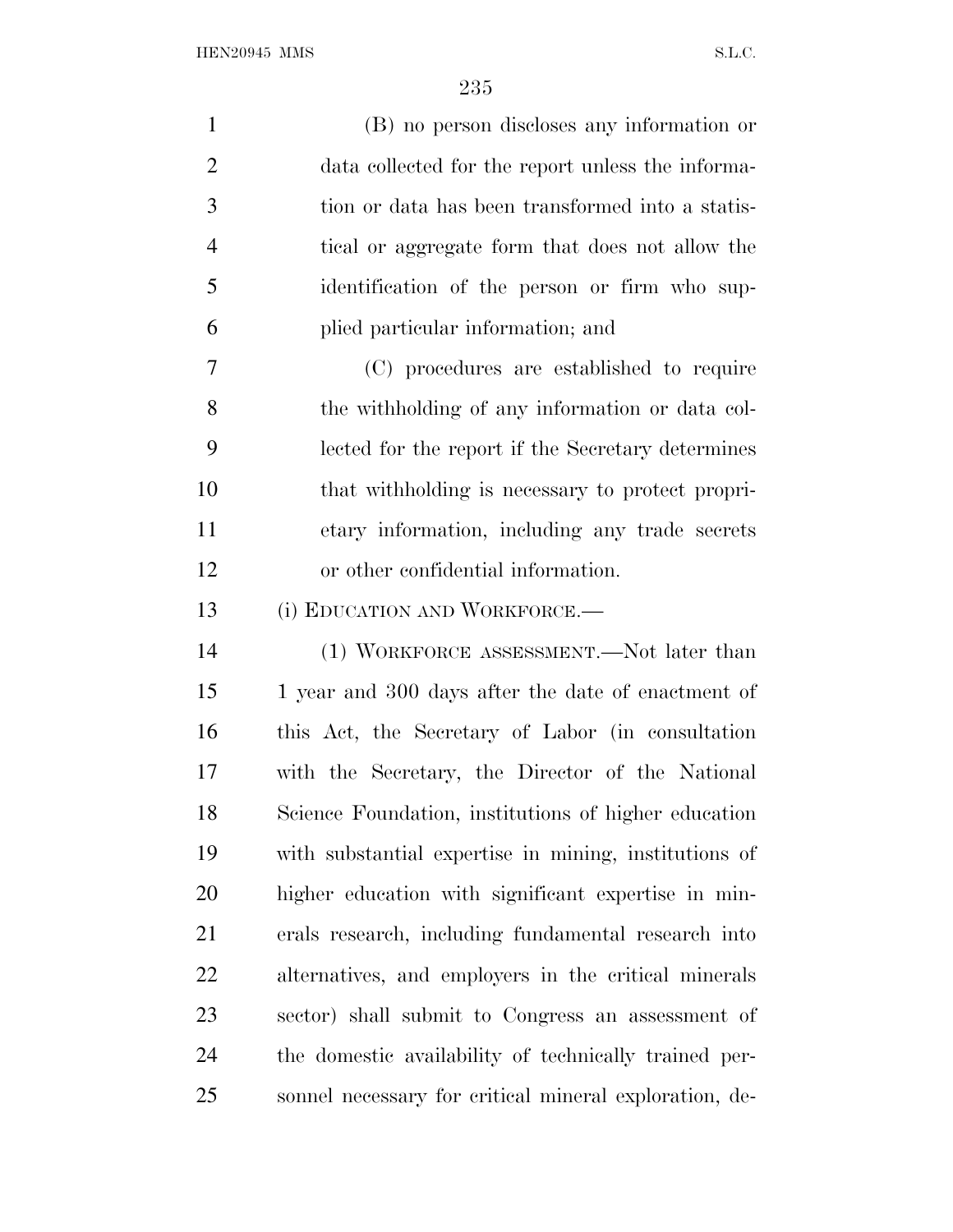(B) no person discloses any information or data collected for the report unless the information or data has been transformed into a statistical or aggregate form that does not allow the identification of the person or firm who supplied particular information; and

(C) procedures are established to require the withholding of any information or data collected for the report if the Secretary determines that withholding is necessary to protect proprietary information, including any trade secrets or other confidential information.

(i) EDUCATION AND WORKFORCE.—

(1) WORKFORCE ASSESSMENT.—Not later than 1 year and 300 days after the date of enactment of this Act, the Secretary of Labor (in consultation with the Secretary, the Director of the National Science Foundation, institutions of higher education with substantial expertise in mining, institutions of higher education with significant expertise in minerals research, including fundamental research into alternatives, and employers in the critical minerals sector) shall submit to Congress an assessment of the domestic availability of technically trained personnel necessary for critical mineral exploration, de-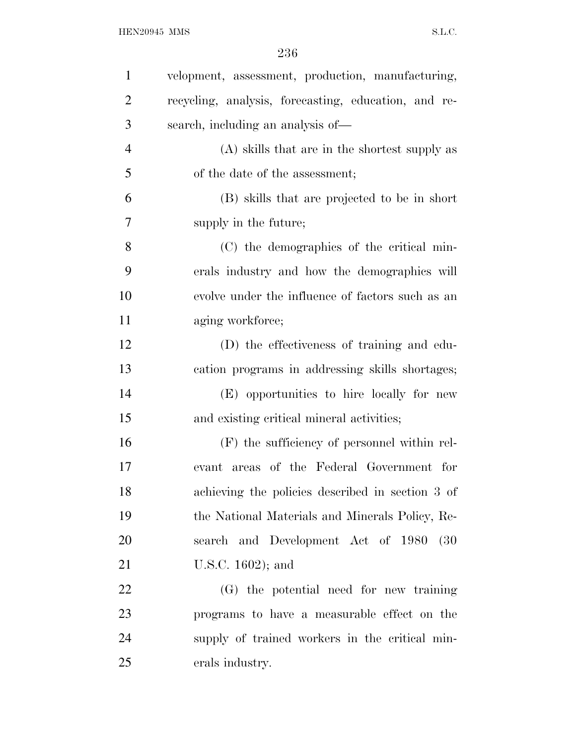velopment, assessment, production, manufacturing, recycling, analysis, forecasting, education, and research, including an analysis of—

(A) skills that are in the shortest supply as of the date of the assessment;

(B) skills that are projected to be in short supply in the future;

(C) the demographics of the critical minerals industry and how the demographics will evolve under the influence of factors such as an aging workforce;

(D) the effectiveness of training and education programs in addressing skills shortages;

(E) opportunities to hire locally for new and existing critical mineral activities;

(F) the sufficiency of personnel within relevant areas of the Federal Government for achieving the policies described in section 3 of the National Materials and Minerals Policy, Research and Development Act of 1980 (30 U.S.C. 1602); and

(G) the potential need for new training programs to have a measurable effect on the supply of trained workers in the critical minerals industry.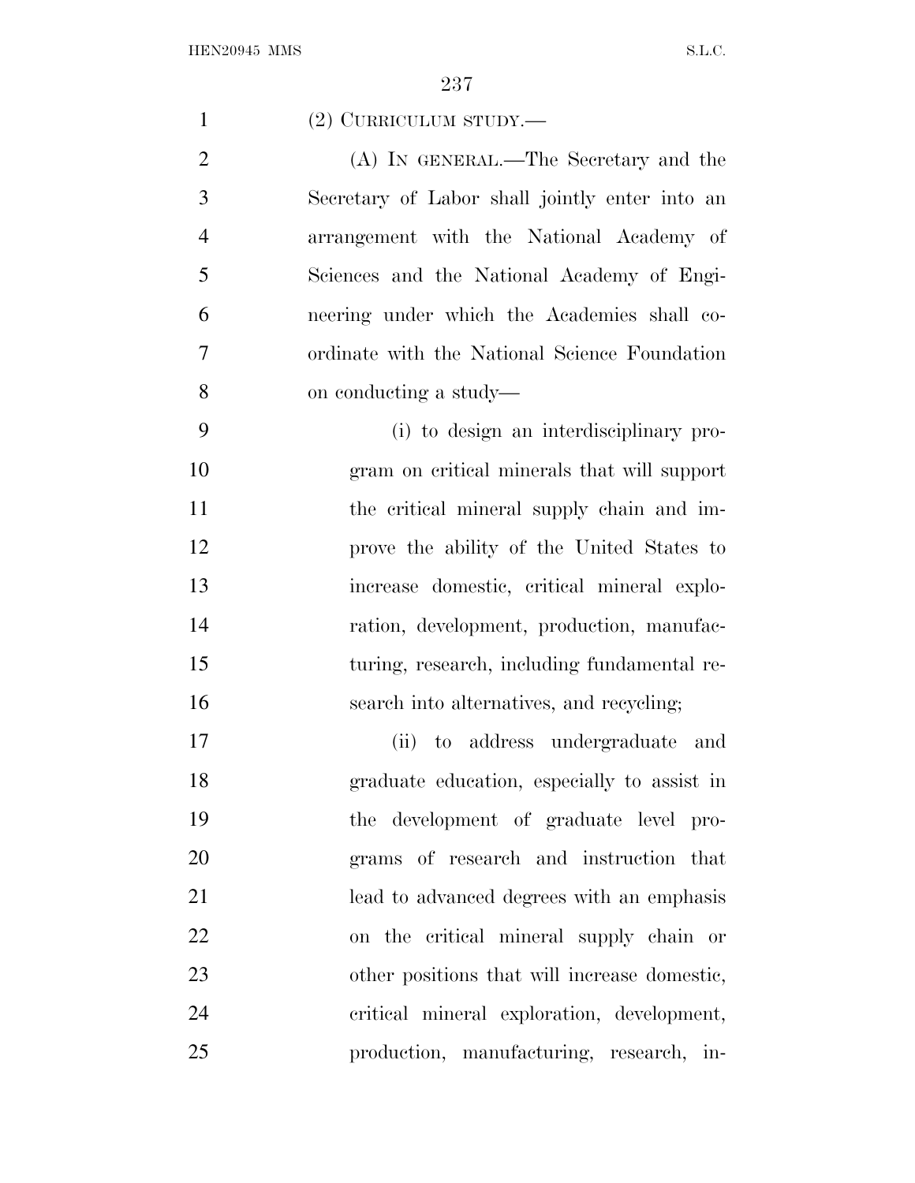(2) CURRICULUM STUDY.—

(A) IN GENERAL.—The Secretary and the Secretary of Labor shall jointly enter into an arrangement with the National Academy of Sciences and the National Academy of Engineering under which the Academies shall coordinate with the National Science Foundation on conducting a study—

(i) to design an interdisciplinary program on critical minerals that will support the critical mineral supply chain and improve the ability of the United States to increase domestic, critical mineral exploration, development, production, manufacturing, research, including fundamental research into alternatives, and recycling;

(ii) to address undergraduate and graduate education, especially to assist in the development of graduate level programs of research and instruction that lead to advanced degrees with an emphasis on the critical mineral supply chain or other positions that will increase domestic, critical mineral exploration, development, production, manufacturing, research, in-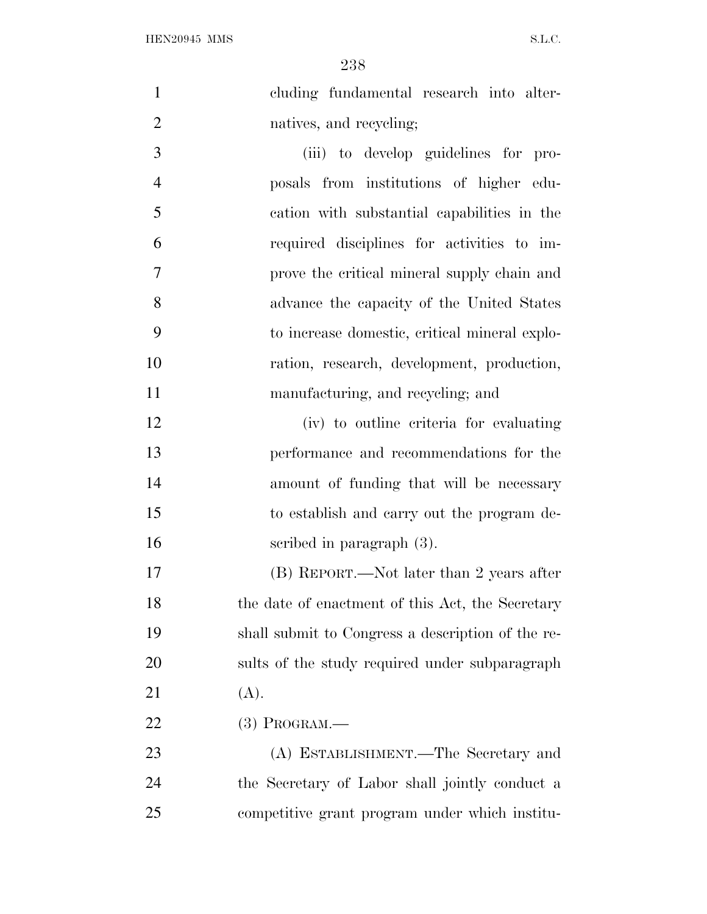cluding fundamental research into alternatives, and recycling;

(iii) to develop guidelines for proposals from institutions of higher education with substantial capabilities in the required disciplines for activities to improve the critical mineral supply chain and advance the capacity of the United States to increase domestic, critical mineral exploration, research, development, production, manufacturing, and recycling; and

(iv) to outline criteria for evaluating performance and recommendations for the amount of funding that will be necessary to establish and carry out the program described in paragraph (3).

(B) REPORT.—Not later than 2 years after the date of enactment of this Act, the Secretary shall submit to Congress a description of the results of the study required under subparagraph (A).

(3) PROGRAM.—

(A) ESTABLISHMENT.—The Secretary and the Secretary of Labor shall jointly conduct a competitive grant program under which institu-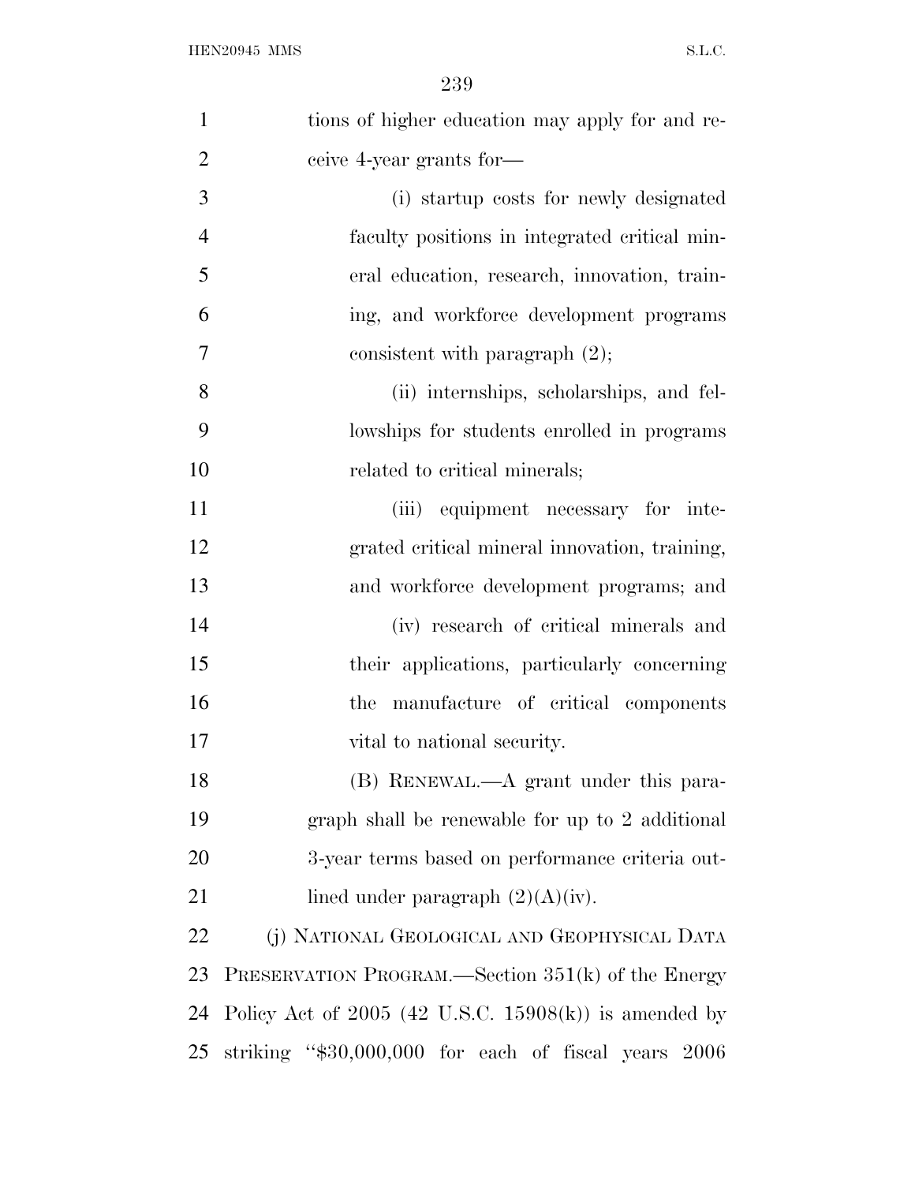tions of higher education may apply for and receive 4-year grants for—

(i) startup costs for newly designated faculty positions in integrated critical mineral education, research, innovation, training, and workforce development programs consistent with paragraph (2);

(ii) internships, scholarships, and fellowships for students enrolled in programs related to critical minerals;

(iii) equipment necessary for integrated critical mineral innovation, training, and workforce development programs; and

(iv) research of critical minerals and their applications, particularly concerning the manufacture of critical components vital to national security.

(B) RENEWAL.—A grant under this paragraph shall be renewable for up to 2 additional 3-year terms based on performance criteria outlined under paragraph (2)(A)(iv).

(j) NATIONAL GEOLOGICAL AND GEOPHYSICAL DATA PRESERVATION PROGRAM.—Section 351(k) of the Energy Policy Act of 2005 (42 U.S.C. 15908(k)) is amended by striking "$30,000,000 for each of fiscal years 2006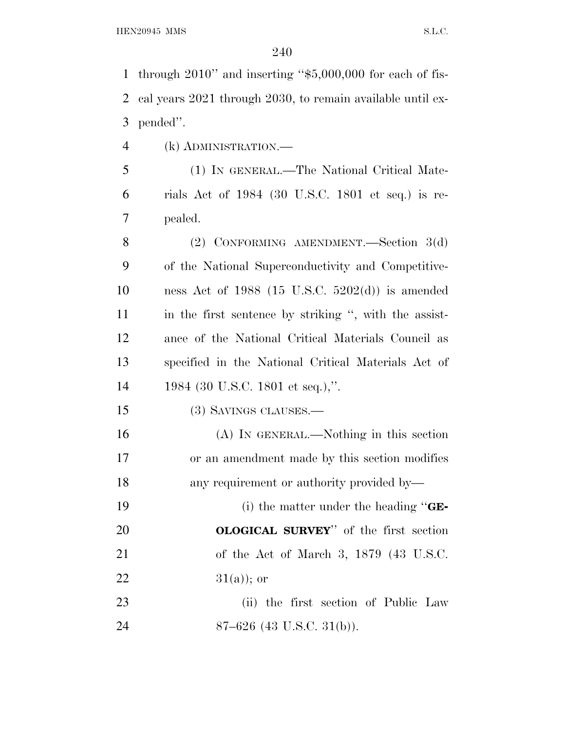through 2010'' and inserting ''$5,000,000 for each of fiscal years 2021 through 2030, to remain available until expended''.

(k) ADMINISTRATION.—

(1) IN GENERAL.—The National Critical Materials Act of 1984 (30 U.S.C. 1801 et seq.) is repealed.

(2) CONFORMING AMENDMENT.—Section 3(d) of the National Superconductivity and Competitiveness Act of 1988 (15 U.S.C. 5202(d)) is amended in the first sentence by striking '', with the assistance of the National Critical Materials Council as specified in the National Critical Materials Act of 1984 (30 U.S.C. 1801 et seq.),''.

(3) SAVINGS CLAUSES.—

(A) IN GENERAL.—Nothing in this section or an amendment made by this section modifies any requirement or authority provided by—

(i) the matter under the heading ''**GEOLOGICAL SURVEY**'' of the first section of the Act of March 3, 1879 (43 U.S.C. 31(a)); or

(ii) the first section of Public Law 87–626 (43 U.S.C. 31(b)).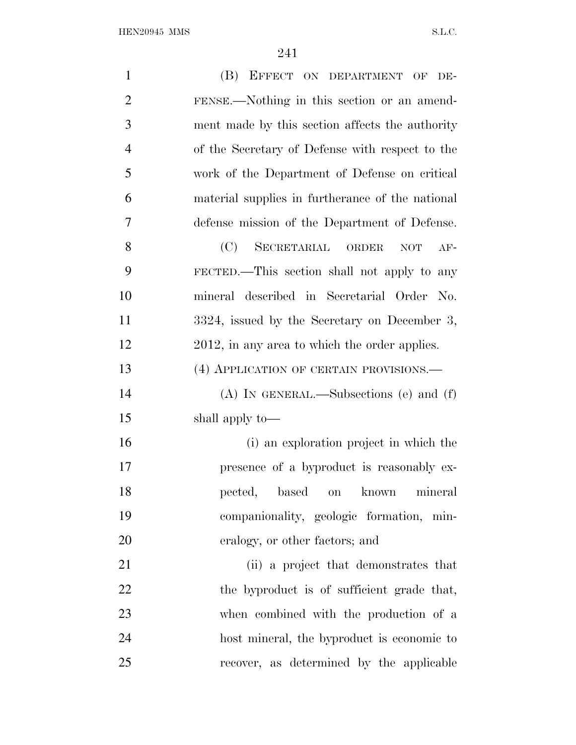(B) EFFECT ON DEPARTMENT OF DEFENSE.—Nothing in this section or an amendment made by this section affects the authority of the Secretary of Defense with respect to the work of the Department of Defense on critical material supplies in furtherance of the national defense mission of the Department of Defense.

(C) SECRETARIAL ORDER NOT AFFECTED.—This section shall not apply to any mineral described in Secretarial Order No. 3324, issued by the Secretary on December 3, 2012, in any area to which the order applies.

(4) APPLICATION OF CERTAIN PROVISIONS.—

(A) IN GENERAL.—Subsections (e) and (f) shall apply to—

(i) an exploration project in which the presence of a byproduct is reasonably expected, based on known mineral companionality, geologic formation, mineralogy, or other factors; and

(ii) a project that demonstrates that the byproduct is of sufficient grade that, when combined with the production of a host mineral, the byproduct is economic to recover, as determined by the applicable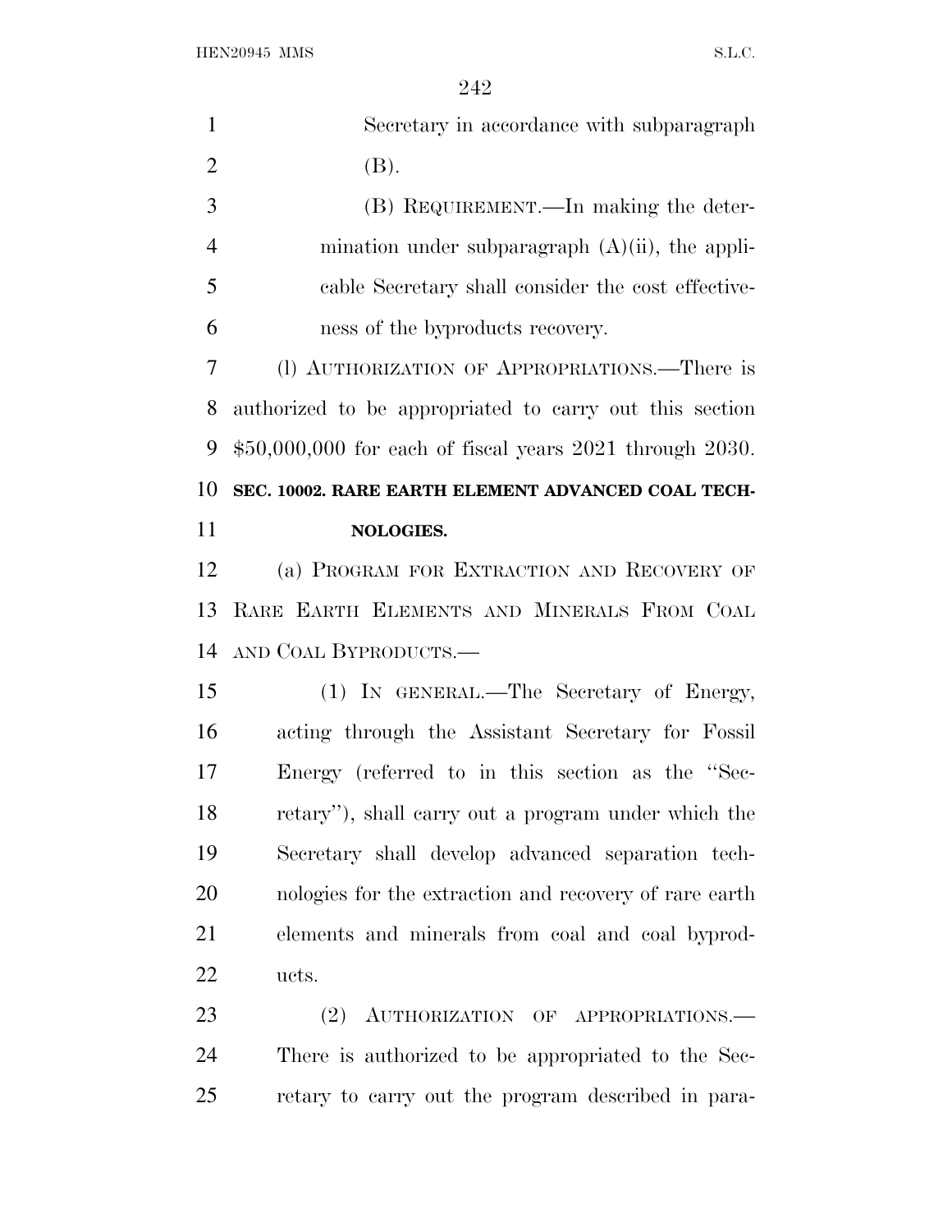Secretary in accordance with subparagraph (B).

(B) REQUIREMENT.—In making the determination under subparagraph (A)(ii), the applicable Secretary shall consider the cost effectiveness of the byproducts recovery.

(l) AUTHORIZATION OF APPROPRIATIONS.—There is authorized to be appropriated to carry out this section $50,000,000 for each of fiscal years 2021 through 2030.

**SEC. 10002. RARE EARTH ELEMENT ADVANCED COAL TECHNOLOGIES.**

(a) PROGRAM FOR EXTRACTION AND RECOVERY OF RARE EARTH ELEMENTS AND MINERALS FROM COAL AND COAL BYPRODUCTS.—

(1) IN GENERAL.—The Secretary of Energy, acting through the Assistant Secretary for Fossil Energy (referred to in this section as the ''Secretary''), shall carry out a program under which the Secretary shall develop advanced separation technologies for the extraction and recovery of rare earth elements and minerals from coal and coal byproducts.

(2) AUTHORIZATION OF APPROPRIATIONS.—There is authorized to be appropriated to the Secretary to carry out the program described in para-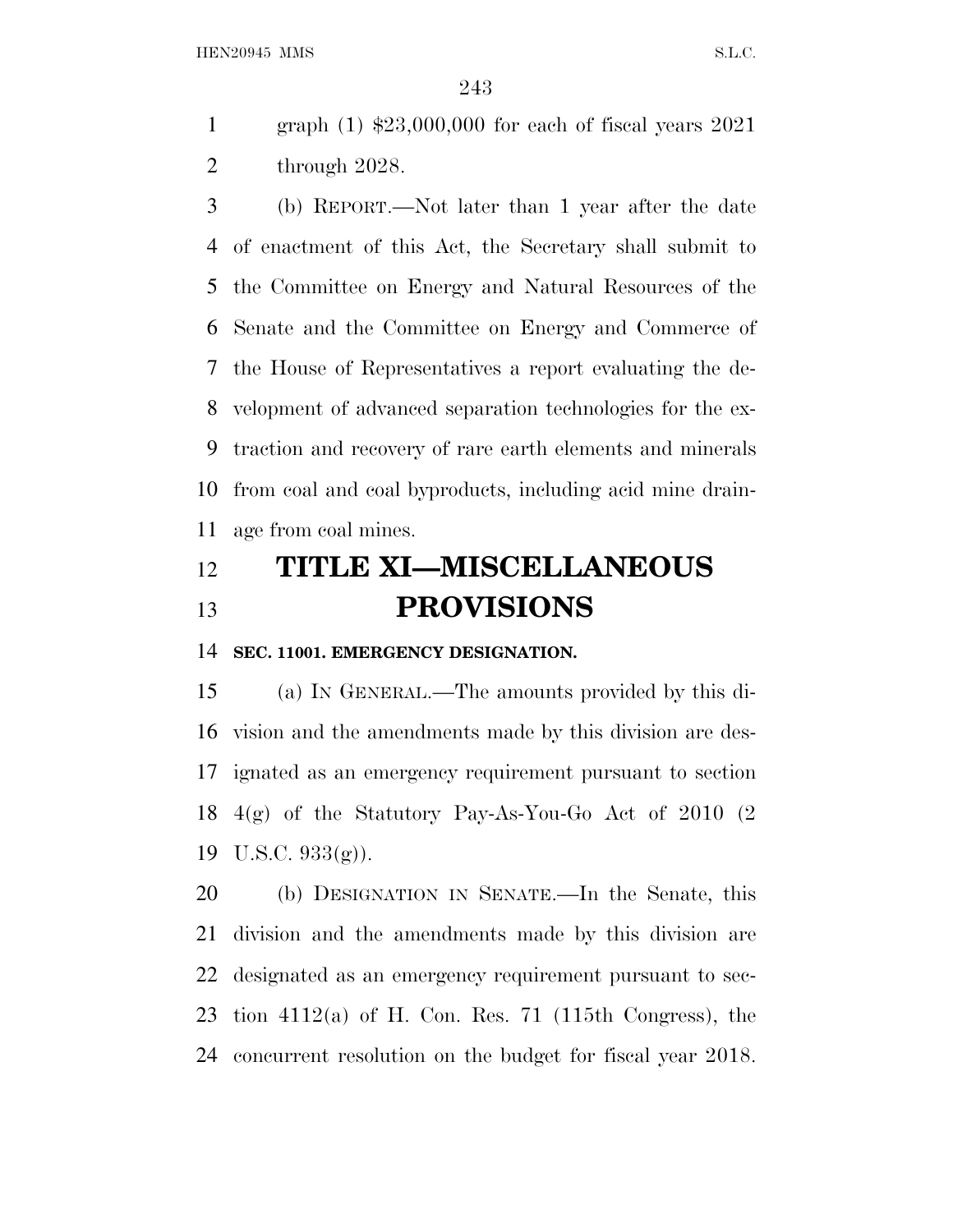graph (1) $23,000,000 for each of fiscal years 2021 through 2028.

(b) REPORT.—Not later than 1 year after the date of enactment of this Act, the Secretary shall submit to the Committee on Energy and Natural Resources of the Senate and the Committee on Energy and Commerce of the House of Representatives a report evaluating the development of advanced separation technologies for the extraction and recovery of rare earth elements and minerals from coal and coal byproducts, including acid mine drainage from coal mines.

# TITLE XI—MISCELLANEOUS PROVISIONS

**SEC. 11001. EMERGENCY DESIGNATION.**

(a) IN GENERAL.—The amounts provided by this division and the amendments made by this division are designated as an emergency requirement pursuant to section 4(g) of the Statutory Pay-As-You-Go Act of 2010 (2 U.S.C. 933(g)).

(b) DESIGNATION IN SENATE.—In the Senate, this division and the amendments made by this division are designated as an emergency requirement pursuant to section 4112(a) of H. Con. Res. 71 (115th Congress), the concurrent resolution on the budget for fiscal year 2018.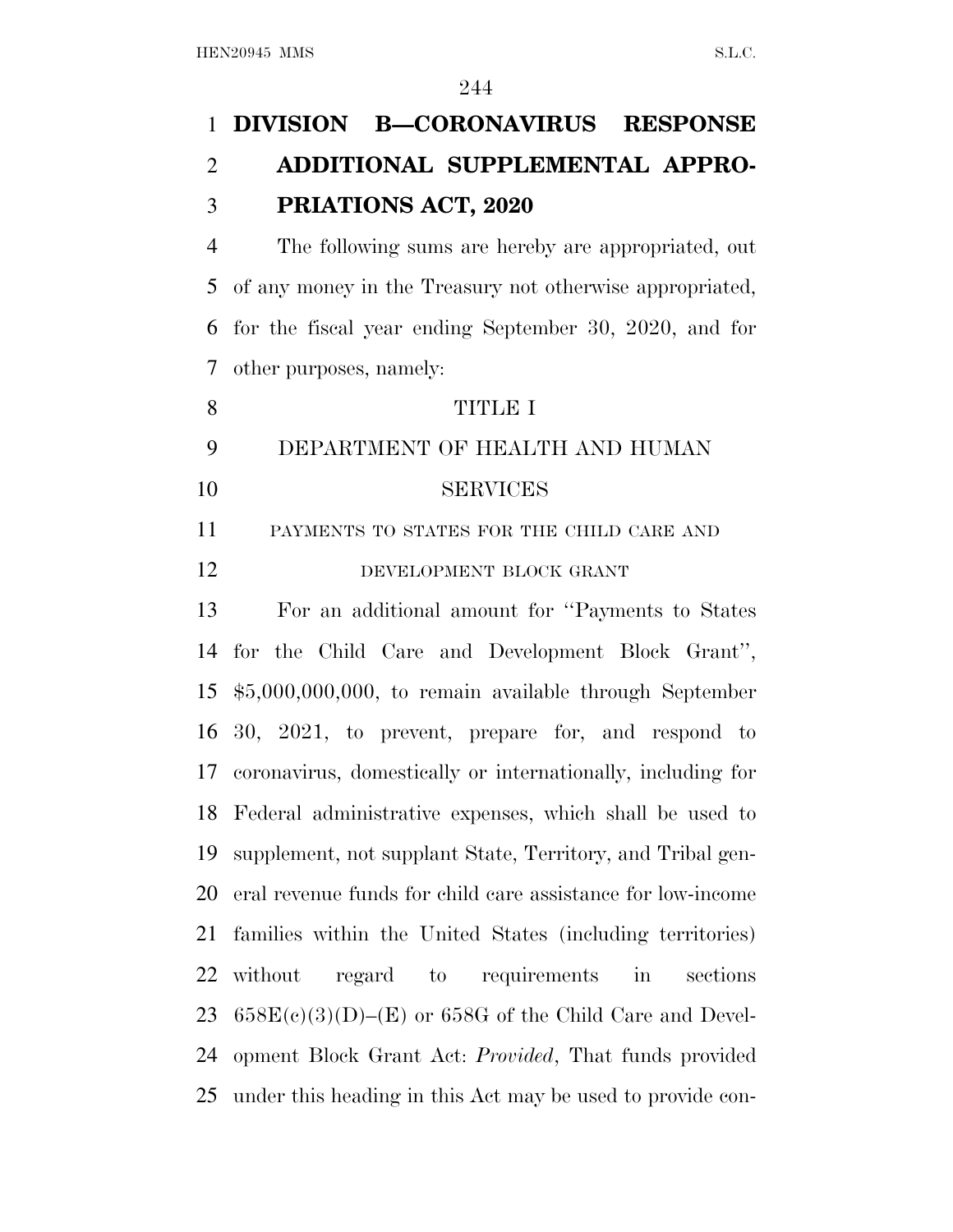# DIVISION B—CORONAVIRUS RESPONSE ADDITIONAL SUPPLEMENTAL APPROPRIATIONS ACT, 2020

The following sums are hereby are appropriated, out of any money in the Treasury not otherwise appropriated, for the fiscal year ending September 30, 2020, and for other purposes, namely:

## TITLE I

## DEPARTMENT OF HEALTH AND HUMAN SERVICES

### PAYMENTS TO STATES FOR THE CHILD CARE AND DEVELOPMENT BLOCK GRANT

For an additional amount for ''Payments to States for the Child Care and Development Block Grant'', $5,000,000,000, to remain available through September 30, 2021, to prevent, prepare for, and respond to coronavirus, domestically or internationally, including for Federal administrative expenses, which shall be used to supplement, not supplant State, Territory, and Tribal general revenue funds for child care assistance for low-income families within the United States (including territories) without regard to requirements in sections 658E(c)(3)(D)–(E) or 658G of the Child Care and Development Block Grant Act: *Provided*, That funds provided under this heading in this Act may be used to provide con-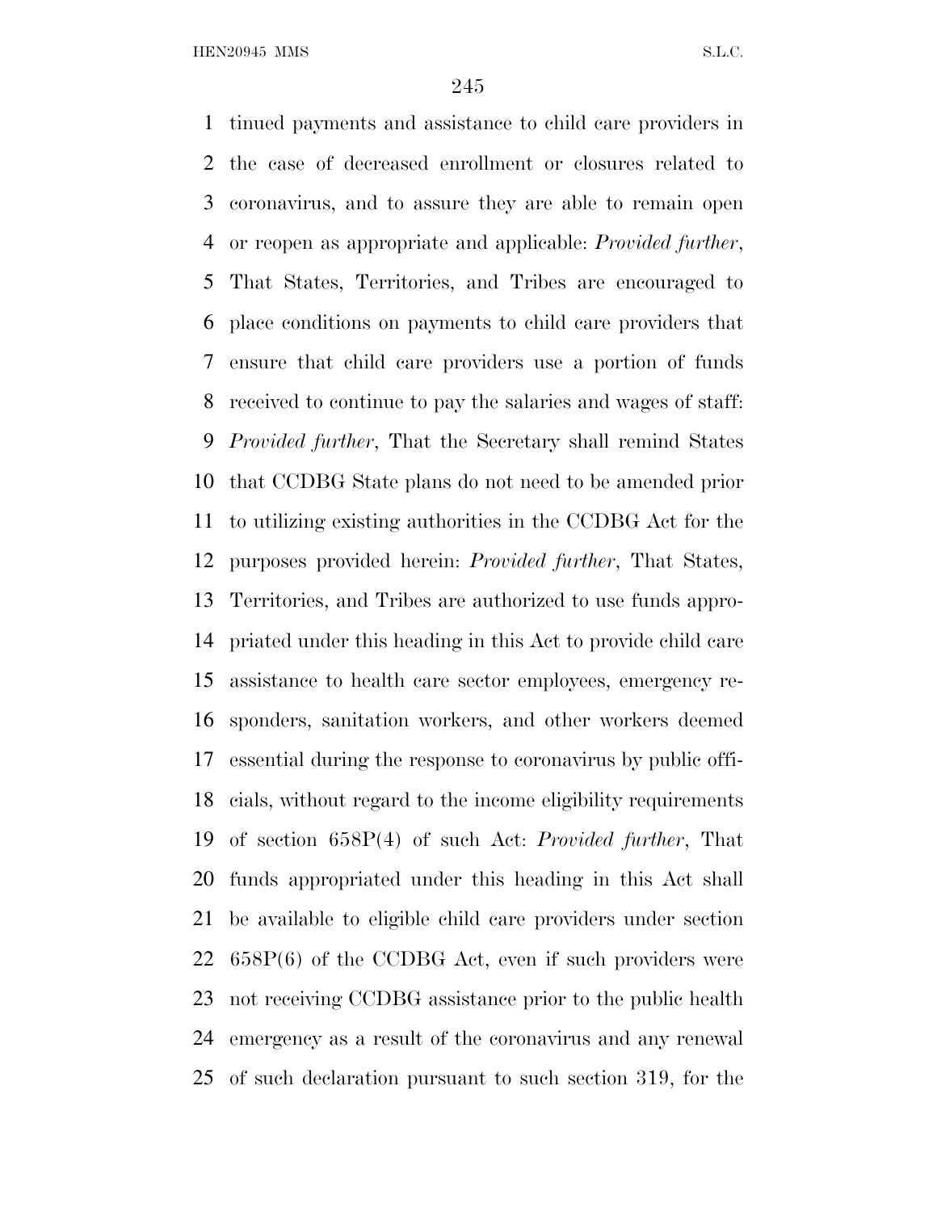tinued payments and assistance to child care providers in the case of decreased enrollment or closures related to coronavirus, and to assure they are able to remain open or reopen as appropriate and applicable: *Provided further*, That States, Territories, and Tribes are encouraged to place conditions on payments to child care providers that ensure that child care providers use a portion of funds received to continue to pay the salaries and wages of staff: *Provided further*, That the Secretary shall remind States that CCDBG State plans do not need to be amended prior to utilizing existing authorities in the CCDBG Act for the purposes provided herein: *Provided further*, That States, Territories, and Tribes are authorized to use funds appropriated under this heading in this Act to provide child care assistance to health care sector employees, emergency responders, sanitation workers, and other workers deemed essential during the response to coronavirus by public officials, without regard to the income eligibility requirements of section 658P(4) of such Act: *Provided further*, That funds appropriated under this heading in this Act shall be available to eligible child care providers under section 658P(6) of the CCDBG Act, even if such providers were not receiving CCDBG assistance prior to the public health emergency as a result of the coronavirus and any renewal of such declaration pursuant to such section 319, for the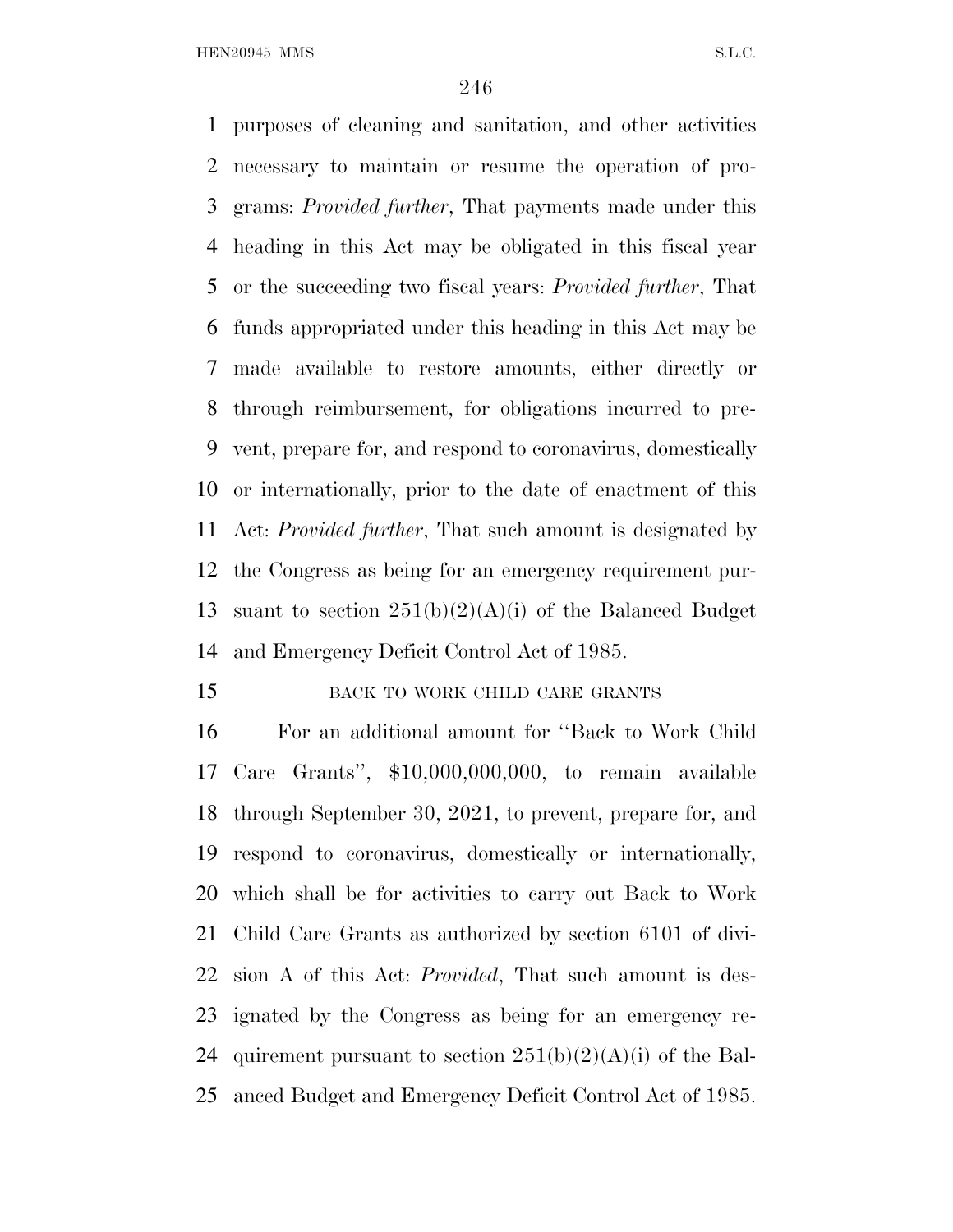purposes of cleaning and sanitation, and other activities necessary to maintain or resume the operation of programs: *Provided further*, That payments made under this heading in this Act may be obligated in this fiscal year or the succeeding two fiscal years: *Provided further*, That funds appropriated under this heading in this Act may be made available to restore amounts, either directly or through reimbursement, for obligations incurred to prevent, prepare for, and respond to coronavirus, domestically or internationally, prior to the date of enactment of this Act: *Provided further*, That such amount is designated by the Congress as being for an emergency requirement pursuant to section 251(b)(2)(A)(i) of the Balanced Budget and Emergency Deficit Control Act of 1985.

BACK TO WORK CHILD CARE GRANTS

For an additional amount for ''Back to Work Child Care Grants'', $10,000,000,000, to remain available through September 30, 2021, to prevent, prepare for, and respond to coronavirus, domestically or internationally, which shall be for activities to carry out Back to Work Child Care Grants as authorized by section 6101 of division A of this Act: *Provided*, That such amount is designated by the Congress as being for an emergency requirement pursuant to section 251(b)(2)(A)(i) of the Balanced Budget and Emergency Deficit Control Act of 1985.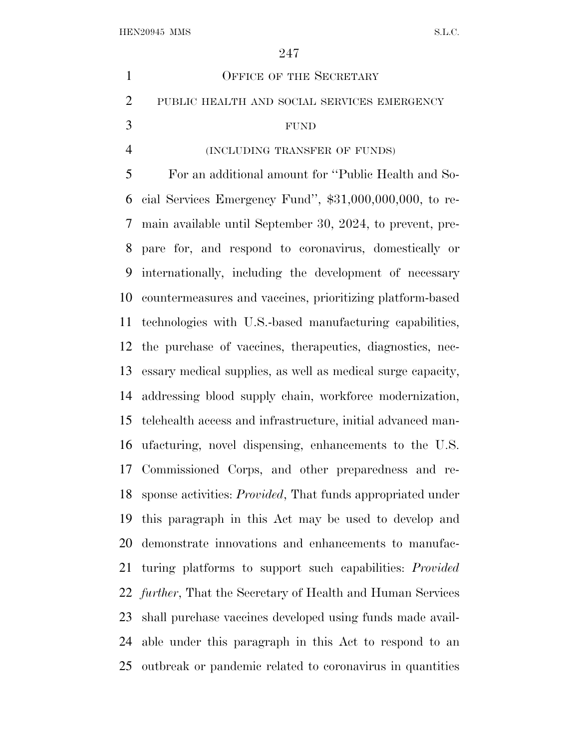OFFICE OF THE SECRETARY

PUBLIC HEALTH AND SOCIAL SERVICES EMERGENCY FUND

(INCLUDING TRANSFER OF FUNDS)

For an additional amount for ''Public Health and Social Services Emergency Fund'', $31,000,000,000, to remain available until September 30, 2024, to prevent, prepare for, and respond to coronavirus, domestically or internationally, including the development of necessary countermeasures and vaccines, prioritizing platform-based technologies with U.S.-based manufacturing capabilities, the purchase of vaccines, therapeutics, diagnostics, necessary medical supplies, as well as medical surge capacity, addressing blood supply chain, workforce modernization, telehealth access and infrastructure, initial advanced manufacturing, novel dispensing, enhancements to the U.S. Commissioned Corps, and other preparedness and response activities: *Provided*, That funds appropriated under this paragraph in this Act may be used to develop and demonstrate innovations and enhancements to manufacturing platforms to support such capabilities: *Provided further*, That the Secretary of Health and Human Services shall purchase vaccines developed using funds made available under this paragraph in this Act to respond to an outbreak or pandemic related to coronavirus in quantities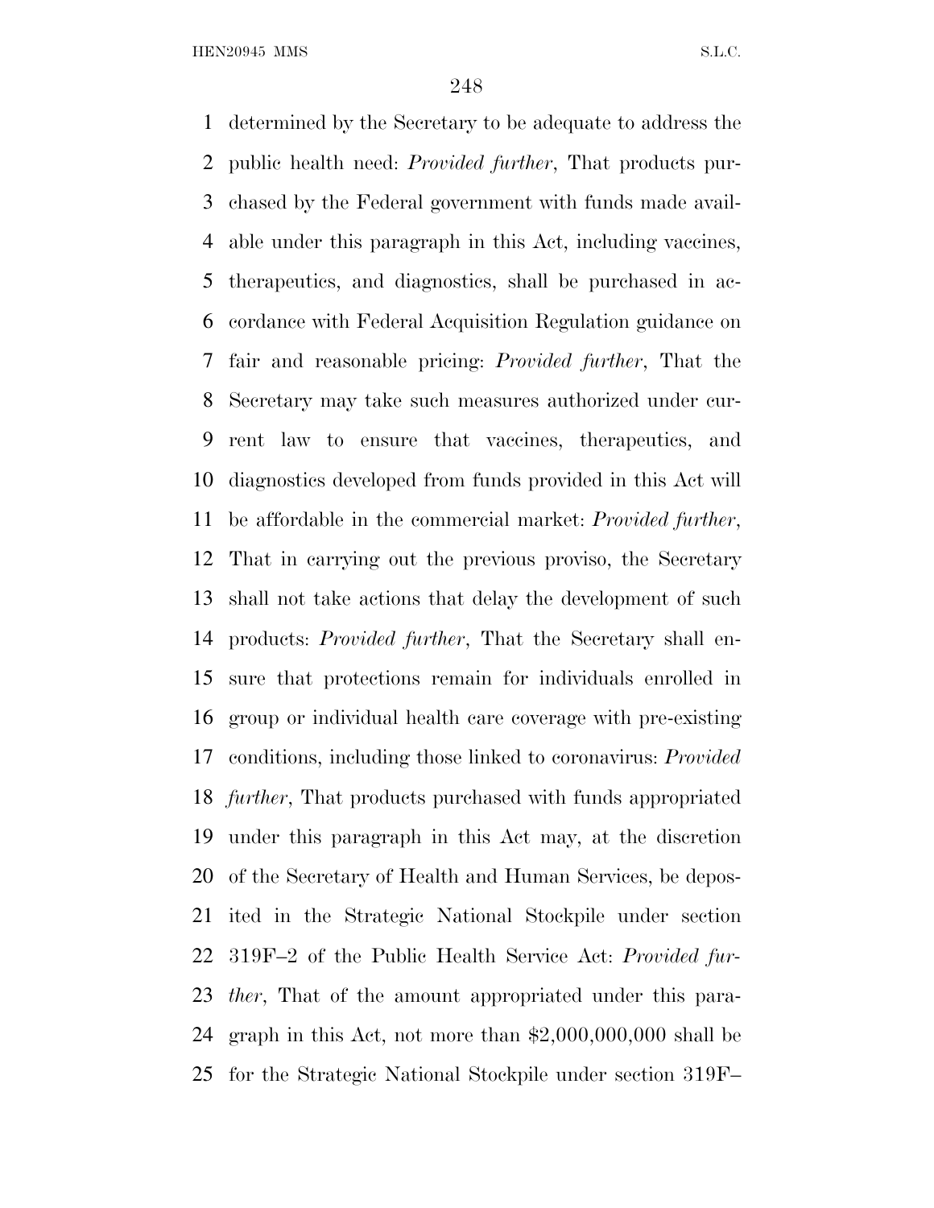determined by the Secretary to be adequate to address the public health need: *Provided further*, That products purchased by the Federal government with funds made available under this paragraph in this Act, including vaccines, therapeutics, and diagnostics, shall be purchased in accordance with Federal Acquisition Regulation guidance on fair and reasonable pricing: *Provided further*, That the Secretary may take such measures authorized under current law to ensure that vaccines, therapeutics, and diagnostics developed from funds provided in this Act will be affordable in the commercial market: *Provided further*, That in carrying out the previous proviso, the Secretary shall not take actions that delay the development of such products: *Provided further*, That the Secretary shall ensure that protections remain for individuals enrolled in group or individual health care coverage with pre-existing conditions, including those linked to coronavirus: *Provided further*, That products purchased with funds appropriated under this paragraph in this Act may, at the discretion of the Secretary of Health and Human Services, be deposited in the Strategic National Stockpile under section 319F–2 of the Public Health Service Act: *Provided further*, That of the amount appropriated under this paragraph in this Act, not more than $2,000,000,000 shall be for the Strategic National Stockpile under section 319F–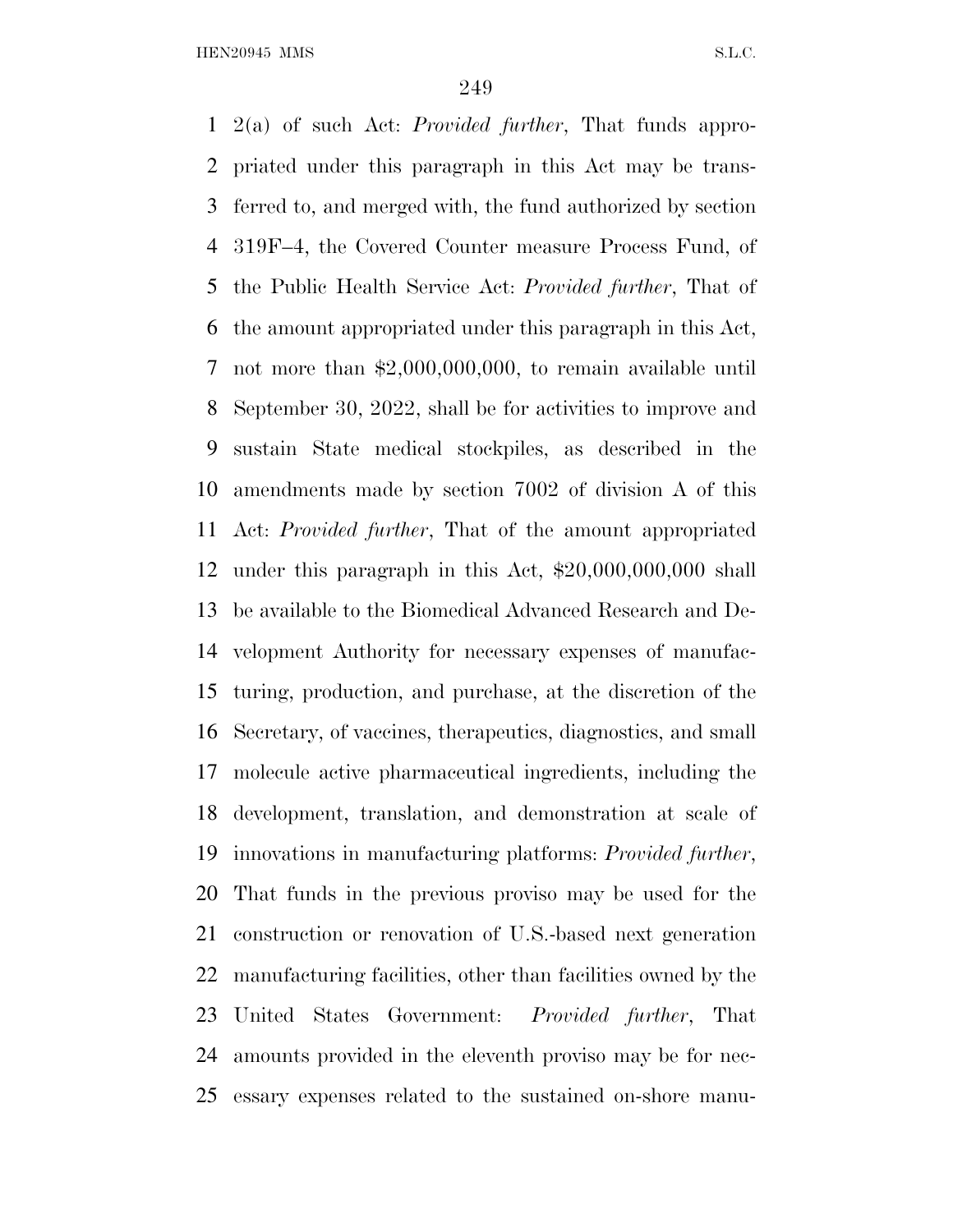2(a) of such Act: *Provided further*, That funds appropriated under this paragraph in this Act may be transferred to, and merged with, the fund authorized by section 319F–4, the Covered Counter measure Process Fund, of the Public Health Service Act: *Provided further*, That of the amount appropriated under this paragraph in this Act, not more than $2,000,000,000, to remain available until September 30, 2022, shall be for activities to improve and sustain State medical stockpiles, as described in the amendments made by section 7002 of division A of this Act: *Provided further*, That of the amount appropriated under this paragraph in this Act, $20,000,000,000 shall be available to the Biomedical Advanced Research and Development Authority for necessary expenses of manufacturing, production, and purchase, at the discretion of the Secretary, of vaccines, therapeutics, diagnostics, and small molecule active pharmaceutical ingredients, including the development, translation, and demonstration at scale of innovations in manufacturing platforms: *Provided further*, That funds in the previous proviso may be used for the construction or renovation of U.S.-based next generation manufacturing facilities, other than facilities owned by the United States Government: *Provided further*, That amounts provided in the eleventh proviso may be for necessary expenses related to the sustained on-shore manu-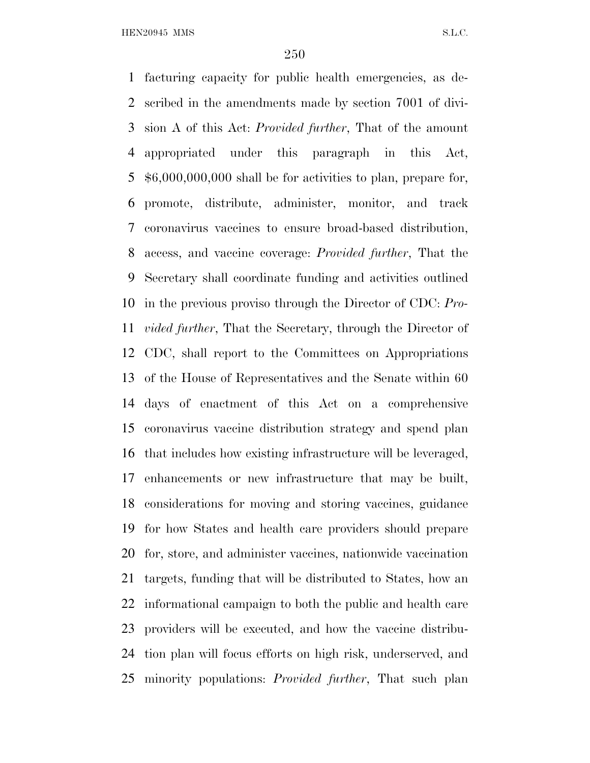facturing capacity for public health emergencies, as described in the amendments made by section 7001 of division A of this Act: *Provided further*, That of the amount appropriated under this paragraph in this Act, $6,000,000,000 shall be for activities to plan, prepare for, promote, distribute, administer, monitor, and track coronavirus vaccines to ensure broad-based distribution, access, and vaccine coverage: *Provided further*, That the Secretary shall coordinate funding and activities outlined in the previous proviso through the Director of CDC: *Provided further*, That the Secretary, through the Director of CDC, shall report to the Committees on Appropriations of the House of Representatives and the Senate within 60 days of enactment of this Act on a comprehensive coronavirus vaccine distribution strategy and spend plan that includes how existing infrastructure will be leveraged, enhancements or new infrastructure that may be built, considerations for moving and storing vaccines, guidance for how States and health care providers should prepare for, store, and administer vaccines, nationwide vaccination targets, funding that will be distributed to States, how an informational campaign to both the public and health care providers will be executed, and how the vaccine distribution plan will focus efforts on high risk, underserved, and minority populations: *Provided further*, That such plan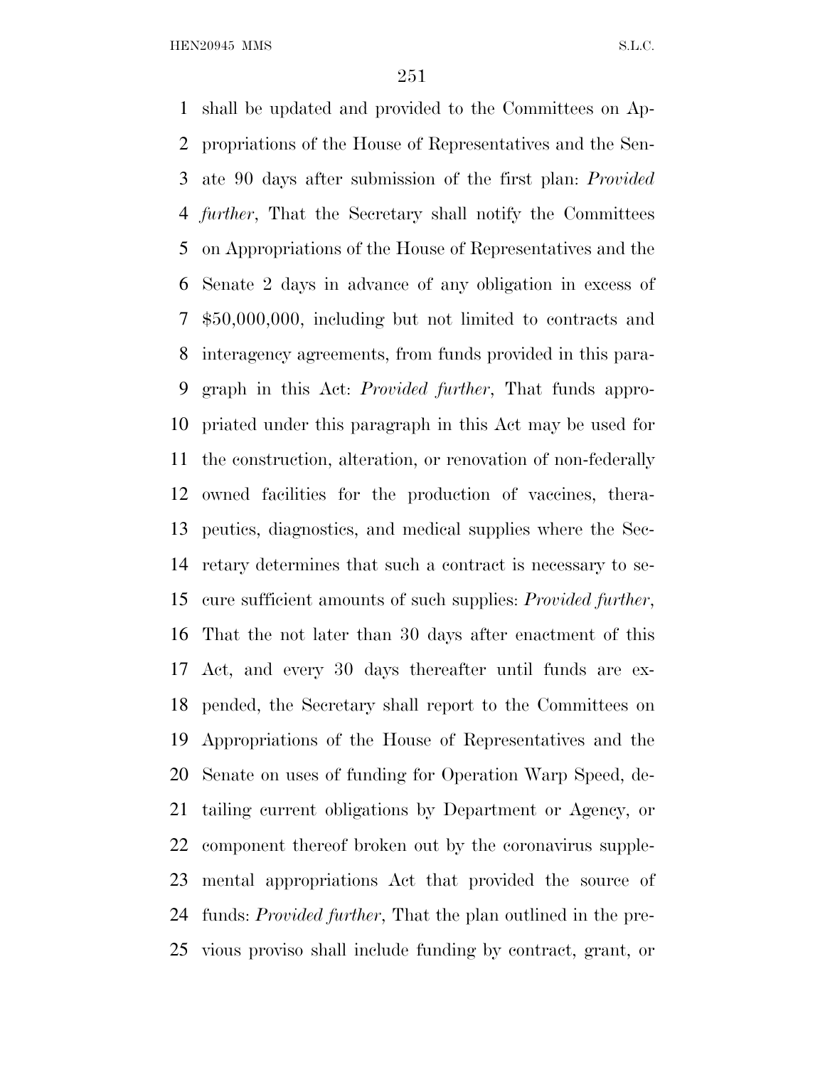shall be updated and provided to the Committees on Appropriations of the House of Representatives and the Senate 90 days after submission of the first plan: *Provided further*, That the Secretary shall notify the Committees on Appropriations of the House of Representatives and the Senate 2 days in advance of any obligation in excess of $50,000,000, including but not limited to contracts and interagency agreements, from funds provided in this paragraph in this Act: *Provided further*, That funds appropriated under this paragraph in this Act may be used for the construction, alteration, or renovation of non-federally owned facilities for the production of vaccines, therapeutics, diagnostics, and medical supplies where the Secretary determines that such a contract is necessary to secure sufficient amounts of such supplies: *Provided further*, That the not later than 30 days after enactment of this Act, and every 30 days thereafter until funds are expended, the Secretary shall report to the Committees on Appropriations of the House of Representatives and the Senate on uses of funding for Operation Warp Speed, detailing current obligations by Department or Agency, or component thereof broken out by the coronavirus supplemental appropriations Act that provided the source of funds: *Provided further*, That the plan outlined in the previous proviso shall include funding by contract, grant, or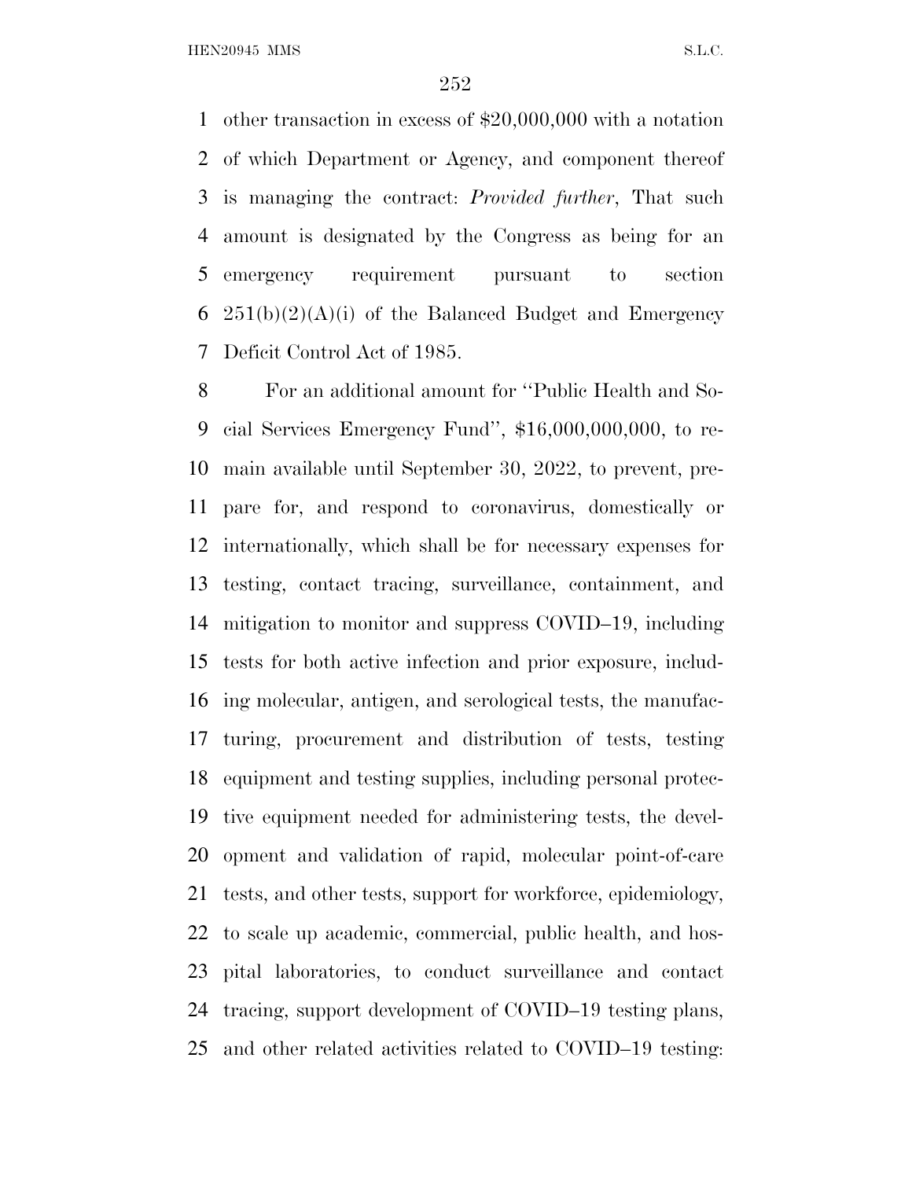other transaction in excess of $20,000,000 with a notation of which Department or Agency, and component thereof is managing the contract: *Provided further*, That such amount is designated by the Congress as being for an emergency requirement pursuant to section 251(b)(2)(A)(i) of the Balanced Budget and Emergency Deficit Control Act of 1985.

For an additional amount for ''Public Health and Social Services Emergency Fund'', $16,000,000,000, to remain available until September 30, 2022, to prevent, prepare for, and respond to coronavirus, domestically or internationally, which shall be for necessary expenses for testing, contact tracing, surveillance, containment, and mitigation to monitor and suppress COVID–19, including tests for both active infection and prior exposure, including molecular, antigen, and serological tests, the manufacturing, procurement and distribution of tests, testing equipment and testing supplies, including personal protective equipment needed for administering tests, the development and validation of rapid, molecular point-of-care tests, and other tests, support for workforce, epidemiology, to scale up academic, commercial, public health, and hospital laboratories, to conduct surveillance and contact tracing, support development of COVID–19 testing plans, and other related activities related to COVID–19 testing: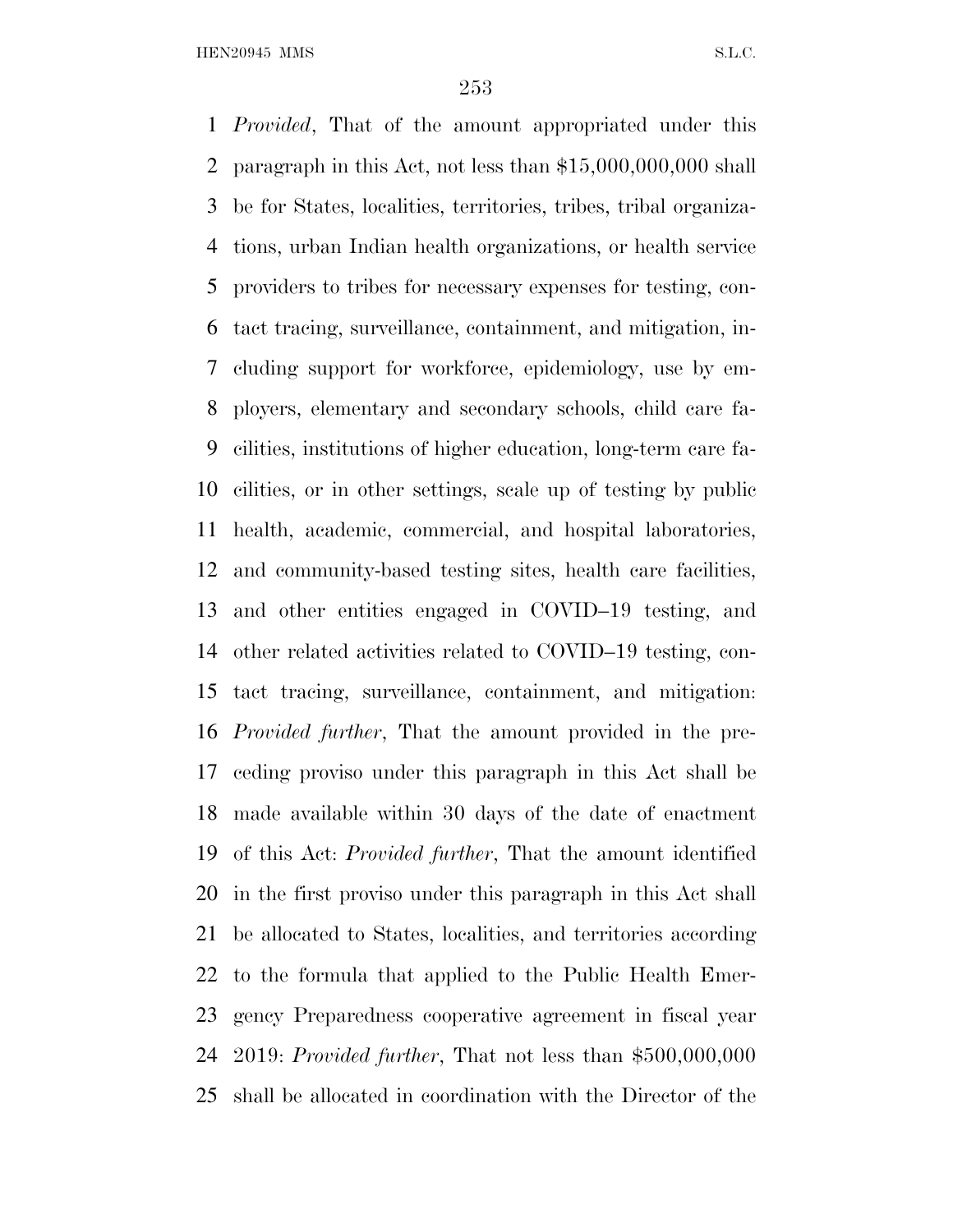*Provided*, That of the amount appropriated under this paragraph in this Act, not less than $15,000,000,000 shall be for States, localities, territories, tribes, tribal organizations, urban Indian health organizations, or health service providers to tribes for necessary expenses for testing, contact tracing, surveillance, containment, and mitigation, including support for workforce, epidemiology, use by employers, elementary and secondary schools, child care facilities, institutions of higher education, long-term care facilities, or in other settings, scale up of testing by public health, academic, commercial, and hospital laboratories, and community-based testing sites, health care facilities, and other entities engaged in COVID–19 testing, and other related activities related to COVID–19 testing, contact tracing, surveillance, containment, and mitigation: *Provided further*, That the amount provided in the preceding proviso under this paragraph in this Act shall be made available within 30 days of the date of enactment of this Act: *Provided further*, That the amount identified in the first proviso under this paragraph in this Act shall be allocated to States, localities, and territories according to the formula that applied to the Public Health Emergency Preparedness cooperative agreement in fiscal year 2019: *Provided further*, That not less than $500,000,000 shall be allocated in coordination with the Director of the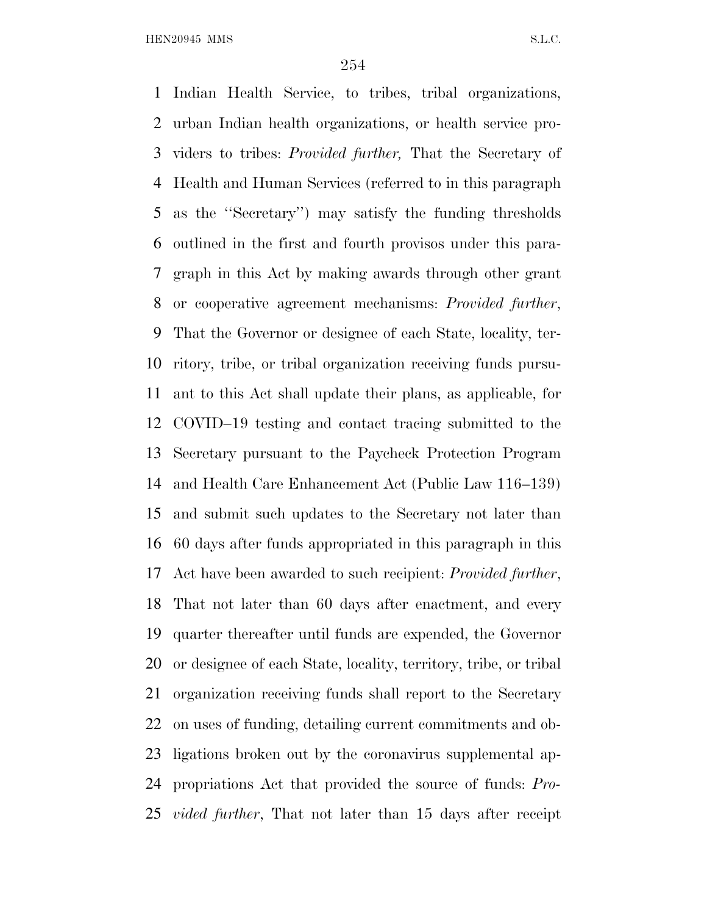Indian Health Service, to tribes, tribal organizations, urban Indian health organizations, or health service providers to tribes: *Provided further,* That the Secretary of Health and Human Services (referred to in this paragraph as the ''Secretary'') may satisfy the funding thresholds outlined in the first and fourth provisos under this paragraph in this Act by making awards through other grant or cooperative agreement mechanisms: *Provided further*, That the Governor or designee of each State, locality, territory, tribe, or tribal organization receiving funds pursuant to this Act shall update their plans, as applicable, for COVID–19 testing and contact tracing submitted to the Secretary pursuant to the Paycheck Protection Program and Health Care Enhancement Act (Public Law 116–139) and submit such updates to the Secretary not later than 60 days after funds appropriated in this paragraph in this Act have been awarded to such recipient: *Provided further*, That not later than 60 days after enactment, and every quarter thereafter until funds are expended, the Governor or designee of each State, locality, territory, tribe, or tribal organization receiving funds shall report to the Secretary on uses of funding, detailing current commitments and obligations broken out by the coronavirus supplemental appropriations Act that provided the source of funds: *Provided further*, That not later than 15 days after receipt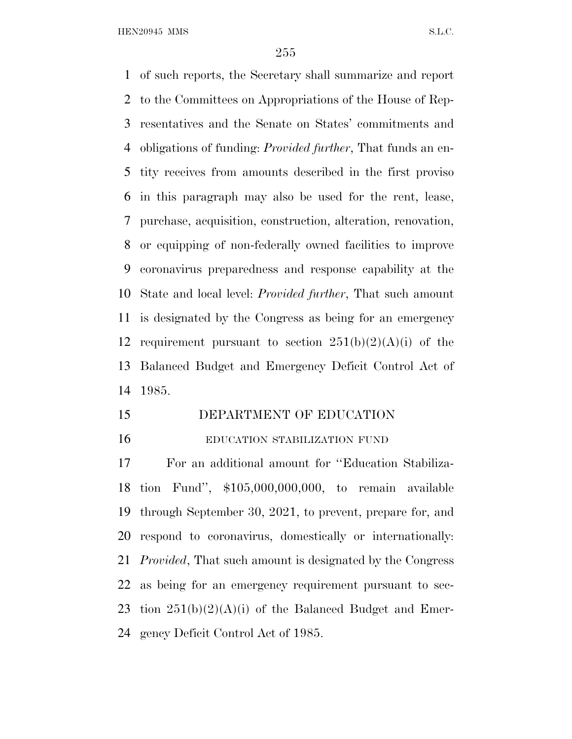of such reports, the Secretary shall summarize and report to the Committees on Appropriations of the House of Representatives and the Senate on States' commitments and obligations of funding: *Provided further*, That funds an entity receives from amounts described in the first proviso in this paragraph may also be used for the rent, lease, purchase, acquisition, construction, alteration, renovation, or equipping of non-federally owned facilities to improve coronavirus preparedness and response capability at the State and local level: *Provided further*, That such amount is designated by the Congress as being for an emergency requirement pursuant to section 251(b)(2)(A)(i) of the Balanced Budget and Emergency Deficit Control Act of 1985.

## DEPARTMENT OF EDUCATION

### EDUCATION STABILIZATION FUND

For an additional amount for ''Education Stabilization Fund'', $105,000,000,000, to remain available through September 30, 2021, to prevent, prepare for, and respond to coronavirus, domestically or internationally: *Provided*, That such amount is designated by the Congress as being for an emergency requirement pursuant to section 251(b)(2)(A)(i) of the Balanced Budget and Emergency Deficit Control Act of 1985.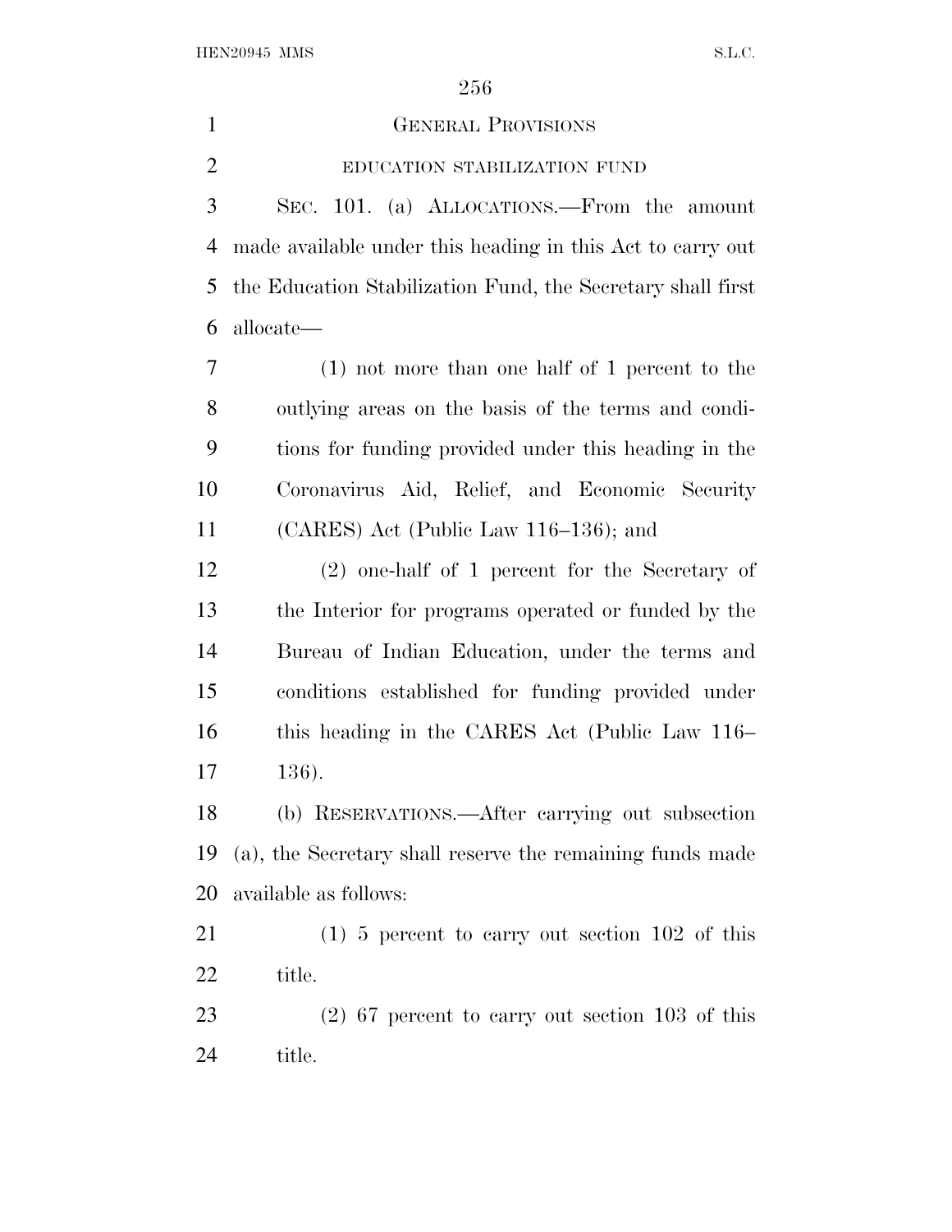## General Provisions

### education stabilization fund

Sec. 101. (a) Allocations.—From the amount made available under this heading in this Act to carry out the Education Stabilization Fund, the Secretary shall first allocate—

(1) not more than one half of 1 percent to the outlying areas on the basis of the terms and conditions for funding provided under this heading in the Coronavirus Aid, Relief, and Economic Security (CARES) Act (Public Law 116–136); and

(2) one-half of 1 percent for the Secretary of the Interior for programs operated or funded by the Bureau of Indian Education, under the terms and conditions established for funding provided under this heading in the CARES Act (Public Law 116–136).

(b) Reservations.—After carrying out subsection (a), the Secretary shall reserve the remaining funds made available as follows:

(1) 5 percent to carry out section 102 of this title.

(2) 67 percent to carry out section 103 of this title.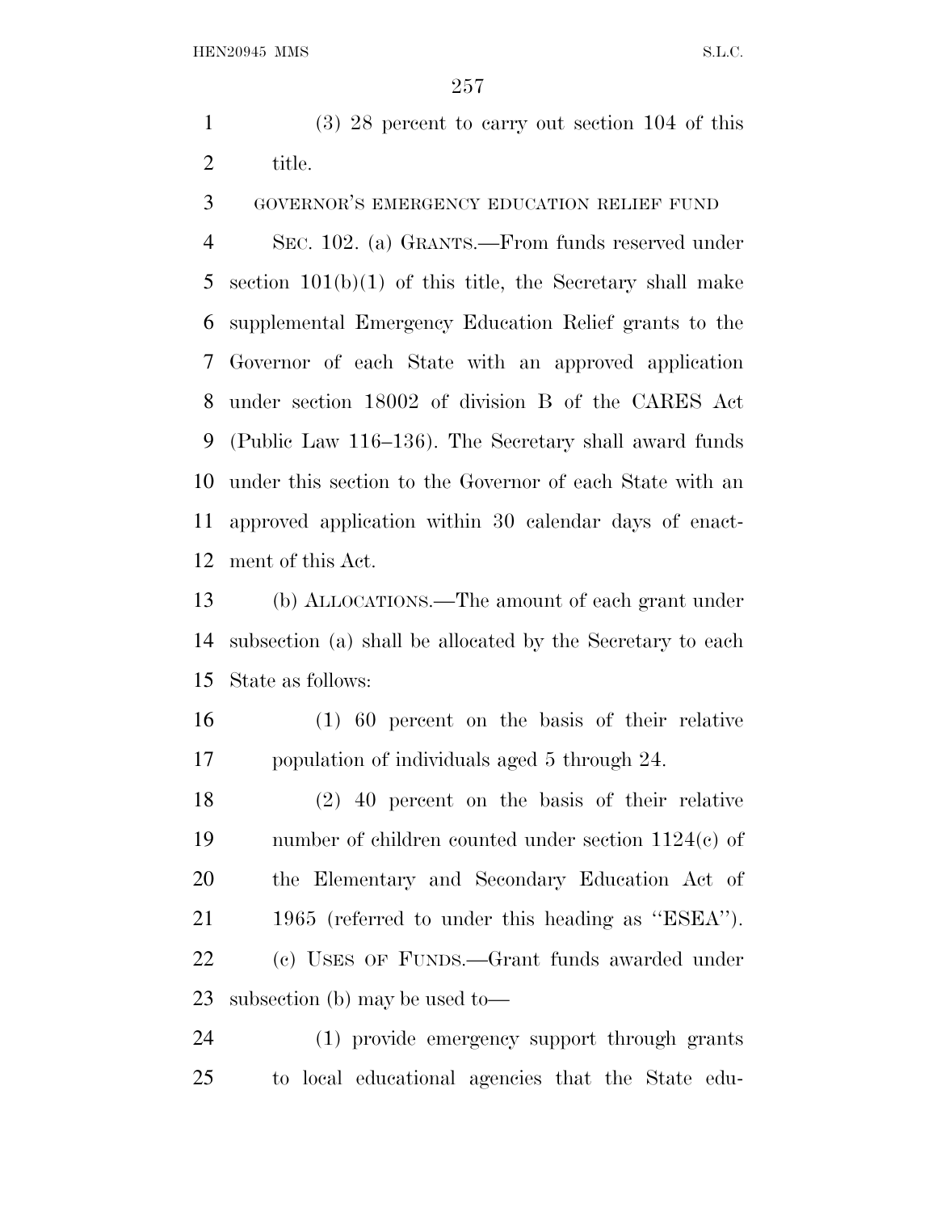(3) 28 percent to carry out section 104 of this title.

GOVERNOR'S EMERGENCY EDUCATION RELIEF FUND

SEC. 102. (a) GRANTS.—From funds reserved under section 101(b)(1) of this title, the Secretary shall make supplemental Emergency Education Relief grants to the Governor of each State with an approved application under section 18002 of division B of the CARES Act (Public Law 116–136). The Secretary shall award funds under this section to the Governor of each State with an approved application within 30 calendar days of enactment of this Act.

(b) ALLOCATIONS.—The amount of each grant under subsection (a) shall be allocated by the Secretary to each State as follows:

(1) 60 percent on the basis of their relative population of individuals aged 5 through 24.

(2) 40 percent on the basis of their relative number of children counted under section 1124(c) of the Elementary and Secondary Education Act of 1965 (referred to under this heading as ''ESEA'').

(c) USES OF FUNDS.—Grant funds awarded under subsection (b) may be used to—

(1) provide emergency support through grants to local educational agencies that the State edu-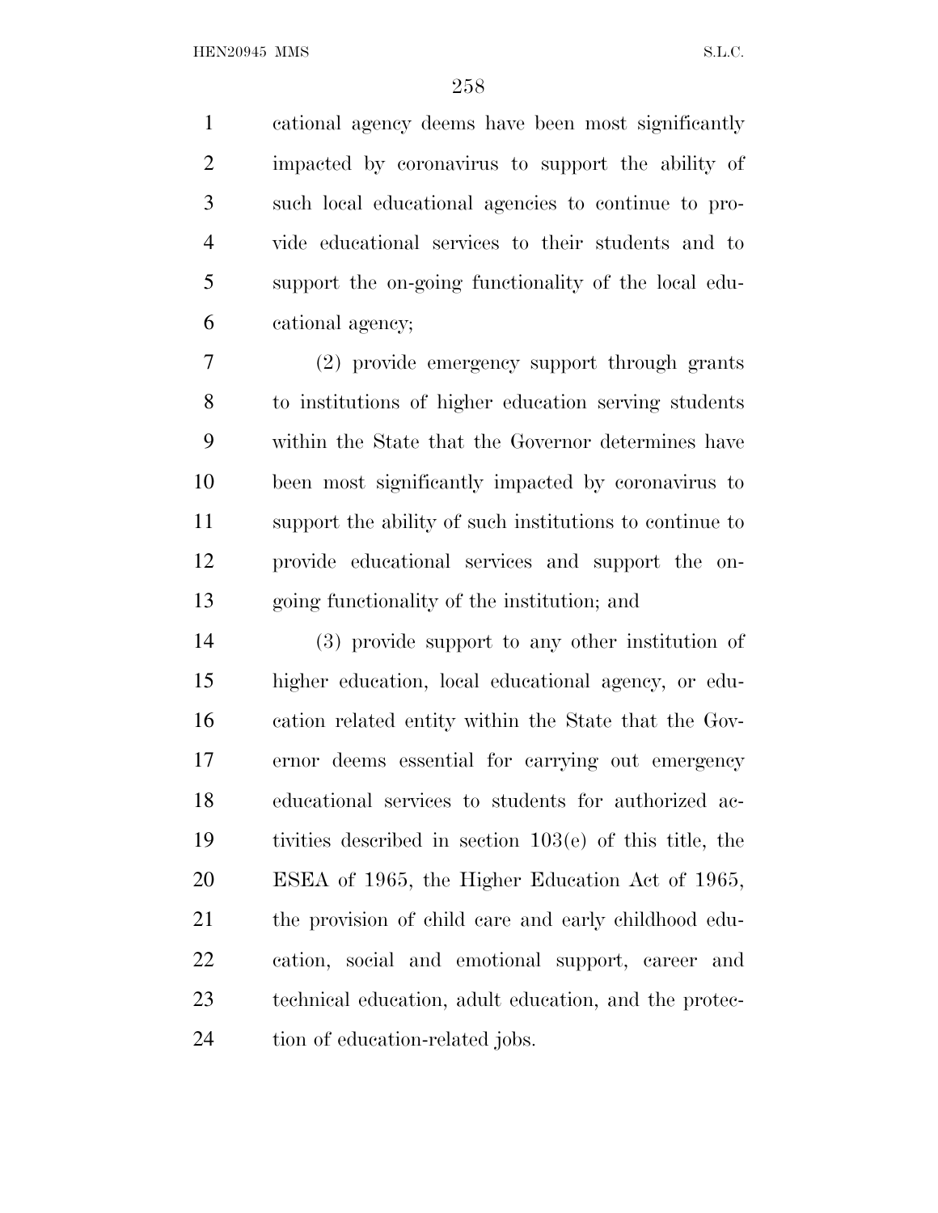cational agency deems have been most significantly impacted by coronavirus to support the ability of such local educational agencies to continue to provide educational services to their students and to support the on-going functionality of the local educational agency;

(2) provide emergency support through grants to institutions of higher education serving students within the State that the Governor determines have been most significantly impacted by coronavirus to support the ability of such institutions to continue to provide educational services and support the on-going functionality of the institution; and

(3) provide support to any other institution of higher education, local educational agency, or education related entity within the State that the Governor deems essential for carrying out emergency educational services to students for authorized activities described in section 103(e) of this title, the ESEA of 1965, the Higher Education Act of 1965, the provision of child care and early childhood education, social and emotional support, career and technical education, adult education, and the protection of education-related jobs.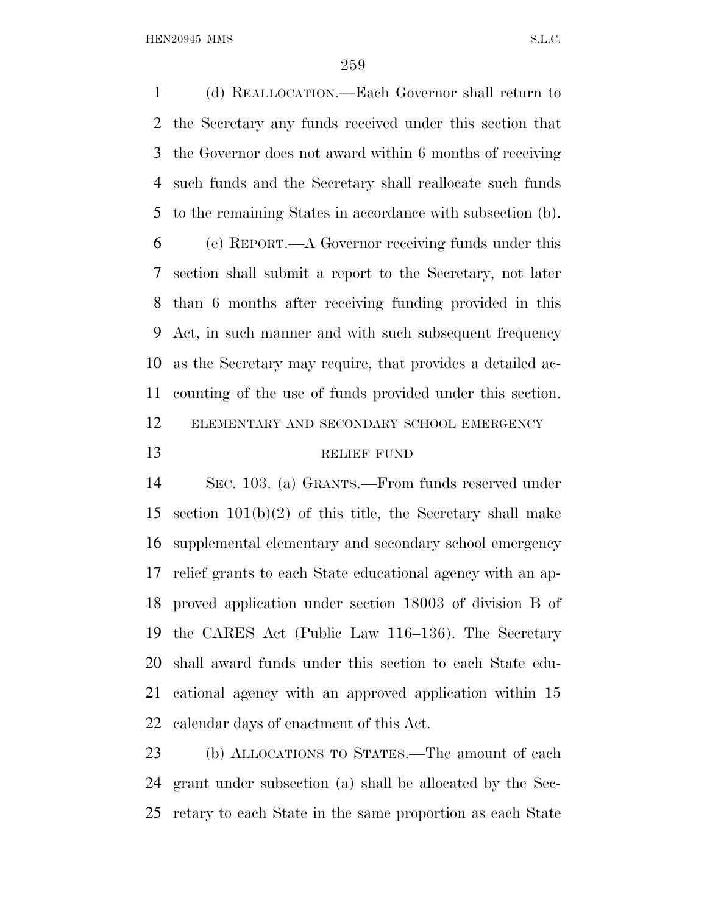(d) REALLOCATION.—Each Governor shall return to the Secretary any funds received under this section that the Governor does not award within 6 months of receiving such funds and the Secretary shall reallocate such funds to the remaining States in accordance with subsection (b).

(e) REPORT.—A Governor receiving funds under this section shall submit a report to the Secretary, not later than 6 months after receiving funding provided in this Act, in such manner and with such subsequent frequency as the Secretary may require, that provides a detailed accounting of the use of funds provided under this section.

ELEMENTARY AND SECONDARY SCHOOL EMERGENCY RELIEF FUND

SEC. 103. (a) GRANTS.—From funds reserved under section 101(b)(2) of this title, the Secretary shall make supplemental elementary and secondary school emergency relief grants to each State educational agency with an approved application under section 18003 of division B of the CARES Act (Public Law 116–136). The Secretary shall award funds under this section to each State educational agency with an approved application within 15 calendar days of enactment of this Act.

(b) ALLOCATIONS TO STATES.—The amount of each grant under subsection (a) shall be allocated by the Secretary to each State in the same proportion as each State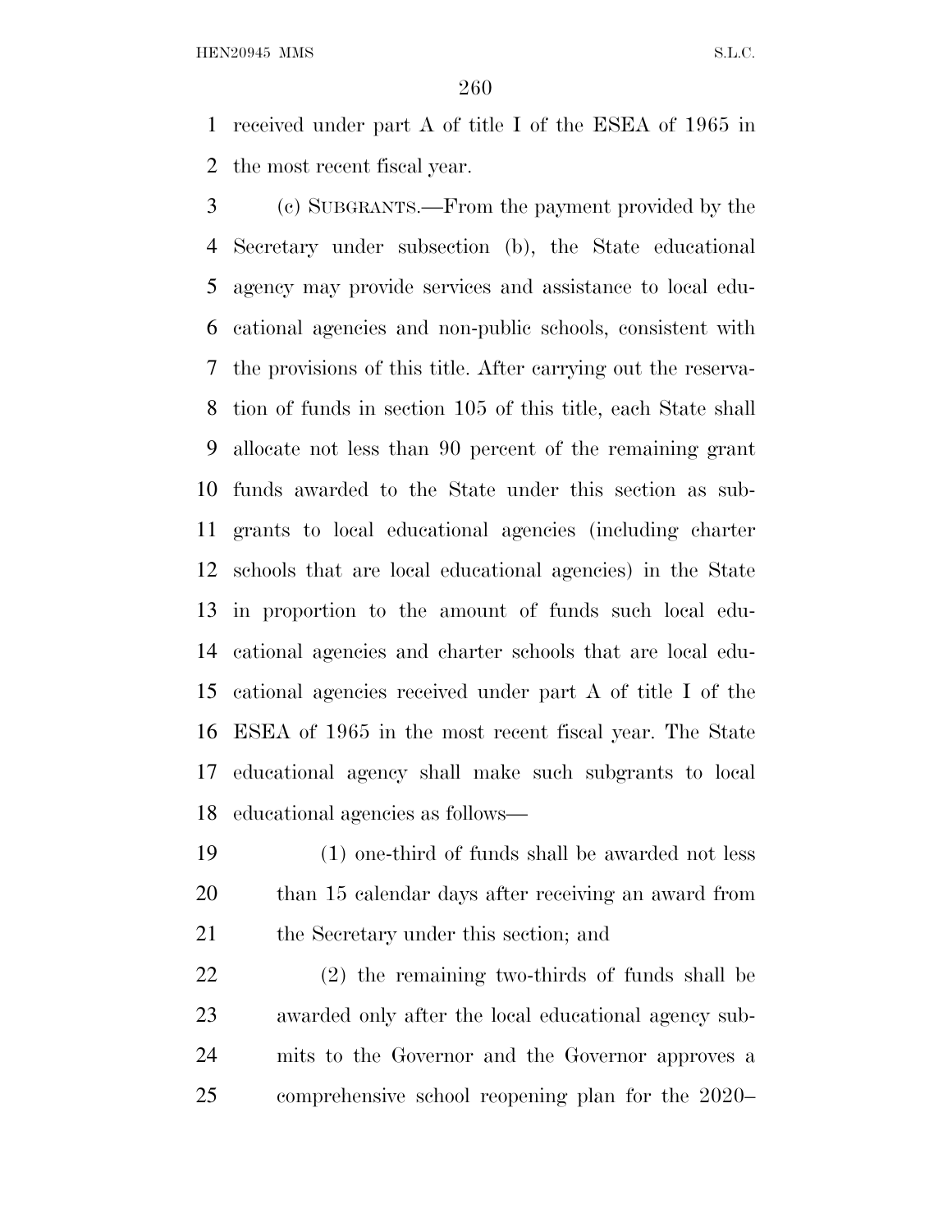received under part A of title I of the ESEA of 1965 in the most recent fiscal year.

(c) SUBGRANTS.—From the payment provided by the Secretary under subsection (b), the State educational agency may provide services and assistance to local educational agencies and non-public schools, consistent with the provisions of this title. After carrying out the reservation of funds in section 105 of this title, each State shall allocate not less than 90 percent of the remaining grant funds awarded to the State under this section as subgrants to local educational agencies (including charter schools that are local educational agencies) in the State in proportion to the amount of funds such local educational agencies and charter schools that are local educational agencies received under part A of title I of the ESEA of 1965 in the most recent fiscal year. The State educational agency shall make such subgrants to local educational agencies as follows—

(1) one-third of funds shall be awarded not less than 15 calendar days after receiving an award from the Secretary under this section; and

(2) the remaining two-thirds of funds shall be awarded only after the local educational agency submits to the Governor and the Governor approves a comprehensive school reopening plan for the 2020–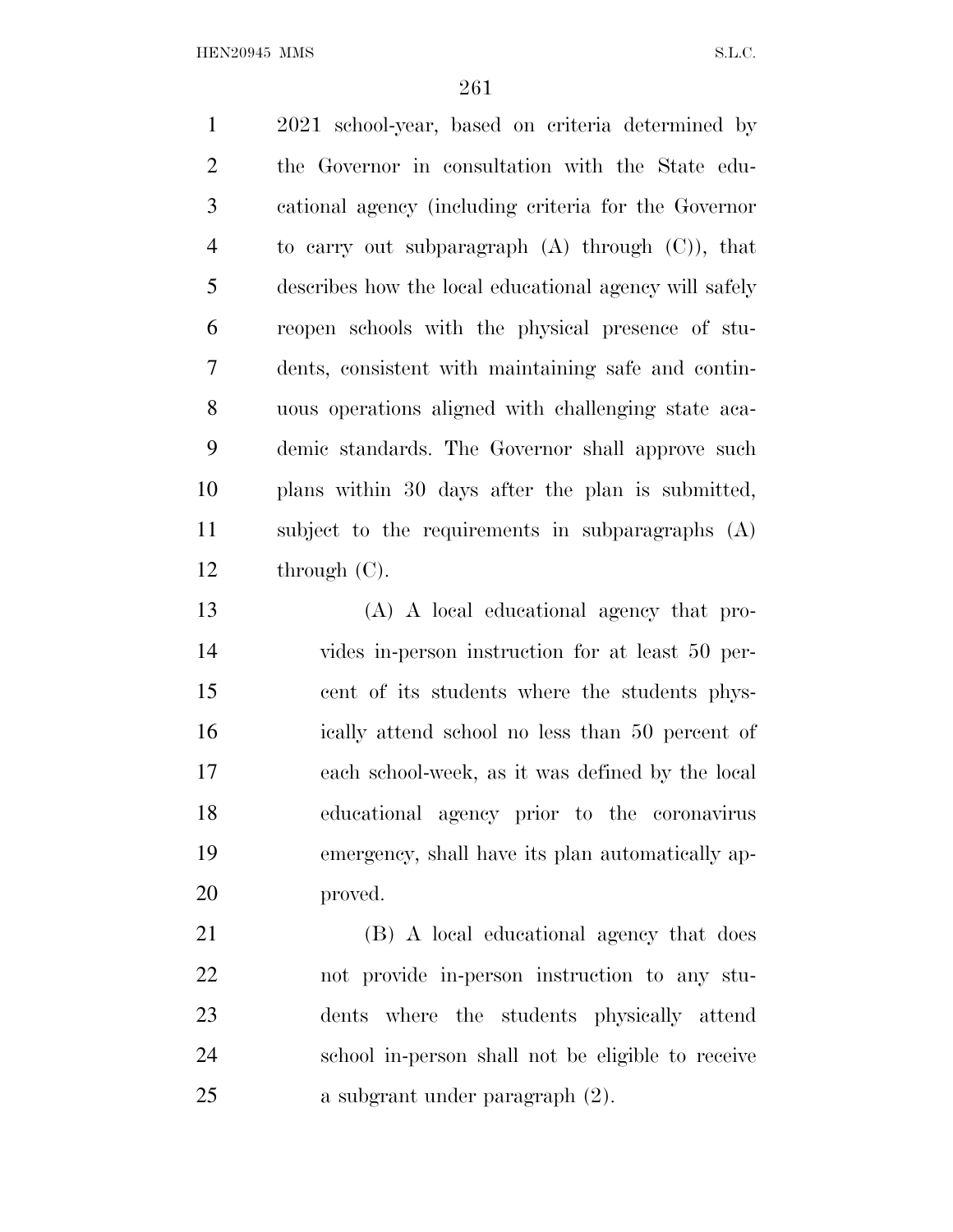2021 school-year, based on criteria determined by the Governor in consultation with the State educational agency (including criteria for the Governor to carry out subparagraph (A) through (C)), that describes how the local educational agency will safely reopen schools with the physical presence of students, consistent with maintaining safe and continuous operations aligned with challenging state academic standards. The Governor shall approve such plans within 30 days after the plan is submitted, subject to the requirements in subparagraphs (A) through (C).

(A) A local educational agency that provides in-person instruction for at least 50 percent of its students where the students physically attend school no less than 50 percent of each school-week, as it was defined by the local educational agency prior to the coronavirus emergency, shall have its plan automatically approved.

(B) A local educational agency that does not provide in-person instruction to any students where the students physically attend school in-person shall not be eligible to receive a subgrant under paragraph (2).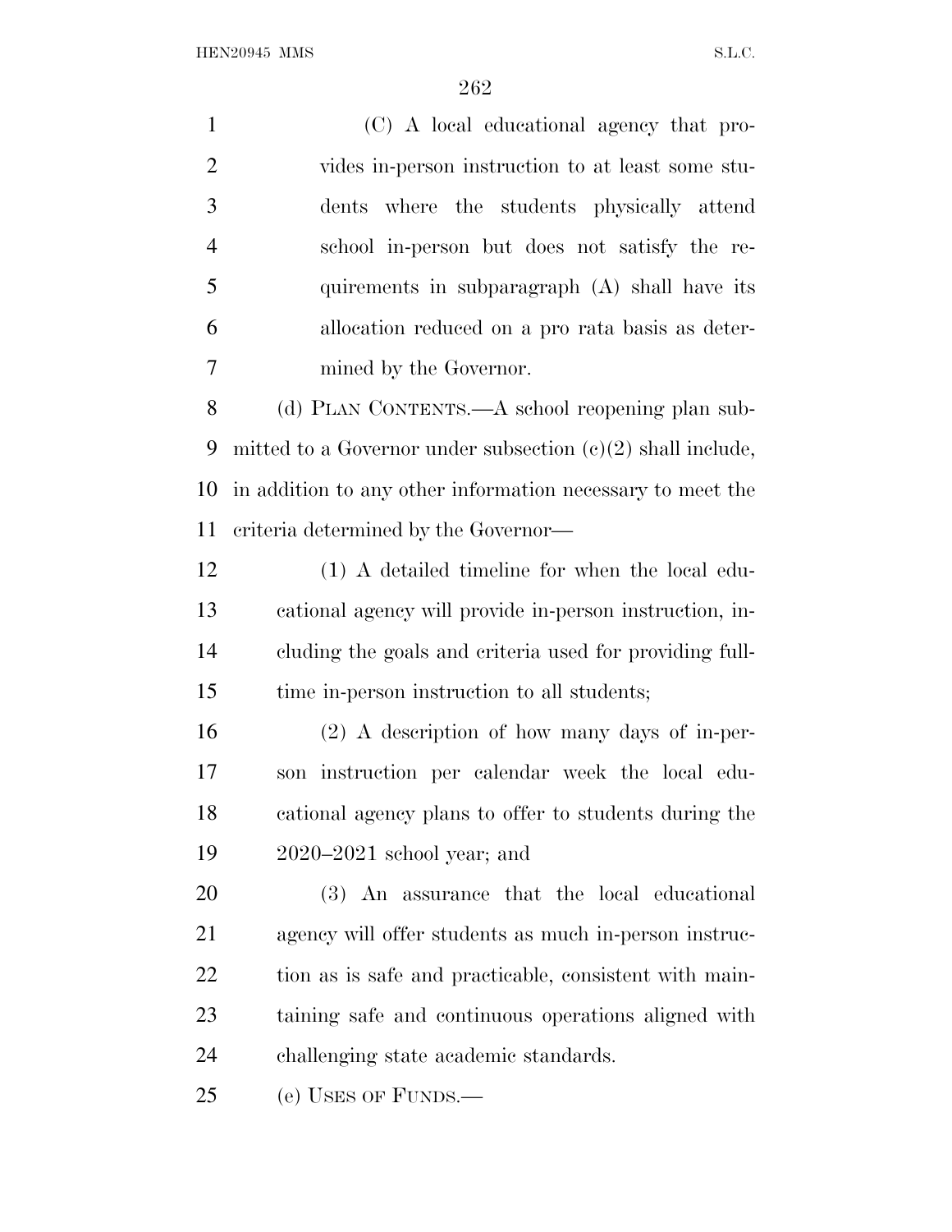(C) A local educational agency that provides in-person instruction to at least some students where the students physically attend school in-person but does not satisfy the requirements in subparagraph (A) shall have its allocation reduced on a pro rata basis as determined by the Governor.

(d) PLAN CONTENTS.—A school reopening plan submitted to a Governor under subsection (c)(2) shall include, in addition to any other information necessary to meet the criteria determined by the Governor—

(1) A detailed timeline for when the local educational agency will provide in-person instruction, including the goals and criteria used for providing full-time in-person instruction to all students;

(2) A description of how many days of in-person instruction per calendar week the local educational agency plans to offer to students during the 2020–2021 school year; and

(3) An assurance that the local educational agency will offer students as much in-person instruction as is safe and practicable, consistent with maintaining safe and continuous operations aligned with challenging state academic standards.

(e) USES OF FUNDS.—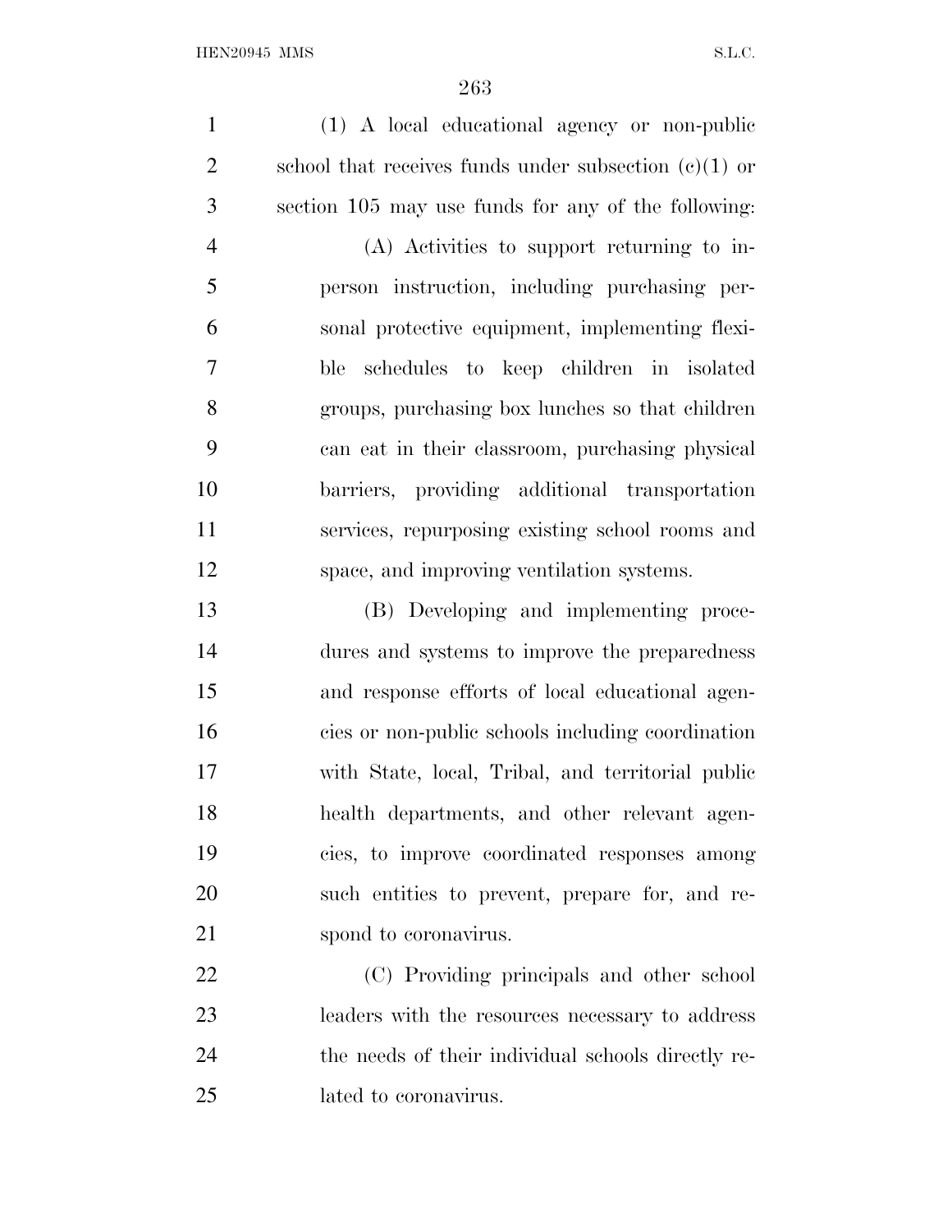(1) A local educational agency or non-public school that receives funds under subsection (c)(1) or section 105 may use funds for any of the following:

(A) Activities to support returning to in-person instruction, including purchasing personal protective equipment, implementing flexible schedules to keep children in isolated groups, purchasing box lunches so that children can eat in their classroom, purchasing physical barriers, providing additional transportation services, repurposing existing school rooms and space, and improving ventilation systems.

(B) Developing and implementing procedures and systems to improve the preparedness and response efforts of local educational agencies or non-public schools including coordination with State, local, Tribal, and territorial public health departments, and other relevant agencies, to improve coordinated responses among such entities to prevent, prepare for, and respond to coronavirus.

(C) Providing principals and other school leaders with the resources necessary to address the needs of their individual schools directly related to coronavirus.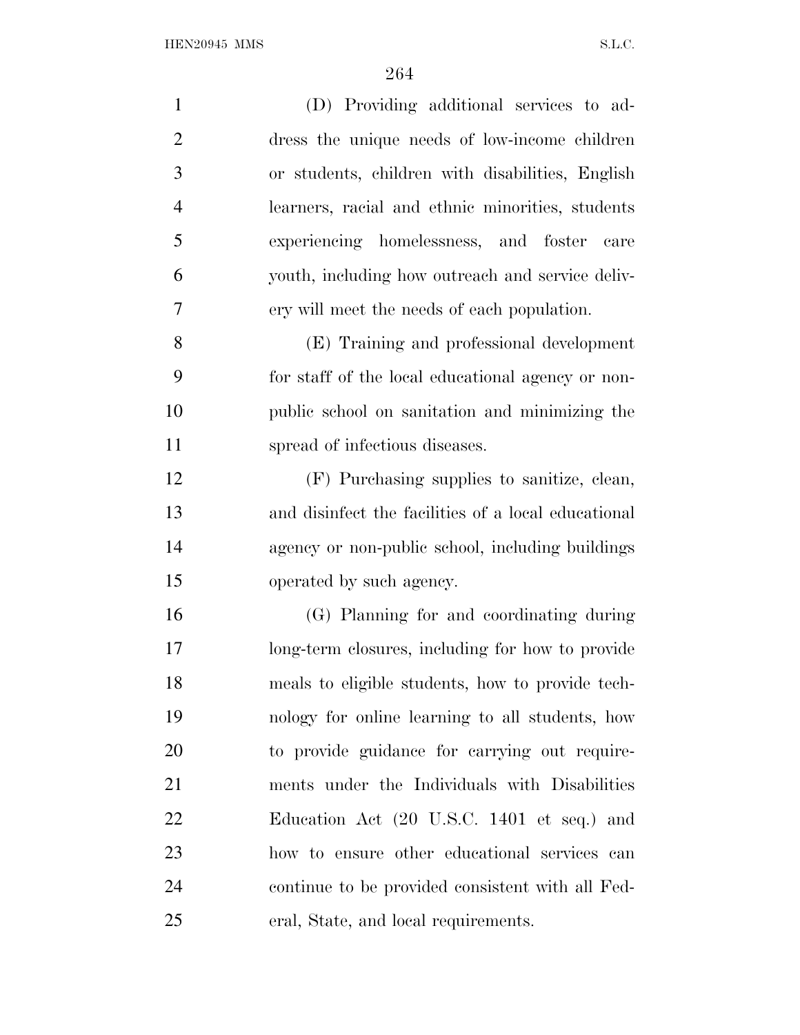(D) Providing additional services to address the unique needs of low-income children or students, children with disabilities, English learners, racial and ethnic minorities, students experiencing homelessness, and foster care youth, including how outreach and service delivery will meet the needs of each population.

(E) Training and professional development for staff of the local educational agency or non-public school on sanitation and minimizing the spread of infectious diseases.

(F) Purchasing supplies to sanitize, clean, and disinfect the facilities of a local educational agency or non-public school, including buildings operated by such agency.

(G) Planning for and coordinating during long-term closures, including for how to provide meals to eligible students, how to provide technology for online learning to all students, how to provide guidance for carrying out requirements under the Individuals with Disabilities Education Act (20 U.S.C. 1401 et seq.) and how to ensure other educational services can continue to be provided consistent with all Federal, State, and local requirements.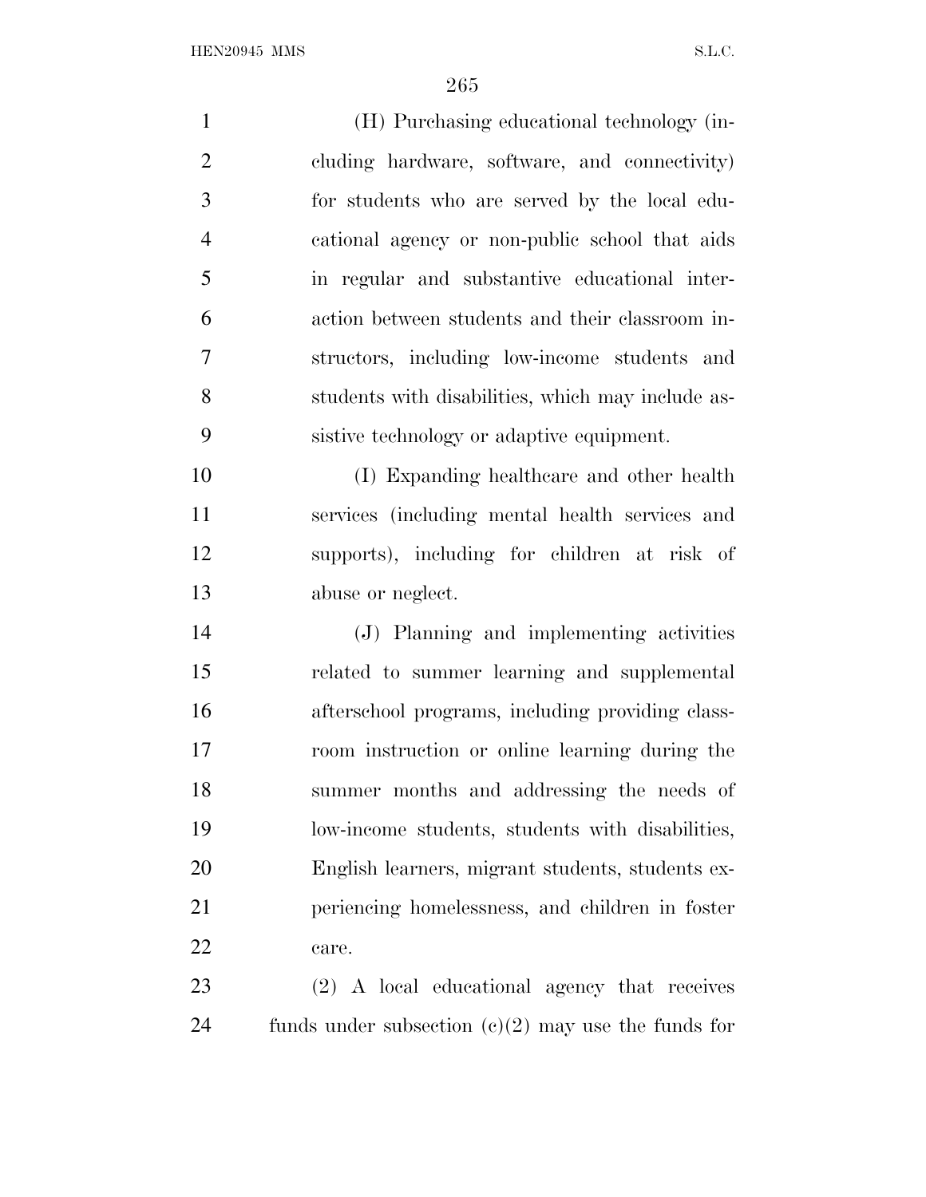(H) Purchasing educational technology (including hardware, software, and connectivity) for students who are served by the local educational agency or non-public school that aids in regular and substantive educational interaction between students and their classroom instructors, including low-income students and students with disabilities, which may include assistive technology or adaptive equipment.

(I) Expanding healthcare and other health services (including mental health services and supports), including for children at risk of abuse or neglect.

(J) Planning and implementing activities related to summer learning and supplemental afterschool programs, including providing classroom instruction or online learning during the summer months and addressing the needs of low-income students, students with disabilities, English learners, migrant students, students experiencing homelessness, and children in foster care.

(2) A local educational agency that receives funds under subsection (c)(2) may use the funds for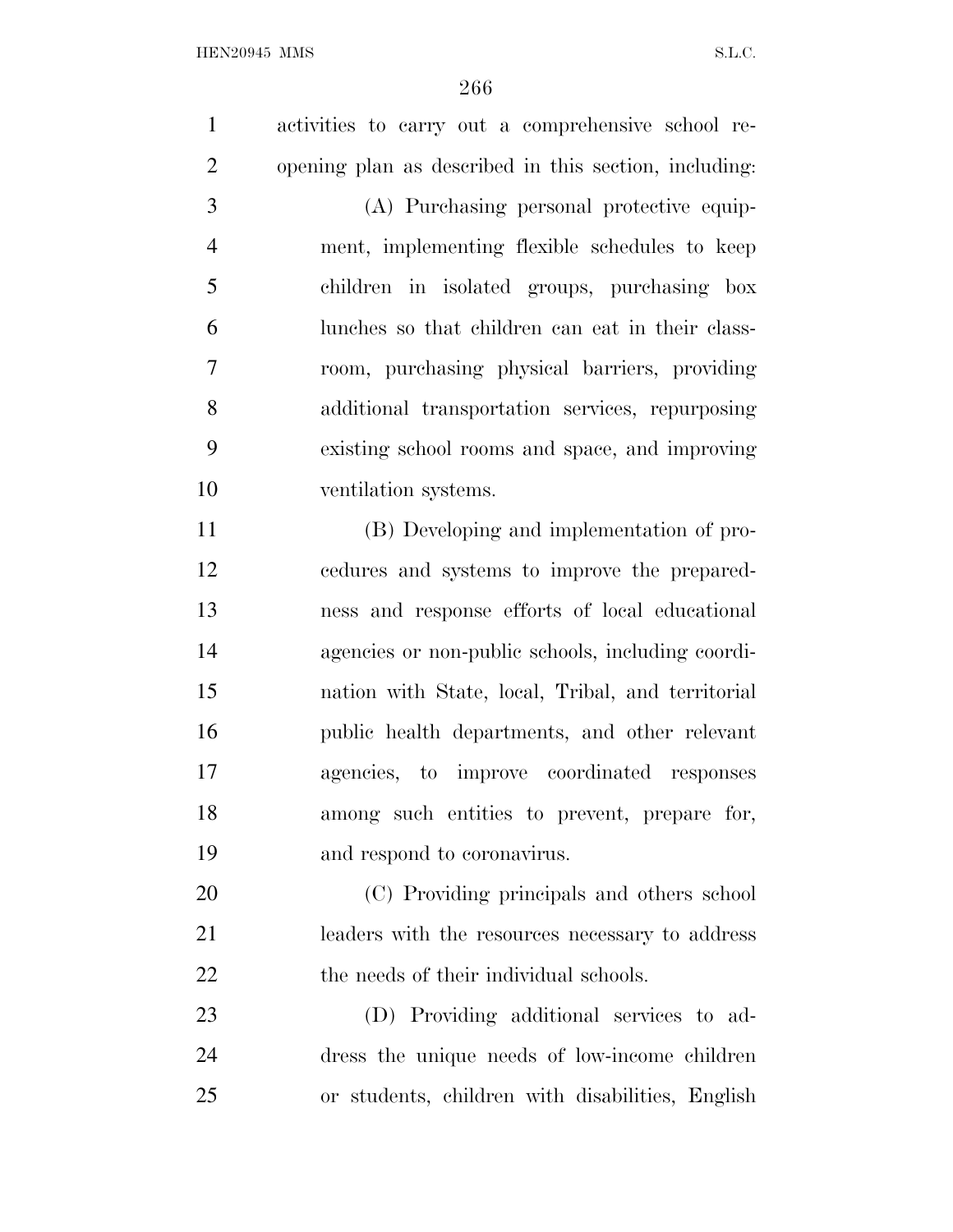activities to carry out a comprehensive school re-opening plan as described in this section, including:

(A) Purchasing personal protective equipment, implementing flexible schedules to keep children in isolated groups, purchasing box lunches so that children can eat in their classroom, purchasing physical barriers, providing additional transportation services, repurposing existing school rooms and space, and improving ventilation systems.

(B) Developing and implementation of procedures and systems to improve the preparedness and response efforts of local educational agencies or non-public schools, including coordination with State, local, Tribal, and territorial public health departments, and other relevant agencies, to improve coordinated responses among such entities to prevent, prepare for, and respond to coronavirus.

(C) Providing principals and others school leaders with the resources necessary to address the needs of their individual schools.

(D) Providing additional services to address the unique needs of low-income children or students, children with disabilities, English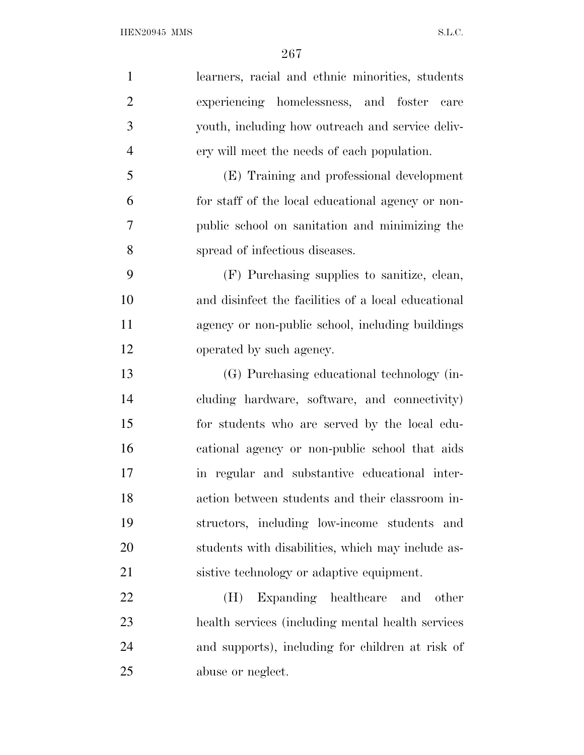learners, racial and ethnic minorities, students experiencing homelessness, and foster care youth, including how outreach and service delivery will meet the needs of each population.

(E) Training and professional development for staff of the local educational agency or non-public school on sanitation and minimizing the spread of infectious diseases.

(F) Purchasing supplies to sanitize, clean, and disinfect the facilities of a local educational agency or non-public school, including buildings operated by such agency.

(G) Purchasing educational technology (including hardware, software, and connectivity) for students who are served by the local educational agency or non-public school that aids in regular and substantive educational interaction between students and their classroom instructors, including low-income students and students with disabilities, which may include assistive technology or adaptive equipment.

(H) Expanding healthcare and other health services (including mental health services and supports), including for children at risk of abuse or neglect.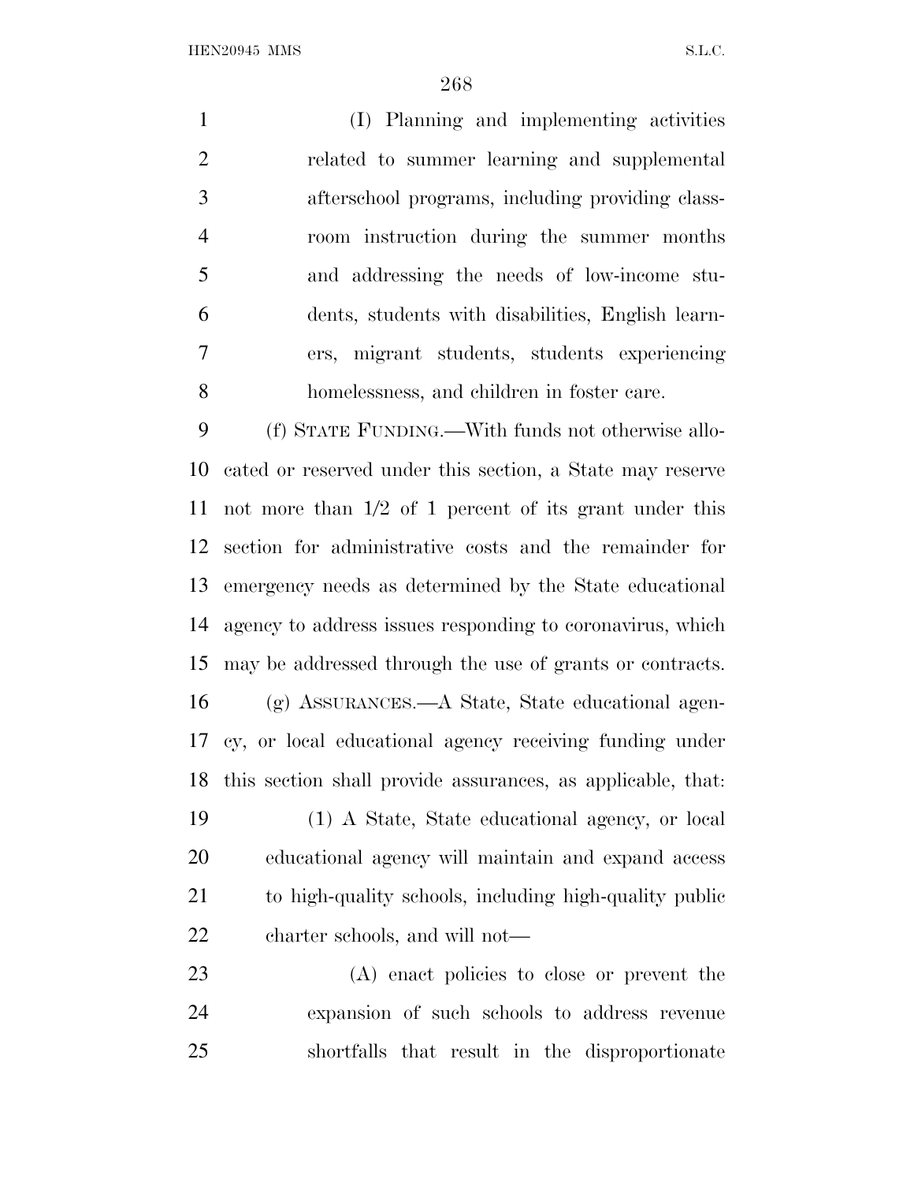(I) Planning and implementing activities related to summer learning and supplemental afterschool programs, including providing classroom instruction during the summer months and addressing the needs of low-income students, students with disabilities, English learners, migrant students, students experiencing homelessness, and children in foster care.

(f) STATE FUNDING.—With funds not otherwise allocated or reserved under this section, a State may reserve not more than 1/2 of 1 percent of its grant under this section for administrative costs and the remainder for emergency needs as determined by the State educational agency to address issues responding to coronavirus, which may be addressed through the use of grants or contracts.

(g) ASSURANCES.—A State, State educational agency, or local educational agency receiving funding under this section shall provide assurances, as applicable, that:

(1) A State, State educational agency, or local educational agency will maintain and expand access to high-quality schools, including high-quality public charter schools, and will not—

(A) enact policies to close or prevent the expansion of such schools to address revenue shortfalls that result in the disproportionate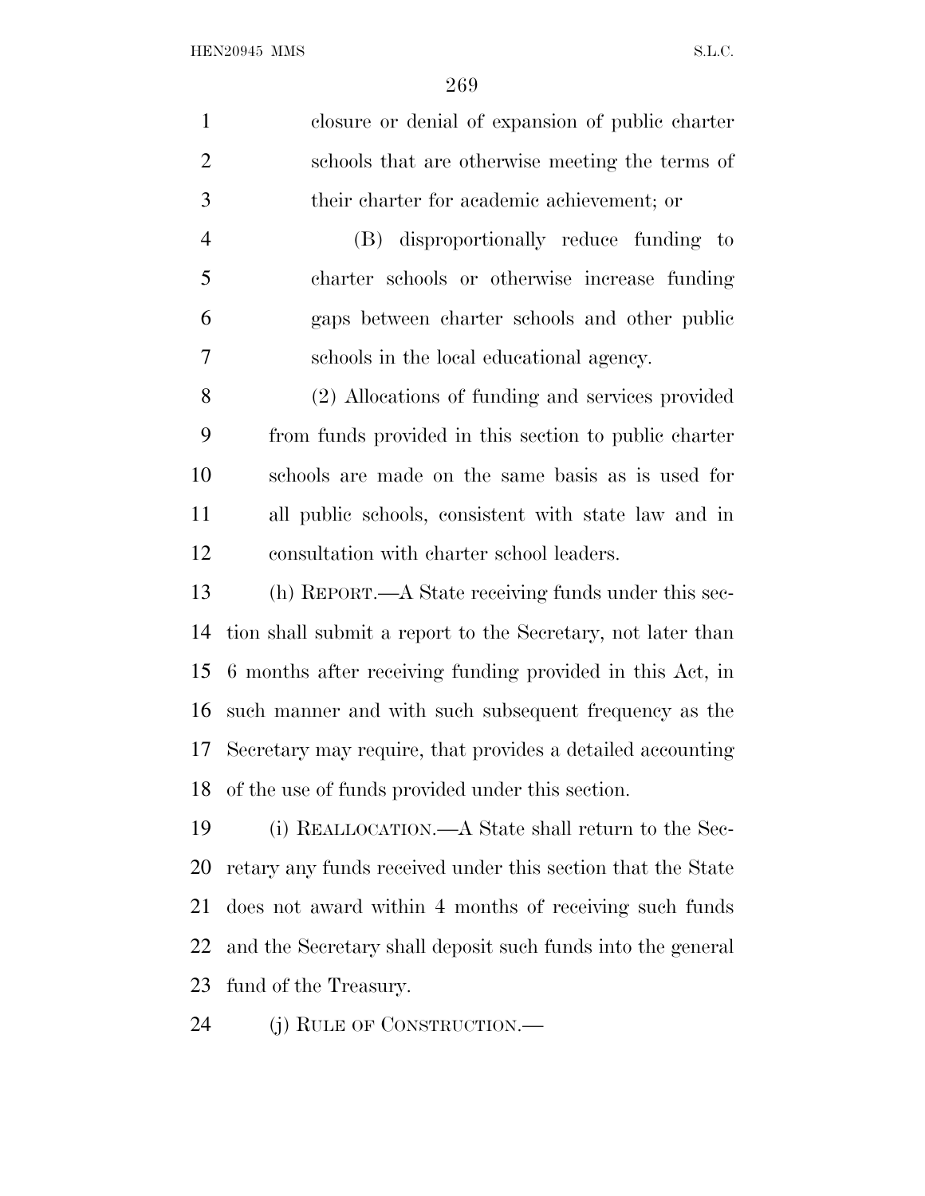closure or denial of expansion of public charter schools that are otherwise meeting the terms of their charter for academic achievement; or

(B) disproportionally reduce funding to charter schools or otherwise increase funding gaps between charter schools and other public schools in the local educational agency.

(2) Allocations of funding and services provided from funds provided in this section to public charter schools are made on the same basis as is used for all public schools, consistent with state law and in consultation with charter school leaders.

(h) REPORT.—A State receiving funds under this section shall submit a report to the Secretary, not later than 6 months after receiving funding provided in this Act, in such manner and with such subsequent frequency as the Secretary may require, that provides a detailed accounting of the use of funds provided under this section.

(i) REALLOCATION.—A State shall return to the Secretary any funds received under this section that the State does not award within 4 months of receiving such funds and the Secretary shall deposit such funds into the general fund of the Treasury.

(j) RULE OF CONSTRUCTION.—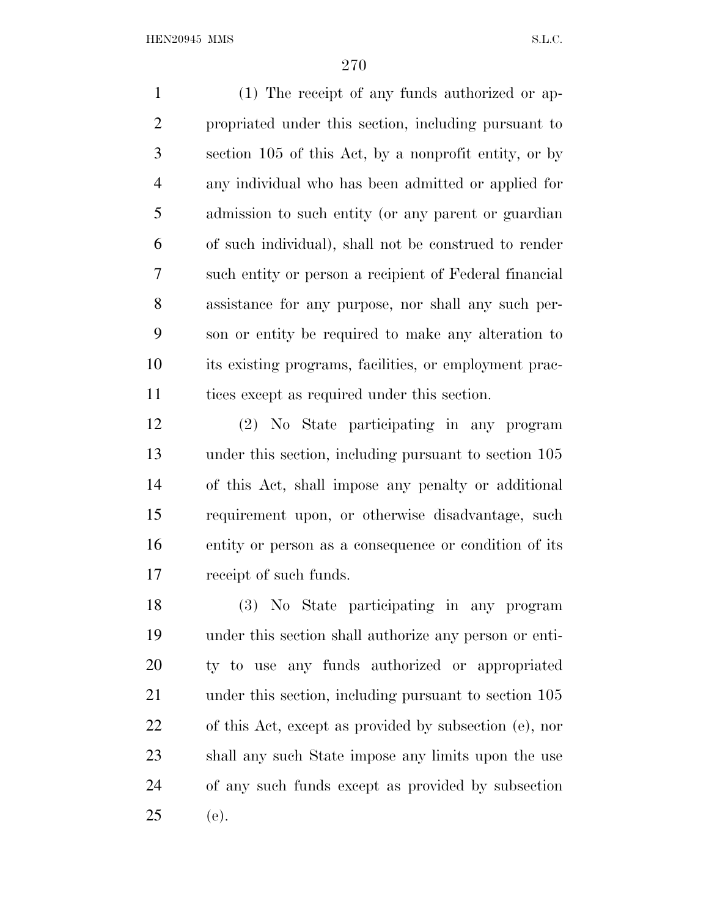(1) The receipt of any funds authorized or appropriated under this section, including pursuant to section 105 of this Act, by a nonprofit entity, or by any individual who has been admitted or applied for admission to such entity (or any parent or guardian of such individual), shall not be construed to render such entity or person a recipient of Federal financial assistance for any purpose, nor shall any such person or entity be required to make any alteration to its existing programs, facilities, or employment practices except as required under this section.

(2) No State participating in any program under this section, including pursuant to section 105 of this Act, shall impose any penalty or additional requirement upon, or otherwise disadvantage, such entity or person as a consequence or condition of its receipt of such funds.

(3) No State participating in any program under this section shall authorize any person or entity to use any funds authorized or appropriated under this section, including pursuant to section 105 of this Act, except as provided by subsection (e), nor shall any such State impose any limits upon the use of any such funds except as provided by subsection (e).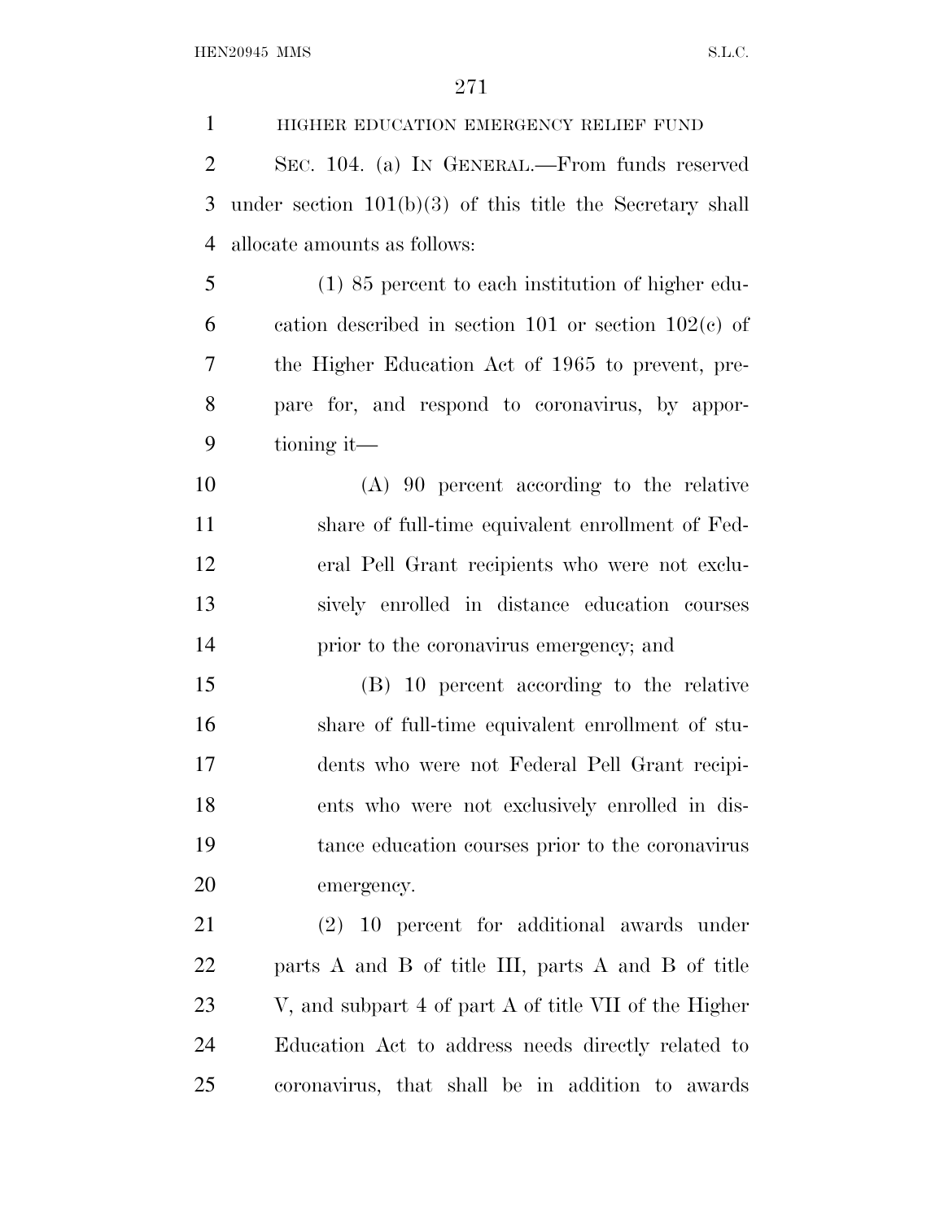HIGHER EDUCATION EMERGENCY RELIEF FUND

SEC. 104. (a) IN GENERAL.—From funds reserved under section 101(b)(3) of this title the Secretary shall allocate amounts as follows:

(1) 85 percent to each institution of higher education described in section 101 or section 102(c) of the Higher Education Act of 1965 to prevent, prepare for, and respond to coronavirus, by apportioning it—

(A) 90 percent according to the relative share of full-time equivalent enrollment of Federal Pell Grant recipients who were not exclusively enrolled in distance education courses prior to the coronavirus emergency; and

(B) 10 percent according to the relative share of full-time equivalent enrollment of students who were not Federal Pell Grant recipients who were not exclusively enrolled in distance education courses prior to the coronavirus emergency.

(2) 10 percent for additional awards under parts A and B of title III, parts A and B of title V, and subpart 4 of part A of title VII of the Higher Education Act to address needs directly related to coronavirus, that shall be in addition to awards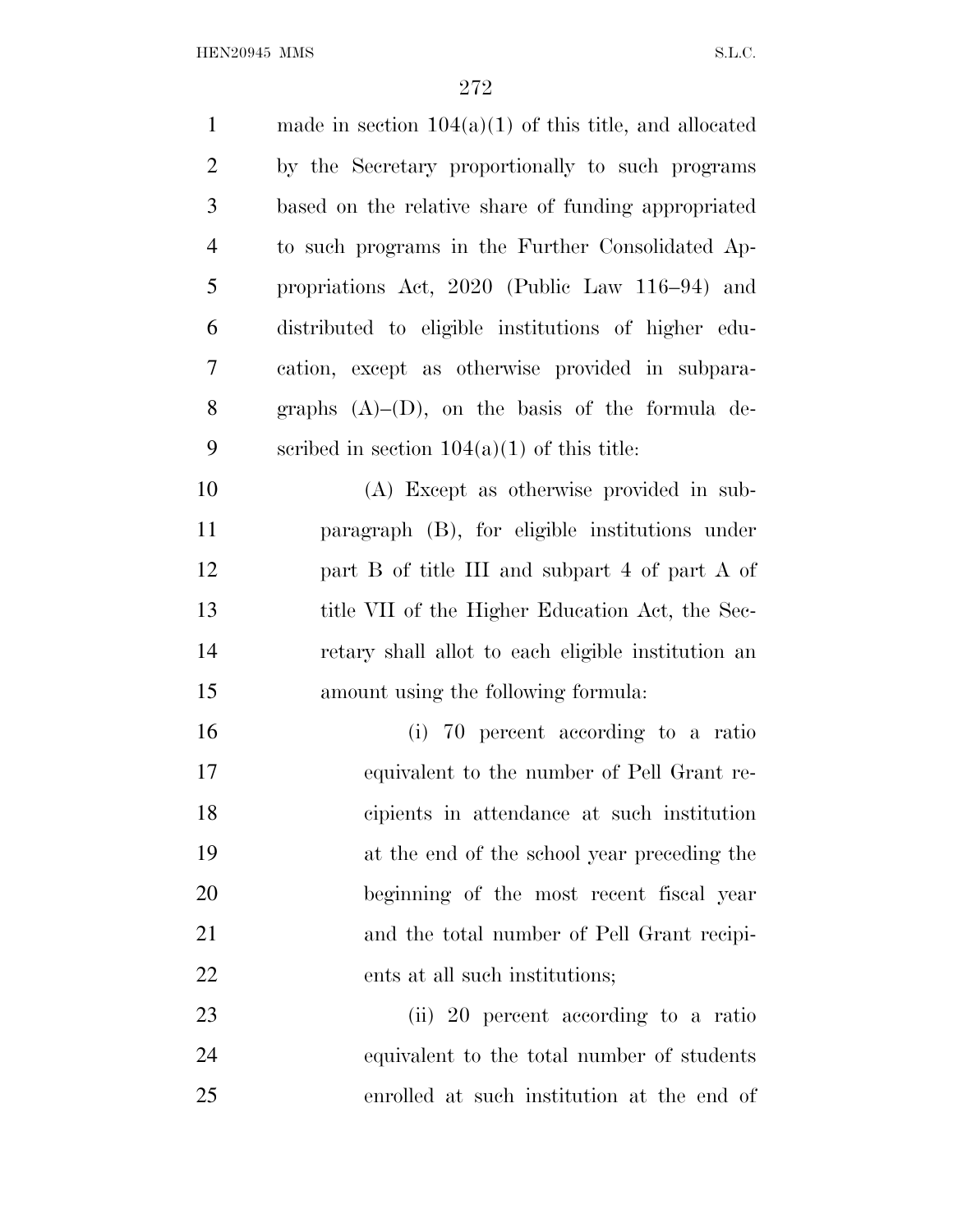made in section 104(a)(1) of this title, and allocated by the Secretary proportionally to such programs based on the relative share of funding appropriated to such programs in the Further Consolidated Appropriations Act, 2020 (Public Law 116–94) and distributed to eligible institutions of higher education, except as otherwise provided in subparagraphs (A)–(D), on the basis of the formula described in section 104(a)(1) of this title:

(A) Except as otherwise provided in subparagraph (B), for eligible institutions under part B of title III and subpart 4 of part A of title VII of the Higher Education Act, the Secretary shall allot to each eligible institution an amount using the following formula:

(i) 70 percent according to a ratio equivalent to the number of Pell Grant recipients in attendance at such institution at the end of the school year preceding the beginning of the most recent fiscal year and the total number of Pell Grant recipients at all such institutions;

(ii) 20 percent according to a ratio equivalent to the total number of students enrolled at such institution at the end of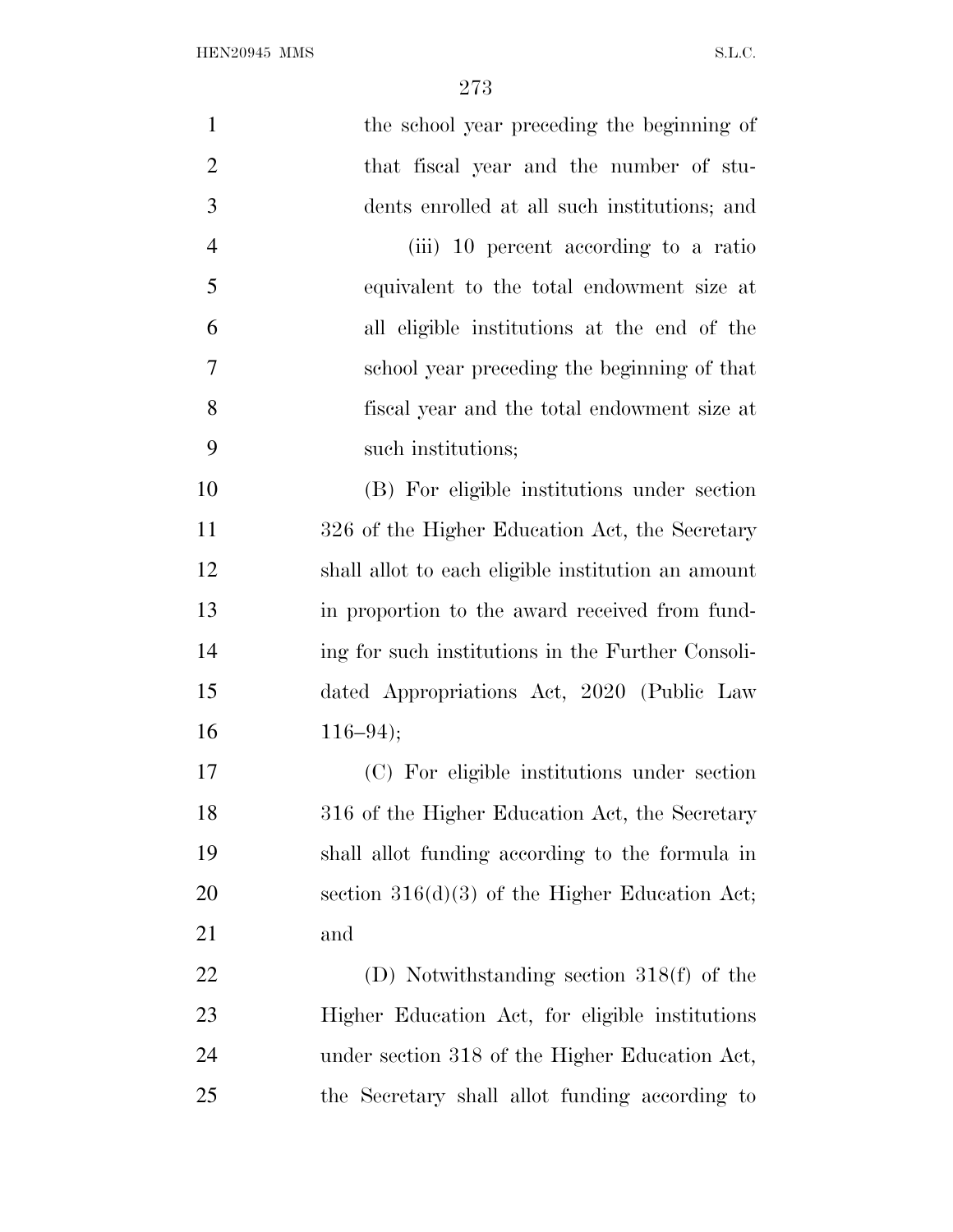the school year preceding the beginning of that fiscal year and the number of students enrolled at all such institutions; and

(iii) 10 percent according to a ratio equivalent to the total endowment size at all eligible institutions at the end of the school year preceding the beginning of that fiscal year and the total endowment size at such institutions;

(B) For eligible institutions under section 326 of the Higher Education Act, the Secretary shall allot to each eligible institution an amount in proportion to the award received from funding for such institutions in the Further Consolidated Appropriations Act, 2020 (Public Law 116–94);

(C) For eligible institutions under section 316 of the Higher Education Act, the Secretary shall allot funding according to the formula in section 316(d)(3) of the Higher Education Act; and

(D) Notwithstanding section 318(f) of the Higher Education Act, for eligible institutions under section 318 of the Higher Education Act, the Secretary shall allot funding according to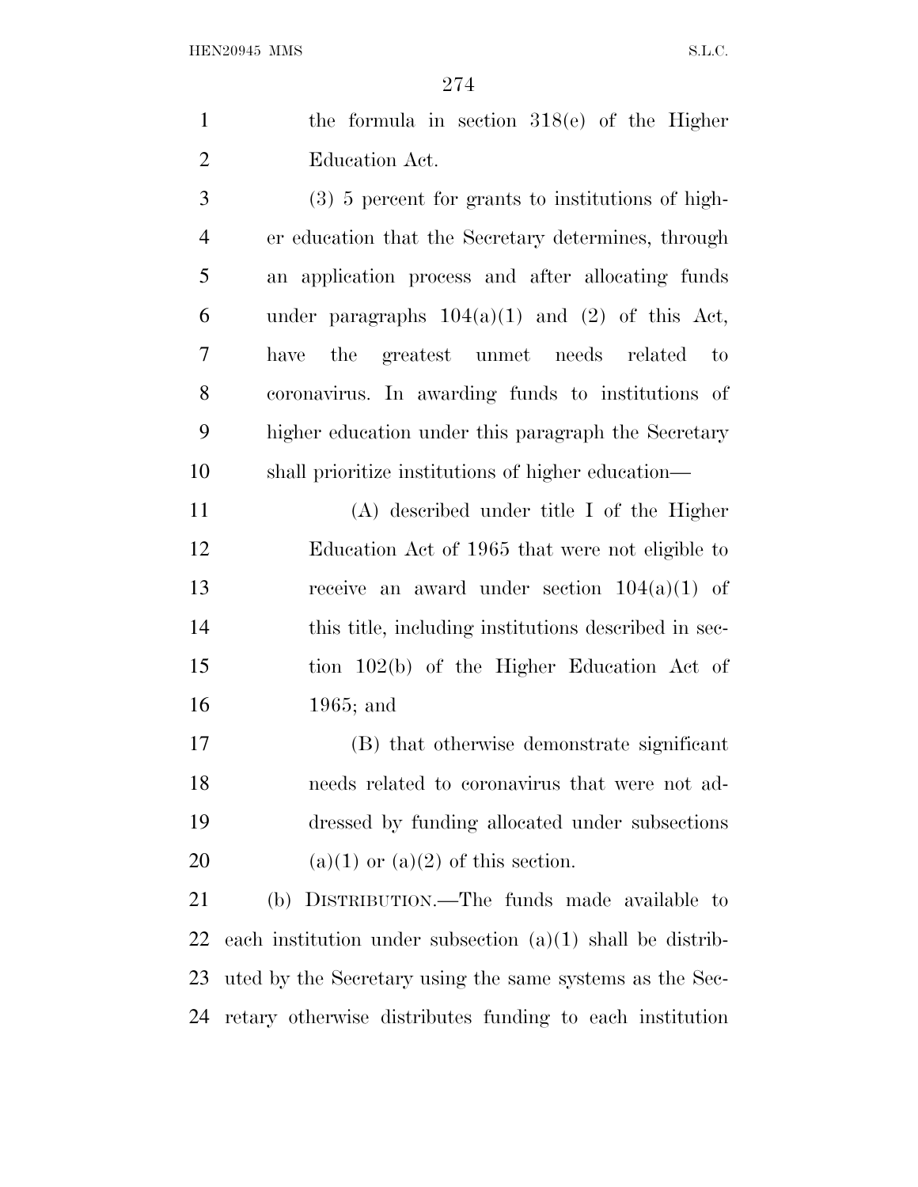the formula in section 318(e) of the Higher Education Act.

(3) 5 percent for grants to institutions of higher education that the Secretary determines, through an application process and after allocating funds under paragraphs 104(a)(1) and (2) of this Act, have the greatest unmet needs related to coronavirus. In awarding funds to institutions of higher education under this paragraph the Secretary shall prioritize institutions of higher education—

(A) described under title I of the Higher Education Act of 1965 that were not eligible to receive an award under section 104(a)(1) of this title, including institutions described in section 102(b) of the Higher Education Act of 1965; and

(B) that otherwise demonstrate significant needs related to coronavirus that were not addressed by funding allocated under subsections (a)(1) or (a)(2) of this section.

(b) DISTRIBUTION.—The funds made available to each institution under subsection (a)(1) shall be distributed by the Secretary using the same systems as the Secretary otherwise distributes funding to each institution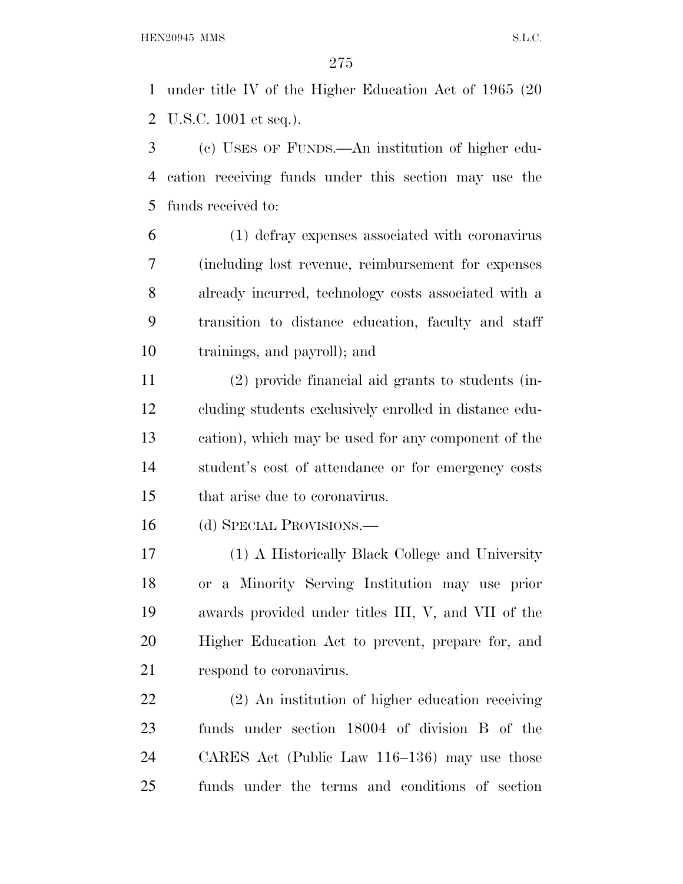under title IV of the Higher Education Act of 1965 (20 U.S.C. 1001 et seq.).

(c) USES OF FUNDS.—An institution of higher education receiving funds under this section may use the funds received to:

(1) defray expenses associated with coronavirus (including lost revenue, reimbursement for expenses already incurred, technology costs associated with a transition to distance education, faculty and staff trainings, and payroll); and

(2) provide financial aid grants to students (including students exclusively enrolled in distance education), which may be used for any component of the student's cost of attendance or for emergency costs that arise due to coronavirus.

(d) SPECIAL PROVISIONS.—

(1) A Historically Black College and University or a Minority Serving Institution may use prior awards provided under titles III, V, and VII of the Higher Education Act to prevent, prepare for, and respond to coronavirus.

(2) An institution of higher education receiving funds under section 18004 of division B of the CARES Act (Public Law 116–136) may use those funds under the terms and conditions of section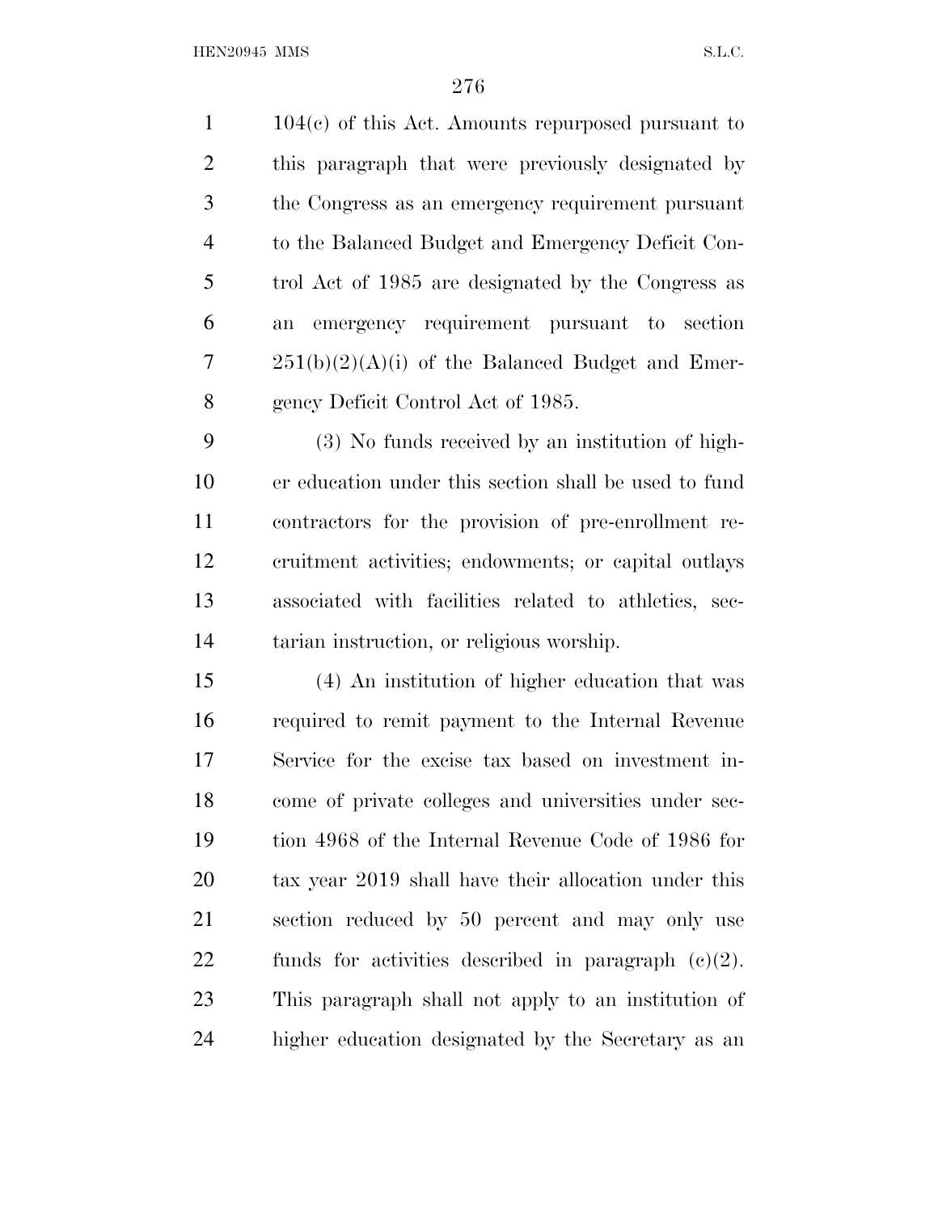104(c) of this Act. Amounts repurposed pursuant to this paragraph that were previously designated by the Congress as an emergency requirement pursuant to the Balanced Budget and Emergency Deficit Control Act of 1985 are designated by the Congress as an emergency requirement pursuant to section 251(b)(2)(A)(i) of the Balanced Budget and Emergency Deficit Control Act of 1985.

(3) No funds received by an institution of higher education under this section shall be used to fund contractors for the provision of pre-enrollment recruitment activities; endowments; or capital outlays associated with facilities related to athletics, sectarian instruction, or religious worship.

(4) An institution of higher education that was required to remit payment to the Internal Revenue Service for the excise tax based on investment income of private colleges and universities under section 4968 of the Internal Revenue Code of 1986 for tax year 2019 shall have their allocation under this section reduced by 50 percent and may only use funds for activities described in paragraph (c)(2). This paragraph shall not apply to an institution of higher education designated by the Secretary as an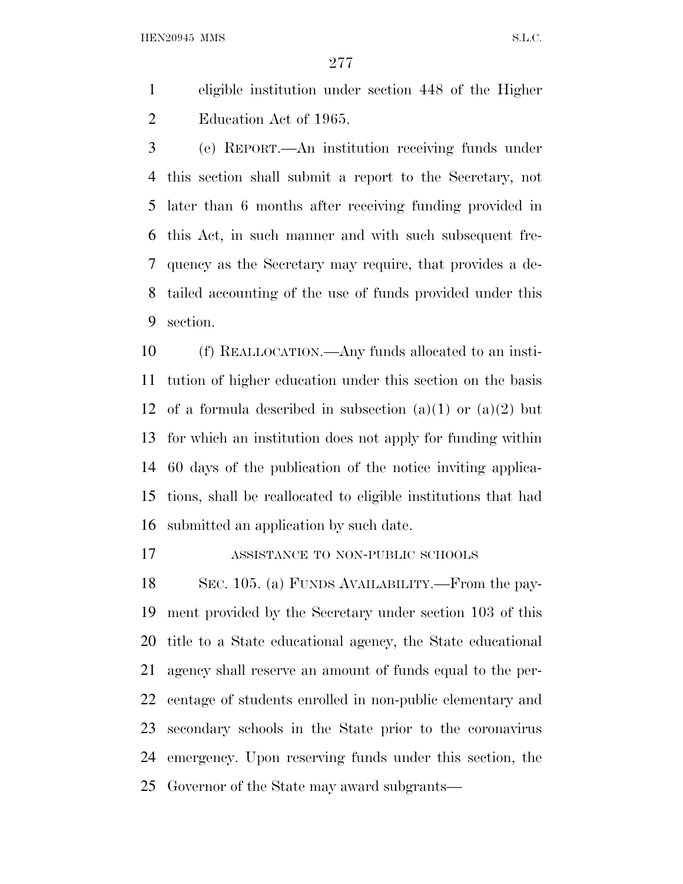eligible institution under section 448 of the Higher Education Act of 1965.

(e) REPORT.—An institution receiving funds under this section shall submit a report to the Secretary, not later than 6 months after receiving funding provided in this Act, in such manner and with such subsequent frequency as the Secretary may require, that provides a detailed accounting of the use of funds provided under this section.

(f) REALLOCATION.—Any funds allocated to an institution of higher education under this section on the basis of a formula described in subsection (a)(1) or (a)(2) but for which an institution does not apply for funding within 60 days of the publication of the notice inviting applications, shall be reallocated to eligible institutions that had submitted an application by such date.

ASSISTANCE TO NON-PUBLIC SCHOOLS

SEC. 105. (a) FUNDS AVAILABILITY.—From the payment provided by the Secretary under section 103 of this title to a State educational agency, the State educational agency shall reserve an amount of funds equal to the percentage of students enrolled in non-public elementary and secondary schools in the State prior to the coronavirus emergency. Upon reserving funds under this section, the Governor of the State may award subgrants—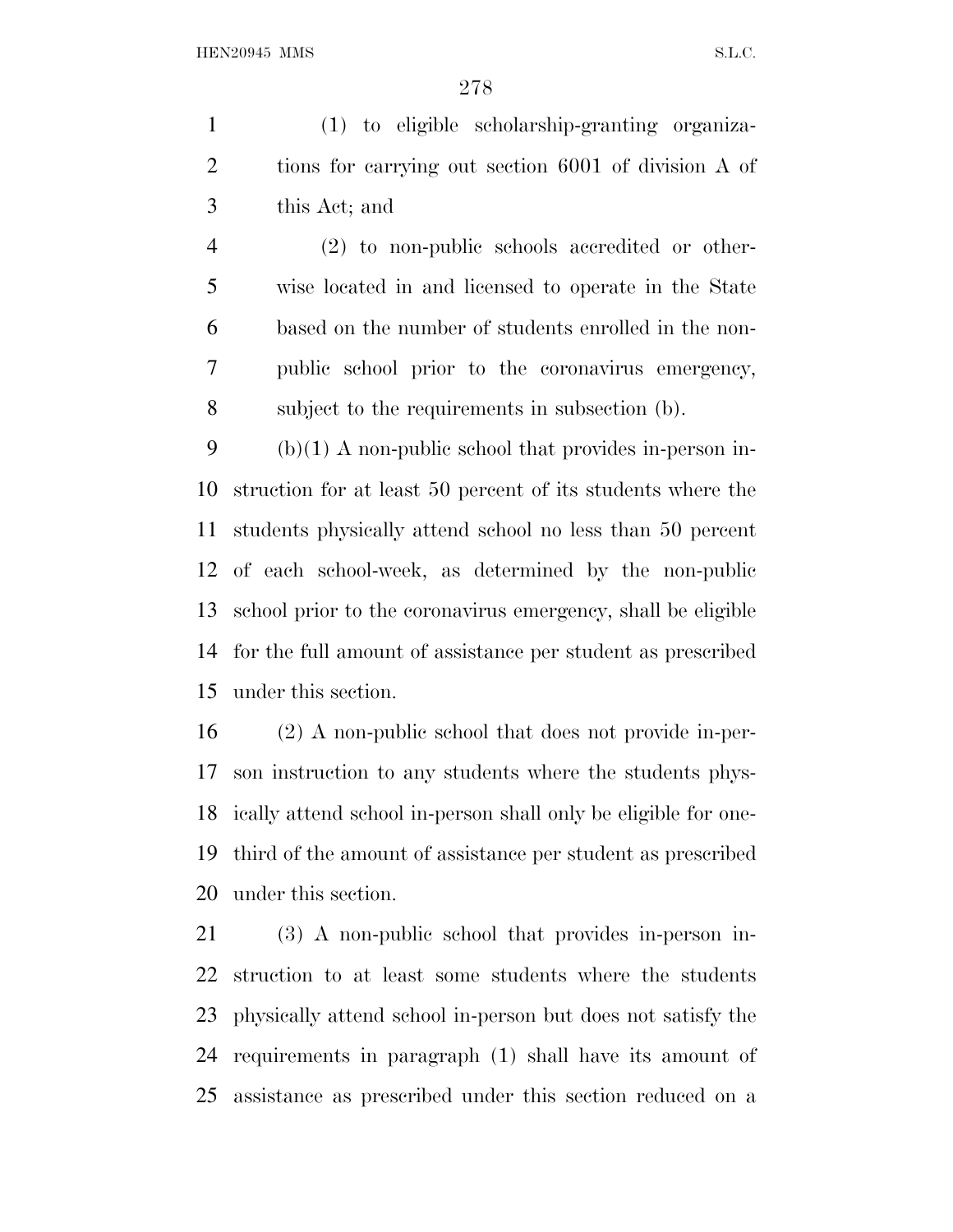(1) to eligible scholarship-granting organizations for carrying out section 6001 of division A of this Act; and

(2) to non-public schools accredited or otherwise located in and licensed to operate in the State based on the number of students enrolled in the non-public school prior to the coronavirus emergency, subject to the requirements in subsection (b).

(b)(1) A non-public school that provides in-person instruction for at least 50 percent of its students where the students physically attend school no less than 50 percent of each school-week, as determined by the non-public school prior to the coronavirus emergency, shall be eligible for the full amount of assistance per student as prescribed under this section.

(2) A non-public school that does not provide in-person instruction to any students where the students physically attend school in-person shall only be eligible for one-third of the amount of assistance per student as prescribed under this section.

(3) A non-public school that provides in-person instruction to at least some students where the students physically attend school in-person but does not satisfy the requirements in paragraph (1) shall have its amount of assistance as prescribed under this section reduced on a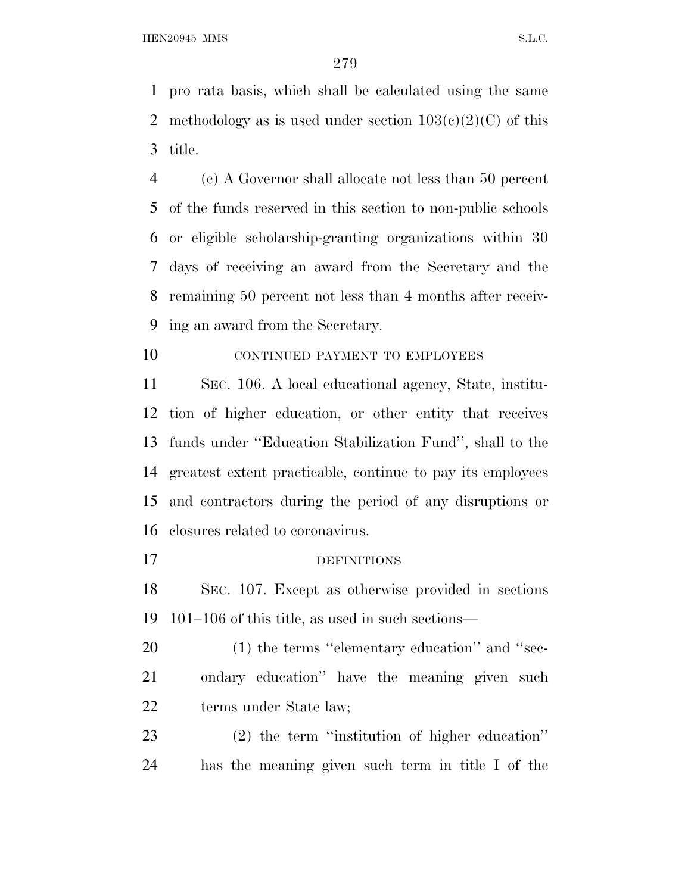pro rata basis, which shall be calculated using the same methodology as is used under section 103(c)(2)(C) of this title.

(c) A Governor shall allocate not less than 50 percent of the funds reserved in this section to non-public schools or eligible scholarship-granting organizations within 30 days of receiving an award from the Secretary and the remaining 50 percent not less than 4 months after receiving an award from the Secretary.

CONTINUED PAYMENT TO EMPLOYEES

SEC. 106. A local educational agency, State, institution of higher education, or other entity that receives funds under ''Education Stabilization Fund'', shall to the greatest extent practicable, continue to pay its employees and contractors during the period of any disruptions or closures related to coronavirus.

DEFINITIONS

SEC. 107. Except as otherwise provided in sections 101–106 of this title, as used in such sections—

(1) the terms ''elementary education'' and ''secondary education'' have the meaning given such terms under State law;

(2) the term ''institution of higher education'' has the meaning given such term in title I of the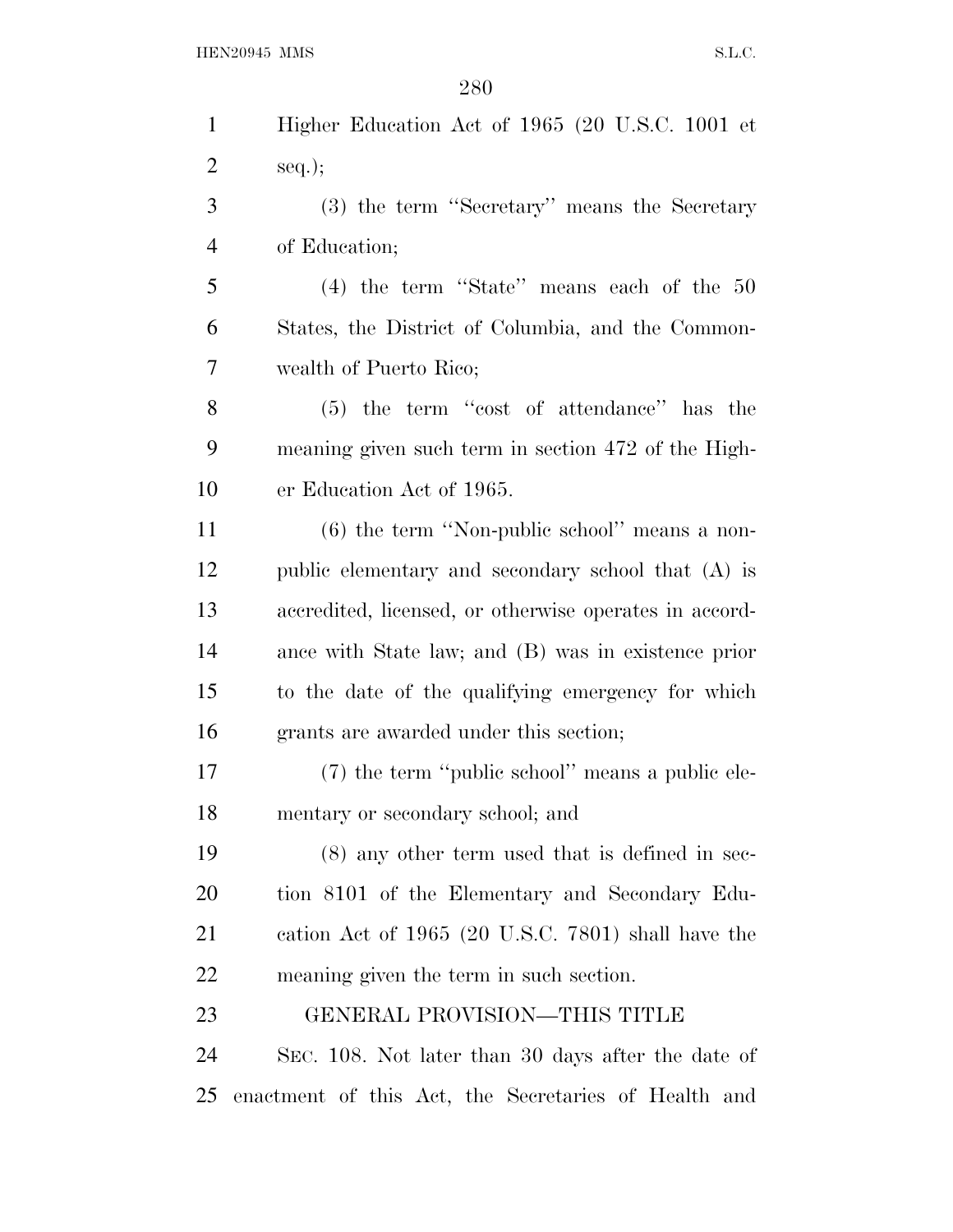Higher Education Act of 1965 (20 U.S.C. 1001 et seq.);

(3) the term ''Secretary'' means the Secretary of Education;

(4) the term ''State'' means each of the 50 States, the District of Columbia, and the Commonwealth of Puerto Rico;

(5) the term ''cost of attendance'' has the meaning given such term in section 472 of the Higher Education Act of 1965.

(6) the term ''Non-public school'' means a non-public elementary and secondary school that (A) is accredited, licensed, or otherwise operates in accordance with State law; and (B) was in existence prior to the date of the qualifying emergency for which grants are awarded under this section;

(7) the term ''public school'' means a public elementary or secondary school; and

(8) any other term used that is defined in section 8101 of the Elementary and Secondary Education Act of 1965 (20 U.S.C. 7801) shall have the meaning given the term in such section.

GENERAL PROVISION—THIS TITLE

SEC. 108. Not later than 30 days after the date of enactment of this Act, the Secretaries of Health and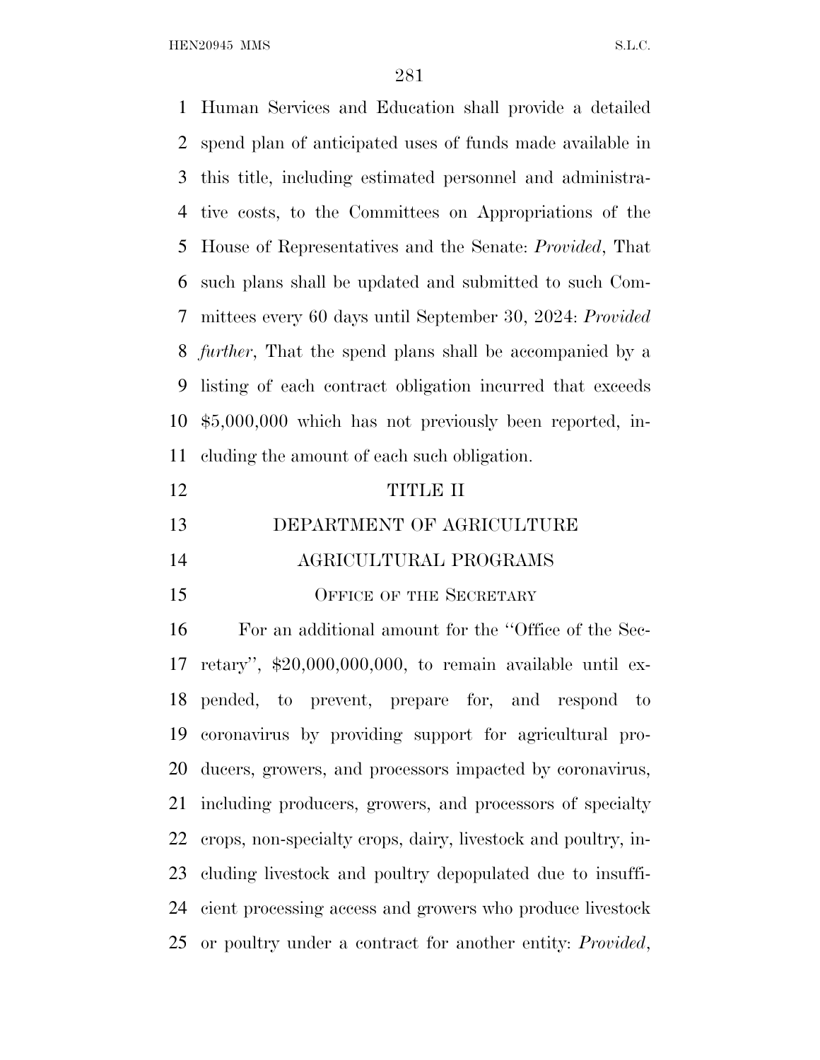Human Services and Education shall provide a detailed spend plan of anticipated uses of funds made available in this title, including estimated personnel and administrative costs, to the Committees on Appropriations of the House of Representatives and the Senate: *Provided*, That such plans shall be updated and submitted to such Committees every 60 days until September 30, 2024: *Provided further*, That the spend plans shall be accompanied by a listing of each contract obligation incurred that exceeds $5,000,000 which has not previously been reported, including the amount of each such obligation.

## TITLE II

## DEPARTMENT OF AGRICULTURE

### AGRICULTURAL PROGRAMS

#### Office of the Secretary

For an additional amount for the ''Office of the Secretary'', $20,000,000,000, to remain available until expended, to prevent, prepare for, and respond to coronavirus by providing support for agricultural producers, growers, and processors impacted by coronavirus, including producers, growers, and processors of specialty crops, non-specialty crops, dairy, livestock and poultry, including livestock and poultry depopulated due to insufficient processing access and growers who produce livestock or poultry under a contract for another entity: *Provided*,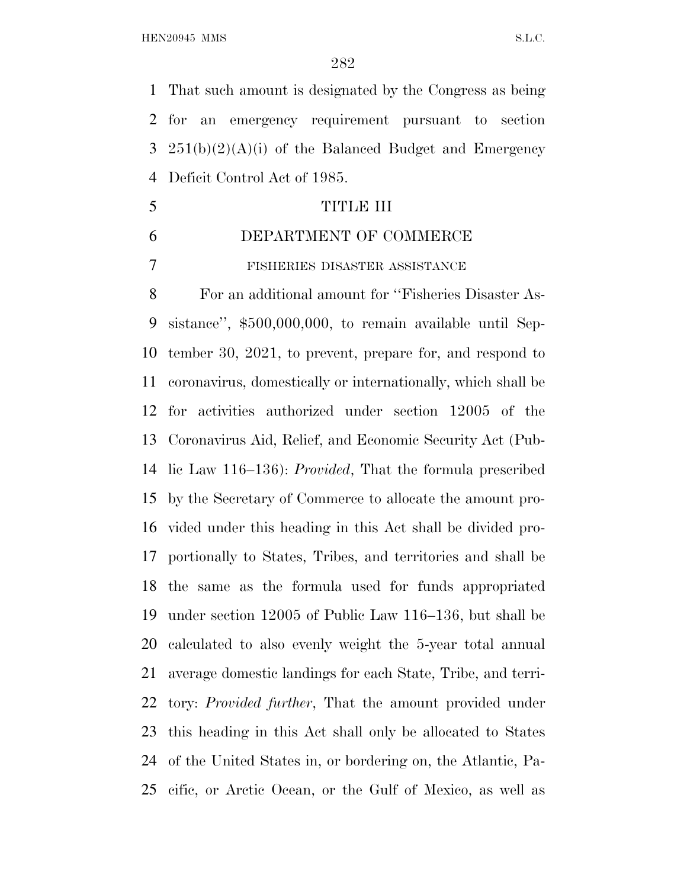That such amount is designated by the Congress as being for an emergency requirement pursuant to section 251(b)(2)(A)(i) of the Balanced Budget and Emergency Deficit Control Act of 1985.

# TITLE III

## DEPARTMENT OF COMMERCE

### FISHERIES DISASTER ASSISTANCE

For an additional amount for ''Fisheries Disaster Assistance'', $500,000,000, to remain available until September 30, 2021, to prevent, prepare for, and respond to coronavirus, domestically or internationally, which shall be for activities authorized under section 12005 of the Coronavirus Aid, Relief, and Economic Security Act (Public Law 116–136): *Provided*, That the formula prescribed by the Secretary of Commerce to allocate the amount provided under this heading in this Act shall be divided proportionally to States, Tribes, and territories and shall be the same as the formula used for funds appropriated under section 12005 of Public Law 116–136, but shall be calculated to also evenly weight the 5-year total annual average domestic landings for each State, Tribe, and territory: *Provided further*, That the amount provided under this heading in this Act shall only be allocated to States of the United States in, or bordering on, the Atlantic, Pacific, or Arctic Ocean, or the Gulf of Mexico, as well as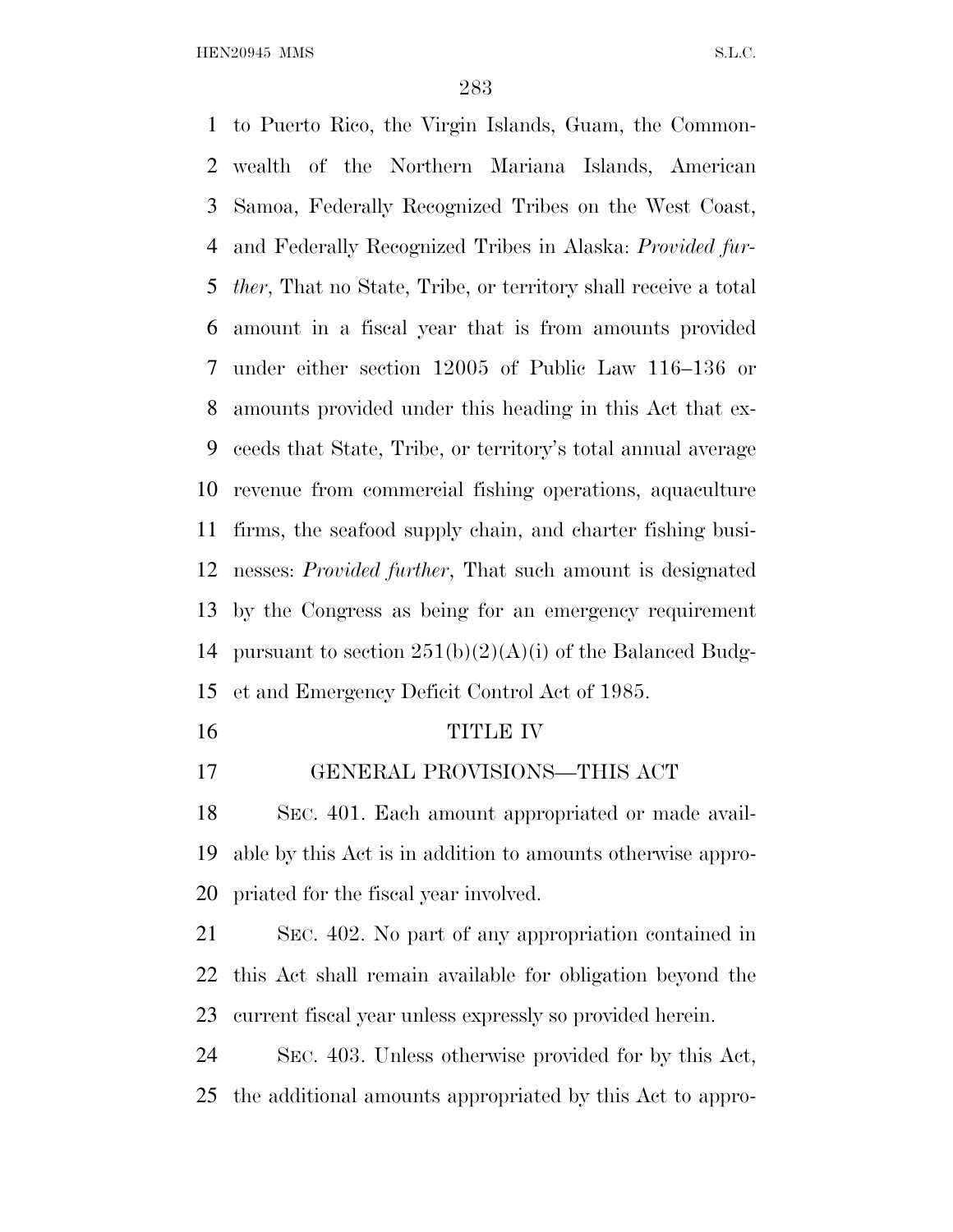to Puerto Rico, the Virgin Islands, Guam, the Commonwealth of the Northern Mariana Islands, American Samoa, Federally Recognized Tribes on the West Coast, and Federally Recognized Tribes in Alaska: *Provided further*, That no State, Tribe, or territory shall receive a total amount in a fiscal year that is from amounts provided under either section 12005 of Public Law 116–136 or amounts provided under this heading in this Act that exceeds that State, Tribe, or territory's total annual average revenue from commercial fishing operations, aquaculture firms, the seafood supply chain, and charter fishing businesses: *Provided further*, That such amount is designated by the Congress as being for an emergency requirement pursuant to section 251(b)(2)(A)(i) of the Balanced Budget and Emergency Deficit Control Act of 1985.

## TITLE IV

## GENERAL PROVISIONS—THIS ACT

SEC. 401. Each amount appropriated or made available by this Act is in addition to amounts otherwise appropriated for the fiscal year involved.

SEC. 402. No part of any appropriation contained in this Act shall remain available for obligation beyond the current fiscal year unless expressly so provided herein.

SEC. 403. Unless otherwise provided for by this Act, the additional amounts appropriated by this Act to appro-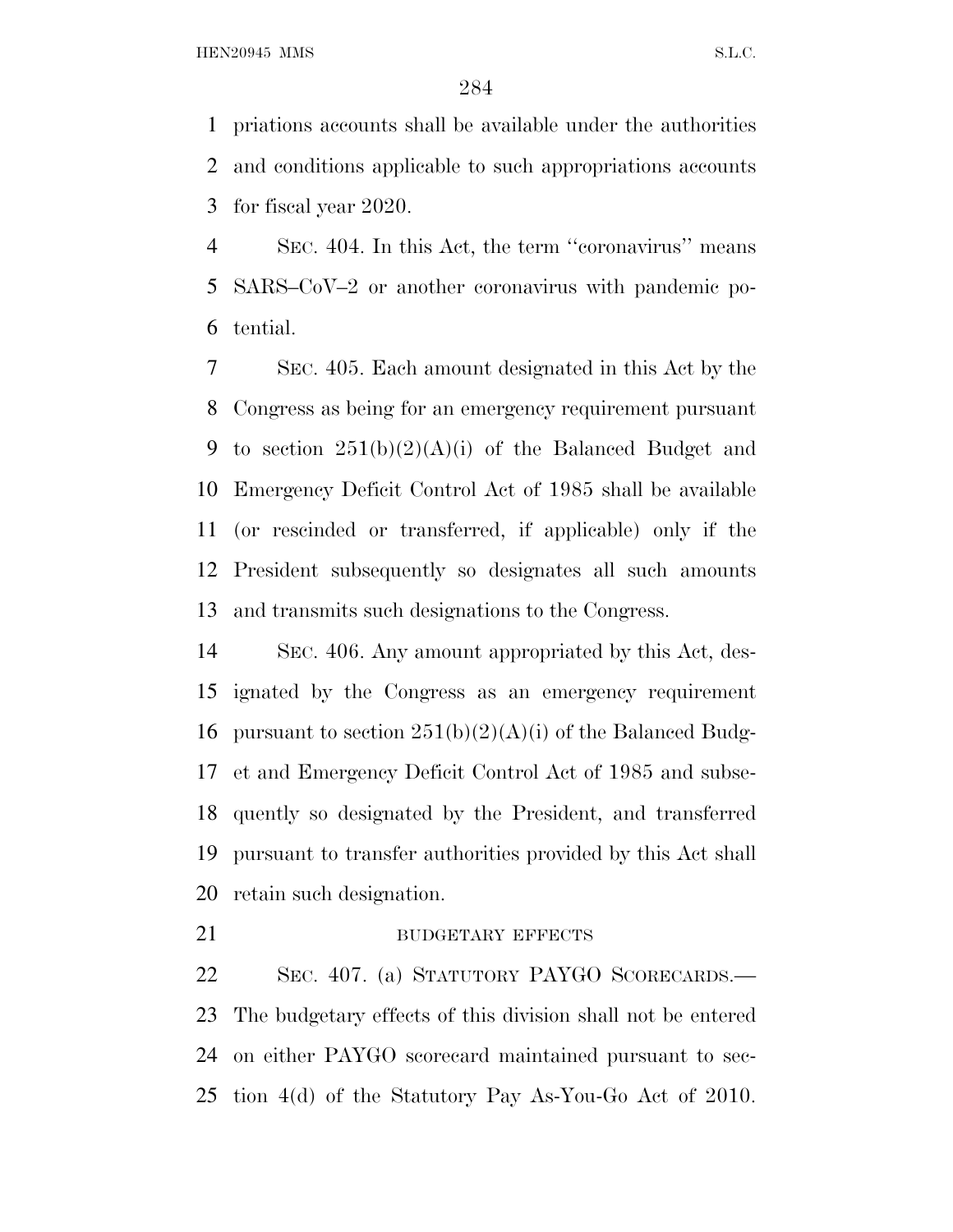priations accounts shall be available under the authorities and conditions applicable to such appropriations accounts for fiscal year 2020.

SEC. 404. In this Act, the term ''coronavirus'' means SARS–CoV–2 or another coronavirus with pandemic potential.

SEC. 405. Each amount designated in this Act by the Congress as being for an emergency requirement pursuant to section 251(b)(2)(A)(i) of the Balanced Budget and Emergency Deficit Control Act of 1985 shall be available (or rescinded or transferred, if applicable) only if the President subsequently so designates all such amounts and transmits such designations to the Congress.

SEC. 406. Any amount appropriated by this Act, designated by the Congress as an emergency requirement pursuant to section 251(b)(2)(A)(i) of the Balanced Budget and Emergency Deficit Control Act of 1985 and subsequently so designated by the President, and transferred pursuant to transfer authorities provided by this Act shall retain such designation.

BUDGETARY EFFECTS

SEC. 407. (a) STATUTORY PAYGO SCORECARDS.—The budgetary effects of this division shall not be entered on either PAYGO scorecard maintained pursuant to section 4(d) of the Statutory Pay As-You-Go Act of 2010.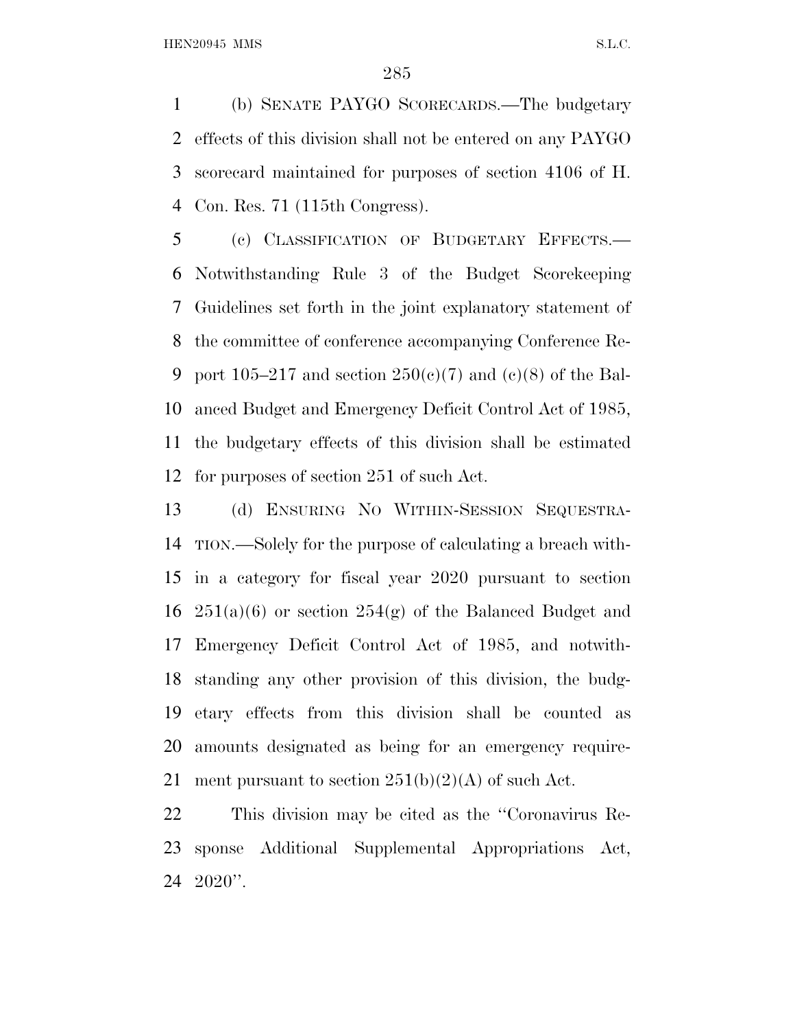(b) SENATE PAYGO SCORECARDS.—The budgetary effects of this division shall not be entered on any PAYGO scorecard maintained for purposes of section 4106 of H. Con. Res. 71 (115th Congress).

(c) CLASSIFICATION OF BUDGETARY EFFECTS.—Notwithstanding Rule 3 of the Budget Scorekeeping Guidelines set forth in the joint explanatory statement of the committee of conference accompanying Conference Report 105–217 and section 250(c)(7) and (c)(8) of the Balanced Budget and Emergency Deficit Control Act of 1985, the budgetary effects of this division shall be estimated for purposes of section 251 of such Act.

(d) ENSURING NO WITHIN-SESSION SEQUESTRATION.—Solely for the purpose of calculating a breach within a category for fiscal year 2020 pursuant to section 251(a)(6) or section 254(g) of the Balanced Budget and Emergency Deficit Control Act of 1985, and notwithstanding any other provision of this division, the budgetary effects from this division shall be counted as amounts designated as being for an emergency requirement pursuant to section 251(b)(2)(A) of such Act.

This division may be cited as the ''Coronavirus Response Additional Supplemental Appropriations Act, 2020''.